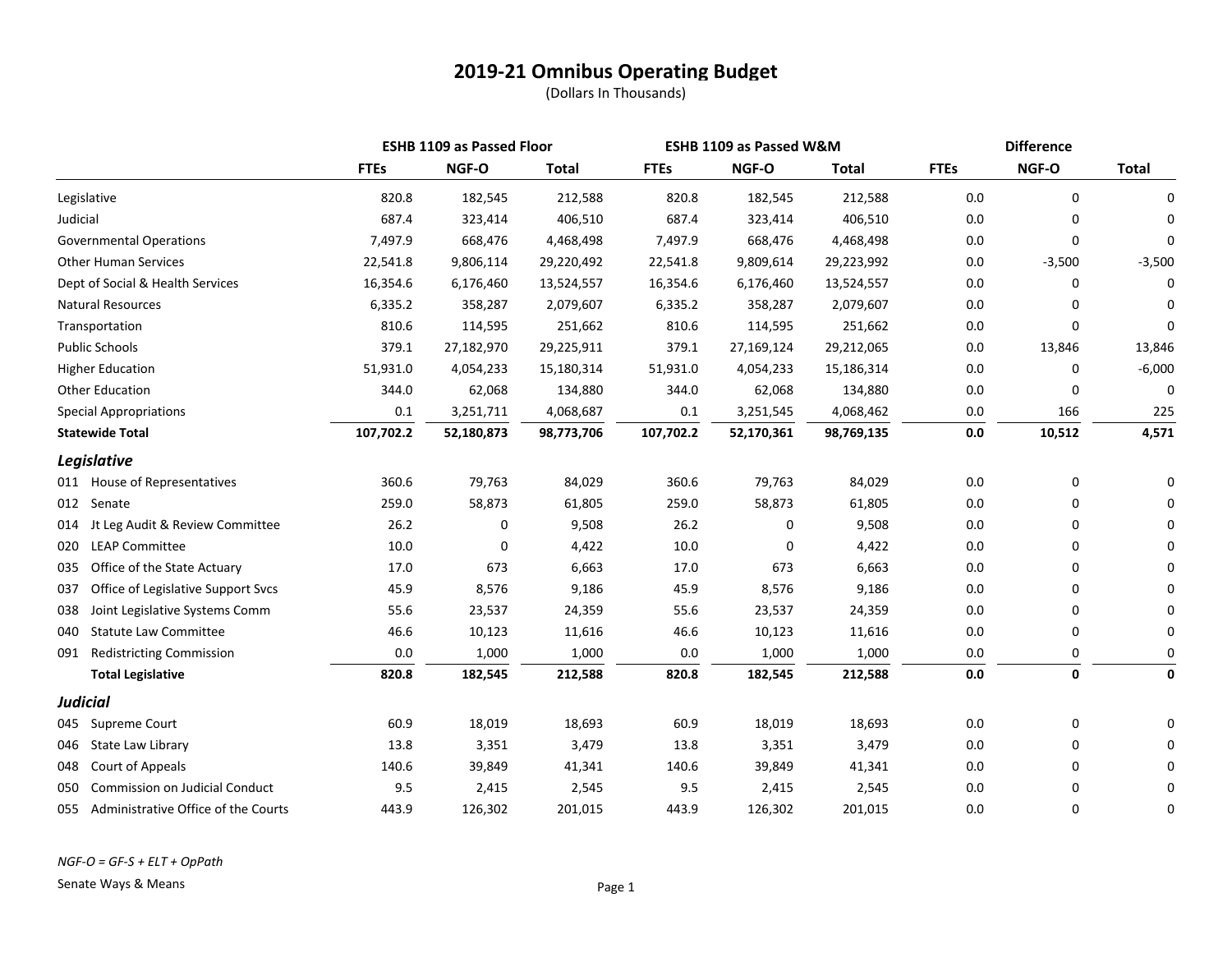# 2019-21 Omnibus Operating Budget

(Dollars In Thousands)

| | ESHB 1109 as Passed Floor | | | ESHB 1109 as Passed W&M | | | Difference | | |
|---|---|---|---|---|---|---|---|---|---|
| | FTEs | NGF-O | Total | FTEs | NGF-O | Total | FTEs | NGF-O | Total |
| Legislative | 820.8 | 182,545 | 212,588 | 820.8 | 182,545 | 212,588 | 0.0 | 0 | 0 |
| Judicial | 687.4 | 323,414 | 406,510 | 687.4 | 323,414 | 406,510 | 0.0 | 0 | 0 |
| Governmental Operations | 7,497.9 | 668,476 | 4,468,498 | 7,497.9 | 668,476 | 4,468,498 | 0.0 | 0 | 0 |
| Other Human Services | 22,541.8 | 9,806,114 | 29,220,492 | 22,541.8 | 9,809,614 | 29,223,992 | 0.0 | -3,500 | -3,500 |
| Dept of Social & Health Services | 16,354.6 | 6,176,460 | 13,524,557 | 16,354.6 | 6,176,460 | 13,524,557 | 0.0 | 0 | 0 |
| Natural Resources | 6,335.2 | 358,287 | 2,079,607 | 6,335.2 | 358,287 | 2,079,607 | 0.0 | 0 | 0 |
| Transportation | 810.6 | 114,595 | 251,662 | 810.6 | 114,595 | 251,662 | 0.0 | 0 | 0 |
| Public Schools | 379.1 | 27,182,970 | 29,225,911 | 379.1 | 27,169,124 | 29,212,065 | 0.0 | 13,846 | 13,846 |
| Higher Education | 51,931.0 | 4,054,233 | 15,180,314 | 51,931.0 | 4,054,233 | 15,186,314 | 0.0 | 0 | -6,000 |
| Other Education | 344.0 | 62,068 | 134,880 | 344.0 | 62,068 | 134,880 | 0.0 | 0 | 0 |
| Special Appropriations | 0.1 | 3,251,711 | 4,068,687 | 0.1 | 3,251,545 | 4,068,462 | 0.0 | 166 | 225 |
| **Statewide Total** | **107,702.2** | **52,180,873** | **98,773,706** | **107,702.2** | **52,170,361** | **98,769,135** | **0.0** | **10,512** | **4,571** |
| ***Legislative*** | | | | | | | | | |
| 011 House of Representatives | 360.6 | 79,763 | 84,029 | 360.6 | 79,763 | 84,029 | 0.0 | 0 | 0 |
| 012 Senate | 259.0 | 58,873 | 61,805 | 259.0 | 58,873 | 61,805 | 0.0 | 0 | 0 |
| 014 Jt Leg Audit & Review Committee | 26.2 | 0 | 9,508 | 26.2 | 0 | 9,508 | 0.0 | 0 | 0 |
| 020 LEAP Committee | 10.0 | 0 | 4,422 | 10.0 | 0 | 4,422 | 0.0 | 0 | 0 |
| 035 Office of the State Actuary | 17.0 | 673 | 6,663 | 17.0 | 673 | 6,663 | 0.0 | 0 | 0 |
| 037 Office of Legislative Support Svcs | 45.9 | 8,576 | 9,186 | 45.9 | 8,576 | 9,186 | 0.0 | 0 | 0 |
| 038 Joint Legislative Systems Comm | 55.6 | 23,537 | 24,359 | 55.6 | 23,537 | 24,359 | 0.0 | 0 | 0 |
| 040 Statute Law Committee | 46.6 | 10,123 | 11,616 | 46.6 | 10,123 | 11,616 | 0.0 | 0 | 0 |
| 091 Redistricting Commission | 0.0 | 1,000 | 1,000 | 0.0 | 1,000 | 1,000 | 0.0 | 0 | 0 |
| **Total Legislative** | **820.8** | **182,545** | **212,588** | **820.8** | **182,545** | **212,588** | **0.0** | **0** | **0** |
| ***Judicial*** | | | | | | | | | |
| 045 Supreme Court | 60.9 | 18,019 | 18,693 | 60.9 | 18,019 | 18,693 | 0.0 | 0 | 0 |
| 046 State Law Library | 13.8 | 3,351 | 3,479 | 13.8 | 3,351 | 3,479 | 0.0 | 0 | 0 |
| 048 Court of Appeals | 140.6 | 39,849 | 41,341 | 140.6 | 39,849 | 41,341 | 0.0 | 0 | 0 |
| 050 Commission on Judicial Conduct | 9.5 | 2,415 | 2,545 | 9.5 | 2,415 | 2,545 | 0.0 | 0 | 0 |
| 055 Administrative Office of the Courts | 443.9 | 126,302 | 201,015 | 443.9 | 126,302 | 201,015 | 0.0 | 0 | 0 |

*NGF-O = GF-S + ELT + OpPath*

Senate Ways & Means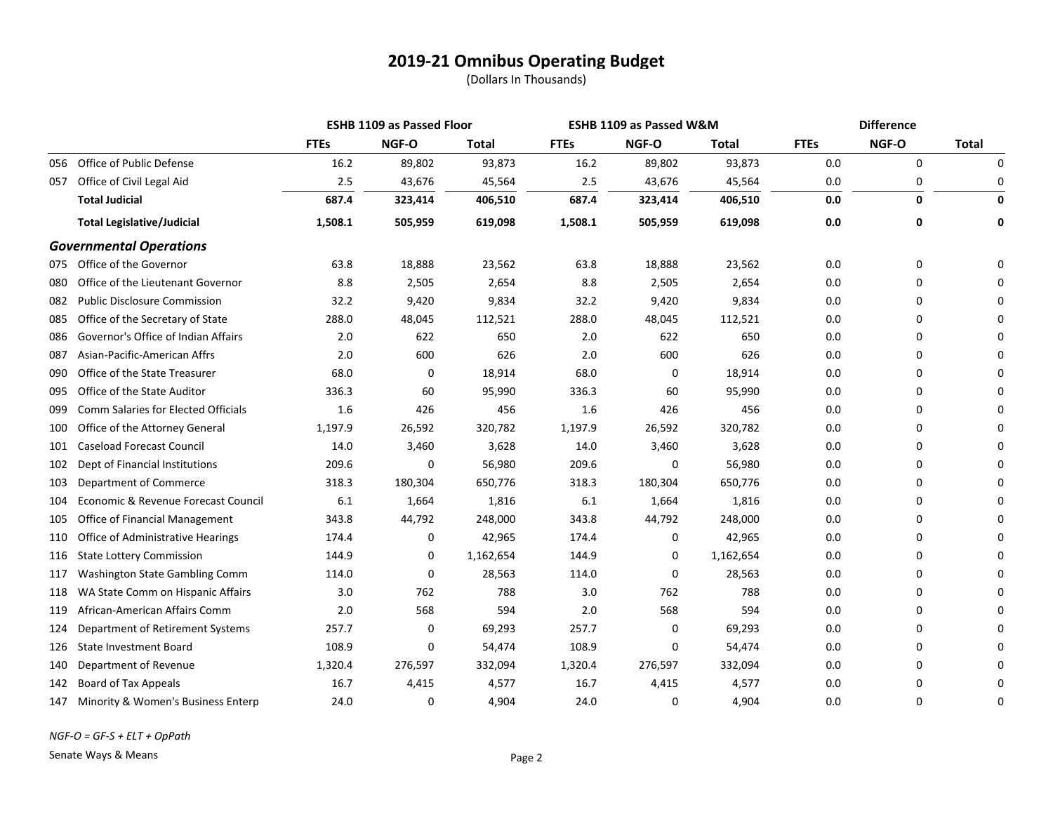# 2019-21 Omnibus Operating Budget

(Dollars In Thousands)

| | | ESHB 1109 as Passed Floor | | | ESHB 1109 as Passed W&M | | | Difference | | |
|---|---|---|---|---|---|---|---|---|---|---|
| | | FTEs | NGF-O | Total | FTEs | NGF-O | Total | FTEs | NGF-O | Total |
| 056 | Office of Public Defense | 16.2 | 89,802 | 93,873 | 16.2 | 89,802 | 93,873 | 0.0 | 0 | 0 |
| 057 | Office of Civil Legal Aid | 2.5 | 43,676 | 45,564 | 2.5 | 43,676 | 45,564 | 0.0 | 0 | 0 |
| | **Total Judicial** | **687.4** | **323,414** | **406,510** | **687.4** | **323,414** | **406,510** | **0.0** | **0** | **0** |
| | **Total Legislative/Judicial** | **1,508.1** | **505,959** | **619,098** | **1,508.1** | **505,959** | **619,098** | **0.0** | **0** | **0** |
| | ***Governmental Operations*** | | | | | | | | | |
| 075 | Office of the Governor | 63.8 | 18,888 | 23,562 | 63.8 | 18,888 | 23,562 | 0.0 | 0 | 0 |
| 080 | Office of the Lieutenant Governor | 8.8 | 2,505 | 2,654 | 8.8 | 2,505 | 2,654 | 0.0 | 0 | 0 |
| 082 | Public Disclosure Commission | 32.2 | 9,420 | 9,834 | 32.2 | 9,420 | 9,834 | 0.0 | 0 | 0 |
| 085 | Office of the Secretary of State | 288.0 | 48,045 | 112,521 | 288.0 | 48,045 | 112,521 | 0.0 | 0 | 0 |
| 086 | Governor's Office of Indian Affairs | 2.0 | 622 | 650 | 2.0 | 622 | 650 | 0.0 | 0 | 0 |
| 087 | Asian-Pacific-American Affrs | 2.0 | 600 | 626 | 2.0 | 600 | 626 | 0.0 | 0 | 0 |
| 090 | Office of the State Treasurer | 68.0 | 0 | 18,914 | 68.0 | 0 | 18,914 | 0.0 | 0 | 0 |
| 095 | Office of the State Auditor | 336.3 | 60 | 95,990 | 336.3 | 60 | 95,990 | 0.0 | 0 | 0 |
| 099 | Comm Salaries for Elected Officials | 1.6 | 426 | 456 | 1.6 | 426 | 456 | 0.0 | 0 | 0 |
| 100 | Office of the Attorney General | 1,197.9 | 26,592 | 320,782 | 1,197.9 | 26,592 | 320,782 | 0.0 | 0 | 0 |
| 101 | Caseload Forecast Council | 14.0 | 3,460 | 3,628 | 14.0 | 3,460 | 3,628 | 0.0 | 0 | 0 |
| 102 | Dept of Financial Institutions | 209.6 | 0 | 56,980 | 209.6 | 0 | 56,980 | 0.0 | 0 | 0 |
| 103 | Department of Commerce | 318.3 | 180,304 | 650,776 | 318.3 | 180,304 | 650,776 | 0.0 | 0 | 0 |
| 104 | Economic & Revenue Forecast Council | 6.1 | 1,664 | 1,816 | 6.1 | 1,664 | 1,816 | 0.0 | 0 | 0 |
| 105 | Office of Financial Management | 343.8 | 44,792 | 248,000 | 343.8 | 44,792 | 248,000 | 0.0 | 0 | 0 |
| 110 | Office of Administrative Hearings | 174.4 | 0 | 42,965 | 174.4 | 0 | 42,965 | 0.0 | 0 | 0 |
| 116 | State Lottery Commission | 144.9 | 0 | 1,162,654 | 144.9 | 0 | 1,162,654 | 0.0 | 0 | 0 |
| 117 | Washington State Gambling Comm | 114.0 | 0 | 28,563 | 114.0 | 0 | 28,563 | 0.0 | 0 | 0 |
| 118 | WA State Comm on Hispanic Affairs | 3.0 | 762 | 788 | 3.0 | 762 | 788 | 0.0 | 0 | 0 |
| 119 | African-American Affairs Comm | 2.0 | 568 | 594 | 2.0 | 568 | 594 | 0.0 | 0 | 0 |
| 124 | Department of Retirement Systems | 257.7 | 0 | 69,293 | 257.7 | 0 | 69,293 | 0.0 | 0 | 0 |
| 126 | State Investment Board | 108.9 | 0 | 54,474 | 108.9 | 0 | 54,474 | 0.0 | 0 | 0 |
| 140 | Department of Revenue | 1,320.4 | 276,597 | 332,094 | 1,320.4 | 276,597 | 332,094 | 0.0 | 0 | 0 |
| 142 | Board of Tax Appeals | 16.7 | 4,415 | 4,577 | 16.7 | 4,415 | 4,577 | 0.0 | 0 | 0 |
| 147 | Minority & Women's Business Enterp | 24.0 | 0 | 4,904 | 24.0 | 0 | 4,904 | 0.0 | 0 | 0 |

*NGF-O = GF-S + ELT + OpPath*

Senate Ways & Means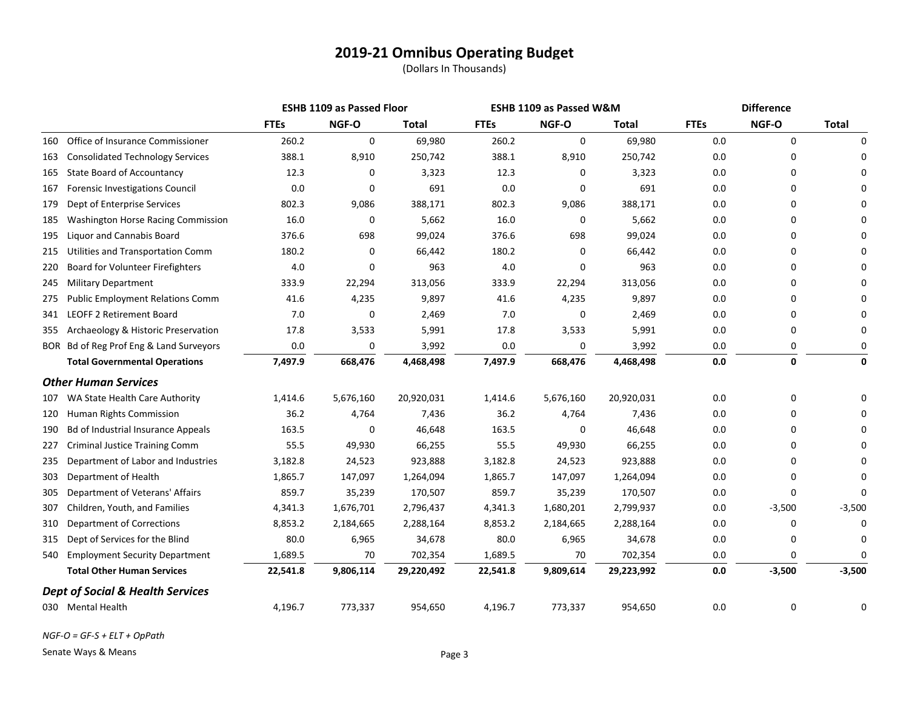# 2019-21 Omnibus Operating Budget

(Dollars In Thousands)

| | | ESHB 1109 as Passed Floor | | | ESHB 1109 as Passed W&M | | | Difference | | |
|---|---|---|---|---|---|---|---|---|---|---|
| | | FTEs | NGF-O | Total | FTEs | NGF-O | Total | FTEs | NGF-O | Total |
| 160 | Office of Insurance Commissioner | 260.2 | 0 | 69,980 | 260.2 | 0 | 69,980 | 0.0 | 0 | 0 |
| 163 | Consolidated Technology Services | 388.1 | 8,910 | 250,742 | 388.1 | 8,910 | 250,742 | 0.0 | 0 | 0 |
| 165 | State Board of Accountancy | 12.3 | 0 | 3,323 | 12.3 | 0 | 3,323 | 0.0 | 0 | 0 |
| 167 | Forensic Investigations Council | 0.0 | 0 | 691 | 0.0 | 0 | 691 | 0.0 | 0 | 0 |
| 179 | Dept of Enterprise Services | 802.3 | 9,086 | 388,171 | 802.3 | 9,086 | 388,171 | 0.0 | 0 | 0 |
| 185 | Washington Horse Racing Commission | 16.0 | 0 | 5,662 | 16.0 | 0 | 5,662 | 0.0 | 0 | 0 |
| 195 | Liquor and Cannabis Board | 376.6 | 698 | 99,024 | 376.6 | 698 | 99,024 | 0.0 | 0 | 0 |
| 215 | Utilities and Transportation Comm | 180.2 | 0 | 66,442 | 180.2 | 0 | 66,442 | 0.0 | 0 | 0 |
| 220 | Board for Volunteer Firefighters | 4.0 | 0 | 963 | 4.0 | 0 | 963 | 0.0 | 0 | 0 |
| 245 | Military Department | 333.9 | 22,294 | 313,056 | 333.9 | 22,294 | 313,056 | 0.0 | 0 | 0 |
| 275 | Public Employment Relations Comm | 41.6 | 4,235 | 9,897 | 41.6 | 4,235 | 9,897 | 0.0 | 0 | 0 |
| 341 | LEOFF 2 Retirement Board | 7.0 | 0 | 2,469 | 7.0 | 0 | 2,469 | 0.0 | 0 | 0 |
| 355 | Archaeology & Historic Preservation | 17.8 | 3,533 | 5,991 | 17.8 | 3,533 | 5,991 | 0.0 | 0 | 0 |
| BOR | Bd of Reg Prof Eng & Land Surveyors | 0.0 | 0 | 3,992 | 0.0 | 0 | 3,992 | 0.0 | 0 | 0 |
| | **Total Governmental Operations** | **7,497.9** | **668,476** | **4,468,498** | **7,497.9** | **668,476** | **4,468,498** | **0.0** | **0** | **0** |
| | ***Other Human Services*** | | | | | | | | | |
| 107 | WA State Health Care Authority | 1,414.6 | 5,676,160 | 20,920,031 | 1,414.6 | 5,676,160 | 20,920,031 | 0.0 | 0 | 0 |
| 120 | Human Rights Commission | 36.2 | 4,764 | 7,436 | 36.2 | 4,764 | 7,436 | 0.0 | 0 | 0 |
| 190 | Bd of Industrial Insurance Appeals | 163.5 | 0 | 46,648 | 163.5 | 0 | 46,648 | 0.0 | 0 | 0 |
| 227 | Criminal Justice Training Comm | 55.5 | 49,930 | 66,255 | 55.5 | 49,930 | 66,255 | 0.0 | 0 | 0 |
| 235 | Department of Labor and Industries | 3,182.8 | 24,523 | 923,888 | 3,182.8 | 24,523 | 923,888 | 0.0 | 0 | 0 |
| 303 | Department of Health | 1,865.7 | 147,097 | 1,264,094 | 1,865.7 | 147,097 | 1,264,094 | 0.0 | 0 | 0 |
| 305 | Department of Veterans' Affairs | 859.7 | 35,239 | 170,507 | 859.7 | 35,239 | 170,507 | 0.0 | 0 | 0 |
| 307 | Children, Youth, and Families | 4,341.3 | 1,676,701 | 2,796,437 | 4,341.3 | 1,680,201 | 2,799,937 | 0.0 | -3,500 | -3,500 |
| 310 | Department of Corrections | 8,853.2 | 2,184,665 | 2,288,164 | 8,853.2 | 2,184,665 | 2,288,164 | 0.0 | 0 | 0 |
| 315 | Dept of Services for the Blind | 80.0 | 6,965 | 34,678 | 80.0 | 6,965 | 34,678 | 0.0 | 0 | 0 |
| 540 | Employment Security Department | 1,689.5 | 70 | 702,354 | 1,689.5 | 70 | 702,354 | 0.0 | 0 | 0 |
| | **Total Other Human Services** | **22,541.8** | **9,806,114** | **29,220,492** | **22,541.8** | **9,809,614** | **29,223,992** | **0.0** | **-3,500** | **-3,500** |
| | ***Dept of Social & Health Services*** | | | | | | | | | |
| 030 | Mental Health | 4,196.7 | 773,337 | 954,650 | 4,196.7 | 773,337 | 954,650 | 0.0 | 0 | 0 |

*NGF-O = GF-S + ELT + OpPath*

Senate Ways & Means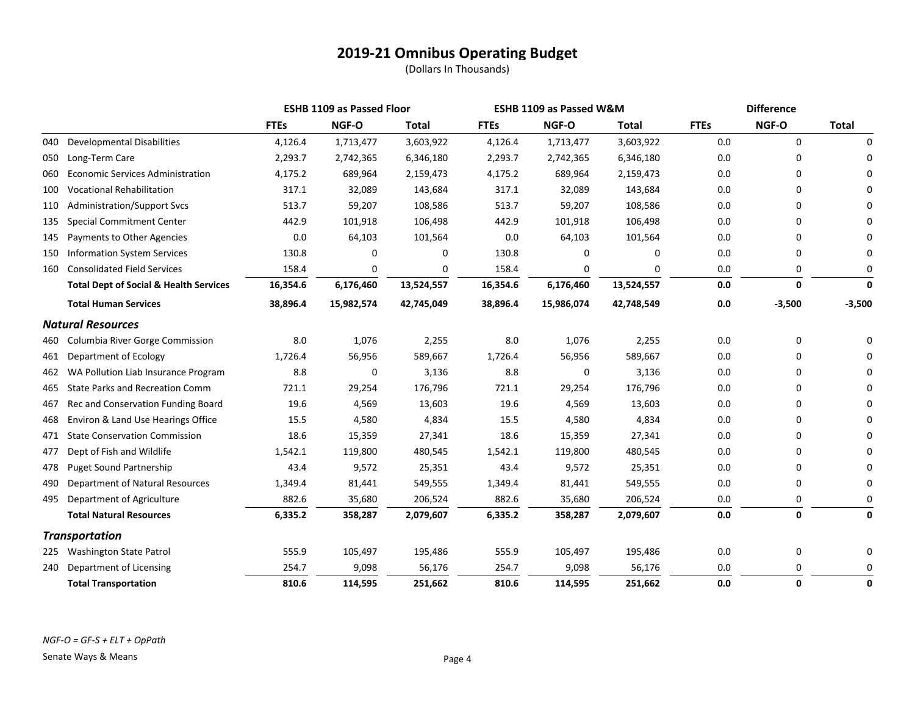# 2019-21 Omnibus Operating Budget

(Dollars In Thousands)

| | | ESHB 1109 as Passed Floor | | | ESHB 1109 as Passed W&M | | | Difference | | |
|---|---|---|---|---|---|---|---|---|---|---|
| | | FTEs | NGF-O | Total | FTEs | NGF-O | Total | FTEs | NGF-O | Total |
| 040 | Developmental Disabilities | 4,126.4 | 1,713,477 | 3,603,922 | 4,126.4 | 1,713,477 | 3,603,922 | 0.0 | 0 | 0 |
| 050 | Long-Term Care | 2,293.7 | 2,742,365 | 6,346,180 | 2,293.7 | 2,742,365 | 6,346,180 | 0.0 | 0 | 0 |
| 060 | Economic Services Administration | 4,175.2 | 689,964 | 2,159,473 | 4,175.2 | 689,964 | 2,159,473 | 0.0 | 0 | 0 |
| 100 | Vocational Rehabilitation | 317.1 | 32,089 | 143,684 | 317.1 | 32,089 | 143,684 | 0.0 | 0 | 0 |
| 110 | Administration/Support Svcs | 513.7 | 59,207 | 108,586 | 513.7 | 59,207 | 108,586 | 0.0 | 0 | 0 |
| 135 | Special Commitment Center | 442.9 | 101,918 | 106,498 | 442.9 | 101,918 | 106,498 | 0.0 | 0 | 0 |
| 145 | Payments to Other Agencies | 0.0 | 64,103 | 101,564 | 0.0 | 64,103 | 101,564 | 0.0 | 0 | 0 |
| 150 | Information System Services | 130.8 | 0 | 0 | 130.8 | 0 | 0 | 0.0 | 0 | 0 |
| 160 | Consolidated Field Services | 158.4 | 0 | 0 | 158.4 | 0 | 0 | 0.0 | 0 | 0 |
| | **Total Dept of Social & Health Services** | **16,354.6** | **6,176,460** | **13,524,557** | **16,354.6** | **6,176,460** | **13,524,557** | **0.0** | **0** | **0** |
| | **Total Human Services** | **38,896.4** | **15,982,574** | **42,745,049** | **38,896.4** | **15,986,074** | **42,748,549** | **0.0** | **-3,500** | **-3,500** |
| | ***Natural Resources*** | | | | | | | | | |
| 460 | Columbia River Gorge Commission | 8.0 | 1,076 | 2,255 | 8.0 | 1,076 | 2,255 | 0.0 | 0 | 0 |
| 461 | Department of Ecology | 1,726.4 | 56,956 | 589,667 | 1,726.4 | 56,956 | 589,667 | 0.0 | 0 | 0 |
| 462 | WA Pollution Liab Insurance Program | 8.8 | 0 | 3,136 | 8.8 | 0 | 3,136 | 0.0 | 0 | 0 |
| 465 | State Parks and Recreation Comm | 721.1 | 29,254 | 176,796 | 721.1 | 29,254 | 176,796 | 0.0 | 0 | 0 |
| 467 | Rec and Conservation Funding Board | 19.6 | 4,569 | 13,603 | 19.6 | 4,569 | 13,603 | 0.0 | 0 | 0 |
| 468 | Environ & Land Use Hearings Office | 15.5 | 4,580 | 4,834 | 15.5 | 4,580 | 4,834 | 0.0 | 0 | 0 |
| 471 | State Conservation Commission | 18.6 | 15,359 | 27,341 | 18.6 | 15,359 | 27,341 | 0.0 | 0 | 0 |
| 477 | Dept of Fish and Wildlife | 1,542.1 | 119,800 | 480,545 | 1,542.1 | 119,800 | 480,545 | 0.0 | 0 | 0 |
| 478 | Puget Sound Partnership | 43.4 | 9,572 | 25,351 | 43.4 | 9,572 | 25,351 | 0.0 | 0 | 0 |
| 490 | Department of Natural Resources | 1,349.4 | 81,441 | 549,555 | 1,349.4 | 81,441 | 549,555 | 0.0 | 0 | 0 |
| 495 | Department of Agriculture | 882.6 | 35,680 | 206,524 | 882.6 | 35,680 | 206,524 | 0.0 | 0 | 0 |
| | **Total Natural Resources** | **6,335.2** | **358,287** | **2,079,607** | **6,335.2** | **358,287** | **2,079,607** | **0.0** | **0** | **0** |
| | ***Transportation*** | | | | | | | | | |
| 225 | Washington State Patrol | 555.9 | 105,497 | 195,486 | 555.9 | 105,497 | 195,486 | 0.0 | 0 | 0 |
| 240 | Department of Licensing | 254.7 | 9,098 | 56,176 | 254.7 | 9,098 | 56,176 | 0.0 | 0 | 0 |
| | **Total Transportation** | **810.6** | **114,595** | **251,662** | **810.6** | **114,595** | **251,662** | **0.0** | **0** | **0** |

*NGF-O = GF-S + ELT + OpPath*

Senate Ways & Means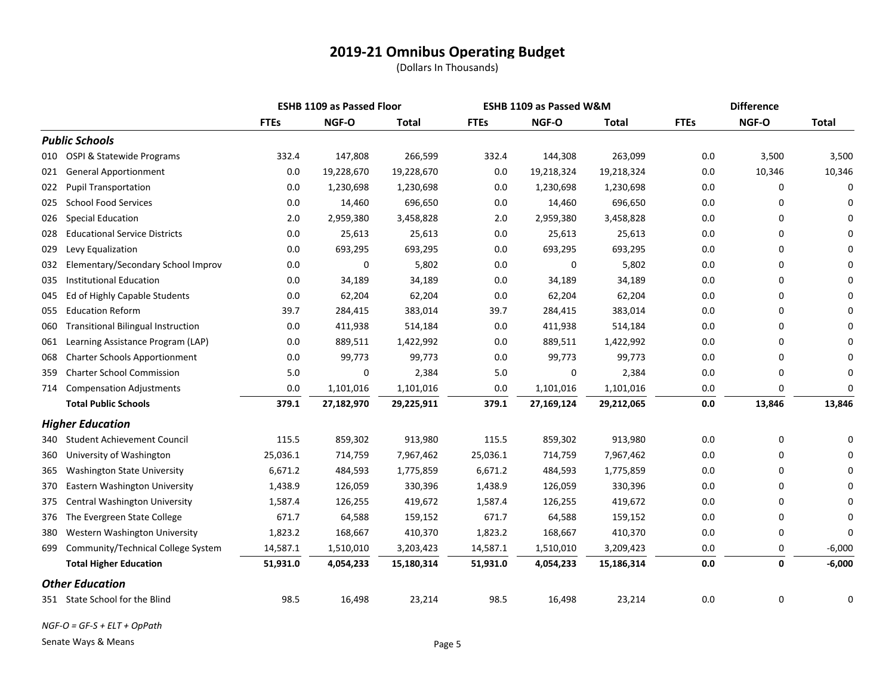# 2019-21 Omnibus Operating Budget

(Dollars In Thousands)

| | | ESHB 1109 as Passed Floor | | | ESHB 1109 as Passed W&M | | | Difference | | |
|---|---|---|---|---|---|---|---|---|---|---|
| | | FTEs | NGF-O | Total | FTEs | NGF-O | Total | FTEs | NGF-O | Total |
| ***Public Schools*** | | | | | | | | | | |
| 010 | OSPI & Statewide Programs | 332.4 | 147,808 | 266,599 | 332.4 | 144,308 | 263,099 | 0.0 | 3,500 | 3,500 |
| 021 | General Apportionment | 0.0 | 19,228,670 | 19,228,670 | 0.0 | 19,218,324 | 19,218,324 | 0.0 | 10,346 | 10,346 |
| 022 | Pupil Transportation | 0.0 | 1,230,698 | 1,230,698 | 0.0 | 1,230,698 | 1,230,698 | 0.0 | 0 | 0 |
| 025 | School Food Services | 0.0 | 14,460 | 696,650 | 0.0 | 14,460 | 696,650 | 0.0 | 0 | 0 |
| 026 | Special Education | 2.0 | 2,959,380 | 3,458,828 | 2.0 | 2,959,380 | 3,458,828 | 0.0 | 0 | 0 |
| 028 | Educational Service Districts | 0.0 | 25,613 | 25,613 | 0.0 | 25,613 | 25,613 | 0.0 | 0 | 0 |
| 029 | Levy Equalization | 0.0 | 693,295 | 693,295 | 0.0 | 693,295 | 693,295 | 0.0 | 0 | 0 |
| 032 | Elementary/Secondary School Improv | 0.0 | 0 | 5,802 | 0.0 | 0 | 5,802 | 0.0 | 0 | 0 |
| 035 | Institutional Education | 0.0 | 34,189 | 34,189 | 0.0 | 34,189 | 34,189 | 0.0 | 0 | 0 |
| 045 | Ed of Highly Capable Students | 0.0 | 62,204 | 62,204 | 0.0 | 62,204 | 62,204 | 0.0 | 0 | 0 |
| 055 | Education Reform | 39.7 | 284,415 | 383,014 | 39.7 | 284,415 | 383,014 | 0.0 | 0 | 0 |
| 060 | Transitional Bilingual Instruction | 0.0 | 411,938 | 514,184 | 0.0 | 411,938 | 514,184 | 0.0 | 0 | 0 |
| 061 | Learning Assistance Program (LAP) | 0.0 | 889,511 | 1,422,992 | 0.0 | 889,511 | 1,422,992 | 0.0 | 0 | 0 |
| 068 | Charter Schools Apportionment | 0.0 | 99,773 | 99,773 | 0.0 | 99,773 | 99,773 | 0.0 | 0 | 0 |
| 359 | Charter School Commission | 5.0 | 0 | 2,384 | 5.0 | 0 | 2,384 | 0.0 | 0 | 0 |
| 714 | Compensation Adjustments | 0.0 | 1,101,016 | 1,101,016 | 0.0 | 1,101,016 | 1,101,016 | 0.0 | 0 | 0 |
| | **Total Public Schools** | **379.1** | **27,182,970** | **29,225,911** | **379.1** | **27,169,124** | **29,212,065** | **0.0** | **13,846** | **13,846** |
| ***Higher Education*** | | | | | | | | | | |
| 340 | Student Achievement Council | 115.5 | 859,302 | 913,980 | 115.5 | 859,302 | 913,980 | 0.0 | 0 | 0 |
| 360 | University of Washington | 25,036.1 | 714,759 | 7,967,462 | 25,036.1 | 714,759 | 7,967,462 | 0.0 | 0 | 0 |
| 365 | Washington State University | 6,671.2 | 484,593 | 1,775,859 | 6,671.2 | 484,593 | 1,775,859 | 0.0 | 0 | 0 |
| 370 | Eastern Washington University | 1,438.9 | 126,059 | 330,396 | 1,438.9 | 126,059 | 330,396 | 0.0 | 0 | 0 |
| 375 | Central Washington University | 1,587.4 | 126,255 | 419,672 | 1,587.4 | 126,255 | 419,672 | 0.0 | 0 | 0 |
| 376 | The Evergreen State College | 671.7 | 64,588 | 159,152 | 671.7 | 64,588 | 159,152 | 0.0 | 0 | 0 |
| 380 | Western Washington University | 1,823.2 | 168,667 | 410,370 | 1,823.2 | 168,667 | 410,370 | 0.0 | 0 | 0 |
| 699 | Community/Technical College System | 14,587.1 | 1,510,010 | 3,203,423 | 14,587.1 | 1,510,010 | 3,209,423 | 0.0 | 0 | -6,000 |
| | **Total Higher Education** | **51,931.0** | **4,054,233** | **15,180,314** | **51,931.0** | **4,054,233** | **15,186,314** | **0.0** | **0** | **-6,000** |
| ***Other Education*** | | | | | | | | | | |
| 351 | State School for the Blind | 98.5 | 16,498 | 23,214 | 98.5 | 16,498 | 23,214 | 0.0 | 0 | 0 |

*NGF-O = GF-S + ELT + OpPath*

Senate Ways & Means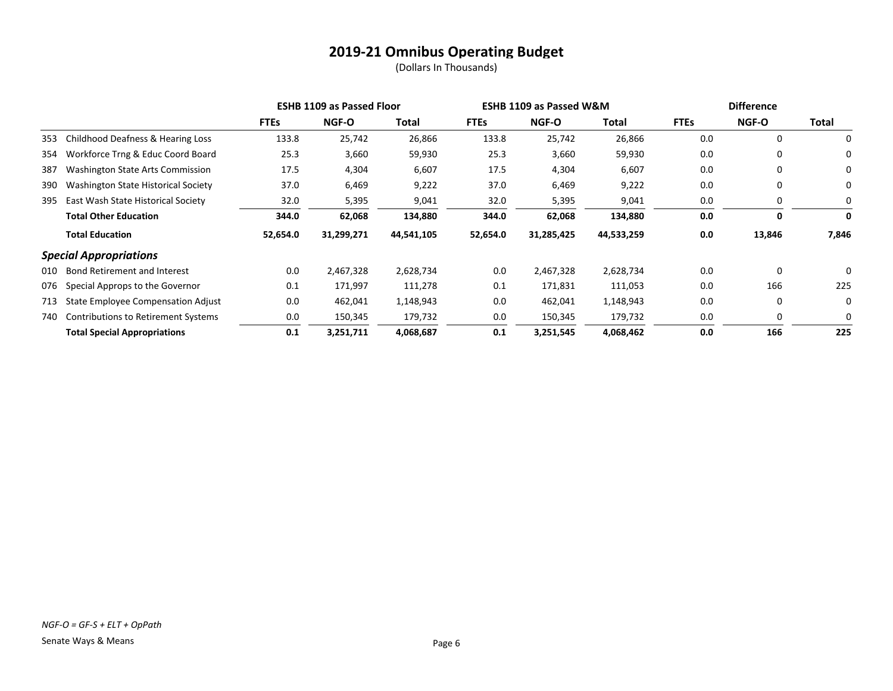# 2019-21 Omnibus Operating Budget

(Dollars In Thousands)

| | | ESHB 1109 as Passed Floor | | | ESHB 1109 as Passed W&M | | | Difference | | |
|---|---|---|---|---|---|---|---|---|---|---|
| | | FTEs | NGF-O | Total | FTEs | NGF-O | Total | FTEs | NGF-O | Total |
| 353 | Childhood Deafness & Hearing Loss | 133.8 | 25,742 | 26,866 | 133.8 | 25,742 | 26,866 | 0.0 | 0 | 0 |
| 354 | Workforce Trng & Educ Coord Board | 25.3 | 3,660 | 59,930 | 25.3 | 3,660 | 59,930 | 0.0 | 0 | 0 |
| 387 | Washington State Arts Commission | 17.5 | 4,304 | 6,607 | 17.5 | 4,304 | 6,607 | 0.0 | 0 | 0 |
| 390 | Washington State Historical Society | 37.0 | 6,469 | 9,222 | 37.0 | 6,469 | 9,222 | 0.0 | 0 | 0 |
| 395 | East Wash State Historical Society | 32.0 | 5,395 | 9,041 | 32.0 | 5,395 | 9,041 | 0.0 | 0 | 0 |
| | **Total Other Education** | **344.0** | **62,068** | **134,880** | **344.0** | **62,068** | **134,880** | **0.0** | **0** | **0** |
| | **Total Education** | **52,654.0** | **31,299,271** | **44,541,105** | **52,654.0** | **31,285,425** | **44,533,259** | **0.0** | **13,846** | **7,846** |
| | ***Special Appropriations*** | | | | | | | | | |
| 010 | Bond Retirement and Interest | 0.0 | 2,467,328 | 2,628,734 | 0.0 | 2,467,328 | 2,628,734 | 0.0 | 0 | 0 |
| 076 | Special Approps to the Governor | 0.1 | 171,997 | 111,278 | 0.1 | 171,831 | 111,053 | 0.0 | 166 | 225 |
| 713 | State Employee Compensation Adjust | 0.0 | 462,041 | 1,148,943 | 0.0 | 462,041 | 1,148,943 | 0.0 | 0 | 0 |
| 740 | Contributions to Retirement Systems | 0.0 | 150,345 | 179,732 | 0.0 | 150,345 | 179,732 | 0.0 | 0 | 0 |
| | **Total Special Appropriations** | **0.1** | **3,251,711** | **4,068,687** | **0.1** | **3,251,545** | **4,068,462** | **0.0** | **166** | **225** |

*NGF-O = GF-S + ELT + OpPath*

Senate Ways & Means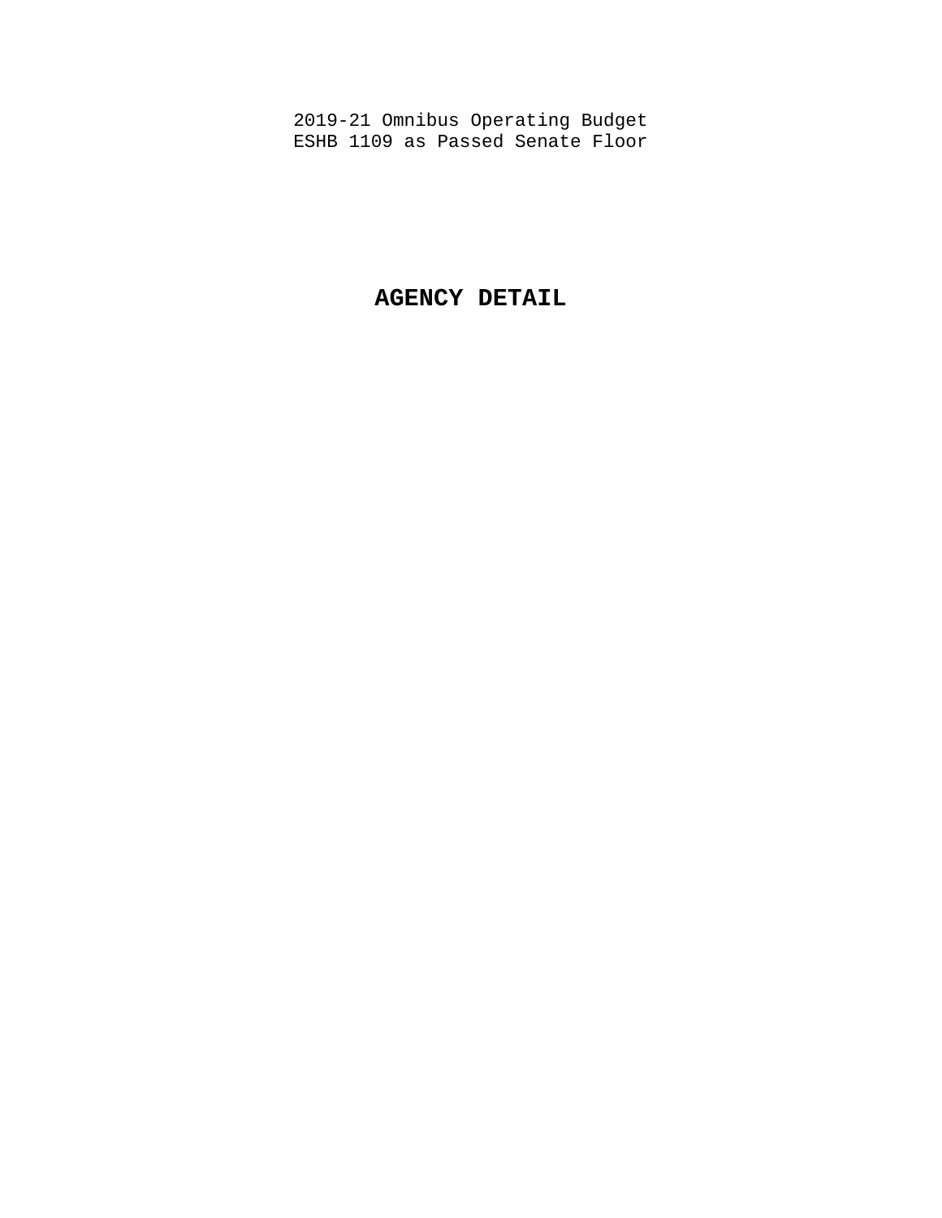2019-21 Omnibus Operating Budget
ESHB 1109 as Passed Senate Floor

# AGENCY DETAIL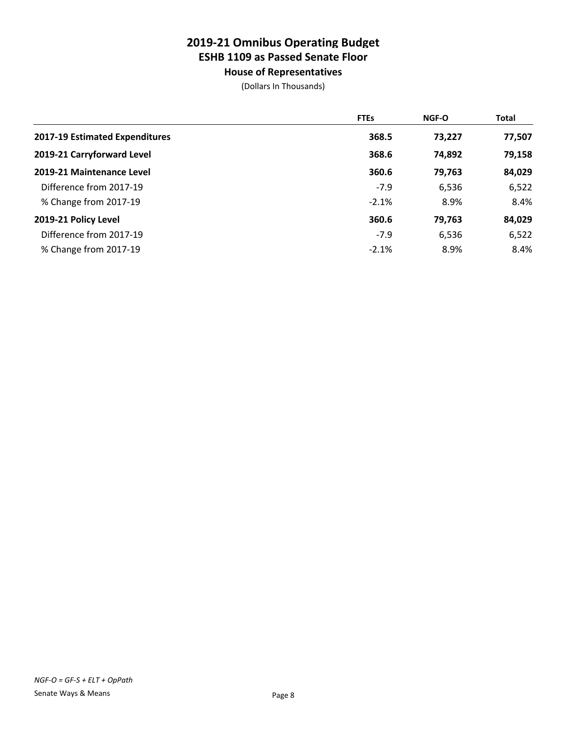# 2019-21 Omnibus Operating Budget
## ESHB 1109 as Passed Senate Floor
### House of Representatives

(Dollars In Thousands)

| | FTEs | NGF-O | Total |
|---|---|---|---|
| **2017-19 Estimated Expenditures** | **368.5** | **73,227** | **77,507** |
| **2019-21 Carryforward Level** | **368.6** | **74,892** | **79,158** |
| **2019-21 Maintenance Level** | **360.6** | **79,763** | **84,029** |
| Difference from 2017-19 | -7.9 | 6,536 | 6,522 |
| % Change from 2017-19 | -2.1% | 8.9% | 8.4% |
| **2019-21 Policy Level** | **360.6** | **79,763** | **84,029** |
| Difference from 2017-19 | -7.9 | 6,536 | 6,522 |
| % Change from 2017-19 | -2.1% | 8.9% | 8.4% |

*NGF-O = GF-S + ELT + OpPath*

Senate Ways & Means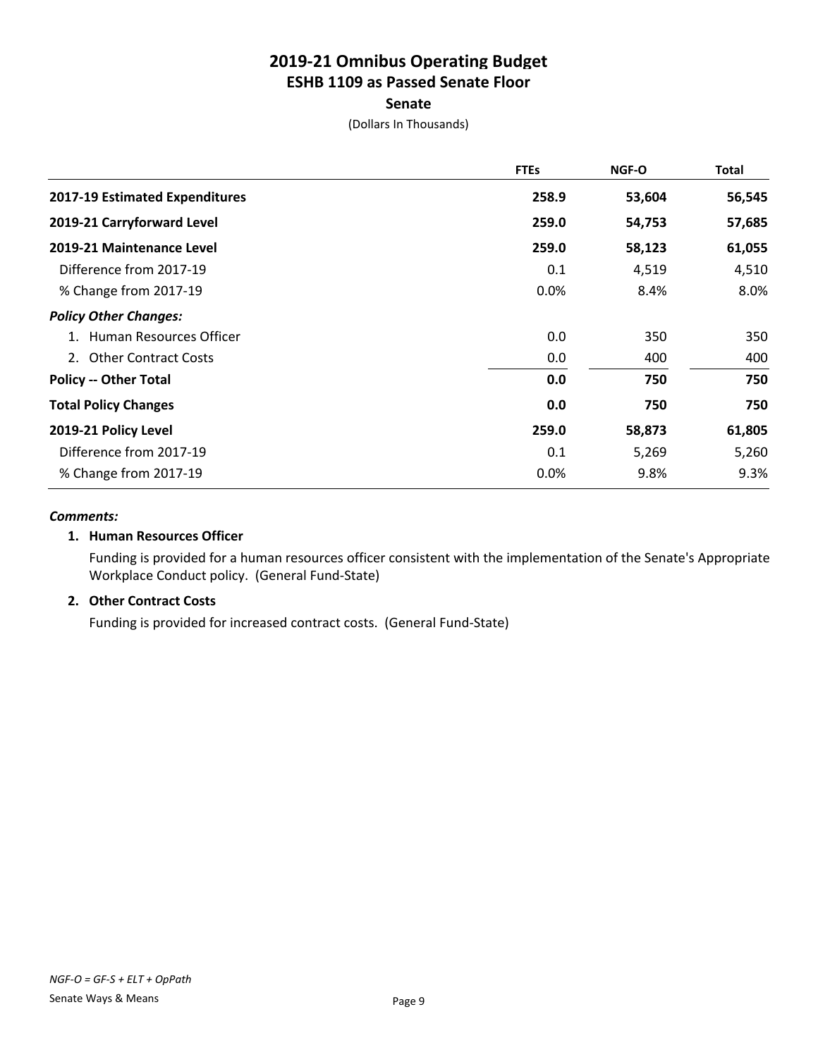# 2019-21 Omnibus Operating Budget
## ESHB 1109 as Passed Senate Floor
### Senate
(Dollars In Thousands)

| | FTEs | NGF-O | Total |
|---|---|---|---|
| **2017-19 Estimated Expenditures** | **258.9** | **53,604** | **56,545** |
| **2019-21 Carryforward Level** | **259.0** | **54,753** | **57,685** |
| **2019-21 Maintenance Level** | **259.0** | **58,123** | **61,055** |
| Difference from 2017-19 | 0.1 | 4,519 | 4,510 |
| % Change from 2017-19 | 0.0% | 8.4% | 8.0% |
| ***Policy Other Changes:*** | | | |
| 1. Human Resources Officer | 0.0 | 350 | 350 |
| 2. Other Contract Costs | 0.0 | 400 | 400 |
| **Policy -- Other Total** | **0.0** | **750** | **750** |
| **Total Policy Changes** | **0.0** | **750** | **750** |
| **2019-21 Policy Level** | **259.0** | **58,873** | **61,805** |
| Difference from 2017-19 | 0.1 | 5,269 | 5,260 |
| % Change from 2017-19 | 0.0% | 9.8% | 9.3% |

***Comments:***

**1. Human Resources Officer**

Funding is provided for a human resources officer consistent with the implementation of the Senate's Appropriate Workplace Conduct policy. (General Fund-State)

**2. Other Contract Costs**

Funding is provided for increased contract costs. (General Fund-State)

*NGF-O = GF-S + ELT + OpPath*

Senate Ways & Means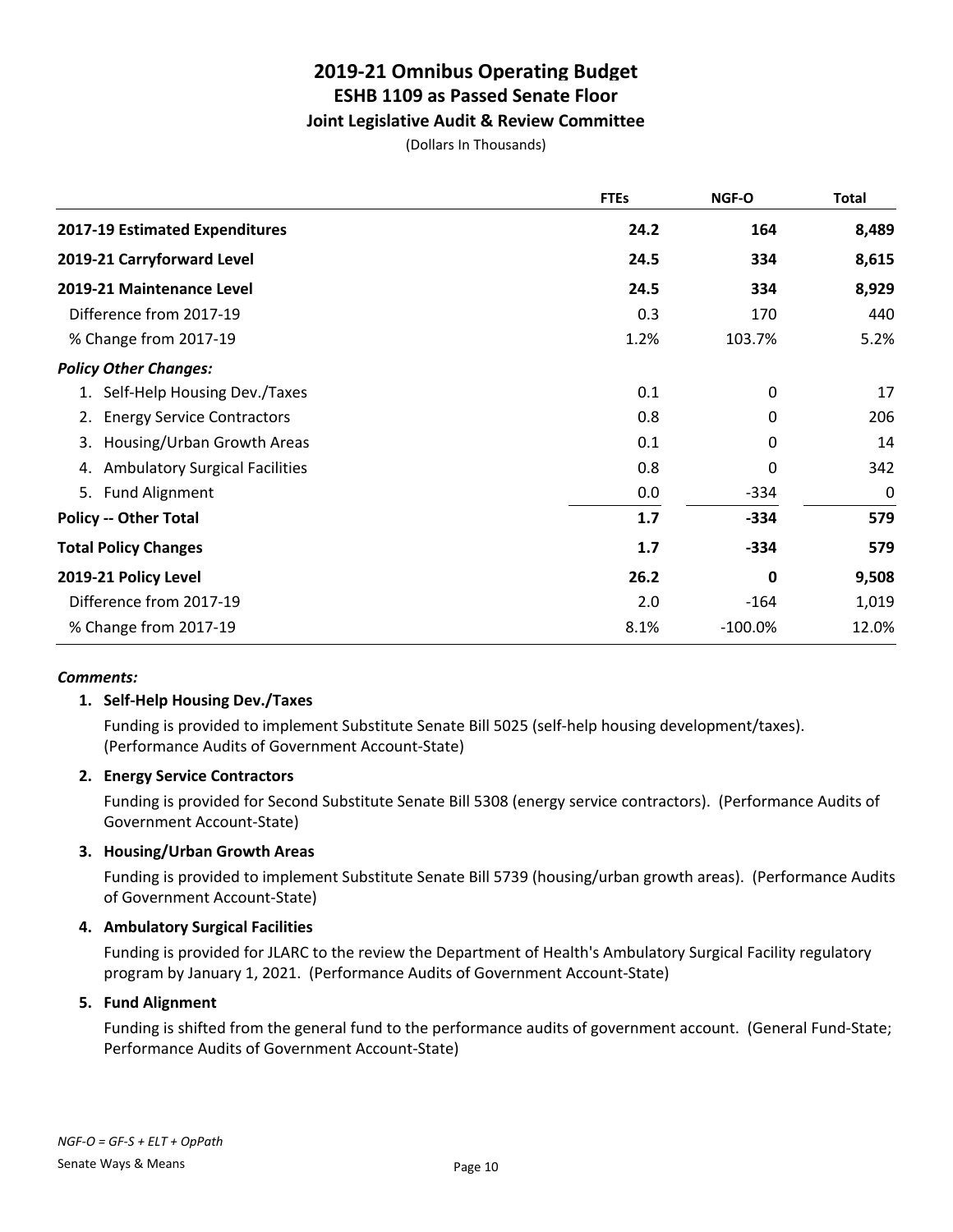# 2019-21 Omnibus Operating Budget
## ESHB 1109 as Passed Senate Floor
### Joint Legislative Audit & Review Committee

(Dollars In Thousands)

| | FTEs | NGF-O | Total |
|---|---|---|---|
| **2017-19 Estimated Expenditures** | **24.2** | **164** | **8,489** |
| **2019-21 Carryforward Level** | **24.5** | **334** | **8,615** |
| **2019-21 Maintenance Level** | **24.5** | **334** | **8,929** |
| Difference from 2017-19 | 0.3 | 170 | 440 |
| % Change from 2017-19 | 1.2% | 103.7% | 5.2% |
| ***Policy Other Changes:*** | | | |
| 1. Self-Help Housing Dev./Taxes | 0.1 | 0 | 17 |
| 2. Energy Service Contractors | 0.8 | 0 | 206 |
| 3. Housing/Urban Growth Areas | 0.1 | 0 | 14 |
| 4. Ambulatory Surgical Facilities | 0.8 | 0 | 342 |
| 5. Fund Alignment | 0.0 | -334 | 0 |
| **Policy -- Other Total** | **1.7** | **-334** | **579** |
| **Total Policy Changes** | **1.7** | **-334** | **579** |
| **2019-21 Policy Level** | **26.2** | **0** | **9,508** |
| Difference from 2017-19 | 2.0 | -164 | 1,019 |
| % Change from 2017-19 | 8.1% | -100.0% | 12.0% |

***Comments:***

1. **Self-Help Housing Dev./Taxes**

   Funding is provided to implement Substitute Senate Bill 5025 (self-help housing development/taxes). (Performance Audits of Government Account-State)

2. **Energy Service Contractors**

   Funding is provided for Second Substitute Senate Bill 5308 (energy service contractors). (Performance Audits of Government Account-State)

3. **Housing/Urban Growth Areas**

   Funding is provided to implement Substitute Senate Bill 5739 (housing/urban growth areas). (Performance Audits of Government Account-State)

4. **Ambulatory Surgical Facilities**

   Funding is provided for JLARC to the review the Department of Health's Ambulatory Surgical Facility regulatory program by January 1, 2021. (Performance Audits of Government Account-State)

5. **Fund Alignment**

   Funding is shifted from the general fund to the performance audits of government account. (General Fund-State; Performance Audits of Government Account-State)

*NGF-O = GF-S + ELT + OpPath*

Senate Ways & Means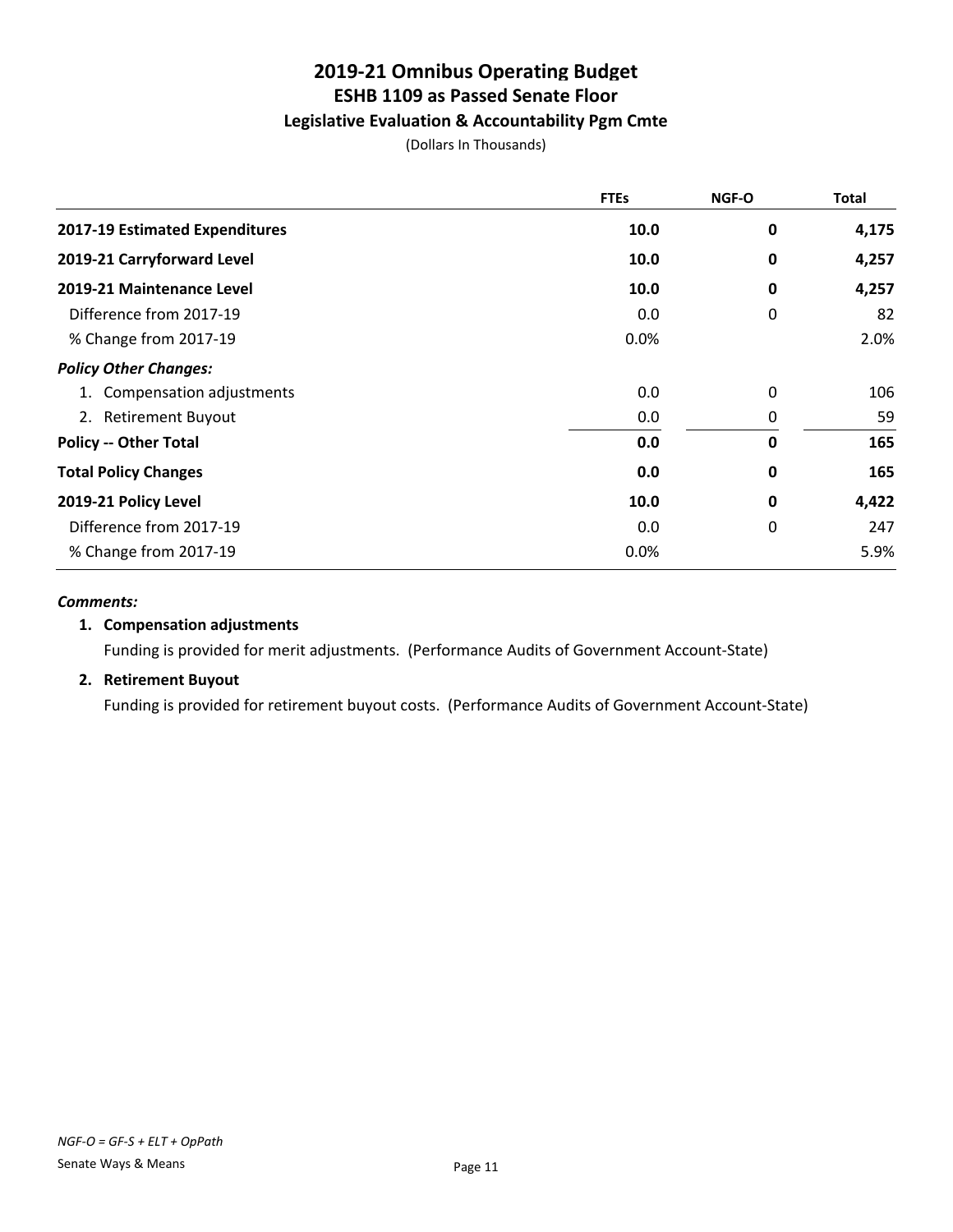# 2019-21 Omnibus Operating Budget
## ESHB 1109 as Passed Senate Floor
### Legislative Evaluation & Accountability Pgm Cmte

(Dollars In Thousands)

| | FTEs | NGF-O | Total |
|---|---|---|---|
| **2017-19 Estimated Expenditures** | **10.0** | **0** | **4,175** |
| **2019-21 Carryforward Level** | **10.0** | **0** | **4,257** |
| **2019-21 Maintenance Level** | **10.0** | **0** | **4,257** |
| Difference from 2017-19 | 0.0 | 0 | 82 |
| % Change from 2017-19 | 0.0% | | 2.0% |
| ***Policy Other Changes:*** | | | |
| 1. Compensation adjustments | 0.0 | 0 | 106 |
| 2. Retirement Buyout | 0.0 | 0 | 59 |
| **Policy -- Other Total** | **0.0** | **0** | **165** |
| **Total Policy Changes** | **0.0** | **0** | **165** |
| **2019-21 Policy Level** | **10.0** | **0** | **4,422** |
| Difference from 2017-19 | 0.0 | 0 | 247 |
| % Change from 2017-19 | 0.0% | | 5.9% |

***Comments:***

1. **Compensation adjustments**

   Funding is provided for merit adjustments. (Performance Audits of Government Account-State)

2. **Retirement Buyout**

   Funding is provided for retirement buyout costs. (Performance Audits of Government Account-State)

*NGF-O = GF-S + ELT + OpPath*

Senate Ways & Means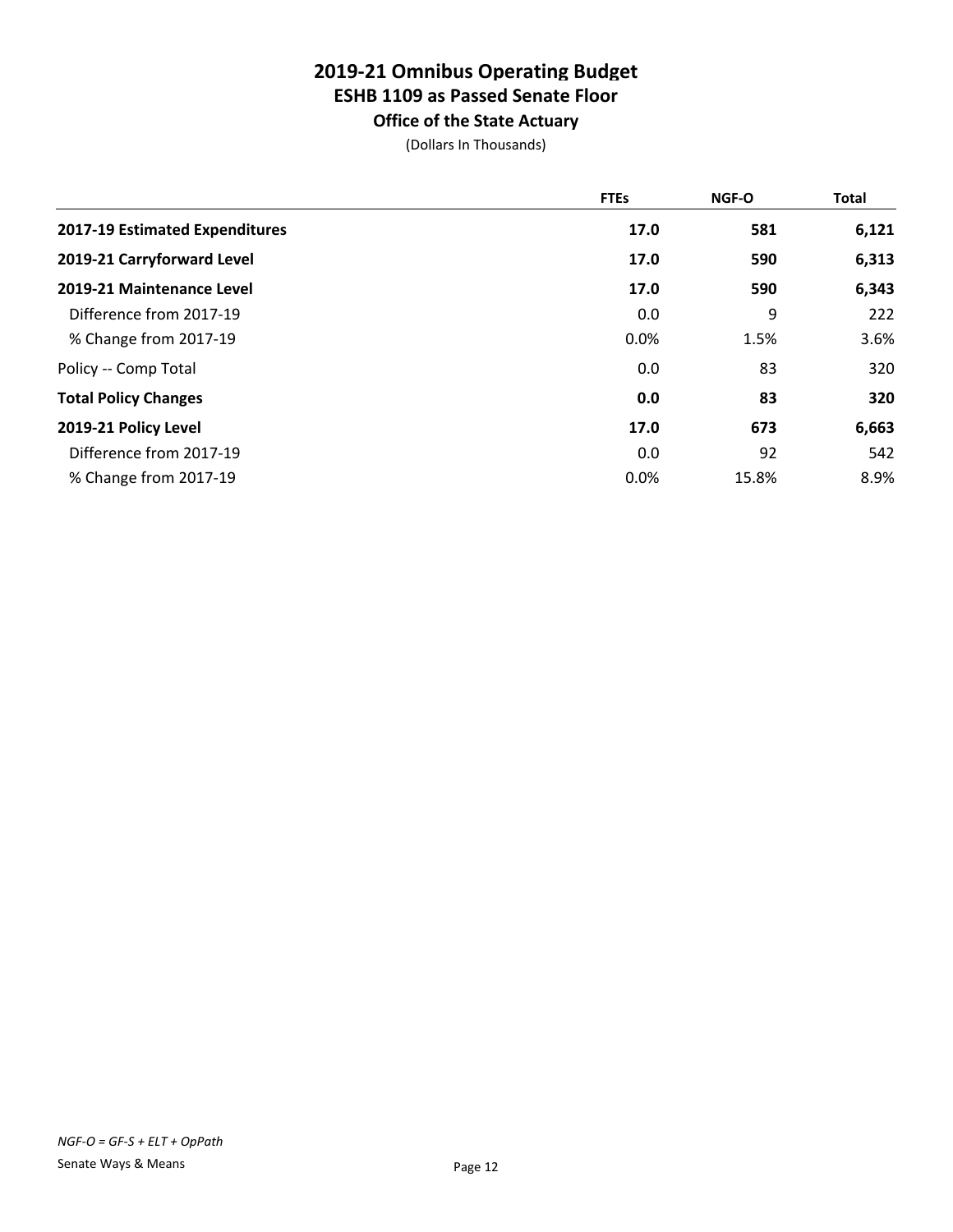# 2019-21 Omnibus Operating Budget
## ESHB 1109 as Passed Senate Floor
### Office of the State Actuary

(Dollars In Thousands)

| | FTEs | NGF-O | Total |
|---|---|---|---|
| **2017-19 Estimated Expenditures** | **17.0** | **581** | **6,121** |
| **2019-21 Carryforward Level** | **17.0** | **590** | **6,313** |
| **2019-21 Maintenance Level** | **17.0** | **590** | **6,343** |
| Difference from 2017-19 | 0.0 | 9 | 222 |
| % Change from 2017-19 | 0.0% | 1.5% | 3.6% |
| Policy -- Comp Total | 0.0 | 83 | 320 |
| **Total Policy Changes** | **0.0** | **83** | **320** |
| **2019-21 Policy Level** | **17.0** | **673** | **6,663** |
| Difference from 2017-19 | 0.0 | 92 | 542 |
| % Change from 2017-19 | 0.0% | 15.8% | 8.9% |

*NGF-O = GF-S + ELT + OpPath*

Senate Ways & Means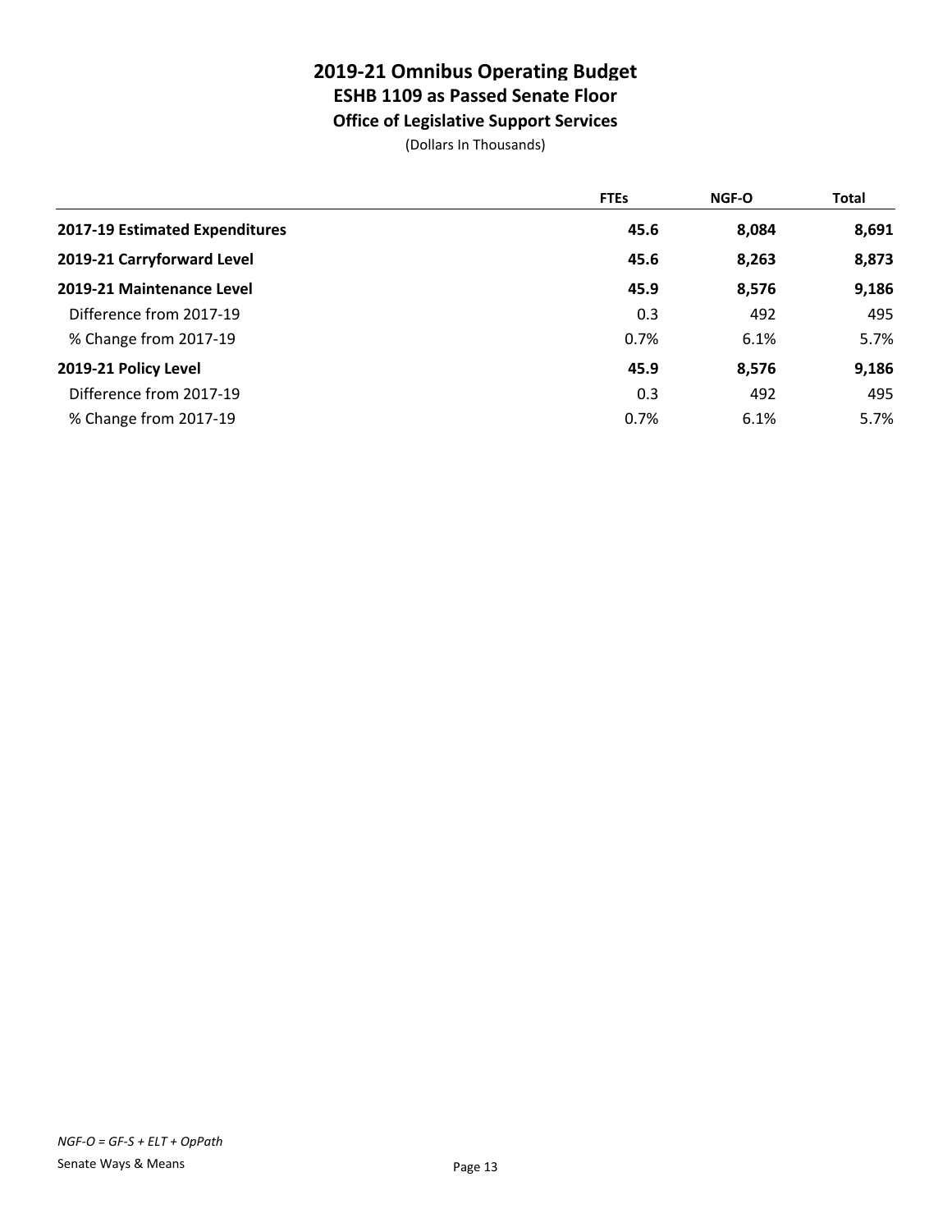# 2019-21 Omnibus Operating Budget
## ESHB 1109 as Passed Senate Floor
### Office of Legislative Support Services

(Dollars In Thousands)

| | FTEs | NGF-O | Total |
|---|---|---|---|
| **2017-19 Estimated Expenditures** | **45.6** | **8,084** | **8,691** |
| **2019-21 Carryforward Level** | **45.6** | **8,263** | **8,873** |
| **2019-21 Maintenance Level** | **45.9** | **8,576** | **9,186** |
| Difference from 2017-19 | 0.3 | 492 | 495 |
| % Change from 2017-19 | 0.7% | 6.1% | 5.7% |
| **2019-21 Policy Level** | **45.9** | **8,576** | **9,186** |
| Difference from 2017-19 | 0.3 | 492 | 495 |
| % Change from 2017-19 | 0.7% | 6.1% | 5.7% |

*NGF-O = GF-S + ELT + OpPath*

Senate Ways & Means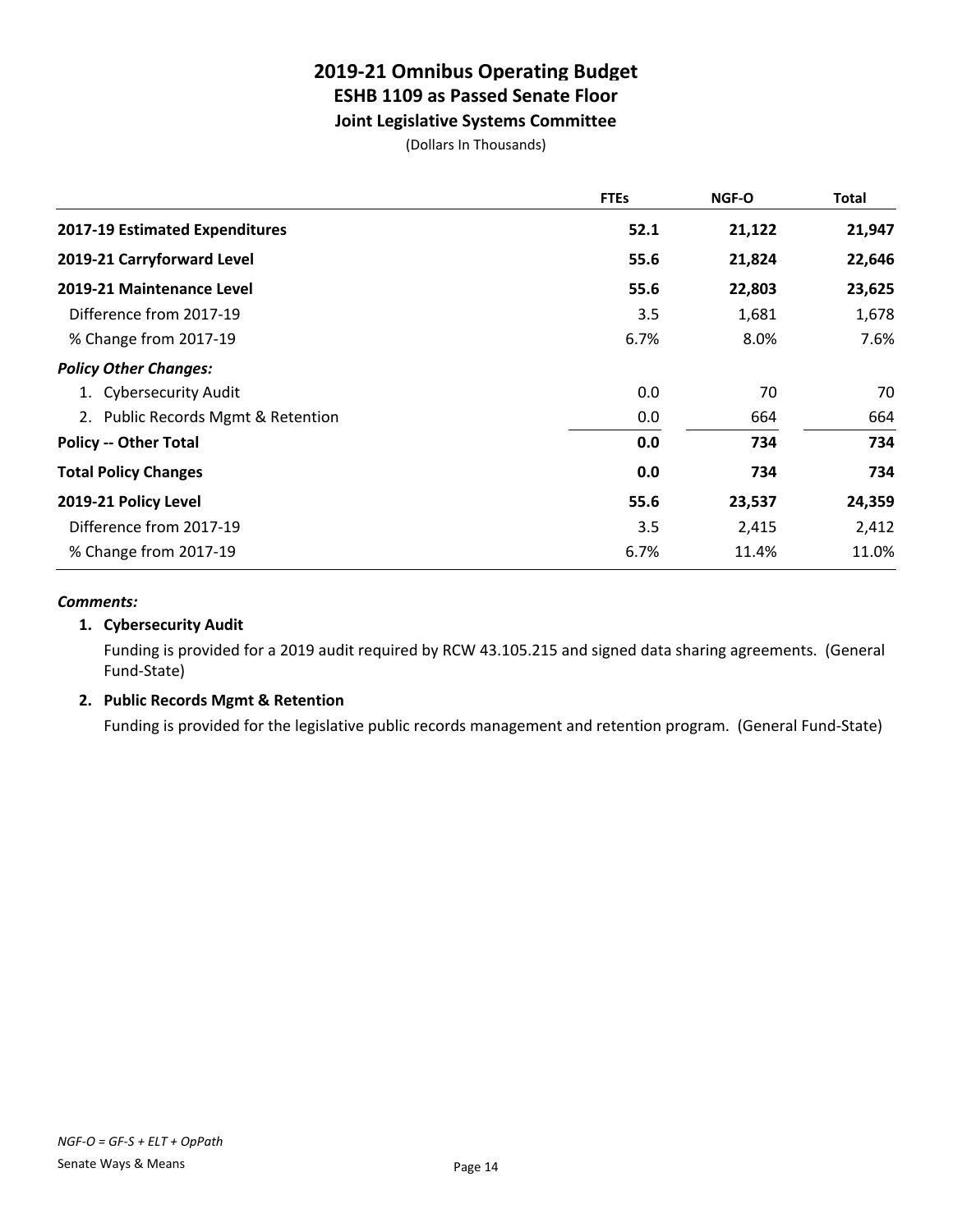# 2019-21 Omnibus Operating Budget
## ESHB 1109 as Passed Senate Floor
### Joint Legislative Systems Committee

(Dollars In Thousands)

| | FTEs | NGF-O | Total |
|---|---|---|---|
| **2017-19 Estimated Expenditures** | **52.1** | **21,122** | **21,947** |
| **2019-21 Carryforward Level** | **55.6** | **21,824** | **22,646** |
| **2019-21 Maintenance Level** | **55.6** | **22,803** | **23,625** |
| Difference from 2017-19 | 3.5 | 1,681 | 1,678 |
| % Change from 2017-19 | 6.7% | 8.0% | 7.6% |
| ***Policy Other Changes:*** | | | |
| 1. Cybersecurity Audit | 0.0 | 70 | 70 |
| 2. Public Records Mgmt & Retention | 0.0 | 664 | 664 |
| **Policy -- Other Total** | **0.0** | **734** | **734** |
| **Total Policy Changes** | **0.0** | **734** | **734** |
| **2019-21 Policy Level** | **55.6** | **23,537** | **24,359** |
| Difference from 2017-19 | 3.5 | 2,415 | 2,412 |
| % Change from 2017-19 | 6.7% | 11.4% | 11.0% |

***Comments:***

1. **Cybersecurity Audit**

   Funding is provided for a 2019 audit required by RCW 43.105.215 and signed data sharing agreements. (General Fund-State)

2. **Public Records Mgmt & Retention**

   Funding is provided for the legislative public records management and retention program. (General Fund-State)

*NGF-O = GF-S + ELT + OpPath*

Senate Ways & Means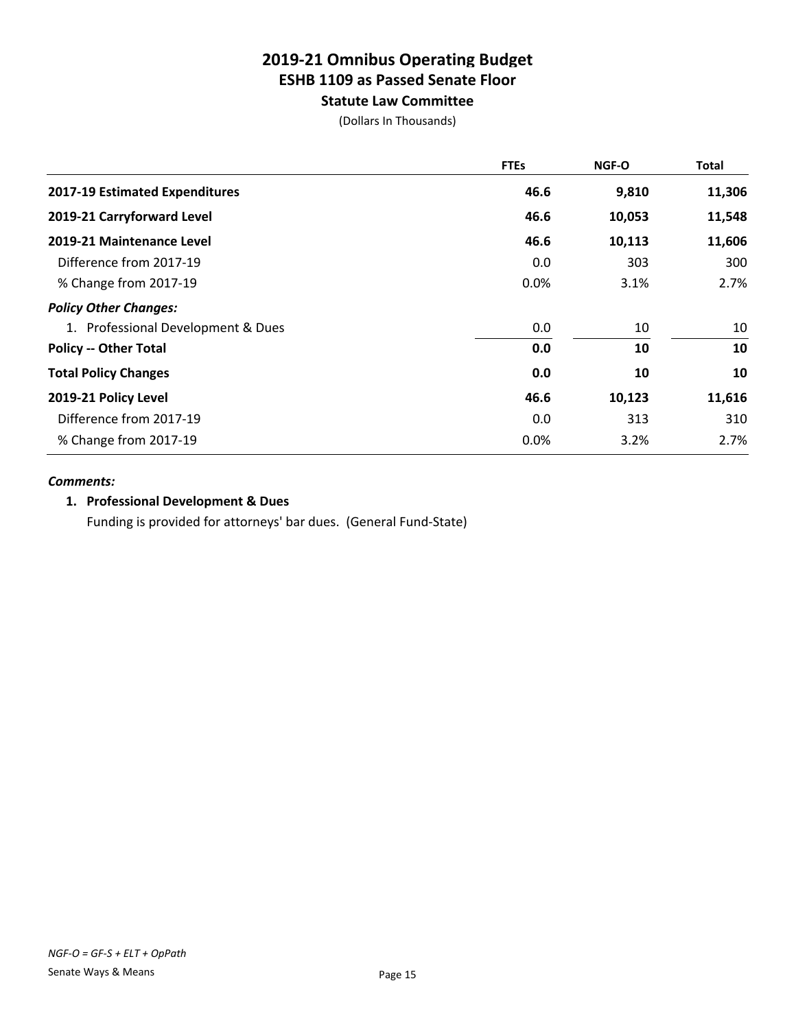# 2019-21 Omnibus Operating Budget
## ESHB 1109 as Passed Senate Floor
### Statute Law Committee

(Dollars In Thousands)

| | FTEs | NGF-O | Total |
|---|---|---|---|
| **2017-19 Estimated Expenditures** | **46.6** | **9,810** | **11,306** |
| **2019-21 Carryforward Level** | **46.6** | **10,053** | **11,548** |
| **2019-21 Maintenance Level** | **46.6** | **10,113** | **11,606** |
| Difference from 2017-19 | 0.0 | 303 | 300 |
| % Change from 2017-19 | 0.0% | 3.1% | 2.7% |
| ***Policy Other Changes:*** | | | |
| 1. Professional Development & Dues | 0.0 | 10 | 10 |
| **Policy -- Other Total** | **0.0** | **10** | **10** |
| **Total Policy Changes** | **0.0** | **10** | **10** |
| **2019-21 Policy Level** | **46.6** | **10,123** | **11,616** |
| Difference from 2017-19 | 0.0 | 313 | 310 |
| % Change from 2017-19 | 0.0% | 3.2% | 2.7% |

***Comments:***

1. **Professional Development & Dues**

   Funding is provided for attorneys' bar dues. (General Fund-State)

*NGF-O = GF-S + ELT + OpPath*

Senate Ways & Means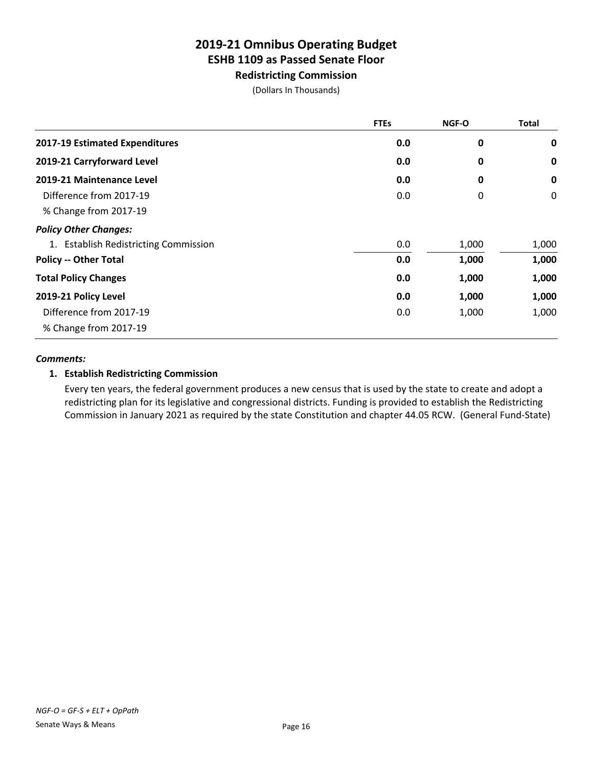# 2019-21 Omnibus Operating Budget
## ESHB 1109 as Passed Senate Floor
### Redistricting Commission

(Dollars In Thousands)

| | FTEs | NGF-O | Total |
|---|---|---|---|
| **2017-19 Estimated Expenditures** | **0.0** | **0** | **0** |
| **2019-21 Carryforward Level** | **0.0** | **0** | **0** |
| **2019-21 Maintenance Level** | **0.0** | **0** | **0** |
| Difference from 2017-19 | 0.0 | 0 | 0 |
| % Change from 2017-19 | | | |
| ***Policy Other Changes:*** | | | |
| 1. Establish Redistricting Commission | 0.0 | 1,000 | 1,000 |
| **Policy -- Other Total** | **0.0** | **1,000** | **1,000** |
| **Total Policy Changes** | **0.0** | **1,000** | **1,000** |
| **2019-21 Policy Level** | **0.0** | **1,000** | **1,000** |
| Difference from 2017-19 | 0.0 | 1,000 | 1,000 |
| % Change from 2017-19 | | | |

***Comments:***

**1. Establish Redistricting Commission**

Every ten years, the federal government produces a new census that is used by the state to create and adopt a redistricting plan for its legislative and congressional districts. Funding is provided to establish the Redistricting Commission in January 2021 as required by the state Constitution and chapter 44.05 RCW. (General Fund-State)

*NGF-O = GF-S + ELT + OpPath*

Senate Ways & Means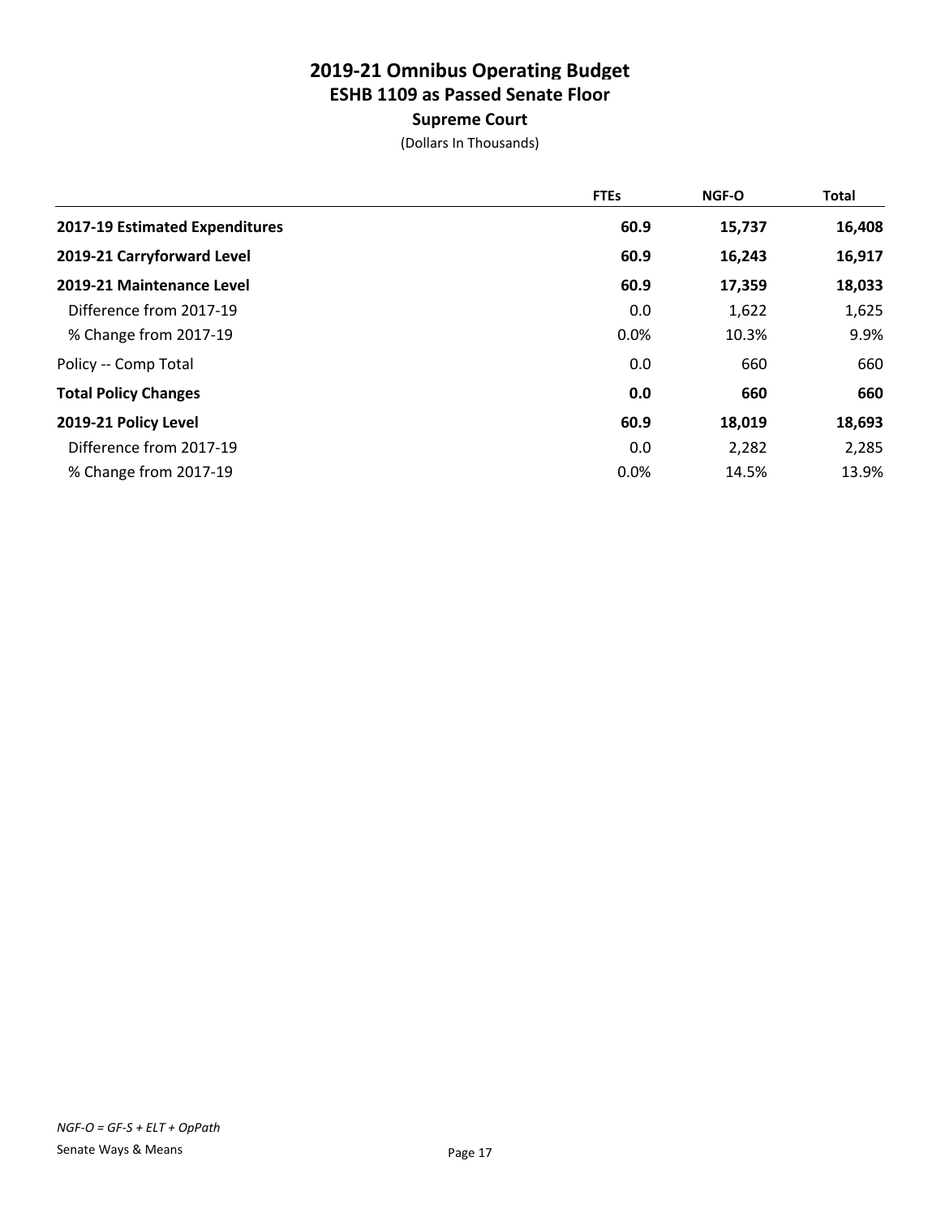# 2019-21 Omnibus Operating Budget
## ESHB 1109 as Passed Senate Floor
### Supreme Court

(Dollars In Thousands)

| | FTEs | NGF-O | Total |
|---|---|---|---|
| **2017-19 Estimated Expenditures** | **60.9** | **15,737** | **16,408** |
| **2019-21 Carryforward Level** | **60.9** | **16,243** | **16,917** |
| **2019-21 Maintenance Level** | **60.9** | **17,359** | **18,033** |
| Difference from 2017-19 | 0.0 | 1,622 | 1,625 |
| % Change from 2017-19 | 0.0% | 10.3% | 9.9% |
| Policy -- Comp Total | 0.0 | 660 | 660 |
| **Total Policy Changes** | **0.0** | **660** | **660** |
| **2019-21 Policy Level** | **60.9** | **18,019** | **18,693** |
| Difference from 2017-19 | 0.0 | 2,282 | 2,285 |
| % Change from 2017-19 | 0.0% | 14.5% | 13.9% |

*NGF-O = GF-S + ELT + OpPath*

Senate Ways & Means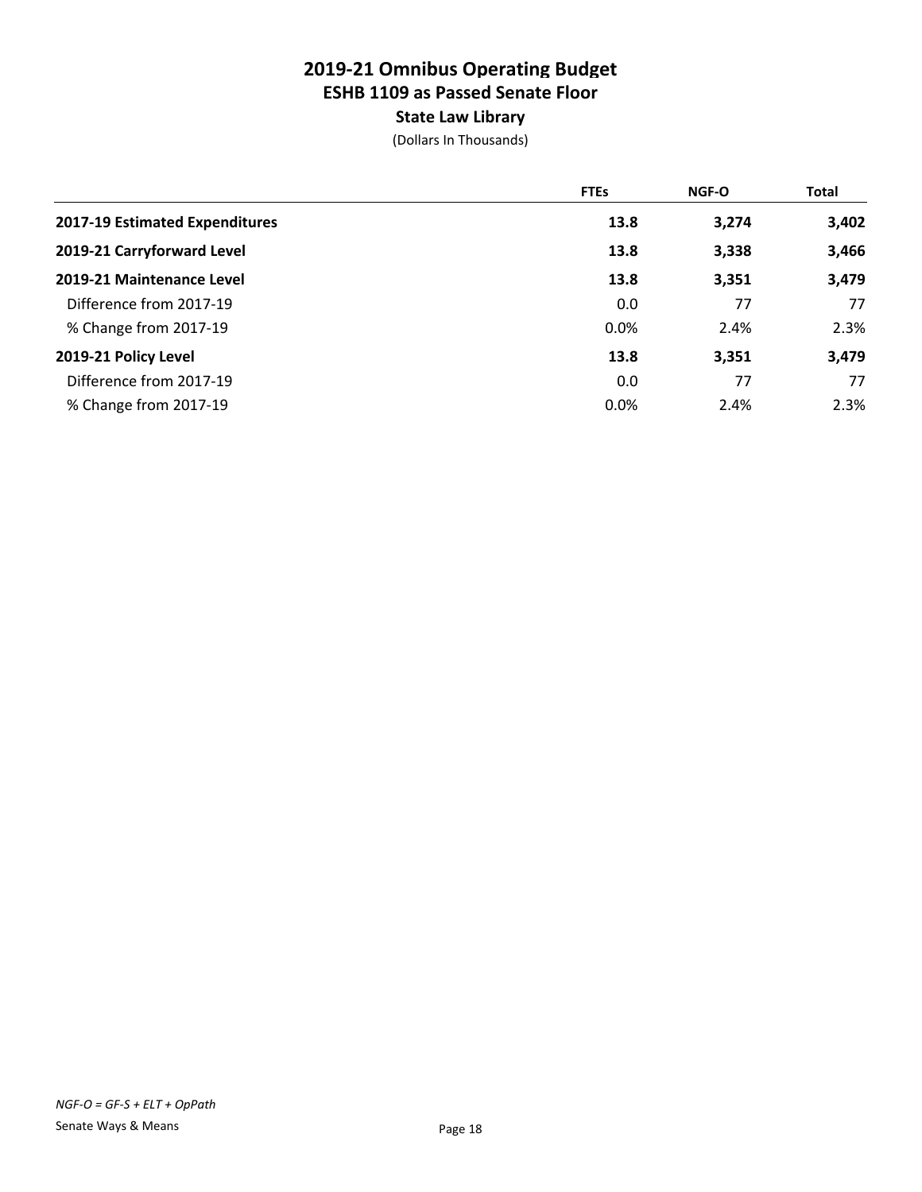# 2019-21 Omnibus Operating Budget
## ESHB 1109 as Passed Senate Floor
### State Law Library

(Dollars In Thousands)

| | FTEs | NGF-O | Total |
|---|---|---|---|
| **2017-19 Estimated Expenditures** | **13.8** | **3,274** | **3,402** |
| **2019-21 Carryforward Level** | **13.8** | **3,338** | **3,466** |
| **2019-21 Maintenance Level** | **13.8** | **3,351** | **3,479** |
| Difference from 2017-19 | 0.0 | 77 | 77 |
| % Change from 2017-19 | 0.0% | 2.4% | 2.3% |
| **2019-21 Policy Level** | **13.8** | **3,351** | **3,479** |
| Difference from 2017-19 | 0.0 | 77 | 77 |
| % Change from 2017-19 | 0.0% | 2.4% | 2.3% |

*NGF-O = GF-S + ELT + OpPath*

Senate Ways & Means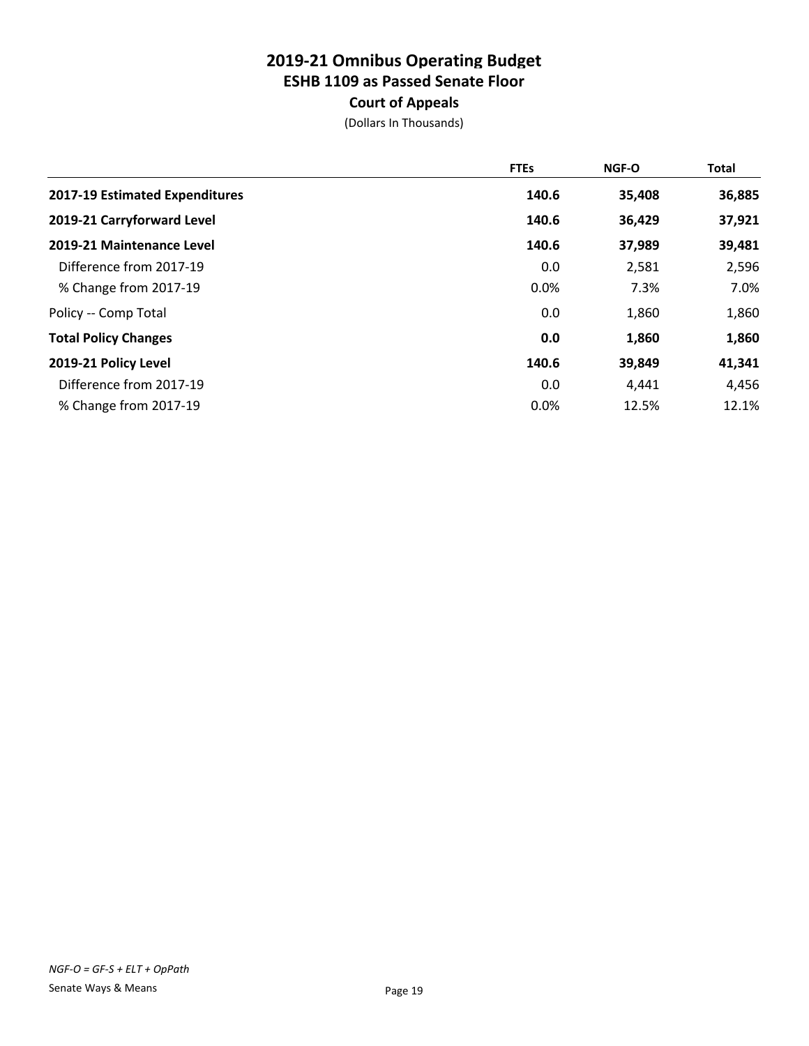# 2019-21 Omnibus Operating Budget
## ESHB 1109 as Passed Senate Floor
### Court of Appeals

(Dollars In Thousands)

| | FTEs | NGF-O | Total |
|---|---|---|---|
| **2017-19 Estimated Expenditures** | **140.6** | **35,408** | **36,885** |
| **2019-21 Carryforward Level** | **140.6** | **36,429** | **37,921** |
| **2019-21 Maintenance Level** | **140.6** | **37,989** | **39,481** |
| Difference from 2017-19 | 0.0 | 2,581 | 2,596 |
| % Change from 2017-19 | 0.0% | 7.3% | 7.0% |
| Policy -- Comp Total | 0.0 | 1,860 | 1,860 |
| **Total Policy Changes** | **0.0** | **1,860** | **1,860** |
| **2019-21 Policy Level** | **140.6** | **39,849** | **41,341** |
| Difference from 2017-19 | 0.0 | 4,441 | 4,456 |
| % Change from 2017-19 | 0.0% | 12.5% | 12.1% |

*NGF-O = GF-S + ELT + OpPath*

Senate Ways & Means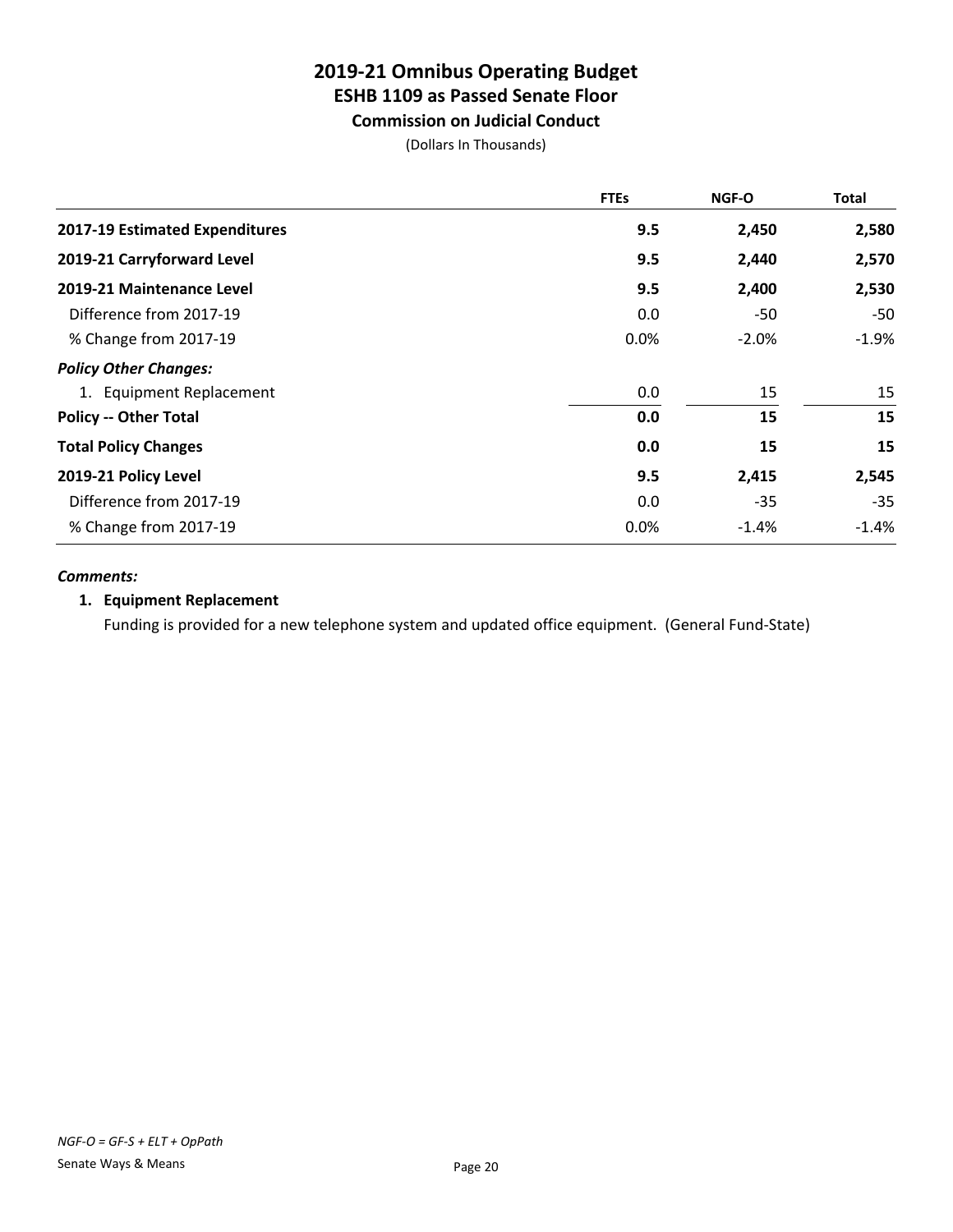# 2019-21 Omnibus Operating Budget
## ESHB 1109 as Passed Senate Floor
### Commission on Judicial Conduct

(Dollars In Thousands)

| | FTEs | NGF-O | Total |
|---|---|---|---|
| **2017-19 Estimated Expenditures** | **9.5** | **2,450** | **2,580** |
| **2019-21 Carryforward Level** | **9.5** | **2,440** | **2,570** |
| **2019-21 Maintenance Level** | **9.5** | **2,400** | **2,530** |
| Difference from 2017-19 | 0.0 | -50 | -50 |
| % Change from 2017-19 | 0.0% | -2.0% | -1.9% |
| ***Policy Other Changes:*** | | | |
| 1. Equipment Replacement | 0.0 | 15 | 15 |
| **Policy -- Other Total** | **0.0** | **15** | **15** |
| **Total Policy Changes** | **0.0** | **15** | **15** |
| **2019-21 Policy Level** | **9.5** | **2,415** | **2,545** |
| Difference from 2017-19 | 0.0 | -35 | -35 |
| % Change from 2017-19 | 0.0% | -1.4% | -1.4% |

***Comments:***

**1. Equipment Replacement**

Funding is provided for a new telephone system and updated office equipment. (General Fund-State)

*NGF-O = GF-S + ELT + OpPath*

Senate Ways & Means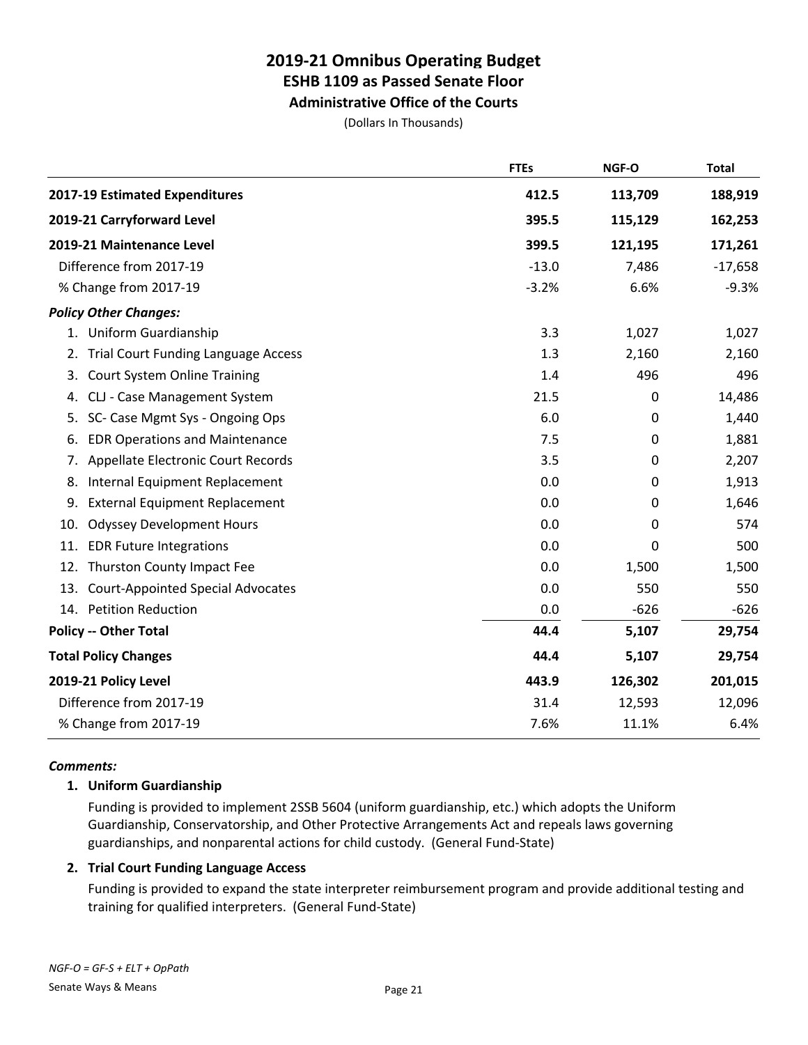# 2019-21 Omnibus Operating Budget
## ESHB 1109 as Passed Senate Floor
### Administrative Office of the Courts

(Dollars In Thousands)

| | FTEs | NGF-O | Total |
|---|---|---|---|
| **2017-19 Estimated Expenditures** | **412.5** | **113,709** | **188,919** |
| **2019-21 Carryforward Level** | **395.5** | **115,129** | **162,253** |
| **2019-21 Maintenance Level** | **399.5** | **121,195** | **171,261** |
| Difference from 2017-19 | -13.0 | 7,486 | -17,658 |
| % Change from 2017-19 | -3.2% | 6.6% | -9.3% |
| ***Policy Other Changes:*** | | | |
| 1. Uniform Guardianship | 3.3 | 1,027 | 1,027 |
| 2. Trial Court Funding Language Access | 1.3 | 2,160 | 2,160 |
| 3. Court System Online Training | 1.4 | 496 | 496 |
| 4. CLJ - Case Management System | 21.5 | 0 | 14,486 |
| 5. SC- Case Mgmt Sys - Ongoing Ops | 6.0 | 0 | 1,440 |
| 6. EDR Operations and Maintenance | 7.5 | 0 | 1,881 |
| 7. Appellate Electronic Court Records | 3.5 | 0 | 2,207 |
| 8. Internal Equipment Replacement | 0.0 | 0 | 1,913 |
| 9. External Equipment Replacement | 0.0 | 0 | 1,646 |
| 10. Odyssey Development Hours | 0.0 | 0 | 574 |
| 11. EDR Future Integrations | 0.0 | 0 | 500 |
| 12. Thurston County Impact Fee | 0.0 | 1,500 | 1,500 |
| 13. Court-Appointed Special Advocates | 0.0 | 550 | 550 |
| 14. Petition Reduction | 0.0 | -626 | -626 |
| **Policy -- Other Total** | **44.4** | **5,107** | **29,754** |
| **Total Policy Changes** | **44.4** | **5,107** | **29,754** |
| **2019-21 Policy Level** | **443.9** | **126,302** | **201,015** |
| Difference from 2017-19 | 31.4 | 12,593 | 12,096 |
| % Change from 2017-19 | 7.6% | 11.1% | 6.4% |

***Comments:***

**1. Uniform Guardianship**

Funding is provided to implement 2SSB 5604 (uniform guardianship, etc.) which adopts the Uniform Guardianship, Conservatorship, and Other Protective Arrangements Act and repeals laws governing guardianships, and nonparental actions for child custody. (General Fund-State)

**2. Trial Court Funding Language Access**

Funding is provided to expand the state interpreter reimbursement program and provide additional testing and training for qualified interpreters. (General Fund-State)

*NGF-O = GF-S + ELT + OpPath*

Senate Ways & Means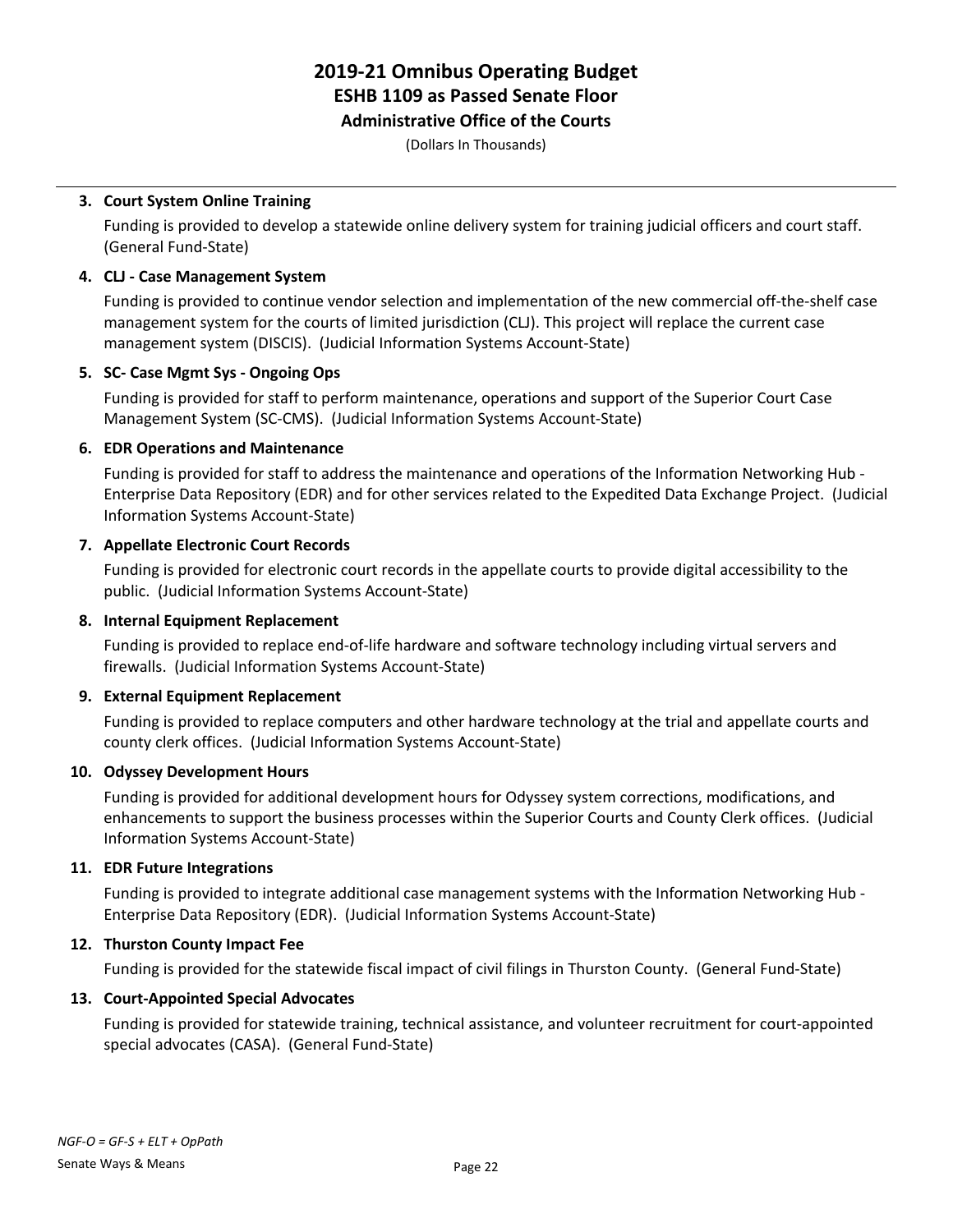**3. Court System Online Training**

Funding is provided to develop a statewide online delivery system for training judicial officers and court staff. (General Fund-State)

**4. CLJ - Case Management System**

Funding is provided to continue vendor selection and implementation of the new commercial off-the-shelf case management system for the courts of limited jurisdiction (CLJ). This project will replace the current case management system (DISCIS). (Judicial Information Systems Account-State)

**5. SC- Case Mgmt Sys - Ongoing Ops**

Funding is provided for staff to perform maintenance, operations and support of the Superior Court Case Management System (SC-CMS). (Judicial Information Systems Account-State)

**6. EDR Operations and Maintenance**

Funding is provided for staff to address the maintenance and operations of the Information Networking Hub - Enterprise Data Repository (EDR) and for other services related to the Expedited Data Exchange Project. (Judicial Information Systems Account-State)

**7. Appellate Electronic Court Records**

Funding is provided for electronic court records in the appellate courts to provide digital accessibility to the public. (Judicial Information Systems Account-State)

**8. Internal Equipment Replacement**

Funding is provided to replace end-of-life hardware and software technology including virtual servers and firewalls. (Judicial Information Systems Account-State)

**9. External Equipment Replacement**

Funding is provided to replace computers and other hardware technology at the trial and appellate courts and county clerk offices. (Judicial Information Systems Account-State)

**10. Odyssey Development Hours**

Funding is provided for additional development hours for Odyssey system corrections, modifications, and enhancements to support the business processes within the Superior Courts and County Clerk offices. (Judicial Information Systems Account-State)

**11. EDR Future Integrations**

Funding is provided to integrate additional case management systems with the Information Networking Hub - Enterprise Data Repository (EDR). (Judicial Information Systems Account-State)

**12. Thurston County Impact Fee**

Funding is provided for the statewide fiscal impact of civil filings in Thurston County. (General Fund-State)

**13. Court-Appointed Special Advocates**

Funding is provided for statewide training, technical assistance, and volunteer recruitment for court-appointed special advocates (CASA). (General Fund-State)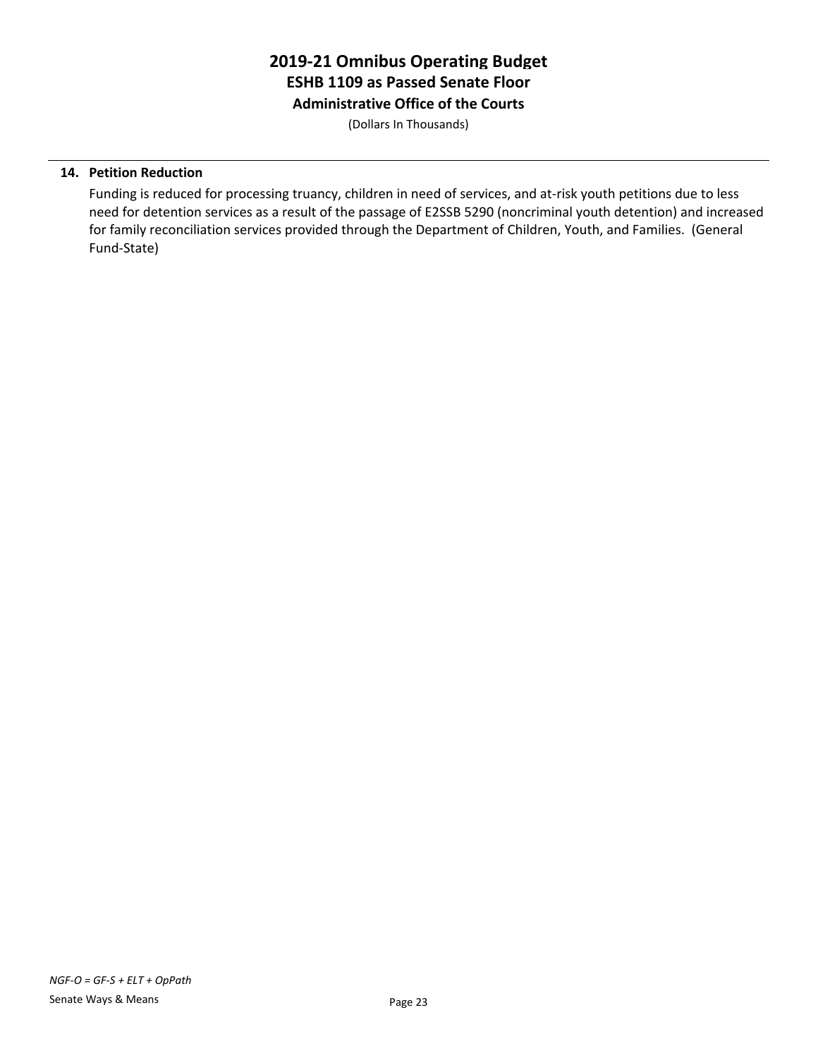**14. Petition Reduction**

Funding is reduced for processing truancy, children in need of services, and at-risk youth petitions due to less need for detention services as a result of the passage of E2SSB 5290 (noncriminal youth detention) and increased for family reconciliation services provided through the Department of Children, Youth, and Families. (General Fund-State)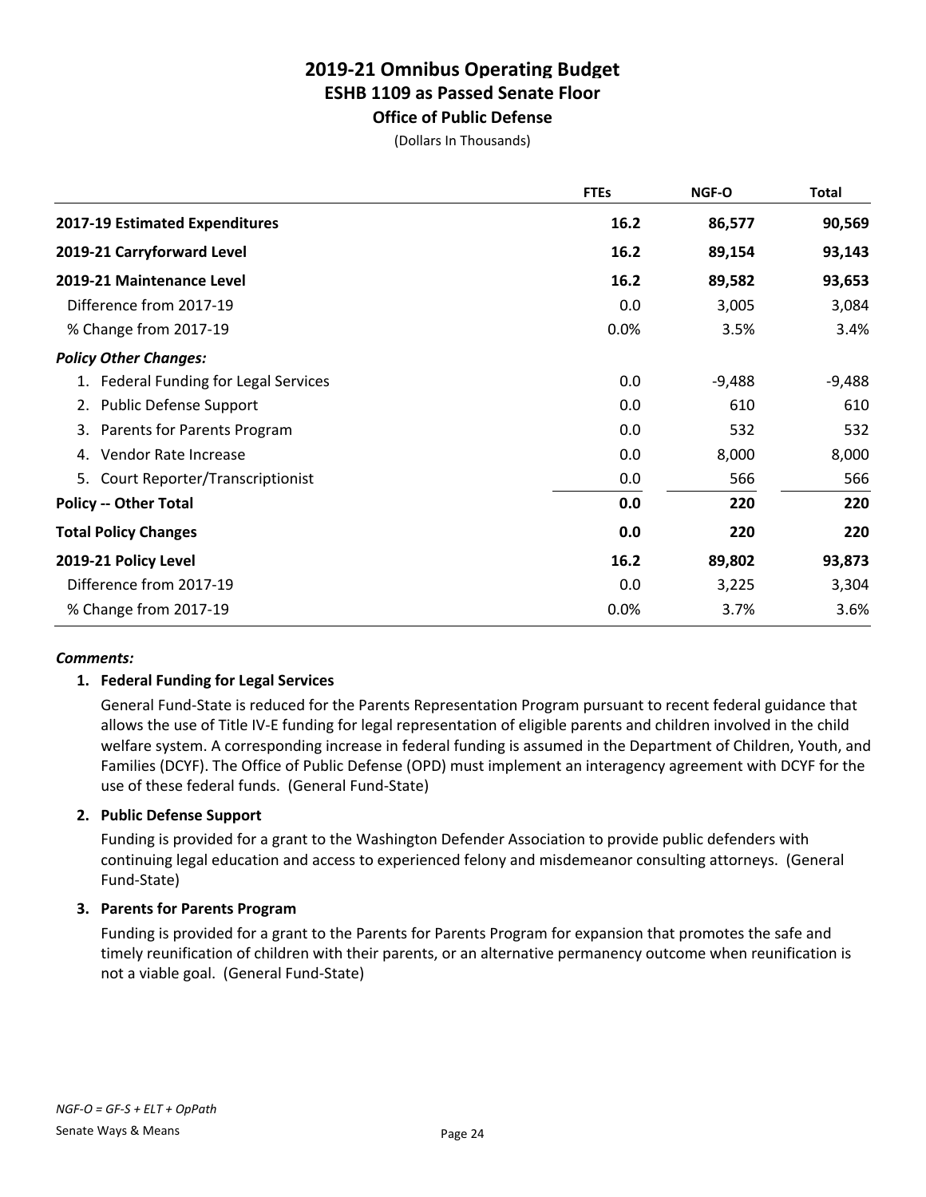# 2019-21 Omnibus Operating Budget
## ESHB 1109 as Passed Senate Floor
### Office of Public Defense

(Dollars In Thousands)

| | FTEs | NGF-O | Total |
|---|---|---|---|
| **2017-19 Estimated Expenditures** | **16.2** | **86,577** | **90,569** |
| **2019-21 Carryforward Level** | **16.2** | **89,154** | **93,143** |
| **2019-21 Maintenance Level** | **16.2** | **89,582** | **93,653** |
| Difference from 2017-19 | 0.0 | 3,005 | 3,084 |
| % Change from 2017-19 | 0.0% | 3.5% | 3.4% |
| ***Policy Other Changes:*** | | | |
| 1. Federal Funding for Legal Services | 0.0 | -9,488 | -9,488 |
| 2. Public Defense Support | 0.0 | 610 | 610 |
| 3. Parents for Parents Program | 0.0 | 532 | 532 |
| 4. Vendor Rate Increase | 0.0 | 8,000 | 8,000 |
| 5. Court Reporter/Transcriptionist | 0.0 | 566 | 566 |
| **Policy -- Other Total** | **0.0** | **220** | **220** |
| **Total Policy Changes** | **0.0** | **220** | **220** |
| **2019-21 Policy Level** | **16.2** | **89,802** | **93,873** |
| Difference from 2017-19 | 0.0 | 3,225 | 3,304 |
| % Change from 2017-19 | 0.0% | 3.7% | 3.6% |

***Comments:***

**1. Federal Funding for Legal Services**

General Fund-State is reduced for the Parents Representation Program pursuant to recent federal guidance that allows the use of Title IV-E funding for legal representation of eligible parents and children involved in the child welfare system. A corresponding increase in federal funding is assumed in the Department of Children, Youth, and Families (DCYF). The Office of Public Defense (OPD) must implement an interagency agreement with DCYF for the use of these federal funds. (General Fund-State)

**2. Public Defense Support**

Funding is provided for a grant to the Washington Defender Association to provide public defenders with continuing legal education and access to experienced felony and misdemeanor consulting attorneys. (General Fund-State)

**3. Parents for Parents Program**

Funding is provided for a grant to the Parents for Parents Program for expansion that promotes the safe and timely reunification of children with their parents, or an alternative permanency outcome when reunification is not a viable goal. (General Fund-State)

*NGF-O = GF-S + ELT + OpPath*

Senate Ways & Means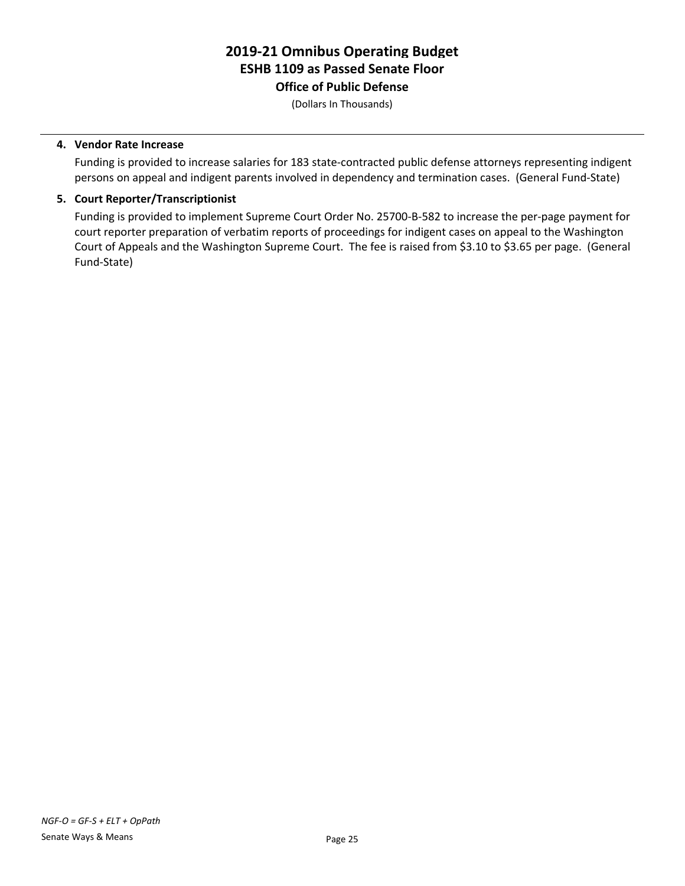# 2019-21 Omnibus Operating Budget
## ESHB 1109 as Passed Senate Floor
### Office of Public Defense

(Dollars In Thousands)

4. **Vendor Rate Increase**

   Funding is provided to increase salaries for 183 state-contracted public defense attorneys representing indigent persons on appeal and indigent parents involved in dependency and termination cases. (General Fund-State)

5. **Court Reporter/Transcriptionist**

   Funding is provided to implement Supreme Court Order No. 25700-B-582 to increase the per-page payment for court reporter preparation of verbatim reports of proceedings for indigent cases on appeal to the Washington Court of Appeals and the Washington Supreme Court. The fee is raised from $3.10 to $3.65 per page. (General Fund-State)

*NGF-O = GF-S + ELT + OpPath*

Senate Ways & Means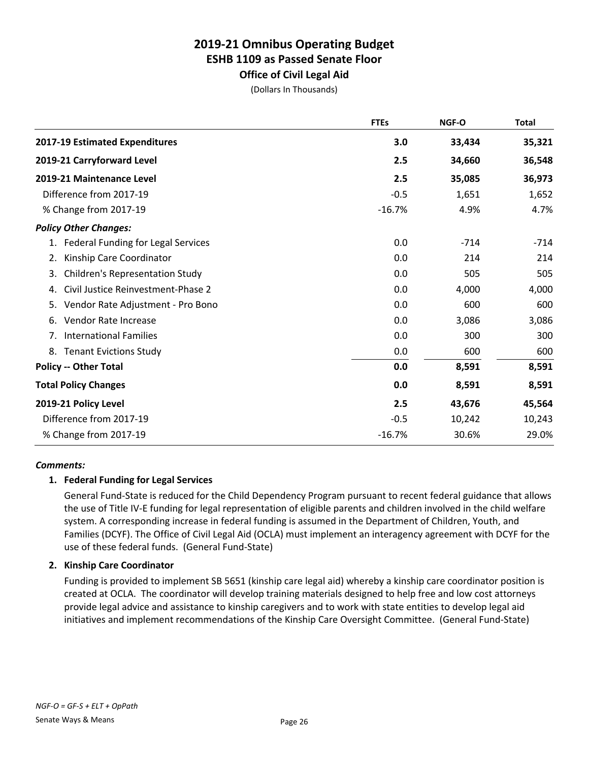# 2019-21 Omnibus Operating Budget
## ESHB 1109 as Passed Senate Floor
### Office of Civil Legal Aid

(Dollars In Thousands)

| | FTEs | NGF-O | Total |
|---|---|---|---|
| **2017-19 Estimated Expenditures** | **3.0** | **33,434** | **35,321** |
| **2019-21 Carryforward Level** | **2.5** | **34,660** | **36,548** |
| **2019-21 Maintenance Level** | **2.5** | **35,085** | **36,973** |
| Difference from 2017-19 | -0.5 | 1,651 | 1,652 |
| % Change from 2017-19 | -16.7% | 4.9% | 4.7% |
| ***Policy Other Changes:*** | | | |
| 1. Federal Funding for Legal Services | 0.0 | -714 | -714 |
| 2. Kinship Care Coordinator | 0.0 | 214 | 214 |
| 3. Children's Representation Study | 0.0 | 505 | 505 |
| 4. Civil Justice Reinvestment-Phase 2 | 0.0 | 4,000 | 4,000 |
| 5. Vendor Rate Adjustment - Pro Bono | 0.0 | 600 | 600 |
| 6. Vendor Rate Increase | 0.0 | 3,086 | 3,086 |
| 7. International Families | 0.0 | 300 | 300 |
| 8. Tenant Evictions Study | 0.0 | 600 | 600 |
| **Policy -- Other Total** | **0.0** | **8,591** | **8,591** |
| **Total Policy Changes** | **0.0** | **8,591** | **8,591** |
| **2019-21 Policy Level** | **2.5** | **43,676** | **45,564** |
| Difference from 2017-19 | -0.5 | 10,242 | 10,243 |
| % Change from 2017-19 | -16.7% | 30.6% | 29.0% |

***Comments:***

**1. Federal Funding for Legal Services**

General Fund-State is reduced for the Child Dependency Program pursuant to recent federal guidance that allows the use of Title IV-E funding for legal representation of eligible parents and children involved in the child welfare system. A corresponding increase in federal funding is assumed in the Department of Children, Youth, and Families (DCYF). The Office of Civil Legal Aid (OCLA) must implement an interagency agreement with DCYF for the use of these federal funds. (General Fund-State)

**2. Kinship Care Coordinator**

Funding is provided to implement SB 5651 (kinship care legal aid) whereby a kinship care coordinator position is created at OCLA. The coordinator will develop training materials designed to help free and low cost attorneys provide legal advice and assistance to kinship caregivers and to work with state entities to develop legal aid initiatives and implement recommendations of the Kinship Care Oversight Committee. (General Fund-State)

*NGF-O = GF-S + ELT + OpPath*

Senate Ways & Means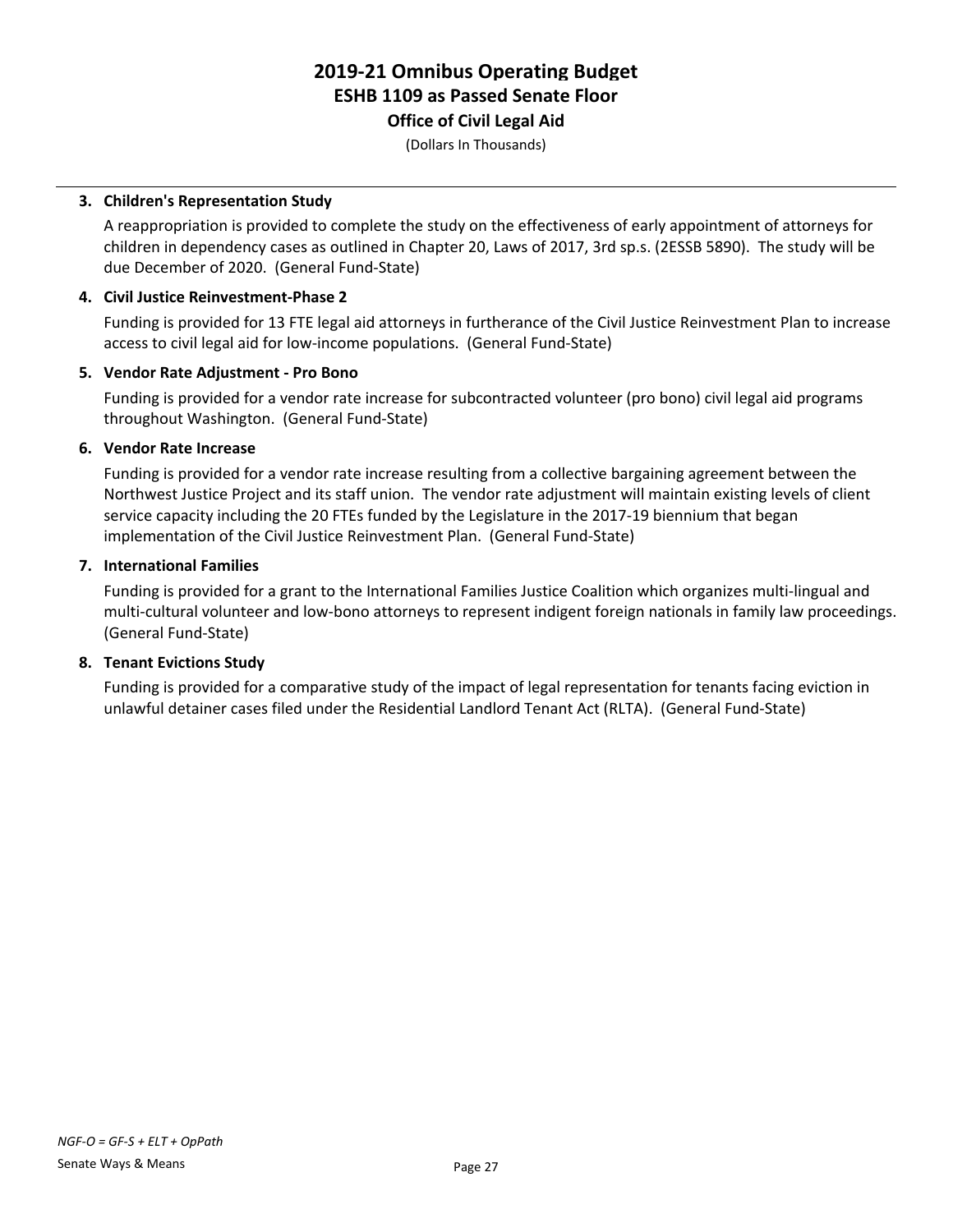**3. Children's Representation Study**

A reappropriation is provided to complete the study on the effectiveness of early appointment of attorneys for children in dependency cases as outlined in Chapter 20, Laws of 2017, 3rd sp.s. (2ESSB 5890). The study will be due December of 2020. (General Fund-State)

**4. Civil Justice Reinvestment-Phase 2**

Funding is provided for 13 FTE legal aid attorneys in furtherance of the Civil Justice Reinvestment Plan to increase access to civil legal aid for low-income populations. (General Fund-State)

**5. Vendor Rate Adjustment - Pro Bono**

Funding is provided for a vendor rate increase for subcontracted volunteer (pro bono) civil legal aid programs throughout Washington. (General Fund-State)

**6. Vendor Rate Increase**

Funding is provided for a vendor rate increase resulting from a collective bargaining agreement between the Northwest Justice Project and its staff union. The vendor rate adjustment will maintain existing levels of client service capacity including the 20 FTEs funded by the Legislature in the 2017-19 biennium that began implementation of the Civil Justice Reinvestment Plan. (General Fund-State)

**7. International Families**

Funding is provided for a grant to the International Families Justice Coalition which organizes multi-lingual and multi-cultural volunteer and low-bono attorneys to represent indigent foreign nationals in family law proceedings. (General Fund-State)

**8. Tenant Evictions Study**

Funding is provided for a comparative study of the impact of legal representation for tenants facing eviction in unlawful detainer cases filed under the Residential Landlord Tenant Act (RLTA). (General Fund-State)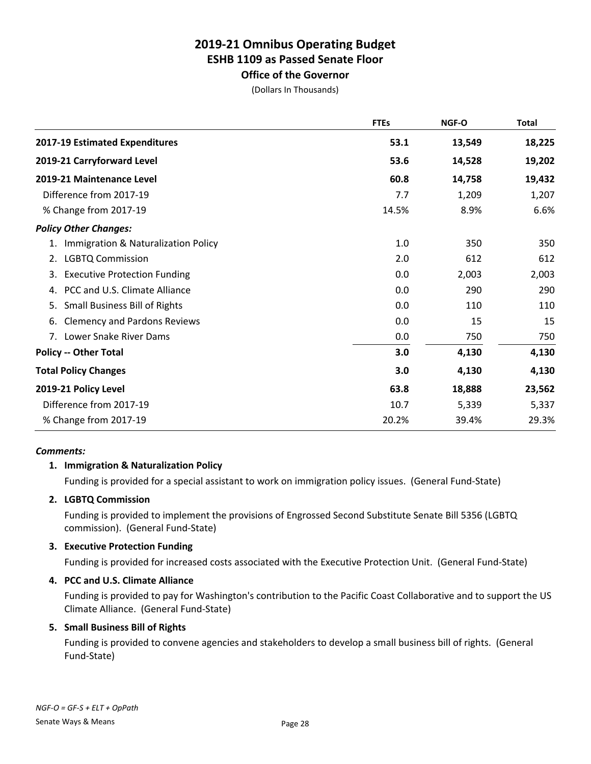# 2019-21 Omnibus Operating Budget
## ESHB 1109 as Passed Senate Floor
### Office of the Governor

(Dollars In Thousands)

| | FTEs | NGF-O | Total |
|---|---|---|---|
| **2017-19 Estimated Expenditures** | **53.1** | **13,549** | **18,225** |
| **2019-21 Carryforward Level** | **53.6** | **14,528** | **19,202** |
| **2019-21 Maintenance Level** | **60.8** | **14,758** | **19,432** |
| Difference from 2017-19 | 7.7 | 1,209 | 1,207 |
| % Change from 2017-19 | 14.5% | 8.9% | 6.6% |
| ***Policy Other Changes:*** | | | |
| 1. Immigration & Naturalization Policy | 1.0 | 350 | 350 |
| 2. LGBTQ Commission | 2.0 | 612 | 612 |
| 3. Executive Protection Funding | 0.0 | 2,003 | 2,003 |
| 4. PCC and U.S. Climate Alliance | 0.0 | 290 | 290 |
| 5. Small Business Bill of Rights | 0.0 | 110 | 110 |
| 6. Clemency and Pardons Reviews | 0.0 | 15 | 15 |
| 7. Lower Snake River Dams | 0.0 | 750 | 750 |
| **Policy -- Other Total** | **3.0** | **4,130** | **4,130** |
| **Total Policy Changes** | **3.0** | **4,130** | **4,130** |
| **2019-21 Policy Level** | **63.8** | **18,888** | **23,562** |
| Difference from 2017-19 | 10.7 | 5,339 | 5,337 |
| % Change from 2017-19 | 20.2% | 39.4% | 29.3% |

***Comments:***

**1. Immigration & Naturalization Policy**

Funding is provided for a special assistant to work on immigration policy issues. (General Fund-State)

**2. LGBTQ Commission**

Funding is provided to implement the provisions of Engrossed Second Substitute Senate Bill 5356 (LGBTQ commission). (General Fund-State)

**3. Executive Protection Funding**

Funding is provided for increased costs associated with the Executive Protection Unit. (General Fund-State)

**4. PCC and U.S. Climate Alliance**

Funding is provided to pay for Washington's contribution to the Pacific Coast Collaborative and to support the US Climate Alliance. (General Fund-State)

**5. Small Business Bill of Rights**

Funding is provided to convene agencies and stakeholders to develop a small business bill of rights. (General Fund-State)

*NGF-O = GF-S + ELT + OpPath*

Senate Ways & Means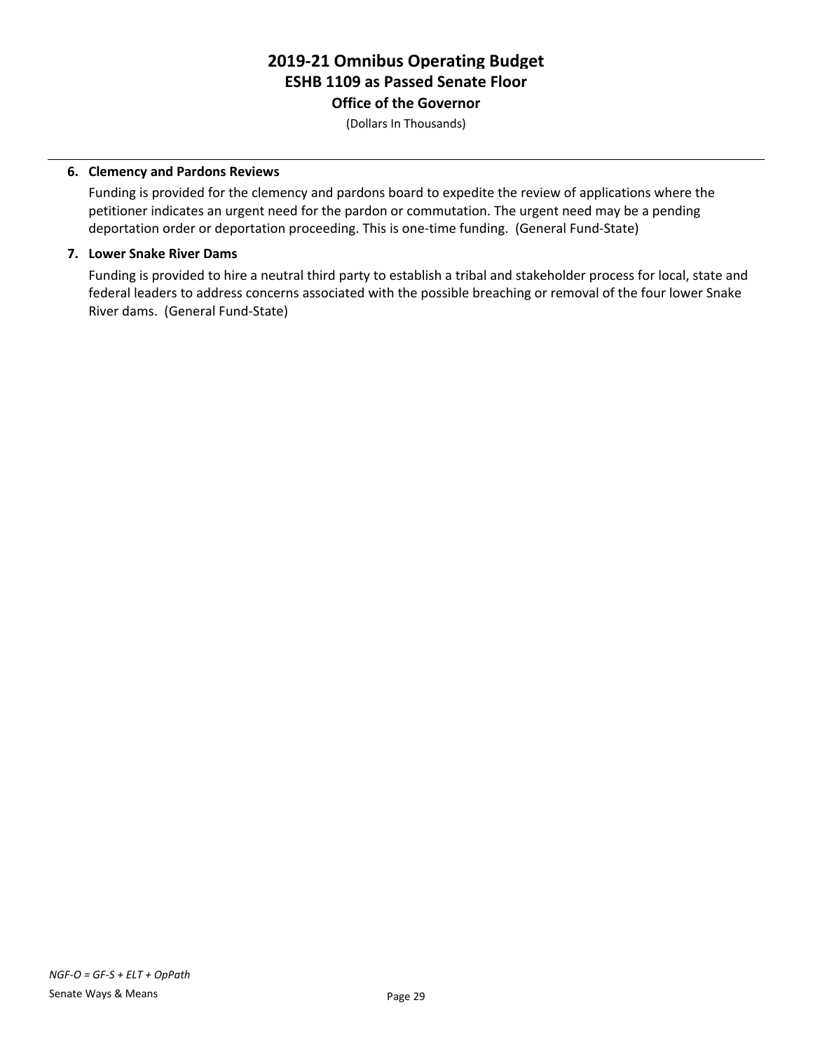**6. Clemency and Pardons Reviews**

Funding is provided for the clemency and pardons board to expedite the review of applications where the petitioner indicates an urgent need for the pardon or commutation. The urgent need may be a pending deportation order or deportation proceeding. This is one-time funding. (General Fund-State)

**7. Lower Snake River Dams**

Funding is provided to hire a neutral third party to establish a tribal and stakeholder process for local, state and federal leaders to address concerns associated with the possible breaching or removal of the four lower Snake River dams. (General Fund-State)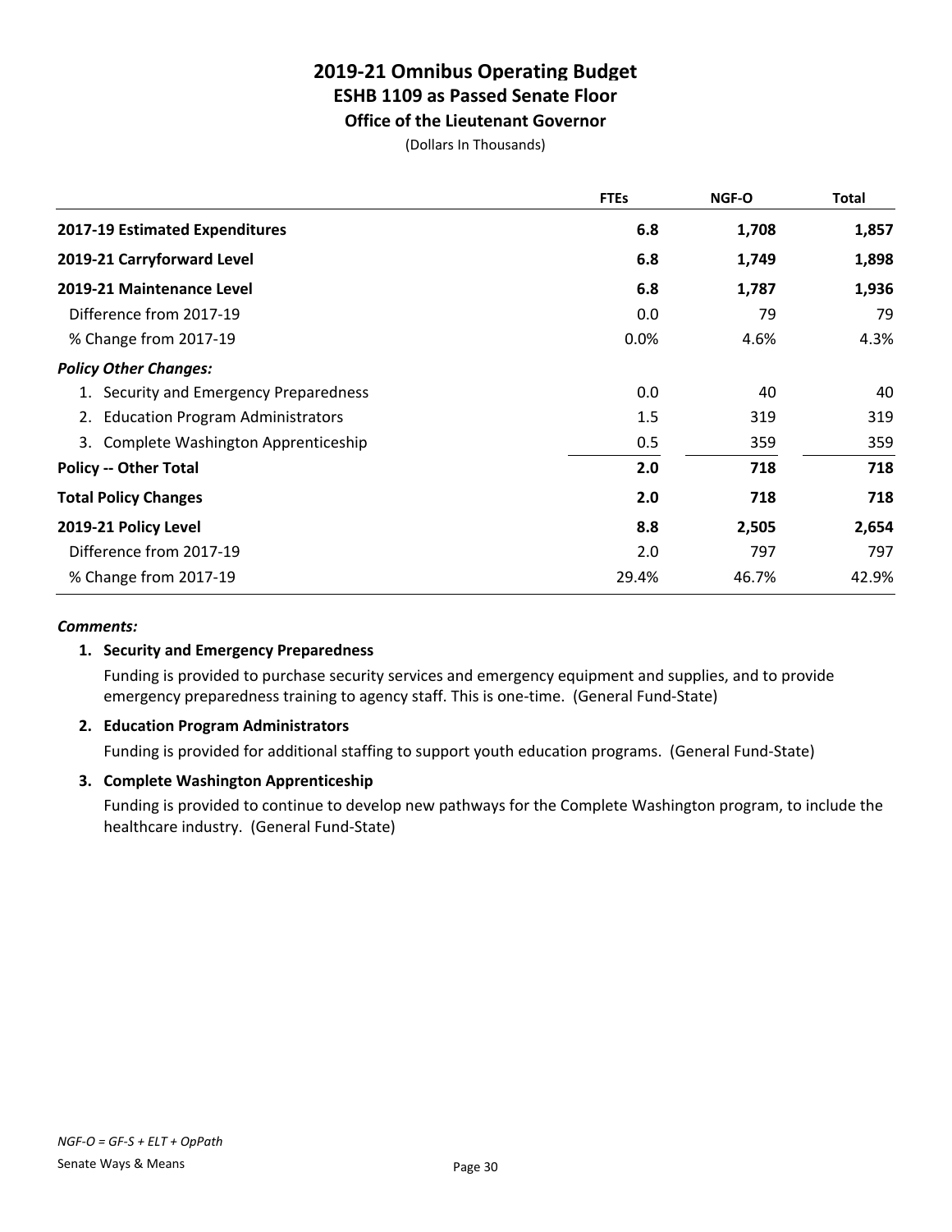# 2019-21 Omnibus Operating Budget
## ESHB 1109 as Passed Senate Floor
### Office of the Lieutenant Governor

(Dollars In Thousands)

| | FTEs | NGF-O | Total |
|---|---|---|---|
| **2017-19 Estimated Expenditures** | **6.8** | **1,708** | **1,857** |
| **2019-21 Carryforward Level** | **6.8** | **1,749** | **1,898** |
| **2019-21 Maintenance Level** | **6.8** | **1,787** | **1,936** |
| Difference from 2017-19 | 0.0 | 79 | 79 |
| % Change from 2017-19 | 0.0% | 4.6% | 4.3% |
| ***Policy Other Changes:*** | | | |
| 1. Security and Emergency Preparedness | 0.0 | 40 | 40 |
| 2. Education Program Administrators | 1.5 | 319 | 319 |
| 3. Complete Washington Apprenticeship | 0.5 | 359 | 359 |
| **Policy -- Other Total** | **2.0** | **718** | **718** |
| **Total Policy Changes** | **2.0** | **718** | **718** |
| **2019-21 Policy Level** | **8.8** | **2,505** | **2,654** |
| Difference from 2017-19 | 2.0 | 797 | 797 |
| % Change from 2017-19 | 29.4% | 46.7% | 42.9% |

***Comments:***

**1. Security and Emergency Preparedness**

Funding is provided to purchase security services and emergency equipment and supplies, and to provide emergency preparedness training to agency staff. This is one-time. (General Fund-State)

**2. Education Program Administrators**

Funding is provided for additional staffing to support youth education programs. (General Fund-State)

**3. Complete Washington Apprenticeship**

Funding is provided to continue to develop new pathways for the Complete Washington program, to include the healthcare industry. (General Fund-State)

*NGF-O = GF-S + ELT + OpPath*

Senate Ways & Means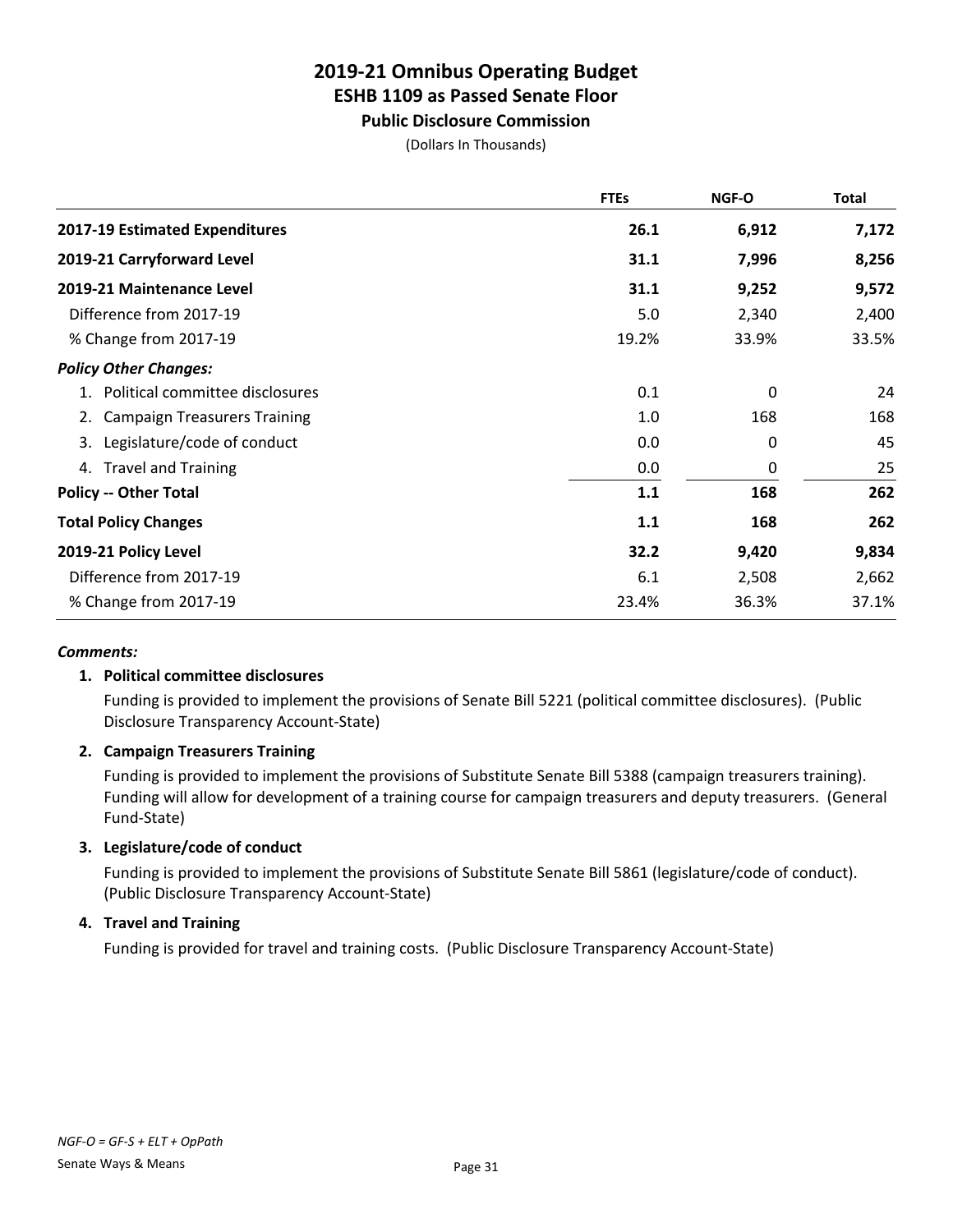# 2019-21 Omnibus Operating Budget
## ESHB 1109 as Passed Senate Floor
### Public Disclosure Commission

(Dollars In Thousands)

| | FTEs | NGF-O | Total |
|---|---|---|---|
| **2017-19 Estimated Expenditures** | **26.1** | **6,912** | **7,172** |
| **2019-21 Carryforward Level** | **31.1** | **7,996** | **8,256** |
| **2019-21 Maintenance Level** | **31.1** | **9,252** | **9,572** |
| Difference from 2017-19 | 5.0 | 2,340 | 2,400 |
| % Change from 2017-19 | 19.2% | 33.9% | 33.5% |
| ***Policy Other Changes:*** | | | |
| 1. Political committee disclosures | 0.1 | 0 | 24 |
| 2. Campaign Treasurers Training | 1.0 | 168 | 168 |
| 3. Legislature/code of conduct | 0.0 | 0 | 45 |
| 4. Travel and Training | 0.0 | 0 | 25 |
| **Policy -- Other Total** | **1.1** | **168** | **262** |
| **Total Policy Changes** | **1.1** | **168** | **262** |
| **2019-21 Policy Level** | **32.2** | **9,420** | **9,834** |
| Difference from 2017-19 | 6.1 | 2,508 | 2,662 |
| % Change from 2017-19 | 23.4% | 36.3% | 37.1% |

***Comments:***

**1. Political committee disclosures**

Funding is provided to implement the provisions of Senate Bill 5221 (political committee disclosures). (Public Disclosure Transparency Account-State)

**2. Campaign Treasurers Training**

Funding is provided to implement the provisions of Substitute Senate Bill 5388 (campaign treasurers training). Funding will allow for development of a training course for campaign treasurers and deputy treasurers. (General Fund-State)

**3. Legislature/code of conduct**

Funding is provided to implement the provisions of Substitute Senate Bill 5861 (legislature/code of conduct). (Public Disclosure Transparency Account-State)

**4. Travel and Training**

Funding is provided for travel and training costs. (Public Disclosure Transparency Account-State)

*NGF-O = GF-S + ELT + OpPath*

Senate Ways & Means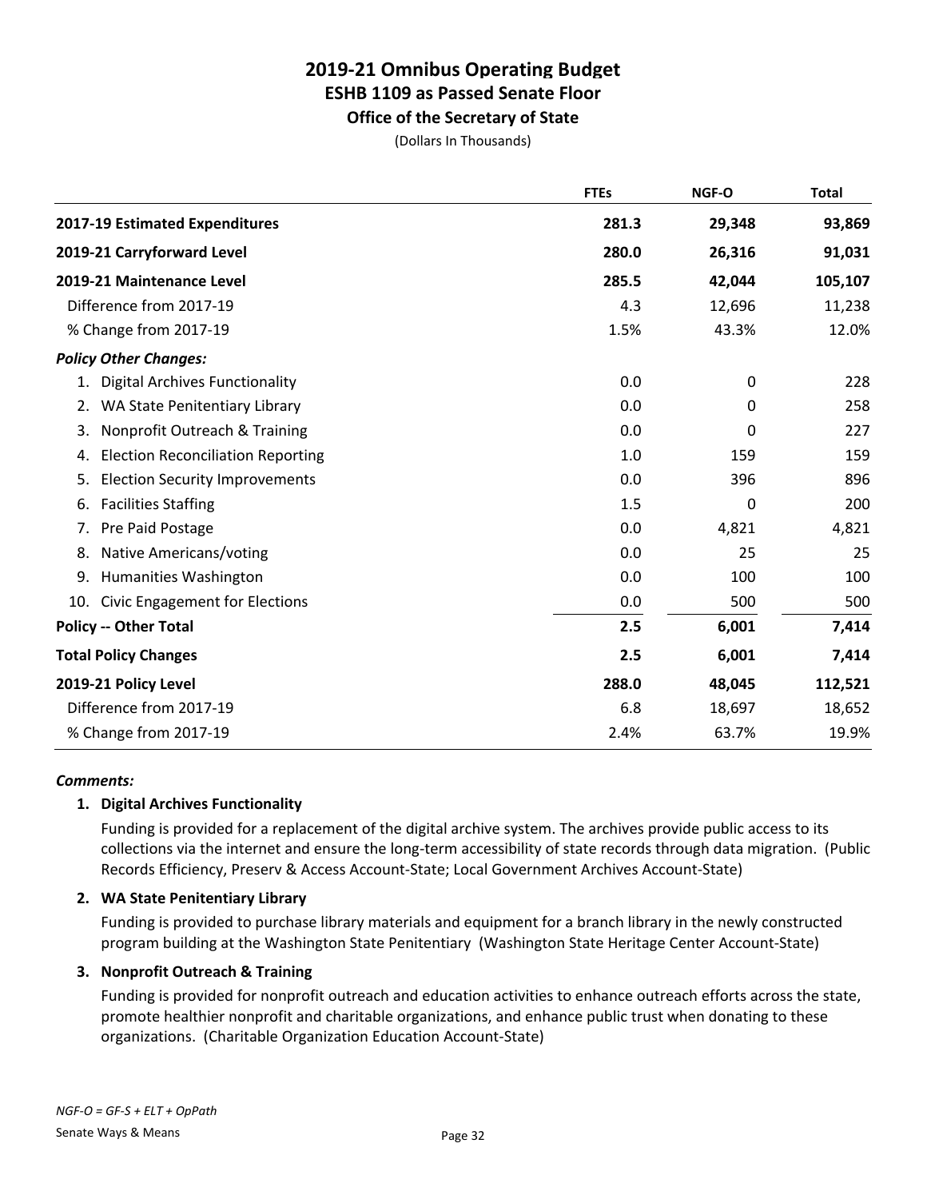# 2019-21 Omnibus Operating Budget
## ESHB 1109 as Passed Senate Floor
### Office of the Secretary of State

(Dollars In Thousands)

| | FTEs | NGF-O | Total |
|---|---|---|---|
| **2017-19 Estimated Expenditures** | **281.3** | **29,348** | **93,869** |
| **2019-21 Carryforward Level** | **280.0** | **26,316** | **91,031** |
| **2019-21 Maintenance Level** | **285.5** | **42,044** | **105,107** |
| Difference from 2017-19 | 4.3 | 12,696 | 11,238 |
| % Change from 2017-19 | 1.5% | 43.3% | 12.0% |
| ***Policy Other Changes:*** | | | |
| 1. Digital Archives Functionality | 0.0 | 0 | 228 |
| 2. WA State Penitentiary Library | 0.0 | 0 | 258 |
| 3. Nonprofit Outreach & Training | 0.0 | 0 | 227 |
| 4. Election Reconciliation Reporting | 1.0 | 159 | 159 |
| 5. Election Security Improvements | 0.0 | 396 | 896 |
| 6. Facilities Staffing | 1.5 | 0 | 200 |
| 7. Pre Paid Postage | 0.0 | 4,821 | 4,821 |
| 8. Native Americans/voting | 0.0 | 25 | 25 |
| 9. Humanities Washington | 0.0 | 100 | 100 |
| 10. Civic Engagement for Elections | 0.0 | 500 | 500 |
| **Policy -- Other Total** | **2.5** | **6,001** | **7,414** |
| **Total Policy Changes** | **2.5** | **6,001** | **7,414** |
| **2019-21 Policy Level** | **288.0** | **48,045** | **112,521** |
| Difference from 2017-19 | 6.8 | 18,697 | 18,652 |
| % Change from 2017-19 | 2.4% | 63.7% | 19.9% |

***Comments:***

**1. Digital Archives Functionality**

Funding is provided for a replacement of the digital archive system. The archives provide public access to its collections via the internet and ensure the long-term accessibility of state records through data migration. (Public Records Efficiency, Preserv & Access Account-State; Local Government Archives Account-State)

**2. WA State Penitentiary Library**

Funding is provided to purchase library materials and equipment for a branch library in the newly constructed program building at the Washington State Penitentiary (Washington State Heritage Center Account-State)

**3. Nonprofit Outreach & Training**

Funding is provided for nonprofit outreach and education activities to enhance outreach efforts across the state, promote healthier nonprofit and charitable organizations, and enhance public trust when donating to these organizations. (Charitable Organization Education Account-State)

*NGF-O = GF-S + ELT + OpPath*

Senate Ways & Means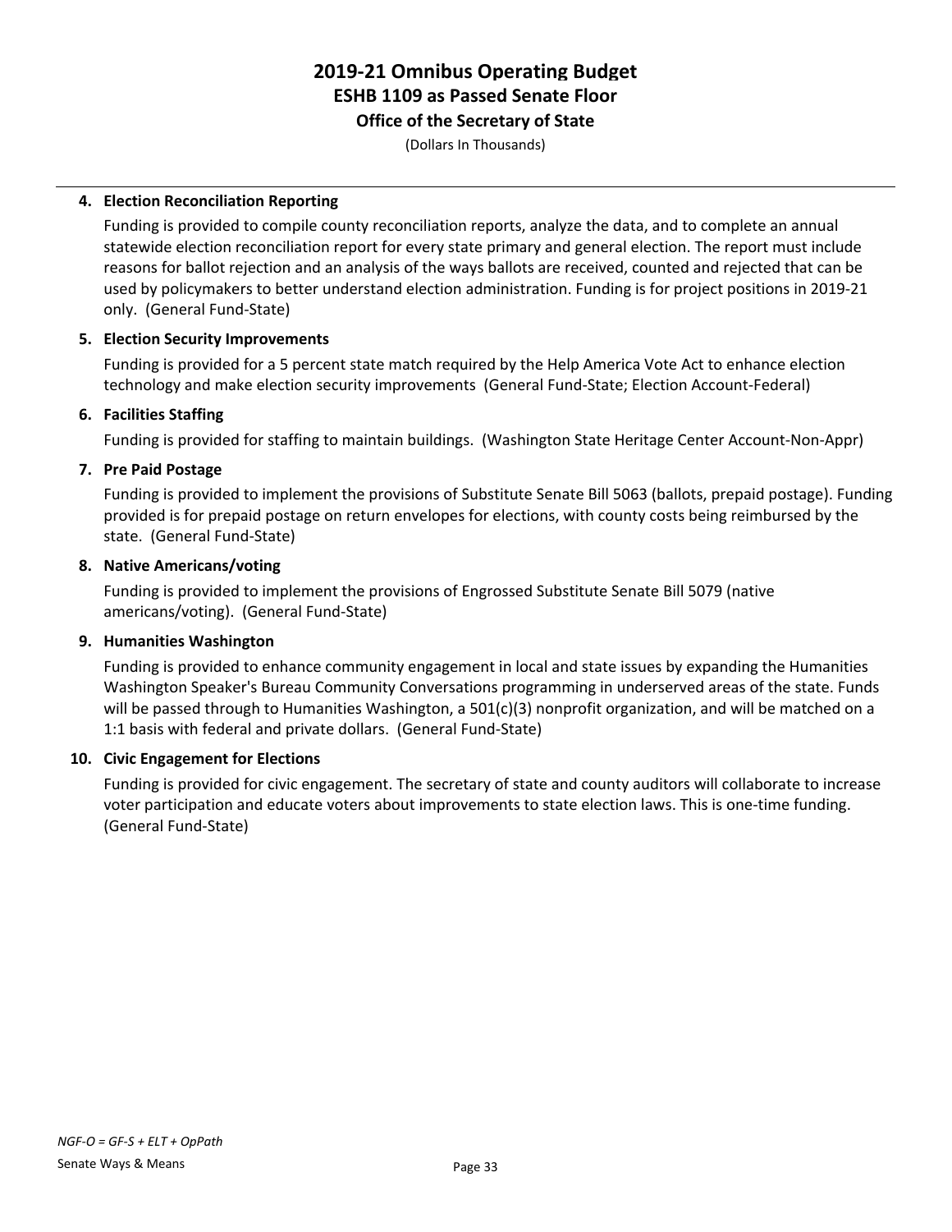# 2019-21 Omnibus Operating Budget
## ESHB 1109 as Passed Senate Floor
### Office of the Secretary of State

(Dollars In Thousands)

**4. Election Reconciliation Reporting**

Funding is provided to compile county reconciliation reports, analyze the data, and to complete an annual statewide election reconciliation report for every state primary and general election. The report must include reasons for ballot rejection and an analysis of the ways ballots are received, counted and rejected that can be used by policymakers to better understand election administration. Funding is for project positions in 2019-21 only. (General Fund-State)

**5. Election Security Improvements**

Funding is provided for a 5 percent state match required by the Help America Vote Act to enhance election technology and make election security improvements (General Fund-State; Election Account-Federal)

**6. Facilities Staffing**

Funding is provided for staffing to maintain buildings. (Washington State Heritage Center Account-Non-Appr)

**7. Pre Paid Postage**

Funding is provided to implement the provisions of Substitute Senate Bill 5063 (ballots, prepaid postage). Funding provided is for prepaid postage on return envelopes for elections, with county costs being reimbursed by the state. (General Fund-State)

**8. Native Americans/voting**

Funding is provided to implement the provisions of Engrossed Substitute Senate Bill 5079 (native americans/voting). (General Fund-State)

**9. Humanities Washington**

Funding is provided to enhance community engagement in local and state issues by expanding the Humanities Washington Speaker's Bureau Community Conversations programming in underserved areas of the state. Funds will be passed through to Humanities Washington, a 501(c)(3) nonprofit organization, and will be matched on a 1:1 basis with federal and private dollars. (General Fund-State)

**10. Civic Engagement for Elections**

Funding is provided for civic engagement. The secretary of state and county auditors will collaborate to increase voter participation and educate voters about improvements to state election laws. This is one-time funding. (General Fund-State)

*NGF-O = GF-S + ELT + OpPath*

Senate Ways & Means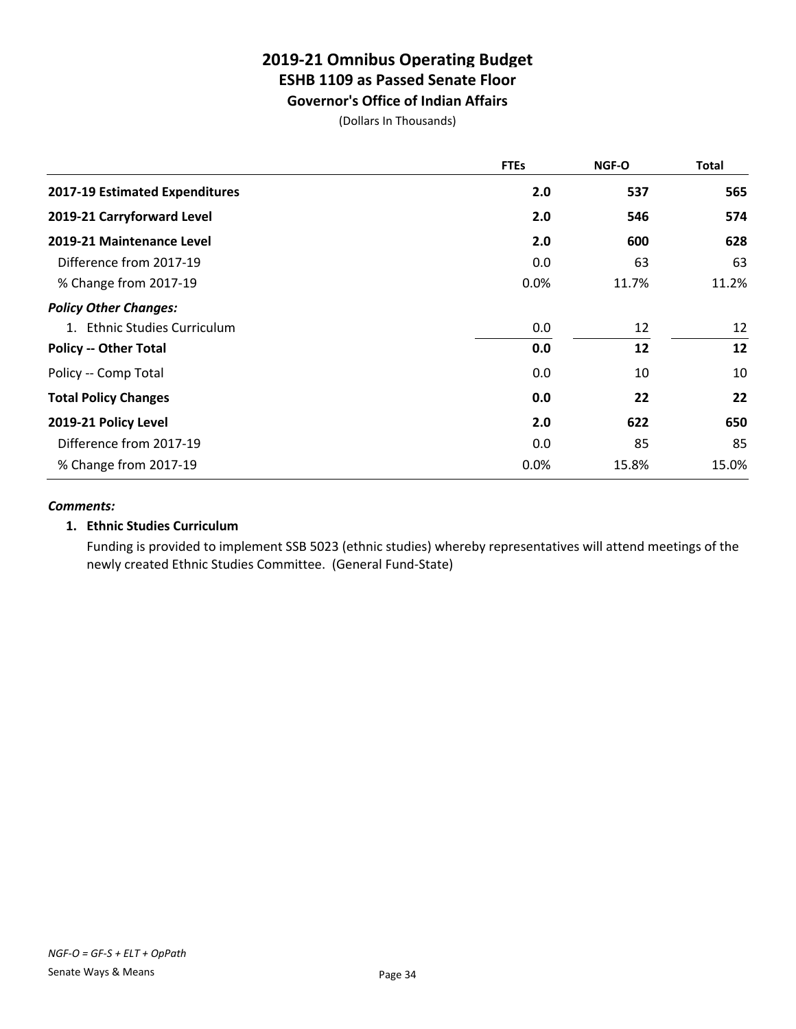# 2019-21 Omnibus Operating Budget
## ESHB 1109 as Passed Senate Floor
### Governor's Office of Indian Affairs

(Dollars In Thousands)

| | FTEs | NGF-O | Total |
|---|---|---|---|
| **2017-19 Estimated Expenditures** | **2.0** | **537** | **565** |
| **2019-21 Carryforward Level** | **2.0** | **546** | **574** |
| **2019-21 Maintenance Level** | **2.0** | **600** | **628** |
| Difference from 2017-19 | 0.0 | 63 | 63 |
| % Change from 2017-19 | 0.0% | 11.7% | 11.2% |
| ***Policy Other Changes:*** | | | |
| 1. Ethnic Studies Curriculum | 0.0 | 12 | 12 |
| **Policy -- Other Total** | **0.0** | **12** | **12** |
| Policy -- Comp Total | 0.0 | 10 | 10 |
| **Total Policy Changes** | **0.0** | **22** | **22** |
| **2019-21 Policy Level** | **2.0** | **622** | **650** |
| Difference from 2017-19 | 0.0 | 85 | 85 |
| % Change from 2017-19 | 0.0% | 15.8% | 15.0% |

***Comments:***

**1. Ethnic Studies Curriculum**

Funding is provided to implement SSB 5023 (ethnic studies) whereby representatives will attend meetings of the newly created Ethnic Studies Committee. (General Fund-State)

*NGF-O = GF-S + ELT + OpPath*

Senate Ways & Means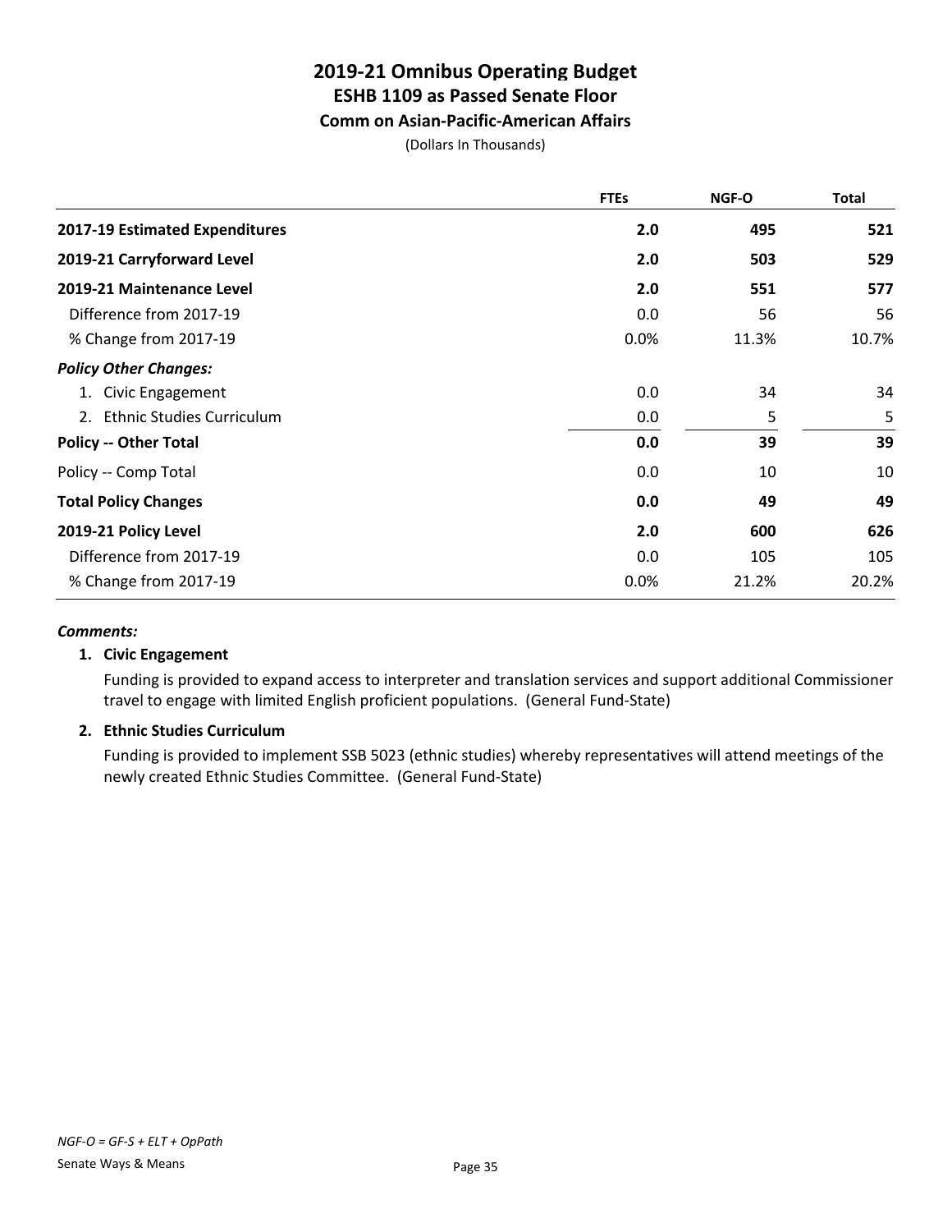# 2019-21 Omnibus Operating Budget
## ESHB 1109 as Passed Senate Floor
### Comm on Asian-Pacific-American Affairs

(Dollars In Thousands)

| | FTEs | NGF-O | Total |
|---|---|---|---|
| **2017-19 Estimated Expenditures** | **2.0** | **495** | **521** |
| **2019-21 Carryforward Level** | **2.0** | **503** | **529** |
| **2019-21 Maintenance Level** | **2.0** | **551** | **577** |
| Difference from 2017-19 | 0.0 | 56 | 56 |
| % Change from 2017-19 | 0.0% | 11.3% | 10.7% |
| ***Policy Other Changes:*** | | | |
| 1. Civic Engagement | 0.0 | 34 | 34 |
| 2. Ethnic Studies Curriculum | 0.0 | 5 | 5 |
| **Policy -- Other Total** | **0.0** | **39** | **39** |
| Policy -- Comp Total | 0.0 | 10 | 10 |
| **Total Policy Changes** | **0.0** | **49** | **49** |
| **2019-21 Policy Level** | **2.0** | **600** | **626** |
| Difference from 2017-19 | 0.0 | 105 | 105 |
| % Change from 2017-19 | 0.0% | 21.2% | 20.2% |

***Comments:***

**1. Civic Engagement**

Funding is provided to expand access to interpreter and translation services and support additional Commissioner travel to engage with limited English proficient populations. (General Fund-State)

**2. Ethnic Studies Curriculum**

Funding is provided to implement SSB 5023 (ethnic studies) whereby representatives will attend meetings of the newly created Ethnic Studies Committee. (General Fund-State)

*NGF-O = GF-S + ELT + OpPath*

Senate Ways & Means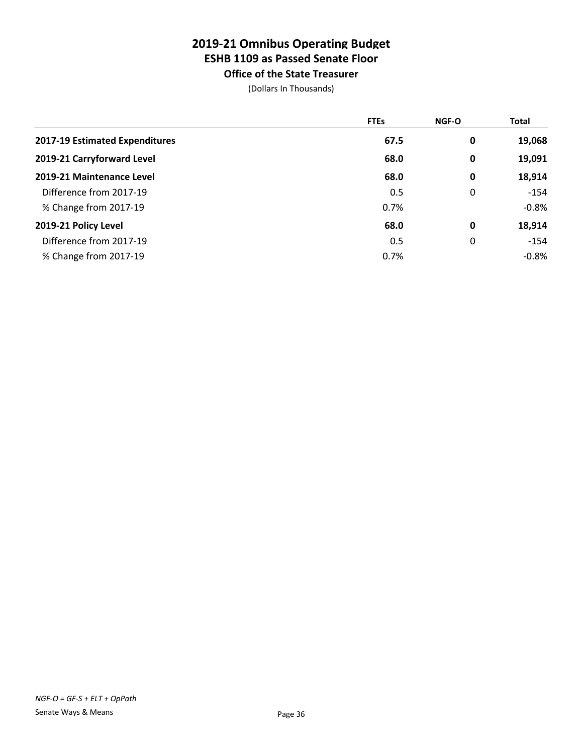# 2019-21 Omnibus Operating Budget
## ESHB 1109 as Passed Senate Floor
### Office of the State Treasurer

(Dollars In Thousands)

| | FTEs | NGF-O | Total |
|---|---|---|---|
| **2017-19 Estimated Expenditures** | **67.5** | **0** | **19,068** |
| **2019-21 Carryforward Level** | **68.0** | **0** | **19,091** |
| **2019-21 Maintenance Level** | **68.0** | **0** | **18,914** |
| Difference from 2017-19 | 0.5 | 0 | -154 |
| % Change from 2017-19 | 0.7% | | -0.8% |
| **2019-21 Policy Level** | **68.0** | **0** | **18,914** |
| Difference from 2017-19 | 0.5 | 0 | -154 |
| % Change from 2017-19 | 0.7% | | -0.8% |

*NGF-O = GF-S + ELT + OpPath*

Senate Ways & Means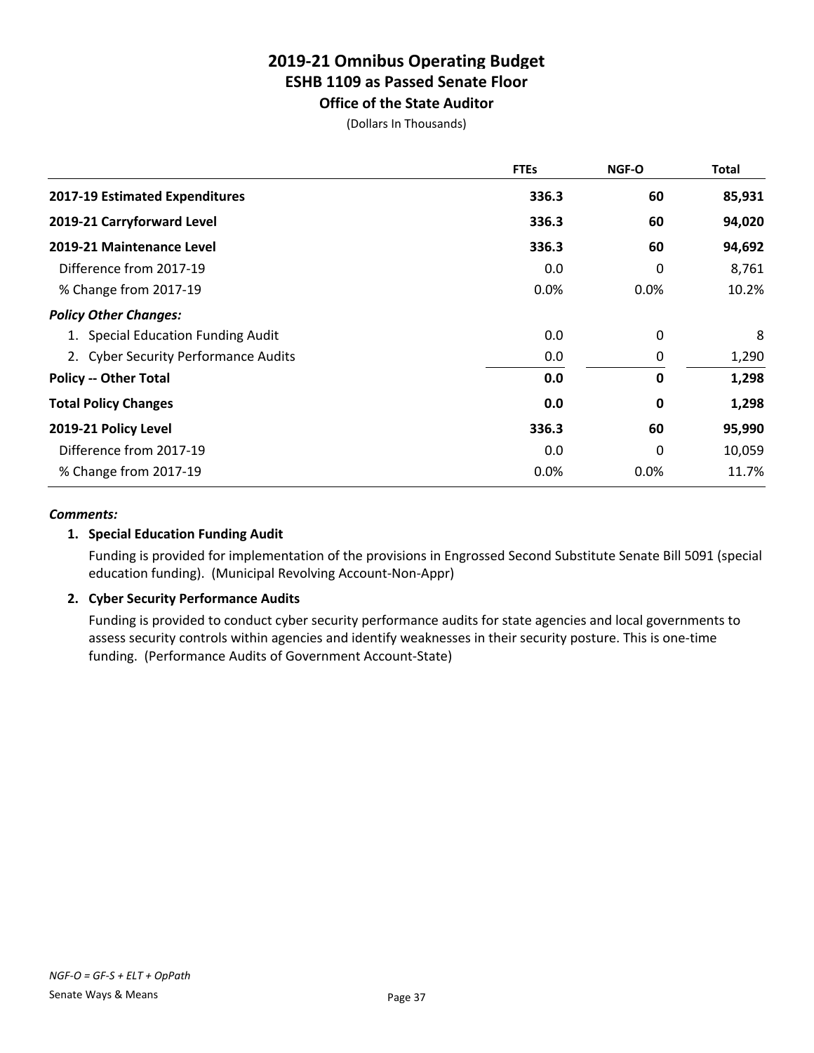# 2019-21 Omnibus Operating Budget
## ESHB 1109 as Passed Senate Floor
### Office of the State Auditor

(Dollars In Thousands)

| | FTEs | NGF-O | Total |
|---|---|---|---|
| **2017-19 Estimated Expenditures** | **336.3** | **60** | **85,931** |
| **2019-21 Carryforward Level** | **336.3** | **60** | **94,020** |
| **2019-21 Maintenance Level** | **336.3** | **60** | **94,692** |
| Difference from 2017-19 | 0.0 | 0 | 8,761 |
| % Change from 2017-19 | 0.0% | 0.0% | 10.2% |
| ***Policy Other Changes:*** | | | |
| 1. Special Education Funding Audit | 0.0 | 0 | 8 |
| 2. Cyber Security Performance Audits | 0.0 | 0 | 1,290 |
| **Policy -- Other Total** | **0.0** | **0** | **1,298** |
| **Total Policy Changes** | **0.0** | **0** | **1,298** |
| **2019-21 Policy Level** | **336.3** | **60** | **95,990** |
| Difference from 2017-19 | 0.0 | 0 | 10,059 |
| % Change from 2017-19 | 0.0% | 0.0% | 11.7% |

***Comments:***

**1. Special Education Funding Audit**

Funding is provided for implementation of the provisions in Engrossed Second Substitute Senate Bill 5091 (special education funding). (Municipal Revolving Account-Non-Appr)

**2. Cyber Security Performance Audits**

Funding is provided to conduct cyber security performance audits for state agencies and local governments to assess security controls within agencies and identify weaknesses in their security posture. This is one-time funding. (Performance Audits of Government Account-State)

*NGF-O = GF-S + ELT + OpPath*

Senate Ways & Means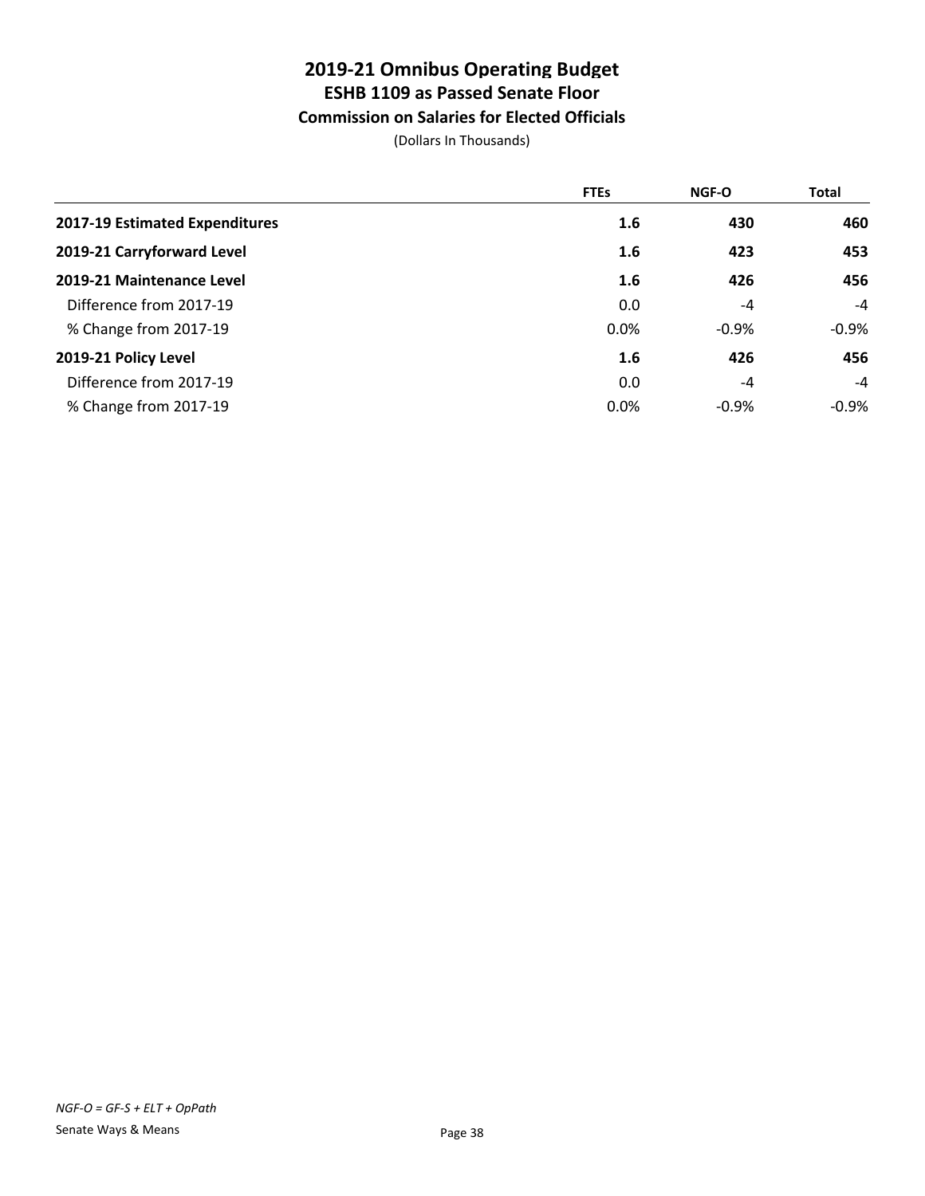# 2019-21 Omnibus Operating Budget
## ESHB 1109 as Passed Senate Floor
### Commission on Salaries for Elected Officials

(Dollars In Thousands)

| | FTEs | NGF-O | Total |
|---|---|---|---|
| **2017-19 Estimated Expenditures** | **1.6** | **430** | **460** |
| **2019-21 Carryforward Level** | **1.6** | **423** | **453** |
| **2019-21 Maintenance Level** | **1.6** | **426** | **456** |
| Difference from 2017-19 | 0.0 | -4 | -4 |
| % Change from 2017-19 | 0.0% | -0.9% | -0.9% |
| **2019-21 Policy Level** | **1.6** | **426** | **456** |
| Difference from 2017-19 | 0.0 | -4 | -4 |
| % Change from 2017-19 | 0.0% | -0.9% | -0.9% |

*NGF-O = GF-S + ELT + OpPath*

Senate Ways & Means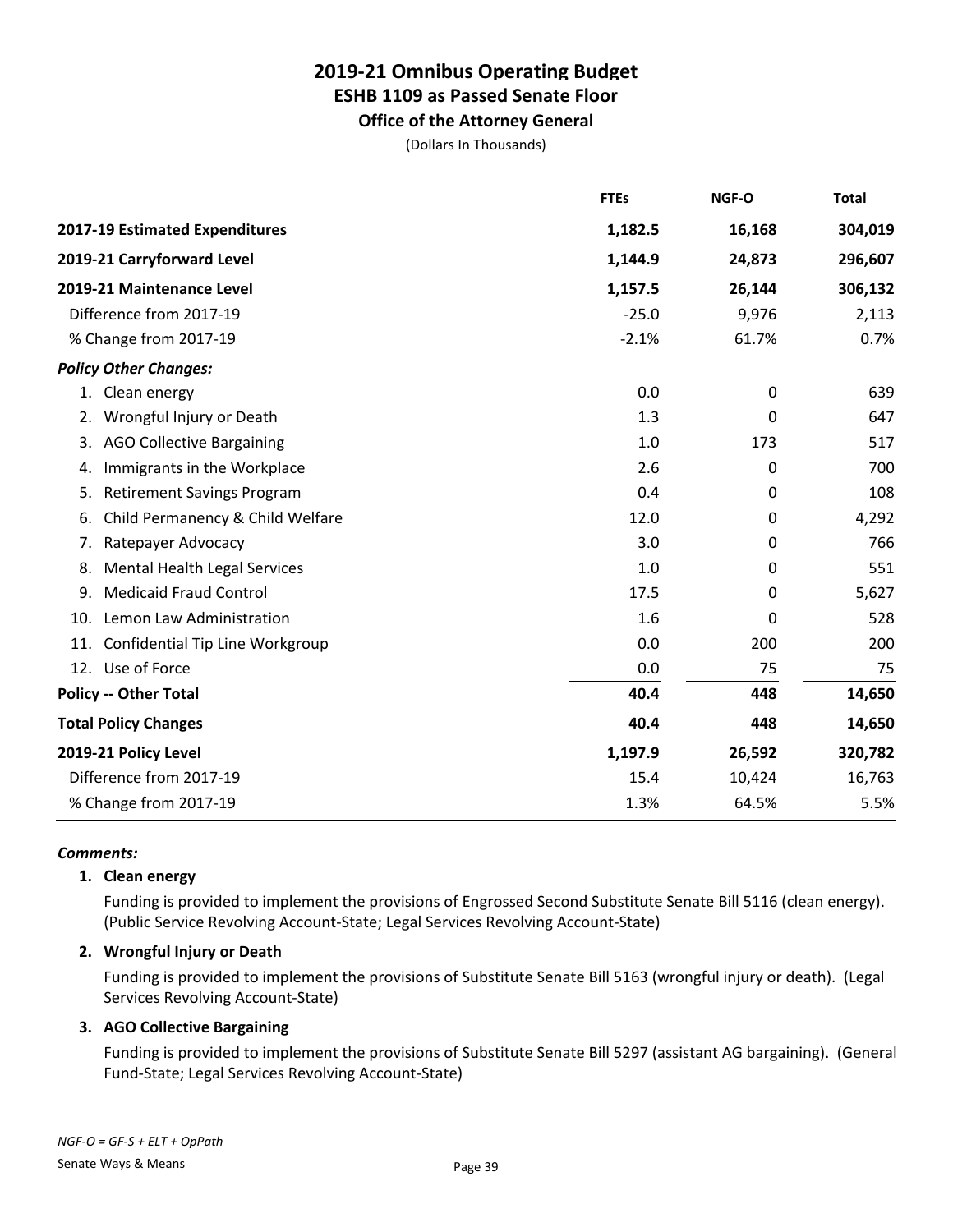# 2019-21 Omnibus Operating Budget
## ESHB 1109 as Passed Senate Floor
### Office of the Attorney General

(Dollars In Thousands)

| | FTEs | NGF-O | Total |
|---|---|---|---|
| **2017-19 Estimated Expenditures** | **1,182.5** | **16,168** | **304,019** |
| **2019-21 Carryforward Level** | **1,144.9** | **24,873** | **296,607** |
| **2019-21 Maintenance Level** | **1,157.5** | **26,144** | **306,132** |
| Difference from 2017-19 | -25.0 | 9,976 | 2,113 |
| % Change from 2017-19 | -2.1% | 61.7% | 0.7% |
| ***Policy Other Changes:*** | | | |
| 1. Clean energy | 0.0 | 0 | 639 |
| 2. Wrongful Injury or Death | 1.3 | 0 | 647 |
| 3. AGO Collective Bargaining | 1.0 | 173 | 517 |
| 4. Immigrants in the Workplace | 2.6 | 0 | 700 |
| 5. Retirement Savings Program | 0.4 | 0 | 108 |
| 6. Child Permanency & Child Welfare | 12.0 | 0 | 4,292 |
| 7. Ratepayer Advocacy | 3.0 | 0 | 766 |
| 8. Mental Health Legal Services | 1.0 | 0 | 551 |
| 9. Medicaid Fraud Control | 17.5 | 0 | 5,627 |
| 10. Lemon Law Administration | 1.6 | 0 | 528 |
| 11. Confidential Tip Line Workgroup | 0.0 | 200 | 200 |
| 12. Use of Force | 0.0 | 75 | 75 |
| **Policy -- Other Total** | **40.4** | **448** | **14,650** |
| **Total Policy Changes** | **40.4** | **448** | **14,650** |
| **2019-21 Policy Level** | **1,197.9** | **26,592** | **320,782** |
| Difference from 2017-19 | 15.4 | 10,424 | 16,763 |
| % Change from 2017-19 | 1.3% | 64.5% | 5.5% |

***Comments:***

**1. Clean energy**

Funding is provided to implement the provisions of Engrossed Second Substitute Senate Bill 5116 (clean energy). (Public Service Revolving Account-State; Legal Services Revolving Account-State)

**2. Wrongful Injury or Death**

Funding is provided to implement the provisions of Substitute Senate Bill 5163 (wrongful injury or death). (Legal Services Revolving Account-State)

**3. AGO Collective Bargaining**

Funding is provided to implement the provisions of Substitute Senate Bill 5297 (assistant AG bargaining). (General Fund-State; Legal Services Revolving Account-State)

*NGF-O = GF-S + ELT + OpPath*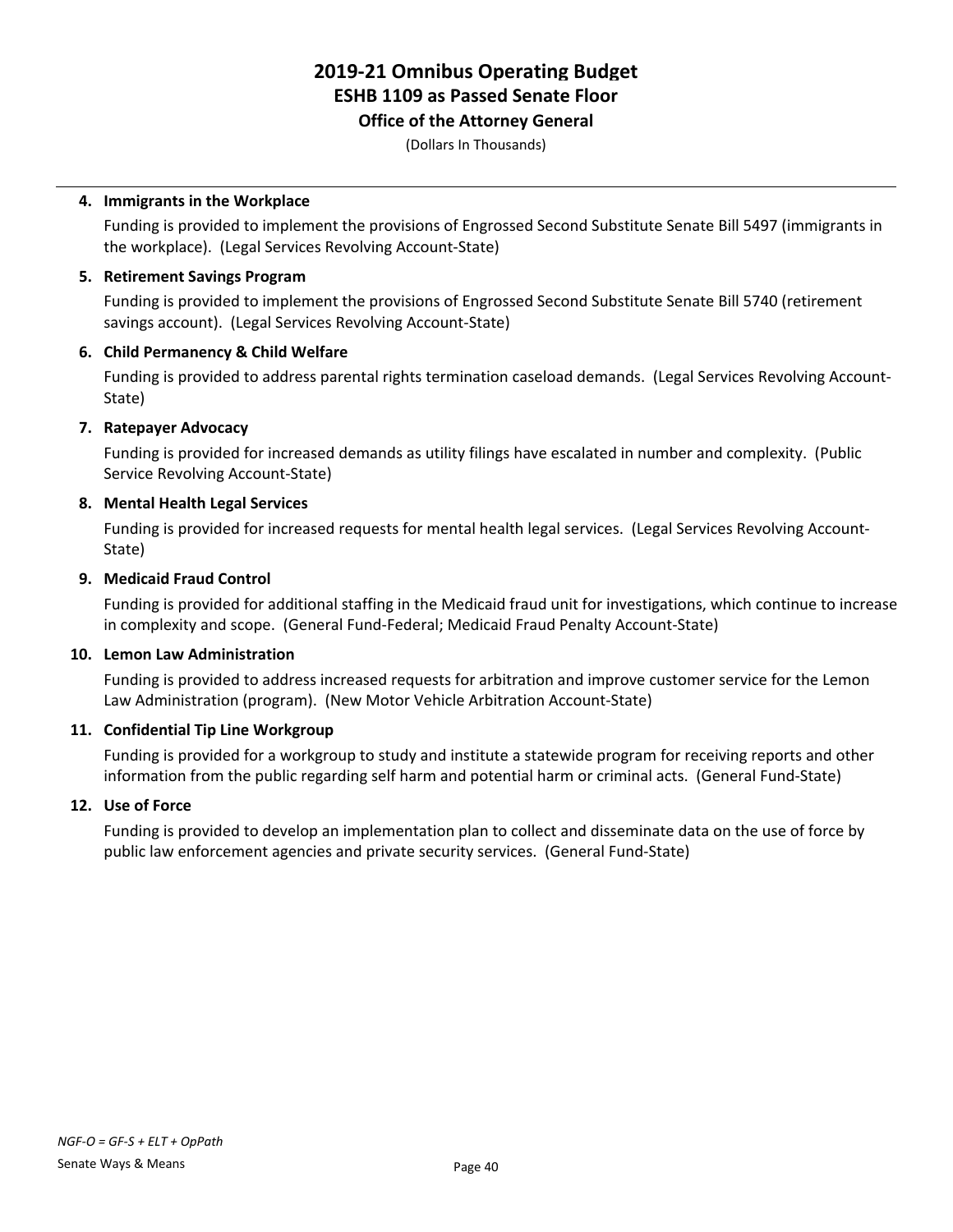# 2019-21 Omnibus Operating Budget
## ESHB 1109 as Passed Senate Floor
### Office of the Attorney General
(Dollars In Thousands)

**4. Immigrants in the Workplace**

Funding is provided to implement the provisions of Engrossed Second Substitute Senate Bill 5497 (immigrants in the workplace). (Legal Services Revolving Account-State)

**5. Retirement Savings Program**

Funding is provided to implement the provisions of Engrossed Second Substitute Senate Bill 5740 (retirement savings account). (Legal Services Revolving Account-State)

**6. Child Permanency & Child Welfare**

Funding is provided to address parental rights termination caseload demands. (Legal Services Revolving Account-State)

**7. Ratepayer Advocacy**

Funding is provided for increased demands as utility filings have escalated in number and complexity. (Public Service Revolving Account-State)

**8. Mental Health Legal Services**

Funding is provided for increased requests for mental health legal services. (Legal Services Revolving Account-State)

**9. Medicaid Fraud Control**

Funding is provided for additional staffing in the Medicaid fraud unit for investigations, which continue to increase in complexity and scope. (General Fund-Federal; Medicaid Fraud Penalty Account-State)

**10. Lemon Law Administration**

Funding is provided to address increased requests for arbitration and improve customer service for the Lemon Law Administration (program). (New Motor Vehicle Arbitration Account-State)

**11. Confidential Tip Line Workgroup**

Funding is provided for a workgroup to study and institute a statewide program for receiving reports and other information from the public regarding self harm and potential harm or criminal acts. (General Fund-State)

**12. Use of Force**

Funding is provided to develop an implementation plan to collect and disseminate data on the use of force by public law enforcement agencies and private security services. (General Fund-State)

*NGF-O = GF-S + ELT + OpPath*

Senate Ways & Means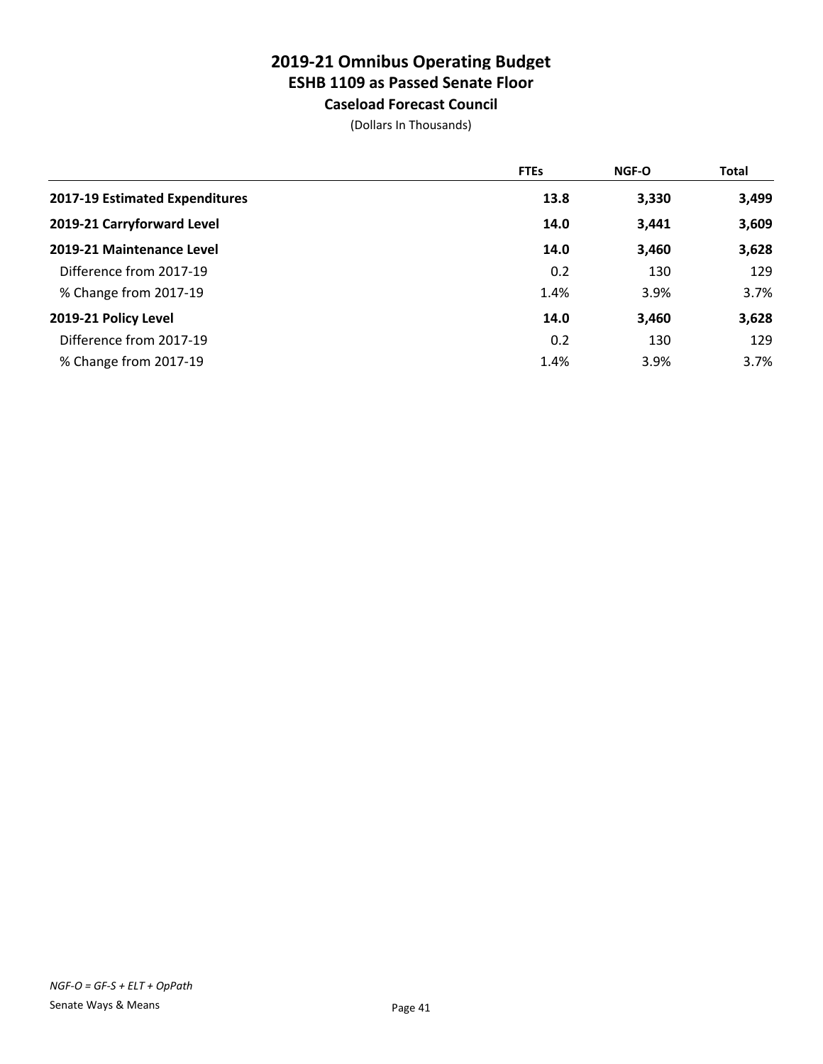# 2019-21 Omnibus Operating Budget
## ESHB 1109 as Passed Senate Floor
### Caseload Forecast Council

(Dollars In Thousands)

| | FTEs | NGF-O | Total |
|---|---|---|---|
| **2017-19 Estimated Expenditures** | **13.8** | **3,330** | **3,499** |
| **2019-21 Carryforward Level** | **14.0** | **3,441** | **3,609** |
| **2019-21 Maintenance Level** | **14.0** | **3,460** | **3,628** |
| Difference from 2017-19 | 0.2 | 130 | 129 |
| % Change from 2017-19 | 1.4% | 3.9% | 3.7% |
| **2019-21 Policy Level** | **14.0** | **3,460** | **3,628** |
| Difference from 2017-19 | 0.2 | 130 | 129 |
| % Change from 2017-19 | 1.4% | 3.9% | 3.7% |

*NGF-O = GF-S + ELT + OpPath*

Senate Ways & Means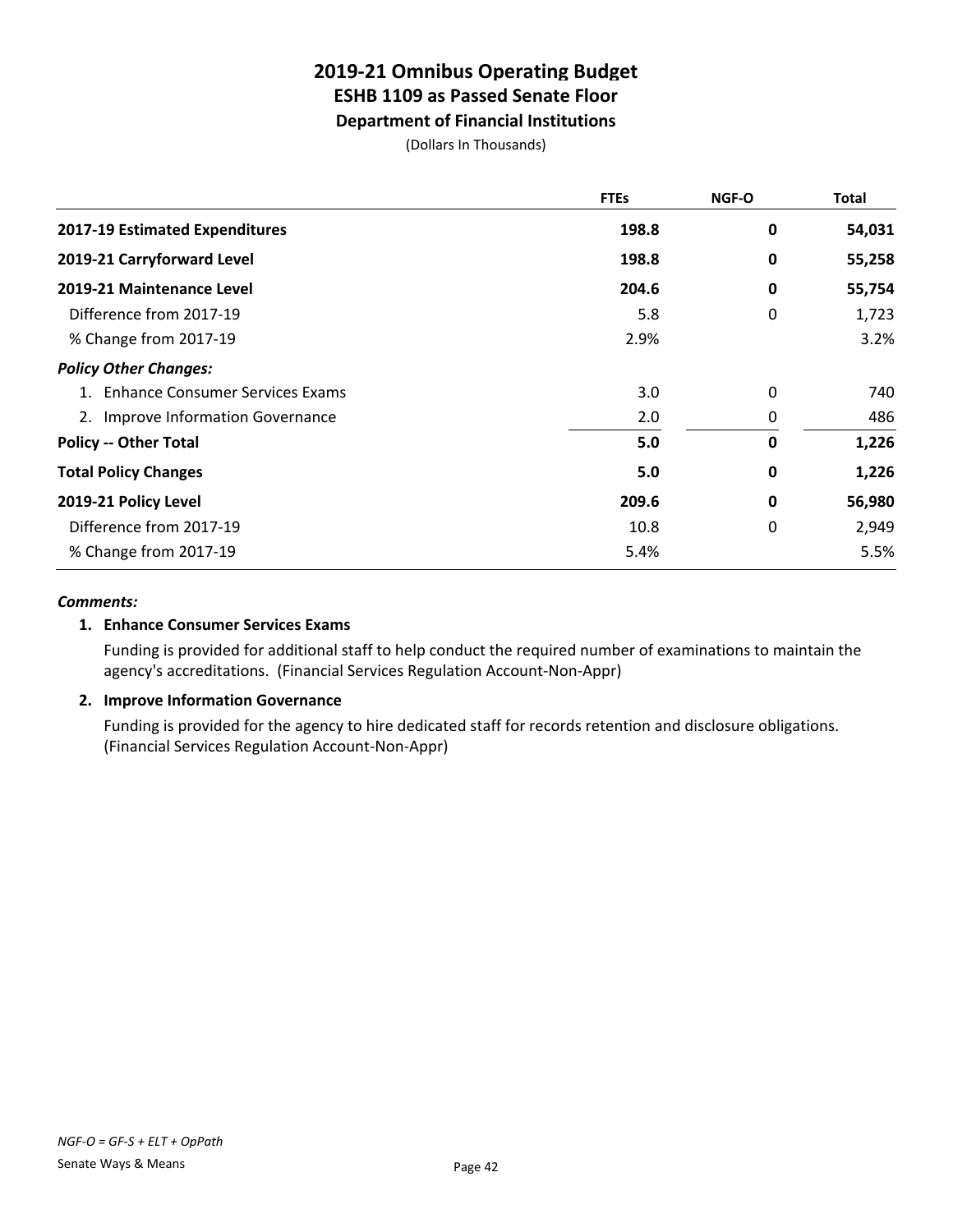# 2019-21 Omnibus Operating Budget
## ESHB 1109 as Passed Senate Floor
### Department of Financial Institutions

(Dollars In Thousands)

| | FTEs | NGF-O | Total |
|---|---|---|---|
| **2017-19 Estimated Expenditures** | **198.8** | **0** | **54,031** |
| **2019-21 Carryforward Level** | **198.8** | **0** | **55,258** |
| **2019-21 Maintenance Level** | **204.6** | **0** | **55,754** |
| Difference from 2017-19 | 5.8 | 0 | 1,723 |
| % Change from 2017-19 | 2.9% | | 3.2% |
| ***Policy Other Changes:*** | | | |
| 1. Enhance Consumer Services Exams | 3.0 | 0 | 740 |
| 2. Improve Information Governance | 2.0 | 0 | 486 |
| **Policy -- Other Total** | **5.0** | **0** | **1,226** |
| **Total Policy Changes** | **5.0** | **0** | **1,226** |
| **2019-21 Policy Level** | **209.6** | **0** | **56,980** |
| Difference from 2017-19 | 10.8 | 0 | 2,949 |
| % Change from 2017-19 | 5.4% | | 5.5% |

***Comments:***

**1. Enhance Consumer Services Exams**

Funding is provided for additional staff to help conduct the required number of examinations to maintain the agency's accreditations. (Financial Services Regulation Account-Non-Appr)

**2. Improve Information Governance**

Funding is provided for the agency to hire dedicated staff for records retention and disclosure obligations. (Financial Services Regulation Account-Non-Appr)

*NGF-O = GF-S + ELT + OpPath*

Senate Ways & Means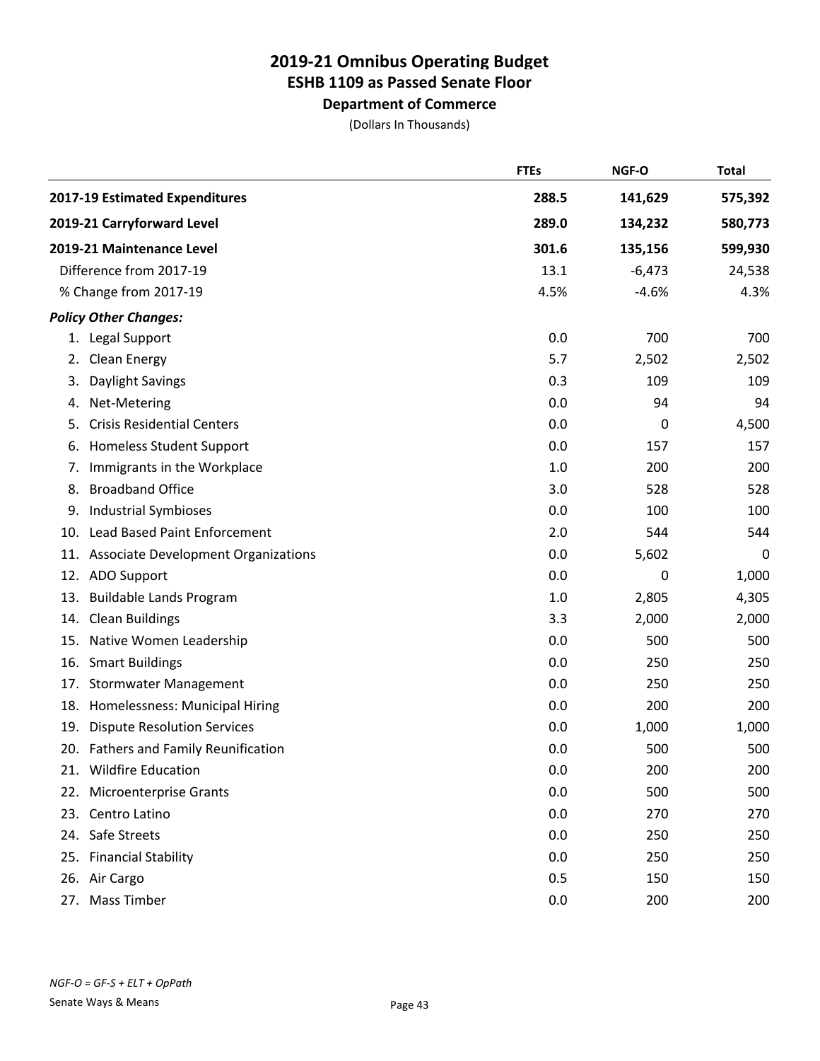# 2019-21 Omnibus Operating Budget
## ESHB 1109 as Passed Senate Floor
### Department of Commerce

(Dollars In Thousands)

| | FTEs | NGF-O | Total |
|---|---|---|---|
| **2017-19 Estimated Expenditures** | **288.5** | **141,629** | **575,392** |
| **2019-21 Carryforward Level** | **289.0** | **134,232** | **580,773** |
| **2019-21 Maintenance Level** | **301.6** | **135,156** | **599,930** |
| Difference from 2017-19 | 13.1 | -6,473 | 24,538 |
| % Change from 2017-19 | 4.5% | -4.6% | 4.3% |
| ***Policy Other Changes:*** | | | |
| 1. Legal Support | 0.0 | 700 | 700 |
| 2. Clean Energy | 5.7 | 2,502 | 2,502 |
| 3. Daylight Savings | 0.3 | 109 | 109 |
| 4. Net-Metering | 0.0 | 94 | 94 |
| 5. Crisis Residential Centers | 0.0 | 0 | 4,500 |
| 6. Homeless Student Support | 0.0 | 157 | 157 |
| 7. Immigrants in the Workplace | 1.0 | 200 | 200 |
| 8. Broadband Office | 3.0 | 528 | 528 |
| 9. Industrial Symbioses | 0.0 | 100 | 100 |
| 10. Lead Based Paint Enforcement | 2.0 | 544 | 544 |
| 11. Associate Development Organizations | 0.0 | 5,602 | 0 |
| 12. ADO Support | 0.0 | 0 | 1,000 |
| 13. Buildable Lands Program | 1.0 | 2,805 | 4,305 |
| 14. Clean Buildings | 3.3 | 2,000 | 2,000 |
| 15. Native Women Leadership | 0.0 | 500 | 500 |
| 16. Smart Buildings | 0.0 | 250 | 250 |
| 17. Stormwater Management | 0.0 | 250 | 250 |
| 18. Homelessness: Municipal Hiring | 0.0 | 200 | 200 |
| 19. Dispute Resolution Services | 0.0 | 1,000 | 1,000 |
| 20. Fathers and Family Reunification | 0.0 | 500 | 500 |
| 21. Wildfire Education | 0.0 | 200 | 200 |
| 22. Microenterprise Grants | 0.0 | 500 | 500 |
| 23. Centro Latino | 0.0 | 270 | 270 |
| 24. Safe Streets | 0.0 | 250 | 250 |
| 25. Financial Stability | 0.0 | 250 | 250 |
| 26. Air Cargo | 0.5 | 150 | 150 |
| 27. Mass Timber | 0.0 | 200 | 200 |

*NGF-O = GF-S + ELT + OpPath*

Senate Ways & Means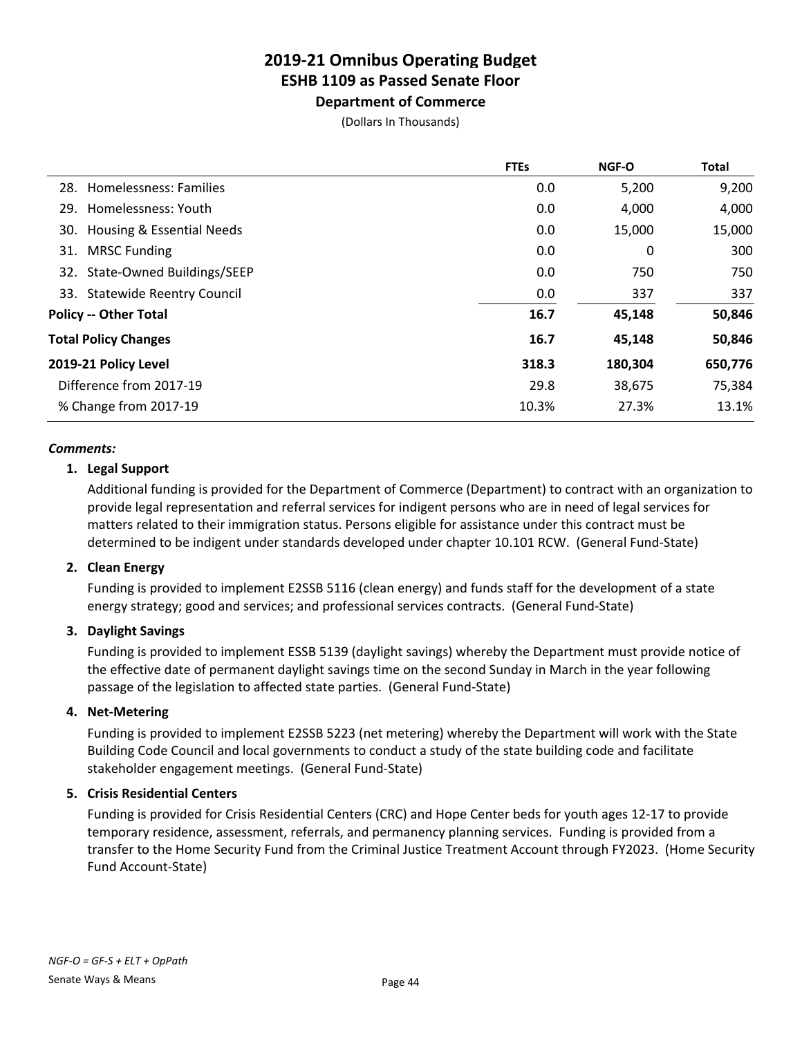# 2019-21 Omnibus Operating Budget
## ESHB 1109 as Passed Senate Floor
### Department of Commerce

(Dollars In Thousands)

| | FTEs | NGF-O | Total |
|---|---|---|---|
| 28. Homelessness: Families | 0.0 | 5,200 | 9,200 |
| 29. Homelessness: Youth | 0.0 | 4,000 | 4,000 |
| 30. Housing & Essential Needs | 0.0 | 15,000 | 15,000 |
| 31. MRSC Funding | 0.0 | 0 | 300 |
| 32. State-Owned Buildings/SEEP | 0.0 | 750 | 750 |
| 33. Statewide Reentry Council | 0.0 | 337 | 337 |
| **Policy -- Other Total** | **16.7** | **45,148** | **50,846** |
| **Total Policy Changes** | **16.7** | **45,148** | **50,846** |
| **2019-21 Policy Level** | **318.3** | **180,304** | **650,776** |
| Difference from 2017-19 | 29.8 | 38,675 | 75,384 |
| % Change from 2017-19 | 10.3% | 27.3% | 13.1% |

***Comments:***

1. **Legal Support**

   Additional funding is provided for the Department of Commerce (Department) to contract with an organization to provide legal representation and referral services for indigent persons who are in need of legal services for matters related to their immigration status. Persons eligible for assistance under this contract must be determined to be indigent under standards developed under chapter 10.101 RCW. (General Fund-State)

2. **Clean Energy**

   Funding is provided to implement E2SSB 5116 (clean energy) and funds staff for the development of a state energy strategy; good and services; and professional services contracts. (General Fund-State)

3. **Daylight Savings**

   Funding is provided to implement ESSB 5139 (daylight savings) whereby the Department must provide notice of the effective date of permanent daylight savings time on the second Sunday in March in the year following passage of the legislation to affected state parties. (General Fund-State)

4. **Net-Metering**

   Funding is provided to implement E2SSB 5223 (net metering) whereby the Department will work with the State Building Code Council and local governments to conduct a study of the state building code and facilitate stakeholder engagement meetings. (General Fund-State)

5. **Crisis Residential Centers**

   Funding is provided for Crisis Residential Centers (CRC) and Hope Center beds for youth ages 12-17 to provide temporary residence, assessment, referrals, and permanency planning services. Funding is provided from a transfer to the Home Security Fund from the Criminal Justice Treatment Account through FY2023. (Home Security Fund Account-State)

*NGF-O = GF-S + ELT + OpPath*

Senate Ways & Means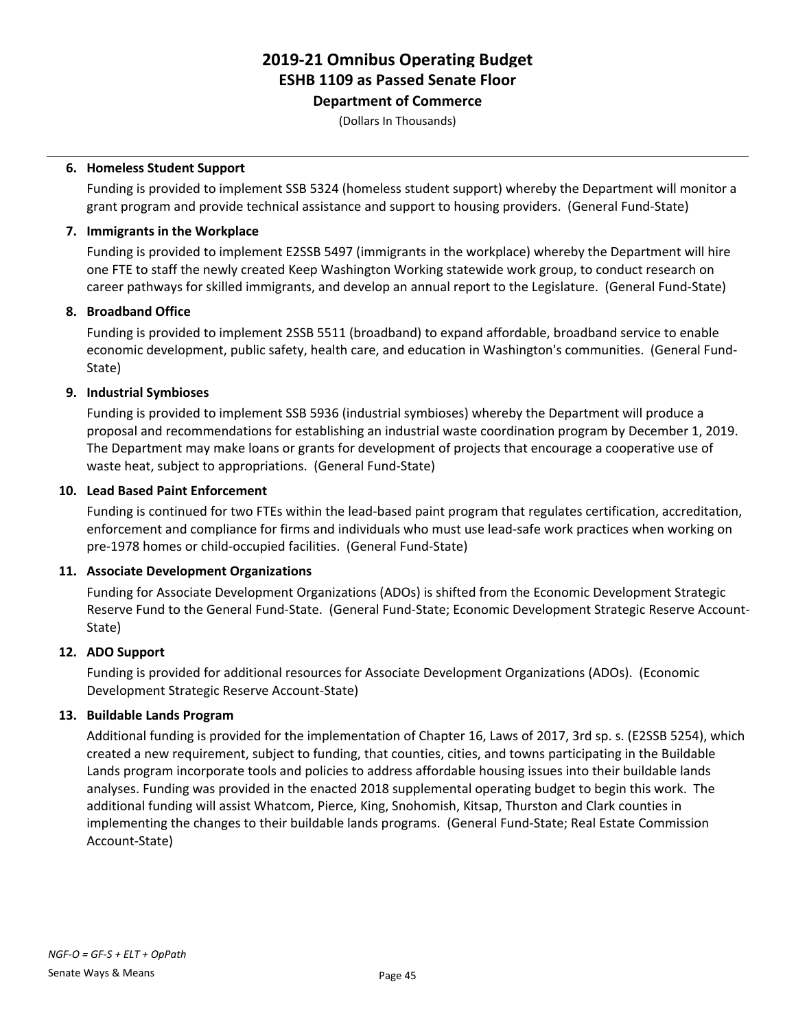**6. Homeless Student Support**

Funding is provided to implement SSB 5324 (homeless student support) whereby the Department will monitor a grant program and provide technical assistance and support to housing providers. (General Fund-State)

**7. Immigrants in the Workplace**

Funding is provided to implement E2SSB 5497 (immigrants in the workplace) whereby the Department will hire one FTE to staff the newly created Keep Washington Working statewide work group, to conduct research on career pathways for skilled immigrants, and develop an annual report to the Legislature. (General Fund-State)

**8. Broadband Office**

Funding is provided to implement 2SSB 5511 (broadband) to expand affordable, broadband service to enable economic development, public safety, health care, and education in Washington's communities. (General Fund-State)

**9. Industrial Symbioses**

Funding is provided to implement SSB 5936 (industrial symbioses) whereby the Department will produce a proposal and recommendations for establishing an industrial waste coordination program by December 1, 2019. The Department may make loans or grants for development of projects that encourage a cooperative use of waste heat, subject to appropriations. (General Fund-State)

**10. Lead Based Paint Enforcement**

Funding is continued for two FTEs within the lead-based paint program that regulates certification, accreditation, enforcement and compliance for firms and individuals who must use lead-safe work practices when working on pre-1978 homes or child-occupied facilities. (General Fund-State)

**11. Associate Development Organizations**

Funding for Associate Development Organizations (ADOs) is shifted from the Economic Development Strategic Reserve Fund to the General Fund-State. (General Fund-State; Economic Development Strategic Reserve Account-State)

**12. ADO Support**

Funding is provided for additional resources for Associate Development Organizations (ADOs). (Economic Development Strategic Reserve Account-State)

**13. Buildable Lands Program**

Additional funding is provided for the implementation of Chapter 16, Laws of 2017, 3rd sp. s. (E2SSB 5254), which created a new requirement, subject to funding, that counties, cities, and towns participating in the Buildable Lands program incorporate tools and policies to address affordable housing issues into their buildable lands analyses. Funding was provided in the enacted 2018 supplemental operating budget to begin this work. The additional funding will assist Whatcom, Pierce, King, Snohomish, Kitsap, Thurston and Clark counties in implementing the changes to their buildable lands programs. (General Fund-State; Real Estate Commission Account-State)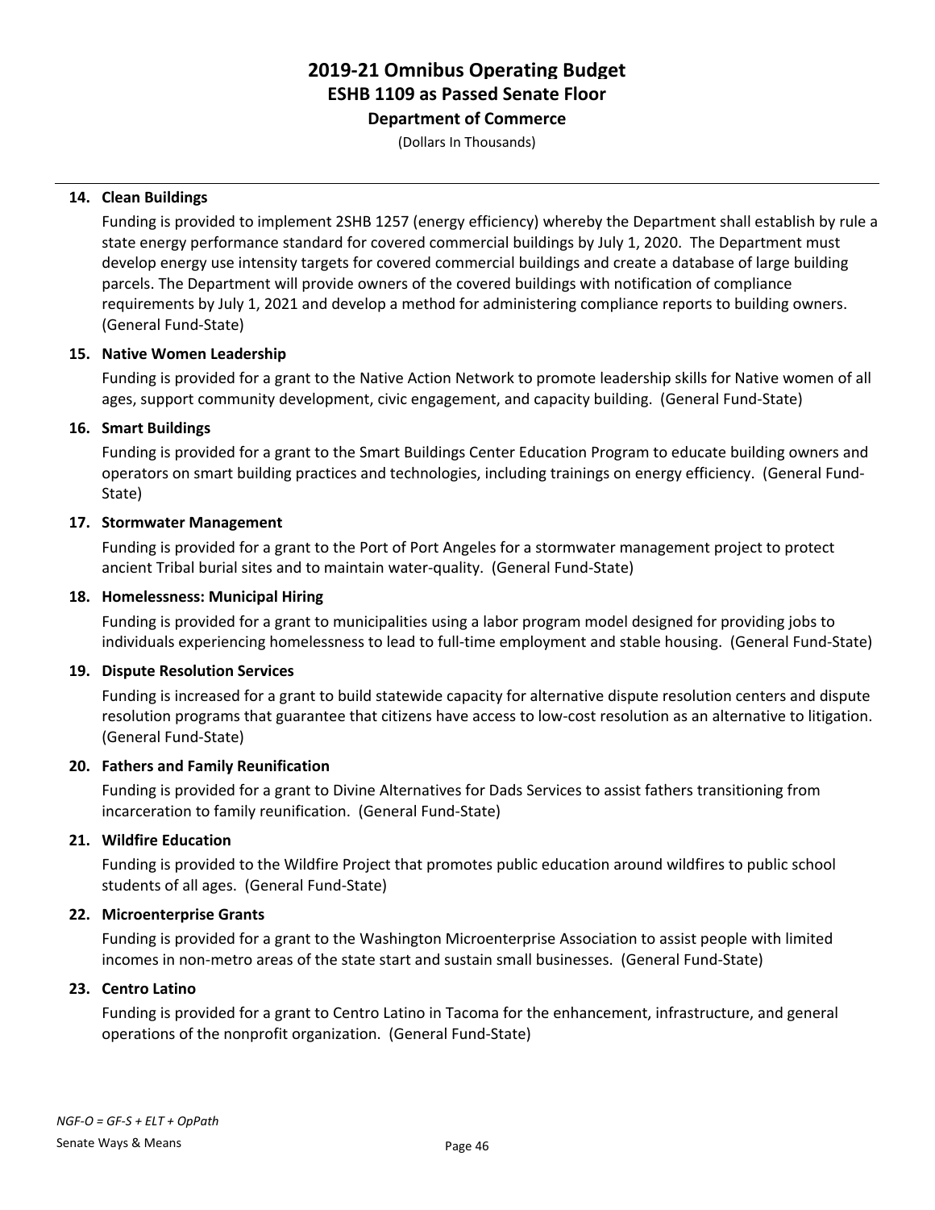# 2019-21 Omnibus Operating Budget
## ESHB 1109 as Passed Senate Floor
### Department of Commerce

(Dollars In Thousands)

**14. Clean Buildings**

Funding is provided to implement 2SHB 1257 (energy efficiency) whereby the Department shall establish by rule a state energy performance standard for covered commercial buildings by July 1, 2020. The Department must develop energy use intensity targets for covered commercial buildings and create a database of large building parcels. The Department will provide owners of the covered buildings with notification of compliance requirements by July 1, 2021 and develop a method for administering compliance reports to building owners. (General Fund-State)

**15. Native Women Leadership**

Funding is provided for a grant to the Native Action Network to promote leadership skills for Native women of all ages, support community development, civic engagement, and capacity building. (General Fund-State)

**16. Smart Buildings**

Funding is provided for a grant to the Smart Buildings Center Education Program to educate building owners and operators on smart building practices and technologies, including trainings on energy efficiency. (General Fund-State)

**17. Stormwater Management**

Funding is provided for a grant to the Port of Port Angeles for a stormwater management project to protect ancient Tribal burial sites and to maintain water-quality. (General Fund-State)

**18. Homelessness: Municipal Hiring**

Funding is provided for a grant to municipalities using a labor program model designed for providing jobs to individuals experiencing homelessness to lead to full-time employment and stable housing. (General Fund-State)

**19. Dispute Resolution Services**

Funding is increased for a grant to build statewide capacity for alternative dispute resolution centers and dispute resolution programs that guarantee that citizens have access to low-cost resolution as an alternative to litigation. (General Fund-State)

**20. Fathers and Family Reunification**

Funding is provided for a grant to Divine Alternatives for Dads Services to assist fathers transitioning from incarceration to family reunification. (General Fund-State)

**21. Wildfire Education**

Funding is provided to the Wildfire Project that promotes public education around wildfires to public school students of all ages. (General Fund-State)

**22. Microenterprise Grants**

Funding is provided for a grant to the Washington Microenterprise Association to assist people with limited incomes in non-metro areas of the state start and sustain small businesses. (General Fund-State)

**23. Centro Latino**

Funding is provided for a grant to Centro Latino in Tacoma for the enhancement, infrastructure, and general operations of the nonprofit organization. (General Fund-State)

*NGF-O = GF-S + ELT + OpPath*

Senate Ways & Means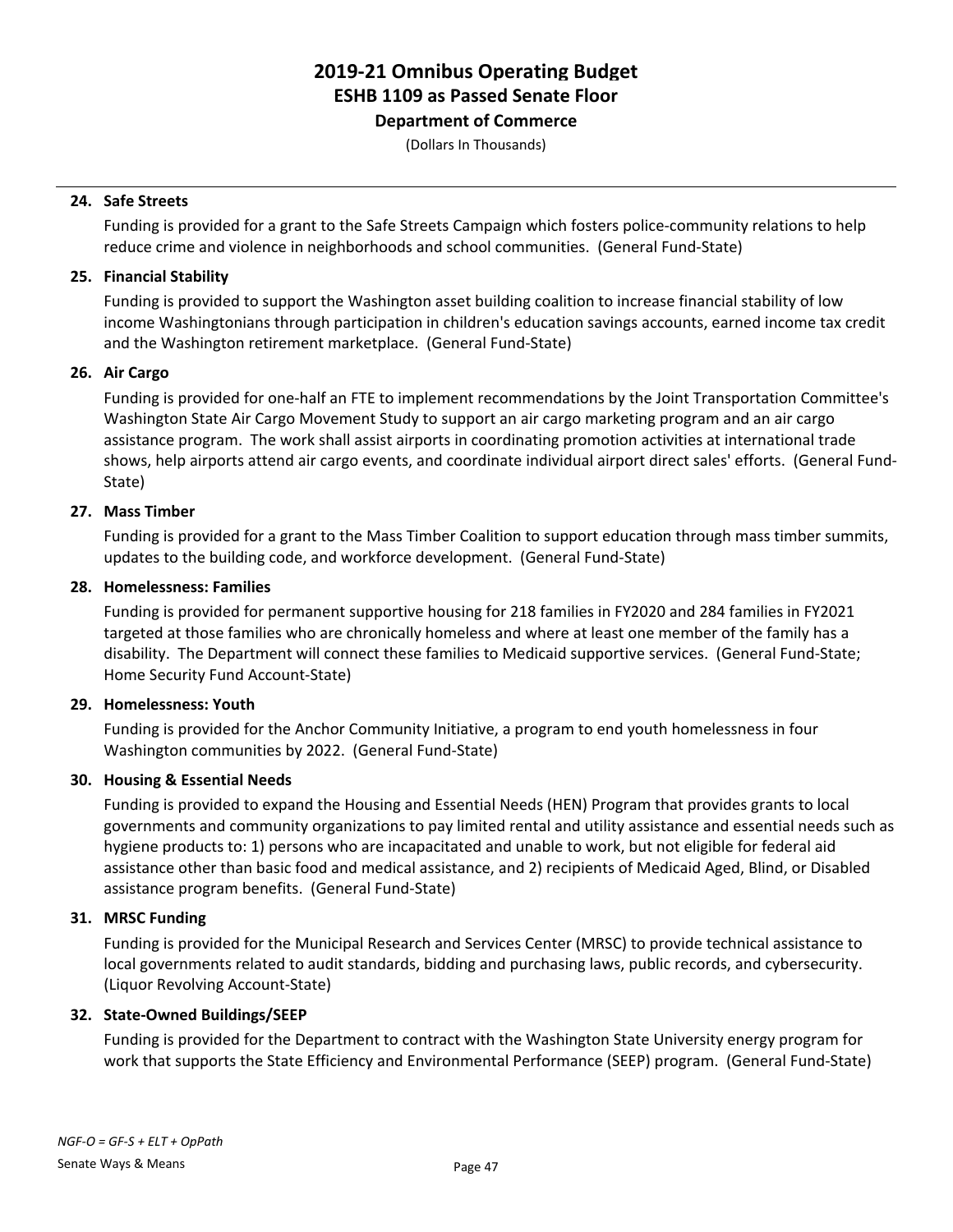# 2019-21 Omnibus Operating Budget
## ESHB 1109 as Passed Senate Floor
### Department of Commerce

(Dollars In Thousands)

**24. Safe Streets**

Funding is provided for a grant to the Safe Streets Campaign which fosters police-community relations to help reduce crime and violence in neighborhoods and school communities. (General Fund-State)

**25. Financial Stability**

Funding is provided to support the Washington asset building coalition to increase financial stability of low income Washingtonians through participation in children's education savings accounts, earned income tax credit and the Washington retirement marketplace. (General Fund-State)

**26. Air Cargo**

Funding is provided for one-half an FTE to implement recommendations by the Joint Transportation Committee's Washington State Air Cargo Movement Study to support an air cargo marketing program and an air cargo assistance program. The work shall assist airports in coordinating promotion activities at international trade shows, help airports attend air cargo events, and coordinate individual airport direct sales' efforts. (General Fund-State)

**27. Mass Timber**

Funding is provided for a grant to the Mass Timber Coalition to support education through mass timber summits, updates to the building code, and workforce development. (General Fund-State)

**28. Homelessness: Families**

Funding is provided for permanent supportive housing for 218 families in FY2020 and 284 families in FY2021 targeted at those families who are chronically homeless and where at least one member of the family has a disability. The Department will connect these families to Medicaid supportive services. (General Fund-State; Home Security Fund Account-State)

**29. Homelessness: Youth**

Funding is provided for the Anchor Community Initiative, a program to end youth homelessness in four Washington communities by 2022. (General Fund-State)

**30. Housing & Essential Needs**

Funding is provided to expand the Housing and Essential Needs (HEN) Program that provides grants to local governments and community organizations to pay limited rental and utility assistance and essential needs such as hygiene products to: 1) persons who are incapacitated and unable to work, but not eligible for federal aid assistance other than basic food and medical assistance, and 2) recipients of Medicaid Aged, Blind, or Disabled assistance program benefits. (General Fund-State)

**31. MRSC Funding**

Funding is provided for the Municipal Research and Services Center (MRSC) to provide technical assistance to local governments related to audit standards, bidding and purchasing laws, public records, and cybersecurity. (Liquor Revolving Account-State)

**32. State-Owned Buildings/SEEP**

Funding is provided for the Department to contract with the Washington State University energy program for work that supports the State Efficiency and Environmental Performance (SEEP) program. (General Fund-State)

*NGF-O = GF-S + ELT + OpPath*

Senate Ways & Means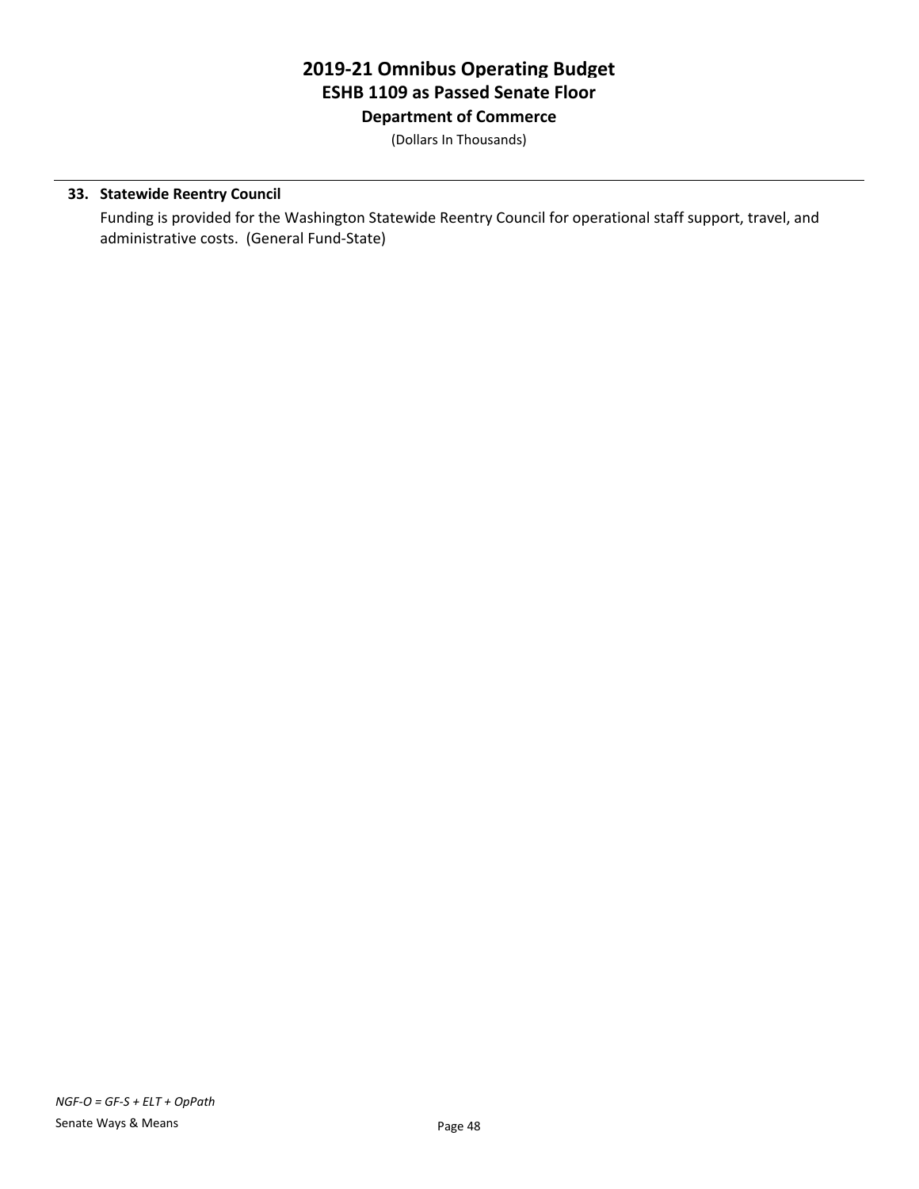**33. Statewide Reentry Council**

Funding is provided for the Washington Statewide Reentry Council for operational staff support, travel, and administrative costs. (General Fund-State)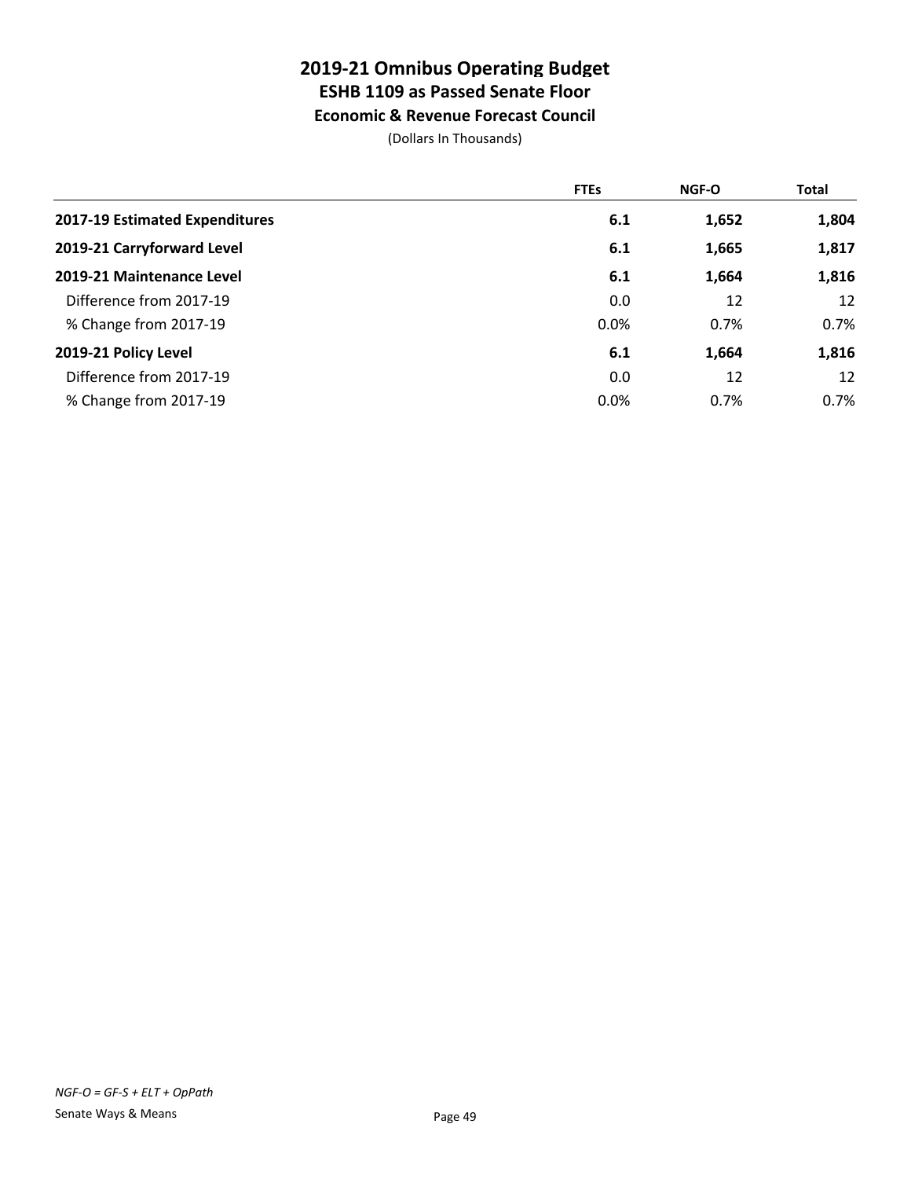# 2019-21 Omnibus Operating Budget
## ESHB 1109 as Passed Senate Floor
### Economic & Revenue Forecast Council

(Dollars In Thousands)

| | FTEs | NGF-O | Total |
|---|---|---|---|
| **2017-19 Estimated Expenditures** | **6.1** | **1,652** | **1,804** |
| **2019-21 Carryforward Level** | **6.1** | **1,665** | **1,817** |
| **2019-21 Maintenance Level** | **6.1** | **1,664** | **1,816** |
| Difference from 2017-19 | 0.0 | 12 | 12 |
| % Change from 2017-19 | 0.0% | 0.7% | 0.7% |
| **2019-21 Policy Level** | **6.1** | **1,664** | **1,816** |
| Difference from 2017-19 | 0.0 | 12 | 12 |
| % Change from 2017-19 | 0.0% | 0.7% | 0.7% |

*NGF-O = GF-S + ELT + OpPath*

Senate Ways & Means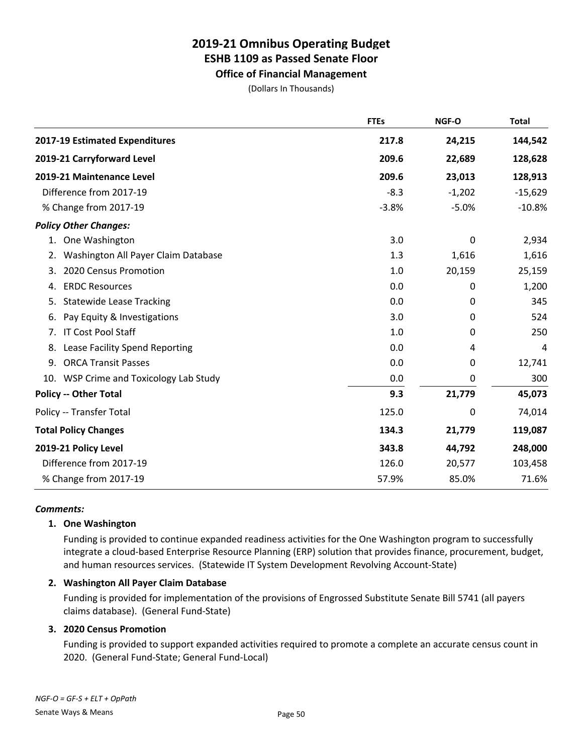# 2019-21 Omnibus Operating Budget
## ESHB 1109 as Passed Senate Floor
### Office of Financial Management

(Dollars In Thousands)

| | FTEs | NGF-O | Total |
|---|---|---|---|
| **2017-19 Estimated Expenditures** | **217.8** | **24,215** | **144,542** |
| **2019-21 Carryforward Level** | **209.6** | **22,689** | **128,628** |
| **2019-21 Maintenance Level** | **209.6** | **23,013** | **128,913** |
| Difference from 2017-19 | -8.3 | -1,202 | -15,629 |
| % Change from 2017-19 | -3.8% | -5.0% | -10.8% |
| ***Policy Other Changes:*** | | | |
| 1. One Washington | 3.0 | 0 | 2,934 |
| 2. Washington All Payer Claim Database | 1.3 | 1,616 | 1,616 |
| 3. 2020 Census Promotion | 1.0 | 20,159 | 25,159 |
| 4. ERDC Resources | 0.0 | 0 | 1,200 |
| 5. Statewide Lease Tracking | 0.0 | 0 | 345 |
| 6. Pay Equity & Investigations | 3.0 | 0 | 524 |
| 7. IT Cost Pool Staff | 1.0 | 0 | 250 |
| 8. Lease Facility Spend Reporting | 0.0 | 4 | 4 |
| 9. ORCA Transit Passes | 0.0 | 0 | 12,741 |
| 10. WSP Crime and Toxicology Lab Study | 0.0 | 0 | 300 |
| **Policy -- Other Total** | **9.3** | **21,779** | **45,073** |
| Policy -- Transfer Total | 125.0 | 0 | 74,014 |
| **Total Policy Changes** | **134.3** | **21,779** | **119,087** |
| **2019-21 Policy Level** | **343.8** | **44,792** | **248,000** |
| Difference from 2017-19 | 126.0 | 20,577 | 103,458 |
| % Change from 2017-19 | 57.9% | 85.0% | 71.6% |

***Comments:***

**1. One Washington**

Funding is provided to continue expanded readiness activities for the One Washington program to successfully integrate a cloud-based Enterprise Resource Planning (ERP) solution that provides finance, procurement, budget, and human resources services. (Statewide IT System Development Revolving Account-State)

**2. Washington All Payer Claim Database**

Funding is provided for implementation of the provisions of Engrossed Substitute Senate Bill 5741 (all payers claims database). (General Fund-State)

**3. 2020 Census Promotion**

Funding is provided to support expanded activities required to promote a complete an accurate census count in 2020. (General Fund-State; General Fund-Local)

*NGF-O = GF-S + ELT + OpPath*

Senate Ways & Means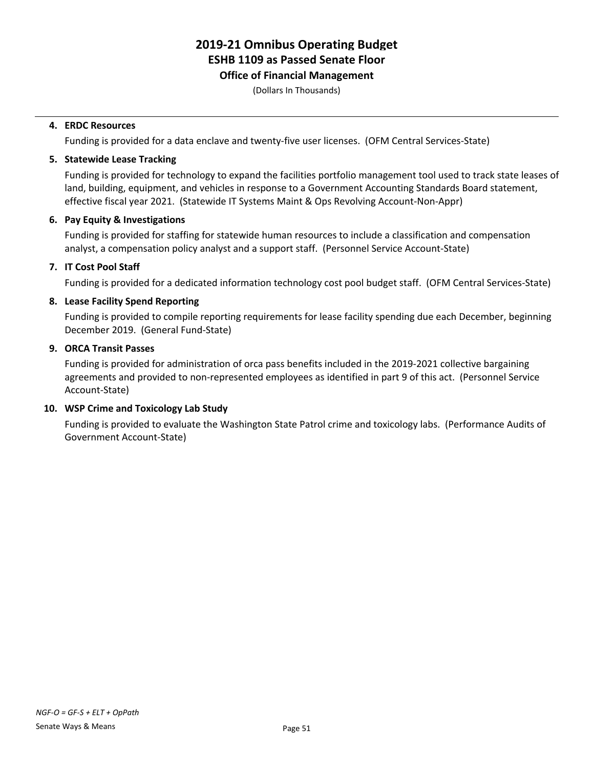# 2019-21 Omnibus Operating Budget
## ESHB 1109 as Passed Senate Floor
### Office of Financial Management

(Dollars In Thousands)

4. **ERDC Resources**

   Funding is provided for a data enclave and twenty-five user licenses. (OFM Central Services-State)

5. **Statewide Lease Tracking**

   Funding is provided for technology to expand the facilities portfolio management tool used to track state leases of land, building, equipment, and vehicles in response to a Government Accounting Standards Board statement, effective fiscal year 2021. (Statewide IT Systems Maint & Ops Revolving Account-Non-Appr)

6. **Pay Equity & Investigations**

   Funding is provided for staffing for statewide human resources to include a classification and compensation analyst, a compensation policy analyst and a support staff. (Personnel Service Account-State)

7. **IT Cost Pool Staff**

   Funding is provided for a dedicated information technology cost pool budget staff. (OFM Central Services-State)

8. **Lease Facility Spend Reporting**

   Funding is provided to compile reporting requirements for lease facility spending due each December, beginning December 2019. (General Fund-State)

9. **ORCA Transit Passes**

   Funding is provided for administration of orca pass benefits included in the 2019-2021 collective bargaining agreements and provided to non-represented employees as identified in part 9 of this act. (Personnel Service Account-State)

10. **WSP Crime and Toxicology Lab Study**

    Funding is provided to evaluate the Washington State Patrol crime and toxicology labs. (Performance Audits of Government Account-State)

*NGF-O = GF-S + ELT + OpPath*

Senate Ways & Means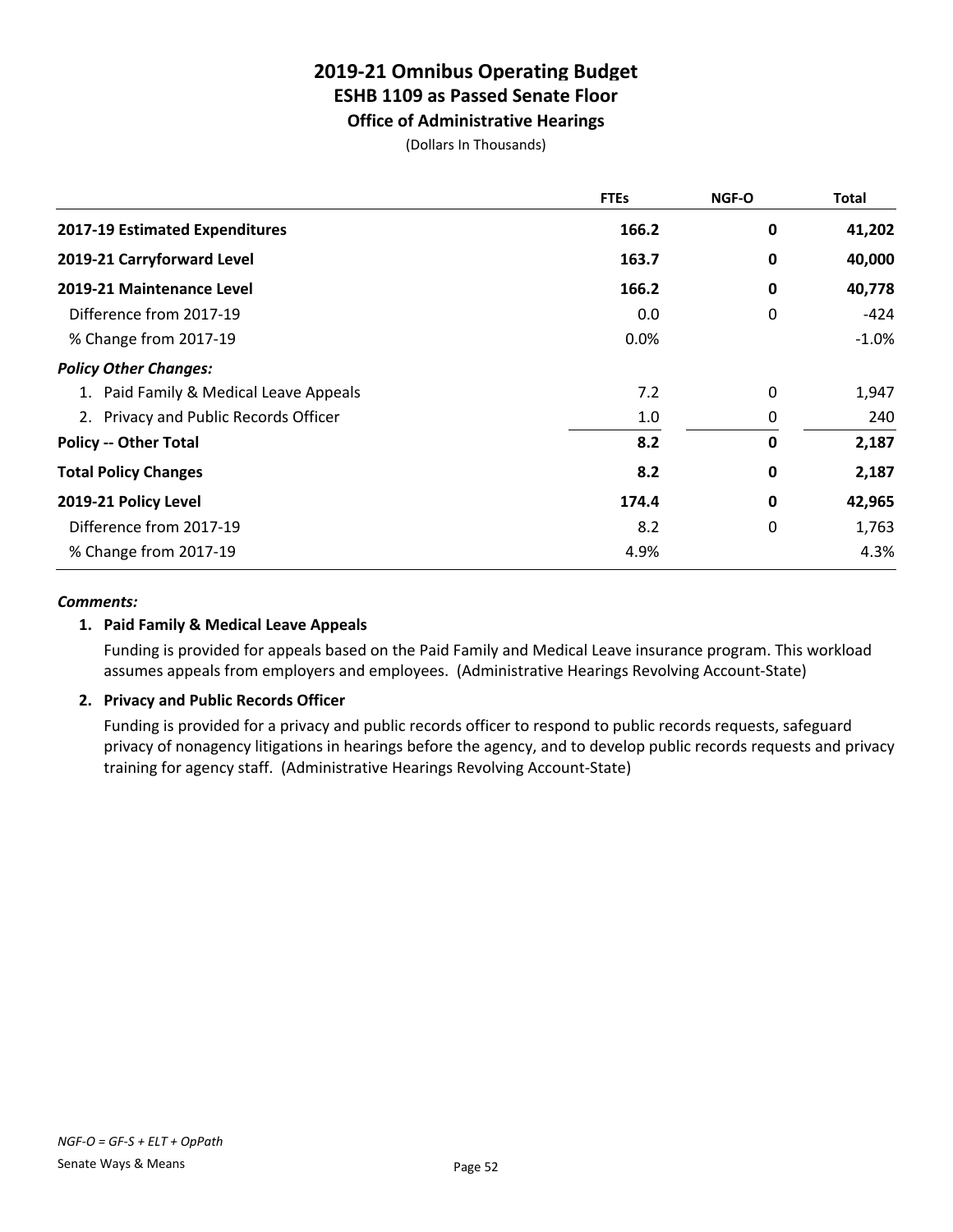# 2019-21 Omnibus Operating Budget
## ESHB 1109 as Passed Senate Floor
### Office of Administrative Hearings

(Dollars In Thousands)

| | FTEs | NGF-O | Total |
|---|---|---|---|
| **2017-19 Estimated Expenditures** | **166.2** | **0** | **41,202** |
| **2019-21 Carryforward Level** | **163.7** | **0** | **40,000** |
| **2019-21 Maintenance Level** | **166.2** | **0** | **40,778** |
| Difference from 2017-19 | 0.0 | 0 | -424 |
| % Change from 2017-19 | 0.0% | | -1.0% |
| ***Policy Other Changes:*** | | | |
| 1. Paid Family & Medical Leave Appeals | 7.2 | 0 | 1,947 |
| 2. Privacy and Public Records Officer | 1.0 | 0 | 240 |
| **Policy -- Other Total** | **8.2** | **0** | **2,187** |
| **Total Policy Changes** | **8.2** | **0** | **2,187** |
| **2019-21 Policy Level** | **174.4** | **0** | **42,965** |
| Difference from 2017-19 | 8.2 | 0 | 1,763 |
| % Change from 2017-19 | 4.9% | | 4.3% |

***Comments:***

**1. Paid Family & Medical Leave Appeals**

Funding is provided for appeals based on the Paid Family and Medical Leave insurance program. This workload assumes appeals from employers and employees. (Administrative Hearings Revolving Account-State)

**2. Privacy and Public Records Officer**

Funding is provided for a privacy and public records officer to respond to public records requests, safeguard privacy of nonagency litigations in hearings before the agency, and to develop public records requests and privacy training for agency staff. (Administrative Hearings Revolving Account-State)

*NGF-O = GF-S + ELT + OpPath*

Senate Ways & Means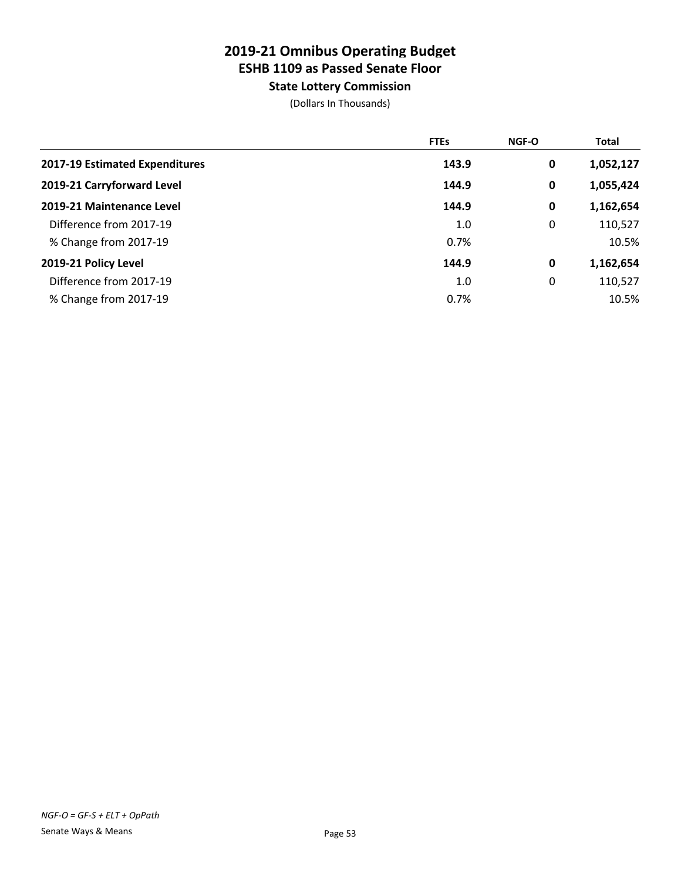# 2019-21 Omnibus Operating Budget
## ESHB 1109 as Passed Senate Floor
### State Lottery Commission

(Dollars In Thousands)

| | FTEs | NGF-O | Total |
|---|---|---|---|
| **2017-19 Estimated Expenditures** | **143.9** | **0** | **1,052,127** |
| **2019-21 Carryforward Level** | **144.9** | **0** | **1,055,424** |
| **2019-21 Maintenance Level** | **144.9** | **0** | **1,162,654** |
| Difference from 2017-19 | 1.0 | 0 | 110,527 |
| % Change from 2017-19 | 0.7% | | 10.5% |
| **2019-21 Policy Level** | **144.9** | **0** | **1,162,654** |
| Difference from 2017-19 | 1.0 | 0 | 110,527 |
| % Change from 2017-19 | 0.7% | | 10.5% |

*NGF-O = GF-S + ELT + OpPath*

Senate Ways & Means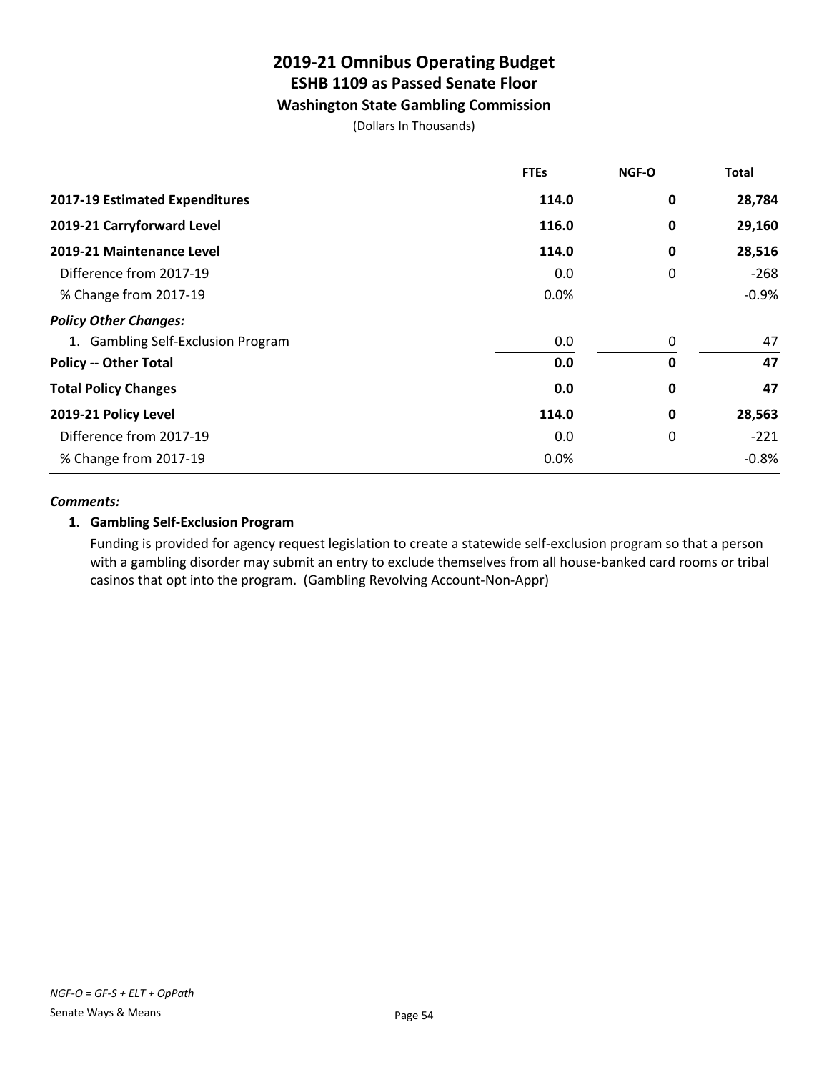# 2019-21 Omnibus Operating Budget
## ESHB 1109 as Passed Senate Floor
### Washington State Gambling Commission

(Dollars In Thousands)

| | FTEs | NGF-O | Total |
|---|---|---|---|
| **2017-19 Estimated Expenditures** | **114.0** | **0** | **28,784** |
| **2019-21 Carryforward Level** | **116.0** | **0** | **29,160** |
| **2019-21 Maintenance Level** | **114.0** | **0** | **28,516** |
| Difference from 2017-19 | 0.0 | 0 | -268 |
| % Change from 2017-19 | 0.0% | | -0.9% |
| ***Policy Other Changes:*** | | | |
| 1. Gambling Self-Exclusion Program | 0.0 | 0 | 47 |
| **Policy -- Other Total** | **0.0** | **0** | **47** |
| **Total Policy Changes** | **0.0** | **0** | **47** |
| **2019-21 Policy Level** | **114.0** | **0** | **28,563** |
| Difference from 2017-19 | 0.0 | 0 | -221 |
| % Change from 2017-19 | 0.0% | | -0.8% |

***Comments:***

**1. Gambling Self-Exclusion Program**

Funding is provided for agency request legislation to create a statewide self-exclusion program so that a person with a gambling disorder may submit an entry to exclude themselves from all house-banked card rooms or tribal casinos that opt into the program. (Gambling Revolving Account-Non-Appr)

*NGF-O = GF-S + ELT + OpPath*

Senate Ways & Means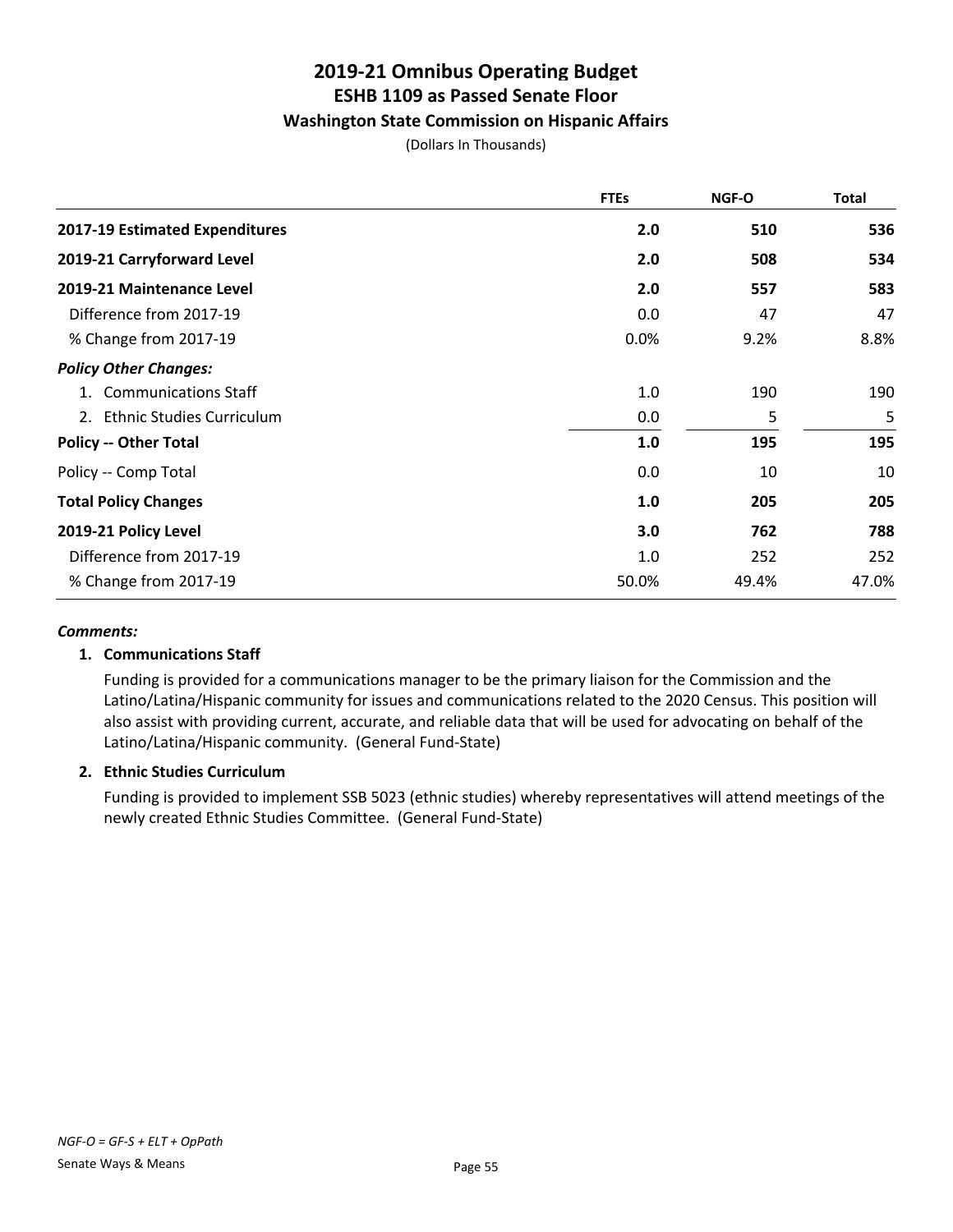# 2019-21 Omnibus Operating Budget
## ESHB 1109 as Passed Senate Floor
### Washington State Commission on Hispanic Affairs

(Dollars In Thousands)

| | FTEs | NGF-O | Total |
|---|---|---|---|
| **2017-19 Estimated Expenditures** | **2.0** | **510** | **536** |
| **2019-21 Carryforward Level** | **2.0** | **508** | **534** |
| **2019-21 Maintenance Level** | **2.0** | **557** | **583** |
| Difference from 2017-19 | 0.0 | 47 | 47 |
| % Change from 2017-19 | 0.0% | 9.2% | 8.8% |
| ***Policy Other Changes:*** | | | |
| 1. Communications Staff | 1.0 | 190 | 190 |
| 2. Ethnic Studies Curriculum | 0.0 | 5 | 5 |
| **Policy -- Other Total** | **1.0** | **195** | **195** |
| Policy -- Comp Total | 0.0 | 10 | 10 |
| **Total Policy Changes** | **1.0** | **205** | **205** |
| **2019-21 Policy Level** | **3.0** | **762** | **788** |
| Difference from 2017-19 | 1.0 | 252 | 252 |
| % Change from 2017-19 | 50.0% | 49.4% | 47.0% |

***Comments:***

**1. Communications Staff**

Funding is provided for a communications manager to be the primary liaison for the Commission and the Latino/Latina/Hispanic community for issues and communications related to the 2020 Census. This position will also assist with providing current, accurate, and reliable data that will be used for advocating on behalf of the Latino/Latina/Hispanic community. (General Fund-State)

**2. Ethnic Studies Curriculum**

Funding is provided to implement SSB 5023 (ethnic studies) whereby representatives will attend meetings of the newly created Ethnic Studies Committee. (General Fund-State)

*NGF-O = GF-S + ELT + OpPath*

Senate Ways & Means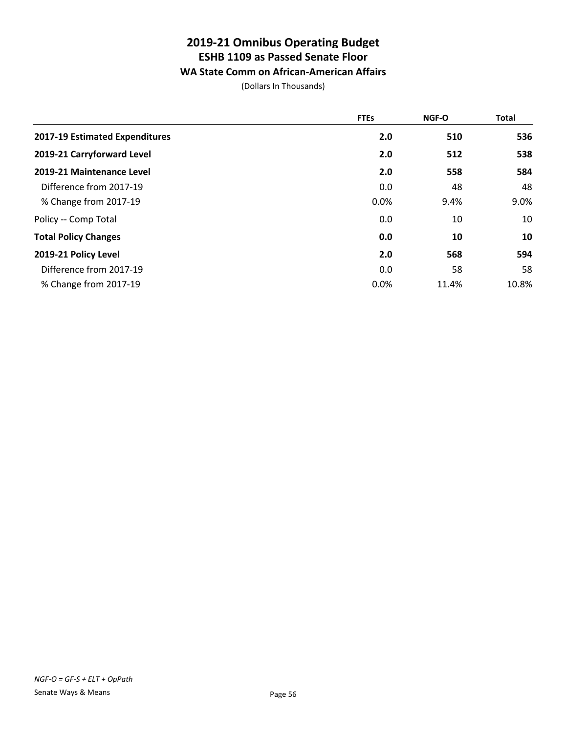# 2019-21 Omnibus Operating Budget
## ESHB 1109 as Passed Senate Floor
### WA State Comm on African-American Affairs

(Dollars In Thousands)

| | FTEs | NGF-O | Total |
|---|---|---|---|
| **2017-19 Estimated Expenditures** | **2.0** | **510** | **536** |
| **2019-21 Carryforward Level** | **2.0** | **512** | **538** |
| **2019-21 Maintenance Level** | **2.0** | **558** | **584** |
| Difference from 2017-19 | 0.0 | 48 | 48 |
| % Change from 2017-19 | 0.0% | 9.4% | 9.0% |
| Policy -- Comp Total | 0.0 | 10 | 10 |
| **Total Policy Changes** | **0.0** | **10** | **10** |
| **2019-21 Policy Level** | **2.0** | **568** | **594** |
| Difference from 2017-19 | 0.0 | 58 | 58 |
| % Change from 2017-19 | 0.0% | 11.4% | 10.8% |

*NGF-O = GF-S + ELT + OpPath*

Senate Ways & Means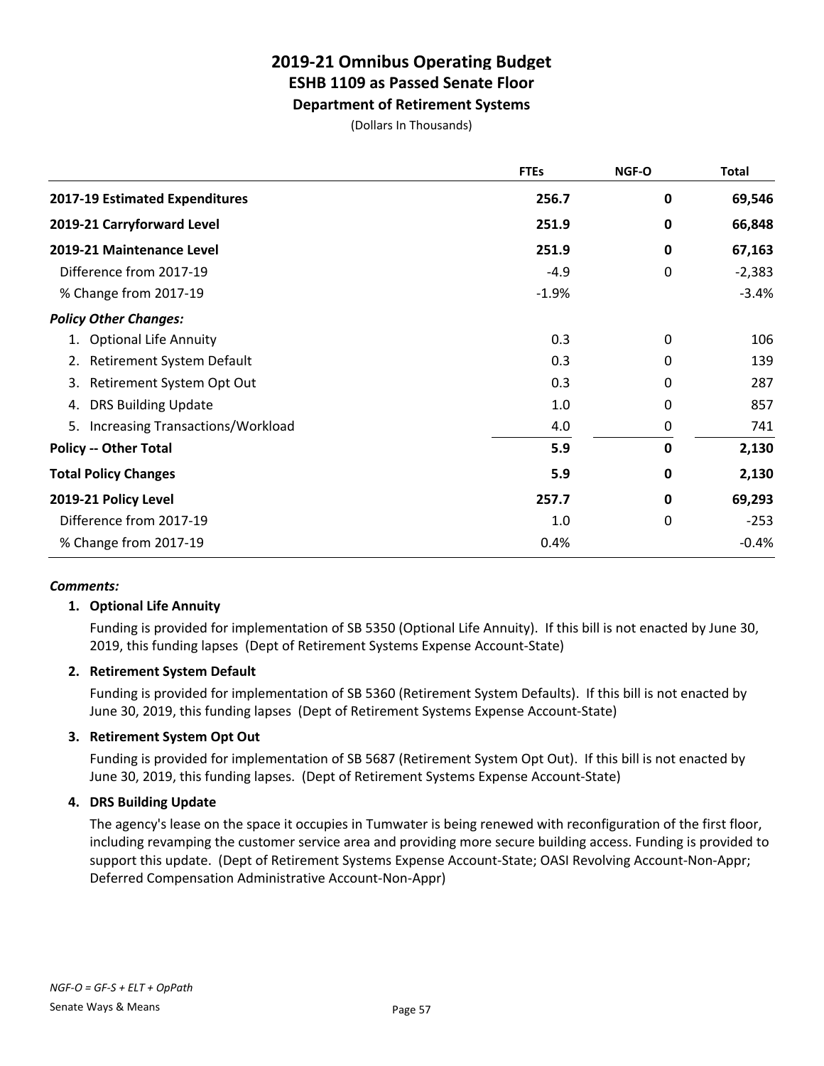# 2019-21 Omnibus Operating Budget
## ESHB 1109 as Passed Senate Floor
### Department of Retirement Systems

(Dollars In Thousands)

| | FTEs | NGF-O | Total |
|---|---|---|---|
| **2017-19 Estimated Expenditures** | **256.7** | **0** | **69,546** |
| **2019-21 Carryforward Level** | **251.9** | **0** | **66,848** |
| **2019-21 Maintenance Level** | **251.9** | **0** | **67,163** |
| Difference from 2017-19 | -4.9 | 0 | -2,383 |
| % Change from 2017-19 | -1.9% | | -3.4% |
| ***Policy Other Changes:*** | | | |
| 1. Optional Life Annuity | 0.3 | 0 | 106 |
| 2. Retirement System Default | 0.3 | 0 | 139 |
| 3. Retirement System Opt Out | 0.3 | 0 | 287 |
| 4. DRS Building Update | 1.0 | 0 | 857 |
| 5. Increasing Transactions/Workload | 4.0 | 0 | 741 |
| **Policy -- Other Total** | **5.9** | **0** | **2,130** |
| **Total Policy Changes** | **5.9** | **0** | **2,130** |
| **2019-21 Policy Level** | **257.7** | **0** | **69,293** |
| Difference from 2017-19 | 1.0 | 0 | -253 |
| % Change from 2017-19 | 0.4% | | -0.4% |

***Comments:***

**1. Optional Life Annuity**

Funding is provided for implementation of SB 5350 (Optional Life Annuity). If this bill is not enacted by June 30, 2019, this funding lapses (Dept of Retirement Systems Expense Account-State)

**2. Retirement System Default**

Funding is provided for implementation of SB 5360 (Retirement System Defaults). If this bill is not enacted by June 30, 2019, this funding lapses (Dept of Retirement Systems Expense Account-State)

**3. Retirement System Opt Out**

Funding is provided for implementation of SB 5687 (Retirement System Opt Out). If this bill is not enacted by June 30, 2019, this funding lapses. (Dept of Retirement Systems Expense Account-State)

**4. DRS Building Update**

The agency's lease on the space it occupies in Tumwater is being renewed with reconfiguration of the first floor, including revamping the customer service area and providing more secure building access. Funding is provided to support this update. (Dept of Retirement Systems Expense Account-State; OASI Revolving Account-Non-Appr; Deferred Compensation Administrative Account-Non-Appr)

*NGF-O = GF-S + ELT + OpPath*

Senate Ways & Means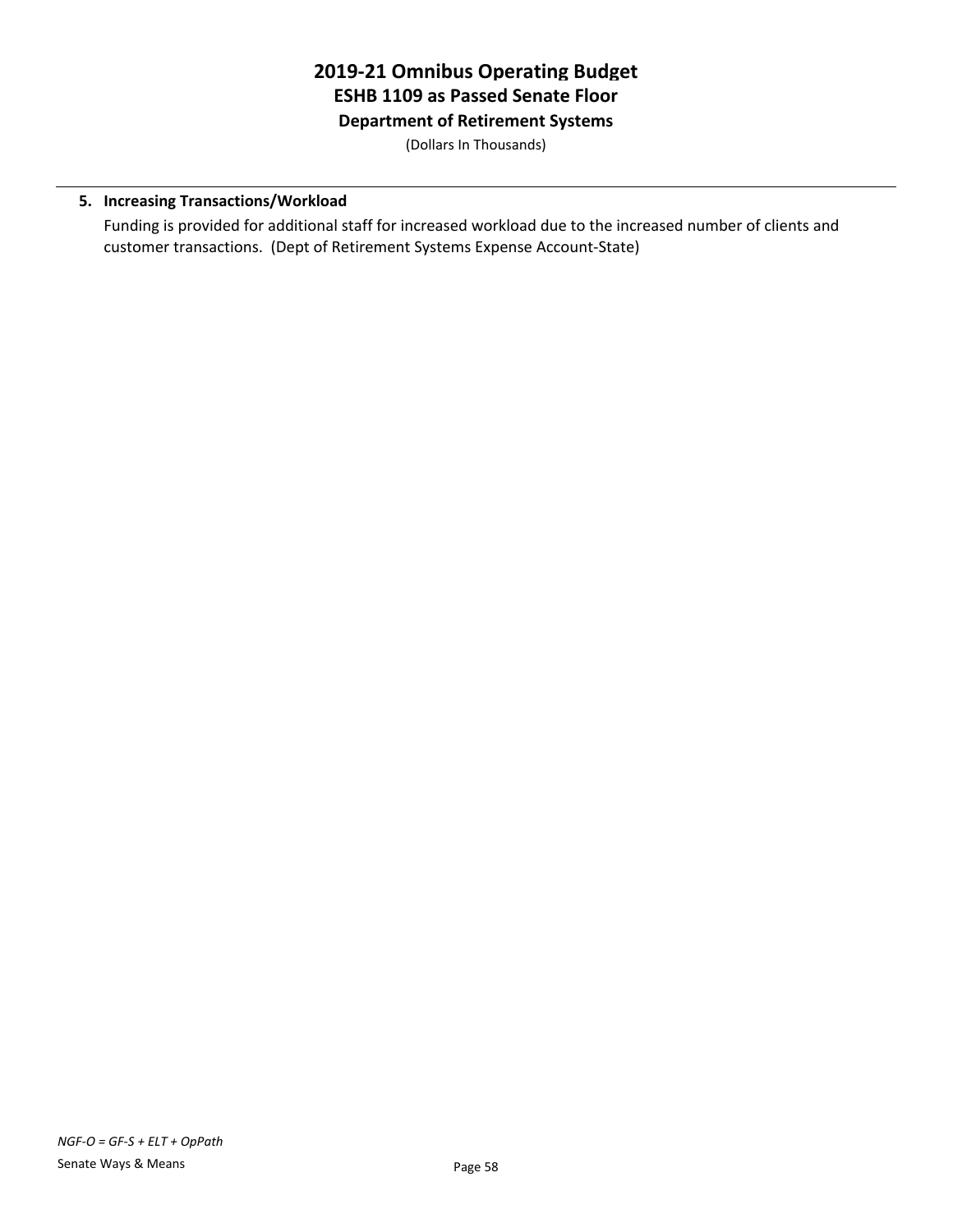# 2019-21 Omnibus Operating Budget
## ESHB 1109 as Passed Senate Floor
### Department of Retirement Systems

(Dollars In Thousands)

5. **Increasing Transactions/Workload**

   Funding is provided for additional staff for increased workload due to the increased number of clients and customer transactions. (Dept of Retirement Systems Expense Account-State)

*NGF-O = GF-S + ELT + OpPath*

Senate Ways & Means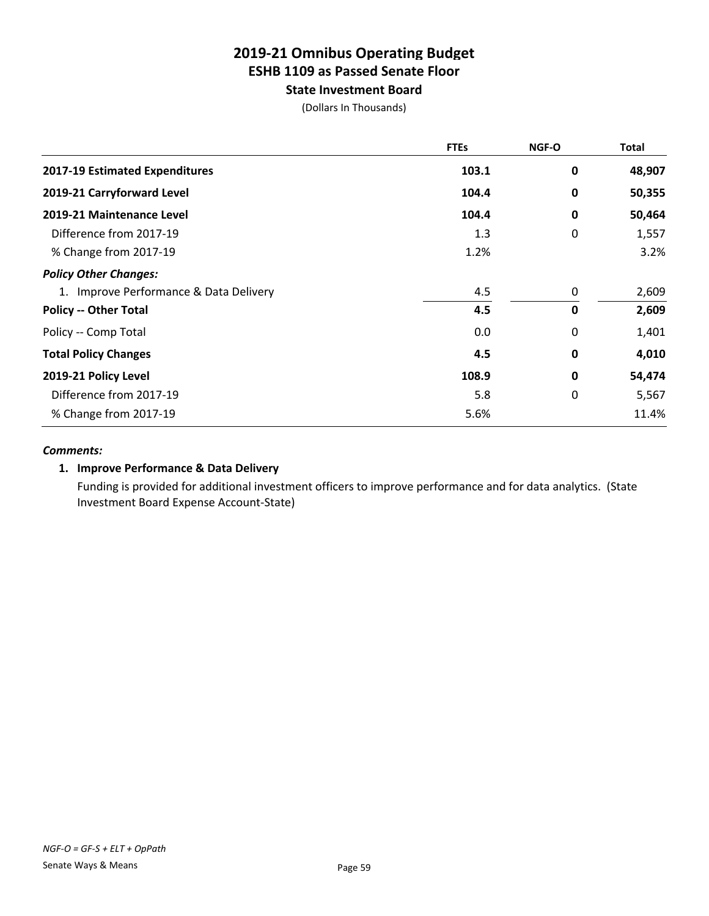# 2019-21 Omnibus Operating Budget
## ESHB 1109 as Passed Senate Floor
### State Investment Board

(Dollars In Thousands)

| | FTEs | NGF-O | Total |
|---|---|---|---|
| **2017-19 Estimated Expenditures** | **103.1** | **0** | **48,907** |
| **2019-21 Carryforward Level** | **104.4** | **0** | **50,355** |
| **2019-21 Maintenance Level** | **104.4** | **0** | **50,464** |
| Difference from 2017-19 | 1.3 | 0 | 1,557 |
| % Change from 2017-19 | 1.2% | | 3.2% |
| ***Policy Other Changes:*** | | | |
| 1. Improve Performance & Data Delivery | 4.5 | 0 | 2,609 |
| **Policy -- Other Total** | **4.5** | **0** | **2,609** |
| Policy -- Comp Total | 0.0 | 0 | 1,401 |
| **Total Policy Changes** | **4.5** | **0** | **4,010** |
| **2019-21 Policy Level** | **108.9** | **0** | **54,474** |
| Difference from 2017-19 | 5.8 | 0 | 5,567 |
| % Change from 2017-19 | 5.6% | | 11.4% |

***Comments:***

**1. Improve Performance & Data Delivery**

Funding is provided for additional investment officers to improve performance and for data analytics. (State Investment Board Expense Account-State)

*NGF-O = GF-S + ELT + OpPath*

Senate Ways & Means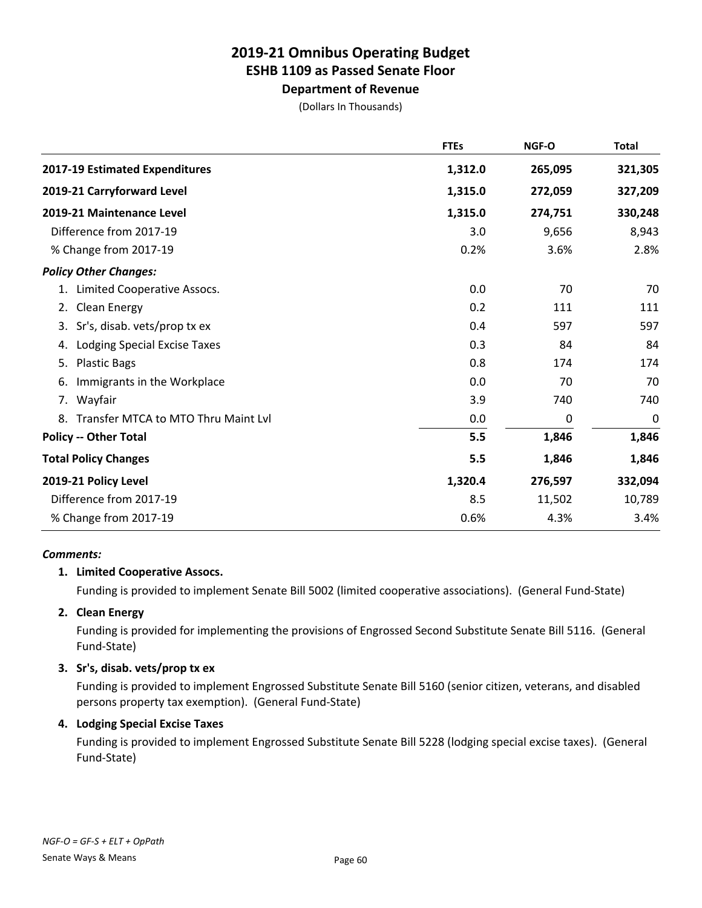# 2019-21 Omnibus Operating Budget
## ESHB 1109 as Passed Senate Floor
### Department of Revenue

(Dollars In Thousands)

| | FTEs | NGF-O | Total |
|---|---|---|---|
| **2017-19 Estimated Expenditures** | **1,312.0** | **265,095** | **321,305** |
| **2019-21 Carryforward Level** | **1,315.0** | **272,059** | **327,209** |
| **2019-21 Maintenance Level** | **1,315.0** | **274,751** | **330,248** |
| Difference from 2017-19 | 3.0 | 9,656 | 8,943 |
| % Change from 2017-19 | 0.2% | 3.6% | 2.8% |
| ***Policy Other Changes:*** | | | |
| 1. Limited Cooperative Assocs. | 0.0 | 70 | 70 |
| 2. Clean Energy | 0.2 | 111 | 111 |
| 3. Sr's, disab. vets/prop tx ex | 0.4 | 597 | 597 |
| 4. Lodging Special Excise Taxes | 0.3 | 84 | 84 |
| 5. Plastic Bags | 0.8 | 174 | 174 |
| 6. Immigrants in the Workplace | 0.0 | 70 | 70 |
| 7. Wayfair | 3.9 | 740 | 740 |
| 8. Transfer MTCA to MTO Thru Maint Lvl | 0.0 | 0 | 0 |
| **Policy -- Other Total** | **5.5** | **1,846** | **1,846** |
| **Total Policy Changes** | **5.5** | **1,846** | **1,846** |
| **2019-21 Policy Level** | **1,320.4** | **276,597** | **332,094** |
| Difference from 2017-19 | 8.5 | 11,502 | 10,789 |
| % Change from 2017-19 | 0.6% | 4.3% | 3.4% |

***Comments:***

**1. Limited Cooperative Assocs.**

Funding is provided to implement Senate Bill 5002 (limited cooperative associations). (General Fund-State)

**2. Clean Energy**

Funding is provided for implementing the provisions of Engrossed Second Substitute Senate Bill 5116. (General Fund-State)

**3. Sr's, disab. vets/prop tx ex**

Funding is provided to implement Engrossed Substitute Senate Bill 5160 (senior citizen, veterans, and disabled persons property tax exemption). (General Fund-State)

**4. Lodging Special Excise Taxes**

Funding is provided to implement Engrossed Substitute Senate Bill 5228 (lodging special excise taxes). (General Fund-State)

*NGF-O = GF-S + ELT + OpPath*

Senate Ways & Means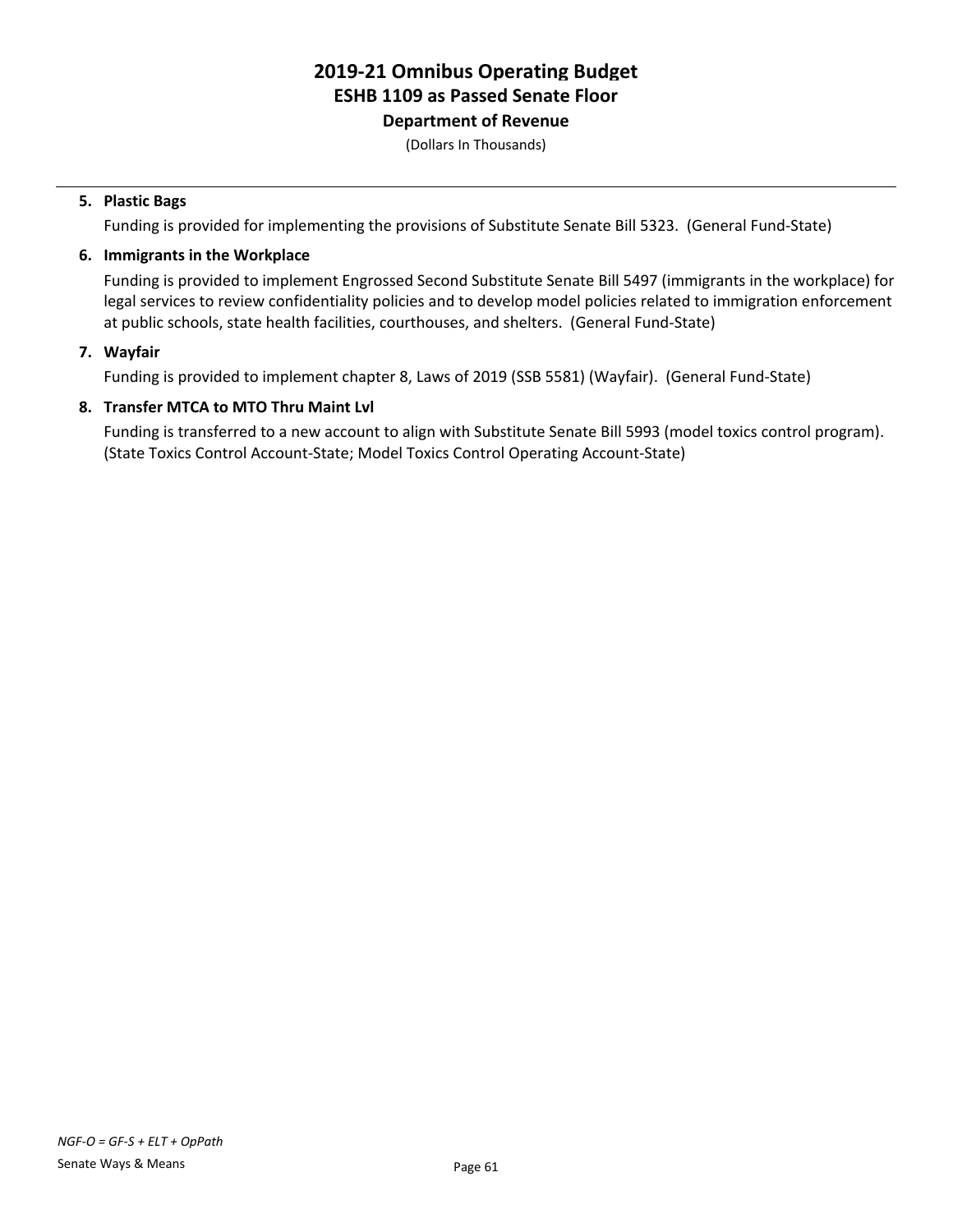# 2019-21 Omnibus Operating Budget
## ESHB 1109 as Passed Senate Floor
### Department of Revenue

(Dollars In Thousands)

5. **Plastic Bags**

   Funding is provided for implementing the provisions of Substitute Senate Bill 5323. (General Fund-State)

6. **Immigrants in the Workplace**

   Funding is provided to implement Engrossed Second Substitute Senate Bill 5497 (immigrants in the workplace) for legal services to review confidentiality policies and to develop model policies related to immigration enforcement at public schools, state health facilities, courthouses, and shelters. (General Fund-State)

7. **Wayfair**

   Funding is provided to implement chapter 8, Laws of 2019 (SSB 5581) (Wayfair). (General Fund-State)

8. **Transfer MTCA to MTO Thru Maint Lvl**

   Funding is transferred to a new account to align with Substitute Senate Bill 5993 (model toxics control program). (State Toxics Control Account-State; Model Toxics Control Operating Account-State)

*NGF-O = GF-S + ELT + OpPath*

Senate Ways & Means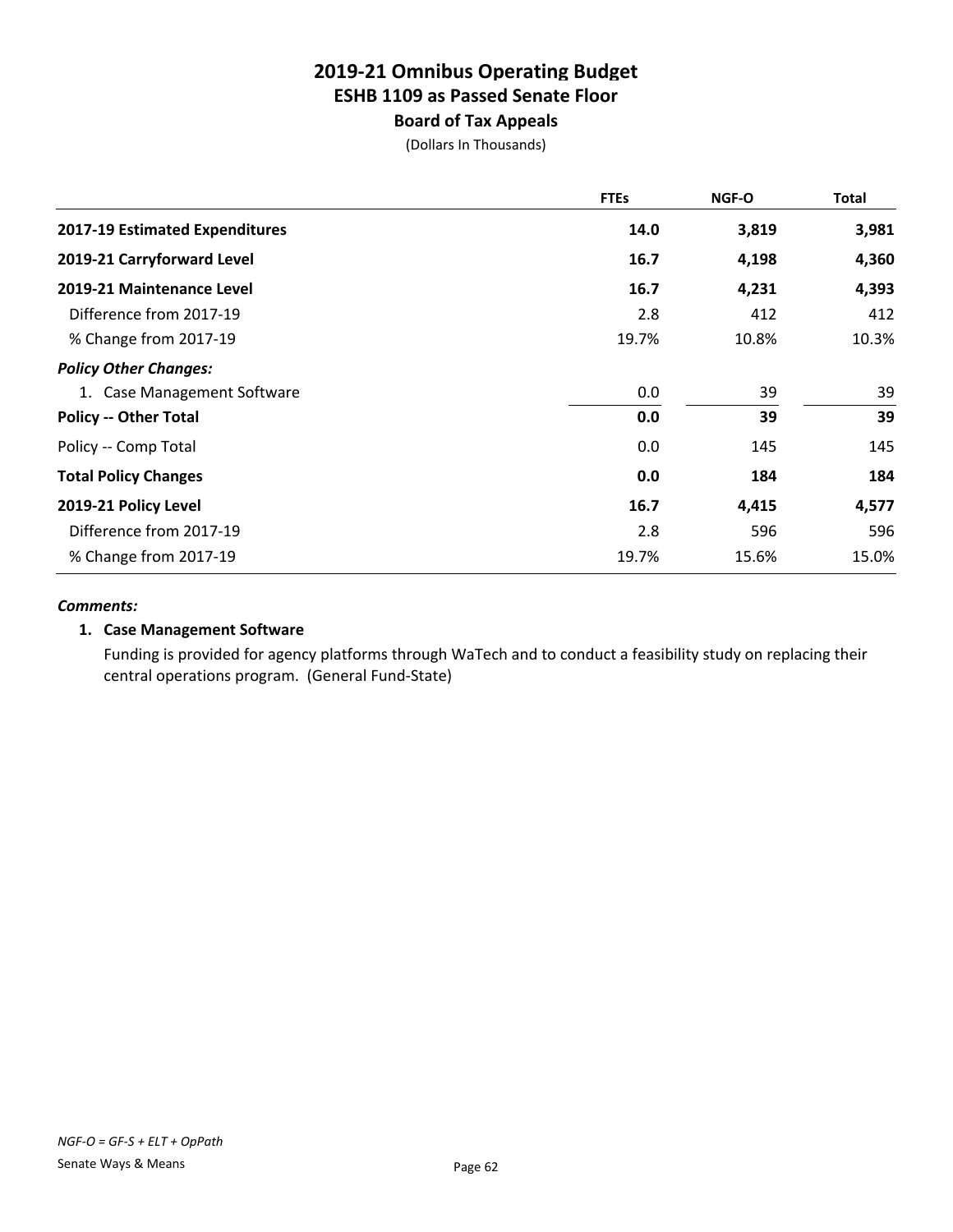# 2019-21 Omnibus Operating Budget
## ESHB 1109 as Passed Senate Floor
### Board of Tax Appeals

(Dollars In Thousands)

| | FTEs | NGF-O | Total |
|---|---|---|---|
| **2017-19 Estimated Expenditures** | **14.0** | **3,819** | **3,981** |
| **2019-21 Carryforward Level** | **16.7** | **4,198** | **4,360** |
| **2019-21 Maintenance Level** | **16.7** | **4,231** | **4,393** |
| Difference from 2017-19 | 2.8 | 412 | 412 |
| % Change from 2017-19 | 19.7% | 10.8% | 10.3% |
| ***Policy Other Changes:*** | | | |
| 1. Case Management Software | 0.0 | 39 | 39 |
| **Policy -- Other Total** | **0.0** | **39** | **39** |
| Policy -- Comp Total | 0.0 | 145 | 145 |
| **Total Policy Changes** | **0.0** | **184** | **184** |
| **2019-21 Policy Level** | **16.7** | **4,415** | **4,577** |
| Difference from 2017-19 | 2.8 | 596 | 596 |
| % Change from 2017-19 | 19.7% | 15.6% | 15.0% |

***Comments:***

**1. Case Management Software**

Funding is provided for agency platforms through WaTech and to conduct a feasibility study on replacing their central operations program. (General Fund-State)

*NGF-O = GF-S + ELT + OpPath*

Senate Ways & Means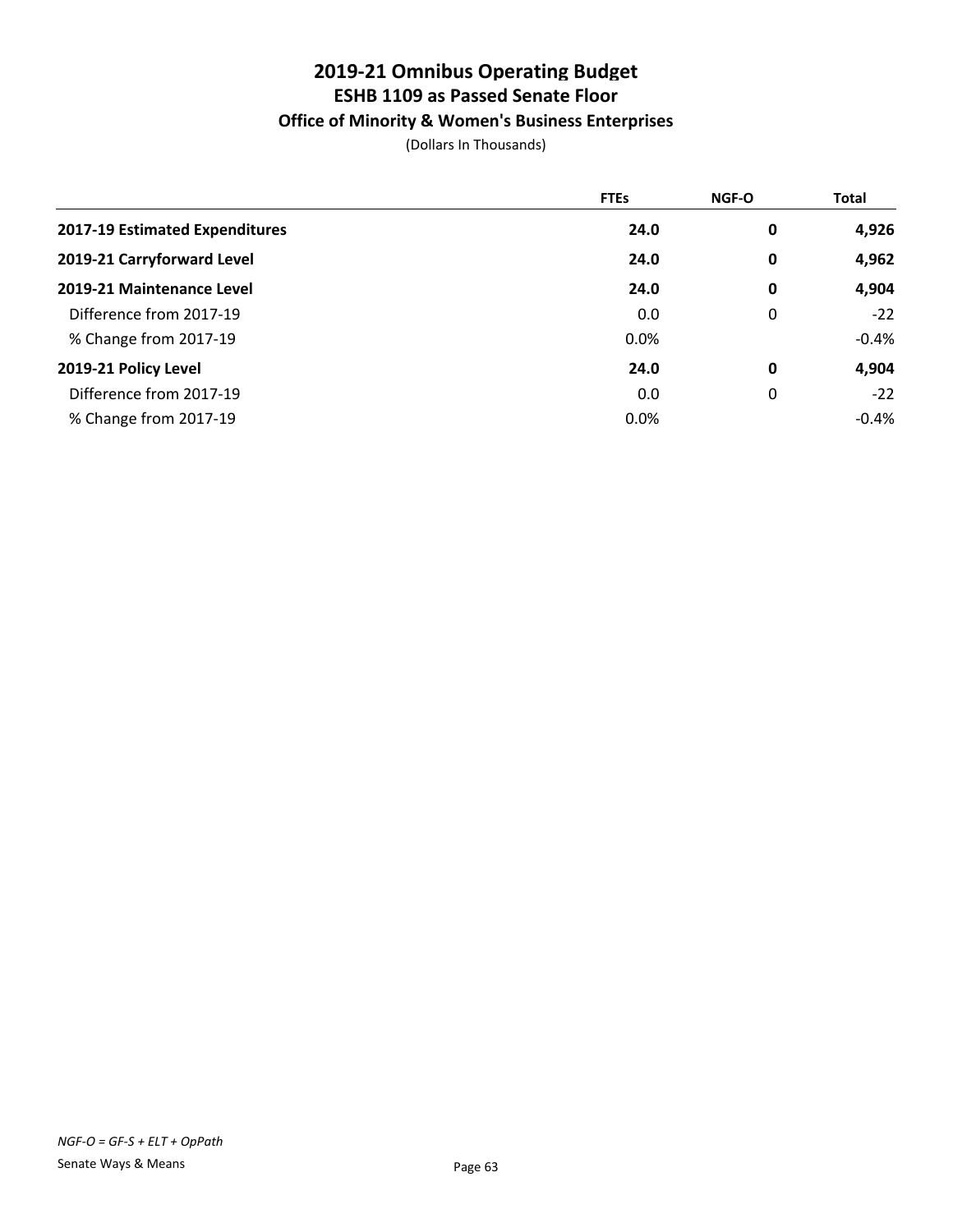# 2019-21 Omnibus Operating Budget
## ESHB 1109 as Passed Senate Floor
### Office of Minority & Women's Business Enterprises

(Dollars In Thousands)

| | FTEs | NGF-O | Total |
|---|---|---|---|
| **2017-19 Estimated Expenditures** | **24.0** | **0** | **4,926** |
| **2019-21 Carryforward Level** | **24.0** | **0** | **4,962** |
| **2019-21 Maintenance Level** | **24.0** | **0** | **4,904** |
| Difference from 2017-19 | 0.0 | 0 | -22 |
| % Change from 2017-19 | 0.0% | | -0.4% |
| **2019-21 Policy Level** | **24.0** | **0** | **4,904** |
| Difference from 2017-19 | 0.0 | 0 | -22 |
| % Change from 2017-19 | 0.0% | | -0.4% |

*NGF-O = GF-S + ELT + OpPath*

Senate Ways & Means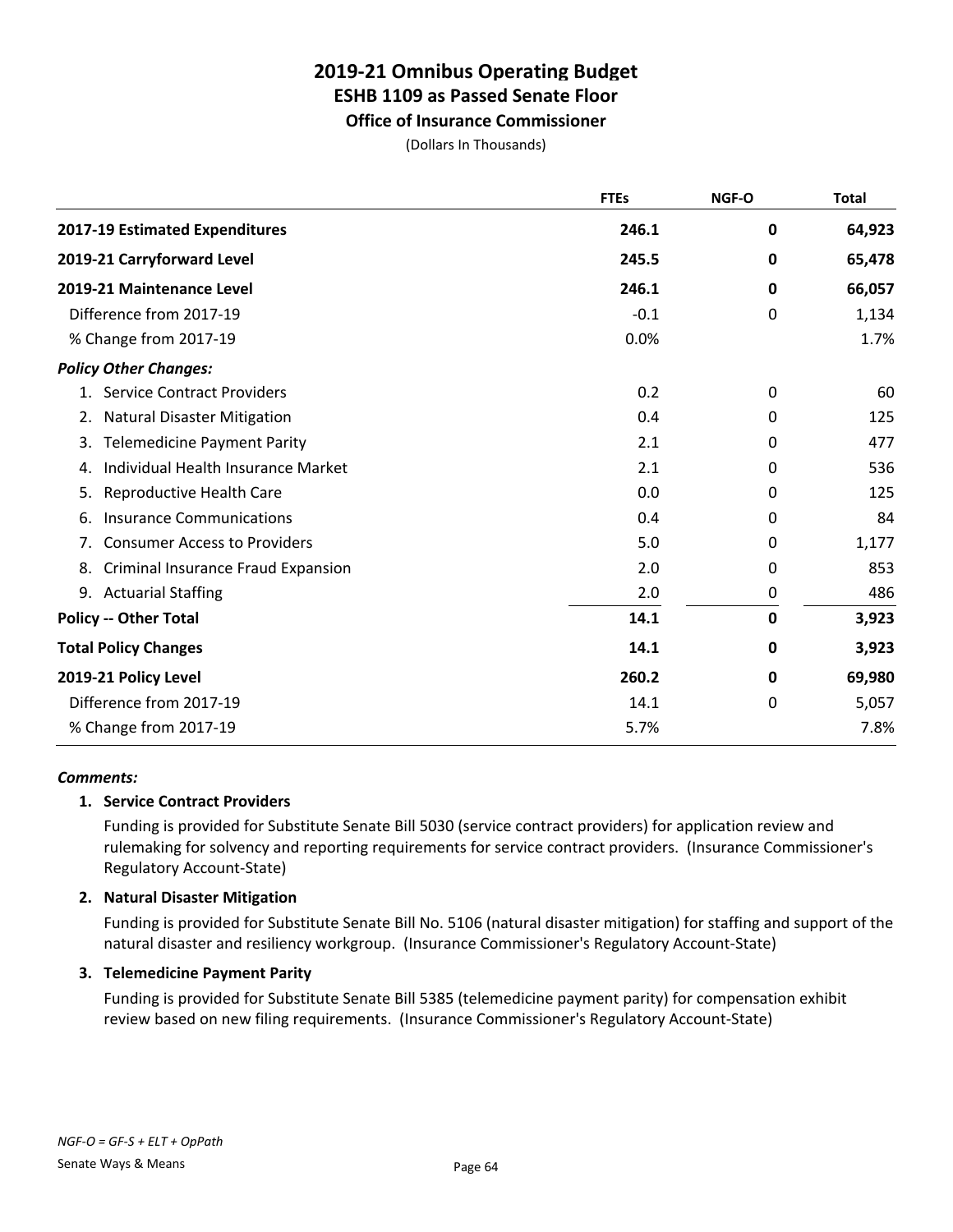# 2019-21 Omnibus Operating Budget
## ESHB 1109 as Passed Senate Floor
### Office of Insurance Commissioner

(Dollars In Thousands)

| | FTEs | NGF-O | Total |
|---|---|---|---|
| **2017-19 Estimated Expenditures** | **246.1** | **0** | **64,923** |
| **2019-21 Carryforward Level** | **245.5** | **0** | **65,478** |
| **2019-21 Maintenance Level** | **246.1** | **0** | **66,057** |
| Difference from 2017-19 | -0.1 | 0 | 1,134 |
| % Change from 2017-19 | 0.0% | | 1.7% |
| ***Policy Other Changes:*** | | | |
| 1. Service Contract Providers | 0.2 | 0 | 60 |
| 2. Natural Disaster Mitigation | 0.4 | 0 | 125 |
| 3. Telemedicine Payment Parity | 2.1 | 0 | 477 |
| 4. Individual Health Insurance Market | 2.1 | 0 | 536 |
| 5. Reproductive Health Care | 0.0 | 0 | 125 |
| 6. Insurance Communications | 0.4 | 0 | 84 |
| 7. Consumer Access to Providers | 5.0 | 0 | 1,177 |
| 8. Criminal Insurance Fraud Expansion | 2.0 | 0 | 853 |
| 9. Actuarial Staffing | 2.0 | 0 | 486 |
| **Policy -- Other Total** | **14.1** | **0** | **3,923** |
| **Total Policy Changes** | **14.1** | **0** | **3,923** |
| **2019-21 Policy Level** | **260.2** | **0** | **69,980** |
| Difference from 2017-19 | 14.1 | 0 | 5,057 |
| % Change from 2017-19 | 5.7% | | 7.8% |

***Comments:***

**1. Service Contract Providers**

Funding is provided for Substitute Senate Bill 5030 (service contract providers) for application review and rulemaking for solvency and reporting requirements for service contract providers. (Insurance Commissioner's Regulatory Account-State)

**2. Natural Disaster Mitigation**

Funding is provided for Substitute Senate Bill No. 5106 (natural disaster mitigation) for staffing and support of the natural disaster and resiliency workgroup. (Insurance Commissioner's Regulatory Account-State)

**3. Telemedicine Payment Parity**

Funding is provided for Substitute Senate Bill 5385 (telemedicine payment parity) for compensation exhibit review based on new filing requirements. (Insurance Commissioner's Regulatory Account-State)

*NGF-O = GF-S + ELT + OpPath*

Senate Ways & Means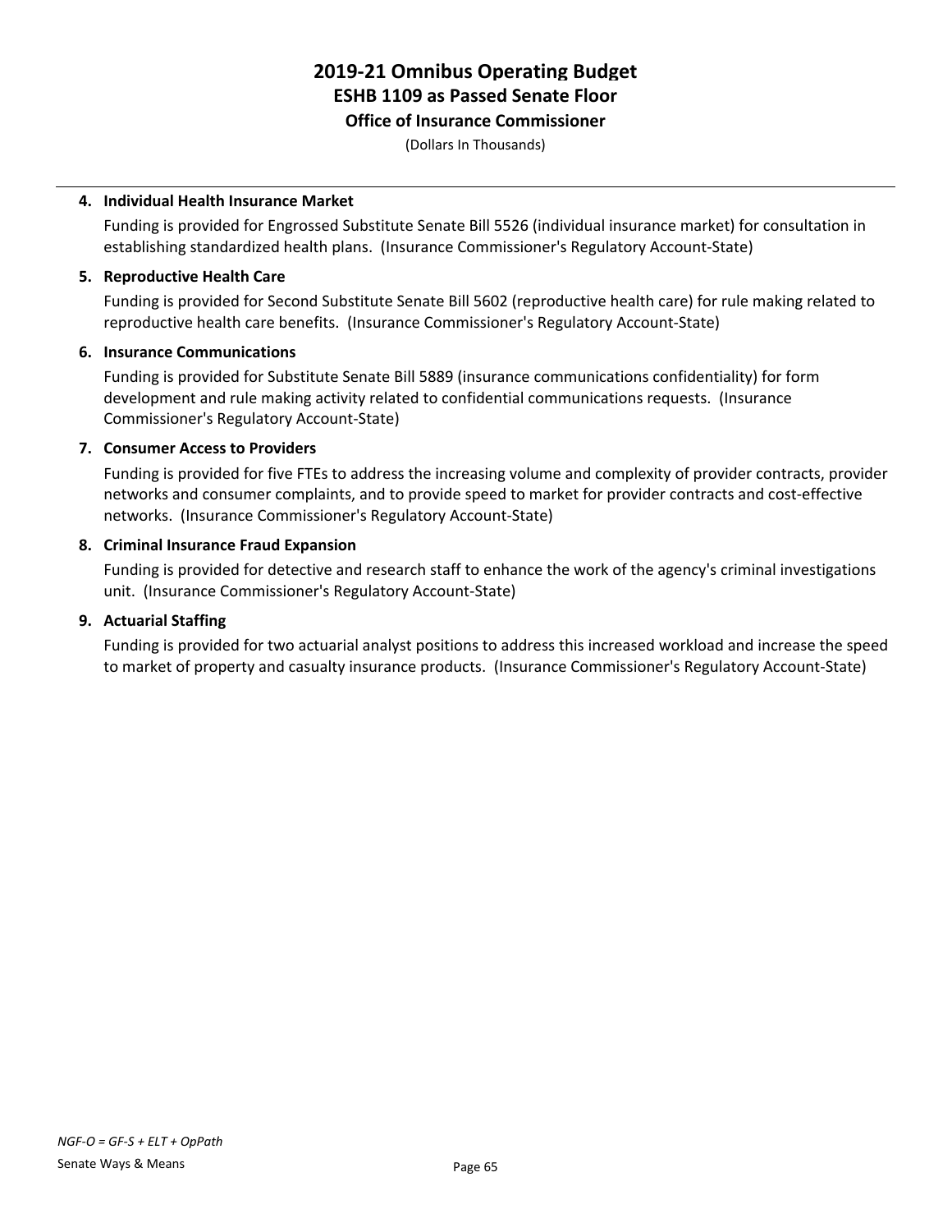# 2019-21 Omnibus Operating Budget
## ESHB 1109 as Passed Senate Floor
### Office of Insurance Commissioner

(Dollars In Thousands)

4. **Individual Health Insurance Market**

   Funding is provided for Engrossed Substitute Senate Bill 5526 (individual insurance market) for consultation in establishing standardized health plans. (Insurance Commissioner's Regulatory Account-State)

5. **Reproductive Health Care**

   Funding is provided for Second Substitute Senate Bill 5602 (reproductive health care) for rule making related to reproductive health care benefits. (Insurance Commissioner's Regulatory Account-State)

6. **Insurance Communications**

   Funding is provided for Substitute Senate Bill 5889 (insurance communications confidentiality) for form development and rule making activity related to confidential communications requests. (Insurance Commissioner's Regulatory Account-State)

7. **Consumer Access to Providers**

   Funding is provided for five FTEs to address the increasing volume and complexity of provider contracts, provider networks and consumer complaints, and to provide speed to market for provider contracts and cost-effective networks. (Insurance Commissioner's Regulatory Account-State)

8. **Criminal Insurance Fraud Expansion**

   Funding is provided for detective and research staff to enhance the work of the agency's criminal investigations unit. (Insurance Commissioner's Regulatory Account-State)

9. **Actuarial Staffing**

   Funding is provided for two actuarial analyst positions to address this increased workload and increase the speed to market of property and casualty insurance products. (Insurance Commissioner's Regulatory Account-State)

*NGF-O = GF-S + ELT + OpPath*

Senate Ways & Means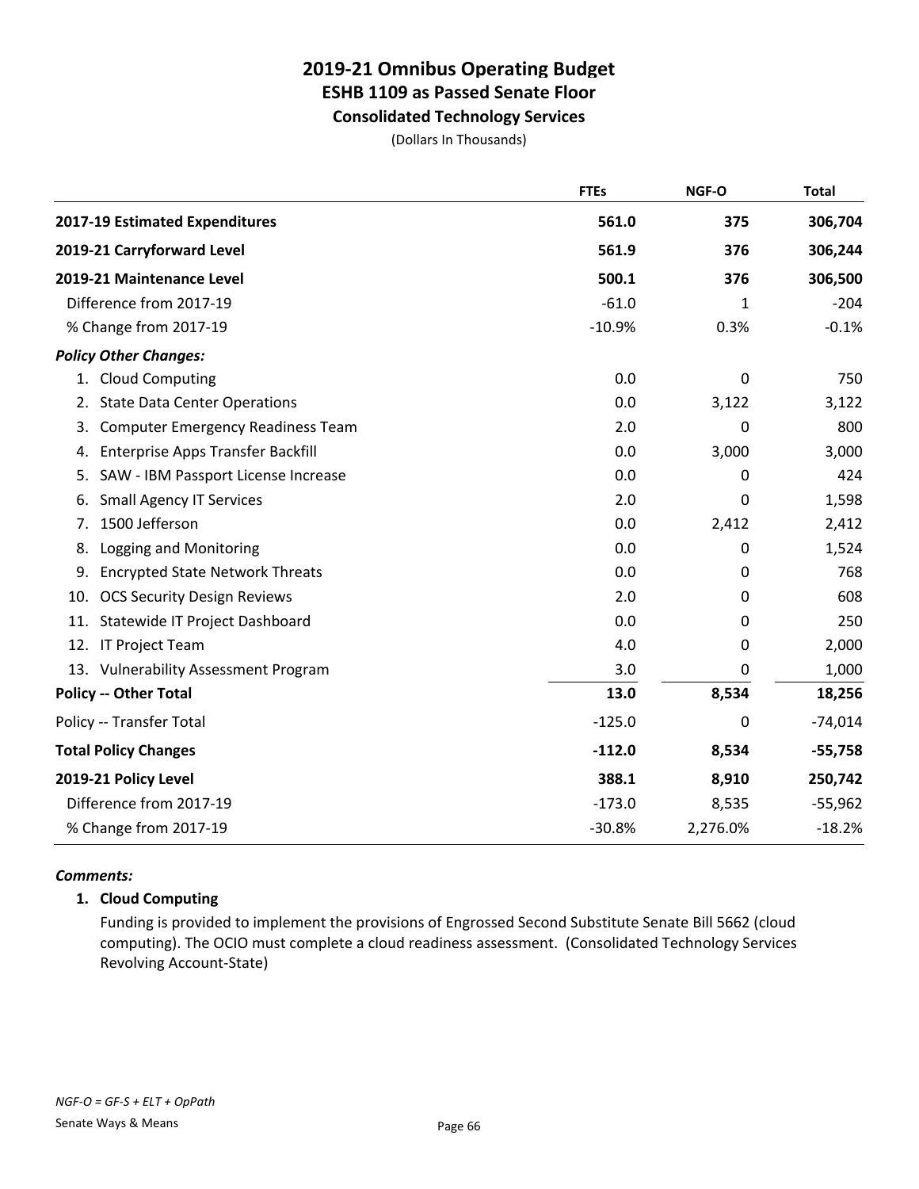# 2019-21 Omnibus Operating Budget
## ESHB 1109 as Passed Senate Floor
### Consolidated Technology Services

(Dollars In Thousands)

| | FTEs | NGF-O | Total |
|---|---|---|---|
| **2017-19 Estimated Expenditures** | **561.0** | **375** | **306,704** |
| **2019-21 Carryforward Level** | **561.9** | **376** | **306,244** |
| **2019-21 Maintenance Level** | **500.1** | **376** | **306,500** |
| Difference from 2017-19 | -61.0 | 1 | -204 |
| % Change from 2017-19 | -10.9% | 0.3% | -0.1% |
| ***Policy Other Changes:*** | | | |
| 1. Cloud Computing | 0.0 | 0 | 750 |
| 2. State Data Center Operations | 0.0 | 3,122 | 3,122 |
| 3. Computer Emergency Readiness Team | 2.0 | 0 | 800 |
| 4. Enterprise Apps Transfer Backfill | 0.0 | 3,000 | 3,000 |
| 5. SAW - IBM Passport License Increase | 0.0 | 0 | 424 |
| 6. Small Agency IT Services | 2.0 | 0 | 1,598 |
| 7. 1500 Jefferson | 0.0 | 2,412 | 2,412 |
| 8. Logging and Monitoring | 0.0 | 0 | 1,524 |
| 9. Encrypted State Network Threats | 0.0 | 0 | 768 |
| 10. OCS Security Design Reviews | 2.0 | 0 | 608 |
| 11. Statewide IT Project Dashboard | 0.0 | 0 | 250 |
| 12. IT Project Team | 4.0 | 0 | 2,000 |
| 13. Vulnerability Assessment Program | 3.0 | 0 | 1,000 |
| **Policy -- Other Total** | **13.0** | **8,534** | **18,256** |
| Policy -- Transfer Total | -125.0 | 0 | -74,014 |
| **Total Policy Changes** | **-112.0** | **8,534** | **-55,758** |
| **2019-21 Policy Level** | **388.1** | **8,910** | **250,742** |
| Difference from 2017-19 | -173.0 | 8,535 | -55,962 |
| % Change from 2017-19 | -30.8% | 2,276.0% | -18.2% |

***Comments:***

**1. Cloud Computing**

Funding is provided to implement the provisions of Engrossed Second Substitute Senate Bill 5662 (cloud computing). The OCIO must complete a cloud readiness assessment. (Consolidated Technology Services Revolving Account-State)

*NGF-O = GF-S + ELT + OpPath*

Senate Ways & Means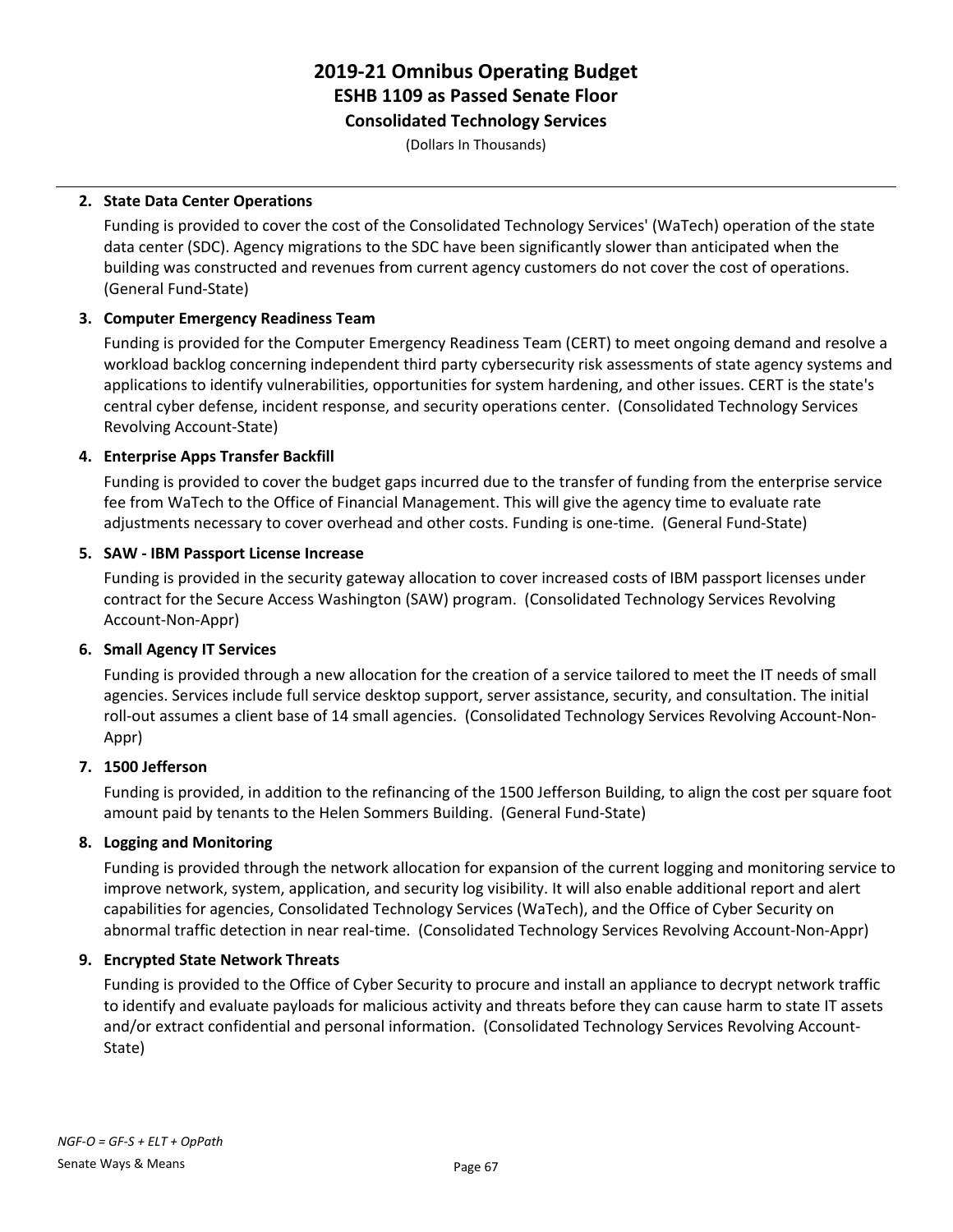**2. State Data Center Operations**

Funding is provided to cover the cost of the Consolidated Technology Services' (WaTech) operation of the state data center (SDC). Agency migrations to the SDC have been significantly slower than anticipated when the building was constructed and revenues from current agency customers do not cover the cost of operations. (General Fund-State)

**3. Computer Emergency Readiness Team**

Funding is provided for the Computer Emergency Readiness Team (CERT) to meet ongoing demand and resolve a workload backlog concerning independent third party cybersecurity risk assessments of state agency systems and applications to identify vulnerabilities, opportunities for system hardening, and other issues. CERT is the state's central cyber defense, incident response, and security operations center. (Consolidated Technology Services Revolving Account-State)

**4. Enterprise Apps Transfer Backfill**

Funding is provided to cover the budget gaps incurred due to the transfer of funding from the enterprise service fee from WaTech to the Office of Financial Management. This will give the agency time to evaluate rate adjustments necessary to cover overhead and other costs. Funding is one-time. (General Fund-State)

**5. SAW - IBM Passport License Increase**

Funding is provided in the security gateway allocation to cover increased costs of IBM passport licenses under contract for the Secure Access Washington (SAW) program. (Consolidated Technology Services Revolving Account-Non-Appr)

**6. Small Agency IT Services**

Funding is provided through a new allocation for the creation of a service tailored to meet the IT needs of small agencies. Services include full service desktop support, server assistance, security, and consultation. The initial roll-out assumes a client base of 14 small agencies. (Consolidated Technology Services Revolving Account-Non-Appr)

**7. 1500 Jefferson**

Funding is provided, in addition to the refinancing of the 1500 Jefferson Building, to align the cost per square foot amount paid by tenants to the Helen Sommers Building. (General Fund-State)

**8. Logging and Monitoring**

Funding is provided through the network allocation for expansion of the current logging and monitoring service to improve network, system, application, and security log visibility. It will also enable additional report and alert capabilities for agencies, Consolidated Technology Services (WaTech), and the Office of Cyber Security on abnormal traffic detection in near real-time. (Consolidated Technology Services Revolving Account-Non-Appr)

**9. Encrypted State Network Threats**

Funding is provided to the Office of Cyber Security to procure and install an appliance to decrypt network traffic to identify and evaluate payloads for malicious activity and threats before they can cause harm to state IT assets and/or extract confidential and personal information. (Consolidated Technology Services Revolving Account-State)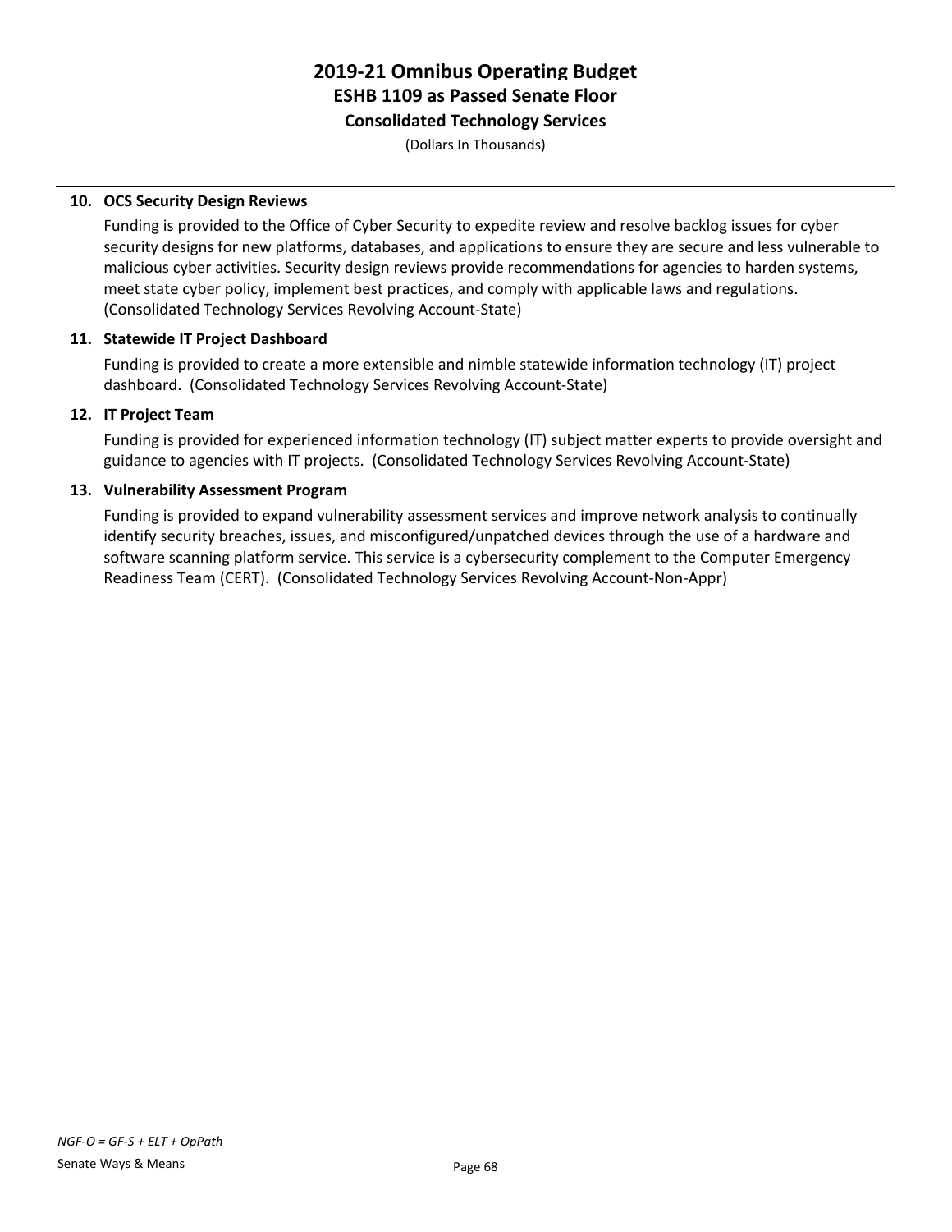**10. OCS Security Design Reviews**

Funding is provided to the Office of Cyber Security to expedite review and resolve backlog issues for cyber security designs for new platforms, databases, and applications to ensure they are secure and less vulnerable to malicious cyber activities. Security design reviews provide recommendations for agencies to harden systems, meet state cyber policy, implement best practices, and comply with applicable laws and regulations. (Consolidated Technology Services Revolving Account-State)

**11. Statewide IT Project Dashboard**

Funding is provided to create a more extensible and nimble statewide information technology (IT) project dashboard. (Consolidated Technology Services Revolving Account-State)

**12. IT Project Team**

Funding is provided for experienced information technology (IT) subject matter experts to provide oversight and guidance to agencies with IT projects. (Consolidated Technology Services Revolving Account-State)

**13. Vulnerability Assessment Program**

Funding is provided to expand vulnerability assessment services and improve network analysis to continually identify security breaches, issues, and misconfigured/unpatched devices through the use of a hardware and software scanning platform service. This service is a cybersecurity complement to the Computer Emergency Readiness Team (CERT). (Consolidated Technology Services Revolving Account-Non-Appr)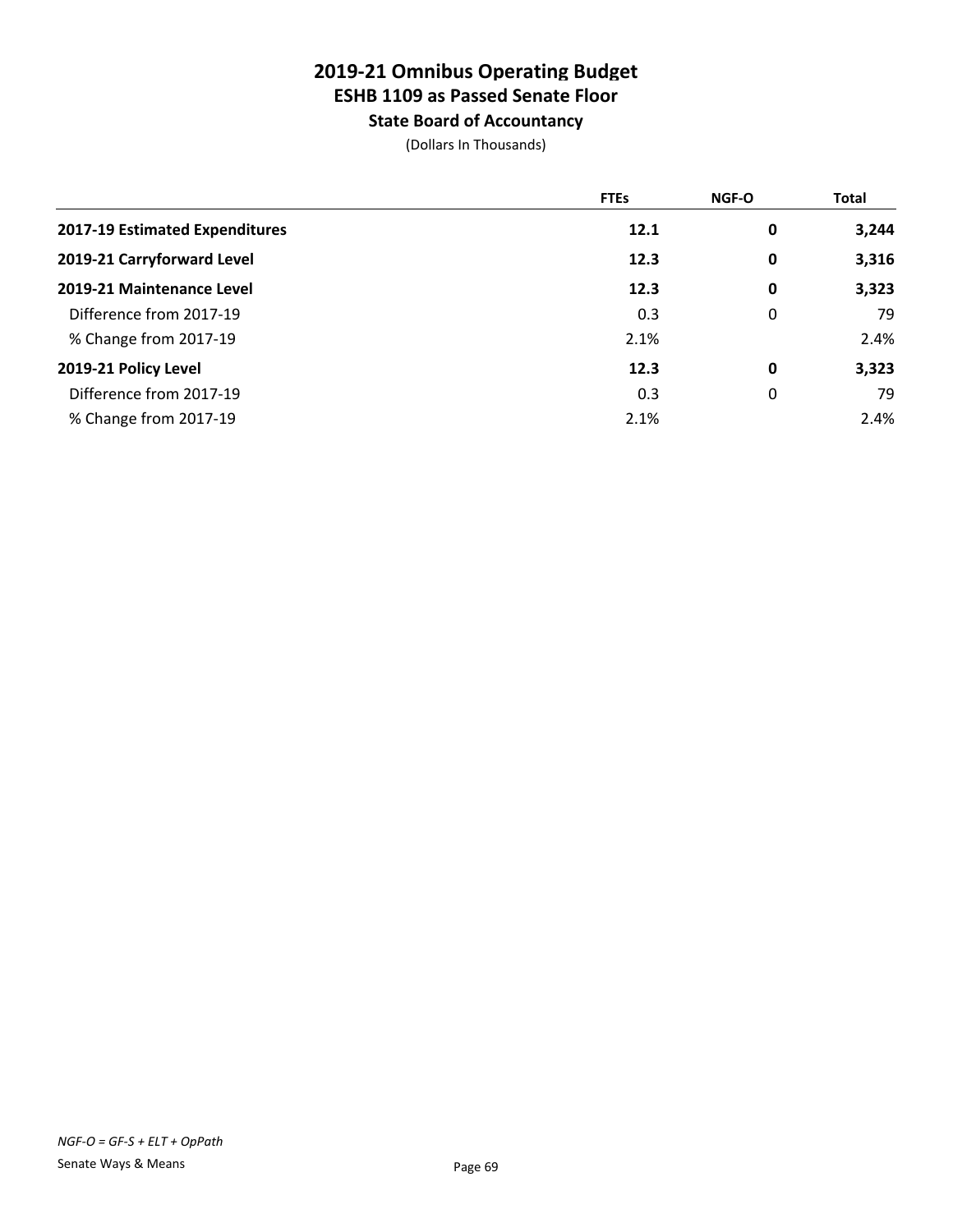# 2019-21 Omnibus Operating Budget
## ESHB 1109 as Passed Senate Floor
### State Board of Accountancy

(Dollars In Thousands)

| | FTEs | NGF-O | Total |
|---|---|---|---|
| **2017-19 Estimated Expenditures** | **12.1** | **0** | **3,244** |
| **2019-21 Carryforward Level** | **12.3** | **0** | **3,316** |
| **2019-21 Maintenance Level** | **12.3** | **0** | **3,323** |
| Difference from 2017-19 | 0.3 | 0 | 79 |
| % Change from 2017-19 | 2.1% | | 2.4% |
| **2019-21 Policy Level** | **12.3** | **0** | **3,323** |
| Difference from 2017-19 | 0.3 | 0 | 79 |
| % Change from 2017-19 | 2.1% | | 2.4% |

*NGF-O = GF-S + ELT + OpPath*

Senate Ways & Means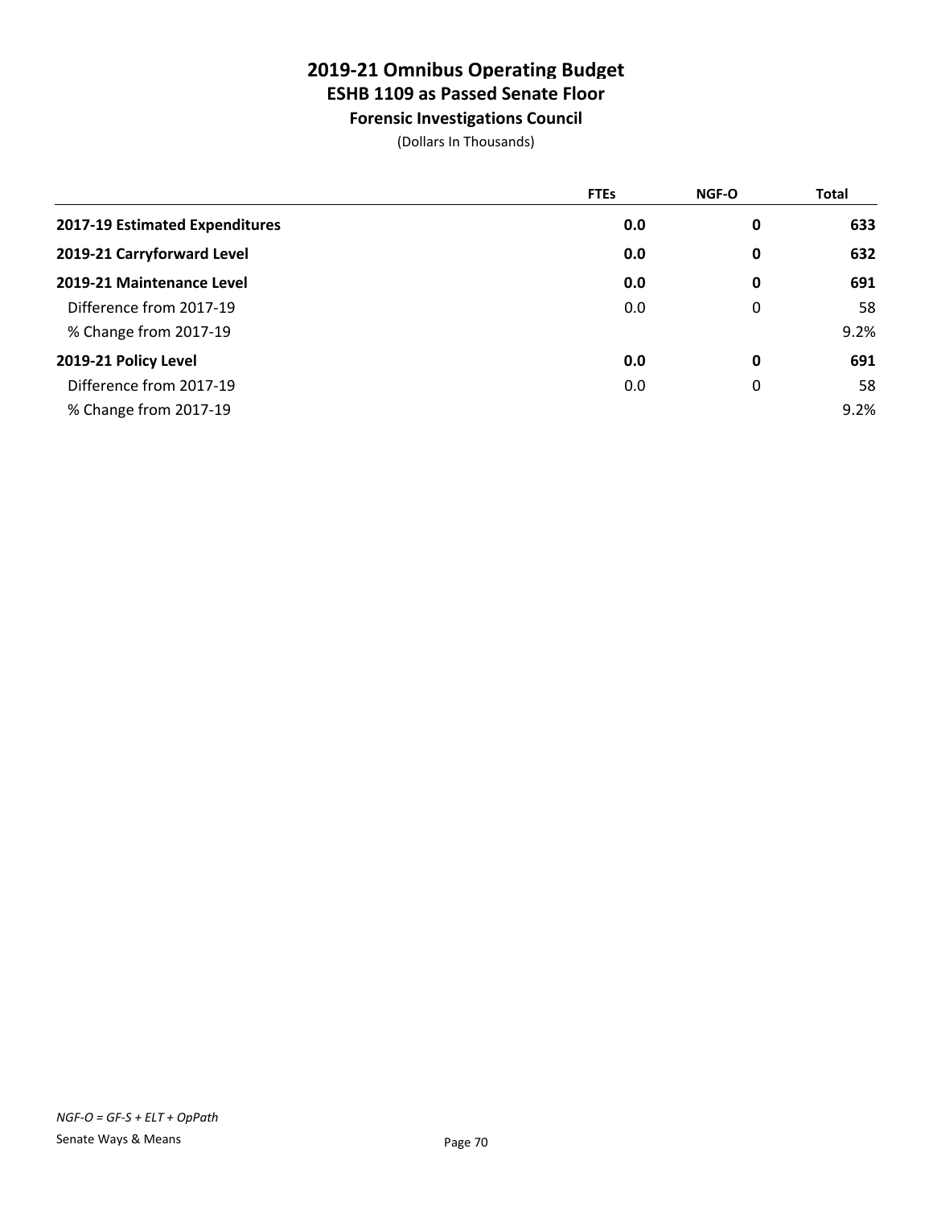# 2019-21 Omnibus Operating Budget
## ESHB 1109 as Passed Senate Floor
### Forensic Investigations Council

(Dollars In Thousands)

| | FTEs | NGF-O | Total |
|---|---|---|---|
| **2017-19 Estimated Expenditures** | **0.0** | **0** | **633** |
| **2019-21 Carryforward Level** | **0.0** | **0** | **632** |
| **2019-21 Maintenance Level** | **0.0** | **0** | **691** |
| Difference from 2017-19 | 0.0 | 0 | 58 |
| % Change from 2017-19 | | | 9.2% |
| **2019-21 Policy Level** | **0.0** | **0** | **691** |
| Difference from 2017-19 | 0.0 | 0 | 58 |
| % Change from 2017-19 | | | 9.2% |

*NGF-O = GF-S + ELT + OpPath*

Senate Ways & Means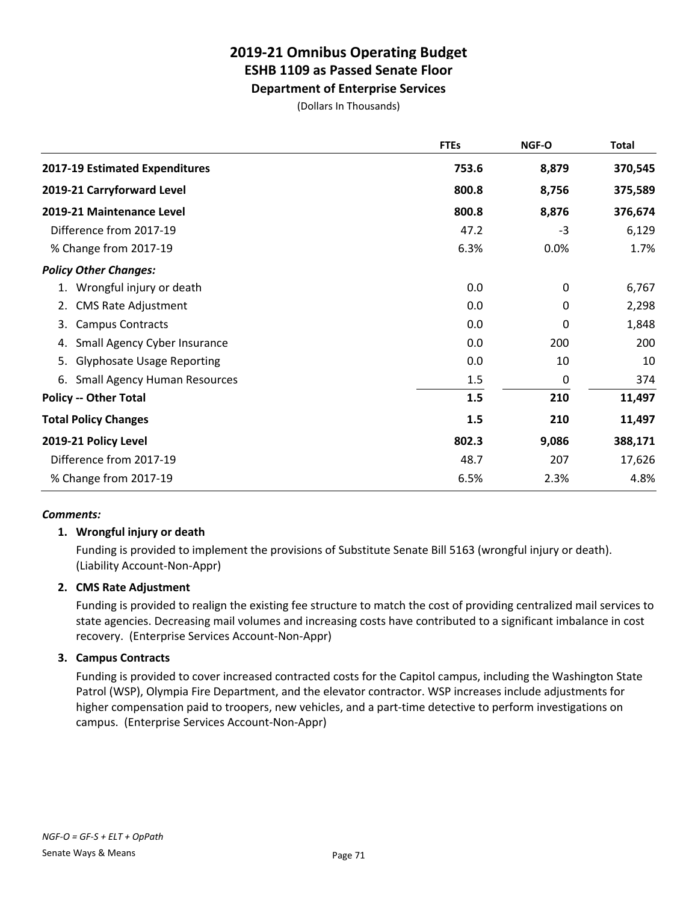# 2019-21 Omnibus Operating Budget
## ESHB 1109 as Passed Senate Floor
### Department of Enterprise Services

(Dollars In Thousands)

| | FTEs | NGF-O | Total |
|---|---|---|---|
| **2017-19 Estimated Expenditures** | **753.6** | **8,879** | **370,545** |
| **2019-21 Carryforward Level** | **800.8** | **8,756** | **375,589** |
| **2019-21 Maintenance Level** | **800.8** | **8,876** | **376,674** |
| Difference from 2017-19 | 47.2 | -3 | 6,129 |
| % Change from 2017-19 | 6.3% | 0.0% | 1.7% |
| ***Policy Other Changes:*** | | | |
| 1. Wrongful injury or death | 0.0 | 0 | 6,767 |
| 2. CMS Rate Adjustment | 0.0 | 0 | 2,298 |
| 3. Campus Contracts | 0.0 | 0 | 1,848 |
| 4. Small Agency Cyber Insurance | 0.0 | 200 | 200 |
| 5. Glyphosate Usage Reporting | 0.0 | 10 | 10 |
| 6. Small Agency Human Resources | 1.5 | 0 | 374 |
| **Policy -- Other Total** | **1.5** | **210** | **11,497** |
| **Total Policy Changes** | **1.5** | **210** | **11,497** |
| **2019-21 Policy Level** | **802.3** | **9,086** | **388,171** |
| Difference from 2017-19 | 48.7 | 207 | 17,626 |
| % Change from 2017-19 | 6.5% | 2.3% | 4.8% |

***Comments:***

**1. Wrongful injury or death**

Funding is provided to implement the provisions of Substitute Senate Bill 5163 (wrongful injury or death). (Liability Account-Non-Appr)

**2. CMS Rate Adjustment**

Funding is provided to realign the existing fee structure to match the cost of providing centralized mail services to state agencies. Decreasing mail volumes and increasing costs have contributed to a significant imbalance in cost recovery. (Enterprise Services Account-Non-Appr)

**3. Campus Contracts**

Funding is provided to cover increased contracted costs for the Capitol campus, including the Washington State Patrol (WSP), Olympia Fire Department, and the elevator contractor. WSP increases include adjustments for higher compensation paid to troopers, new vehicles, and a part-time detective to perform investigations on campus. (Enterprise Services Account-Non-Appr)

*NGF-O = GF-S + ELT + OpPath*

Senate Ways & Means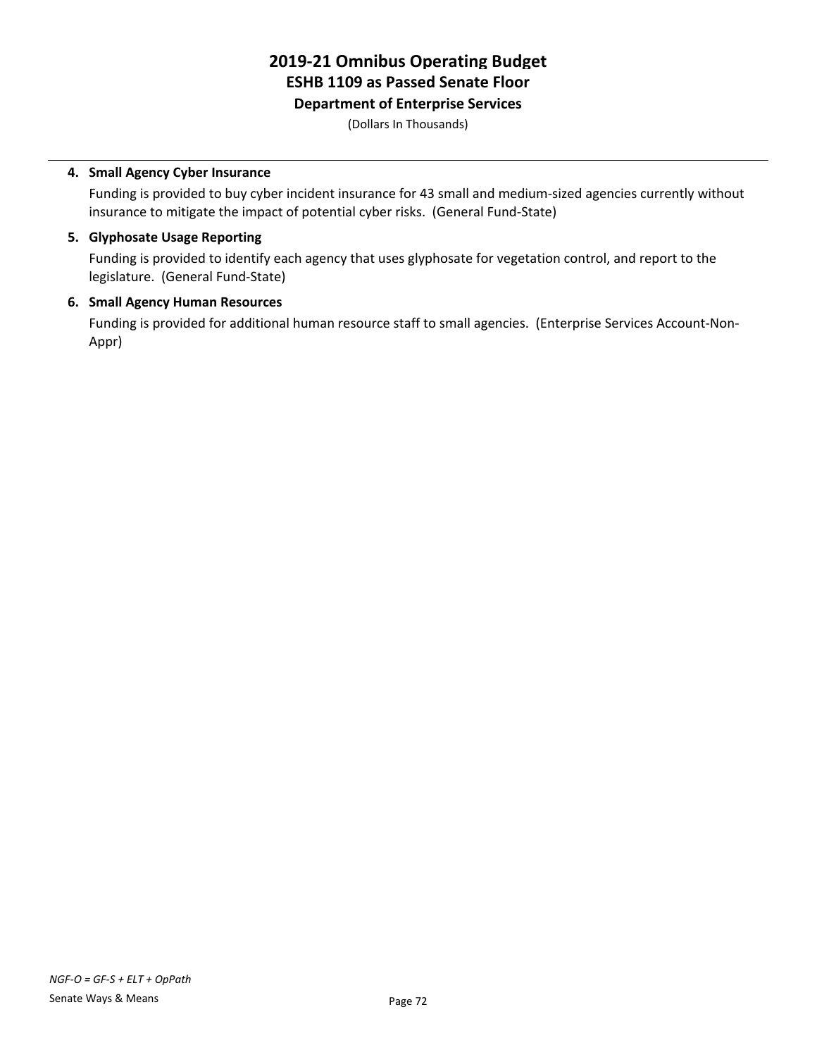# 2019-21 Omnibus Operating Budget
## ESHB 1109 as Passed Senate Floor
### Department of Enterprise Services

(Dollars In Thousands)

---

4. **Small Agency Cyber Insurance**

   Funding is provided to buy cyber incident insurance for 43 small and medium-sized agencies currently without insurance to mitigate the impact of potential cyber risks. (General Fund-State)

5. **Glyphosate Usage Reporting**

   Funding is provided to identify each agency that uses glyphosate for vegetation control, and report to the legislature. (General Fund-State)

6. **Small Agency Human Resources**

   Funding is provided for additional human resource staff to small agencies. (Enterprise Services Account-Non-Appr)

*NGF-O = GF-S + ELT + OpPath*

Senate Ways & Means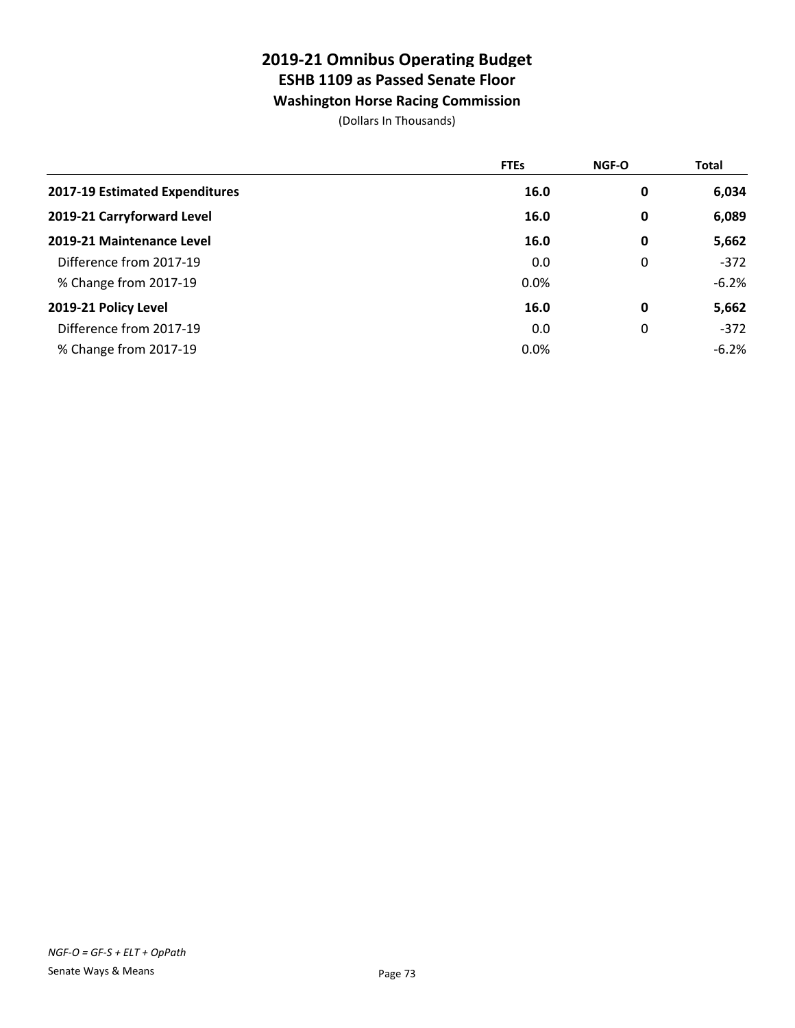# 2019-21 Omnibus Operating Budget
## ESHB 1109 as Passed Senate Floor
### Washington Horse Racing Commission

(Dollars In Thousands)

| | FTEs | NGF-O | Total |
|---|---|---|---|
| **2017-19 Estimated Expenditures** | **16.0** | **0** | **6,034** |
| **2019-21 Carryforward Level** | **16.0** | **0** | **6,089** |
| **2019-21 Maintenance Level** | **16.0** | **0** | **5,662** |
| Difference from 2017-19 | 0.0 | 0 | -372 |
| % Change from 2017-19 | 0.0% | | -6.2% |
| **2019-21 Policy Level** | **16.0** | **0** | **5,662** |
| Difference from 2017-19 | 0.0 | 0 | -372 |
| % Change from 2017-19 | 0.0% | | -6.2% |

*NGF-O = GF-S + ELT + OpPath*

Senate Ways & Means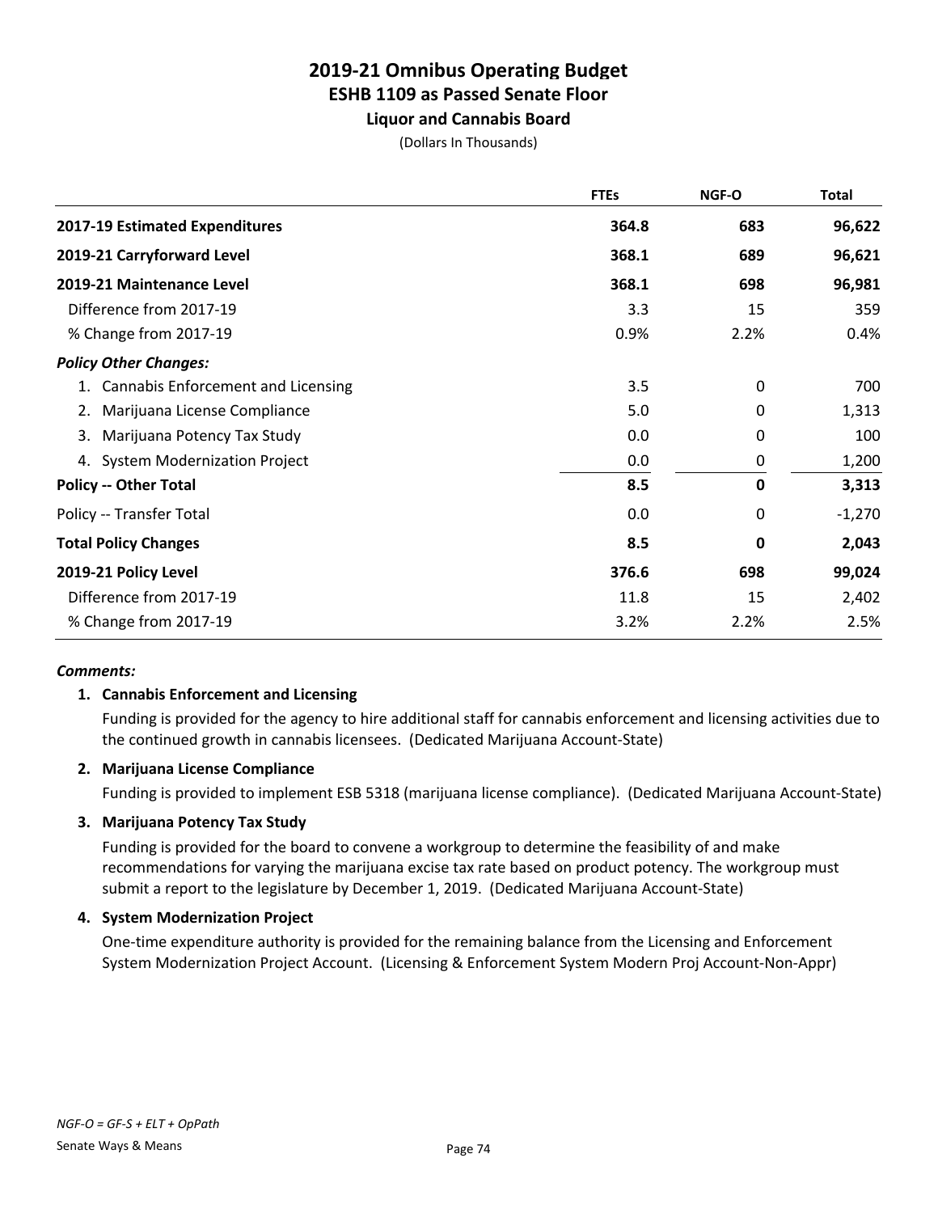# 2019-21 Omnibus Operating Budget
## ESHB 1109 as Passed Senate Floor
### Liquor and Cannabis Board

(Dollars In Thousands)

| | FTEs | NGF-O | Total |
|---|---|---|---|
| **2017-19 Estimated Expenditures** | **364.8** | **683** | **96,622** |
| **2019-21 Carryforward Level** | **368.1** | **689** | **96,621** |
| **2019-21 Maintenance Level** | **368.1** | **698** | **96,981** |
| Difference from 2017-19 | 3.3 | 15 | 359 |
| % Change from 2017-19 | 0.9% | 2.2% | 0.4% |
| ***Policy Other Changes:*** | | | |
| 1. Cannabis Enforcement and Licensing | 3.5 | 0 | 700 |
| 2. Marijuana License Compliance | 5.0 | 0 | 1,313 |
| 3. Marijuana Potency Tax Study | 0.0 | 0 | 100 |
| 4. System Modernization Project | 0.0 | 0 | 1,200 |
| **Policy -- Other Total** | **8.5** | **0** | **3,313** |
| Policy -- Transfer Total | 0.0 | 0 | -1,270 |
| **Total Policy Changes** | **8.5** | **0** | **2,043** |
| **2019-21 Policy Level** | **376.6** | **698** | **99,024** |
| Difference from 2017-19 | 11.8 | 15 | 2,402 |
| % Change from 2017-19 | 3.2% | 2.2% | 2.5% |

***Comments:***

**1. Cannabis Enforcement and Licensing**

Funding is provided for the agency to hire additional staff for cannabis enforcement and licensing activities due to the continued growth in cannabis licensees. (Dedicated Marijuana Account-State)

**2. Marijuana License Compliance**

Funding is provided to implement ESB 5318 (marijuana license compliance). (Dedicated Marijuana Account-State)

**3. Marijuana Potency Tax Study**

Funding is provided for the board to convene a workgroup to determine the feasibility of and make recommendations for varying the marijuana excise tax rate based on product potency. The workgroup must submit a report to the legislature by December 1, 2019. (Dedicated Marijuana Account-State)

**4. System Modernization Project**

One-time expenditure authority is provided for the remaining balance from the Licensing and Enforcement System Modernization Project Account. (Licensing & Enforcement System Modern Proj Account-Non-Appr)

*NGF-O = GF-S + ELT + OpPath*

Senate Ways & Means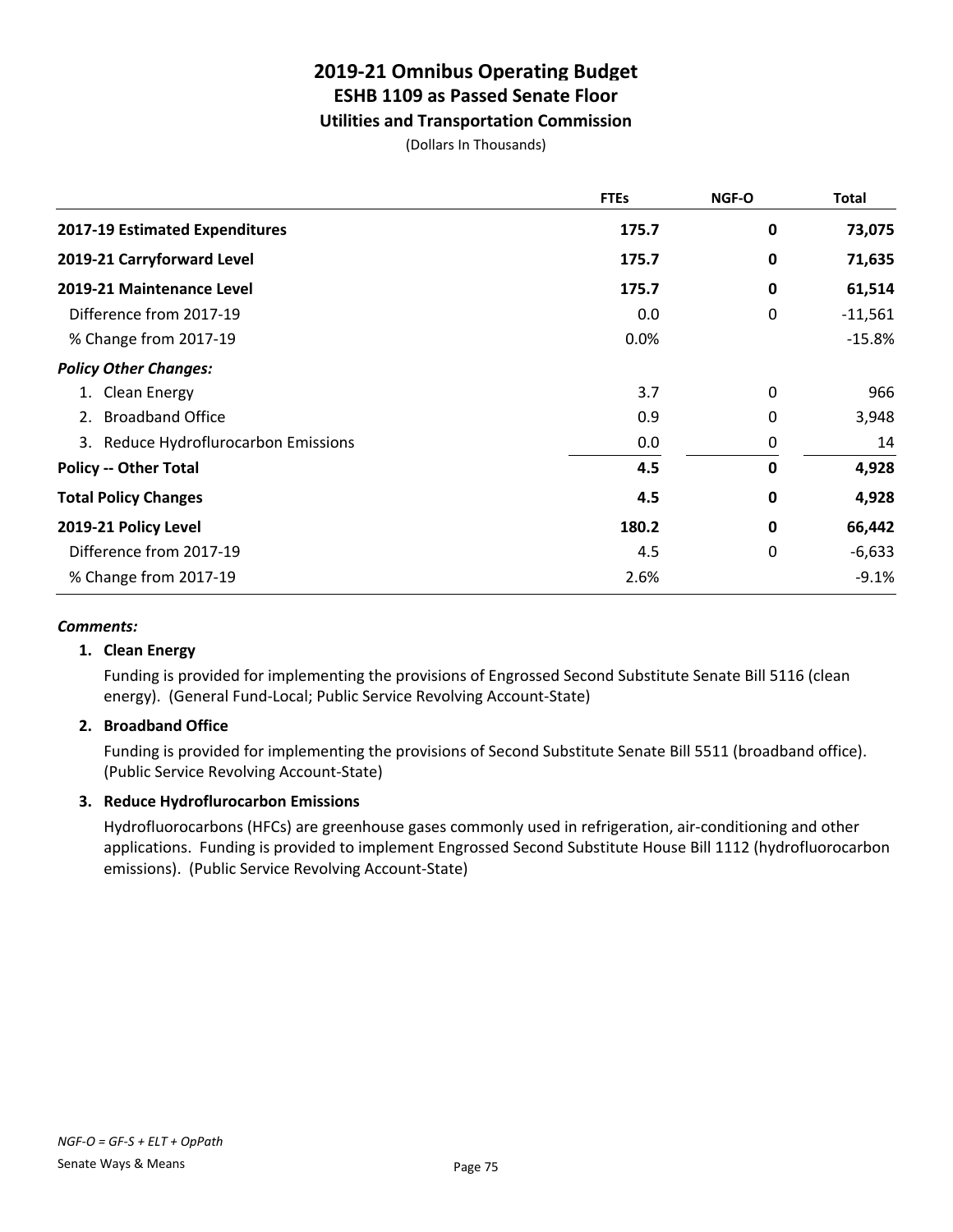# 2019-21 Omnibus Operating Budget
## ESHB 1109 as Passed Senate Floor
### Utilities and Transportation Commission

(Dollars In Thousands)

| | FTEs | NGF-O | Total |
|---|---|---|---|
| **2017-19 Estimated Expenditures** | **175.7** | **0** | **73,075** |
| **2019-21 Carryforward Level** | **175.7** | **0** | **71,635** |
| **2019-21 Maintenance Level** | **175.7** | **0** | **61,514** |
| Difference from 2017-19 | 0.0 | 0 | -11,561 |
| % Change from 2017-19 | 0.0% | | -15.8% |
| ***Policy Other Changes:*** | | | |
| 1. Clean Energy | 3.7 | 0 | 966 |
| 2. Broadband Office | 0.9 | 0 | 3,948 |
| 3. Reduce Hydroflurocarbon Emissions | 0.0 | 0 | 14 |
| **Policy -- Other Total** | **4.5** | **0** | **4,928** |
| **Total Policy Changes** | **4.5** | **0** | **4,928** |
| **2019-21 Policy Level** | **180.2** | **0** | **66,442** |
| Difference from 2017-19 | 4.5 | 0 | -6,633 |
| % Change from 2017-19 | 2.6% | | -9.1% |

***Comments:***

**1. Clean Energy**

Funding is provided for implementing the provisions of Engrossed Second Substitute Senate Bill 5116 (clean energy). (General Fund-Local; Public Service Revolving Account-State)

**2. Broadband Office**

Funding is provided for implementing the provisions of Second Substitute Senate Bill 5511 (broadband office). (Public Service Revolving Account-State)

**3. Reduce Hydroflurocarbon Emissions**

Hydrofluorocarbons (HFCs) are greenhouse gases commonly used in refrigeration, air-conditioning and other applications. Funding is provided to implement Engrossed Second Substitute House Bill 1112 (hydrofluorocarbon emissions). (Public Service Revolving Account-State)

*NGF-O = GF-S + ELT + OpPath*

Senate Ways & Means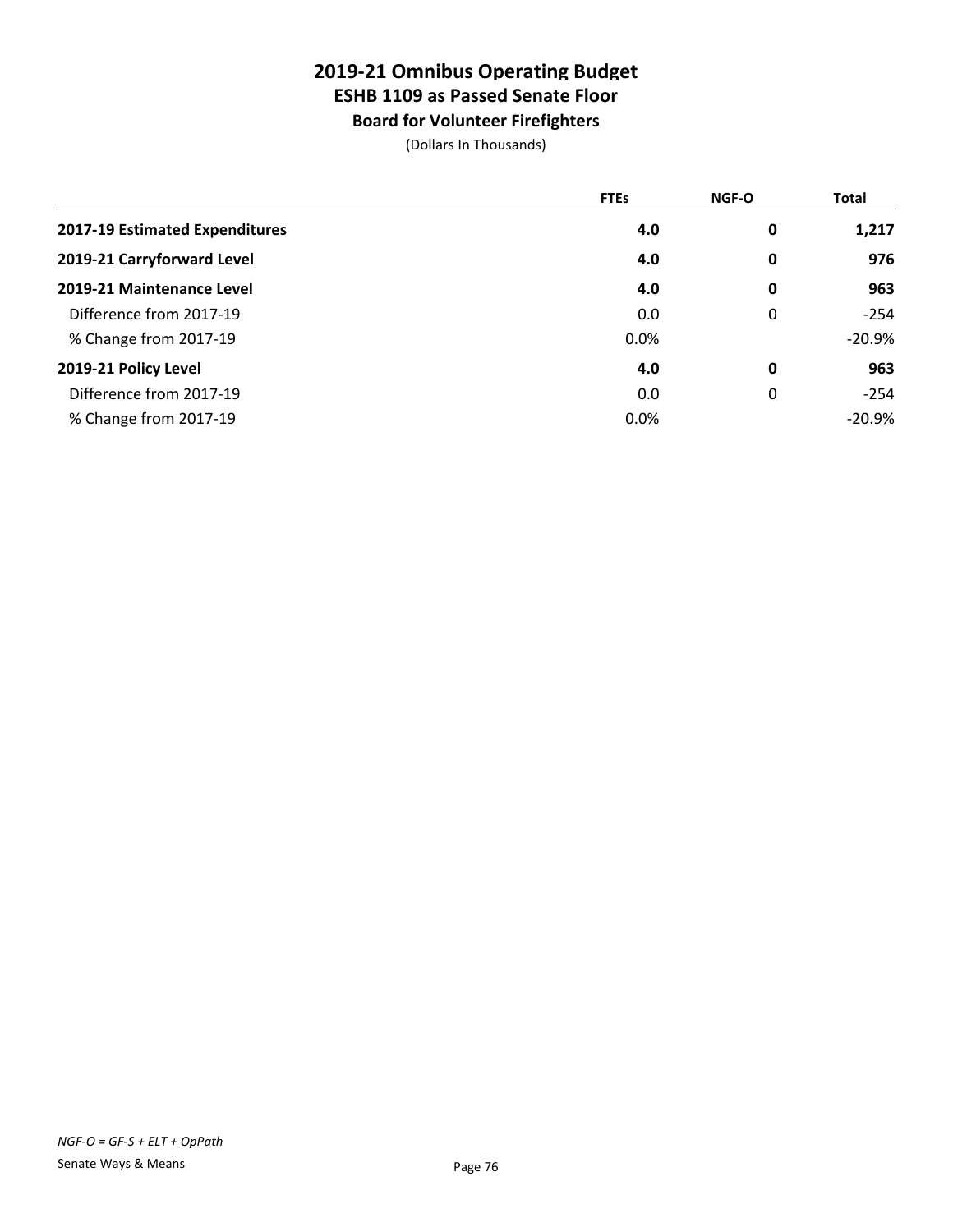# 2019-21 Omnibus Operating Budget
## ESHB 1109 as Passed Senate Floor
### Board for Volunteer Firefighters

(Dollars In Thousands)

| | FTEs | NGF-O | Total |
|---|---|---|---|
| **2017-19 Estimated Expenditures** | **4.0** | **0** | **1,217** |
| **2019-21 Carryforward Level** | **4.0** | **0** | **976** |
| **2019-21 Maintenance Level** | **4.0** | **0** | **963** |
| Difference from 2017-19 | 0.0 | 0 | -254 |
| % Change from 2017-19 | 0.0% | | -20.9% |
| **2019-21 Policy Level** | **4.0** | **0** | **963** |
| Difference from 2017-19 | 0.0 | 0 | -254 |
| % Change from 2017-19 | 0.0% | | -20.9% |

*NGF-O = GF-S + ELT + OpPath*

Senate Ways & Means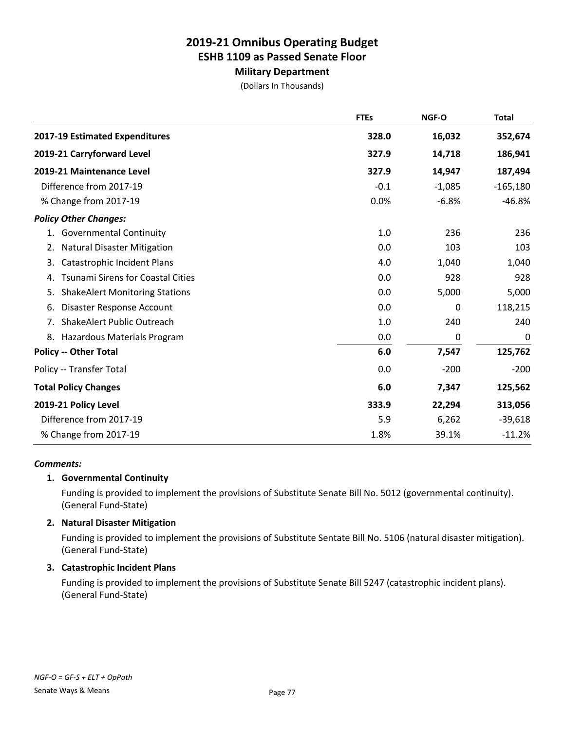# 2019-21 Omnibus Operating Budget
## ESHB 1109 as Passed Senate Floor
### Military Department

(Dollars In Thousands)

| | FTEs | NGF-O | Total |
|---|---|---|---|
| **2017-19 Estimated Expenditures** | **328.0** | **16,032** | **352,674** |
| **2019-21 Carryforward Level** | **327.9** | **14,718** | **186,941** |
| **2019-21 Maintenance Level** | **327.9** | **14,947** | **187,494** |
| Difference from 2017-19 | -0.1 | -1,085 | -165,180 |
| % Change from 2017-19 | 0.0% | -6.8% | -46.8% |
| ***Policy Other Changes:*** | | | |
| 1. Governmental Continuity | 1.0 | 236 | 236 |
| 2. Natural Disaster Mitigation | 0.0 | 103 | 103 |
| 3. Catastrophic Incident Plans | 4.0 | 1,040 | 1,040 |
| 4. Tsunami Sirens for Coastal Cities | 0.0 | 928 | 928 |
| 5. ShakeAlert Monitoring Stations | 0.0 | 5,000 | 5,000 |
| 6. Disaster Response Account | 0.0 | 0 | 118,215 |
| 7. ShakeAlert Public Outreach | 1.0 | 240 | 240 |
| 8. Hazardous Materials Program | 0.0 | 0 | 0 |
| **Policy -- Other Total** | **6.0** | **7,547** | **125,762** |
| Policy -- Transfer Total | 0.0 | -200 | -200 |
| **Total Policy Changes** | **6.0** | **7,347** | **125,562** |
| **2019-21 Policy Level** | **333.9** | **22,294** | **313,056** |
| Difference from 2017-19 | 5.9 | 6,262 | -39,618 |
| % Change from 2017-19 | 1.8% | 39.1% | -11.2% |

***Comments:***

**1. Governmental Continuity**

Funding is provided to implement the provisions of Substitute Senate Bill No. 5012 (governmental continuity). (General Fund-State)

**2. Natural Disaster Mitigation**

Funding is provided to implement the provisions of Substitute Sentate Bill No. 5106 (natural disaster mitigation). (General Fund-State)

**3. Catastrophic Incident Plans**

Funding is provided to implement the provisions of Substitute Senate Bill 5247 (catastrophic incident plans). (General Fund-State)

*NGF-O = GF-S + ELT + OpPath*

Senate Ways & Means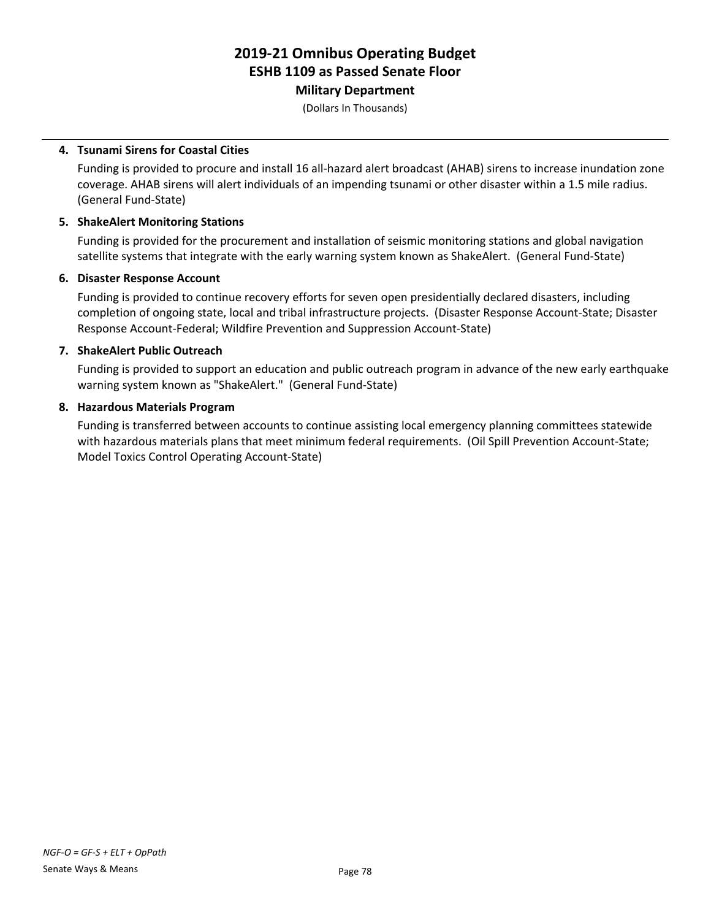**4. Tsunami Sirens for Coastal Cities**

Funding is provided to procure and install 16 all-hazard alert broadcast (AHAB) sirens to increase inundation zone coverage. AHAB sirens will alert individuals of an impending tsunami or other disaster within a 1.5 mile radius. (General Fund-State)

**5. ShakeAlert Monitoring Stations**

Funding is provided for the procurement and installation of seismic monitoring stations and global navigation satellite systems that integrate with the early warning system known as ShakeAlert. (General Fund-State)

**6. Disaster Response Account**

Funding is provided to continue recovery efforts for seven open presidentially declared disasters, including completion of ongoing state, local and tribal infrastructure projects. (Disaster Response Account-State; Disaster Response Account-Federal; Wildfire Prevention and Suppression Account-State)

**7. ShakeAlert Public Outreach**

Funding is provided to support an education and public outreach program in advance of the new early earthquake warning system known as "ShakeAlert." (General Fund-State)

**8. Hazardous Materials Program**

Funding is transferred between accounts to continue assisting local emergency planning committees statewide with hazardous materials plans that meet minimum federal requirements. (Oil Spill Prevention Account-State; Model Toxics Control Operating Account-State)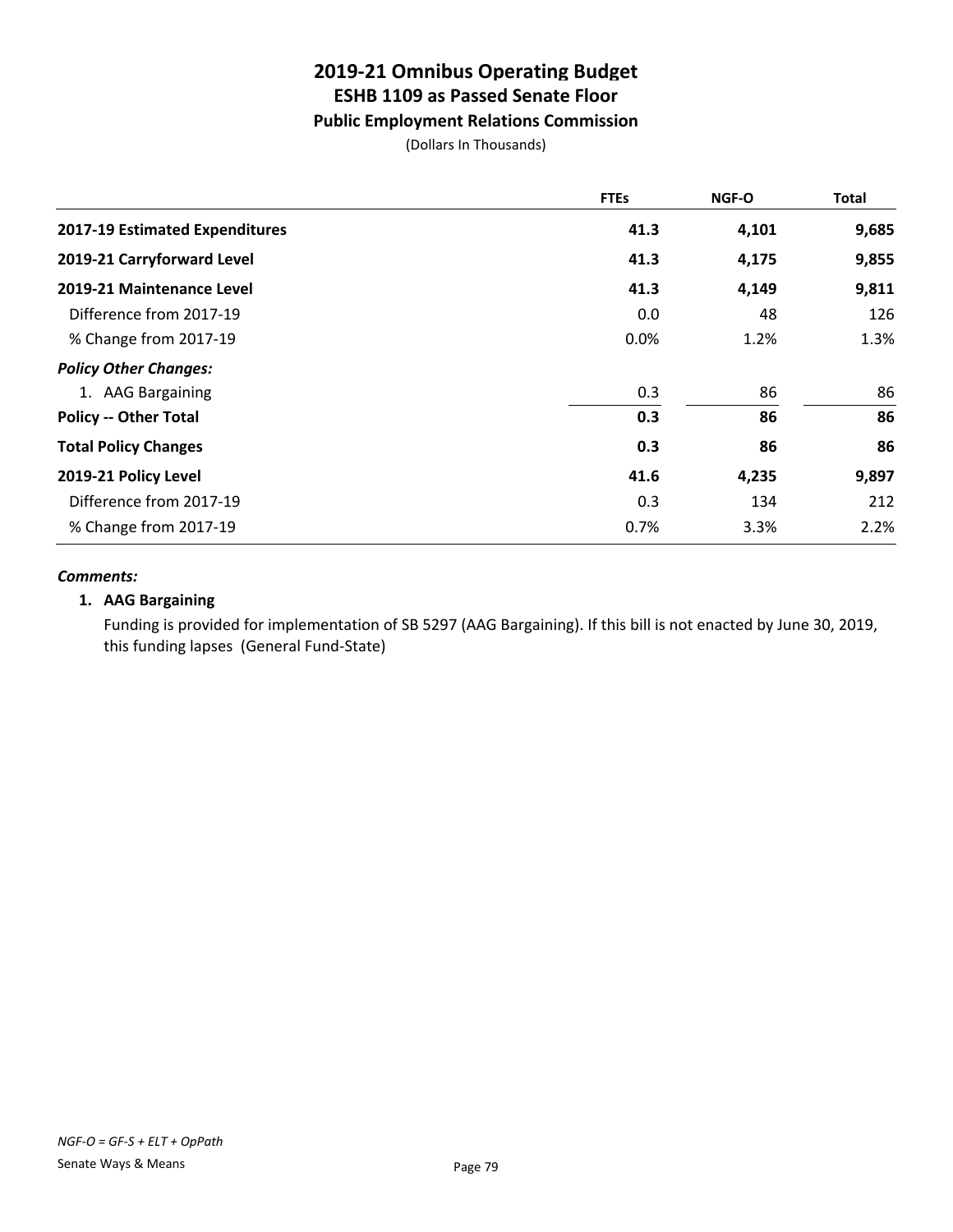# 2019-21 Omnibus Operating Budget
## ESHB 1109 as Passed Senate Floor
### Public Employment Relations Commission

(Dollars In Thousands)

| | FTEs | NGF-O | Total |
|---|---|---|---|
| **2017-19 Estimated Expenditures** | **41.3** | **4,101** | **9,685** |
| **2019-21 Carryforward Level** | **41.3** | **4,175** | **9,855** |
| **2019-21 Maintenance Level** | **41.3** | **4,149** | **9,811** |
| Difference from 2017-19 | 0.0 | 48 | 126 |
| % Change from 2017-19 | 0.0% | 1.2% | 1.3% |
| ***Policy Other Changes:*** | | | |
| 1. AAG Bargaining | 0.3 | 86 | 86 |
| **Policy -- Other Total** | **0.3** | **86** | **86** |
| **Total Policy Changes** | **0.3** | **86** | **86** |
| **2019-21 Policy Level** | **41.6** | **4,235** | **9,897** |
| Difference from 2017-19 | 0.3 | 134 | 212 |
| % Change from 2017-19 | 0.7% | 3.3% | 2.2% |

***Comments:***

**1. AAG Bargaining**

Funding is provided for implementation of SB 5297 (AAG Bargaining). If this bill is not enacted by June 30, 2019, this funding lapses (General Fund-State)

*NGF-O = GF-S + ELT + OpPath*

Senate Ways & Means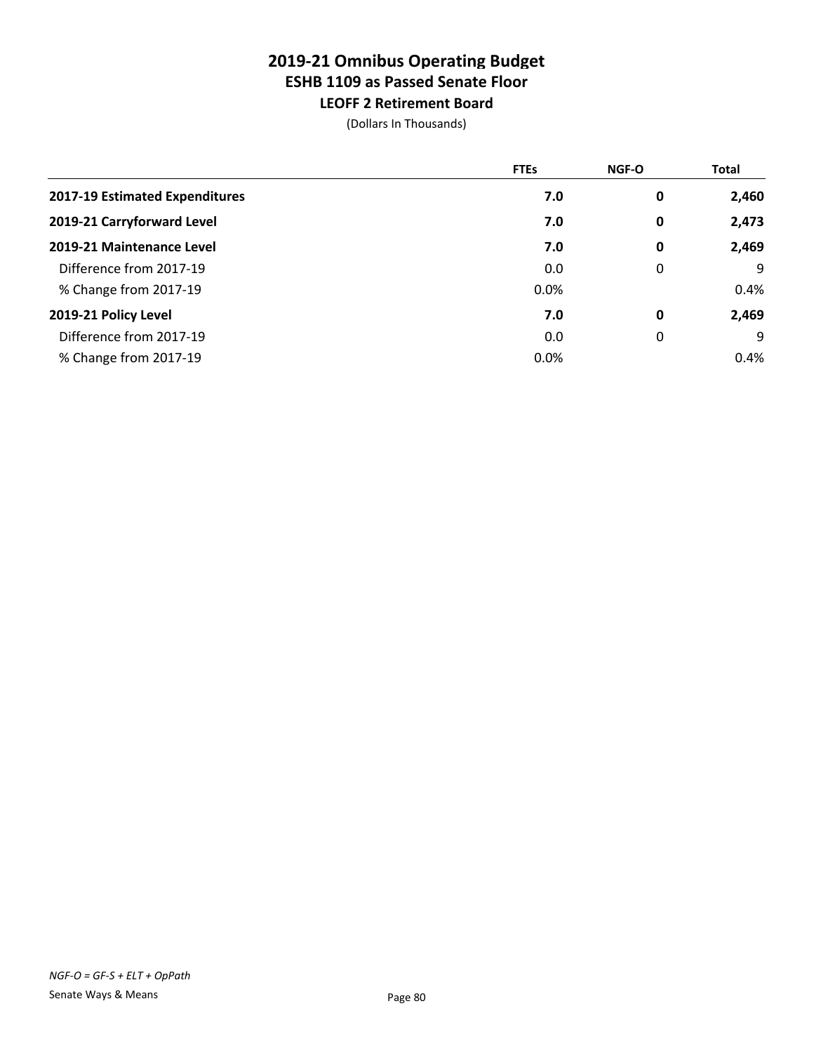# 2019-21 Omnibus Operating Budget
## ESHB 1109 as Passed Senate Floor
### LEOFF 2 Retirement Board

(Dollars In Thousands)

| | FTEs | NGF-O | Total |
|---|---|---|---|
| **2017-19 Estimated Expenditures** | **7.0** | **0** | **2,460** |
| **2019-21 Carryforward Level** | **7.0** | **0** | **2,473** |
| **2019-21 Maintenance Level** | **7.0** | **0** | **2,469** |
| Difference from 2017-19 | 0.0 | 0 | 9 |
| % Change from 2017-19 | 0.0% | | 0.4% |
| **2019-21 Policy Level** | **7.0** | **0** | **2,469** |
| Difference from 2017-19 | 0.0 | 0 | 9 |
| % Change from 2017-19 | 0.0% | | 0.4% |

*NGF-O = GF-S + ELT + OpPath*

Senate Ways & Means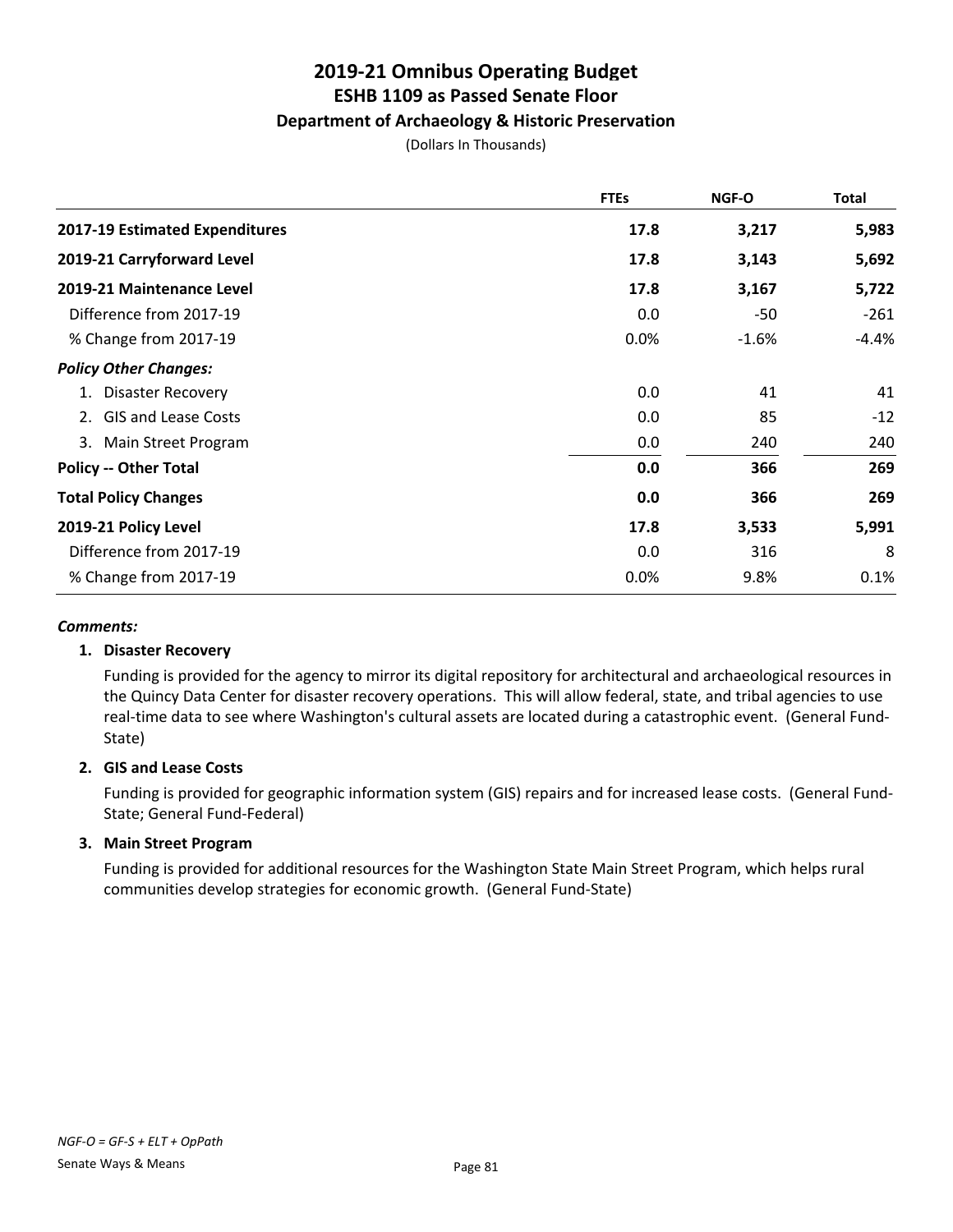# 2019-21 Omnibus Operating Budget
## ESHB 1109 as Passed Senate Floor
### Department of Archaeology & Historic Preservation

(Dollars In Thousands)

| | FTEs | NGF-O | Total |
|---|---|---|---|
| **2017-19 Estimated Expenditures** | **17.8** | **3,217** | **5,983** |
| **2019-21 Carryforward Level** | **17.8** | **3,143** | **5,692** |
| **2019-21 Maintenance Level** | **17.8** | **3,167** | **5,722** |
| Difference from 2017-19 | 0.0 | -50 | -261 |
| % Change from 2017-19 | 0.0% | -1.6% | -4.4% |
| ***Policy Other Changes:*** | | | |
| 1. Disaster Recovery | 0.0 | 41 | 41 |
| 2. GIS and Lease Costs | 0.0 | 85 | -12 |
| 3. Main Street Program | 0.0 | 240 | 240 |
| **Policy -- Other Total** | **0.0** | **366** | **269** |
| **Total Policy Changes** | **0.0** | **366** | **269** |
| **2019-21 Policy Level** | **17.8** | **3,533** | **5,991** |
| Difference from 2017-19 | 0.0 | 316 | 8 |
| % Change from 2017-19 | 0.0% | 9.8% | 0.1% |

***Comments:***

**1. Disaster Recovery**

Funding is provided for the agency to mirror its digital repository for architectural and archaeological resources in the Quincy Data Center for disaster recovery operations. This will allow federal, state, and tribal agencies to use real-time data to see where Washington's cultural assets are located during a catastrophic event. (General Fund-State)

**2. GIS and Lease Costs**

Funding is provided for geographic information system (GIS) repairs and for increased lease costs. (General Fund-State; General Fund-Federal)

**3. Main Street Program**

Funding is provided for additional resources for the Washington State Main Street Program, which helps rural communities develop strategies for economic growth. (General Fund-State)

*NGF-O = GF-S + ELT + OpPath*

Senate Ways & Means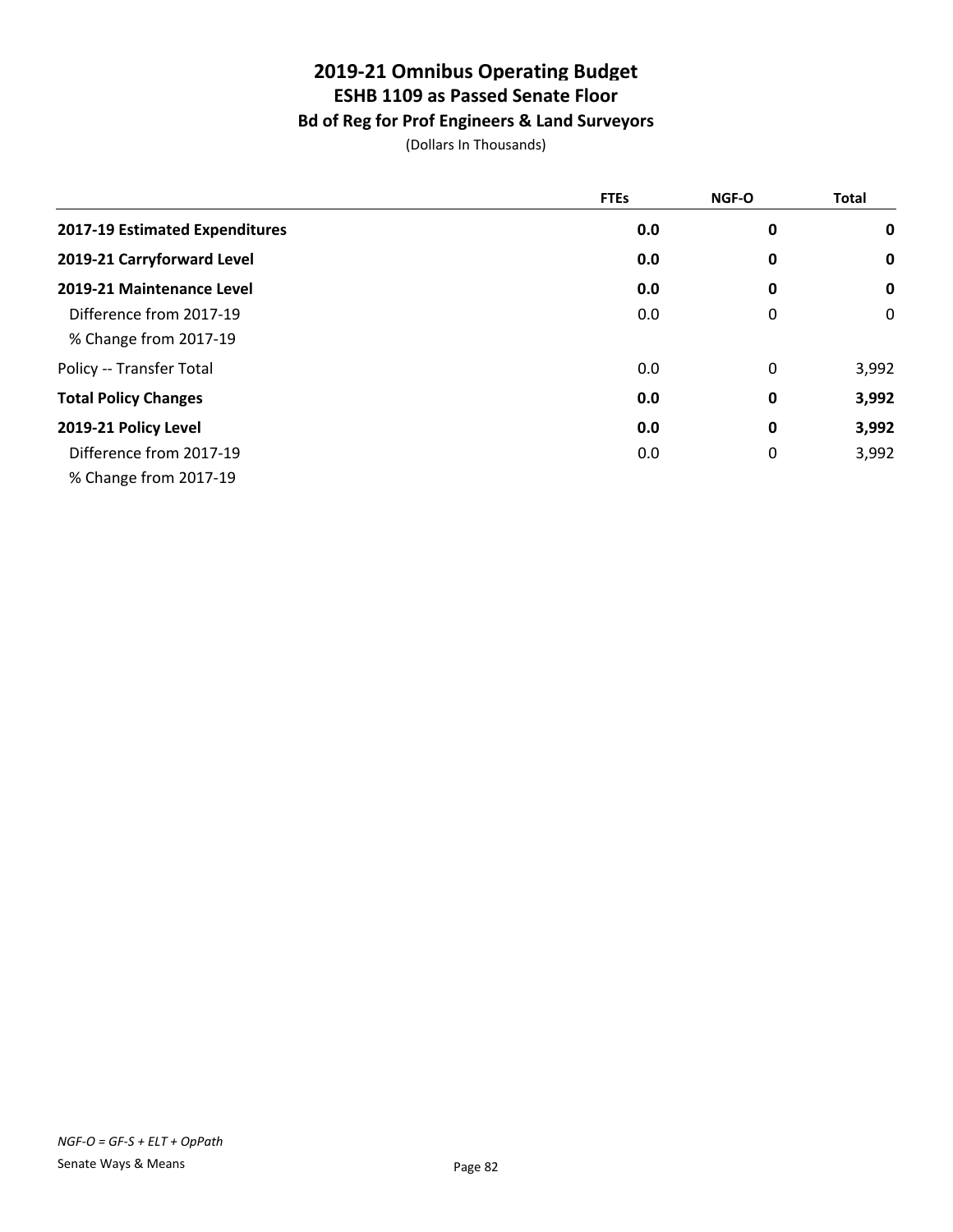# 2019-21 Omnibus Operating Budget
## ESHB 1109 as Passed Senate Floor
### Bd of Reg for Prof Engineers & Land Surveyors
(Dollars In Thousands)

| | FTEs | NGF-O | Total |
|---|---|---|---|
| **2017-19 Estimated Expenditures** | **0.0** | **0** | **0** |
| **2019-21 Carryforward Level** | **0.0** | **0** | **0** |
| **2019-21 Maintenance Level** | **0.0** | **0** | **0** |
| Difference from 2017-19 | 0.0 | 0 | 0 |
| % Change from 2017-19 | | | |
| Policy -- Transfer Total | 0.0 | 0 | 3,992 |
| **Total Policy Changes** | **0.0** | **0** | **3,992** |
| **2019-21 Policy Level** | **0.0** | **0** | **3,992** |
| Difference from 2017-19 | 0.0 | 0 | 3,992 |
| % Change from 2017-19 | | | |

*NGF-O = GF-S + ELT + OpPath*

Senate Ways & Means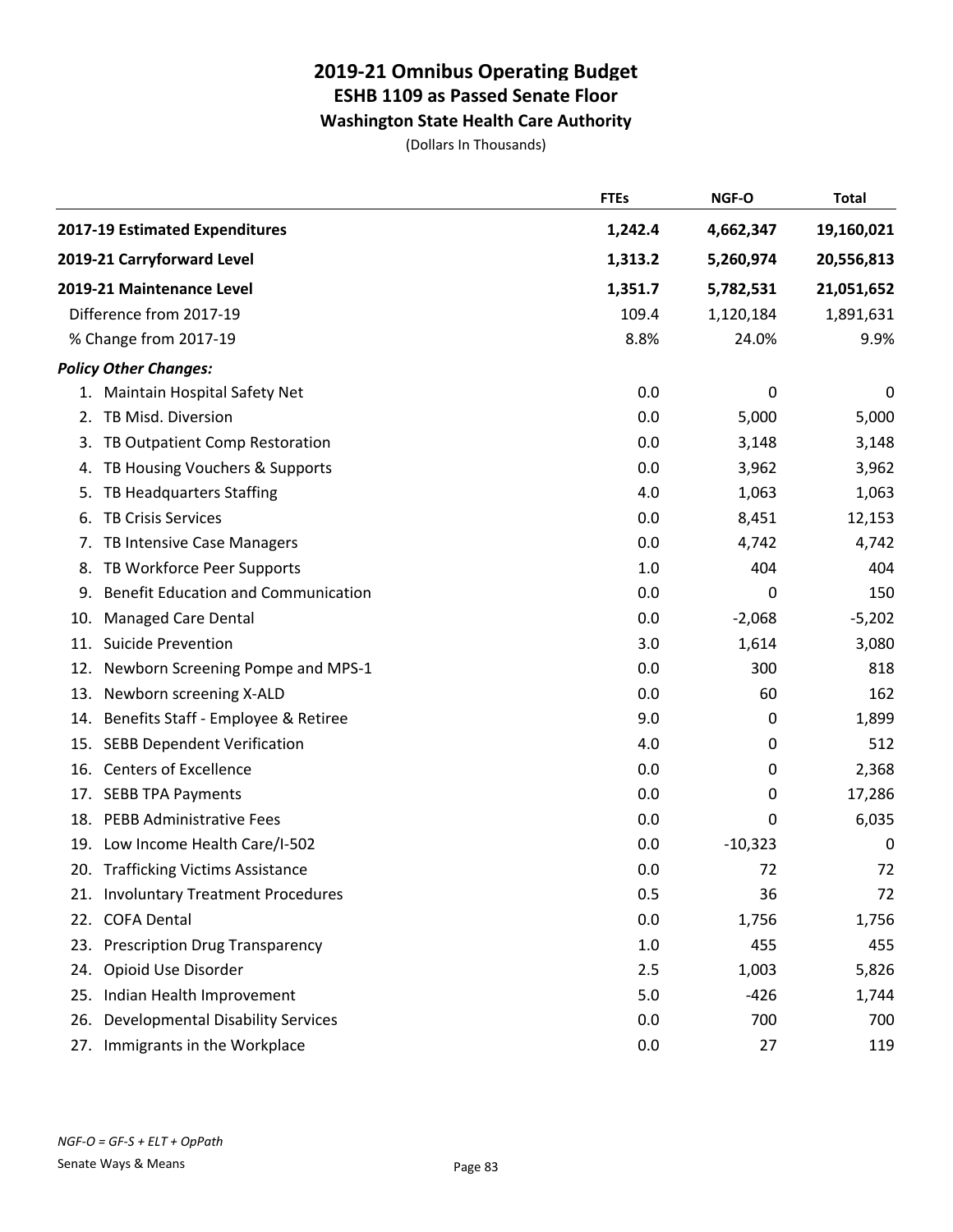# 2019-21 Omnibus Operating Budget
## ESHB 1109 as Passed Senate Floor
### Washington State Health Care Authority

(Dollars In Thousands)

| | FTEs | NGF-O | Total |
|---|---|---|---|
| **2017-19 Estimated Expenditures** | **1,242.4** | **4,662,347** | **19,160,021** |
| **2019-21 Carryforward Level** | **1,313.2** | **5,260,974** | **20,556,813** |
| **2019-21 Maintenance Level** | **1,351.7** | **5,782,531** | **21,051,652** |
| Difference from 2017-19 | 109.4 | 1,120,184 | 1,891,631 |
| % Change from 2017-19 | 8.8% | 24.0% | 9.9% |
| ***Policy Other Changes:*** | | | |
| 1. Maintain Hospital Safety Net | 0.0 | 0 | 0 |
| 2. TB Misd. Diversion | 0.0 | 5,000 | 5,000 |
| 3. TB Outpatient Comp Restoration | 0.0 | 3,148 | 3,148 |
| 4. TB Housing Vouchers & Supports | 0.0 | 3,962 | 3,962 |
| 5. TB Headquarters Staffing | 4.0 | 1,063 | 1,063 |
| 6. TB Crisis Services | 0.0 | 8,451 | 12,153 |
| 7. TB Intensive Case Managers | 0.0 | 4,742 | 4,742 |
| 8. TB Workforce Peer Supports | 1.0 | 404 | 404 |
| 9. Benefit Education and Communication | 0.0 | 0 | 150 |
| 10. Managed Care Dental | 0.0 | -2,068 | -5,202 |
| 11. Suicide Prevention | 3.0 | 1,614 | 3,080 |
| 12. Newborn Screening Pompe and MPS-1 | 0.0 | 300 | 818 |
| 13. Newborn screening X-ALD | 0.0 | 60 | 162 |
| 14. Benefits Staff - Employee & Retiree | 9.0 | 0 | 1,899 |
| 15. SEBB Dependent Verification | 4.0 | 0 | 512 |
| 16. Centers of Excellence | 0.0 | 0 | 2,368 |
| 17. SEBB TPA Payments | 0.0 | 0 | 17,286 |
| 18. PEBB Administrative Fees | 0.0 | 0 | 6,035 |
| 19. Low Income Health Care/I-502 | 0.0 | -10,323 | 0 |
| 20. Trafficking Victims Assistance | 0.0 | 72 | 72 |
| 21. Involuntary Treatment Procedures | 0.5 | 36 | 72 |
| 22. COFA Dental | 0.0 | 1,756 | 1,756 |
| 23. Prescription Drug Transparency | 1.0 | 455 | 455 |
| 24. Opioid Use Disorder | 2.5 | 1,003 | 5,826 |
| 25. Indian Health Improvement | 5.0 | -426 | 1,744 |
| 26. Developmental Disability Services | 0.0 | 700 | 700 |
| 27. Immigrants in the Workplace | 0.0 | 27 | 119 |

*NGF-O = GF-S + ELT + OpPath*

Senate Ways & Means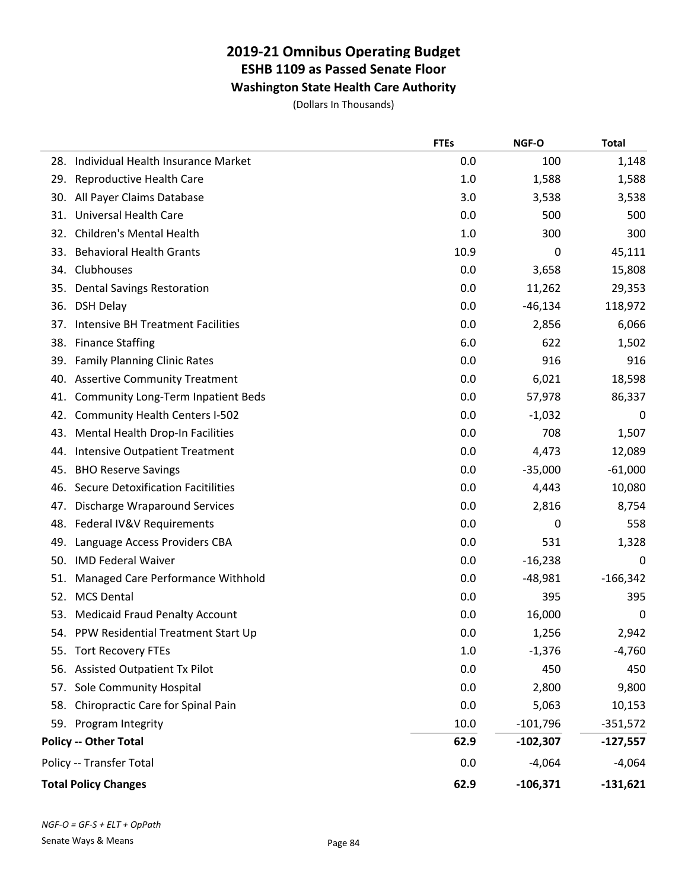# 2019-21 Omnibus Operating Budget
## ESHB 1109 as Passed Senate Floor
### Washington State Health Care Authority

(Dollars In Thousands)

| | FTEs | NGF-O | Total |
|---|---|---|---|
| 28. Individual Health Insurance Market | 0.0 | 100 | 1,148 |
| 29. Reproductive Health Care | 1.0 | 1,588 | 1,588 |
| 30. All Payer Claims Database | 3.0 | 3,538 | 3,538 |
| 31. Universal Health Care | 0.0 | 500 | 500 |
| 32. Children's Mental Health | 1.0 | 300 | 300 |
| 33. Behavioral Health Grants | 10.9 | 0 | 45,111 |
| 34. Clubhouses | 0.0 | 3,658 | 15,808 |
| 35. Dental Savings Restoration | 0.0 | 11,262 | 29,353 |
| 36. DSH Delay | 0.0 | -46,134 | 118,972 |
| 37. Intensive BH Treatment Facilities | 0.0 | 2,856 | 6,066 |
| 38. Finance Staffing | 6.0 | 622 | 1,502 |
| 39. Family Planning Clinic Rates | 0.0 | 916 | 916 |
| 40. Assertive Community Treatment | 0.0 | 6,021 | 18,598 |
| 41. Community Long-Term Inpatient Beds | 0.0 | 57,978 | 86,337 |
| 42. Community Health Centers I-502 | 0.0 | -1,032 | 0 |
| 43. Mental Health Drop-In Facilities | 0.0 | 708 | 1,507 |
| 44. Intensive Outpatient Treatment | 0.0 | 4,473 | 12,089 |
| 45. BHO Reserve Savings | 0.0 | -35,000 | -61,000 |
| 46. Secure Detoxification Facitilities | 0.0 | 4,443 | 10,080 |
| 47. Discharge Wraparound Services | 0.0 | 2,816 | 8,754 |
| 48. Federal IV&V Requirements | 0.0 | 0 | 558 |
| 49. Language Access Providers CBA | 0.0 | 531 | 1,328 |
| 50. IMD Federal Waiver | 0.0 | -16,238 | 0 |
| 51. Managed Care Performance Withhold | 0.0 | -48,981 | -166,342 |
| 52. MCS Dental | 0.0 | 395 | 395 |
| 53. Medicaid Fraud Penalty Account | 0.0 | 16,000 | 0 |
| 54. PPW Residential Treatment Start Up | 0.0 | 1,256 | 2,942 |
| 55. Tort Recovery FTEs | 1.0 | -1,376 | -4,760 |
| 56. Assisted Outpatient Tx Pilot | 0.0 | 450 | 450 |
| 57. Sole Community Hospital | 0.0 | 2,800 | 9,800 |
| 58. Chiropractic Care for Spinal Pain | 0.0 | 5,063 | 10,153 |
| 59. Program Integrity | 10.0 | -101,796 | -351,572 |
| **Policy -- Other Total** | **62.9** | **-102,307** | **-127,557** |
| Policy -- Transfer Total | 0.0 | -4,064 | -4,064 |
| **Total Policy Changes** | **62.9** | **-106,371** | **-131,621** |

*NGF-O = GF-S + ELT + OpPath*

Senate Ways & Means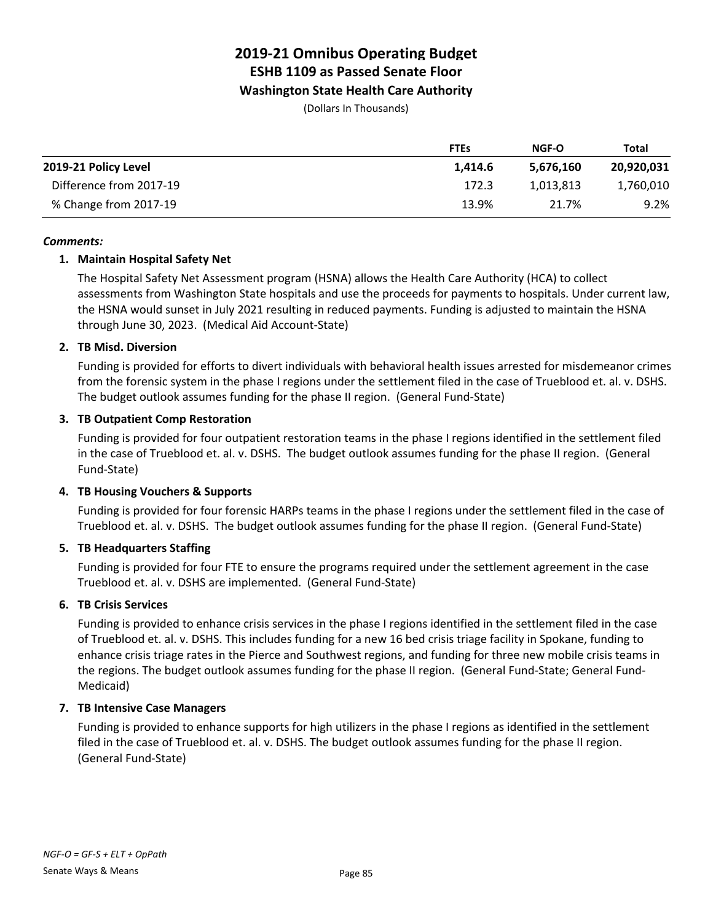# 2019-21 Omnibus Operating Budget
## ESHB 1109 as Passed Senate Floor
### Washington State Health Care Authority

(Dollars In Thousands)

| | FTEs | NGF-O | Total |
|---|---|---|---|
| **2019-21 Policy Level** | **1,414.6** | **5,676,160** | **20,920,031** |
| Difference from 2017-19 | 172.3 | 1,013,813 | 1,760,010 |
| % Change from 2017-19 | 13.9% | 21.7% | 9.2% |

***Comments:***

1. **Maintain Hospital Safety Net**

   The Hospital Safety Net Assessment program (HSNA) allows the Health Care Authority (HCA) to collect assessments from Washington State hospitals and use the proceeds for payments to hospitals. Under current law, the HSNA would sunset in July 2021 resulting in reduced payments. Funding is adjusted to maintain the HSNA through June 30, 2023. (Medical Aid Account-State)

2. **TB Misd. Diversion**

   Funding is provided for efforts to divert individuals with behavioral health issues arrested for misdemeanor crimes from the forensic system in the phase I regions under the settlement filed in the case of Trueblood et. al. v. DSHS. The budget outlook assumes funding for the phase II region. (General Fund-State)

3. **TB Outpatient Comp Restoration**

   Funding is provided for four outpatient restoration teams in the phase I regions identified in the settlement filed in the case of Trueblood et. al. v. DSHS. The budget outlook assumes funding for the phase II region. (General Fund-State)

4. **TB Housing Vouchers & Supports**

   Funding is provided for four forensic HARPs teams in the phase I regions under the settlement filed in the case of Trueblood et. al. v. DSHS. The budget outlook assumes funding for the phase II region. (General Fund-State)

5. **TB Headquarters Staffing**

   Funding is provided for four FTE to ensure the programs required under the settlement agreement in the case Trueblood et. al. v. DSHS are implemented. (General Fund-State)

6. **TB Crisis Services**

   Funding is provided to enhance crisis services in the phase I regions identified in the settlement filed in the case of Trueblood et. al. v. DSHS. This includes funding for a new 16 bed crisis triage facility in Spokane, funding to enhance crisis triage rates in the Pierce and Southwest regions, and funding for three new mobile crisis teams in the regions. The budget outlook assumes funding for the phase II region. (General Fund-State; General Fund-Medicaid)

7. **TB Intensive Case Managers**

   Funding is provided to enhance supports for high utilizers in the phase I regions as identified in the settlement filed in the case of Trueblood et. al. v. DSHS. The budget outlook assumes funding for the phase II region. (General Fund-State)

*NGF-O = GF-S + ELT + OpPath*

Senate Ways & Means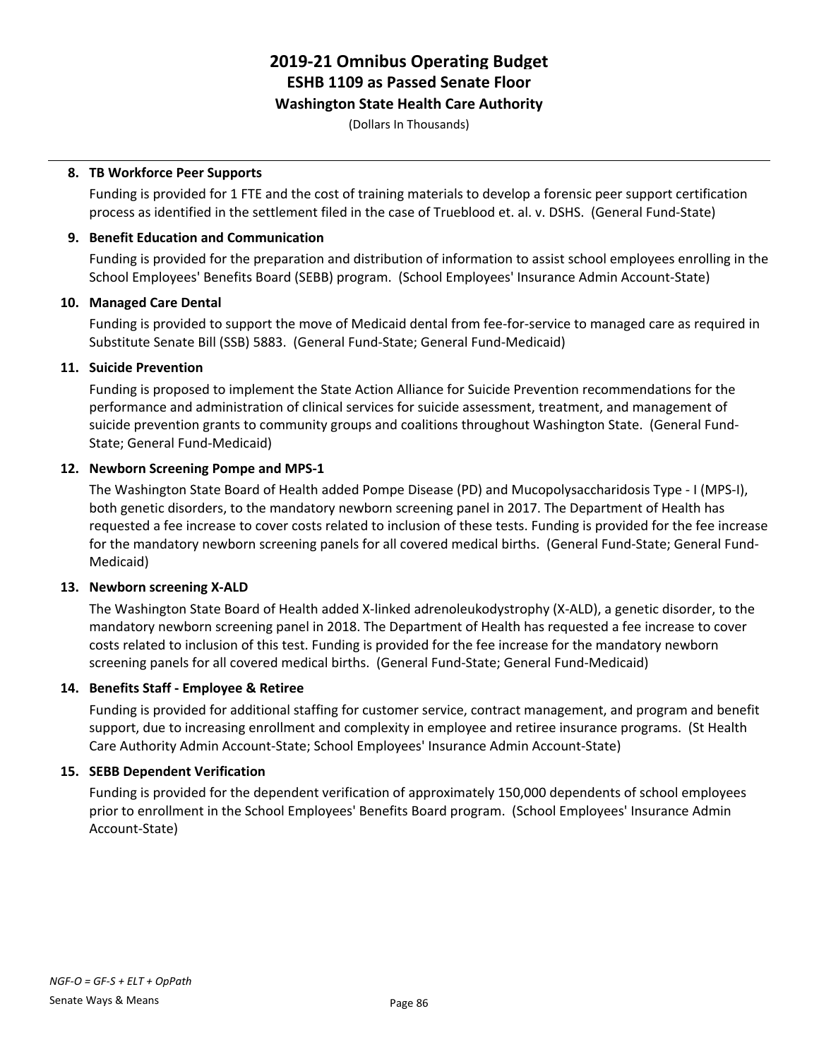**8. TB Workforce Peer Supports**

Funding is provided for 1 FTE and the cost of training materials to develop a forensic peer support certification process as identified in the settlement filed in the case of Trueblood et. al. v. DSHS. (General Fund-State)

**9. Benefit Education and Communication**

Funding is provided for the preparation and distribution of information to assist school employees enrolling in the School Employees' Benefits Board (SEBB) program. (School Employees' Insurance Admin Account-State)

**10. Managed Care Dental**

Funding is provided to support the move of Medicaid dental from fee-for-service to managed care as required in Substitute Senate Bill (SSB) 5883. (General Fund-State; General Fund-Medicaid)

**11. Suicide Prevention**

Funding is proposed to implement the State Action Alliance for Suicide Prevention recommendations for the performance and administration of clinical services for suicide assessment, treatment, and management of suicide prevention grants to community groups and coalitions throughout Washington State. (General Fund-State; General Fund-Medicaid)

**12. Newborn Screening Pompe and MPS-1**

The Washington State Board of Health added Pompe Disease (PD) and Mucopolysaccharidosis Type - I (MPS-I), both genetic disorders, to the mandatory newborn screening panel in 2017. The Department of Health has requested a fee increase to cover costs related to inclusion of these tests. Funding is provided for the fee increase for the mandatory newborn screening panels for all covered medical births. (General Fund-State; General Fund-Medicaid)

**13. Newborn screening X-ALD**

The Washington State Board of Health added X-linked adrenoleukodystrophy (X-ALD), a genetic disorder, to the mandatory newborn screening panel in 2018. The Department of Health has requested a fee increase to cover costs related to inclusion of this test. Funding is provided for the fee increase for the mandatory newborn screening panels for all covered medical births. (General Fund-State; General Fund-Medicaid)

**14. Benefits Staff - Employee & Retiree**

Funding is provided for additional staffing for customer service, contract management, and program and benefit support, due to increasing enrollment and complexity in employee and retiree insurance programs. (St Health Care Authority Admin Account-State; School Employees' Insurance Admin Account-State)

**15. SEBB Dependent Verification**

Funding is provided for the dependent verification of approximately 150,000 dependents of school employees prior to enrollment in the School Employees' Benefits Board program. (School Employees' Insurance Admin Account-State)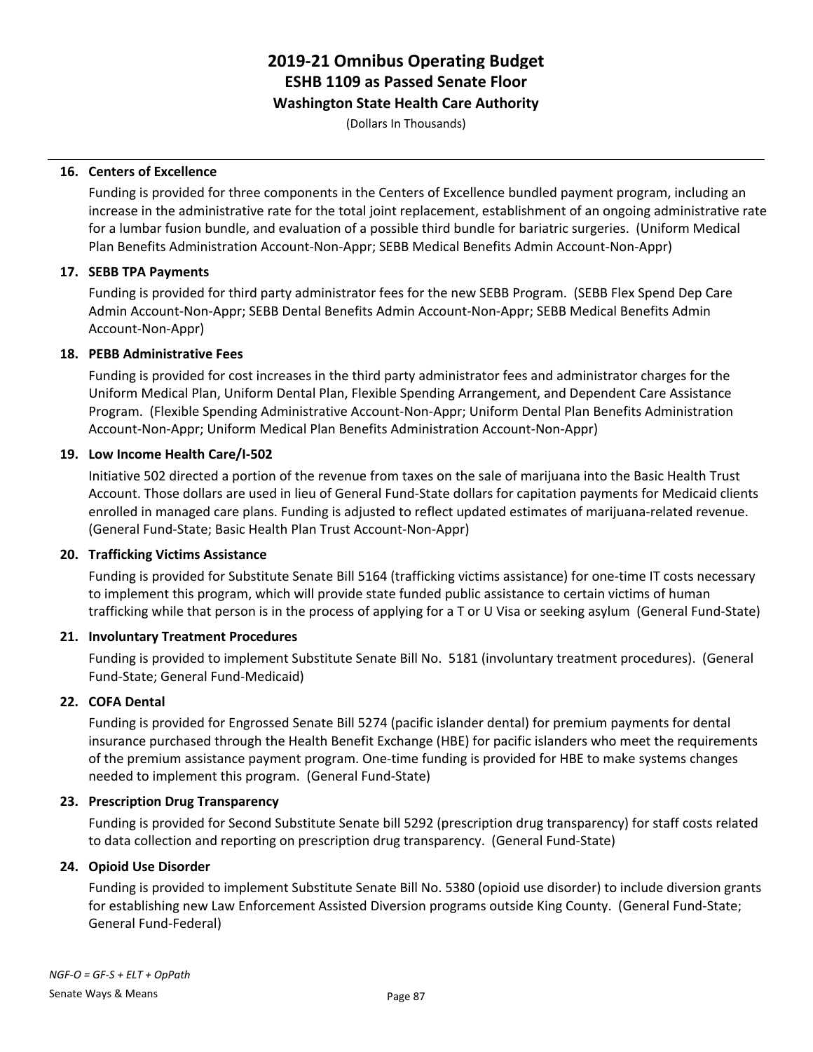**16. Centers of Excellence**

Funding is provided for three components in the Centers of Excellence bundled payment program, including an increase in the administrative rate for the total joint replacement, establishment of an ongoing administrative rate for a lumbar fusion bundle, and evaluation of a possible third bundle for bariatric surgeries. (Uniform Medical Plan Benefits Administration Account-Non-Appr; SEBB Medical Benefits Admin Account-Non-Appr)

**17. SEBB TPA Payments**

Funding is provided for third party administrator fees for the new SEBB Program. (SEBB Flex Spend Dep Care Admin Account-Non-Appr; SEBB Dental Benefits Admin Account-Non-Appr; SEBB Medical Benefits Admin Account-Non-Appr)

**18. PEBB Administrative Fees**

Funding is provided for cost increases in the third party administrator fees and administrator charges for the Uniform Medical Plan, Uniform Dental Plan, Flexible Spending Arrangement, and Dependent Care Assistance Program. (Flexible Spending Administrative Account-Non-Appr; Uniform Dental Plan Benefits Administration Account-Non-Appr; Uniform Medical Plan Benefits Administration Account-Non-Appr)

**19. Low Income Health Care/I-502**

Initiative 502 directed a portion of the revenue from taxes on the sale of marijuana into the Basic Health Trust Account. Those dollars are used in lieu of General Fund-State dollars for capitation payments for Medicaid clients enrolled in managed care plans. Funding is adjusted to reflect updated estimates of marijuana-related revenue. (General Fund-State; Basic Health Plan Trust Account-Non-Appr)

**20. Trafficking Victims Assistance**

Funding is provided for Substitute Senate Bill 5164 (trafficking victims assistance) for one-time IT costs necessary to implement this program, which will provide state funded public assistance to certain victims of human trafficking while that person is in the process of applying for a T or U Visa or seeking asylum (General Fund-State)

**21. Involuntary Treatment Procedures**

Funding is provided to implement Substitute Senate Bill No. 5181 (involuntary treatment procedures). (General Fund-State; General Fund-Medicaid)

**22. COFA Dental**

Funding is provided for Engrossed Senate Bill 5274 (pacific islander dental) for premium payments for dental insurance purchased through the Health Benefit Exchange (HBE) for pacific islanders who meet the requirements of the premium assistance payment program. One-time funding is provided for HBE to make systems changes needed to implement this program. (General Fund-State)

**23. Prescription Drug Transparency**

Funding is provided for Second Substitute Senate bill 5292 (prescription drug transparency) for staff costs related to data collection and reporting on prescription drug transparency. (General Fund-State)

**24. Opioid Use Disorder**

Funding is provided to implement Substitute Senate Bill No. 5380 (opioid use disorder) to include diversion grants for establishing new Law Enforcement Assisted Diversion programs outside King County. (General Fund-State; General Fund-Federal)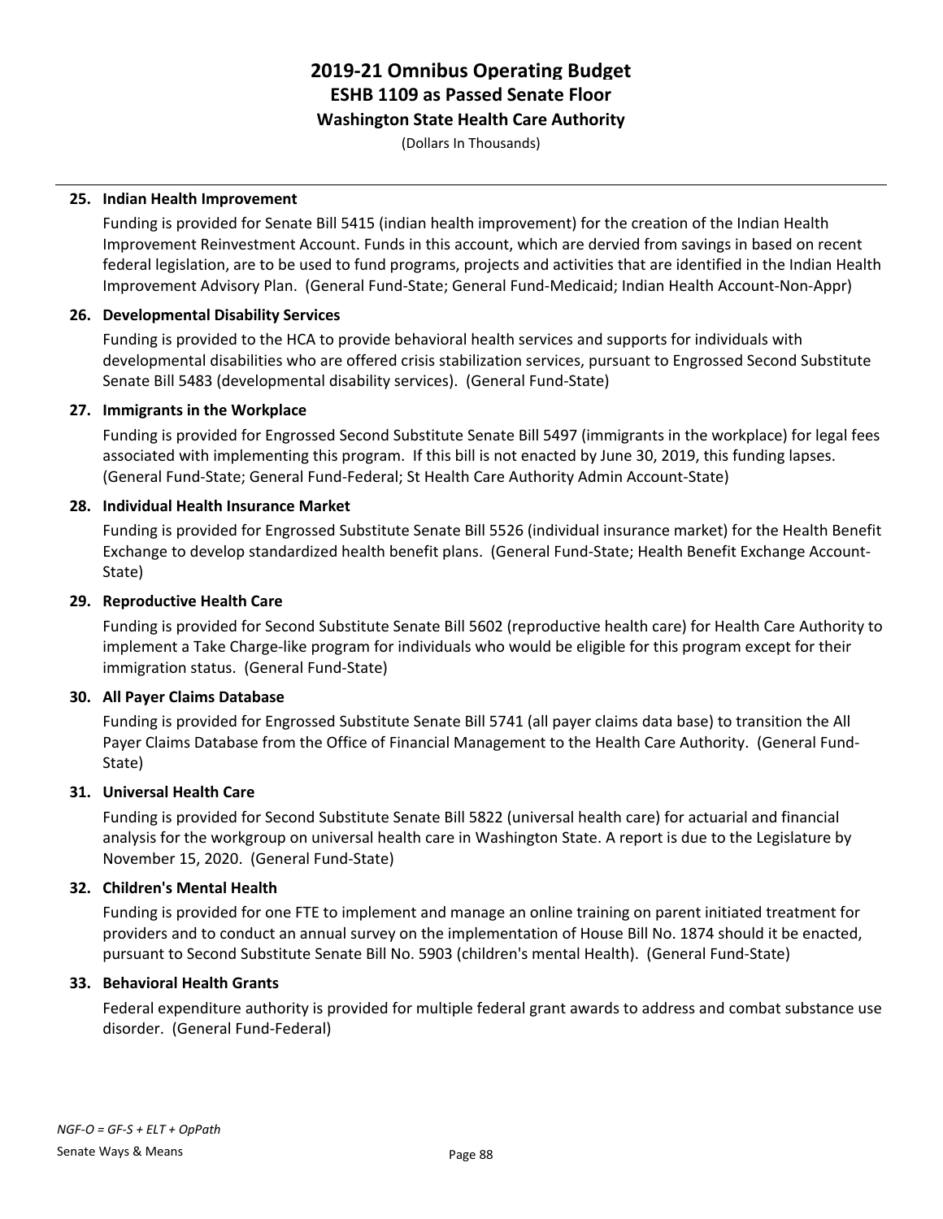# 2019-21 Omnibus Operating Budget
## ESHB 1109 as Passed Senate Floor
### Washington State Health Care Authority

(Dollars In Thousands)

**25. Indian Health Improvement**

Funding is provided for Senate Bill 5415 (indian health improvement) for the creation of the Indian Health Improvement Reinvestment Account. Funds in this account, which are dervied from savings in based on recent federal legislation, are to be used to fund programs, projects and activities that are identified in the Indian Health Improvement Advisory Plan. (General Fund-State; General Fund-Medicaid; Indian Health Account-Non-Appr)

**26. Developmental Disability Services**

Funding is provided to the HCA to provide behavioral health services and supports for individuals with developmental disabilities who are offered crisis stabilization services, pursuant to Engrossed Second Substitute Senate Bill 5483 (developmental disability services). (General Fund-State)

**27. Immigrants in the Workplace**

Funding is provided for Engrossed Second Substitute Senate Bill 5497 (immigrants in the workplace) for legal fees associated with implementing this program. If this bill is not enacted by June 30, 2019, this funding lapses. (General Fund-State; General Fund-Federal; St Health Care Authority Admin Account-State)

**28. Individual Health Insurance Market**

Funding is provided for Engrossed Substitute Senate Bill 5526 (individual insurance market) for the Health Benefit Exchange to develop standardized health benefit plans. (General Fund-State; Health Benefit Exchange Account-State)

**29. Reproductive Health Care**

Funding is provided for Second Substitute Senate Bill 5602 (reproductive health care) for Health Care Authority to implement a Take Charge-like program for individuals who would be eligible for this program except for their immigration status. (General Fund-State)

**30. All Payer Claims Database**

Funding is provided for Engrossed Substitute Senate Bill 5741 (all payer claims data base) to transition the All Payer Claims Database from the Office of Financial Management to the Health Care Authority. (General Fund-State)

**31. Universal Health Care**

Funding is provided for Second Substitute Senate Bill 5822 (universal health care) for actuarial and financial analysis for the workgroup on universal health care in Washington State. A report is due to the Legislature by November 15, 2020. (General Fund-State)

**32. Children's Mental Health**

Funding is provided for one FTE to implement and manage an online training on parent initiated treatment for providers and to conduct an annual survey on the implementation of House Bill No. 1874 should it be enacted, pursuant to Second Substitute Senate Bill No. 5903 (children's mental Health). (General Fund-State)

**33. Behavioral Health Grants**

Federal expenditure authority is provided for multiple federal grant awards to address and combat substance use disorder. (General Fund-Federal)

*NGF-O = GF-S + ELT + OpPath*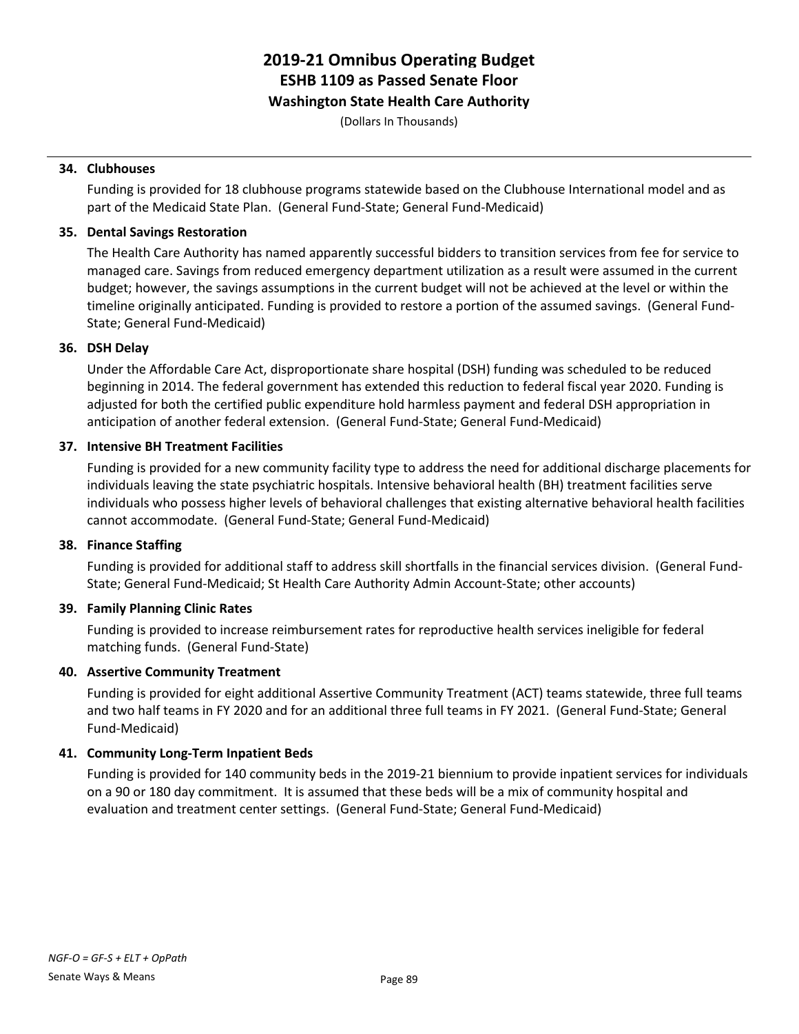**34. Clubhouses**

Funding is provided for 18 clubhouse programs statewide based on the Clubhouse International model and as part of the Medicaid State Plan. (General Fund-State; General Fund-Medicaid)

**35. Dental Savings Restoration**

The Health Care Authority has named apparently successful bidders to transition services from fee for service to managed care. Savings from reduced emergency department utilization as a result were assumed in the current budget; however, the savings assumptions in the current budget will not be achieved at the level or within the timeline originally anticipated. Funding is provided to restore a portion of the assumed savings. (General Fund-State; General Fund-Medicaid)

**36. DSH Delay**

Under the Affordable Care Act, disproportionate share hospital (DSH) funding was scheduled to be reduced beginning in 2014. The federal government has extended this reduction to federal fiscal year 2020. Funding is adjusted for both the certified public expenditure hold harmless payment and federal DSH appropriation in anticipation of another federal extension. (General Fund-State; General Fund-Medicaid)

**37. Intensive BH Treatment Facilities**

Funding is provided for a new community facility type to address the need for additional discharge placements for individuals leaving the state psychiatric hospitals. Intensive behavioral health (BH) treatment facilities serve individuals who possess higher levels of behavioral challenges that existing alternative behavioral health facilities cannot accommodate. (General Fund-State; General Fund-Medicaid)

**38. Finance Staffing**

Funding is provided for additional staff to address skill shortfalls in the financial services division. (General Fund-State; General Fund-Medicaid; St Health Care Authority Admin Account-State; other accounts)

**39. Family Planning Clinic Rates**

Funding is provided to increase reimbursement rates for reproductive health services ineligible for federal matching funds. (General Fund-State)

**40. Assertive Community Treatment**

Funding is provided for eight additional Assertive Community Treatment (ACT) teams statewide, three full teams and two half teams in FY 2020 and for an additional three full teams in FY 2021. (General Fund-State; General Fund-Medicaid)

**41. Community Long-Term Inpatient Beds**

Funding is provided for 140 community beds in the 2019-21 biennium to provide inpatient services for individuals on a 90 or 180 day commitment. It is assumed that these beds will be a mix of community hospital and evaluation and treatment center settings. (General Fund-State; General Fund-Medicaid)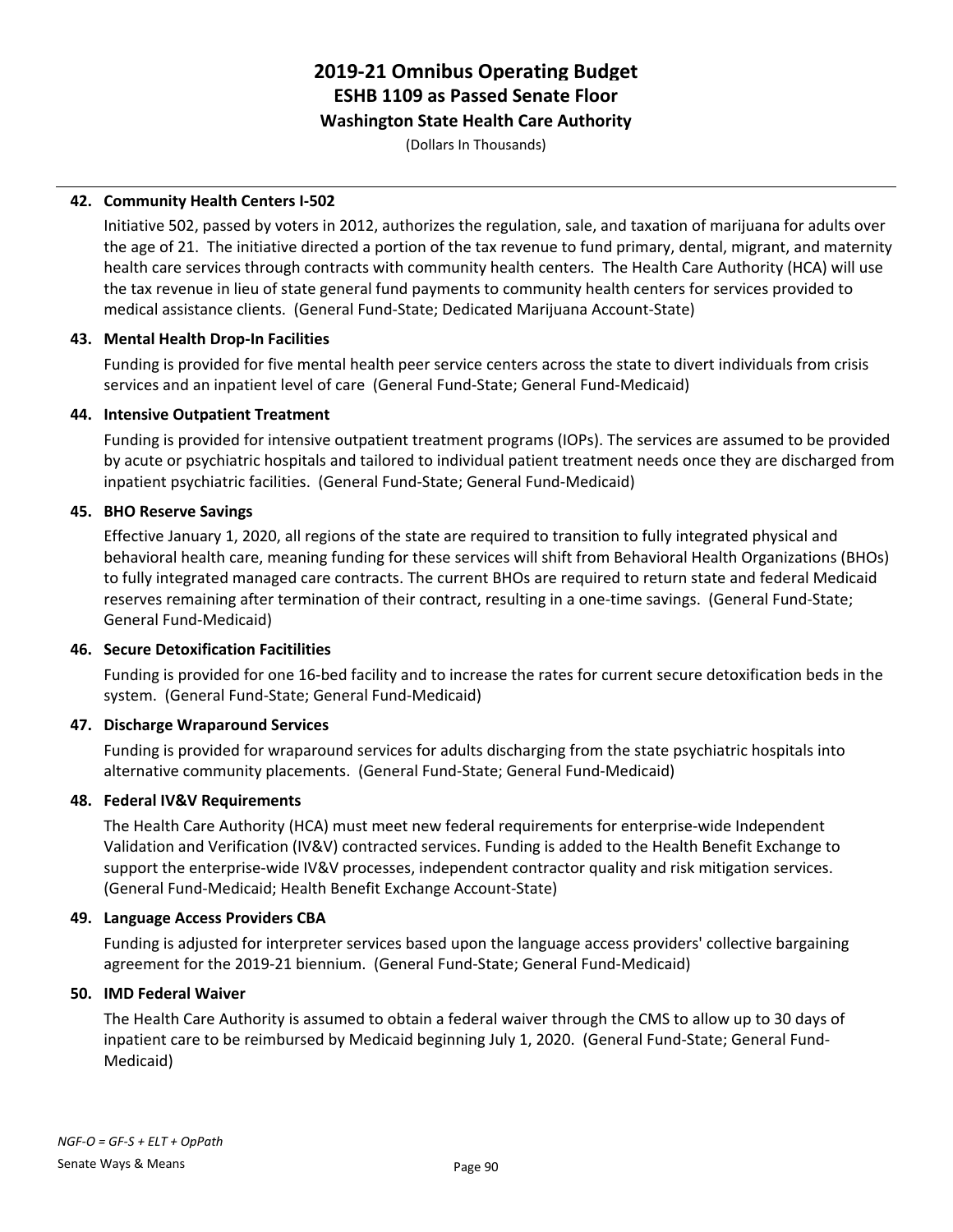**42. Community Health Centers I-502**

Initiative 502, passed by voters in 2012, authorizes the regulation, sale, and taxation of marijuana for adults over the age of 21. The initiative directed a portion of the tax revenue to fund primary, dental, migrant, and maternity health care services through contracts with community health centers. The Health Care Authority (HCA) will use the tax revenue in lieu of state general fund payments to community health centers for services provided to medical assistance clients. (General Fund-State; Dedicated Marijuana Account-State)

**43. Mental Health Drop-In Facilities**

Funding is provided for five mental health peer service centers across the state to divert individuals from crisis services and an inpatient level of care (General Fund-State; General Fund-Medicaid)

**44. Intensive Outpatient Treatment**

Funding is provided for intensive outpatient treatment programs (IOPs). The services are assumed to be provided by acute or psychiatric hospitals and tailored to individual patient treatment needs once they are discharged from inpatient psychiatric facilities. (General Fund-State; General Fund-Medicaid)

**45. BHO Reserve Savings**

Effective January 1, 2020, all regions of the state are required to transition to fully integrated physical and behavioral health care, meaning funding for these services will shift from Behavioral Health Organizations (BHOs) to fully integrated managed care contracts. The current BHOs are required to return state and federal Medicaid reserves remaining after termination of their contract, resulting in a one-time savings. (General Fund-State; General Fund-Medicaid)

**46. Secure Detoxification Facitilities**

Funding is provided for one 16-bed facility and to increase the rates for current secure detoxification beds in the system. (General Fund-State; General Fund-Medicaid)

**47. Discharge Wraparound Services**

Funding is provided for wraparound services for adults discharging from the state psychiatric hospitals into alternative community placements. (General Fund-State; General Fund-Medicaid)

**48. Federal IV&V Requirements**

The Health Care Authority (HCA) must meet new federal requirements for enterprise-wide Independent Validation and Verification (IV&V) contracted services. Funding is added to the Health Benefit Exchange to support the enterprise-wide IV&V processes, independent contractor quality and risk mitigation services. (General Fund-Medicaid; Health Benefit Exchange Account-State)

**49. Language Access Providers CBA**

Funding is adjusted for interpreter services based upon the language access providers' collective bargaining agreement for the 2019-21 biennium. (General Fund-State; General Fund-Medicaid)

**50. IMD Federal Waiver**

The Health Care Authority is assumed to obtain a federal waiver through the CMS to allow up to 30 days of inpatient care to be reimbursed by Medicaid beginning July 1, 2020. (General Fund-State; General Fund-Medicaid)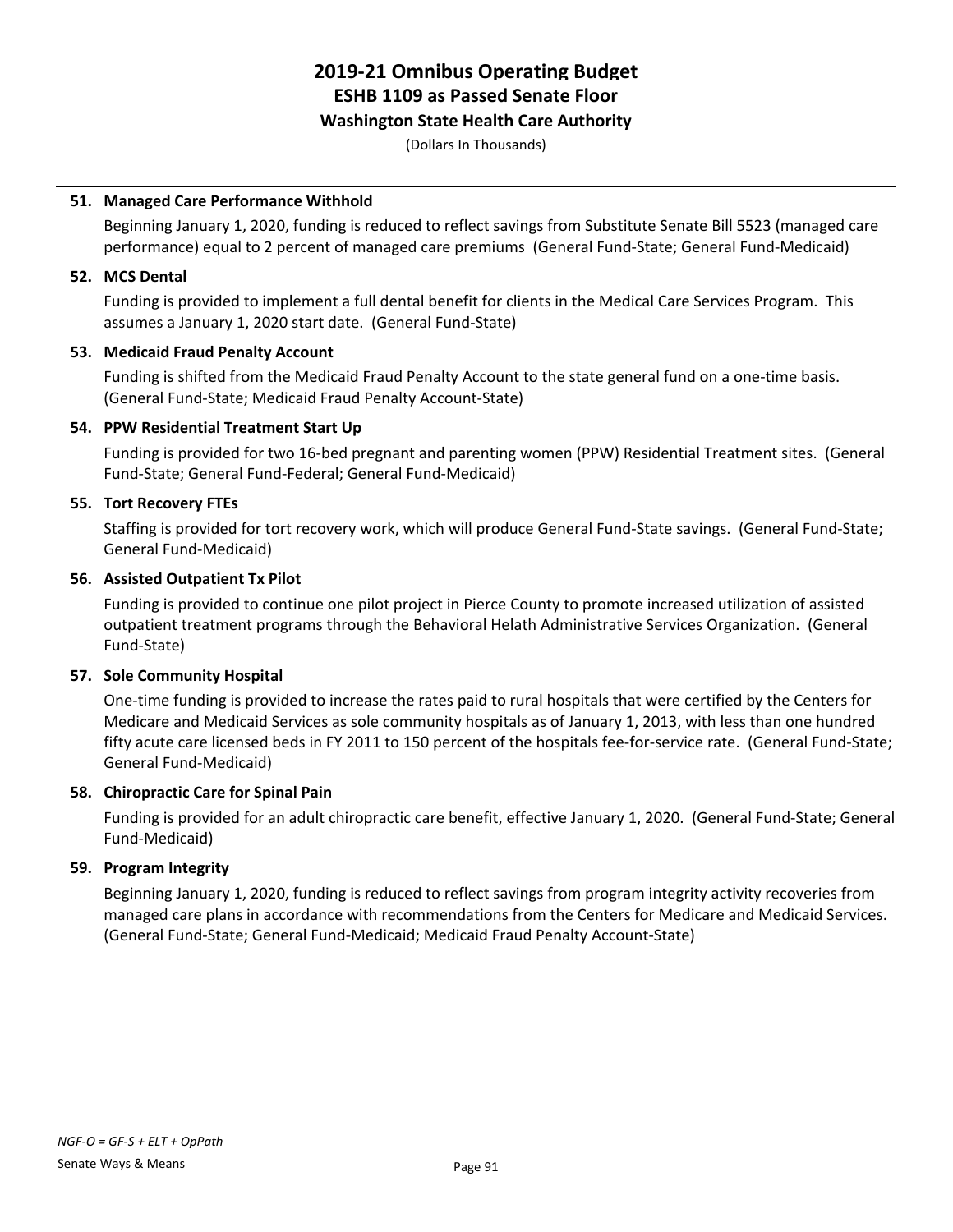# 2019-21 Omnibus Operating Budget
## ESHB 1109 as Passed Senate Floor
### Washington State Health Care Authority

(Dollars In Thousands)

**51. Managed Care Performance Withhold**

Beginning January 1, 2020, funding is reduced to reflect savings from Substitute Senate Bill 5523 (managed care performance) equal to 2 percent of managed care premiums (General Fund-State; General Fund-Medicaid)

**52. MCS Dental**

Funding is provided to implement a full dental benefit for clients in the Medical Care Services Program. This assumes a January 1, 2020 start date. (General Fund-State)

**53. Medicaid Fraud Penalty Account**

Funding is shifted from the Medicaid Fraud Penalty Account to the state general fund on a one-time basis. (General Fund-State; Medicaid Fraud Penalty Account-State)

**54. PPW Residential Treatment Start Up**

Funding is provided for two 16-bed pregnant and parenting women (PPW) Residential Treatment sites. (General Fund-State; General Fund-Federal; General Fund-Medicaid)

**55. Tort Recovery FTEs**

Staffing is provided for tort recovery work, which will produce General Fund-State savings. (General Fund-State; General Fund-Medicaid)

**56. Assisted Outpatient Tx Pilot**

Funding is provided to continue one pilot project in Pierce County to promote increased utilization of assisted outpatient treatment programs through the Behavioral Helath Administrative Services Organization. (General Fund-State)

**57. Sole Community Hospital**

One-time funding is provided to increase the rates paid to rural hospitals that were certified by the Centers for Medicare and Medicaid Services as sole community hospitals as of January 1, 2013, with less than one hundred fifty acute care licensed beds in FY 2011 to 150 percent of the hospitals fee-for-service rate. (General Fund-State; General Fund-Medicaid)

**58. Chiropractic Care for Spinal Pain**

Funding is provided for an adult chiropractic care benefit, effective January 1, 2020. (General Fund-State; General Fund-Medicaid)

**59. Program Integrity**

Beginning January 1, 2020, funding is reduced to reflect savings from program integrity activity recoveries from managed care plans in accordance with recommendations from the Centers for Medicare and Medicaid Services. (General Fund-State; General Fund-Medicaid; Medicaid Fraud Penalty Account-State)

*NGF-O = GF-S + ELT + OpPath*

Senate Ways & Means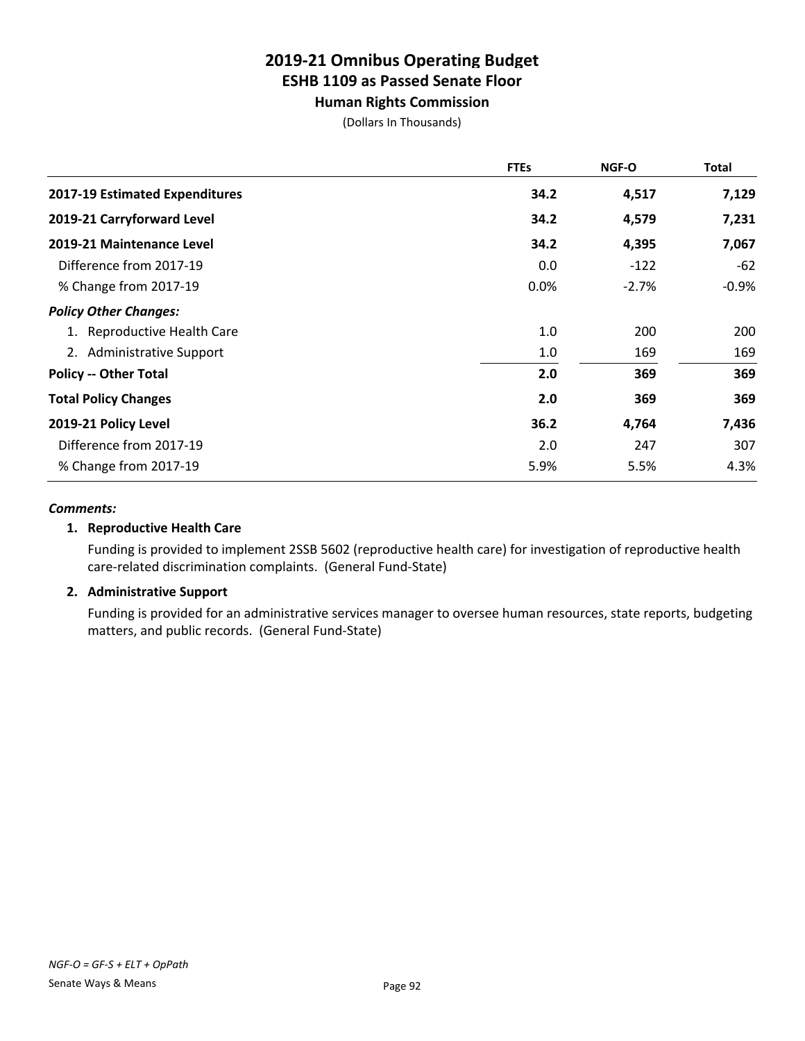# 2019-21 Omnibus Operating Budget
## ESHB 1109 as Passed Senate Floor
### Human Rights Commission

(Dollars In Thousands)

| | FTEs | NGF-O | Total |
|---|---|---|---|
| **2017-19 Estimated Expenditures** | **34.2** | **4,517** | **7,129** |
| **2019-21 Carryforward Level** | **34.2** | **4,579** | **7,231** |
| **2019-21 Maintenance Level** | **34.2** | **4,395** | **7,067** |
| Difference from 2017-19 | 0.0 | -122 | -62 |
| % Change from 2017-19 | 0.0% | -2.7% | -0.9% |
| ***Policy Other Changes:*** | | | |
| 1. Reproductive Health Care | 1.0 | 200 | 200 |
| 2. Administrative Support | 1.0 | 169 | 169 |
| **Policy -- Other Total** | **2.0** | **369** | **369** |
| **Total Policy Changes** | **2.0** | **369** | **369** |
| **2019-21 Policy Level** | **36.2** | **4,764** | **7,436** |
| Difference from 2017-19 | 2.0 | 247 | 307 |
| % Change from 2017-19 | 5.9% | 5.5% | 4.3% |

***Comments:***

**1. Reproductive Health Care**

Funding is provided to implement 2SSB 5602 (reproductive health care) for investigation of reproductive health care-related discrimination complaints. (General Fund-State)

**2. Administrative Support**

Funding is provided for an administrative services manager to oversee human resources, state reports, budgeting matters, and public records. (General Fund-State)

*NGF-O = GF-S + ELT + OpPath*

Senate Ways & Means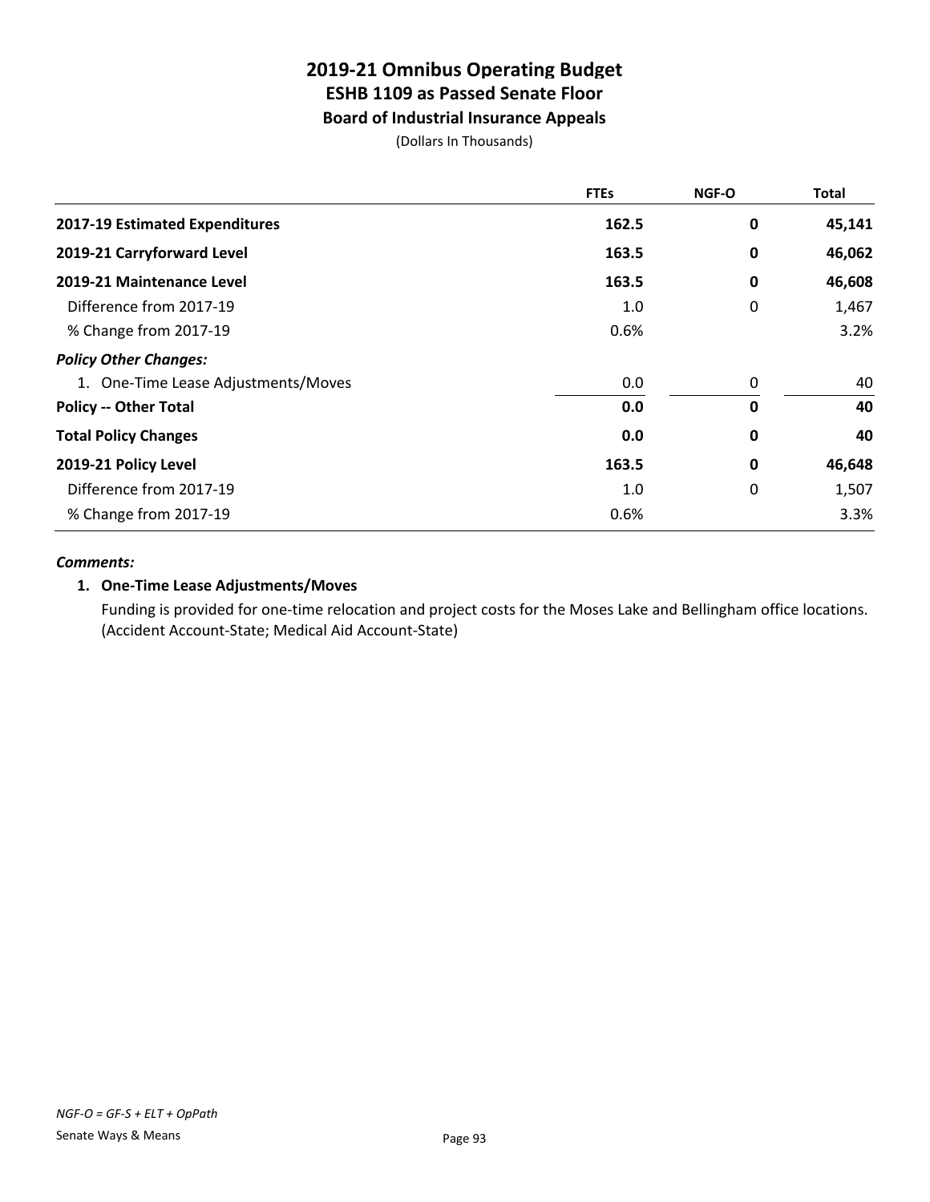# 2019-21 Omnibus Operating Budget
## ESHB 1109 as Passed Senate Floor
### Board of Industrial Insurance Appeals

(Dollars In Thousands)

| | FTEs | NGF-O | Total |
|---|---|---|---|
| **2017-19 Estimated Expenditures** | **162.5** | **0** | **45,141** |
| **2019-21 Carryforward Level** | **163.5** | **0** | **46,062** |
| **2019-21 Maintenance Level** | **163.5** | **0** | **46,608** |
| Difference from 2017-19 | 1.0 | 0 | 1,467 |
| % Change from 2017-19 | 0.6% | | 3.2% |
| ***Policy Other Changes:*** | | | |
| 1. One-Time Lease Adjustments/Moves | 0.0 | 0 | 40 |
| **Policy -- Other Total** | **0.0** | **0** | **40** |
| **Total Policy Changes** | **0.0** | **0** | **40** |
| **2019-21 Policy Level** | **163.5** | **0** | **46,648** |
| Difference from 2017-19 | 1.0 | 0 | 1,507 |
| % Change from 2017-19 | 0.6% | | 3.3% |

***Comments:***

**1. One-Time Lease Adjustments/Moves**

Funding is provided for one-time relocation and project costs for the Moses Lake and Bellingham office locations. (Accident Account-State; Medical Aid Account-State)

*NGF-O = GF-S + ELT + OpPath*

Senate Ways & Means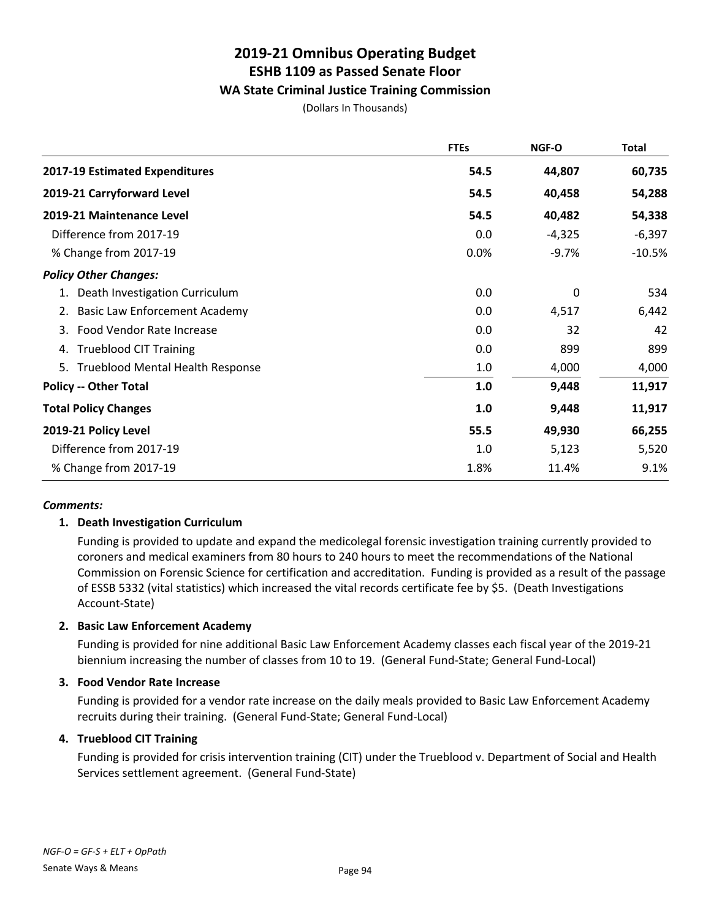# 2019-21 Omnibus Operating Budget
## ESHB 1109 as Passed Senate Floor
### WA State Criminal Justice Training Commission

(Dollars In Thousands)

| | FTEs | NGF-O | Total |
|---|---|---|---|
| **2017-19 Estimated Expenditures** | **54.5** | **44,807** | **60,735** |
| **2019-21 Carryforward Level** | **54.5** | **40,458** | **54,288** |
| **2019-21 Maintenance Level** | **54.5** | **40,482** | **54,338** |
| Difference from 2017-19 | 0.0 | -4,325 | -6,397 |
| % Change from 2017-19 | 0.0% | -9.7% | -10.5% |
| ***Policy Other Changes:*** | | | |
| 1. Death Investigation Curriculum | 0.0 | 0 | 534 |
| 2. Basic Law Enforcement Academy | 0.0 | 4,517 | 6,442 |
| 3. Food Vendor Rate Increase | 0.0 | 32 | 42 |
| 4. Trueblood CIT Training | 0.0 | 899 | 899 |
| 5. Trueblood Mental Health Response | 1.0 | 4,000 | 4,000 |
| **Policy -- Other Total** | **1.0** | **9,448** | **11,917** |
| **Total Policy Changes** | **1.0** | **9,448** | **11,917** |
| **2019-21 Policy Level** | **55.5** | **49,930** | **66,255** |
| Difference from 2017-19 | 1.0 | 5,123 | 5,520 |
| % Change from 2017-19 | 1.8% | 11.4% | 9.1% |

***Comments:***

**1. Death Investigation Curriculum**

Funding is provided to update and expand the medicolegal forensic investigation training currently provided to coroners and medical examiners from 80 hours to 240 hours to meet the recommendations of the National Commission on Forensic Science for certification and accreditation. Funding is provided as a result of the passage of ESSB 5332 (vital statistics) which increased the vital records certificate fee by $5. (Death Investigations Account-State)

**2. Basic Law Enforcement Academy**

Funding is provided for nine additional Basic Law Enforcement Academy classes each fiscal year of the 2019-21 biennium increasing the number of classes from 10 to 19. (General Fund-State; General Fund-Local)

**3. Food Vendor Rate Increase**

Funding is provided for a vendor rate increase on the daily meals provided to Basic Law Enforcement Academy recruits during their training. (General Fund-State; General Fund-Local)

**4. Trueblood CIT Training**

Funding is provided for crisis intervention training (CIT) under the Trueblood v. Department of Social and Health Services settlement agreement. (General Fund-State)

*NGF-O = GF-S + ELT + OpPath*

Senate Ways & Means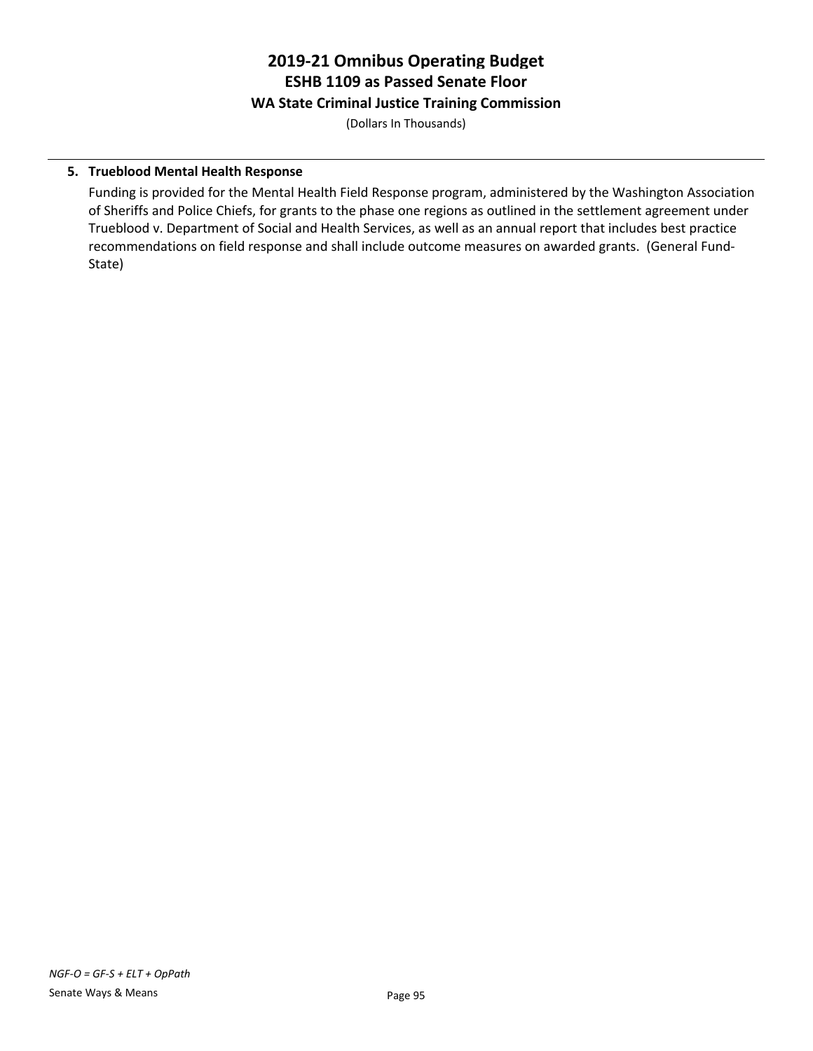**5. Trueblood Mental Health Response**

Funding is provided for the Mental Health Field Response program, administered by the Washington Association of Sheriffs and Police Chiefs, for grants to the phase one regions as outlined in the settlement agreement under Trueblood v. Department of Social and Health Services, as well as an annual report that includes best practice recommendations on field response and shall include outcome measures on awarded grants. (General Fund-State)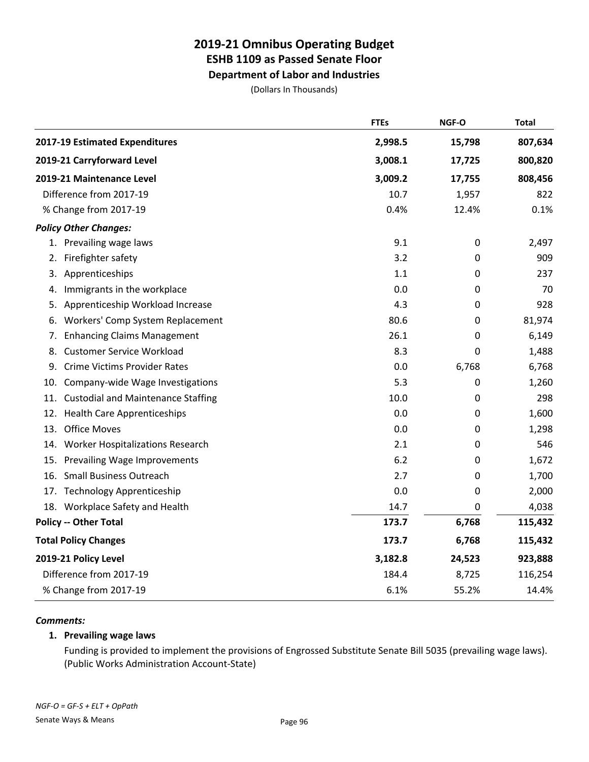# 2019-21 Omnibus Operating Budget
## ESHB 1109 as Passed Senate Floor
### Department of Labor and Industries

(Dollars In Thousands)

| | FTEs | NGF-O | Total |
|---|---|---|---|
| **2017-19 Estimated Expenditures** | **2,998.5** | **15,798** | **807,634** |
| **2019-21 Carryforward Level** | **3,008.1** | **17,725** | **800,820** |
| **2019-21 Maintenance Level** | **3,009.2** | **17,755** | **808,456** |
| Difference from 2017-19 | 10.7 | 1,957 | 822 |
| % Change from 2017-19 | 0.4% | 12.4% | 0.1% |
| ***Policy Other Changes:*** | | | |
| 1. Prevailing wage laws | 9.1 | 0 | 2,497 |
| 2. Firefighter safety | 3.2 | 0 | 909 |
| 3. Apprenticeships | 1.1 | 0 | 237 |
| 4. Immigrants in the workplace | 0.0 | 0 | 70 |
| 5. Apprenticeship Workload Increase | 4.3 | 0 | 928 |
| 6. Workers' Comp System Replacement | 80.6 | 0 | 81,974 |
| 7. Enhancing Claims Management | 26.1 | 0 | 6,149 |
| 8. Customer Service Workload | 8.3 | 0 | 1,488 |
| 9. Crime Victims Provider Rates | 0.0 | 6,768 | 6,768 |
| 10. Company-wide Wage Investigations | 5.3 | 0 | 1,260 |
| 11. Custodial and Maintenance Staffing | 10.0 | 0 | 298 |
| 12. Health Care Apprenticeships | 0.0 | 0 | 1,600 |
| 13. Office Moves | 0.0 | 0 | 1,298 |
| 14. Worker Hospitalizations Research | 2.1 | 0 | 546 |
| 15. Prevailing Wage Improvements | 6.2 | 0 | 1,672 |
| 16. Small Business Outreach | 2.7 | 0 | 1,700 |
| 17. Technology Apprenticeship | 0.0 | 0 | 2,000 |
| 18. Workplace Safety and Health | 14.7 | 0 | 4,038 |
| **Policy -- Other Total** | **173.7** | **6,768** | **115,432** |
| **Total Policy Changes** | **173.7** | **6,768** | **115,432** |
| **2019-21 Policy Level** | **3,182.8** | **24,523** | **923,888** |
| Difference from 2017-19 | 184.4 | 8,725 | 116,254 |
| % Change from 2017-19 | 6.1% | 55.2% | 14.4% |

***Comments:***

**1. Prevailing wage laws**

Funding is provided to implement the provisions of Engrossed Substitute Senate Bill 5035 (prevailing wage laws). (Public Works Administration Account-State)

*NGF-O = GF-S + ELT + OpPath*

Senate Ways & Means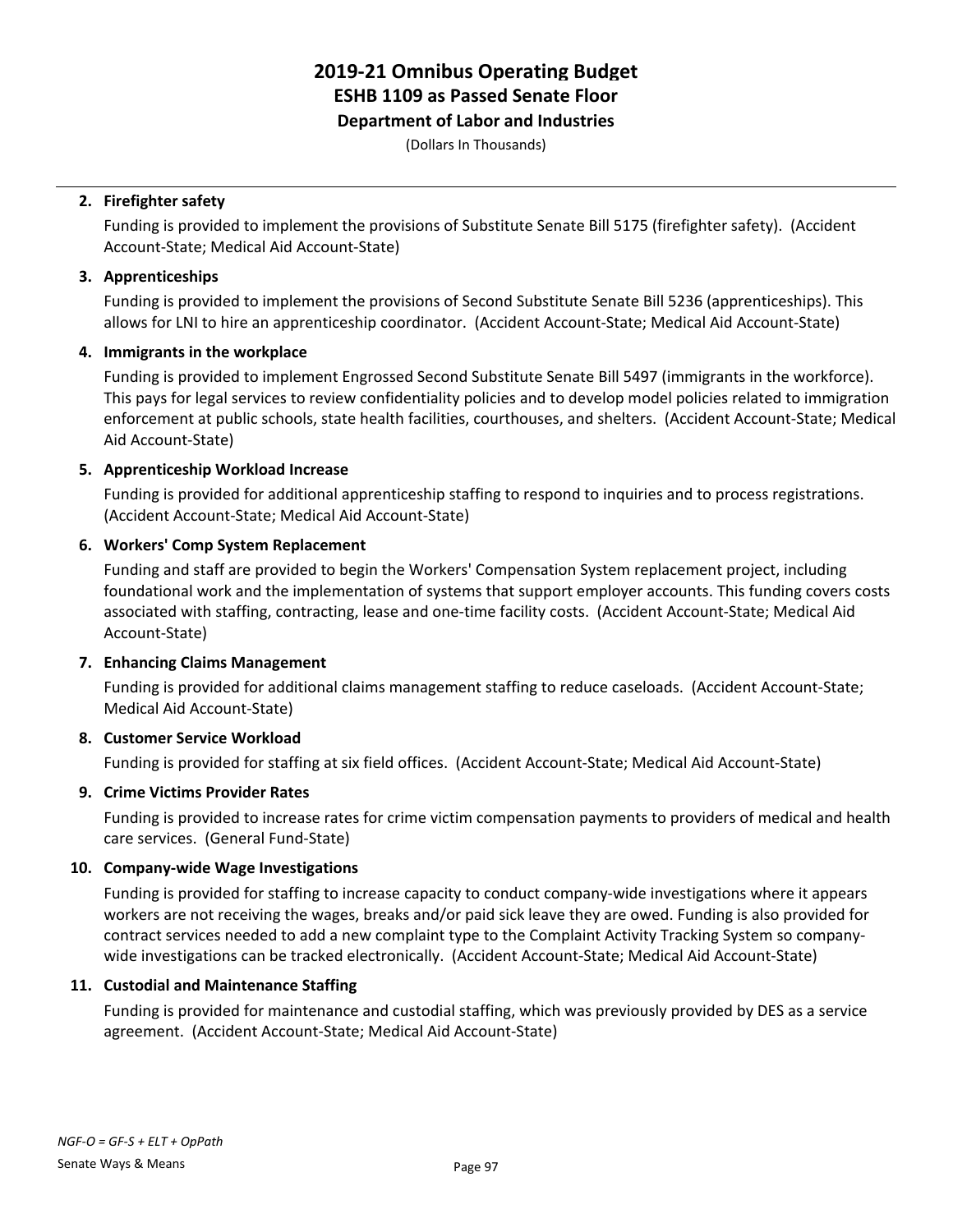# 2019-21 Omnibus Operating Budget
## ESHB 1109 as Passed Senate Floor
### Department of Labor and Industries
(Dollars In Thousands)

2. **Firefighter safety**

   Funding is provided to implement the provisions of Substitute Senate Bill 5175 (firefighter safety). (Accident Account-State; Medical Aid Account-State)

3. **Apprenticeships**

   Funding is provided to implement the provisions of Second Substitute Senate Bill 5236 (apprenticeships). This allows for LNI to hire an apprenticeship coordinator. (Accident Account-State; Medical Aid Account-State)

4. **Immigrants in the workplace**

   Funding is provided to implement Engrossed Second Substitute Senate Bill 5497 (immigrants in the workforce). This pays for legal services to review confidentiality policies and to develop model policies related to immigration enforcement at public schools, state health facilities, courthouses, and shelters. (Accident Account-State; Medical Aid Account-State)

5. **Apprenticeship Workload Increase**

   Funding is provided for additional apprenticeship staffing to respond to inquiries and to process registrations. (Accident Account-State; Medical Aid Account-State)

6. **Workers' Comp System Replacement**

   Funding and staff are provided to begin the Workers' Compensation System replacement project, including foundational work and the implementation of systems that support employer accounts. This funding covers costs associated with staffing, contracting, lease and one-time facility costs. (Accident Account-State; Medical Aid Account-State)

7. **Enhancing Claims Management**

   Funding is provided for additional claims management staffing to reduce caseloads. (Accident Account-State; Medical Aid Account-State)

8. **Customer Service Workload**

   Funding is provided for staffing at six field offices. (Accident Account-State; Medical Aid Account-State)

9. **Crime Victims Provider Rates**

   Funding is provided to increase rates for crime victim compensation payments to providers of medical and health care services. (General Fund-State)

10. **Company-wide Wage Investigations**

    Funding is provided for staffing to increase capacity to conduct company-wide investigations where it appears workers are not receiving the wages, breaks and/or paid sick leave they are owed. Funding is also provided for contract services needed to add a new complaint type to the Complaint Activity Tracking System so company-wide investigations can be tracked electronically. (Accident Account-State; Medical Aid Account-State)

11. **Custodial and Maintenance Staffing**

    Funding is provided for maintenance and custodial staffing, which was previously provided by DES as a service agreement. (Accident Account-State; Medical Aid Account-State)

*NGF-O = GF-S + ELT + OpPath*

Senate Ways & Means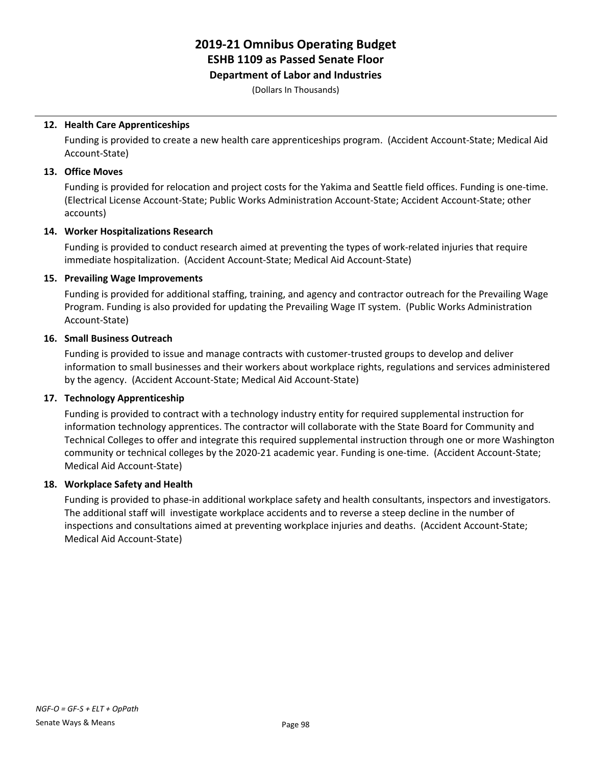# 2019-21 Omnibus Operating Budget
## ESHB 1109 as Passed Senate Floor
### Department of Labor and Industries

(Dollars In Thousands)

**12. Health Care Apprenticeships**

Funding is provided to create a new health care apprenticeships program. (Accident Account-State; Medical Aid Account-State)

**13. Office Moves**

Funding is provided for relocation and project costs for the Yakima and Seattle field offices. Funding is one-time. (Electrical License Account-State; Public Works Administration Account-State; Accident Account-State; other accounts)

**14. Worker Hospitalizations Research**

Funding is provided to conduct research aimed at preventing the types of work-related injuries that require immediate hospitalization. (Accident Account-State; Medical Aid Account-State)

**15. Prevailing Wage Improvements**

Funding is provided for additional staffing, training, and agency and contractor outreach for the Prevailing Wage Program. Funding is also provided for updating the Prevailing Wage IT system. (Public Works Administration Account-State)

**16. Small Business Outreach**

Funding is provided to issue and manage contracts with customer-trusted groups to develop and deliver information to small businesses and their workers about workplace rights, regulations and services administered by the agency. (Accident Account-State; Medical Aid Account-State)

**17. Technology Apprenticeship**

Funding is provided to contract with a technology industry entity for required supplemental instruction for information technology apprentices. The contractor will collaborate with the State Board for Community and Technical Colleges to offer and integrate this required supplemental instruction through one or more Washington community or technical colleges by the 2020-21 academic year. Funding is one-time. (Accident Account-State; Medical Aid Account-State)

**18. Workplace Safety and Health**

Funding is provided to phase-in additional workplace safety and health consultants, inspectors and investigators. The additional staff will investigate workplace accidents and to reverse a steep decline in the number of inspections and consultations aimed at preventing workplace injuries and deaths. (Accident Account-State; Medical Aid Account-State)

*NGF-O = GF-S + ELT + OpPath*

Senate Ways & Means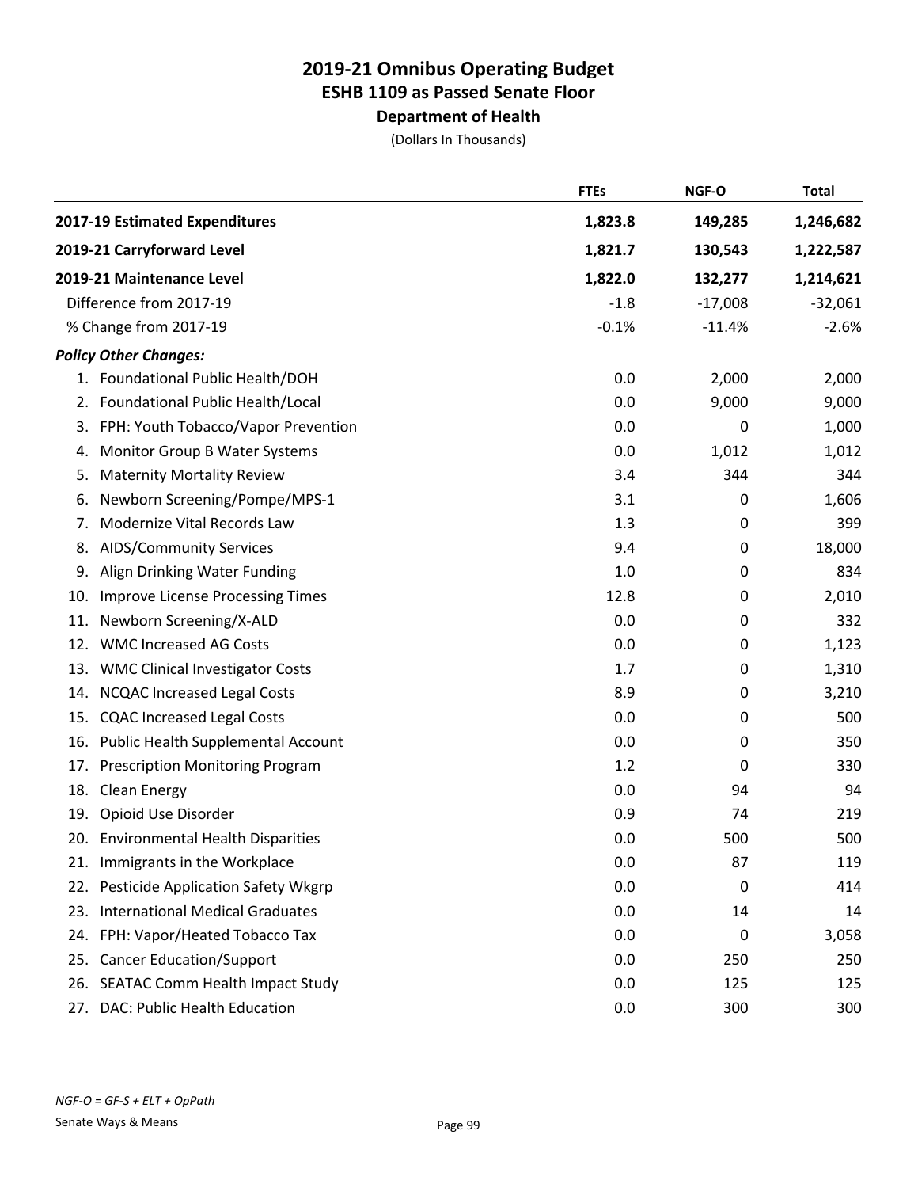# 2019-21 Omnibus Operating Budget
## ESHB 1109 as Passed Senate Floor
### Department of Health
(Dollars In Thousands)

| | FTEs | NGF-O | Total |
|---|---|---|---|
| **2017-19 Estimated Expenditures** | **1,823.8** | **149,285** | **1,246,682** |
| **2019-21 Carryforward Level** | **1,821.7** | **130,543** | **1,222,587** |
| **2019-21 Maintenance Level** | **1,822.0** | **132,277** | **1,214,621** |
| Difference from 2017-19 | -1.8 | -17,008 | -32,061 |
| % Change from 2017-19 | -0.1% | -11.4% | -2.6% |
| ***Policy Other Changes:*** | | | |
| 1. Foundational Public Health/DOH | 0.0 | 2,000 | 2,000 |
| 2. Foundational Public Health/Local | 0.0 | 9,000 | 9,000 |
| 3. FPH: Youth Tobacco/Vapor Prevention | 0.0 | 0 | 1,000 |
| 4. Monitor Group B Water Systems | 0.0 | 1,012 | 1,012 |
| 5. Maternity Mortality Review | 3.4 | 344 | 344 |
| 6. Newborn Screening/Pompe/MPS-1 | 3.1 | 0 | 1,606 |
| 7. Modernize Vital Records Law | 1.3 | 0 | 399 |
| 8. AIDS/Community Services | 9.4 | 0 | 18,000 |
| 9. Align Drinking Water Funding | 1.0 | 0 | 834 |
| 10. Improve License Processing Times | 12.8 | 0 | 2,010 |
| 11. Newborn Screening/X-ALD | 0.0 | 0 | 332 |
| 12. WMC Increased AG Costs | 0.0 | 0 | 1,123 |
| 13. WMC Clinical Investigator Costs | 1.7 | 0 | 1,310 |
| 14. NCQAC Increased Legal Costs | 8.9 | 0 | 3,210 |
| 15. CQAC Increased Legal Costs | 0.0 | 0 | 500 |
| 16. Public Health Supplemental Account | 0.0 | 0 | 350 |
| 17. Prescription Monitoring Program | 1.2 | 0 | 330 |
| 18. Clean Energy | 0.0 | 94 | 94 |
| 19. Opioid Use Disorder | 0.9 | 74 | 219 |
| 20. Environmental Health Disparities | 0.0 | 500 | 500 |
| 21. Immigrants in the Workplace | 0.0 | 87 | 119 |
| 22. Pesticide Application Safety Wkgrp | 0.0 | 0 | 414 |
| 23. International Medical Graduates | 0.0 | 14 | 14 |
| 24. FPH: Vapor/Heated Tobacco Tax | 0.0 | 0 | 3,058 |
| 25. Cancer Education/Support | 0.0 | 250 | 250 |
| 26. SEATAC Comm Health Impact Study | 0.0 | 125 | 125 |
| 27. DAC: Public Health Education | 0.0 | 300 | 300 |

*NGF-O = GF-S + ELT + OpPath*

Senate Ways & Means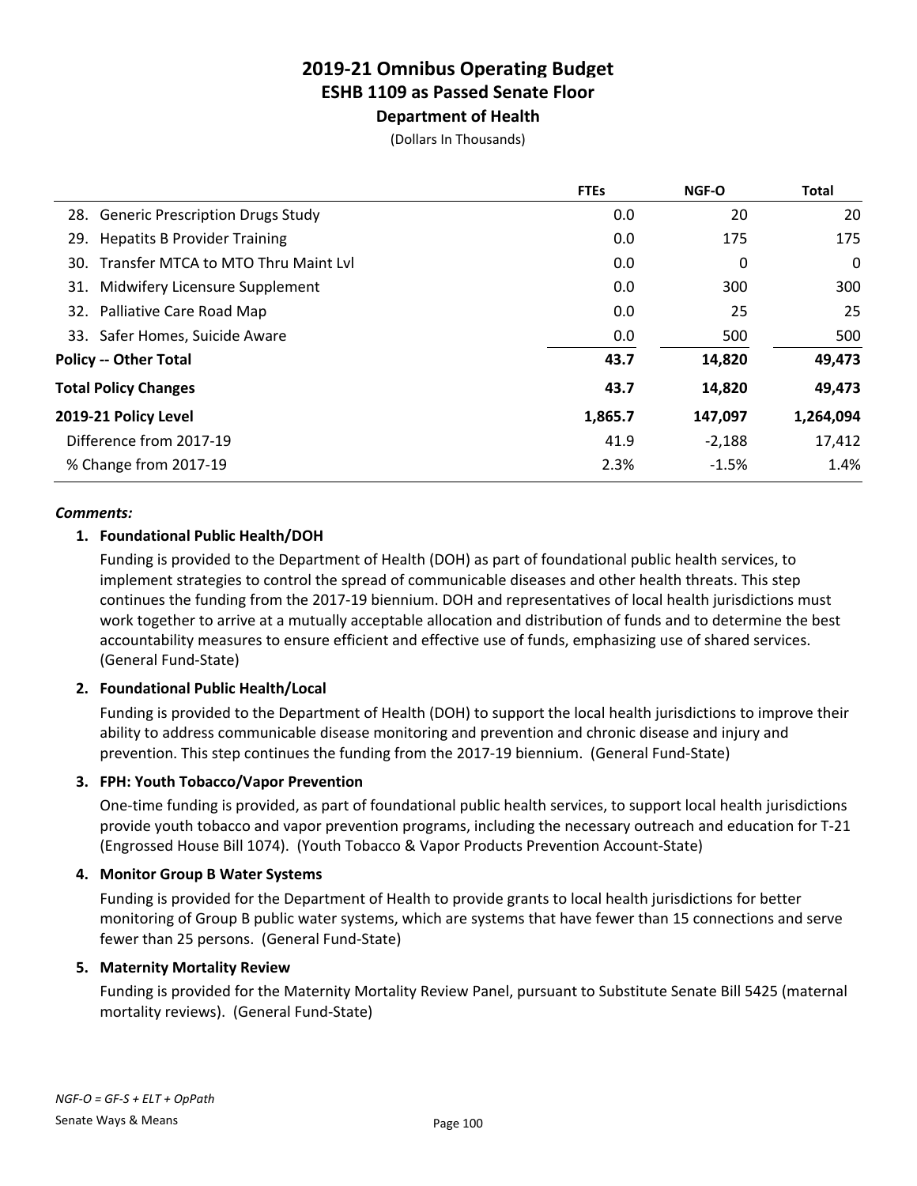# 2019-21 Omnibus Operating Budget
## ESHB 1109 as Passed Senate Floor
### Department of Health

(Dollars In Thousands)

| | FTEs | NGF-O | Total |
|---|---|---|---|
| 28. Generic Prescription Drugs Study | 0.0 | 20 | 20 |
| 29. Hepatits B Provider Training | 0.0 | 175 | 175 |
| 30. Transfer MTCA to MTO Thru Maint Lvl | 0.0 | 0 | 0 |
| 31. Midwifery Licensure Supplement | 0.0 | 300 | 300 |
| 32. Palliative Care Road Map | 0.0 | 25 | 25 |
| 33. Safer Homes, Suicide Aware | 0.0 | 500 | 500 |
| **Policy -- Other Total** | **43.7** | **14,820** | **49,473** |
| **Total Policy Changes** | **43.7** | **14,820** | **49,473** |
| **2019-21 Policy Level** | **1,865.7** | **147,097** | **1,264,094** |
| Difference from 2017-19 | 41.9 | -2,188 | 17,412 |
| % Change from 2017-19 | 2.3% | -1.5% | 1.4% |

***Comments:***

1. **Foundational Public Health/DOH**

   Funding is provided to the Department of Health (DOH) as part of foundational public health services, to implement strategies to control the spread of communicable diseases and other health threats. This step continues the funding from the 2017-19 biennium. DOH and representatives of local health jurisdictions must work together to arrive at a mutually acceptable allocation and distribution of funds and to determine the best accountability measures to ensure efficient and effective use of funds, emphasizing use of shared services. (General Fund-State)

2. **Foundational Public Health/Local**

   Funding is provided to the Department of Health (DOH) to support the local health jurisdictions to improve their ability to address communicable disease monitoring and prevention and chronic disease and injury and prevention. This step continues the funding from the 2017-19 biennium. (General Fund-State)

3. **FPH: Youth Tobacco/Vapor Prevention**

   One-time funding is provided, as part of foundational public health services, to support local health jurisdictions provide youth tobacco and vapor prevention programs, including the necessary outreach and education for T-21 (Engrossed House Bill 1074). (Youth Tobacco & Vapor Products Prevention Account-State)

4. **Monitor Group B Water Systems**

   Funding is provided for the Department of Health to provide grants to local health jurisdictions for better monitoring of Group B public water systems, which are systems that have fewer than 15 connections and serve fewer than 25 persons. (General Fund-State)

5. **Maternity Mortality Review**

   Funding is provided for the Maternity Mortality Review Panel, pursuant to Substitute Senate Bill 5425 (maternal mortality reviews). (General Fund-State)

*NGF-O = GF-S + ELT + OpPath*

Senate Ways & Means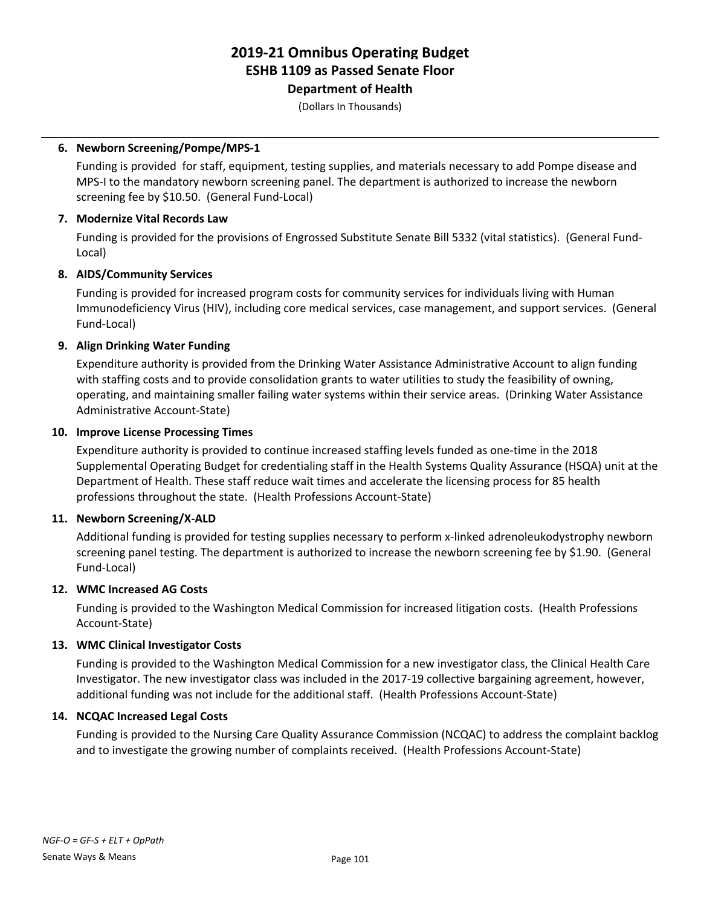# 2019-21 Omnibus Operating Budget
## ESHB 1109 as Passed Senate Floor
### Department of Health
(Dollars In Thousands)

6. **Newborn Screening/Pompe/MPS-1**

   Funding is provided for staff, equipment, testing supplies, and materials necessary to add Pompe disease and MPS-I to the mandatory newborn screening panel. The department is authorized to increase the newborn screening fee by $10.50. (General Fund-Local)

7. **Modernize Vital Records Law**

   Funding is provided for the provisions of Engrossed Substitute Senate Bill 5332 (vital statistics). (General Fund-Local)

8. **AIDS/Community Services**

   Funding is provided for increased program costs for community services for individuals living with Human Immunodeficiency Virus (HIV), including core medical services, case management, and support services. (General Fund-Local)

9. **Align Drinking Water Funding**

   Expenditure authority is provided from the Drinking Water Assistance Administrative Account to align funding with staffing costs and to provide consolidation grants to water utilities to study the feasibility of owning, operating, and maintaining smaller failing water systems within their service areas. (Drinking Water Assistance Administrative Account-State)

10. **Improve License Processing Times**

    Expenditure authority is provided to continue increased staffing levels funded as one-time in the 2018 Supplemental Operating Budget for credentialing staff in the Health Systems Quality Assurance (HSQA) unit at the Department of Health. These staff reduce wait times and accelerate the licensing process for 85 health professions throughout the state. (Health Professions Account-State)

11. **Newborn Screening/X-ALD**

    Additional funding is provided for testing supplies necessary to perform x-linked adrenoleukodystrophy newborn screening panel testing. The department is authorized to increase the newborn screening fee by $1.90. (General Fund-Local)

12. **WMC Increased AG Costs**

    Funding is provided to the Washington Medical Commission for increased litigation costs. (Health Professions Account-State)

13. **WMC Clinical Investigator Costs**

    Funding is provided to the Washington Medical Commission for a new investigator class, the Clinical Health Care Investigator. The new investigator class was included in the 2017-19 collective bargaining agreement, however, additional funding was not include for the additional staff. (Health Professions Account-State)

14. **NCQAC Increased Legal Costs**

    Funding is provided to the Nursing Care Quality Assurance Commission (NCQAC) to address the complaint backlog and to investigate the growing number of complaints received. (Health Professions Account-State)

*NGF-O = GF-S + ELT + OpPath*

Senate Ways & Means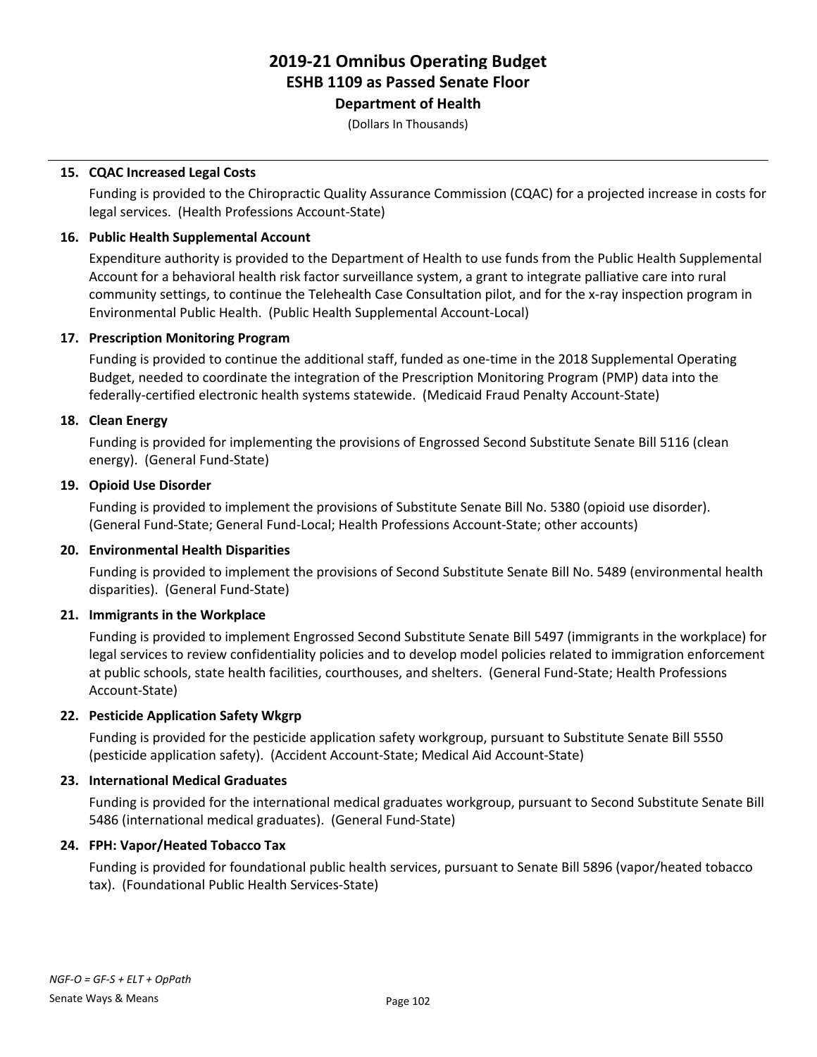# 2019-21 Omnibus Operating Budget
## ESHB 1109 as Passed Senate Floor
### Department of Health

(Dollars In Thousands)

**15. CQAC Increased Legal Costs**

Funding is provided to the Chiropractic Quality Assurance Commission (CQAC) for a projected increase in costs for legal services. (Health Professions Account-State)

**16. Public Health Supplemental Account**

Expenditure authority is provided to the Department of Health to use funds from the Public Health Supplemental Account for a behavioral health risk factor surveillance system, a grant to integrate palliative care into rural community settings, to continue the Telehealth Case Consultation pilot, and for the x-ray inspection program in Environmental Public Health. (Public Health Supplemental Account-Local)

**17. Prescription Monitoring Program**

Funding is provided to continue the additional staff, funded as one-time in the 2018 Supplemental Operating Budget, needed to coordinate the integration of the Prescription Monitoring Program (PMP) data into the federally-certified electronic health systems statewide. (Medicaid Fraud Penalty Account-State)

**18. Clean Energy**

Funding is provided for implementing the provisions of Engrossed Second Substitute Senate Bill 5116 (clean energy). (General Fund-State)

**19. Opioid Use Disorder**

Funding is provided to implement the provisions of Substitute Senate Bill No. 5380 (opioid use disorder). (General Fund-State; General Fund-Local; Health Professions Account-State; other accounts)

**20. Environmental Health Disparities**

Funding is provided to implement the provisions of Second Substitute Senate Bill No. 5489 (environmental health disparities). (General Fund-State)

**21. Immigrants in the Workplace**

Funding is provided to implement Engrossed Second Substitute Senate Bill 5497 (immigrants in the workplace) for legal services to review confidentiality policies and to develop model policies related to immigration enforcement at public schools, state health facilities, courthouses, and shelters. (General Fund-State; Health Professions Account-State)

**22. Pesticide Application Safety Wkgrp**

Funding is provided for the pesticide application safety workgroup, pursuant to Substitute Senate Bill 5550 (pesticide application safety). (Accident Account-State; Medical Aid Account-State)

**23. International Medical Graduates**

Funding is provided for the international medical graduates workgroup, pursuant to Second Substitute Senate Bill 5486 (international medical graduates). (General Fund-State)

**24. FPH: Vapor/Heated Tobacco Tax**

Funding is provided for foundational public health services, pursuant to Senate Bill 5896 (vapor/heated tobacco tax). (Foundational Public Health Services-State)

*NGF-O = GF-S + ELT + OpPath*

Senate Ways & Means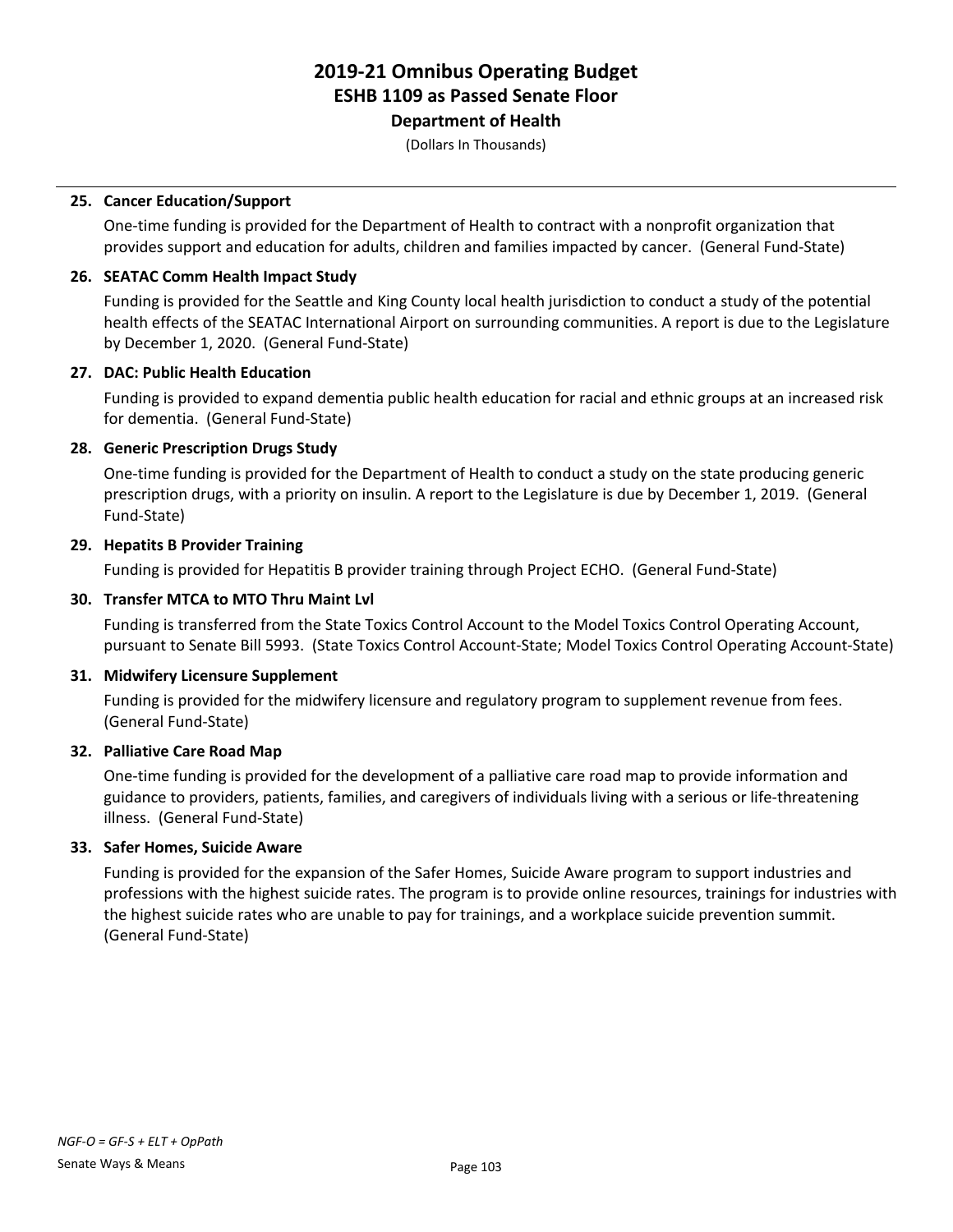# 2019-21 Omnibus Operating Budget
## ESHB 1109 as Passed Senate Floor
### Department of Health

(Dollars In Thousands)

---

**25. Cancer Education/Support**

One-time funding is provided for the Department of Health to contract with a nonprofit organization that provides support and education for adults, children and families impacted by cancer. (General Fund-State)

**26. SEATAC Comm Health Impact Study**

Funding is provided for the Seattle and King County local health jurisdiction to conduct a study of the potential health effects of the SEATAC International Airport on surrounding communities. A report is due to the Legislature by December 1, 2020. (General Fund-State)

**27. DAC: Public Health Education**

Funding is provided to expand dementia public health education for racial and ethnic groups at an increased risk for dementia. (General Fund-State)

**28. Generic Prescription Drugs Study**

One-time funding is provided for the Department of Health to conduct a study on the state producing generic prescription drugs, with a priority on insulin. A report to the Legislature is due by December 1, 2019. (General Fund-State)

**29. Hepatits B Provider Training**

Funding is provided for Hepatitis B provider training through Project ECHO. (General Fund-State)

**30. Transfer MTCA to MTO Thru Maint Lvl**

Funding is transferred from the State Toxics Control Account to the Model Toxics Control Operating Account, pursuant to Senate Bill 5993. (State Toxics Control Account-State; Model Toxics Control Operating Account-State)

**31. Midwifery Licensure Supplement**

Funding is provided for the midwifery licensure and regulatory program to supplement revenue from fees. (General Fund-State)

**32. Palliative Care Road Map**

One-time funding is provided for the development of a palliative care road map to provide information and guidance to providers, patients, families, and caregivers of individuals living with a serious or life-threatening illness. (General Fund-State)

**33. Safer Homes, Suicide Aware**

Funding is provided for the expansion of the Safer Homes, Suicide Aware program to support industries and professions with the highest suicide rates. The program is to provide online resources, trainings for industries with the highest suicide rates who are unable to pay for trainings, and a workplace suicide prevention summit. (General Fund-State)

*NGF-O = GF-S + ELT + OpPath*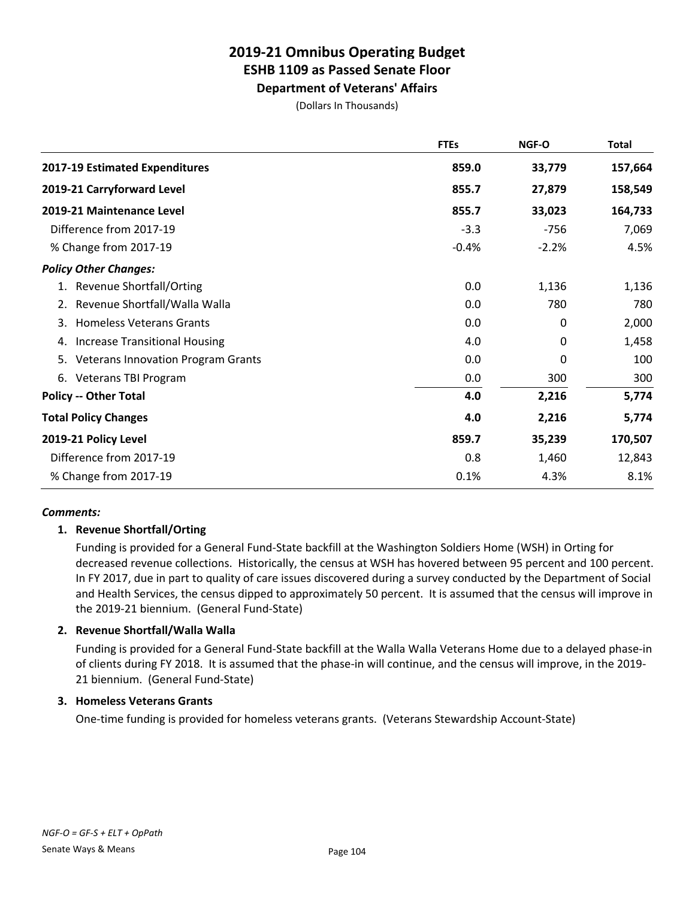# 2019-21 Omnibus Operating Budget
## ESHB 1109 as Passed Senate Floor
### Department of Veterans' Affairs

(Dollars In Thousands)

| | FTEs | NGF-O | Total |
|---|---|---|---|
| **2017-19 Estimated Expenditures** | **859.0** | **33,779** | **157,664** |
| **2019-21 Carryforward Level** | **855.7** | **27,879** | **158,549** |
| **2019-21 Maintenance Level** | **855.7** | **33,023** | **164,733** |
| Difference from 2017-19 | -3.3 | -756 | 7,069 |
| % Change from 2017-19 | -0.4% | -2.2% | 4.5% |
| ***Policy Other Changes:*** | | | |
| 1. Revenue Shortfall/Orting | 0.0 | 1,136 | 1,136 |
| 2. Revenue Shortfall/Walla Walla | 0.0 | 780 | 780 |
| 3. Homeless Veterans Grants | 0.0 | 0 | 2,000 |
| 4. Increase Transitional Housing | 4.0 | 0 | 1,458 |
| 5. Veterans Innovation Program Grants | 0.0 | 0 | 100 |
| 6. Veterans TBI Program | 0.0 | 300 | 300 |
| **Policy -- Other Total** | **4.0** | **2,216** | **5,774** |
| **Total Policy Changes** | **4.0** | **2,216** | **5,774** |
| **2019-21 Policy Level** | **859.7** | **35,239** | **170,507** |
| Difference from 2017-19 | 0.8 | 1,460 | 12,843 |
| % Change from 2017-19 | 0.1% | 4.3% | 8.1% |

***Comments:***

**1. Revenue Shortfall/Orting**

Funding is provided for a General Fund-State backfill at the Washington Soldiers Home (WSH) in Orting for decreased revenue collections. Historically, the census at WSH has hovered between 95 percent and 100 percent. In FY 2017, due in part to quality of care issues discovered during a survey conducted by the Department of Social and Health Services, the census dipped to approximately 50 percent. It is assumed that the census will improve in the 2019-21 biennium. (General Fund-State)

**2. Revenue Shortfall/Walla Walla**

Funding is provided for a General Fund-State backfill at the Walla Walla Veterans Home due to a delayed phase-in of clients during FY 2018. It is assumed that the phase-in will continue, and the census will improve, in the 2019-21 biennium. (General Fund-State)

**3. Homeless Veterans Grants**

One-time funding is provided for homeless veterans grants. (Veterans Stewardship Account-State)

*NGF-O = GF-S + ELT + OpPath*

Senate Ways & Means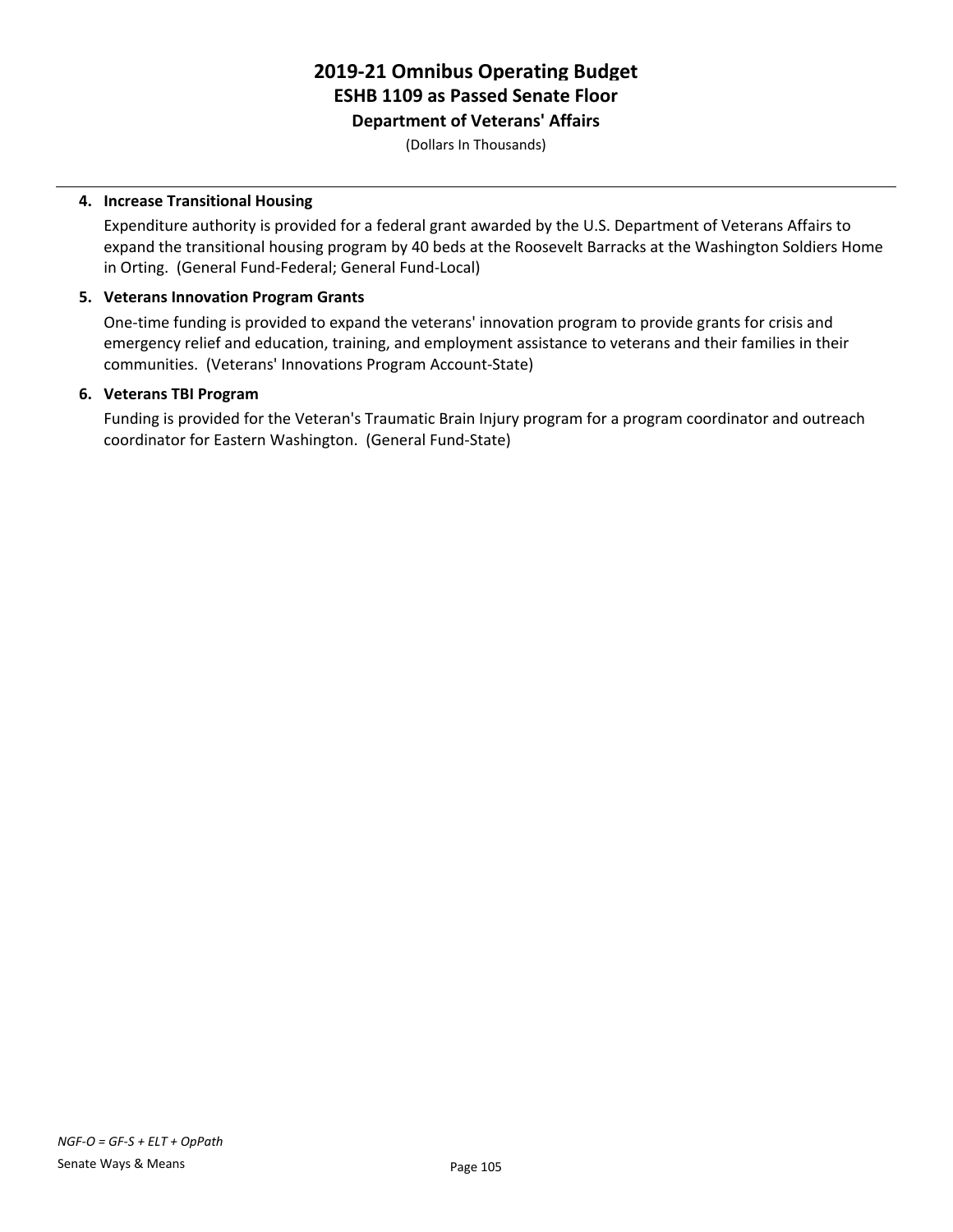# 2019-21 Omnibus Operating Budget
## ESHB 1109 as Passed Senate Floor
### Department of Veterans' Affairs

(Dollars In Thousands)

4. **Increase Transitional Housing**

   Expenditure authority is provided for a federal grant awarded by the U.S. Department of Veterans Affairs to expand the transitional housing program by 40 beds at the Roosevelt Barracks at the Washington Soldiers Home in Orting. (General Fund-Federal; General Fund-Local)

5. **Veterans Innovation Program Grants**

   One-time funding is provided to expand the veterans' innovation program to provide grants for crisis and emergency relief and education, training, and employment assistance to veterans and their families in their communities. (Veterans' Innovations Program Account-State)

6. **Veterans TBI Program**

   Funding is provided for the Veteran's Traumatic Brain Injury program for a program coordinator and outreach coordinator for Eastern Washington. (General Fund-State)

*NGF-O = GF-S + ELT + OpPath*

Senate Ways & Means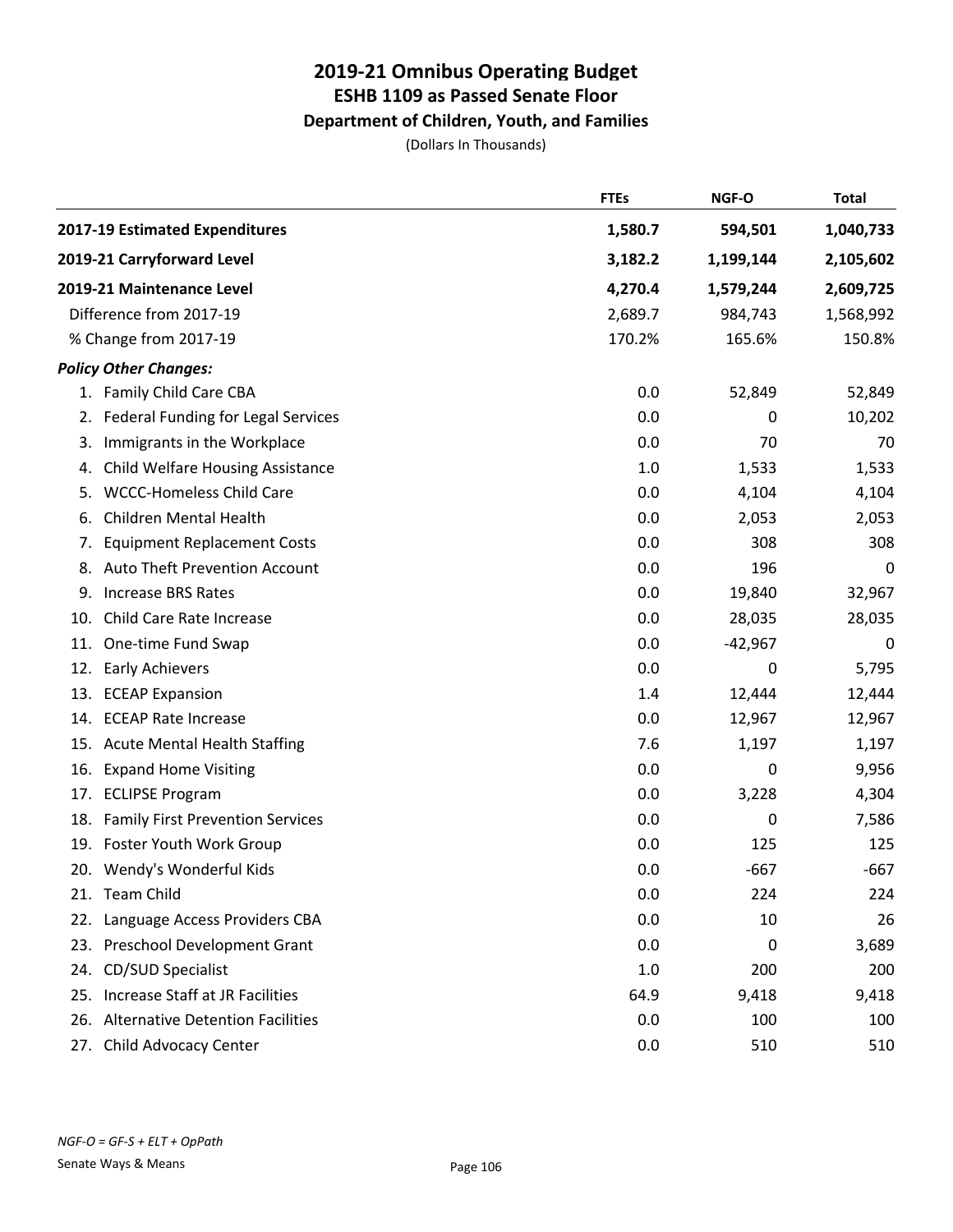# 2019-21 Omnibus Operating Budget
## ESHB 1109 as Passed Senate Floor
### Department of Children, Youth, and Families
(Dollars In Thousands)

| | FTEs | NGF-O | Total |
|---|---|---|---|
| **2017-19 Estimated Expenditures** | **1,580.7** | **594,501** | **1,040,733** |
| **2019-21 Carryforward Level** | **3,182.2** | **1,199,144** | **2,105,602** |
| **2019-21 Maintenance Level** | **4,270.4** | **1,579,244** | **2,609,725** |
| Difference from 2017-19 | 2,689.7 | 984,743 | 1,568,992 |
| % Change from 2017-19 | 170.2% | 165.6% | 150.8% |
| ***Policy Other Changes:*** | | | |
| 1. Family Child Care CBA | 0.0 | 52,849 | 52,849 |
| 2. Federal Funding for Legal Services | 0.0 | 0 | 10,202 |
| 3. Immigrants in the Workplace | 0.0 | 70 | 70 |
| 4. Child Welfare Housing Assistance | 1.0 | 1,533 | 1,533 |
| 5. WCCC-Homeless Child Care | 0.0 | 4,104 | 4,104 |
| 6. Children Mental Health | 0.0 | 2,053 | 2,053 |
| 7. Equipment Replacement Costs | 0.0 | 308 | 308 |
| 8. Auto Theft Prevention Account | 0.0 | 196 | 0 |
| 9. Increase BRS Rates | 0.0 | 19,840 | 32,967 |
| 10. Child Care Rate Increase | 0.0 | 28,035 | 28,035 |
| 11. One-time Fund Swap | 0.0 | -42,967 | 0 |
| 12. Early Achievers | 0.0 | 0 | 5,795 |
| 13. ECEAP Expansion | 1.4 | 12,444 | 12,444 |
| 14. ECEAP Rate Increase | 0.0 | 12,967 | 12,967 |
| 15. Acute Mental Health Staffing | 7.6 | 1,197 | 1,197 |
| 16. Expand Home Visiting | 0.0 | 0 | 9,956 |
| 17. ECLIPSE Program | 0.0 | 3,228 | 4,304 |
| 18. Family First Prevention Services | 0.0 | 0 | 7,586 |
| 19. Foster Youth Work Group | 0.0 | 125 | 125 |
| 20. Wendy's Wonderful Kids | 0.0 | -667 | -667 |
| 21. Team Child | 0.0 | 224 | 224 |
| 22. Language Access Providers CBA | 0.0 | 10 | 26 |
| 23. Preschool Development Grant | 0.0 | 0 | 3,689 |
| 24. CD/SUD Specialist | 1.0 | 200 | 200 |
| 25. Increase Staff at JR Facilities | 64.9 | 9,418 | 9,418 |
| 26. Alternative Detention Facilities | 0.0 | 100 | 100 |
| 27. Child Advocacy Center | 0.0 | 510 | 510 |

*NGF-O = GF-S + ELT + OpPath*

Senate Ways & Means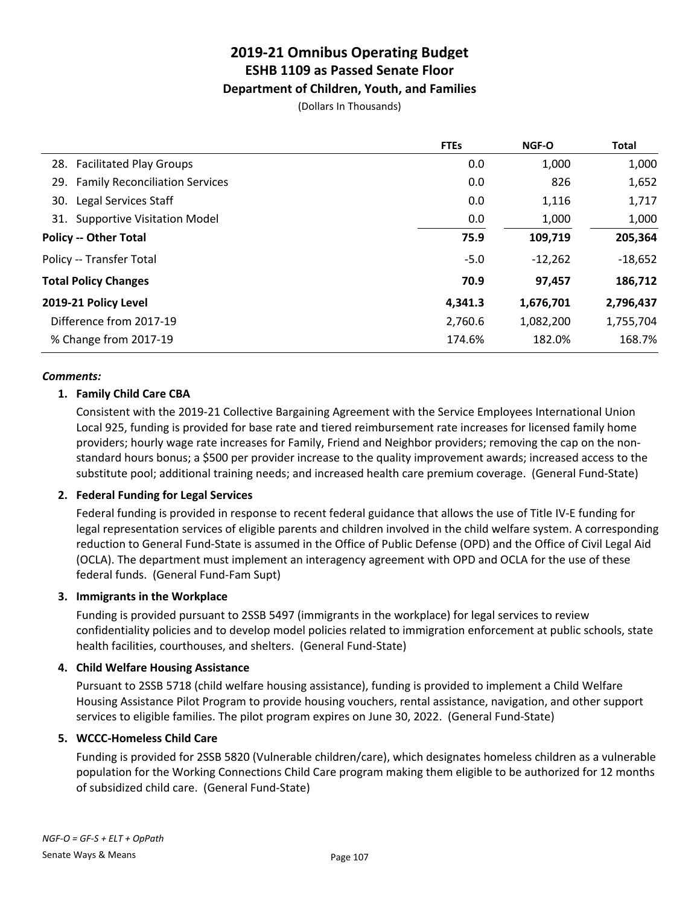# 2019-21 Omnibus Operating Budget
## ESHB 1109 as Passed Senate Floor
### Department of Children, Youth, and Families
(Dollars In Thousands)

| | FTEs | NGF-O | Total |
|---|---|---|---|
| 28. Facilitated Play Groups | 0.0 | 1,000 | 1,000 |
| 29. Family Reconciliation Services | 0.0 | 826 | 1,652 |
| 30. Legal Services Staff | 0.0 | 1,116 | 1,717 |
| 31. Supportive Visitation Model | 0.0 | 1,000 | 1,000 |
| **Policy -- Other Total** | **75.9** | **109,719** | **205,364** |
| Policy -- Transfer Total | -5.0 | -12,262 | -18,652 |
| **Total Policy Changes** | **70.9** | **97,457** | **186,712** |
| **2019-21 Policy Level** | **4,341.3** | **1,676,701** | **2,796,437** |
| Difference from 2017-19 | 2,760.6 | 1,082,200 | 1,755,704 |
| % Change from 2017-19 | 174.6% | 182.0% | 168.7% |

***Comments:***

1. **Family Child Care CBA**

   Consistent with the 2019-21 Collective Bargaining Agreement with the Service Employees International Union Local 925, funding is provided for base rate and tiered reimbursement rate increases for licensed family home providers; hourly wage rate increases for Family, Friend and Neighbor providers; removing the cap on the non-standard hours bonus; a $500 per provider increase to the quality improvement awards; increased access to the substitute pool; additional training needs; and increased health care premium coverage. (General Fund-State)

2. **Federal Funding for Legal Services**

   Federal funding is provided in response to recent federal guidance that allows the use of Title IV-E funding for legal representation services of eligible parents and children involved in the child welfare system. A corresponding reduction to General Fund-State is assumed in the Office of Public Defense (OPD) and the Office of Civil Legal Aid (OCLA). The department must implement an interagency agreement with OPD and OCLA for the use of these federal funds. (General Fund-Fam Supt)

3. **Immigrants in the Workplace**

   Funding is provided pursuant to 2SSB 5497 (immigrants in the workplace) for legal services to review confidentiality policies and to develop model policies related to immigration enforcement at public schools, state health facilities, courthouses, and shelters. (General Fund-State)

4. **Child Welfare Housing Assistance**

   Pursuant to 2SSB 5718 (child welfare housing assistance), funding is provided to implement a Child Welfare Housing Assistance Pilot Program to provide housing vouchers, rental assistance, navigation, and other support services to eligible families. The pilot program expires on June 30, 2022. (General Fund-State)

5. **WCCC-Homeless Child Care**

   Funding is provided for 2SSB 5820 (Vulnerable children/care), which designates homeless children as a vulnerable population for the Working Connections Child Care program making them eligible to be authorized for 12 months of subsidized child care. (General Fund-State)

*NGF-O = GF-S + ELT + OpPath*

Senate Ways & Means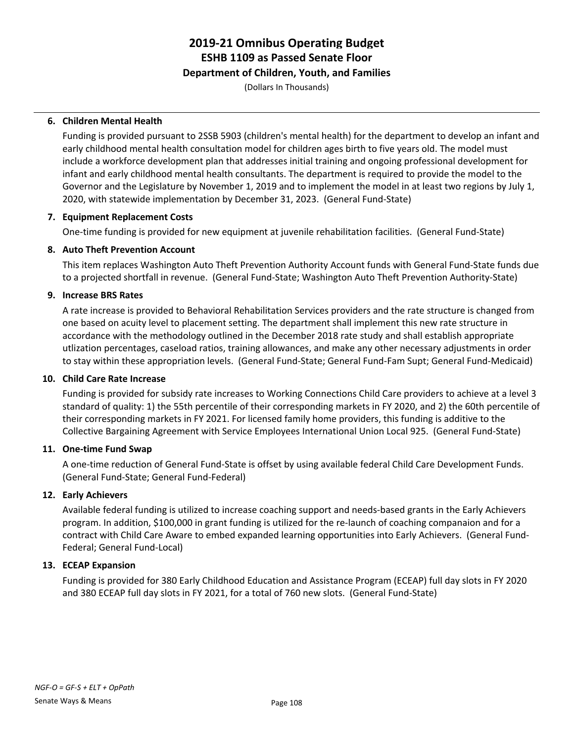# 2019-21 Omnibus Operating Budget
## ESHB 1109 as Passed Senate Floor
### Department of Children, Youth, and Families
(Dollars In Thousands)

**6. Children Mental Health**

Funding is provided pursuant to 2SSB 5903 (children's mental health) for the department to develop an infant and early childhood mental health consultation model for children ages birth to five years old. The model must include a workforce development plan that addresses initial training and ongoing professional development for infant and early childhood mental health consultants. The department is required to provide the model to the Governor and the Legislature by November 1, 2019 and to implement the model in at least two regions by July 1, 2020, with statewide implementation by December 31, 2023. (General Fund-State)

**7. Equipment Replacement Costs**

One-time funding is provided for new equipment at juvenile rehabilitation facilities. (General Fund-State)

**8. Auto Theft Prevention Account**

This item replaces Washington Auto Theft Prevention Authority Account funds with General Fund-State funds due to a projected shortfall in revenue. (General Fund-State; Washington Auto Theft Prevention Authority-State)

**9. Increase BRS Rates**

A rate increase is provided to Behavioral Rehabilitation Services providers and the rate structure is changed from one based on acuity level to placement setting. The department shall implement this new rate structure in accordance with the methodology outlined in the December 2018 rate study and shall establish appropriate utlization percentages, caseload ratios, training allowances, and make any other necessary adjustments in order to stay within these appropriation levels. (General Fund-State; General Fund-Fam Supt; General Fund-Medicaid)

**10. Child Care Rate Increase**

Funding is provided for subsidy rate increases to Working Connections Child Care providers to achieve at a level 3 standard of quality: 1) the 55th percentile of their corresponding markets in FY 2020, and 2) the 60th percentile of their corresponding markets in FY 2021. For licensed family home providers, this funding is additive to the Collective Bargaining Agreement with Service Employees International Union Local 925. (General Fund-State)

**11. One-time Fund Swap**

A one-time reduction of General Fund-State is offset by using available federal Child Care Development Funds. (General Fund-State; General Fund-Federal)

**12. Early Achievers**

Available federal funding is utilized to increase coaching support and needs-based grants in the Early Achievers program. In addition, $100,000 in grant funding is utilized for the re-launch of coaching companaion and for a contract with Child Care Aware to embed expanded learning opportunities into Early Achievers. (General Fund-Federal; General Fund-Local)

**13. ECEAP Expansion**

Funding is provided for 380 Early Childhood Education and Assistance Program (ECEAP) full day slots in FY 2020 and 380 ECEAP full day slots in FY 2021, for a total of 760 new slots. (General Fund-State)

*NGF-O = GF-S + ELT + OpPath*

Senate Ways & Means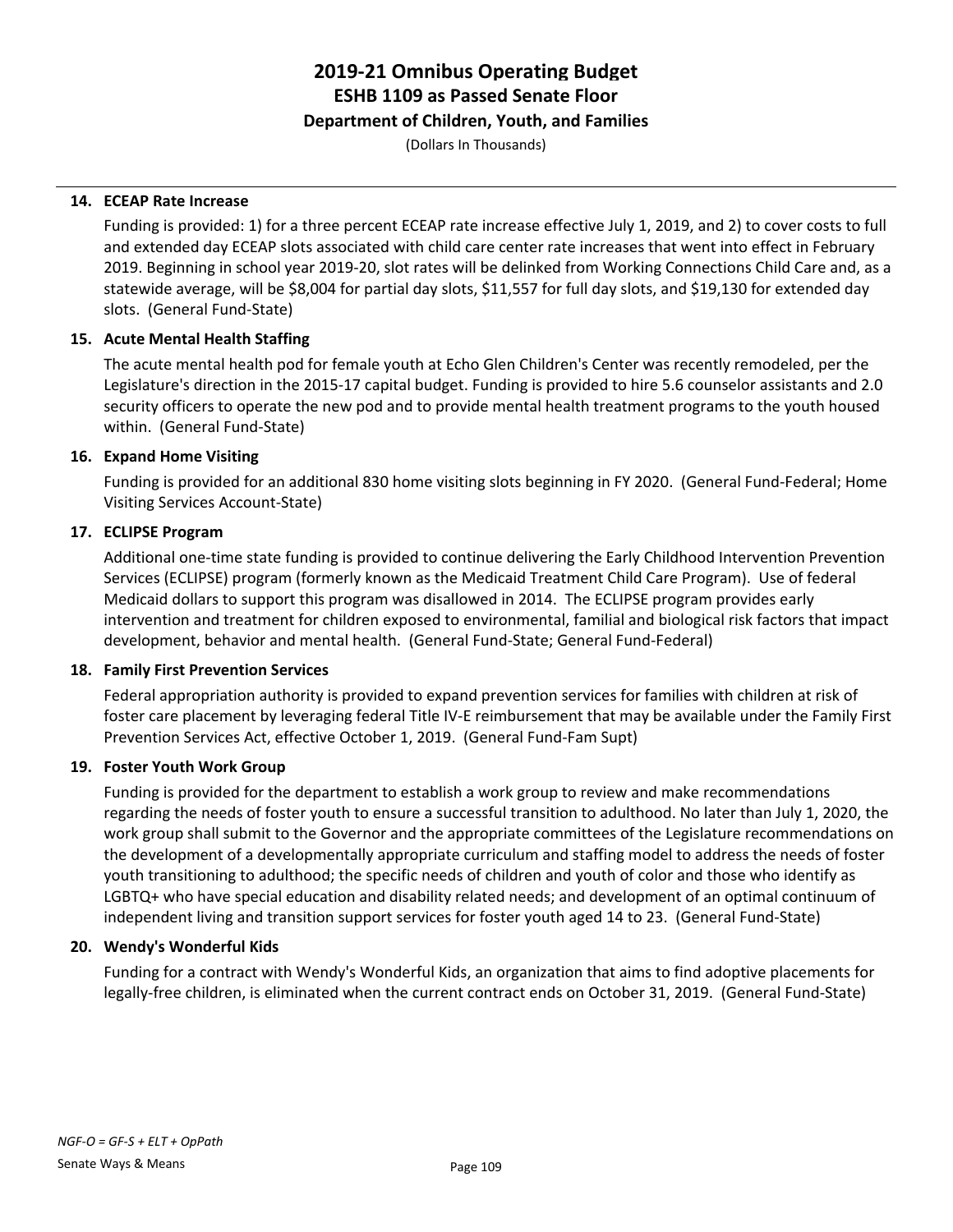**14. ECEAP Rate Increase**

Funding is provided: 1) for a three percent ECEAP rate increase effective July 1, 2019, and 2) to cover costs to full and extended day ECEAP slots associated with child care center rate increases that went into effect in February 2019. Beginning in school year 2019-20, slot rates will be delinked from Working Connections Child Care and, as a statewide average, will be $8,004 for partial day slots, $11,557 for full day slots, and $19,130 for extended day slots. (General Fund-State)

**15. Acute Mental Health Staffing**

The acute mental health pod for female youth at Echo Glen Children's Center was recently remodeled, per the Legislature's direction in the 2015-17 capital budget. Funding is provided to hire 5.6 counselor assistants and 2.0 security officers to operate the new pod and to provide mental health treatment programs to the youth housed within. (General Fund-State)

**16. Expand Home Visiting**

Funding is provided for an additional 830 home visiting slots beginning in FY 2020. (General Fund-Federal; Home Visiting Services Account-State)

**17. ECLIPSE Program**

Additional one-time state funding is provided to continue delivering the Early Childhood Intervention Prevention Services (ECLIPSE) program (formerly known as the Medicaid Treatment Child Care Program). Use of federal Medicaid dollars to support this program was disallowed in 2014. The ECLIPSE program provides early intervention and treatment for children exposed to environmental, familial and biological risk factors that impact development, behavior and mental health. (General Fund-State; General Fund-Federal)

**18. Family First Prevention Services**

Federal appropriation authority is provided to expand prevention services for families with children at risk of foster care placement by leveraging federal Title IV-E reimbursement that may be available under the Family First Prevention Services Act, effective October 1, 2019. (General Fund-Fam Supt)

**19. Foster Youth Work Group**

Funding is provided for the department to establish a work group to review and make recommendations regarding the needs of foster youth to ensure a successful transition to adulthood. No later than July 1, 2020, the work group shall submit to the Governor and the appropriate committees of the Legislature recommendations on the development of a developmentally appropriate curriculum and staffing model to address the needs of foster youth transitioning to adulthood; the specific needs of children and youth of color and those who identify as LGBTQ+ who have special education and disability related needs; and development of an optimal continuum of independent living and transition support services for foster youth aged 14 to 23. (General Fund-State)

**20. Wendy's Wonderful Kids**

Funding for a contract with Wendy's Wonderful Kids, an organization that aims to find adoptive placements for legally-free children, is eliminated when the current contract ends on October 31, 2019. (General Fund-State)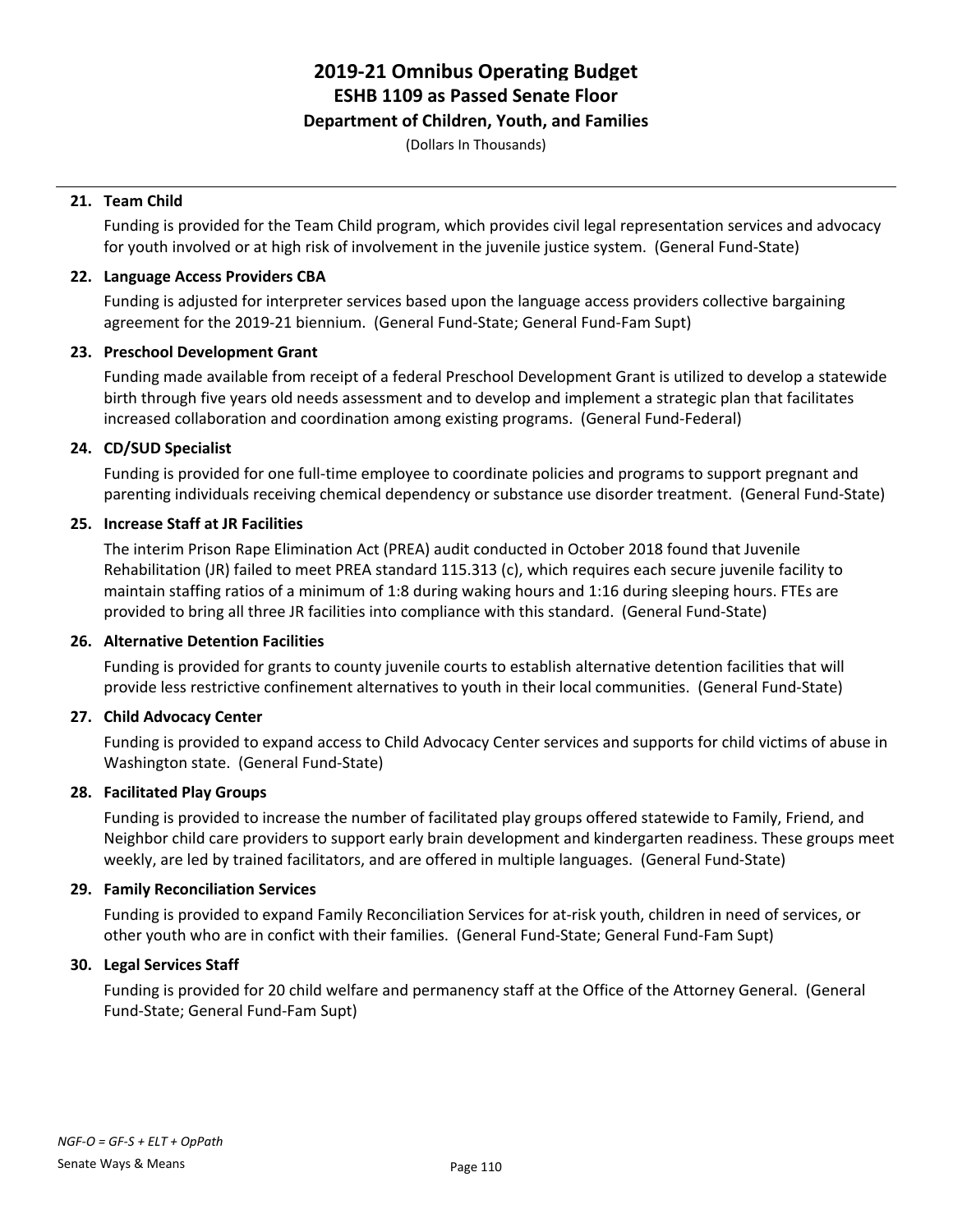**21. Team Child**

Funding is provided for the Team Child program, which provides civil legal representation services and advocacy for youth involved or at high risk of involvement in the juvenile justice system. (General Fund-State)

**22. Language Access Providers CBA**

Funding is adjusted for interpreter services based upon the language access providers collective bargaining agreement for the 2019-21 biennium. (General Fund-State; General Fund-Fam Supt)

**23. Preschool Development Grant**

Funding made available from receipt of a federal Preschool Development Grant is utilized to develop a statewide birth through five years old needs assessment and to develop and implement a strategic plan that facilitates increased collaboration and coordination among existing programs. (General Fund-Federal)

**24. CD/SUD Specialist**

Funding is provided for one full-time employee to coordinate policies and programs to support pregnant and parenting individuals receiving chemical dependency or substance use disorder treatment. (General Fund-State)

**25. Increase Staff at JR Facilities**

The interim Prison Rape Elimination Act (PREA) audit conducted in October 2018 found that Juvenile Rehabilitation (JR) failed to meet PREA standard 115.313 (c), which requires each secure juvenile facility to maintain staffing ratios of a minimum of 1:8 during waking hours and 1:16 during sleeping hours. FTEs are provided to bring all three JR facilities into compliance with this standard. (General Fund-State)

**26. Alternative Detention Facilities**

Funding is provided for grants to county juvenile courts to establish alternative detention facilities that will provide less restrictive confinement alternatives to youth in their local communities. (General Fund-State)

**27. Child Advocacy Center**

Funding is provided to expand access to Child Advocacy Center services and supports for child victims of abuse in Washington state. (General Fund-State)

**28. Facilitated Play Groups**

Funding is provided to increase the number of facilitated play groups offered statewide to Family, Friend, and Neighbor child care providers to support early brain development and kindergarten readiness. These groups meet weekly, are led by trained facilitators, and are offered in multiple languages. (General Fund-State)

**29. Family Reconciliation Services**

Funding is provided to expand Family Reconciliation Services for at-risk youth, children in need of services, or other youth who are in confict with their families. (General Fund-State; General Fund-Fam Supt)

**30. Legal Services Staff**

Funding is provided for 20 child welfare and permanency staff at the Office of the Attorney General. (General Fund-State; General Fund-Fam Supt)

*NGF-O = GF-S + ELT + OpPath*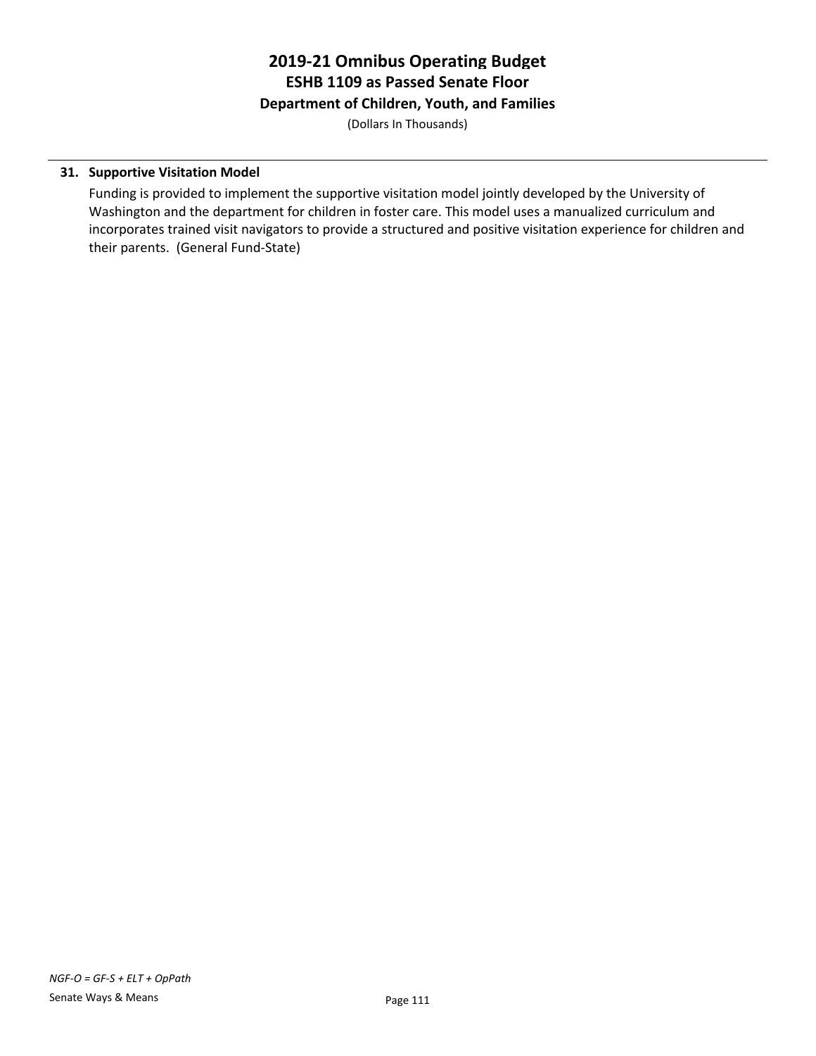**31. Supportive Visitation Model**

Funding is provided to implement the supportive visitation model jointly developed by the University of Washington and the department for children in foster care. This model uses a manualized curriculum and incorporates trained visit navigators to provide a structured and positive visitation experience for children and their parents. (General Fund-State)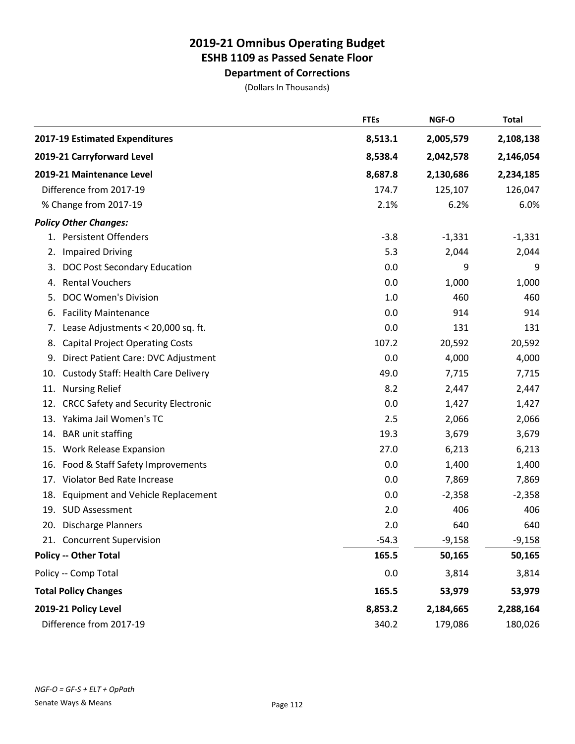# 2019-21 Omnibus Operating Budget
## ESHB 1109 as Passed Senate Floor
### Department of Corrections
(Dollars In Thousands)

| | FTEs | NGF-O | Total |
|---|---|---|---|
| **2017-19 Estimated Expenditures** | **8,513.1** | **2,005,579** | **2,108,138** |
| **2019-21 Carryforward Level** | **8,538.4** | **2,042,578** | **2,146,054** |
| **2019-21 Maintenance Level** | **8,687.8** | **2,130,686** | **2,234,185** |
| Difference from 2017-19 | 174.7 | 125,107 | 126,047 |
| % Change from 2017-19 | 2.1% | 6.2% | 6.0% |
| ***Policy Other Changes:*** | | | |
| 1. Persistent Offenders | -3.8 | -1,331 | -1,331 |
| 2. Impaired Driving | 5.3 | 2,044 | 2,044 |
| 3. DOC Post Secondary Education | 0.0 | 9 | 9 |
| 4. Rental Vouchers | 0.0 | 1,000 | 1,000 |
| 5. DOC Women's Division | 1.0 | 460 | 460 |
| 6. Facility Maintenance | 0.0 | 914 | 914 |
| 7. Lease Adjustments < 20,000 sq. ft. | 0.0 | 131 | 131 |
| 8. Capital Project Operating Costs | 107.2 | 20,592 | 20,592 |
| 9. Direct Patient Care: DVC Adjustment | 0.0 | 4,000 | 4,000 |
| 10. Custody Staff: Health Care Delivery | 49.0 | 7,715 | 7,715 |
| 11. Nursing Relief | 8.2 | 2,447 | 2,447 |
| 12. CRCC Safety and Security Electronic | 0.0 | 1,427 | 1,427 |
| 13. Yakima Jail Women's TC | 2.5 | 2,066 | 2,066 |
| 14. BAR unit staffing | 19.3 | 3,679 | 3,679 |
| 15. Work Release Expansion | 27.0 | 6,213 | 6,213 |
| 16. Food & Staff Safety Improvements | 0.0 | 1,400 | 1,400 |
| 17. Violator Bed Rate Increase | 0.0 | 7,869 | 7,869 |
| 18. Equipment and Vehicle Replacement | 0.0 | -2,358 | -2,358 |
| 19. SUD Assessment | 2.0 | 406 | 406 |
| 20. Discharge Planners | 2.0 | 640 | 640 |
| 21. Concurrent Supervision | -54.3 | -9,158 | -9,158 |
| **Policy -- Other Total** | **165.5** | **50,165** | **50,165** |
| Policy -- Comp Total | 0.0 | 3,814 | 3,814 |
| **Total Policy Changes** | **165.5** | **53,979** | **53,979** |
| **2019-21 Policy Level** | **8,853.2** | **2,184,665** | **2,288,164** |
| Difference from 2017-19 | 340.2 | 179,086 | 180,026 |

*NGF-O = GF-S + ELT + OpPath*

Senate Ways & Means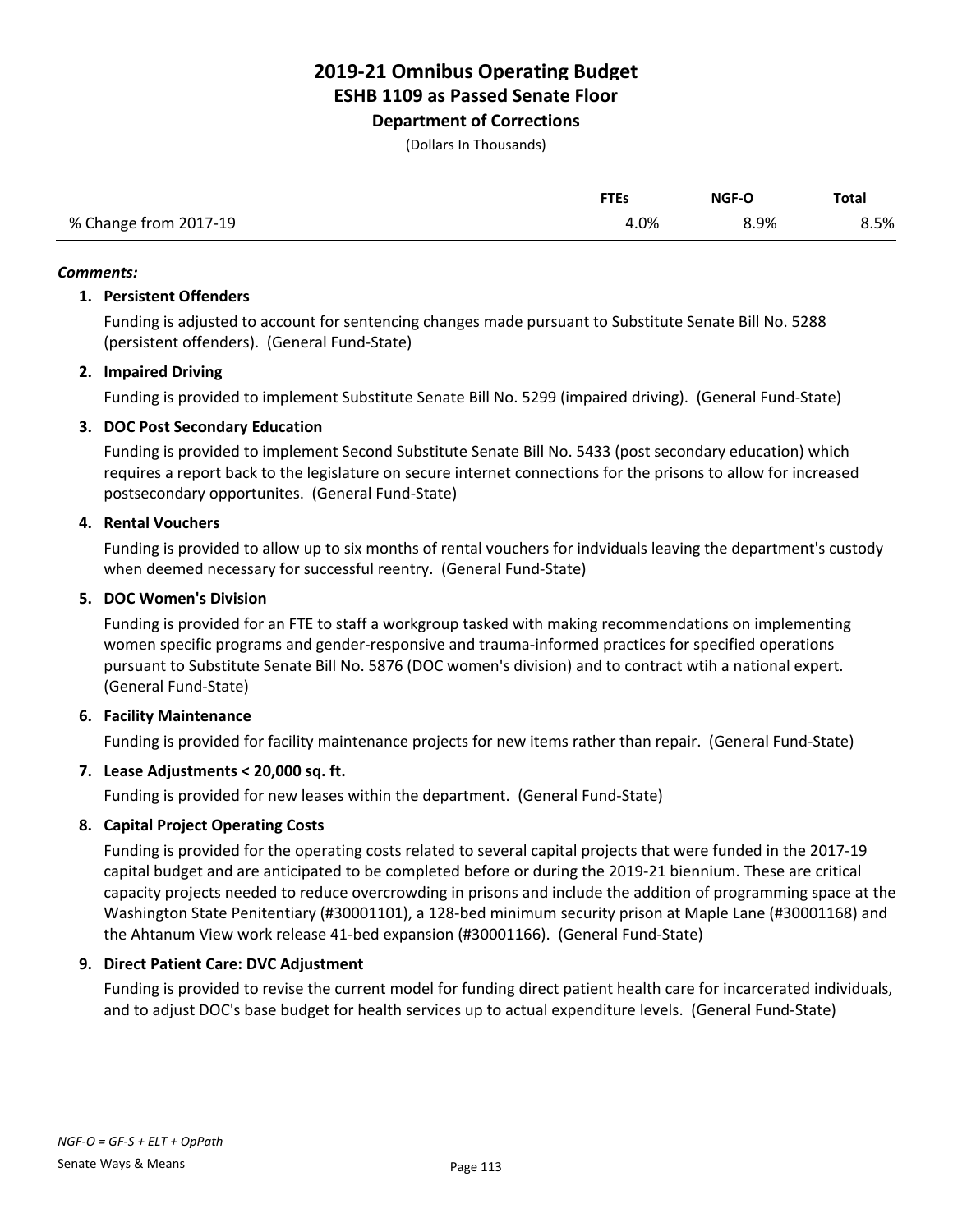# 2019-21 Omnibus Operating Budget
## ESHB 1109 as Passed Senate Floor
### Department of Corrections
(Dollars In Thousands)

| | FTEs | NGF-O | Total |
|---|---|---|---|
| % Change from 2017-19 | 4.0% | 8.9% | 8.5% |

***Comments:***

1. **Persistent Offenders**

   Funding is adjusted to account for sentencing changes made pursuant to Substitute Senate Bill No. 5288 (persistent offenders). (General Fund-State)

2. **Impaired Driving**

   Funding is provided to implement Substitute Senate Bill No. 5299 (impaired driving). (General Fund-State)

3. **DOC Post Secondary Education**

   Funding is provided to implement Second Substitute Senate Bill No. 5433 (post secondary education) which requires a report back to the legislature on secure internet connections for the prisons to allow for increased postsecondary opportunites. (General Fund-State)

4. **Rental Vouchers**

   Funding is provided to allow up to six months of rental vouchers for indviduals leaving the department's custody when deemed necessary for successful reentry. (General Fund-State)

5. **DOC Women's Division**

   Funding is provided for an FTE to staff a workgroup tasked with making recommendations on implementing women specific programs and gender-responsive and trauma-informed practices for specified operations pursuant to Substitute Senate Bill No. 5876 (DOC women's division) and to contract wtih a national expert. (General Fund-State)

6. **Facility Maintenance**

   Funding is provided for facility maintenance projects for new items rather than repair. (General Fund-State)

7. **Lease Adjustments < 20,000 sq. ft.**

   Funding is provided for new leases within the department. (General Fund-State)

8. **Capital Project Operating Costs**

   Funding is provided for the operating costs related to several capital projects that were funded in the 2017-19 capital budget and are anticipated to be completed before or during the 2019-21 biennium. These are critical capacity projects needed to reduce overcrowding in prisons and include the addition of programming space at the Washington State Penitentiary (#30001101), a 128-bed minimum security prison at Maple Lane (#30001168) and the Ahtanum View work release 41-bed expansion (#30001166). (General Fund-State)

9. **Direct Patient Care: DVC Adjustment**

   Funding is provided to revise the current model for funding direct patient health care for incarcerated individuals, and to adjust DOC's base budget for health services up to actual expenditure levels. (General Fund-State)

*NGF-O = GF-S + ELT + OpPath*

Senate Ways & Means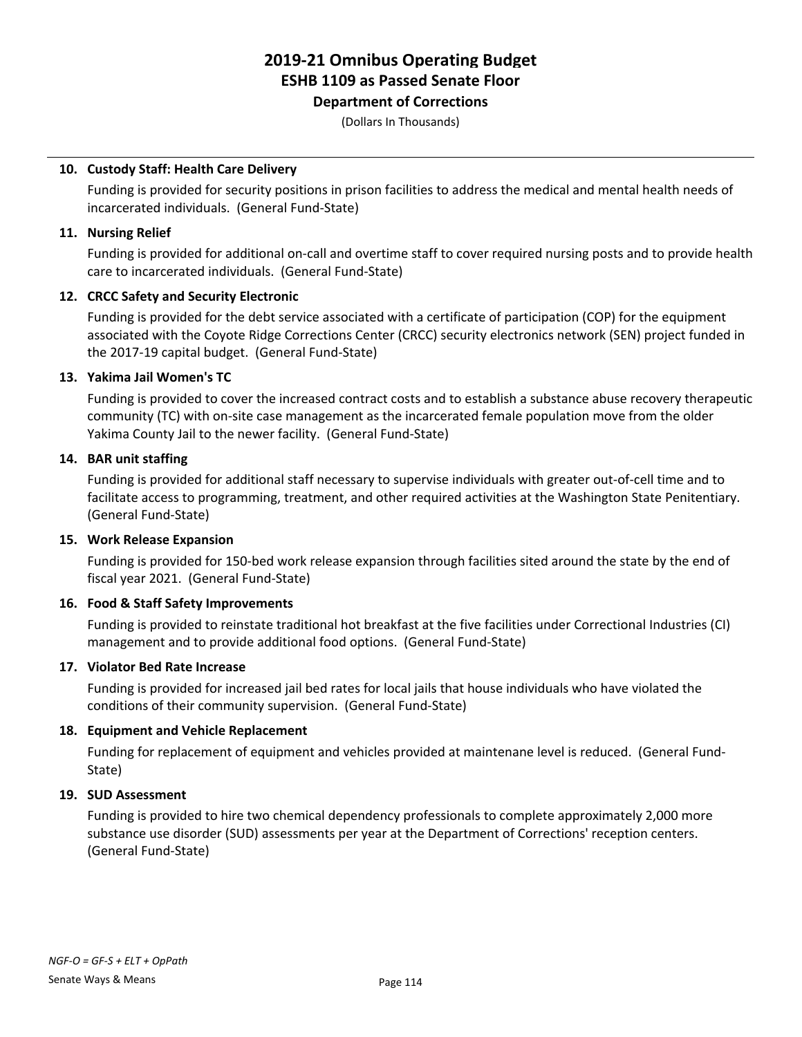**10. Custody Staff: Health Care Delivery**

Funding is provided for security positions in prison facilities to address the medical and mental health needs of incarcerated individuals. (General Fund-State)

**11. Nursing Relief**

Funding is provided for additional on-call and overtime staff to cover required nursing posts and to provide health care to incarcerated individuals. (General Fund-State)

**12. CRCC Safety and Security Electronic**

Funding is provided for the debt service associated with a certificate of participation (COP) for the equipment associated with the Coyote Ridge Corrections Center (CRCC) security electronics network (SEN) project funded in the 2017-19 capital budget. (General Fund-State)

**13. Yakima Jail Women's TC**

Funding is provided to cover the increased contract costs and to establish a substance abuse recovery therapeutic community (TC) with on-site case management as the incarcerated female population move from the older Yakima County Jail to the newer facility. (General Fund-State)

**14. BAR unit staffing**

Funding is provided for additional staff necessary to supervise individuals with greater out-of-cell time and to facilitate access to programming, treatment, and other required activities at the Washington State Penitentiary. (General Fund-State)

**15. Work Release Expansion**

Funding is provided for 150-bed work release expansion through facilities sited around the state by the end of fiscal year 2021. (General Fund-State)

**16. Food & Staff Safety Improvements**

Funding is provided to reinstate traditional hot breakfast at the five facilities under Correctional Industries (CI) management and to provide additional food options. (General Fund-State)

**17. Violator Bed Rate Increase**

Funding is provided for increased jail bed rates for local jails that house individuals who have violated the conditions of their community supervision. (General Fund-State)

**18. Equipment and Vehicle Replacement**

Funding for replacement of equipment and vehicles provided at maintenane level is reduced. (General Fund-State)

**19. SUD Assessment**

Funding is provided to hire two chemical dependency professionals to complete approximately 2,000 more substance use disorder (SUD) assessments per year at the Department of Corrections' reception centers. (General Fund-State)

*NGF-O = GF-S + ELT + OpPath*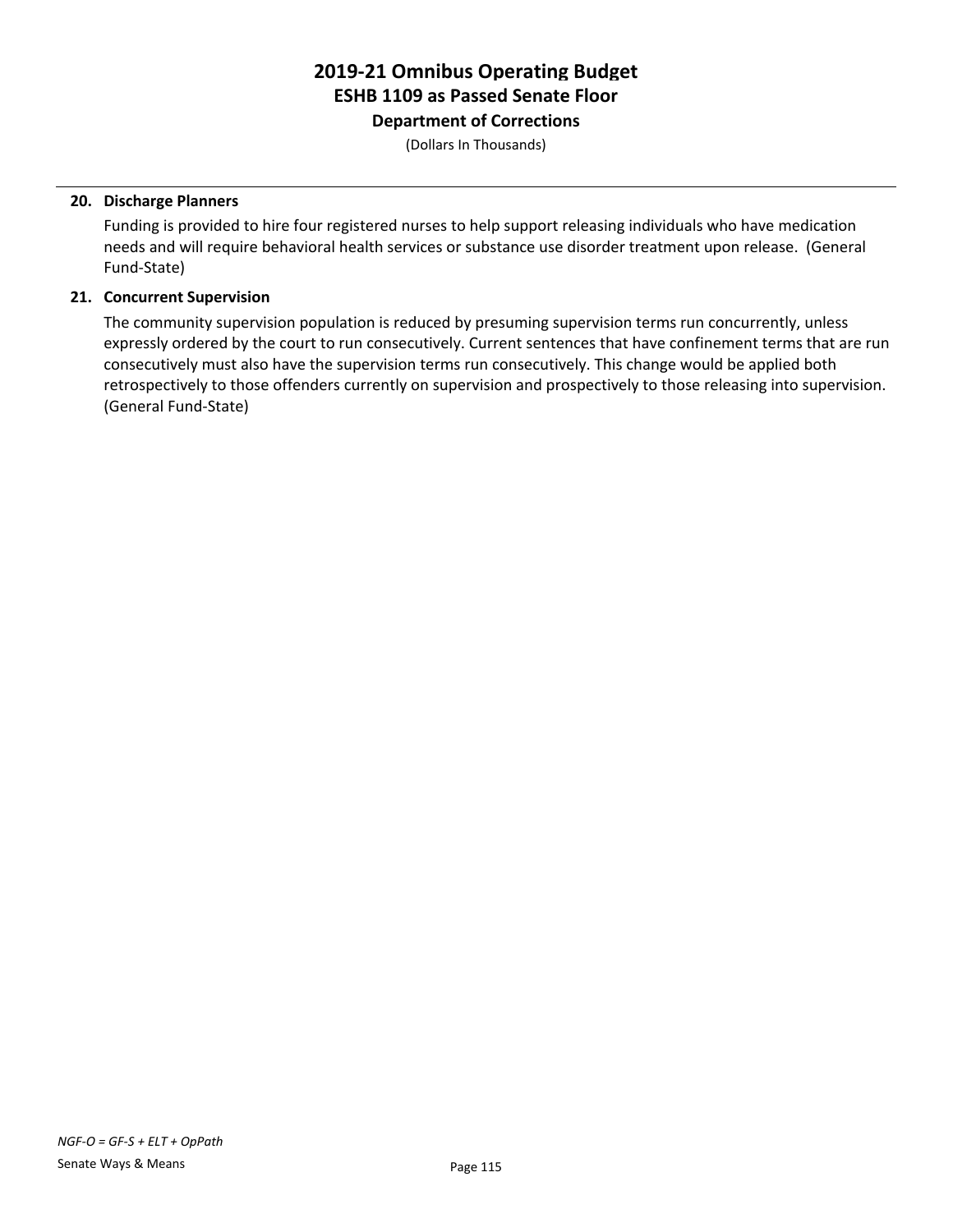# 2019-21 Omnibus Operating Budget
## ESHB 1109 as Passed Senate Floor
### Department of Corrections

(Dollars In Thousands)

**20. Discharge Planners**

Funding is provided to hire four registered nurses to help support releasing individuals who have medication needs and will require behavioral health services or substance use disorder treatment upon release. (General Fund-State)

**21. Concurrent Supervision**

The community supervision population is reduced by presuming supervision terms run concurrently, unless expressly ordered by the court to run consecutively. Current sentences that have confinement terms that are run consecutively must also have the supervision terms run consecutively. This change would be applied both retrospectively to those offenders currently on supervision and prospectively to those releasing into supervision. (General Fund-State)

*NGF-O = GF-S + ELT + OpPath*

Senate Ways & Means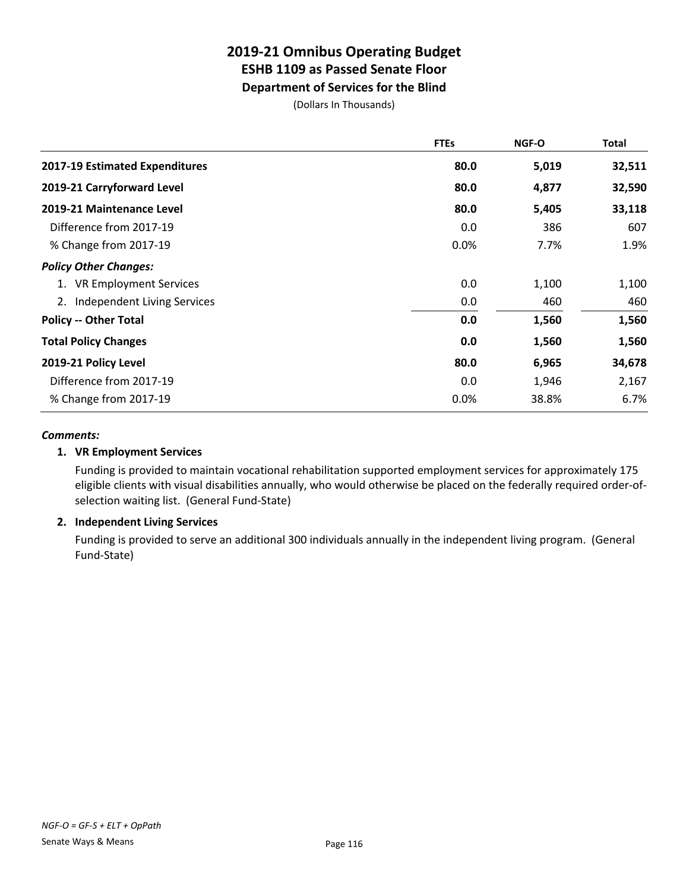# 2019-21 Omnibus Operating Budget
## ESHB 1109 as Passed Senate Floor
### Department of Services for the Blind

(Dollars In Thousands)

| | FTEs | NGF-O | Total |
|---|---|---|---|
| **2017-19 Estimated Expenditures** | **80.0** | **5,019** | **32,511** |
| **2019-21 Carryforward Level** | **80.0** | **4,877** | **32,590** |
| **2019-21 Maintenance Level** | **80.0** | **5,405** | **33,118** |
| Difference from 2017-19 | 0.0 | 386 | 607 |
| % Change from 2017-19 | 0.0% | 7.7% | 1.9% |
| ***Policy Other Changes:*** | | | |
| 1. VR Employment Services | 0.0 | 1,100 | 1,100 |
| 2. Independent Living Services | 0.0 | 460 | 460 |
| **Policy -- Other Total** | **0.0** | **1,560** | **1,560** |
| **Total Policy Changes** | **0.0** | **1,560** | **1,560** |
| **2019-21 Policy Level** | **80.0** | **6,965** | **34,678** |
| Difference from 2017-19 | 0.0 | 1,946 | 2,167 |
| % Change from 2017-19 | 0.0% | 38.8% | 6.7% |

***Comments:***

**1. VR Employment Services**

Funding is provided to maintain vocational rehabilitation supported employment services for approximately 175 eligible clients with visual disabilities annually, who would otherwise be placed on the federally required order-of-selection waiting list. (General Fund-State)

**2. Independent Living Services**

Funding is provided to serve an additional 300 individuals annually in the independent living program. (General Fund-State)

*NGF-O = GF-S + ELT + OpPath*

Senate Ways & Means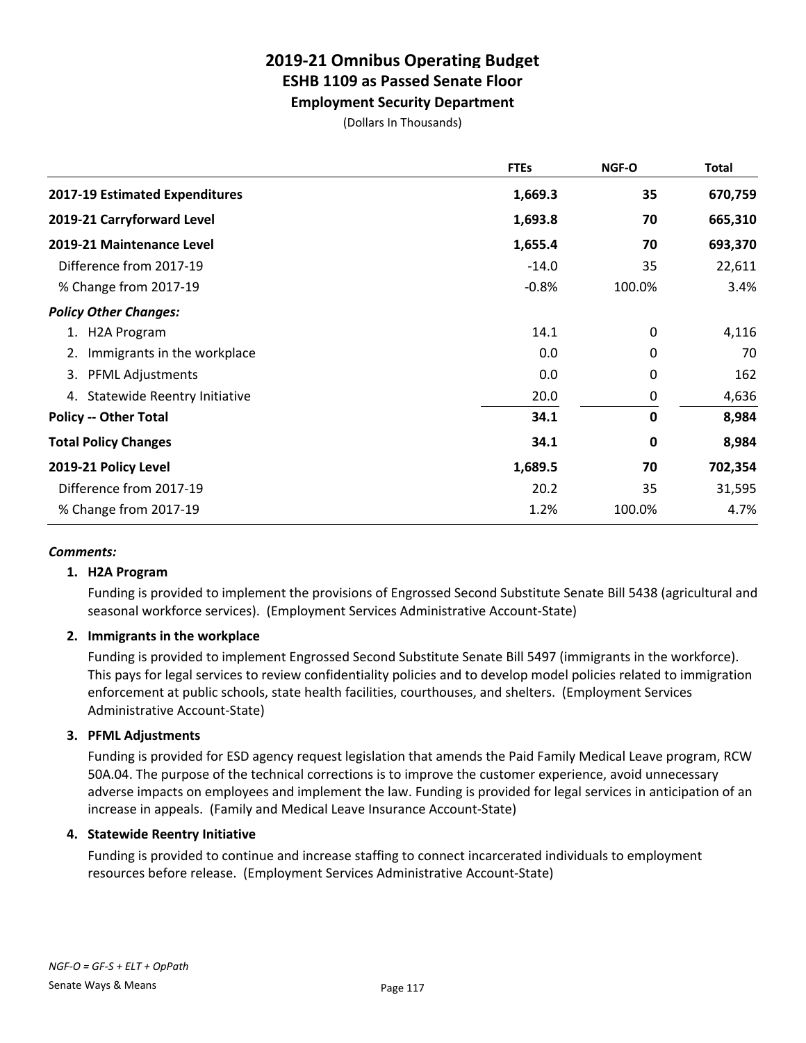# 2019-21 Omnibus Operating Budget
## ESHB 1109 as Passed Senate Floor
### Employment Security Department

(Dollars In Thousands)

| | FTEs | NGF-O | Total |
|---|---|---|---|
| **2017-19 Estimated Expenditures** | **1,669.3** | **35** | **670,759** |
| **2019-21 Carryforward Level** | **1,693.8** | **70** | **665,310** |
| **2019-21 Maintenance Level** | **1,655.4** | **70** | **693,370** |
| Difference from 2017-19 | -14.0 | 35 | 22,611 |
| % Change from 2017-19 | -0.8% | 100.0% | 3.4% |
| ***Policy Other Changes:*** | | | |
| 1. H2A Program | 14.1 | 0 | 4,116 |
| 2. Immigrants in the workplace | 0.0 | 0 | 70 |
| 3. PFML Adjustments | 0.0 | 0 | 162 |
| 4. Statewide Reentry Initiative | 20.0 | 0 | 4,636 |
| **Policy -- Other Total** | **34.1** | **0** | **8,984** |
| **Total Policy Changes** | **34.1** | **0** | **8,984** |
| **2019-21 Policy Level** | **1,689.5** | **70** | **702,354** |
| Difference from 2017-19 | 20.2 | 35 | 31,595 |
| % Change from 2017-19 | 1.2% | 100.0% | 4.7% |

***Comments:***

**1. H2A Program**

Funding is provided to implement the provisions of Engrossed Second Substitute Senate Bill 5438 (agricultural and seasonal workforce services). (Employment Services Administrative Account-State)

**2. Immigrants in the workplace**

Funding is provided to implement Engrossed Second Substitute Senate Bill 5497 (immigrants in the workforce). This pays for legal services to review confidentiality policies and to develop model policies related to immigration enforcement at public schools, state health facilities, courthouses, and shelters. (Employment Services Administrative Account-State)

**3. PFML Adjustments**

Funding is provided for ESD agency request legislation that amends the Paid Family Medical Leave program, RCW 50A.04. The purpose of the technical corrections is to improve the customer experience, avoid unnecessary adverse impacts on employees and implement the law. Funding is provided for legal services in anticipation of an increase in appeals. (Family and Medical Leave Insurance Account-State)

**4. Statewide Reentry Initiative**

Funding is provided to continue and increase staffing to connect incarcerated individuals to employment resources before release. (Employment Services Administrative Account-State)

*NGF-O = GF-S + ELT + OpPath*

Senate Ways & Means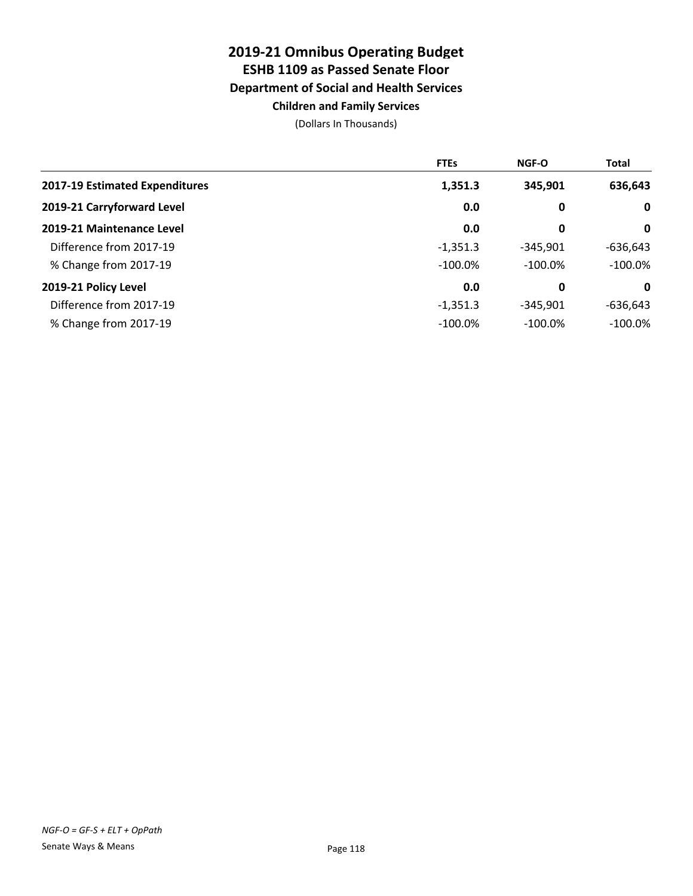# 2019-21 Omnibus Operating Budget
## ESHB 1109 as Passed Senate Floor
### Department of Social and Health Services
#### Children and Family Services

(Dollars In Thousands)

| | FTEs | NGF-O | Total |
|---|---|---|---|
| **2017-19 Estimated Expenditures** | **1,351.3** | **345,901** | **636,643** |
| **2019-21 Carryforward Level** | **0.0** | **0** | **0** |
| **2019-21 Maintenance Level** | **0.0** | **0** | **0** |
| Difference from 2017-19 | -1,351.3 | -345,901 | -636,643 |
| % Change from 2017-19 | -100.0% | -100.0% | -100.0% |
| **2019-21 Policy Level** | **0.0** | **0** | **0** |
| Difference from 2017-19 | -1,351.3 | -345,901 | -636,643 |
| % Change from 2017-19 | -100.0% | -100.0% | -100.0% |

*NGF-O = GF-S + ELT + OpPath*

Senate Ways & Means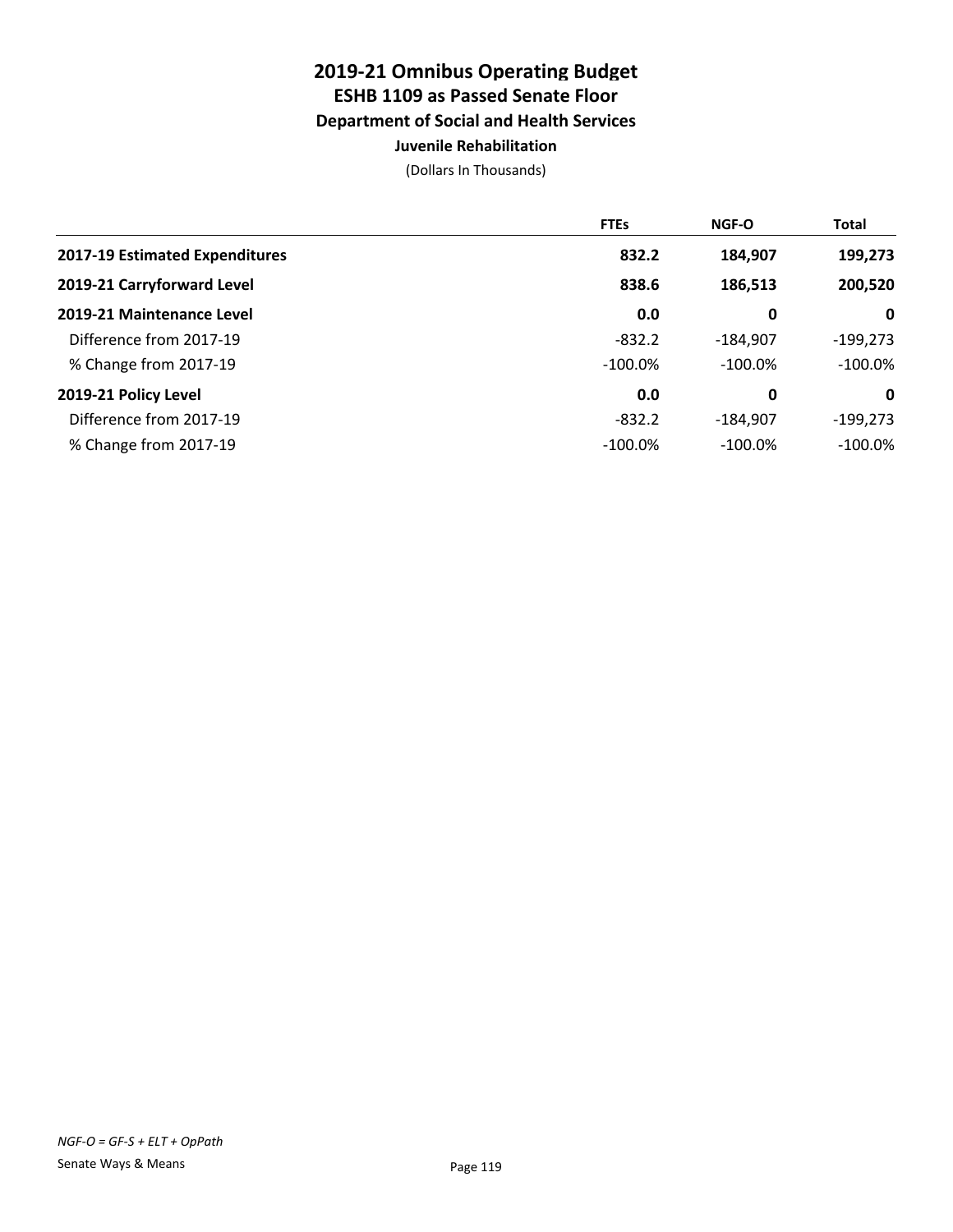# 2019-21 Omnibus Operating Budget
## ESHB 1109 as Passed Senate Floor
### Department of Social and Health Services
#### Juvenile Rehabilitation

(Dollars In Thousands)

| | FTEs | NGF-O | Total |
|---|---|---|---|
| **2017-19 Estimated Expenditures** | **832.2** | **184,907** | **199,273** |
| **2019-21 Carryforward Level** | **838.6** | **186,513** | **200,520** |
| **2019-21 Maintenance Level** | **0.0** | **0** | **0** |
| Difference from 2017-19 | -832.2 | -184,907 | -199,273 |
| % Change from 2017-19 | -100.0% | -100.0% | -100.0% |
| **2019-21 Policy Level** | **0.0** | **0** | **0** |
| Difference from 2017-19 | -832.2 | -184,907 | -199,273 |
| % Change from 2017-19 | -100.0% | -100.0% | -100.0% |

*NGF-O = GF-S + ELT + OpPath*

Senate Ways & Means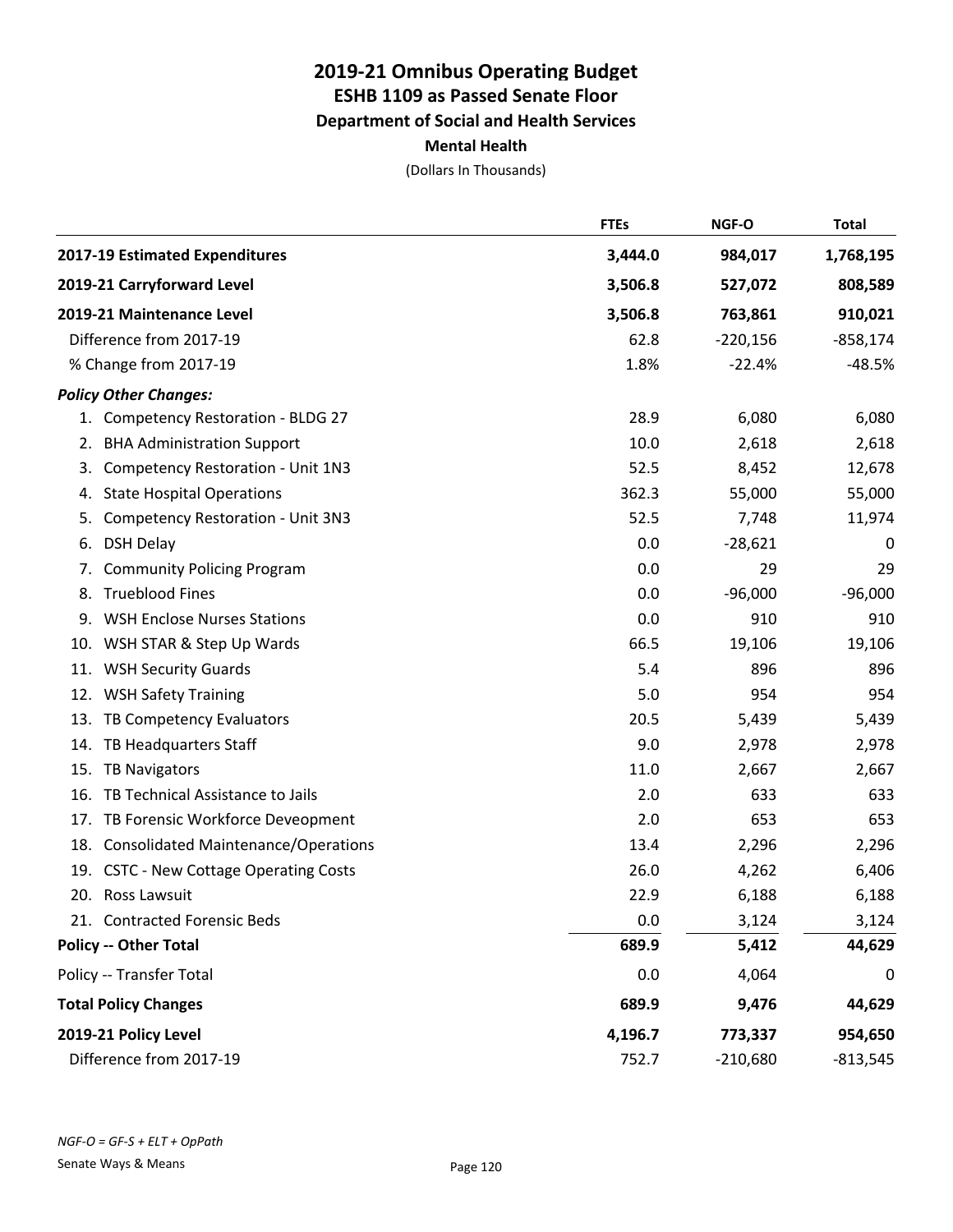# 2019-21 Omnibus Operating Budget
## ESHB 1109 as Passed Senate Floor
### Department of Social and Health Services
### Mental Health

(Dollars In Thousands)

| | FTEs | NGF-O | Total |
|---|---|---|---|
| **2017-19 Estimated Expenditures** | **3,444.0** | **984,017** | **1,768,195** |
| **2019-21 Carryforward Level** | **3,506.8** | **527,072** | **808,589** |
| **2019-21 Maintenance Level** | **3,506.8** | **763,861** | **910,021** |
| Difference from 2017-19 | 62.8 | -220,156 | -858,174 |
| % Change from 2017-19 | 1.8% | -22.4% | -48.5% |
| ***Policy Other Changes:*** | | | |
| 1. Competency Restoration - BLDG 27 | 28.9 | 6,080 | 6,080 |
| 2. BHA Administration Support | 10.0 | 2,618 | 2,618 |
| 3. Competency Restoration - Unit 1N3 | 52.5 | 8,452 | 12,678 |
| 4. State Hospital Operations | 362.3 | 55,000 | 55,000 |
| 5. Competency Restoration - Unit 3N3 | 52.5 | 7,748 | 11,974 |
| 6. DSH Delay | 0.0 | -28,621 | 0 |
| 7. Community Policing Program | 0.0 | 29 | 29 |
| 8. Trueblood Fines | 0.0 | -96,000 | -96,000 |
| 9. WSH Enclose Nurses Stations | 0.0 | 910 | 910 |
| 10. WSH STAR & Step Up Wards | 66.5 | 19,106 | 19,106 |
| 11. WSH Security Guards | 5.4 | 896 | 896 |
| 12. WSH Safety Training | 5.0 | 954 | 954 |
| 13. TB Competency Evaluators | 20.5 | 5,439 | 5,439 |
| 14. TB Headquarters Staff | 9.0 | 2,978 | 2,978 |
| 15. TB Navigators | 11.0 | 2,667 | 2,667 |
| 16. TB Technical Assistance to Jails | 2.0 | 633 | 633 |
| 17. TB Forensic Workforce Deveopment | 2.0 | 653 | 653 |
| 18. Consolidated Maintenance/Operations | 13.4 | 2,296 | 2,296 |
| 19. CSTC - New Cottage Operating Costs | 26.0 | 4,262 | 6,406 |
| 20. Ross Lawsuit | 22.9 | 6,188 | 6,188 |
| 21. Contracted Forensic Beds | 0.0 | 3,124 | 3,124 |
| **Policy -- Other Total** | **689.9** | **5,412** | **44,629** |
| Policy -- Transfer Total | 0.0 | 4,064 | 0 |
| **Total Policy Changes** | **689.9** | **9,476** | **44,629** |
| **2019-21 Policy Level** | **4,196.7** | **773,337** | **954,650** |
| Difference from 2017-19 | 752.7 | -210,680 | -813,545 |

*NGF-O = GF-S + ELT + OpPath*

Senate Ways & Means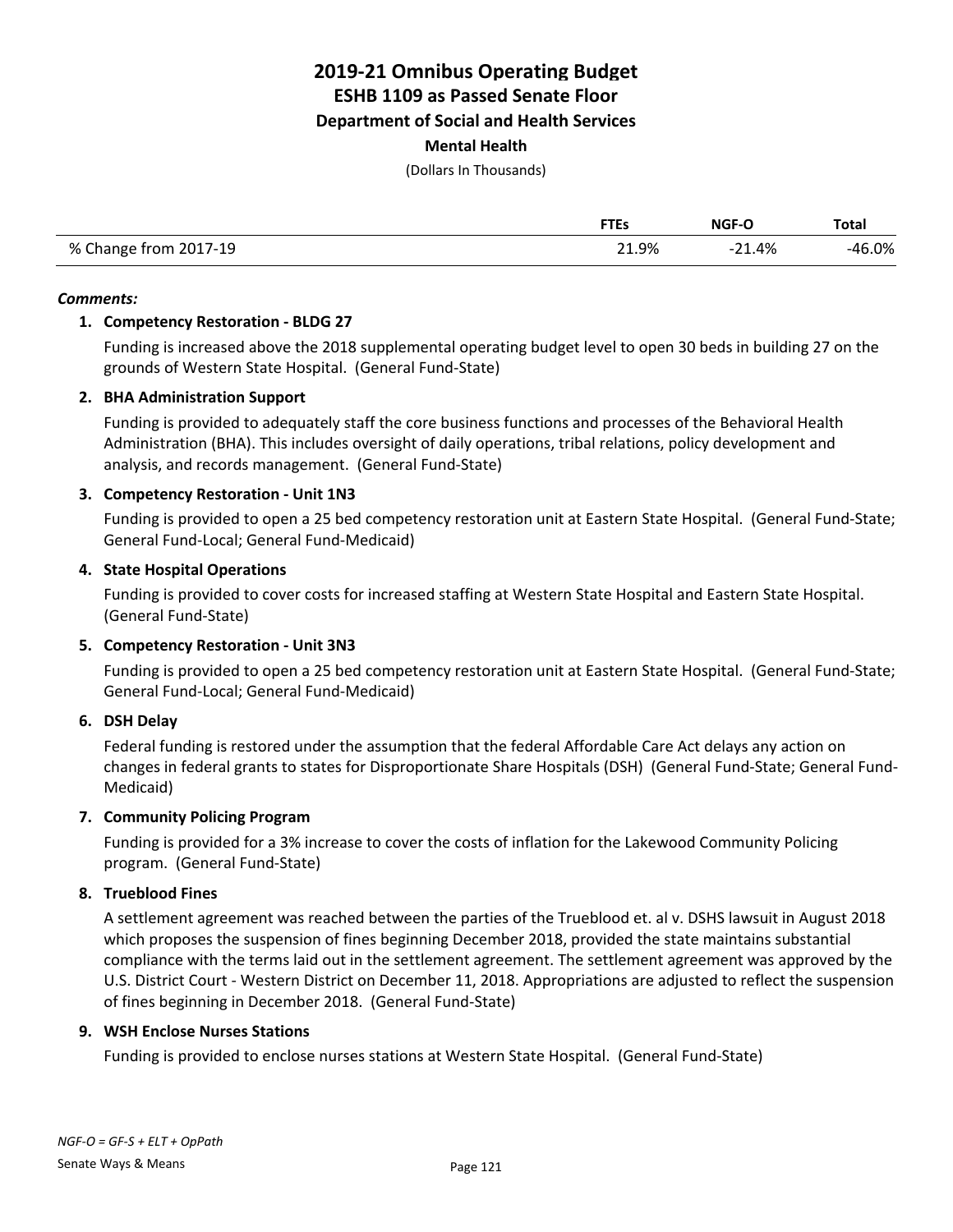# 2019-21 Omnibus Operating Budget

## ESHB 1109 as Passed Senate Floor

### Department of Social and Health Services

**Mental Health**

(Dollars In Thousands)

| | FTEs | NGF-O | Total |
|---|---|---|---|
| % Change from 2017-19 | 21.9% | -21.4% | -46.0% |

***Comments:***

1. **Competency Restoration - BLDG 27**

   Funding is increased above the 2018 supplemental operating budget level to open 30 beds in building 27 on the grounds of Western State Hospital. (General Fund-State)

2. **BHA Administration Support**

   Funding is provided to adequately staff the core business functions and processes of the Behavioral Health Administration (BHA). This includes oversight of daily operations, tribal relations, policy development and analysis, and records management. (General Fund-State)

3. **Competency Restoration - Unit 1N3**

   Funding is provided to open a 25 bed competency restoration unit at Eastern State Hospital. (General Fund-State; General Fund-Local; General Fund-Medicaid)

4. **State Hospital Operations**

   Funding is provided to cover costs for increased staffing at Western State Hospital and Eastern State Hospital. (General Fund-State)

5. **Competency Restoration - Unit 3N3**

   Funding is provided to open a 25 bed competency restoration unit at Eastern State Hospital. (General Fund-State; General Fund-Local; General Fund-Medicaid)

6. **DSH Delay**

   Federal funding is restored under the assumption that the federal Affordable Care Act delays any action on changes in federal grants to states for Disproportionate Share Hospitals (DSH) (General Fund-State; General Fund-Medicaid)

7. **Community Policing Program**

   Funding is provided for a 3% increase to cover the costs of inflation for the Lakewood Community Policing program. (General Fund-State)

8. **Trueblood Fines**

   A settlement agreement was reached between the parties of the Trueblood et. al v. DSHS lawsuit in August 2018 which proposes the suspension of fines beginning December 2018, provided the state maintains substantial compliance with the terms laid out in the settlement agreement. The settlement agreement was approved by the U.S. District Court - Western District on December 11, 2018. Appropriations are adjusted to reflect the suspension of fines beginning in December 2018. (General Fund-State)

9. **WSH Enclose Nurses Stations**

   Funding is provided to enclose nurses stations at Western State Hospital. (General Fund-State)

*NGF-O = GF-S + ELT + OpPath*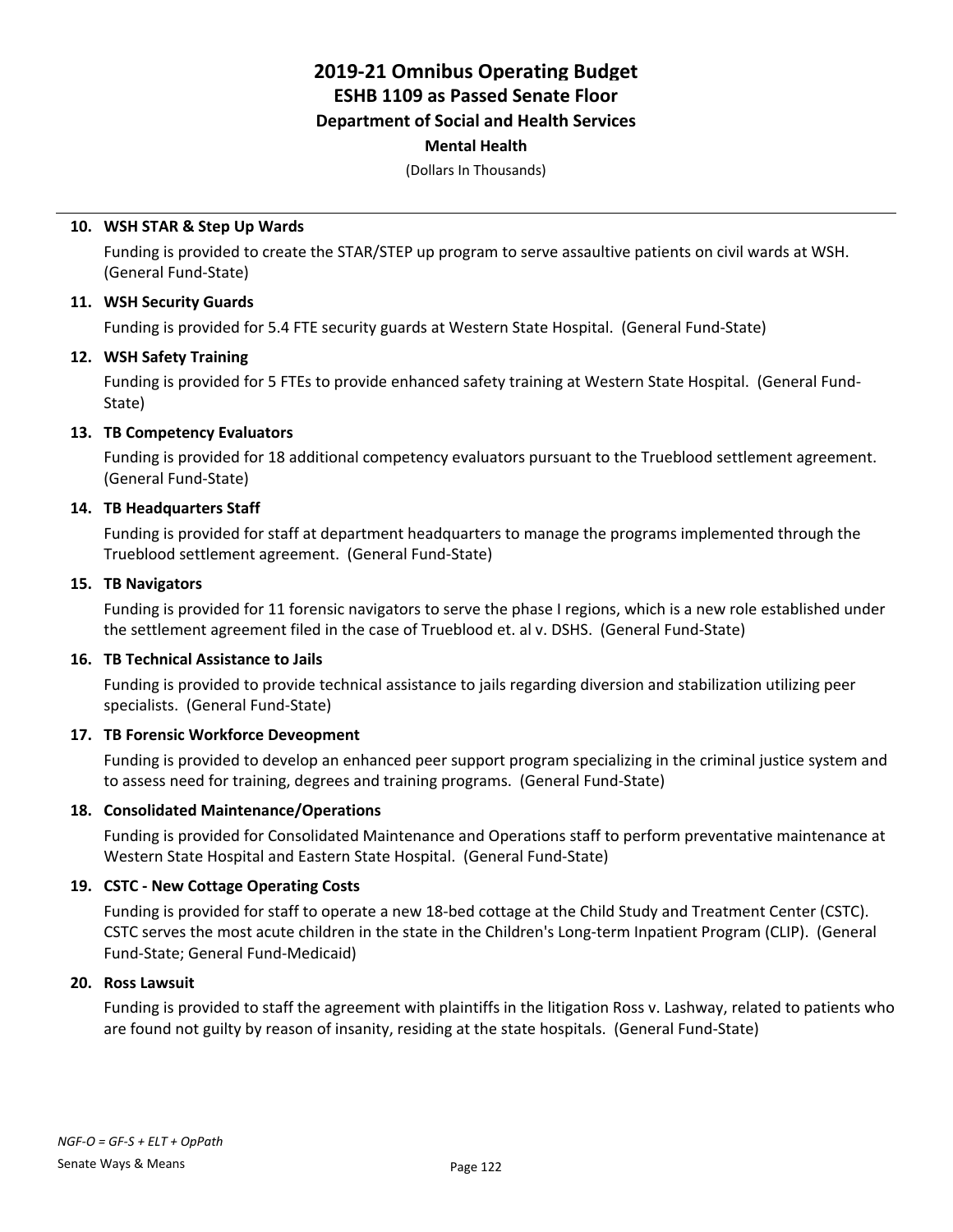# 2019-21 Omnibus Operating Budget
## ESHB 1109 as Passed Senate Floor
### Department of Social and Health Services
#### Mental Health

(Dollars In Thousands)

**10. WSH STAR & Step Up Wards**

Funding is provided to create the STAR/STEP up program to serve assaultive patients on civil wards at WSH. (General Fund-State)

**11. WSH Security Guards**

Funding is provided for 5.4 FTE security guards at Western State Hospital. (General Fund-State)

**12. WSH Safety Training**

Funding is provided for 5 FTEs to provide enhanced safety training at Western State Hospital. (General Fund-State)

**13. TB Competency Evaluators**

Funding is provided for 18 additional competency evaluators pursuant to the Trueblood settlement agreement. (General Fund-State)

**14. TB Headquarters Staff**

Funding is provided for staff at department headquarters to manage the programs implemented through the Trueblood settlement agreement. (General Fund-State)

**15. TB Navigators**

Funding is provided for 11 forensic navigators to serve the phase I regions, which is a new role established under the settlement agreement filed in the case of Trueblood et. al v. DSHS. (General Fund-State)

**16. TB Technical Assistance to Jails**

Funding is provided to provide technical assistance to jails regarding diversion and stabilization utilizing peer specialists. (General Fund-State)

**17. TB Forensic Workforce Deveopment**

Funding is provided to develop an enhanced peer support program specializing in the criminal justice system and to assess need for training, degrees and training programs. (General Fund-State)

**18. Consolidated Maintenance/Operations**

Funding is provided for Consolidated Maintenance and Operations staff to perform preventative maintenance at Western State Hospital and Eastern State Hospital. (General Fund-State)

**19. CSTC - New Cottage Operating Costs**

Funding is provided for staff to operate a new 18-bed cottage at the Child Study and Treatment Center (CSTC). CSTC serves the most acute children in the state in the Children's Long-term Inpatient Program (CLIP). (General Fund-State; General Fund-Medicaid)

**20. Ross Lawsuit**

Funding is provided to staff the agreement with plaintiffs in the litigation Ross v. Lashway, related to patients who are found not guilty by reason of insanity, residing at the state hospitals. (General Fund-State)

*NGF-O = GF-S + ELT + OpPath*

Senate Ways & Means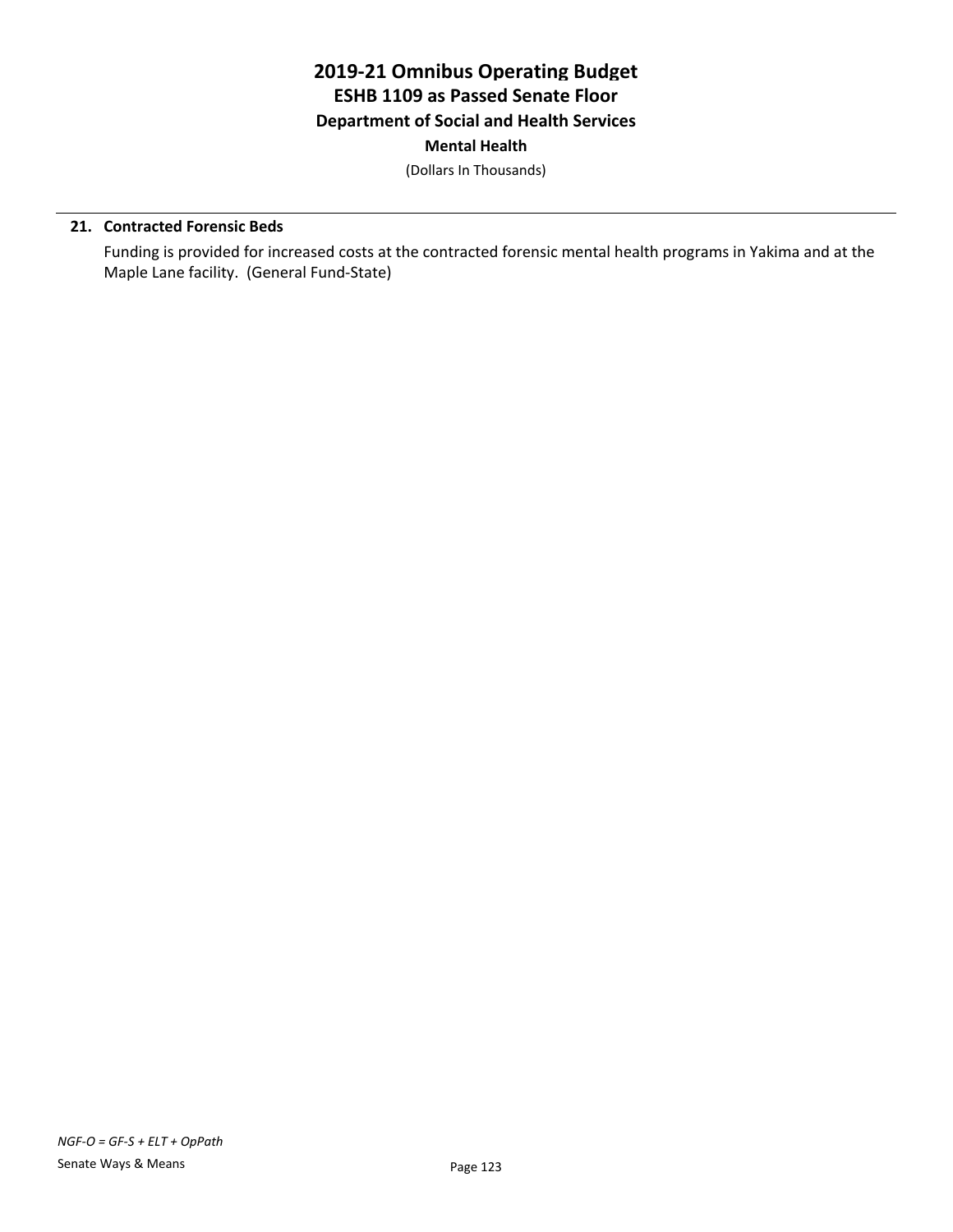# 2019-21 Omnibus Operating Budget
## ESHB 1109 as Passed Senate Floor
### Department of Social and Health Services
#### Mental Health

(Dollars In Thousands)

**21. Contracted Forensic Beds**

Funding is provided for increased costs at the contracted forensic mental health programs in Yakima and at the Maple Lane facility. (General Fund-State)

*NGF-O = GF-S + ELT + OpPath*

Senate Ways & Means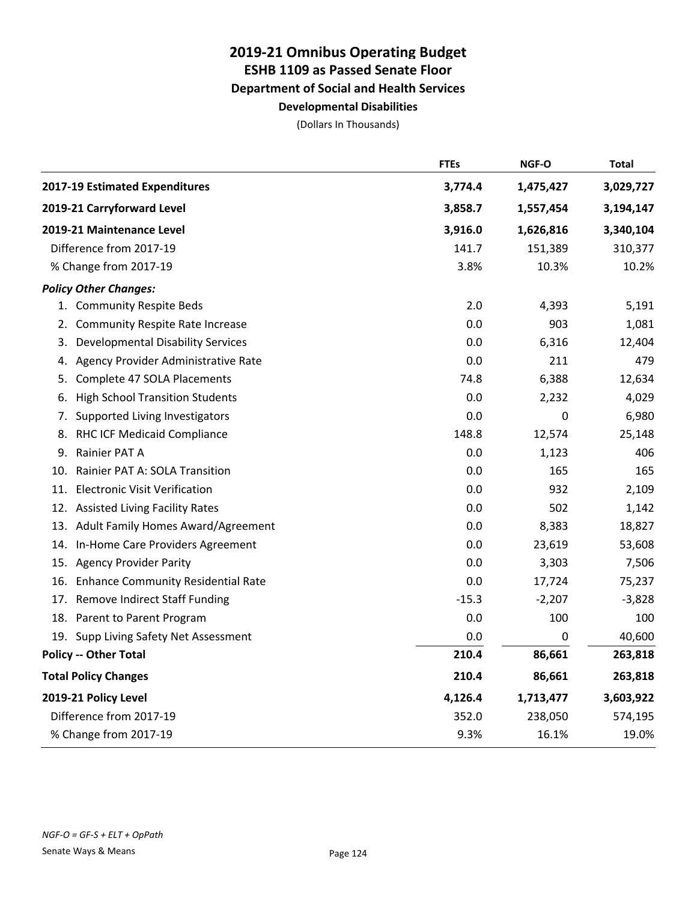# 2019-21 Omnibus Operating Budget
## ESHB 1109 as Passed Senate Floor
### Department of Social and Health Services
#### Developmental Disabilities

(Dollars In Thousands)

| | FTEs | NGF-O | Total |
|---|---|---|---|
| **2017-19 Estimated Expenditures** | **3,774.4** | **1,475,427** | **3,029,727** |
| **2019-21 Carryforward Level** | **3,858.7** | **1,557,454** | **3,194,147** |
| **2019-21 Maintenance Level** | **3,916.0** | **1,626,816** | **3,340,104** |
| Difference from 2017-19 | 141.7 | 151,389 | 310,377 |
| % Change from 2017-19 | 3.8% | 10.3% | 10.2% |
| ***Policy Other Changes:*** | | | |
| 1. Community Respite Beds | 2.0 | 4,393 | 5,191 |
| 2. Community Respite Rate Increase | 0.0 | 903 | 1,081 |
| 3. Developmental Disability Services | 0.0 | 6,316 | 12,404 |
| 4. Agency Provider Administrative Rate | 0.0 | 211 | 479 |
| 5. Complete 47 SOLA Placements | 74.8 | 6,388 | 12,634 |
| 6. High School Transition Students | 0.0 | 2,232 | 4,029 |
| 7. Supported Living Investigators | 0.0 | 0 | 6,980 |
| 8. RHC ICF Medicaid Compliance | 148.8 | 12,574 | 25,148 |
| 9. Rainier PAT A | 0.0 | 1,123 | 406 |
| 10. Rainier PAT A: SOLA Transition | 0.0 | 165 | 165 |
| 11. Electronic Visit Verification | 0.0 | 932 | 2,109 |
| 12. Assisted Living Facility Rates | 0.0 | 502 | 1,142 |
| 13. Adult Family Homes Award/Agreement | 0.0 | 8,383 | 18,827 |
| 14. In-Home Care Providers Agreement | 0.0 | 23,619 | 53,608 |
| 15. Agency Provider Parity | 0.0 | 3,303 | 7,506 |
| 16. Enhance Community Residential Rate | 0.0 | 17,724 | 75,237 |
| 17. Remove Indirect Staff Funding | -15.3 | -2,207 | -3,828 |
| 18. Parent to Parent Program | 0.0 | 100 | 100 |
| 19. Supp Living Safety Net Assessment | 0.0 | 0 | 40,600 |
| **Policy -- Other Total** | **210.4** | **86,661** | **263,818** |
| **Total Policy Changes** | **210.4** | **86,661** | **263,818** |
| **2019-21 Policy Level** | **4,126.4** | **1,713,477** | **3,603,922** |
| Difference from 2017-19 | 352.0 | 238,050 | 574,195 |
| % Change from 2017-19 | 9.3% | 16.1% | 19.0% |

*NGF-O = GF-S + ELT + OpPath*

Senate Ways & Means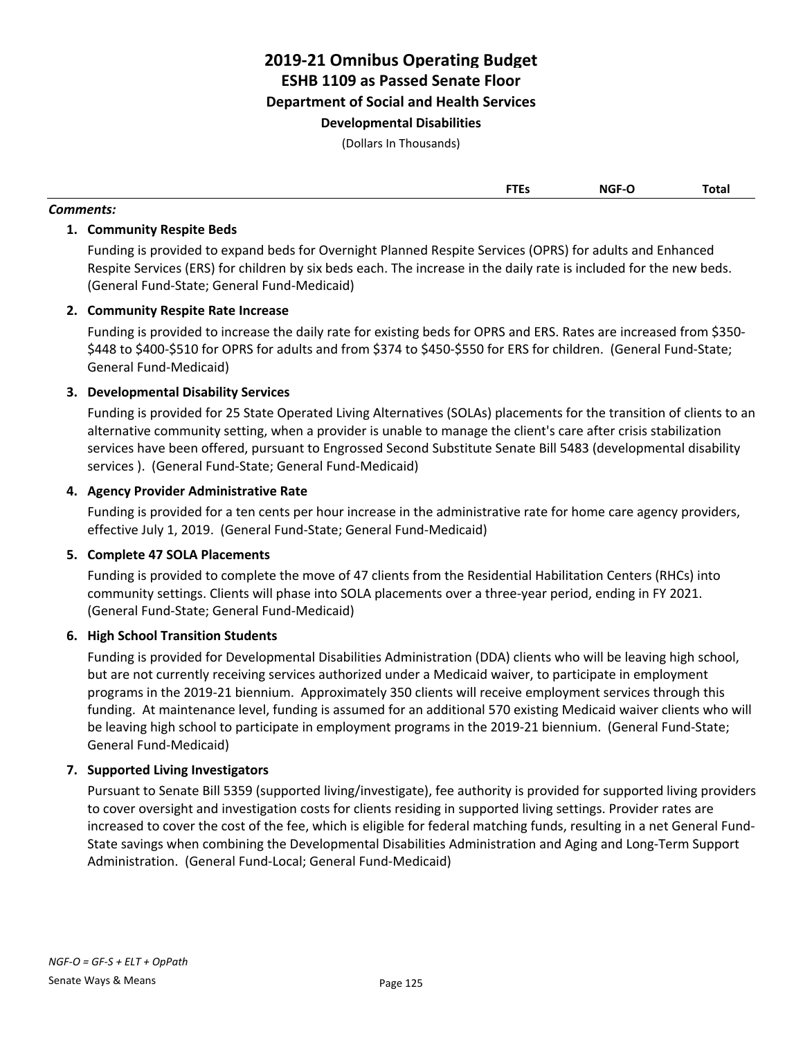# 2019-21 Omnibus Operating Budget
## ESHB 1109 as Passed Senate Floor
### Department of Social and Health Services
#### Developmental Disabilities

(Dollars In Thousands)

| | FTEs | NGF-O | Total |
|---|---|---|---|

***Comments:***

1. **Community Respite Beds**

   Funding is provided to expand beds for Overnight Planned Respite Services (OPRS) for adults and Enhanced Respite Services (ERS) for children by six beds each. The increase in the daily rate is included for the new beds. (General Fund-State; General Fund-Medicaid)

2. **Community Respite Rate Increase**

   Funding is provided to increase the daily rate for existing beds for OPRS and ERS. Rates are increased from $350-$448 to $400-$510 for OPRS for adults and from $374 to $450-$550 for ERS for children. (General Fund-State; General Fund-Medicaid)

3. **Developmental Disability Services**

   Funding is provided for 25 State Operated Living Alternatives (SOLAs) placements for the transition of clients to an alternative community setting, when a provider is unable to manage the client's care after crisis stabilization services have been offered, pursuant to Engrossed Second Substitute Senate Bill 5483 (developmental disability services ). (General Fund-State; General Fund-Medicaid)

4. **Agency Provider Administrative Rate**

   Funding is provided for a ten cents per hour increase in the administrative rate for home care agency providers, effective July 1, 2019. (General Fund-State; General Fund-Medicaid)

5. **Complete 47 SOLA Placements**

   Funding is provided to complete the move of 47 clients from the Residential Habilitation Centers (RHCs) into community settings. Clients will phase into SOLA placements over a three-year period, ending in FY 2021. (General Fund-State; General Fund-Medicaid)

6. **High School Transition Students**

   Funding is provided for Developmental Disabilities Administration (DDA) clients who will be leaving high school, but are not currently receiving services authorized under a Medicaid waiver, to participate in employment programs in the 2019-21 biennium. Approximately 350 clients will receive employment services through this funding. At maintenance level, funding is assumed for an additional 570 existing Medicaid waiver clients who will be leaving high school to participate in employment programs in the 2019-21 biennium. (General Fund-State; General Fund-Medicaid)

7. **Supported Living Investigators**

   Pursuant to Senate Bill 5359 (supported living/investigate), fee authority is provided for supported living providers to cover oversight and investigation costs for clients residing in supported living settings. Provider rates are increased to cover the cost of the fee, which is eligible for federal matching funds, resulting in a net General Fund-State savings when combining the Developmental Disabilities Administration and Aging and Long-Term Support Administration. (General Fund-Local; General Fund-Medicaid)

*NGF-O = GF-S + ELT + OpPath*

Senate Ways & Means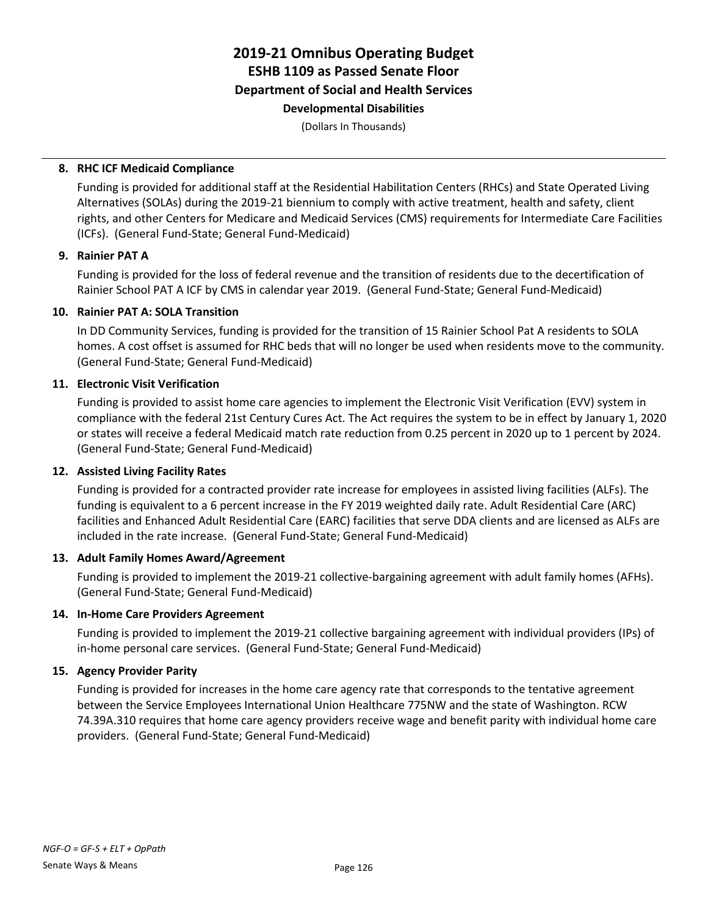# 2019-21 Omnibus Operating Budget
## ESHB 1109 as Passed Senate Floor
### Department of Social and Health Services
#### Developmental Disabilities

(Dollars In Thousands)

**8. RHC ICF Medicaid Compliance**

Funding is provided for additional staff at the Residential Habilitation Centers (RHCs) and State Operated Living Alternatives (SOLAs) during the 2019-21 biennium to comply with active treatment, health and safety, client rights, and other Centers for Medicare and Medicaid Services (CMS) requirements for Intermediate Care Facilities (ICFs). (General Fund-State; General Fund-Medicaid)

**9. Rainier PAT A**

Funding is provided for the loss of federal revenue and the transition of residents due to the decertification of Rainier School PAT A ICF by CMS in calendar year 2019. (General Fund-State; General Fund-Medicaid)

**10. Rainier PAT A: SOLA Transition**

In DD Community Services, funding is provided for the transition of 15 Rainier School Pat A residents to SOLA homes. A cost offset is assumed for RHC beds that will no longer be used when residents move to the community. (General Fund-State; General Fund-Medicaid)

**11. Electronic Visit Verification**

Funding is provided to assist home care agencies to implement the Electronic Visit Verification (EVV) system in compliance with the federal 21st Century Cures Act. The Act requires the system to be in effect by January 1, 2020 or states will receive a federal Medicaid match rate reduction from 0.25 percent in 2020 up to 1 percent by 2024. (General Fund-State; General Fund-Medicaid)

**12. Assisted Living Facility Rates**

Funding is provided for a contracted provider rate increase for employees in assisted living facilities (ALFs). The funding is equivalent to a 6 percent increase in the FY 2019 weighted daily rate. Adult Residential Care (ARC) facilities and Enhanced Adult Residential Care (EARC) facilities that serve DDA clients and are licensed as ALFs are included in the rate increase. (General Fund-State; General Fund-Medicaid)

**13. Adult Family Homes Award/Agreement**

Funding is provided to implement the 2019-21 collective-bargaining agreement with adult family homes (AFHs). (General Fund-State; General Fund-Medicaid)

**14. In-Home Care Providers Agreement**

Funding is provided to implement the 2019-21 collective bargaining agreement with individual providers (IPs) of in-home personal care services. (General Fund-State; General Fund-Medicaid)

**15. Agency Provider Parity**

Funding is provided for increases in the home care agency rate that corresponds to the tentative agreement between the Service Employees International Union Healthcare 775NW and the state of Washington. RCW 74.39A.310 requires that home care agency providers receive wage and benefit parity with individual home care providers. (General Fund-State; General Fund-Medicaid)

*NGF-O = GF-S + ELT + OpPath*

Senate Ways & Means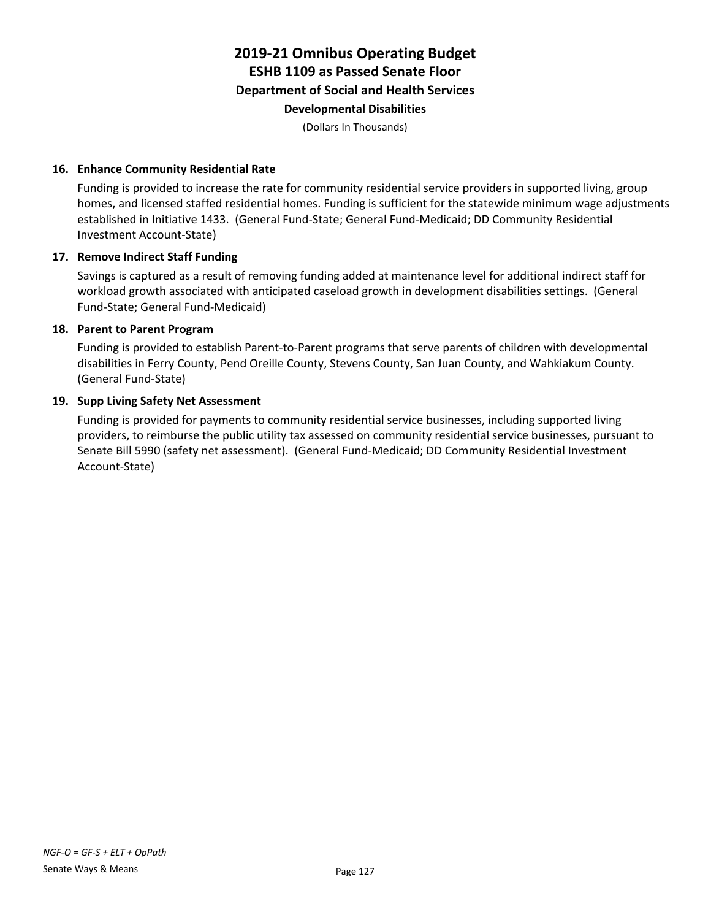# 2019-21 Omnibus Operating Budget
## ESHB 1109 as Passed Senate Floor
### Department of Social and Health Services
#### Developmental Disabilities

(Dollars In Thousands)

**16. Enhance Community Residential Rate**

Funding is provided to increase the rate for community residential service providers in supported living, group homes, and licensed staffed residential homes. Funding is sufficient for the statewide minimum wage adjustments established in Initiative 1433. (General Fund-State; General Fund-Medicaid; DD Community Residential Investment Account-State)

**17. Remove Indirect Staff Funding**

Savings is captured as a result of removing funding added at maintenance level for additional indirect staff for workload growth associated with anticipated caseload growth in development disabilities settings. (General Fund-State; General Fund-Medicaid)

**18. Parent to Parent Program**

Funding is provided to establish Parent-to-Parent programs that serve parents of children with developmental disabilities in Ferry County, Pend Oreille County, Stevens County, San Juan County, and Wahkiakum County. (General Fund-State)

**19. Supp Living Safety Net Assessment**

Funding is provided for payments to community residential service businesses, including supported living providers, to reimburse the public utility tax assessed on community residential service businesses, pursuant to Senate Bill 5990 (safety net assessment). (General Fund-Medicaid; DD Community Residential Investment Account-State)

*NGF-O = GF-S + ELT + OpPath*

Senate Ways & Means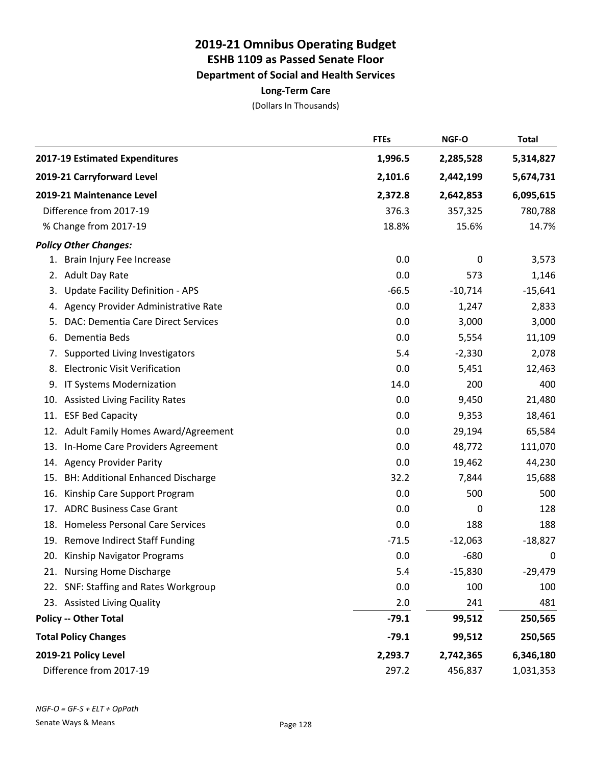# 2019-21 Omnibus Operating Budget
## ESHB 1109 as Passed Senate Floor
### Department of Social and Health Services
#### Long-Term Care

(Dollars In Thousands)

| | FTEs | NGF-O | Total |
|---|---|---|---|
| **2017-19 Estimated Expenditures** | **1,996.5** | **2,285,528** | **5,314,827** |
| **2019-21 Carryforward Level** | **2,101.6** | **2,442,199** | **5,674,731** |
| **2019-21 Maintenance Level** | **2,372.8** | **2,642,853** | **6,095,615** |
| Difference from 2017-19 | 376.3 | 357,325 | 780,788 |
| % Change from 2017-19 | 18.8% | 15.6% | 14.7% |
| ***Policy Other Changes:*** | | | |
| 1. Brain Injury Fee Increase | 0.0 | 0 | 3,573 |
| 2. Adult Day Rate | 0.0 | 573 | 1,146 |
| 3. Update Facility Definition - APS | -66.5 | -10,714 | -15,641 |
| 4. Agency Provider Administrative Rate | 0.0 | 1,247 | 2,833 |
| 5. DAC: Dementia Care Direct Services | 0.0 | 3,000 | 3,000 |
| 6. Dementia Beds | 0.0 | 5,554 | 11,109 |
| 7. Supported Living Investigators | 5.4 | -2,330 | 2,078 |
| 8. Electronic Visit Verification | 0.0 | 5,451 | 12,463 |
| 9. IT Systems Modernization | 14.0 | 200 | 400 |
| 10. Assisted Living Facility Rates | 0.0 | 9,450 | 21,480 |
| 11. ESF Bed Capacity | 0.0 | 9,353 | 18,461 |
| 12. Adult Family Homes Award/Agreement | 0.0 | 29,194 | 65,584 |
| 13. In-Home Care Providers Agreement | 0.0 | 48,772 | 111,070 |
| 14. Agency Provider Parity | 0.0 | 19,462 | 44,230 |
| 15. BH: Additional Enhanced Discharge | 32.2 | 7,844 | 15,688 |
| 16. Kinship Care Support Program | 0.0 | 500 | 500 |
| 17. ADRC Business Case Grant | 0.0 | 0 | 128 |
| 18. Homeless Personal Care Services | 0.0 | 188 | 188 |
| 19. Remove Indirect Staff Funding | -71.5 | -12,063 | -18,827 |
| 20. Kinship Navigator Programs | 0.0 | -680 | 0 |
| 21. Nursing Home Discharge | 5.4 | -15,830 | -29,479 |
| 22. SNF: Staffing and Rates Workgroup | 0.0 | 100 | 100 |
| 23. Assisted Living Quality | 2.0 | 241 | 481 |
| **Policy -- Other Total** | **-79.1** | **99,512** | **250,565** |
| **Total Policy Changes** | **-79.1** | **99,512** | **250,565** |
| **2019-21 Policy Level** | **2,293.7** | **2,742,365** | **6,346,180** |
| Difference from 2017-19 | 297.2 | 456,837 | 1,031,353 |

*NGF-O = GF-S + ELT + OpPath*

Senate Ways & Means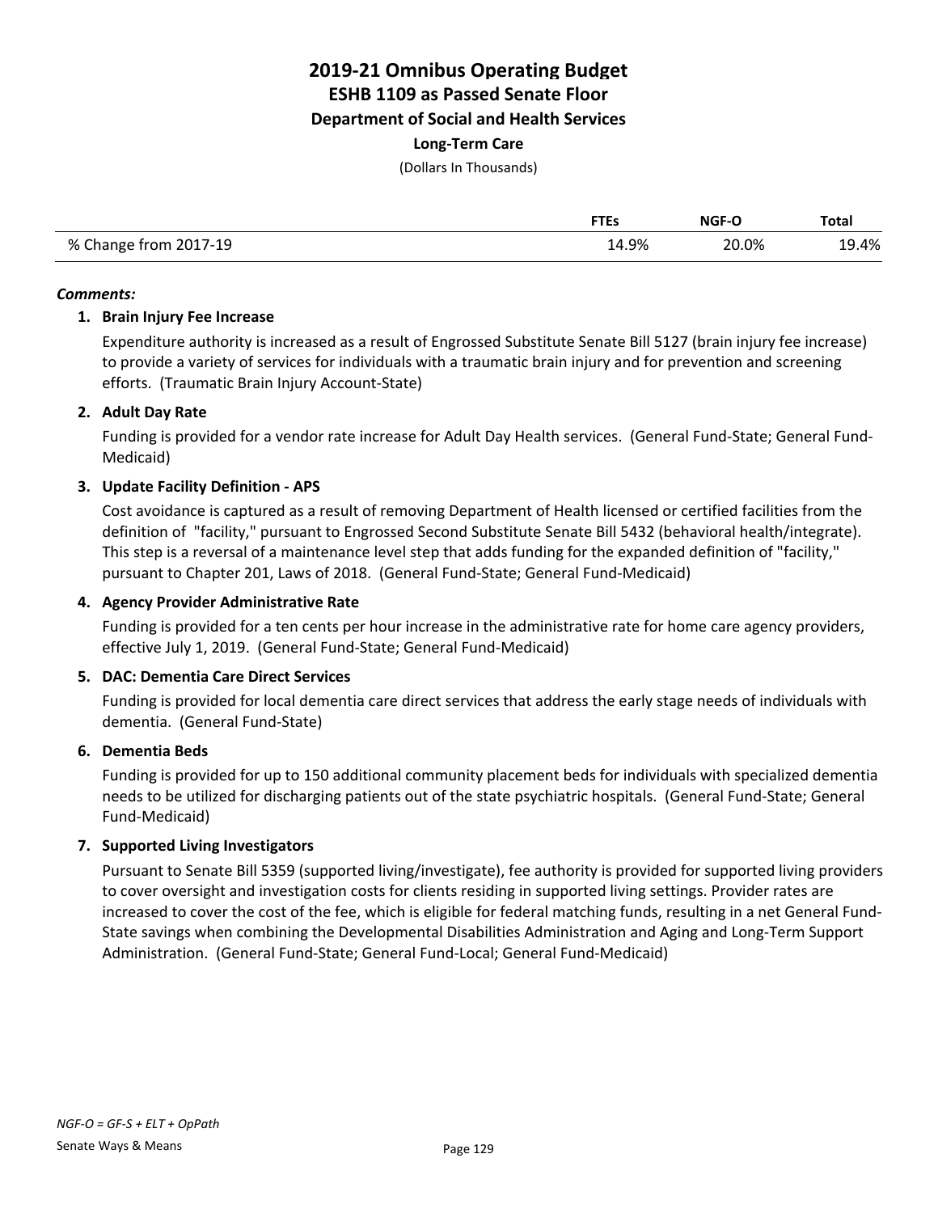# 2019-21 Omnibus Operating Budget
## ESHB 1109 as Passed Senate Floor
### Department of Social and Health Services
**Long-Term Care**

(Dollars In Thousands)

| | FTEs | NGF-O | Total |
|---|---|---|---|
| % Change from 2017-19 | 14.9% | 20.0% | 19.4% |

***Comments:***

1. **Brain Injury Fee Increase**

   Expenditure authority is increased as a result of Engrossed Substitute Senate Bill 5127 (brain injury fee increase) to provide a variety of services for individuals with a traumatic brain injury and for prevention and screening efforts. (Traumatic Brain Injury Account-State)

2. **Adult Day Rate**

   Funding is provided for a vendor rate increase for Adult Day Health services. (General Fund-State; General Fund-Medicaid)

3. **Update Facility Definition - APS**

   Cost avoidance is captured as a result of removing Department of Health licensed or certified facilities from the definition of "facility," pursuant to Engrossed Second Substitute Senate Bill 5432 (behavioral health/integrate). This step is a reversal of a maintenance level step that adds funding for the expanded definition of "facility," pursuant to Chapter 201, Laws of 2018. (General Fund-State; General Fund-Medicaid)

4. **Agency Provider Administrative Rate**

   Funding is provided for a ten cents per hour increase in the administrative rate for home care agency providers, effective July 1, 2019. (General Fund-State; General Fund-Medicaid)

5. **DAC: Dementia Care Direct Services**

   Funding is provided for local dementia care direct services that address the early stage needs of individuals with dementia. (General Fund-State)

6. **Dementia Beds**

   Funding is provided for up to 150 additional community placement beds for individuals with specialized dementia needs to be utilized for discharging patients out of the state psychiatric hospitals. (General Fund-State; General Fund-Medicaid)

7. **Supported Living Investigators**

   Pursuant to Senate Bill 5359 (supported living/investigate), fee authority is provided for supported living providers to cover oversight and investigation costs for clients residing in supported living settings. Provider rates are increased to cover the cost of the fee, which is eligible for federal matching funds, resulting in a net General Fund-State savings when combining the Developmental Disabilities Administration and Aging and Long-Term Support Administration. (General Fund-State; General Fund-Local; General Fund-Medicaid)

*NGF-O = GF-S + ELT + OpPath*

Senate Ways & Means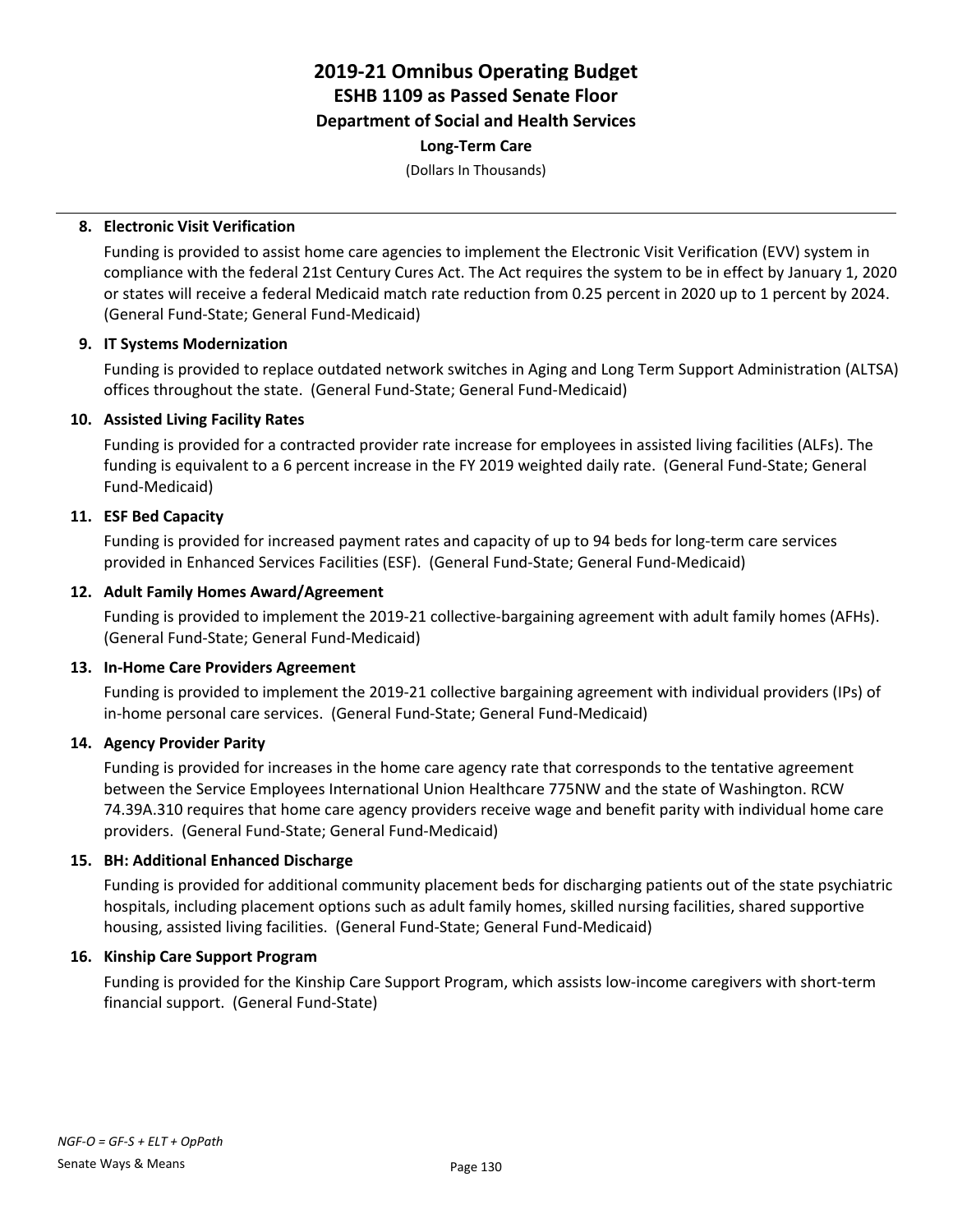# 2019-21 Omnibus Operating Budget
## ESHB 1109 as Passed Senate Floor
### Department of Social and Health Services
#### Long-Term Care

(Dollars In Thousands)

**8. Electronic Visit Verification**

Funding is provided to assist home care agencies to implement the Electronic Visit Verification (EVV) system in compliance with the federal 21st Century Cures Act. The Act requires the system to be in effect by January 1, 2020 or states will receive a federal Medicaid match rate reduction from 0.25 percent in 2020 up to 1 percent by 2024. (General Fund-State; General Fund-Medicaid)

**9. IT Systems Modernization**

Funding is provided to replace outdated network switches in Aging and Long Term Support Administration (ALTSA) offices throughout the state. (General Fund-State; General Fund-Medicaid)

**10. Assisted Living Facility Rates**

Funding is provided for a contracted provider rate increase for employees in assisted living facilities (ALFs). The funding is equivalent to a 6 percent increase in the FY 2019 weighted daily rate. (General Fund-State; General Fund-Medicaid)

**11. ESF Bed Capacity**

Funding is provided for increased payment rates and capacity of up to 94 beds for long-term care services provided in Enhanced Services Facilities (ESF). (General Fund-State; General Fund-Medicaid)

**12. Adult Family Homes Award/Agreement**

Funding is provided to implement the 2019-21 collective-bargaining agreement with adult family homes (AFHs). (General Fund-State; General Fund-Medicaid)

**13. In-Home Care Providers Agreement**

Funding is provided to implement the 2019-21 collective bargaining agreement with individual providers (IPs) of in-home personal care services. (General Fund-State; General Fund-Medicaid)

**14. Agency Provider Parity**

Funding is provided for increases in the home care agency rate that corresponds to the tentative agreement between the Service Employees International Union Healthcare 775NW and the state of Washington. RCW 74.39A.310 requires that home care agency providers receive wage and benefit parity with individual home care providers. (General Fund-State; General Fund-Medicaid)

**15. BH: Additional Enhanced Discharge**

Funding is provided for additional community placement beds for discharging patients out of the state psychiatric hospitals, including placement options such as adult family homes, skilled nursing facilities, shared supportive housing, assisted living facilities. (General Fund-State; General Fund-Medicaid)

**16. Kinship Care Support Program**

Funding is provided for the Kinship Care Support Program, which assists low-income caregivers with short-term financial support. (General Fund-State)

*NGF-O = GF-S + ELT + OpPath*

Senate Ways & Means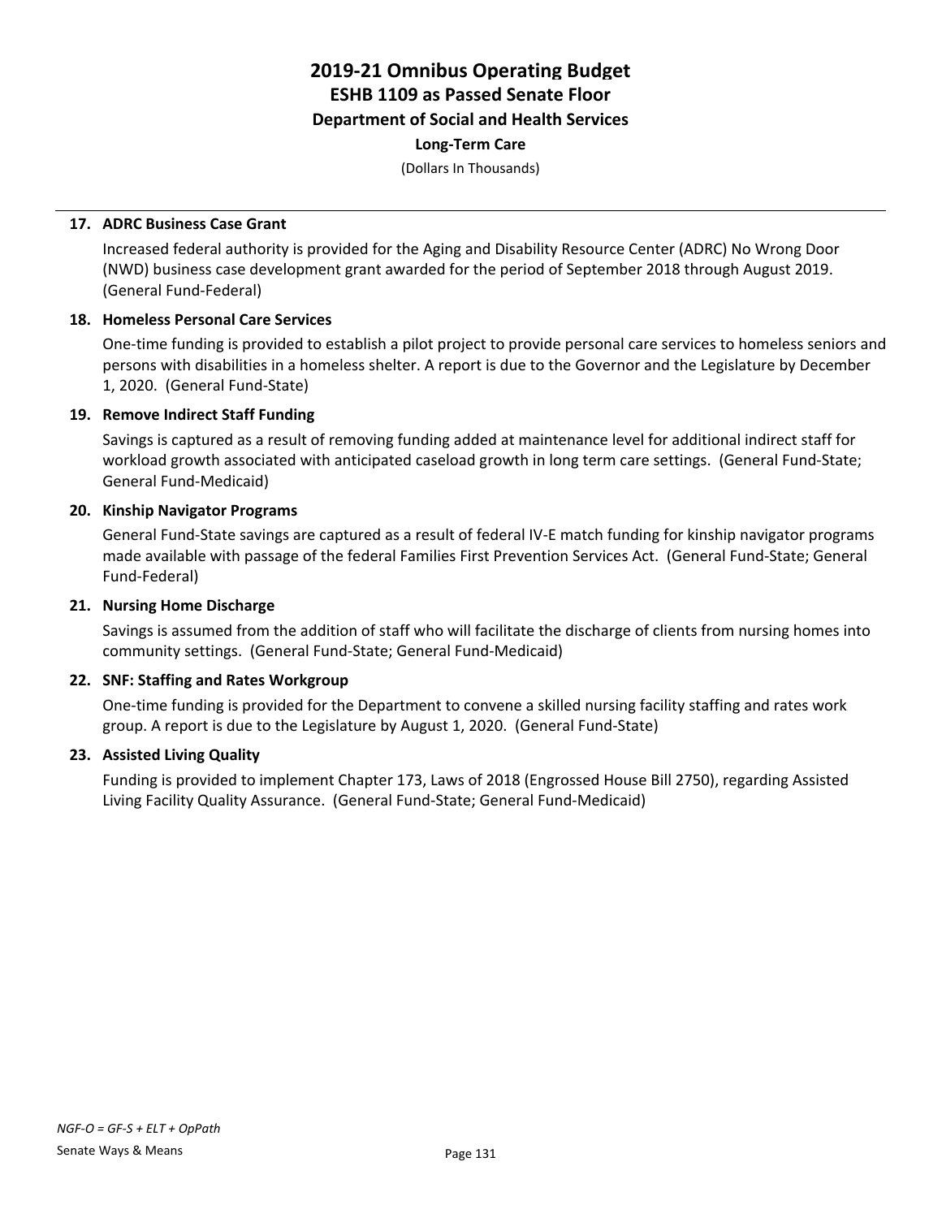**17. ADRC Business Case Grant**

Increased federal authority is provided for the Aging and Disability Resource Center (ADRC) No Wrong Door (NWD) business case development grant awarded for the period of September 2018 through August 2019. (General Fund-Federal)

**18. Homeless Personal Care Services**

One-time funding is provided to establish a pilot project to provide personal care services to homeless seniors and persons with disabilities in a homeless shelter. A report is due to the Governor and the Legislature by December 1, 2020. (General Fund-State)

**19. Remove Indirect Staff Funding**

Savings is captured as a result of removing funding added at maintenance level for additional indirect staff for workload growth associated with anticipated caseload growth in long term care settings. (General Fund-State; General Fund-Medicaid)

**20. Kinship Navigator Programs**

General Fund-State savings are captured as a result of federal IV-E match funding for kinship navigator programs made available with passage of the federal Families First Prevention Services Act. (General Fund-State; General Fund-Federal)

**21. Nursing Home Discharge**

Savings is assumed from the addition of staff who will facilitate the discharge of clients from nursing homes into community settings. (General Fund-State; General Fund-Medicaid)

**22. SNF: Staffing and Rates Workgroup**

One-time funding is provided for the Department to convene a skilled nursing facility staffing and rates work group. A report is due to the Legislature by August 1, 2020. (General Fund-State)

**23. Assisted Living Quality**

Funding is provided to implement Chapter 173, Laws of 2018 (Engrossed House Bill 2750), regarding Assisted Living Facility Quality Assurance. (General Fund-State; General Fund-Medicaid)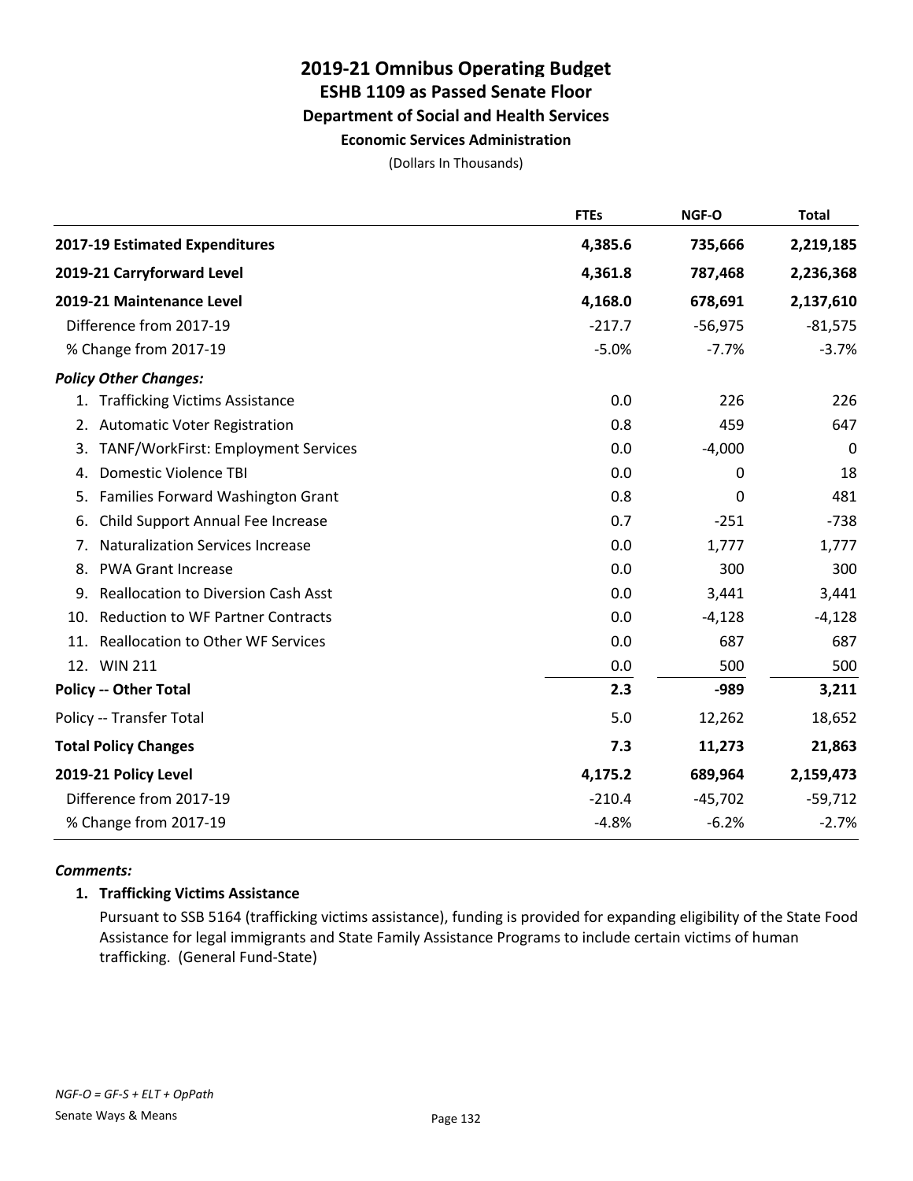# 2019-21 Omnibus Operating Budget
## ESHB 1109 as Passed Senate Floor
### Department of Social and Health Services
#### Economic Services Administration

(Dollars In Thousands)

| | FTEs | NGF-O | Total |
|---|---|---|---|
| **2017-19 Estimated Expenditures** | **4,385.6** | **735,666** | **2,219,185** |
| **2019-21 Carryforward Level** | **4,361.8** | **787,468** | **2,236,368** |
| **2019-21 Maintenance Level** | **4,168.0** | **678,691** | **2,137,610** |
| Difference from 2017-19 | -217.7 | -56,975 | -81,575 |
| % Change from 2017-19 | -5.0% | -7.7% | -3.7% |
| ***Policy Other Changes:*** | | | |
| 1. Trafficking Victims Assistance | 0.0 | 226 | 226 |
| 2. Automatic Voter Registration | 0.8 | 459 | 647 |
| 3. TANF/WorkFirst: Employment Services | 0.0 | -4,000 | 0 |
| 4. Domestic Violence TBI | 0.0 | 0 | 18 |
| 5. Families Forward Washington Grant | 0.8 | 0 | 481 |
| 6. Child Support Annual Fee Increase | 0.7 | -251 | -738 |
| 7. Naturalization Services Increase | 0.0 | 1,777 | 1,777 |
| 8. PWA Grant Increase | 0.0 | 300 | 300 |
| 9. Reallocation to Diversion Cash Asst | 0.0 | 3,441 | 3,441 |
| 10. Reduction to WF Partner Contracts | 0.0 | -4,128 | -4,128 |
| 11. Reallocation to Other WF Services | 0.0 | 687 | 687 |
| 12. WIN 211 | 0.0 | 500 | 500 |
| **Policy -- Other Total** | **2.3** | **-989** | **3,211** |
| Policy -- Transfer Total | 5.0 | 12,262 | 18,652 |
| **Total Policy Changes** | **7.3** | **11,273** | **21,863** |
| **2019-21 Policy Level** | **4,175.2** | **689,964** | **2,159,473** |
| Difference from 2017-19 | -210.4 | -45,702 | -59,712 |
| % Change from 2017-19 | -4.8% | -6.2% | -2.7% |

***Comments:***

**1. Trafficking Victims Assistance**

Pursuant to SSB 5164 (trafficking victims assistance), funding is provided for expanding eligibility of the State Food Assistance for legal immigrants and State Family Assistance Programs to include certain victims of human trafficking. (General Fund-State)

*NGF-O = GF-S + ELT + OpPath*

Senate Ways & Means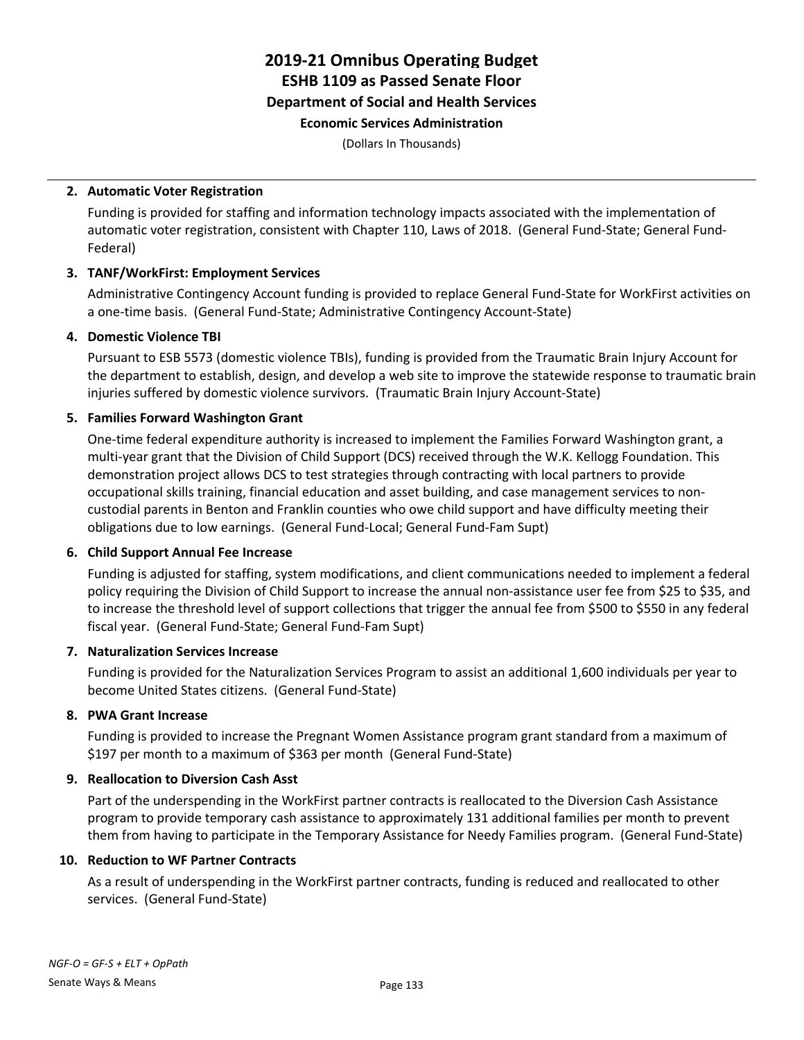# 2019-21 Omnibus Operating Budget
## ESHB 1109 as Passed Senate Floor
### Department of Social and Health Services
#### Economic Services Administration

(Dollars In Thousands)

**2. Automatic Voter Registration**

Funding is provided for staffing and information technology impacts associated with the implementation of automatic voter registration, consistent with Chapter 110, Laws of 2018. (General Fund-State; General Fund-Federal)

**3. TANF/WorkFirst: Employment Services**

Administrative Contingency Account funding is provided to replace General Fund-State for WorkFirst activities on a one-time basis. (General Fund-State; Administrative Contingency Account-State)

**4. Domestic Violence TBI**

Pursuant to ESB 5573 (domestic violence TBIs), funding is provided from the Traumatic Brain Injury Account for the department to establish, design, and develop a web site to improve the statewide response to traumatic brain injuries suffered by domestic violence survivors. (Traumatic Brain Injury Account-State)

**5. Families Forward Washington Grant**

One-time federal expenditure authority is increased to implement the Families Forward Washington grant, a multi-year grant that the Division of Child Support (DCS) received through the W.K. Kellogg Foundation. This demonstration project allows DCS to test strategies through contracting with local partners to provide occupational skills training, financial education and asset building, and case management services to non-custodial parents in Benton and Franklin counties who owe child support and have difficulty meeting their obligations due to low earnings. (General Fund-Local; General Fund-Fam Supt)

**6. Child Support Annual Fee Increase**

Funding is adjusted for staffing, system modifications, and client communications needed to implement a federal policy requiring the Division of Child Support to increase the annual non-assistance user fee from $25 to $35, and to increase the threshold level of support collections that trigger the annual fee from $500 to $550 in any federal fiscal year. (General Fund-State; General Fund-Fam Supt)

**7. Naturalization Services Increase**

Funding is provided for the Naturalization Services Program to assist an additional 1,600 individuals per year to become United States citizens. (General Fund-State)

**8. PWA Grant Increase**

Funding is provided to increase the Pregnant Women Assistance program grant standard from a maximum of $197 per month to a maximum of $363 per month (General Fund-State)

**9. Reallocation to Diversion Cash Asst**

Part of the underspending in the WorkFirst partner contracts is reallocated to the Diversion Cash Assistance program to provide temporary cash assistance to approximately 131 additional families per month to prevent them from having to participate in the Temporary Assistance for Needy Families program. (General Fund-State)

**10. Reduction to WF Partner Contracts**

As a result of underspending in the WorkFirst partner contracts, funding is reduced and reallocated to other services. (General Fund-State)

*NGF-O = GF-S + ELT + OpPath*

Senate Ways & Means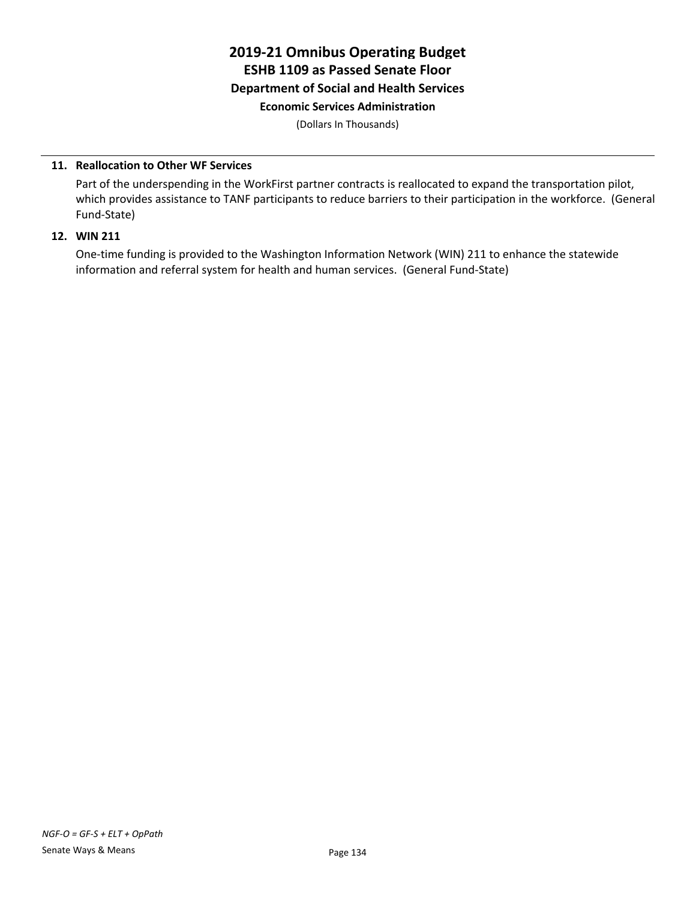# 2019-21 Omnibus Operating Budget
## ESHB 1109 as Passed Senate Floor
### Department of Social and Health Services
#### Economic Services Administration

(Dollars In Thousands)

**11. Reallocation to Other WF Services**

Part of the underspending in the WorkFirst partner contracts is reallocated to expand the transportation pilot, which provides assistance to TANF participants to reduce barriers to their participation in the workforce. (General Fund-State)

**12. WIN 211**

One-time funding is provided to the Washington Information Network (WIN) 211 to enhance the statewide information and referral system for health and human services. (General Fund-State)

*NGF-O = GF-S + ELT + OpPath*

Senate Ways & Means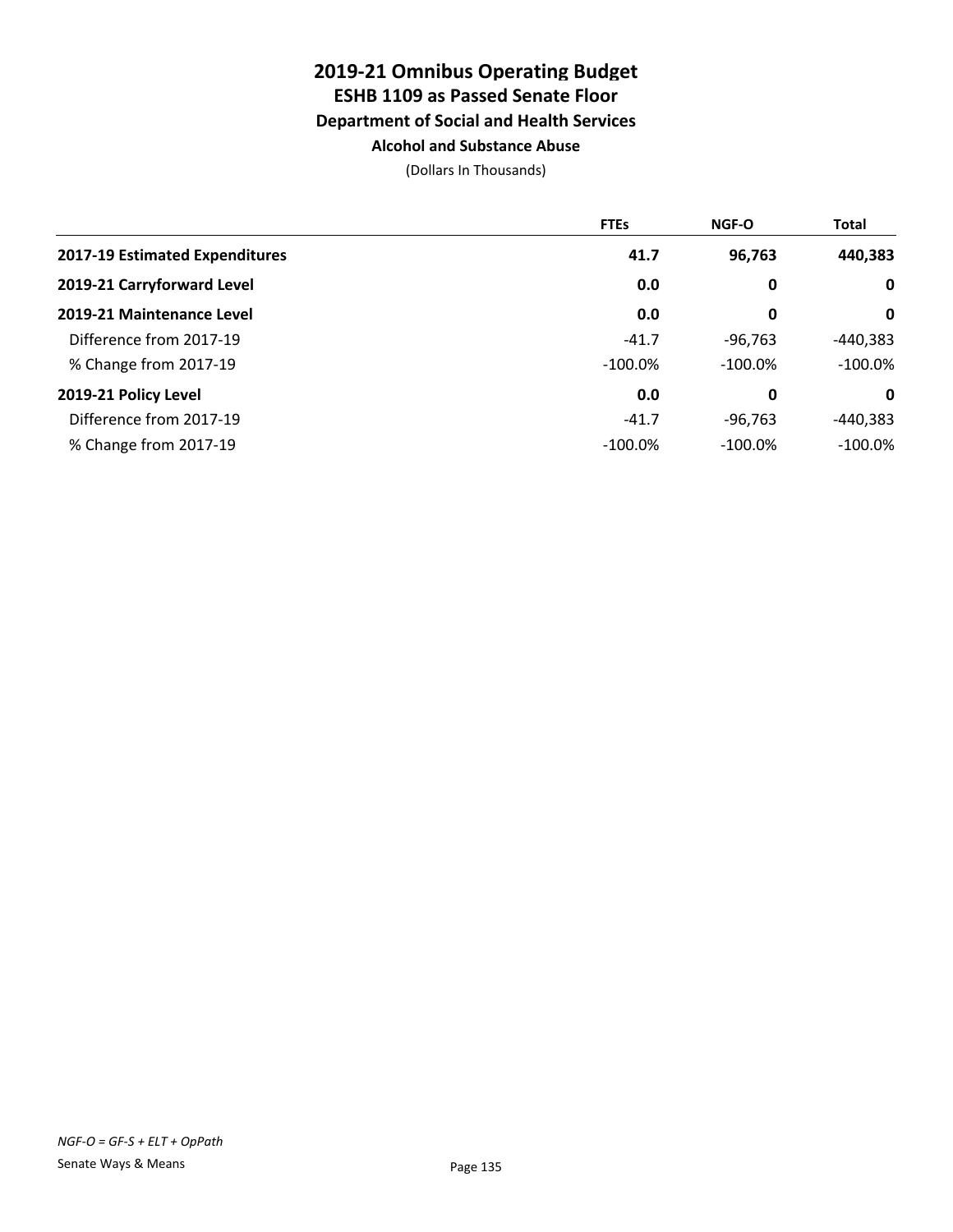# 2019-21 Omnibus Operating Budget
## ESHB 1109 as Passed Senate Floor
### Department of Social and Health Services
#### Alcohol and Substance Abuse

(Dollars In Thousands)

| | FTEs | NGF-O | Total |
|---|---|---|---|
| **2017-19 Estimated Expenditures** | **41.7** | **96,763** | **440,383** |
| **2019-21 Carryforward Level** | **0.0** | **0** | **0** |
| **2019-21 Maintenance Level** | **0.0** | **0** | **0** |
| Difference from 2017-19 | -41.7 | -96,763 | -440,383 |
| % Change from 2017-19 | -100.0% | -100.0% | -100.0% |
| **2019-21 Policy Level** | **0.0** | **0** | **0** |
| Difference from 2017-19 | -41.7 | -96,763 | -440,383 |
| % Change from 2017-19 | -100.0% | -100.0% | -100.0% |

*NGF-O = GF-S + ELT + OpPath*

Senate Ways & Means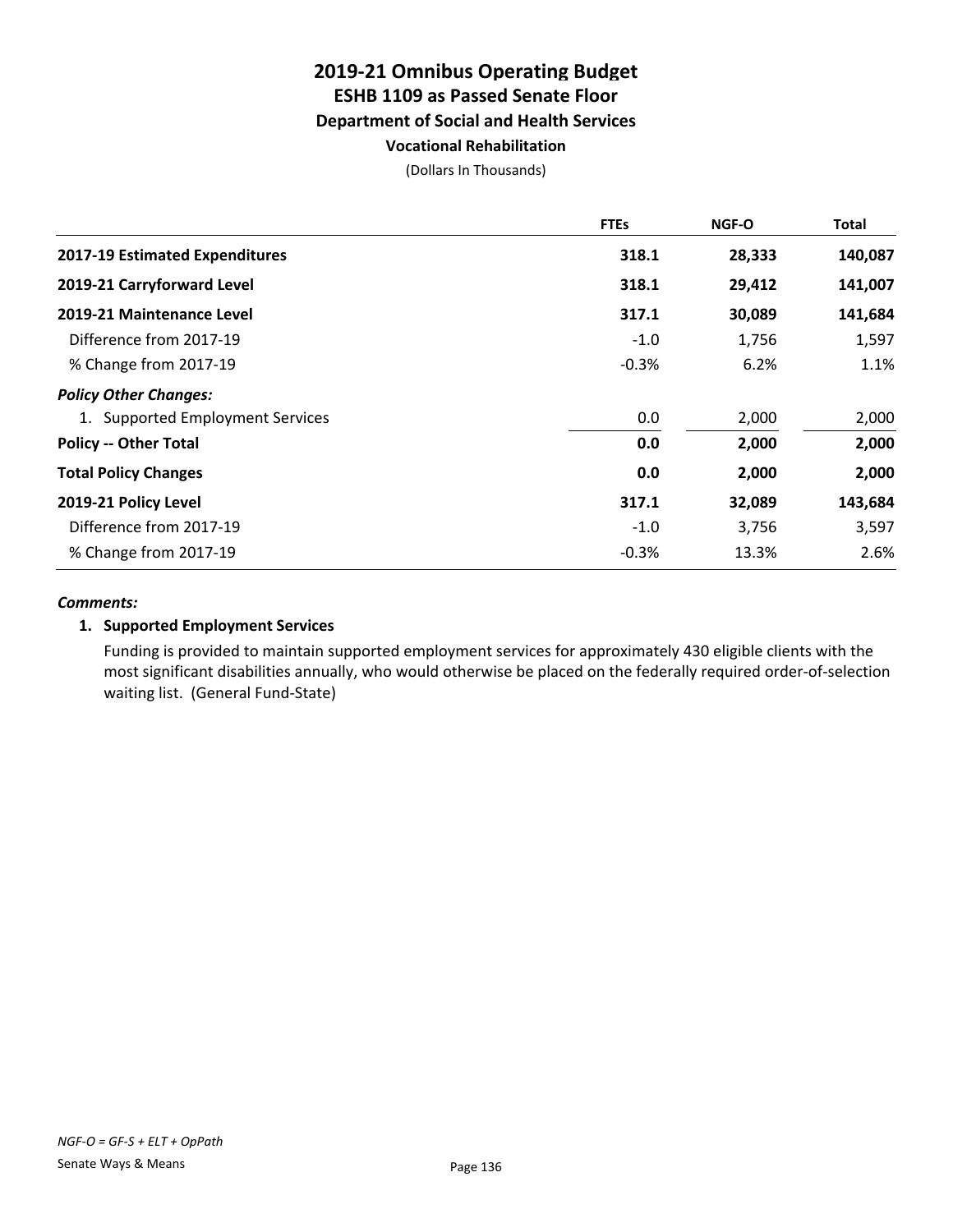# 2019-21 Omnibus Operating Budget
## ESHB 1109 as Passed Senate Floor
### Department of Social and Health Services
#### Vocational Rehabilitation

(Dollars In Thousands)

| | FTEs | NGF-O | Total |
|---|---|---|---|
| **2017-19 Estimated Expenditures** | **318.1** | **28,333** | **140,087** |
| **2019-21 Carryforward Level** | **318.1** | **29,412** | **141,007** |
| **2019-21 Maintenance Level** | **317.1** | **30,089** | **141,684** |
| Difference from 2017-19 | -1.0 | 1,756 | 1,597 |
| % Change from 2017-19 | -0.3% | 6.2% | 1.1% |
| ***Policy Other Changes:*** | | | |
| 1. Supported Employment Services | 0.0 | 2,000 | 2,000 |
| **Policy -- Other Total** | **0.0** | **2,000** | **2,000** |
| **Total Policy Changes** | **0.0** | **2,000** | **2,000** |
| **2019-21 Policy Level** | **317.1** | **32,089** | **143,684** |
| Difference from 2017-19 | -1.0 | 3,756 | 3,597 |
| % Change from 2017-19 | -0.3% | 13.3% | 2.6% |

***Comments:***

**1. Supported Employment Services**

Funding is provided to maintain supported employment services for approximately 430 eligible clients with the most significant disabilities annually, who would otherwise be placed on the federally required order-of-selection waiting list. (General Fund-State)

*NGF-O = GF-S + ELT + OpPath*

Senate Ways & Means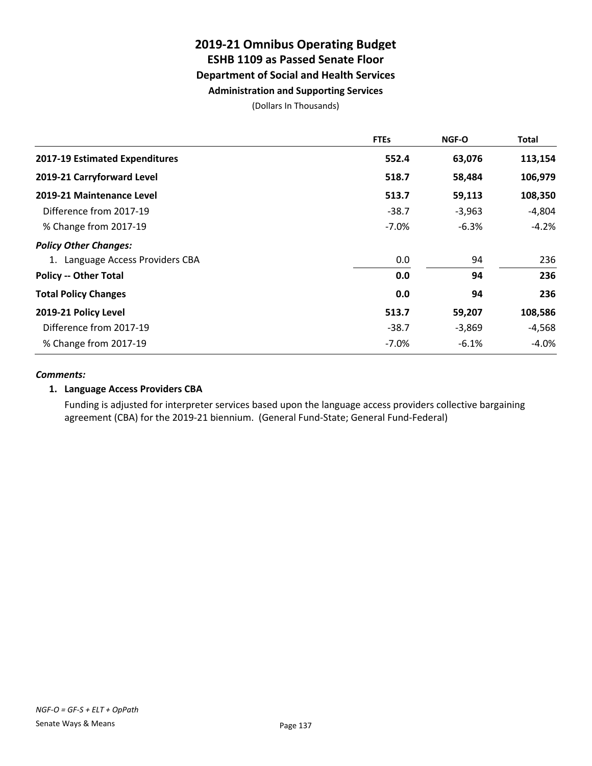# 2019-21 Omnibus Operating Budget
## ESHB 1109 as Passed Senate Floor
### Department of Social and Health Services
#### Administration and Supporting Services

(Dollars In Thousands)

| | FTEs | NGF-O | Total |
|---|---|---|---|
| **2017-19 Estimated Expenditures** | **552.4** | **63,076** | **113,154** |
| **2019-21 Carryforward Level** | **518.7** | **58,484** | **106,979** |
| **2019-21 Maintenance Level** | **513.7** | **59,113** | **108,350** |
| Difference from 2017-19 | -38.7 | -3,963 | -4,804 |
| % Change from 2017-19 | -7.0% | -6.3% | -4.2% |
| ***Policy Other Changes:*** | | | |
| 1. Language Access Providers CBA | 0.0 | 94 | 236 |
| **Policy -- Other Total** | **0.0** | **94** | **236** |
| **Total Policy Changes** | **0.0** | **94** | **236** |
| **2019-21 Policy Level** | **513.7** | **59,207** | **108,586** |
| Difference from 2017-19 | -38.7 | -3,869 | -4,568 |
| % Change from 2017-19 | -7.0% | -6.1% | -4.0% |

***Comments:***

**1. Language Access Providers CBA**

Funding is adjusted for interpreter services based upon the language access providers collective bargaining agreement (CBA) for the 2019-21 biennium. (General Fund-State; General Fund-Federal)

*NGF-O = GF-S + ELT + OpPath*

Senate Ways & Means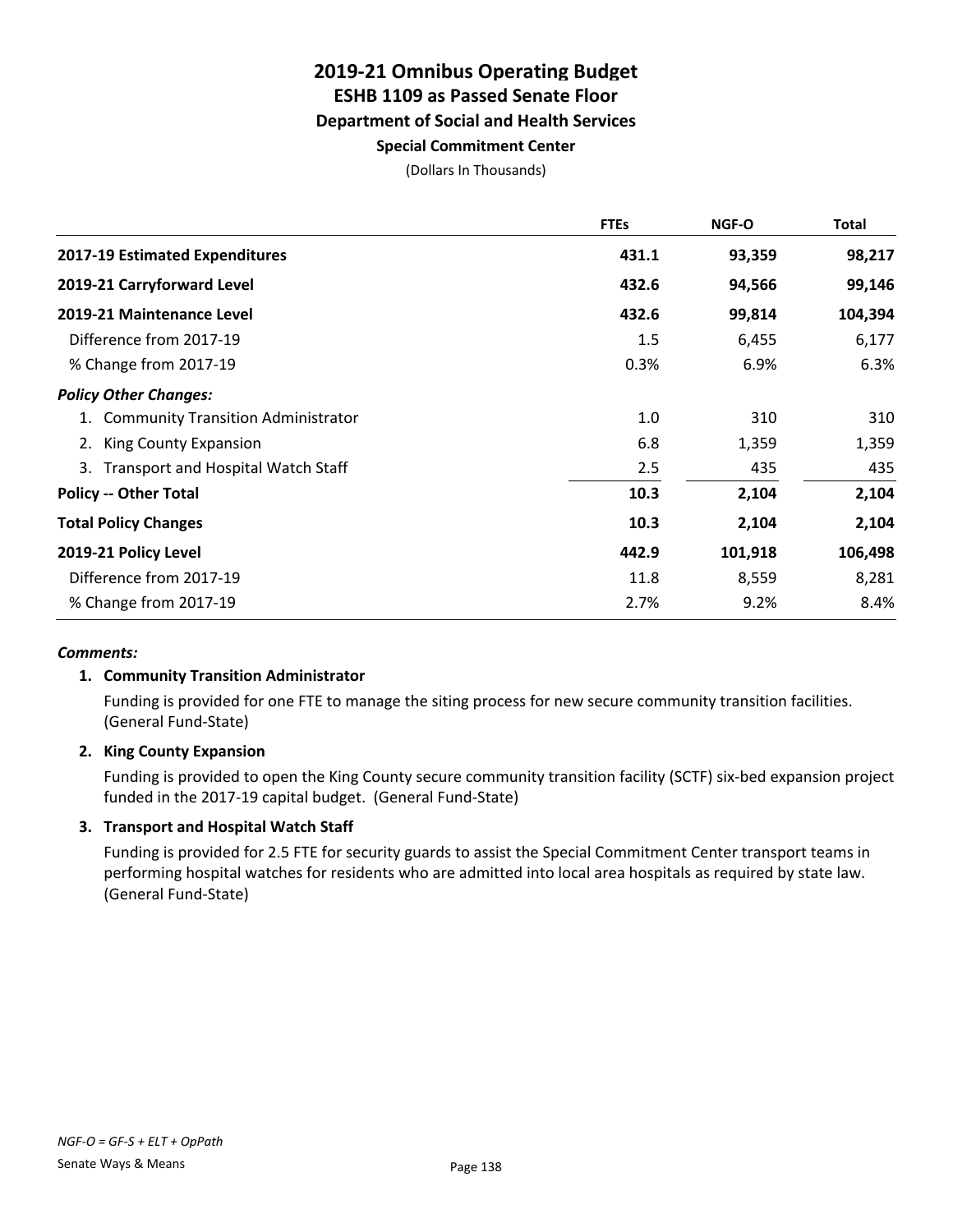# 2019-21 Omnibus Operating Budget
## ESHB 1109 as Passed Senate Floor
### Department of Social and Health Services
#### Special Commitment Center

(Dollars In Thousands)

| | FTEs | NGF-O | Total |
|---|---|---|---|
| **2017-19 Estimated Expenditures** | **431.1** | **93,359** | **98,217** |
| **2019-21 Carryforward Level** | **432.6** | **94,566** | **99,146** |
| **2019-21 Maintenance Level** | **432.6** | **99,814** | **104,394** |
| Difference from 2017-19 | 1.5 | 6,455 | 6,177 |
| % Change from 2017-19 | 0.3% | 6.9% | 6.3% |
| ***Policy Other Changes:*** | | | |
| 1. Community Transition Administrator | 1.0 | 310 | 310 |
| 2. King County Expansion | 6.8 | 1,359 | 1,359 |
| 3. Transport and Hospital Watch Staff | 2.5 | 435 | 435 |
| **Policy -- Other Total** | **10.3** | **2,104** | **2,104** |
| **Total Policy Changes** | **10.3** | **2,104** | **2,104** |
| **2019-21 Policy Level** | **442.9** | **101,918** | **106,498** |
| Difference from 2017-19 | 11.8 | 8,559 | 8,281 |
| % Change from 2017-19 | 2.7% | 9.2% | 8.4% |

***Comments:***

1. **Community Transition Administrator**

   Funding is provided for one FTE to manage the siting process for new secure community transition facilities. (General Fund-State)

2. **King County Expansion**

   Funding is provided to open the King County secure community transition facility (SCTF) six-bed expansion project funded in the 2017-19 capital budget. (General Fund-State)

3. **Transport and Hospital Watch Staff**

   Funding is provided for 2.5 FTE for security guards to assist the Special Commitment Center transport teams in performing hospital watches for residents who are admitted into local area hospitals as required by state law. (General Fund-State)

*NGF-O = GF-S + ELT + OpPath*

Senate Ways & Means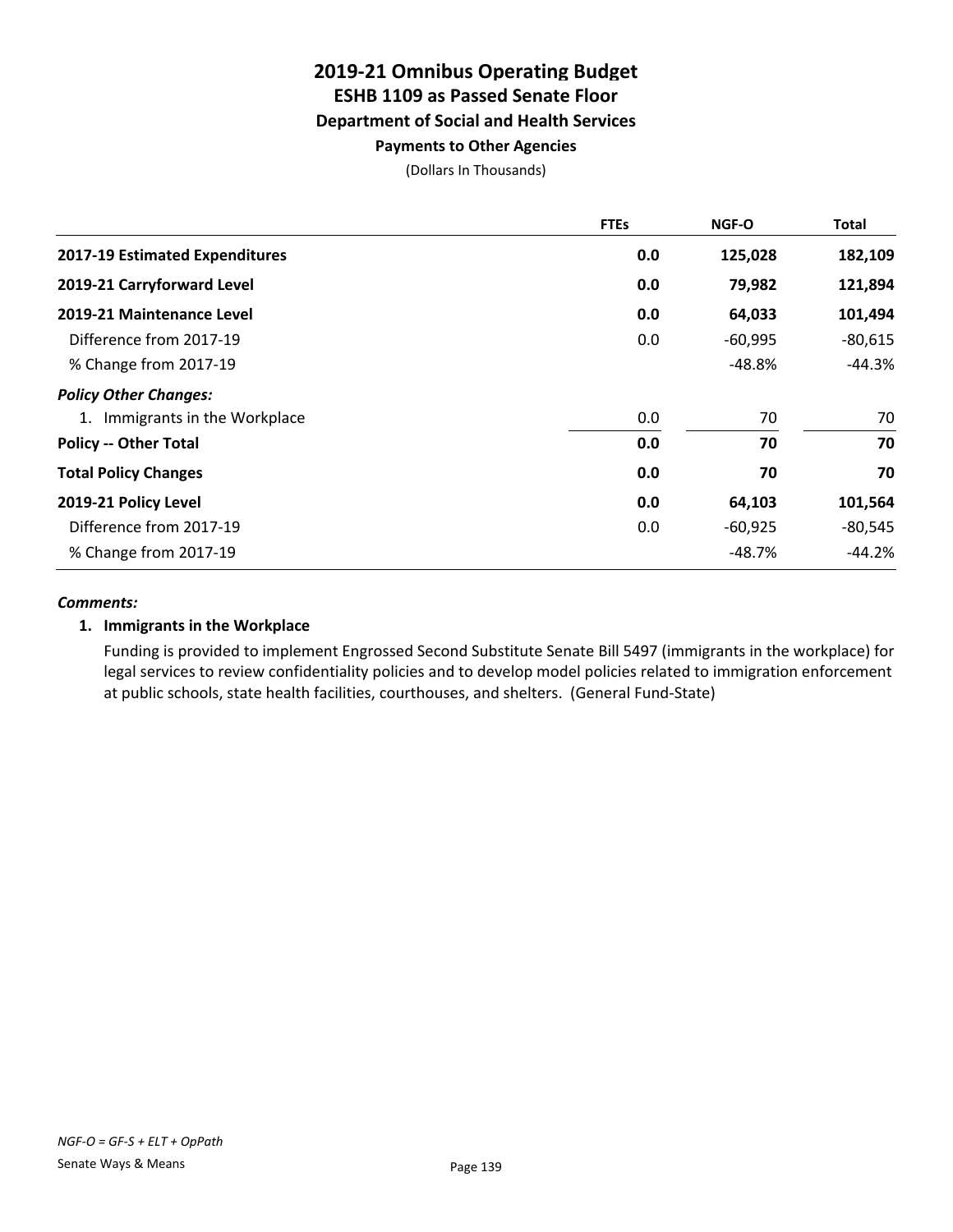# 2019-21 Omnibus Operating Budget
## ESHB 1109 as Passed Senate Floor
### Department of Social and Health Services
#### Payments to Other Agencies

(Dollars In Thousands)

| | FTEs | NGF-O | Total |
|---|---|---|---|
| **2017-19 Estimated Expenditures** | **0.0** | **125,028** | **182,109** |
| **2019-21 Carryforward Level** | **0.0** | **79,982** | **121,894** |
| **2019-21 Maintenance Level** | **0.0** | **64,033** | **101,494** |
| Difference from 2017-19 | 0.0 | -60,995 | -80,615 |
| % Change from 2017-19 | | -48.8% | -44.3% |
| ***Policy Other Changes:*** | | | |
| 1. Immigrants in the Workplace | 0.0 | 70 | 70 |
| **Policy -- Other Total** | **0.0** | **70** | **70** |
| **Total Policy Changes** | **0.0** | **70** | **70** |
| **2019-21 Policy Level** | **0.0** | **64,103** | **101,564** |
| Difference from 2017-19 | 0.0 | -60,925 | -80,545 |
| % Change from 2017-19 | | -48.7% | -44.2% |

***Comments:***

**1. Immigrants in the Workplace**

Funding is provided to implement Engrossed Second Substitute Senate Bill 5497 (immigrants in the workplace) for legal services to review confidentiality policies and to develop model policies related to immigration enforcement at public schools, state health facilities, courthouses, and shelters. (General Fund-State)

*NGF-O = GF-S + ELT + OpPath*

Senate Ways & Means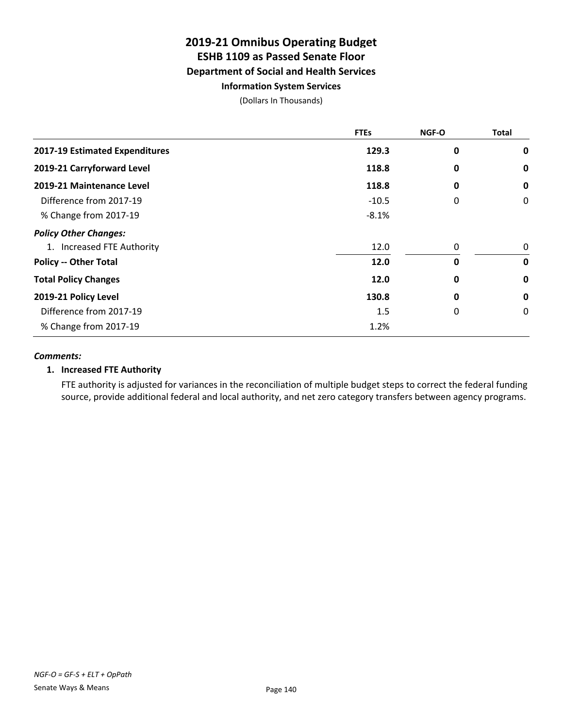# 2019-21 Omnibus Operating Budget
## ESHB 1109 as Passed Senate Floor
### Department of Social and Health Services
#### Information System Services

(Dollars In Thousands)

| | FTEs | NGF-O | Total |
|---|---|---|---|
| **2017-19 Estimated Expenditures** | **129.3** | **0** | **0** |
| **2019-21 Carryforward Level** | **118.8** | **0** | **0** |
| **2019-21 Maintenance Level** | **118.8** | **0** | **0** |
| Difference from 2017-19 | -10.5 | 0 | 0 |
| % Change from 2017-19 | -8.1% | | |
| ***Policy Other Changes:*** | | | |
| 1. Increased FTE Authority | 12.0 | 0 | 0 |
| **Policy -- Other Total** | **12.0** | **0** | **0** |
| **Total Policy Changes** | **12.0** | **0** | **0** |
| **2019-21 Policy Level** | **130.8** | **0** | **0** |
| Difference from 2017-19 | 1.5 | 0 | 0 |
| % Change from 2017-19 | 1.2% | | |

***Comments:***

**1. Increased FTE Authority**

FTE authority is adjusted for variances in the reconciliation of multiple budget steps to correct the federal funding source, provide additional federal and local authority, and net zero category transfers between agency programs.

*NGF-O = GF-S + ELT + OpPath*

Senate Ways & Means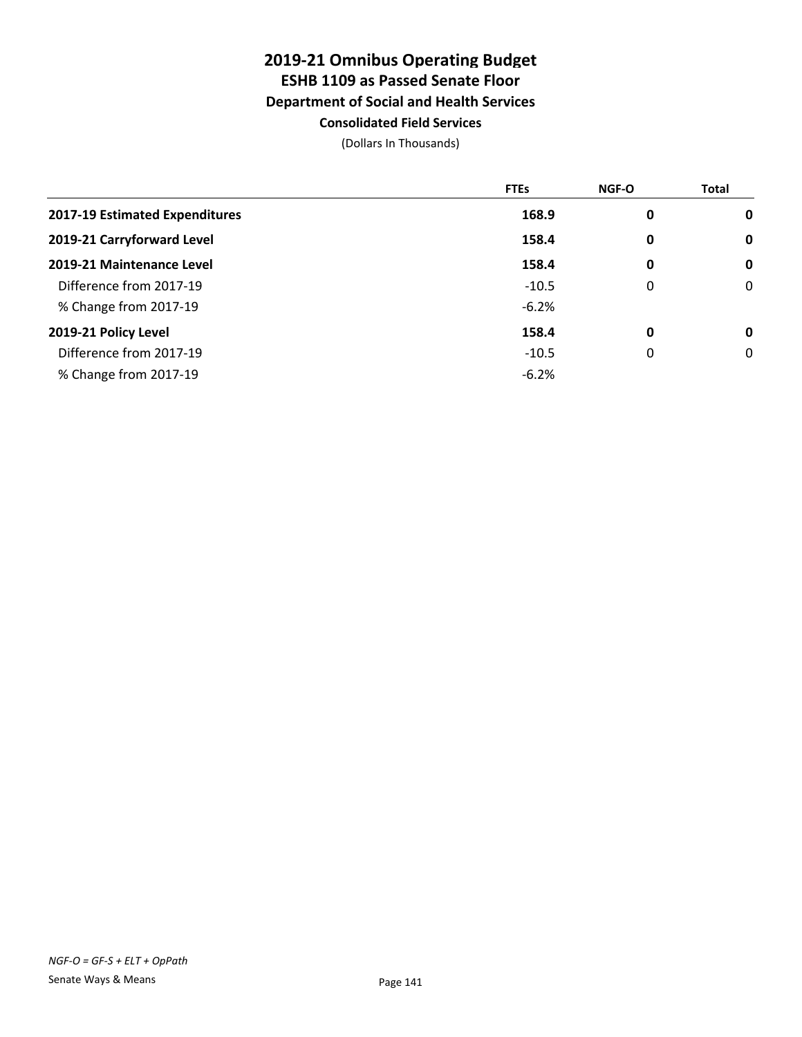# 2019-21 Omnibus Operating Budget
## ESHB 1109 as Passed Senate Floor
### Department of Social and Health Services
#### Consolidated Field Services

(Dollars In Thousands)

| | FTEs | NGF-O | Total |
|---|---|---|---|
| **2017-19 Estimated Expenditures** | **168.9** | **0** | **0** |
| **2019-21 Carryforward Level** | **158.4** | **0** | **0** |
| **2019-21 Maintenance Level** | **158.4** | **0** | **0** |
| Difference from 2017-19 | -10.5 | 0 | 0 |
| % Change from 2017-19 | -6.2% | | |
| **2019-21 Policy Level** | **158.4** | **0** | **0** |
| Difference from 2017-19 | -10.5 | 0 | 0 |
| % Change from 2017-19 | -6.2% | | |

*NGF-O = GF-S + ELT + OpPath*

Senate Ways & Means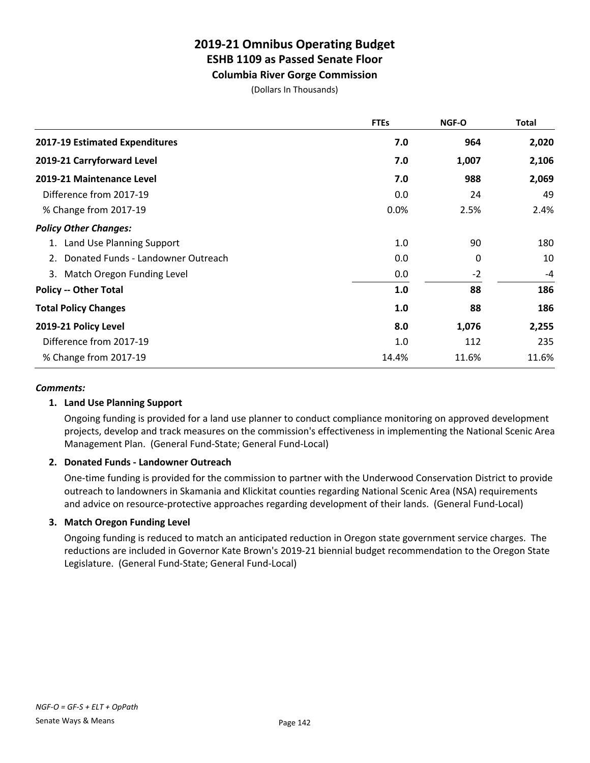# 2019-21 Omnibus Operating Budget
## ESHB 1109 as Passed Senate Floor
### Columbia River Gorge Commission

(Dollars In Thousands)

| | FTEs | NGF-O | Total |
|---|---|---|---|
| **2017-19 Estimated Expenditures** | **7.0** | **964** | **2,020** |
| **2019-21 Carryforward Level** | **7.0** | **1,007** | **2,106** |
| **2019-21 Maintenance Level** | **7.0** | **988** | **2,069** |
| Difference from 2017-19 | 0.0 | 24 | 49 |
| % Change from 2017-19 | 0.0% | 2.5% | 2.4% |
| ***Policy Other Changes:*** | | | |
| 1. Land Use Planning Support | 1.0 | 90 | 180 |
| 2. Donated Funds - Landowner Outreach | 0.0 | 0 | 10 |
| 3. Match Oregon Funding Level | 0.0 | -2 | -4 |
| **Policy -- Other Total** | **1.0** | **88** | **186** |
| **Total Policy Changes** | **1.0** | **88** | **186** |
| **2019-21 Policy Level** | **8.0** | **1,076** | **2,255** |
| Difference from 2017-19 | 1.0 | 112 | 235 |
| % Change from 2017-19 | 14.4% | 11.6% | 11.6% |

***Comments:***

**1. Land Use Planning Support**

Ongoing funding is provided for a land use planner to conduct compliance monitoring on approved development projects, develop and track measures on the commission's effectiveness in implementing the National Scenic Area Management Plan. (General Fund-State; General Fund-Local)

**2. Donated Funds - Landowner Outreach**

One-time funding is provided for the commission to partner with the Underwood Conservation District to provide outreach to landowners in Skamania and Klickitat counties regarding National Scenic Area (NSA) requirements and advice on resource-protective approaches regarding development of their lands. (General Fund-Local)

**3. Match Oregon Funding Level**

Ongoing funding is reduced to match an anticipated reduction in Oregon state government service charges. The reductions are included in Governor Kate Brown's 2019-21 biennial budget recommendation to the Oregon State Legislature. (General Fund-State; General Fund-Local)

*NGF-O = GF-S + ELT + OpPath*

Senate Ways & Means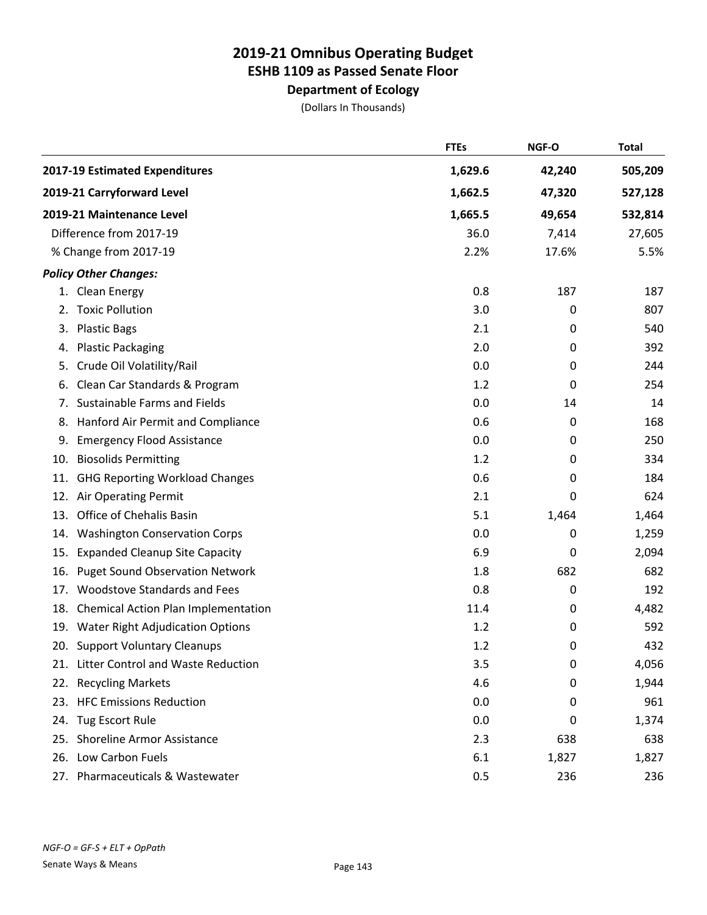# 2019-21 Omnibus Operating Budget
## ESHB 1109 as Passed Senate Floor
### Department of Ecology
(Dollars In Thousands)

| | FTEs | NGF-O | Total |
|---|---|---|---|
| **2017-19 Estimated Expenditures** | **1,629.6** | **42,240** | **505,209** |
| **2019-21 Carryforward Level** | **1,662.5** | **47,320** | **527,128** |
| **2019-21 Maintenance Level** | **1,665.5** | **49,654** | **532,814** |
| Difference from 2017-19 | 36.0 | 7,414 | 27,605 |
| % Change from 2017-19 | 2.2% | 17.6% | 5.5% |
| ***Policy Other Changes:*** | | | |
| 1. Clean Energy | 0.8 | 187 | 187 |
| 2. Toxic Pollution | 3.0 | 0 | 807 |
| 3. Plastic Bags | 2.1 | 0 | 540 |
| 4. Plastic Packaging | 2.0 | 0 | 392 |
| 5. Crude Oil Volatility/Rail | 0.0 | 0 | 244 |
| 6. Clean Car Standards & Program | 1.2 | 0 | 254 |
| 7. Sustainable Farms and Fields | 0.0 | 14 | 14 |
| 8. Hanford Air Permit and Compliance | 0.6 | 0 | 168 |
| 9. Emergency Flood Assistance | 0.0 | 0 | 250 |
| 10. Biosolids Permitting | 1.2 | 0 | 334 |
| 11. GHG Reporting Workload Changes | 0.6 | 0 | 184 |
| 12. Air Operating Permit | 2.1 | 0 | 624 |
| 13. Office of Chehalis Basin | 5.1 | 1,464 | 1,464 |
| 14. Washington Conservation Corps | 0.0 | 0 | 1,259 |
| 15. Expanded Cleanup Site Capacity | 6.9 | 0 | 2,094 |
| 16. Puget Sound Observation Network | 1.8 | 682 | 682 |
| 17. Woodstove Standards and Fees | 0.8 | 0 | 192 |
| 18. Chemical Action Plan Implementation | 11.4 | 0 | 4,482 |
| 19. Water Right Adjudication Options | 1.2 | 0 | 592 |
| 20. Support Voluntary Cleanups | 1.2 | 0 | 432 |
| 21. Litter Control and Waste Reduction | 3.5 | 0 | 4,056 |
| 22. Recycling Markets | 4.6 | 0 | 1,944 |
| 23. HFC Emissions Reduction | 0.0 | 0 | 961 |
| 24. Tug Escort Rule | 0.0 | 0 | 1,374 |
| 25. Shoreline Armor Assistance | 2.3 | 638 | 638 |
| 26. Low Carbon Fuels | 6.1 | 1,827 | 1,827 |
| 27. Pharmaceuticals & Wastewater | 0.5 | 236 | 236 |

*NGF-O = GF-S + ELT + OpPath*

Senate Ways & Means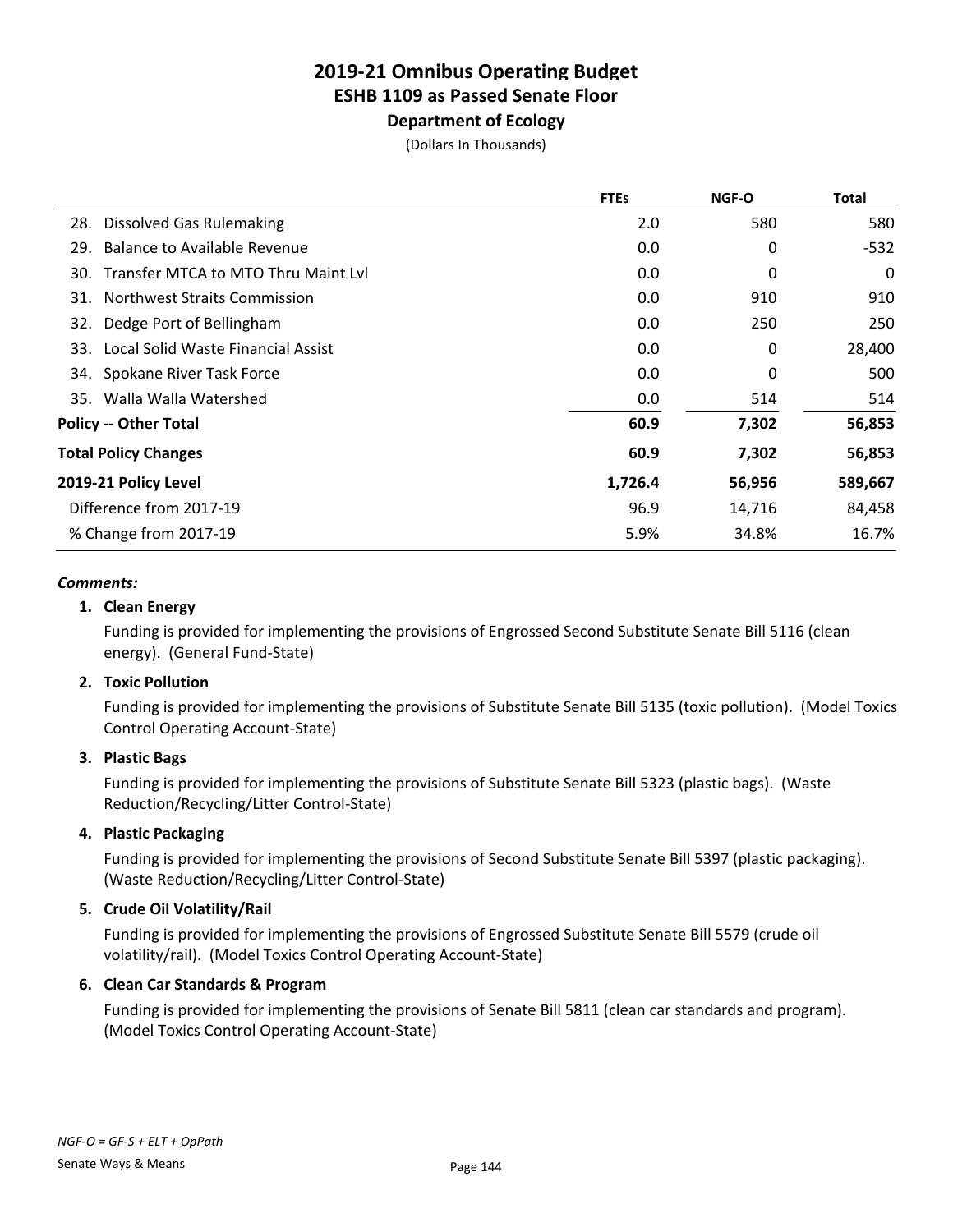# 2019-21 Omnibus Operating Budget
## ESHB 1109 as Passed Senate Floor
### Department of Ecology

(Dollars In Thousands)

| | FTEs | NGF-O | Total |
|---|---|---|---|
| 28. Dissolved Gas Rulemaking | 2.0 | 580 | 580 |
| 29. Balance to Available Revenue | 0.0 | 0 | -532 |
| 30. Transfer MTCA to MTO Thru Maint Lvl | 0.0 | 0 | 0 |
| 31. Northwest Straits Commission | 0.0 | 910 | 910 |
| 32. Dedge Port of Bellingham | 0.0 | 250 | 250 |
| 33. Local Solid Waste Financial Assist | 0.0 | 0 | 28,400 |
| 34. Spokane River Task Force | 0.0 | 0 | 500 |
| 35. Walla Walla Watershed | 0.0 | 514 | 514 |
| **Policy -- Other Total** | **60.9** | **7,302** | **56,853** |
| **Total Policy Changes** | **60.9** | **7,302** | **56,853** |
| **2019-21 Policy Level** | **1,726.4** | **56,956** | **589,667** |
| Difference from 2017-19 | 96.9 | 14,716 | 84,458 |
| % Change from 2017-19 | 5.9% | 34.8% | 16.7% |

***Comments:***

**1. Clean Energy**

Funding is provided for implementing the provisions of Engrossed Second Substitute Senate Bill 5116 (clean energy). (General Fund-State)

**2. Toxic Pollution**

Funding is provided for implementing the provisions of Substitute Senate Bill 5135 (toxic pollution). (Model Toxics Control Operating Account-State)

**3. Plastic Bags**

Funding is provided for implementing the provisions of Substitute Senate Bill 5323 (plastic bags). (Waste Reduction/Recycling/Litter Control-State)

**4. Plastic Packaging**

Funding is provided for implementing the provisions of Second Substitute Senate Bill 5397 (plastic packaging). (Waste Reduction/Recycling/Litter Control-State)

**5. Crude Oil Volatility/Rail**

Funding is provided for implementing the provisions of Engrossed Substitute Senate Bill 5579 (crude oil volatility/rail). (Model Toxics Control Operating Account-State)

**6. Clean Car Standards & Program**

Funding is provided for implementing the provisions of Senate Bill 5811 (clean car standards and program). (Model Toxics Control Operating Account-State)

*NGF-O = GF-S + ELT + OpPath*

Senate Ways & Means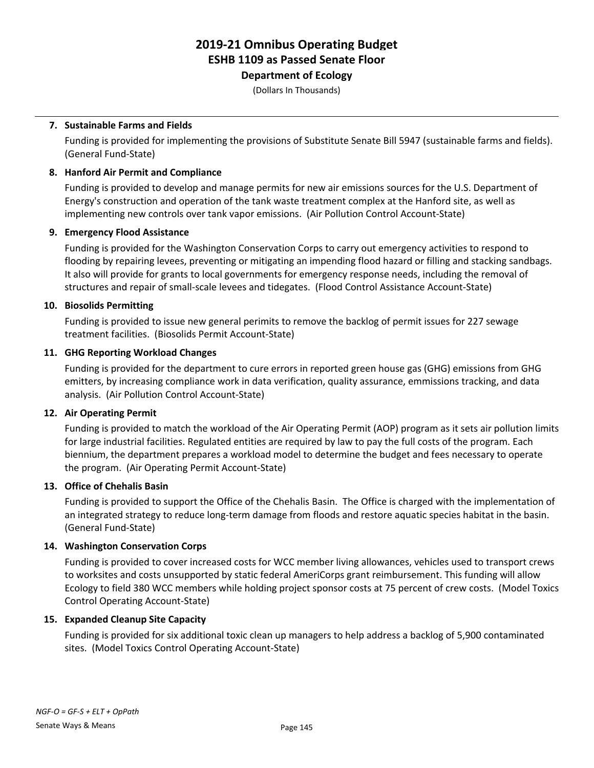# 2019-21 Omnibus Operating Budget
## ESHB 1109 as Passed Senate Floor
### Department of Ecology

(Dollars In Thousands)

**7. Sustainable Farms and Fields**

Funding is provided for implementing the provisions of Substitute Senate Bill 5947 (sustainable farms and fields). (General Fund-State)

**8. Hanford Air Permit and Compliance**

Funding is provided to develop and manage permits for new air emissions sources for the U.S. Department of Energy's construction and operation of the tank waste treatment complex at the Hanford site, as well as implementing new controls over tank vapor emissions. (Air Pollution Control Account-State)

**9. Emergency Flood Assistance**

Funding is provided for the Washington Conservation Corps to carry out emergency activities to respond to flooding by repairing levees, preventing or mitigating an impending flood hazard or filling and stacking sandbags. It also will provide for grants to local governments for emergency response needs, including the removal of structures and repair of small-scale levees and tidegates. (Flood Control Assistance Account-State)

**10. Biosolids Permitting**

Funding is provided to issue new general perimits to remove the backlog of permit issues for 227 sewage treatment facilities. (Biosolids Permit Account-State)

**11. GHG Reporting Workload Changes**

Funding is provided for the department to cure errors in reported green house gas (GHG) emissions from GHG emitters, by increasing compliance work in data verification, quality assurance, emmissions tracking, and data analysis. (Air Pollution Control Account-State)

**12. Air Operating Permit**

Funding is provided to match the workload of the Air Operating Permit (AOP) program as it sets air pollution limits for large industrial facilities. Regulated entities are required by law to pay the full costs of the program. Each biennium, the department prepares a workload model to determine the budget and fees necessary to operate the program. (Air Operating Permit Account-State)

**13. Office of Chehalis Basin**

Funding is provided to support the Office of the Chehalis Basin. The Office is charged with the implementation of an integrated strategy to reduce long-term damage from floods and restore aquatic species habitat in the basin. (General Fund-State)

**14. Washington Conservation Corps**

Funding is provided to cover increased costs for WCC member living allowances, vehicles used to transport crews to worksites and costs unsupported by static federal AmeriCorps grant reimbursement. This funding will allow Ecology to field 380 WCC members while holding project sponsor costs at 75 percent of crew costs. (Model Toxics Control Operating Account-State)

**15. Expanded Cleanup Site Capacity**

Funding is provided for six additional toxic clean up managers to help address a backlog of 5,900 contaminated sites. (Model Toxics Control Operating Account-State)

*NGF-O = GF-S + ELT + OpPath*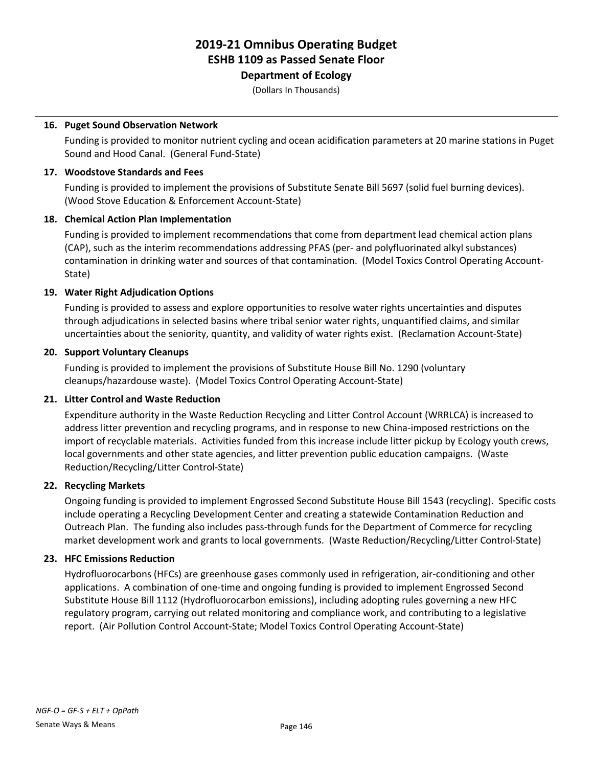**16. Puget Sound Observation Network**

Funding is provided to monitor nutrient cycling and ocean acidification parameters at 20 marine stations in Puget Sound and Hood Canal. (General Fund-State)

**17. Woodstove Standards and Fees**

Funding is provided to implement the provisions of Substitute Senate Bill 5697 (solid fuel burning devices). (Wood Stove Education & Enforcement Account-State)

**18. Chemical Action Plan Implementation**

Funding is provided to implement recommendations that come from department lead chemical action plans (CAP), such as the interim recommendations addressing PFAS (per- and polyfluorinated alkyl substances) contamination in drinking water and sources of that contamination. (Model Toxics Control Operating Account-State)

**19. Water Right Adjudication Options**

Funding is provided to assess and explore opportunities to resolve water rights uncertainties and disputes through adjudications in selected basins where tribal senior water rights, unquantified claims, and similar uncertainties about the seniority, quantity, and validity of water rights exist. (Reclamation Account-State)

**20. Support Voluntary Cleanups**

Funding is provided to implement the provisions of Substitute House Bill No. 1290 (voluntary cleanups/hazardouse waste). (Model Toxics Control Operating Account-State)

**21. Litter Control and Waste Reduction**

Expenditure authority in the Waste Reduction Recycling and Litter Control Account (WRRLCA) is increased to address litter prevention and recycling programs, and in response to new China-imposed restrictions on the import of recyclable materials. Activities funded from this increase include litter pickup by Ecology youth crews, local governments and other state agencies, and litter prevention public education campaigns. (Waste Reduction/Recycling/Litter Control-State)

**22. Recycling Markets**

Ongoing funding is provided to implement Engrossed Second Substitute House Bill 1543 (recycling). Specific costs include operating a Recycling Development Center and creating a statewide Contamination Reduction and Outreach Plan. The funding also includes pass-through funds for the Department of Commerce for recycling market development work and grants to local governments. (Waste Reduction/Recycling/Litter Control-State)

**23. HFC Emissions Reduction**

Hydrofluorocarbons (HFCs) are greenhouse gases commonly used in refrigeration, air-conditioning and other applications. A combination of one-time and ongoing funding is provided to implement Engrossed Second Substitute House Bill 1112 (Hydrofluorocarbon emissions), including adopting rules governing a new HFC regulatory program, carrying out related monitoring and compliance work, and contributing to a legislative report. (Air Pollution Control Account-State; Model Toxics Control Operating Account-State)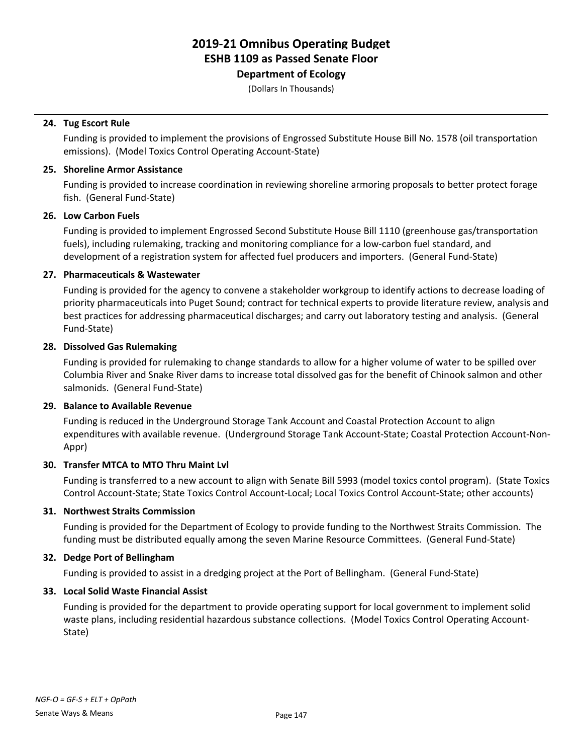**24. Tug Escort Rule**

Funding is provided to implement the provisions of Engrossed Substitute House Bill No. 1578 (oil transportation emissions). (Model Toxics Control Operating Account-State)

**25. Shoreline Armor Assistance**

Funding is provided to increase coordination in reviewing shoreline armoring proposals to better protect forage fish. (General Fund-State)

**26. Low Carbon Fuels**

Funding is provided to implement Engrossed Second Substitute House Bill 1110 (greenhouse gas/transportation fuels), including rulemaking, tracking and monitoring compliance for a low-carbon fuel standard, and development of a registration system for affected fuel producers and importers. (General Fund-State)

**27. Pharmaceuticals & Wastewater**

Funding is provided for the agency to convene a stakeholder workgroup to identify actions to decrease loading of priority pharmaceuticals into Puget Sound; contract for technical experts to provide literature review, analysis and best practices for addressing pharmaceutical discharges; and carry out laboratory testing and analysis. (General Fund-State)

**28. Dissolved Gas Rulemaking**

Funding is provided for rulemaking to change standards to allow for a higher volume of water to be spilled over Columbia River and Snake River dams to increase total dissolved gas for the benefit of Chinook salmon and other salmonids. (General Fund-State)

**29. Balance to Available Revenue**

Funding is reduced in the Underground Storage Tank Account and Coastal Protection Account to align expenditures with available revenue. (Underground Storage Tank Account-State; Coastal Protection Account-Non-Appr)

**30. Transfer MTCA to MTO Thru Maint Lvl**

Funding is transferred to a new account to align with Senate Bill 5993 (model toxics contol program). (State Toxics Control Account-State; State Toxics Control Account-Local; Local Toxics Control Account-State; other accounts)

**31. Northwest Straits Commission**

Funding is provided for the Department of Ecology to provide funding to the Northwest Straits Commission. The funding must be distributed equally among the seven Marine Resource Committees. (General Fund-State)

**32. Dedge Port of Bellingham**

Funding is provided to assist in a dredging project at the Port of Bellingham. (General Fund-State)

**33. Local Solid Waste Financial Assist**

Funding is provided for the department to provide operating support for local government to implement solid waste plans, including residential hazardous substance collections. (Model Toxics Control Operating Account-State)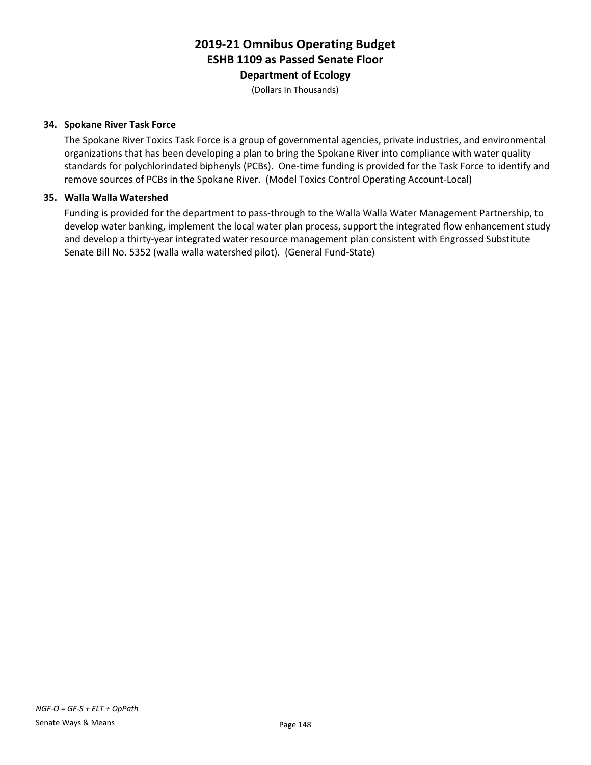**34. Spokane River Task Force**

The Spokane River Toxics Task Force is a group of governmental agencies, private industries, and environmental organizations that has been developing a plan to bring the Spokane River into compliance with water quality standards for polychlorindated biphenyls (PCBs). One-time funding is provided for the Task Force to identify and remove sources of PCBs in the Spokane River. (Model Toxics Control Operating Account-Local)

**35. Walla Walla Watershed**

Funding is provided for the department to pass-through to the Walla Walla Water Management Partnership, to develop water banking, implement the local water plan process, support the integrated flow enhancement study and develop a thirty-year integrated water resource management plan consistent with Engrossed Substitute Senate Bill No. 5352 (walla walla watershed pilot). (General Fund-State)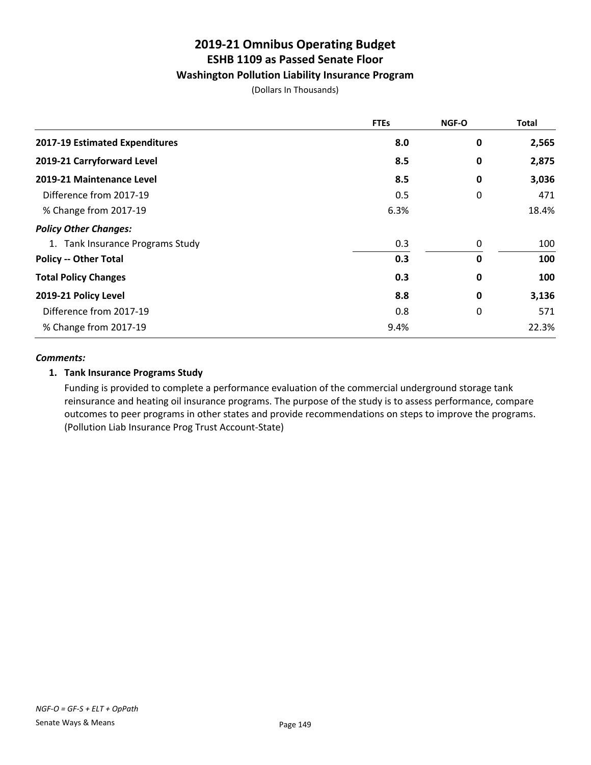# 2019-21 Omnibus Operating Budget
## ESHB 1109 as Passed Senate Floor
### Washington Pollution Liability Insurance Program

(Dollars In Thousands)

| | FTEs | NGF-O | Total |
|---|---|---|---|
| **2017-19 Estimated Expenditures** | **8.0** | **0** | **2,565** |
| **2019-21 Carryforward Level** | **8.5** | **0** | **2,875** |
| **2019-21 Maintenance Level** | **8.5** | **0** | **3,036** |
| Difference from 2017-19 | 0.5 | 0 | 471 |
| % Change from 2017-19 | 6.3% | | 18.4% |
| ***Policy Other Changes:*** | | | |
| 1. Tank Insurance Programs Study | 0.3 | 0 | 100 |
| **Policy -- Other Total** | **0.3** | **0** | **100** |
| **Total Policy Changes** | **0.3** | **0** | **100** |
| **2019-21 Policy Level** | **8.8** | **0** | **3,136** |
| Difference from 2017-19 | 0.8 | 0 | 571 |
| % Change from 2017-19 | 9.4% | | 22.3% |

***Comments:***

1. **Tank Insurance Programs Study**

   Funding is provided to complete a performance evaluation of the commercial underground storage tank reinsurance and heating oil insurance programs. The purpose of the study is to assess performance, compare outcomes to peer programs in other states and provide recommendations on steps to improve the programs. (Pollution Liab Insurance Prog Trust Account-State)

*NGF-O = GF-S + ELT + OpPath*

Senate Ways & Means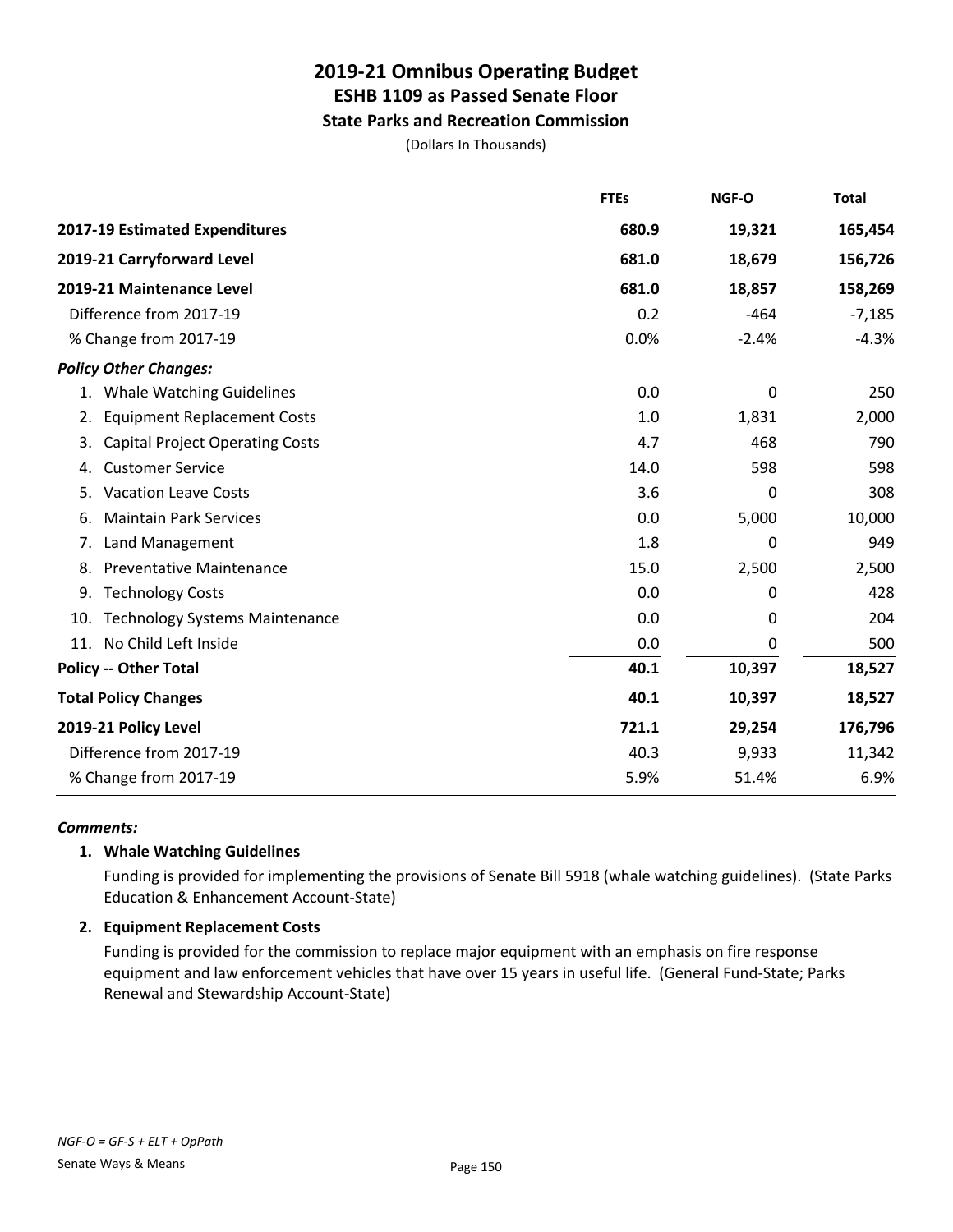# 2019-21 Omnibus Operating Budget
## ESHB 1109 as Passed Senate Floor
### State Parks and Recreation Commission
(Dollars In Thousands)

| | FTEs | NGF-O | Total |
|---|---|---|---|
| **2017-19 Estimated Expenditures** | **680.9** | **19,321** | **165,454** |
| **2019-21 Carryforward Level** | **681.0** | **18,679** | **156,726** |
| **2019-21 Maintenance Level** | **681.0** | **18,857** | **158,269** |
| Difference from 2017-19 | 0.2 | -464 | -7,185 |
| % Change from 2017-19 | 0.0% | -2.4% | -4.3% |
| ***Policy Other Changes:*** | | | |
| 1. Whale Watching Guidelines | 0.0 | 0 | 250 |
| 2. Equipment Replacement Costs | 1.0 | 1,831 | 2,000 |
| 3. Capital Project Operating Costs | 4.7 | 468 | 790 |
| 4. Customer Service | 14.0 | 598 | 598 |
| 5. Vacation Leave Costs | 3.6 | 0 | 308 |
| 6. Maintain Park Services | 0.0 | 5,000 | 10,000 |
| 7. Land Management | 1.8 | 0 | 949 |
| 8. Preventative Maintenance | 15.0 | 2,500 | 2,500 |
| 9. Technology Costs | 0.0 | 0 | 428 |
| 10. Technology Systems Maintenance | 0.0 | 0 | 204 |
| 11. No Child Left Inside | 0.0 | 0 | 500 |
| **Policy -- Other Total** | **40.1** | **10,397** | **18,527** |
| **Total Policy Changes** | **40.1** | **10,397** | **18,527** |
| **2019-21 Policy Level** | **721.1** | **29,254** | **176,796** |
| Difference from 2017-19 | 40.3 | 9,933 | 11,342 |
| % Change from 2017-19 | 5.9% | 51.4% | 6.9% |

***Comments:***

**1. Whale Watching Guidelines**

Funding is provided for implementing the provisions of Senate Bill 5918 (whale watching guidelines). (State Parks Education & Enhancement Account-State)

**2. Equipment Replacement Costs**

Funding is provided for the commission to replace major equipment with an emphasis on fire response equipment and law enforcement vehicles that have over 15 years in useful life. (General Fund-State; Parks Renewal and Stewardship Account-State)

*NGF-O = GF-S + ELT + OpPath*

Senate Ways & Means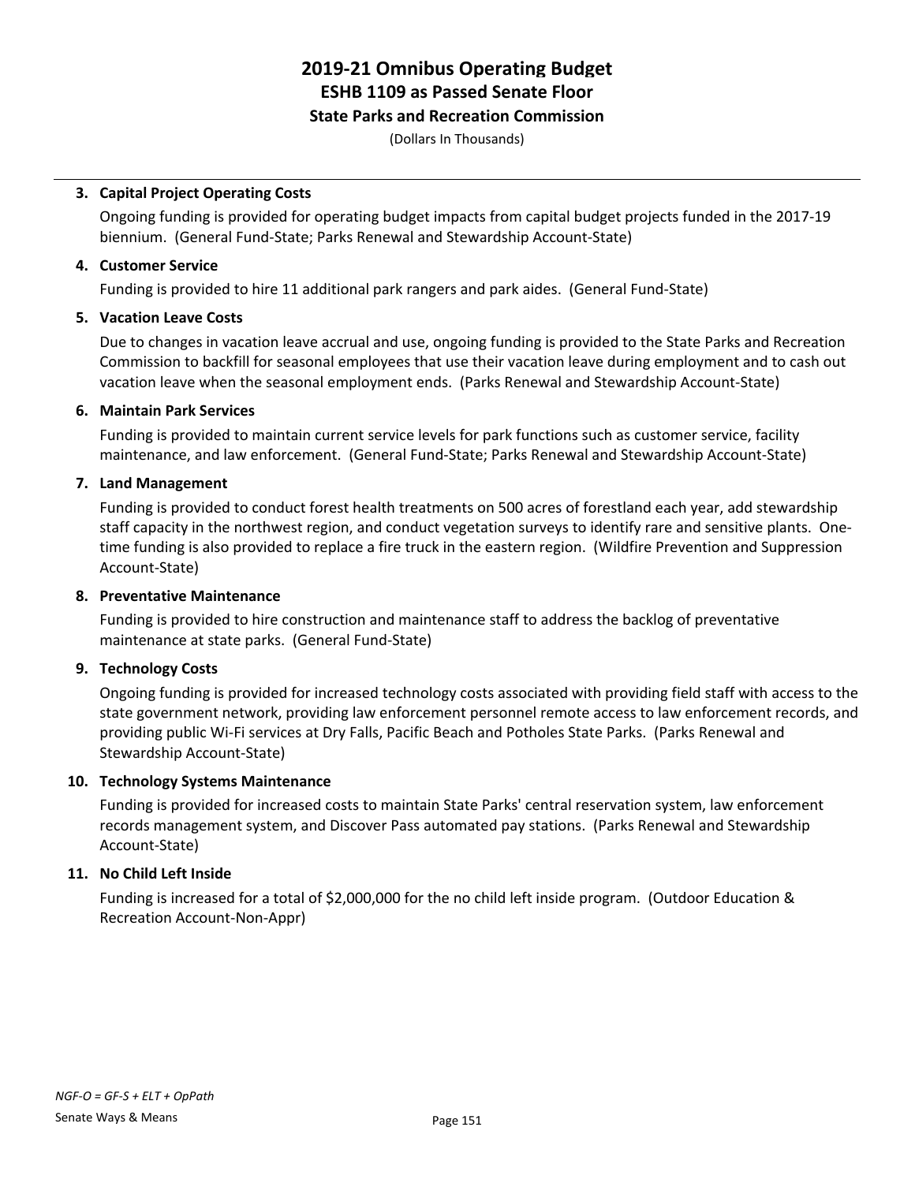# 2019-21 Omnibus Operating Budget
## ESHB 1109 as Passed Senate Floor
### State Parks and Recreation Commission

(Dollars In Thousands)

3. **Capital Project Operating Costs**

   Ongoing funding is provided for operating budget impacts from capital budget projects funded in the 2017-19 biennium. (General Fund-State; Parks Renewal and Stewardship Account-State)

4. **Customer Service**

   Funding is provided to hire 11 additional park rangers and park aides. (General Fund-State)

5. **Vacation Leave Costs**

   Due to changes in vacation leave accrual and use, ongoing funding is provided to the State Parks and Recreation Commission to backfill for seasonal employees that use their vacation leave during employment and to cash out vacation leave when the seasonal employment ends. (Parks Renewal and Stewardship Account-State)

6. **Maintain Park Services**

   Funding is provided to maintain current service levels for park functions such as customer service, facility maintenance, and law enforcement. (General Fund-State; Parks Renewal and Stewardship Account-State)

7. **Land Management**

   Funding is provided to conduct forest health treatments on 500 acres of forestland each year, add stewardship staff capacity in the northwest region, and conduct vegetation surveys to identify rare and sensitive plants. One-time funding is also provided to replace a fire truck in the eastern region. (Wildfire Prevention and Suppression Account-State)

8. **Preventative Maintenance**

   Funding is provided to hire construction and maintenance staff to address the backlog of preventative maintenance at state parks. (General Fund-State)

9. **Technology Costs**

   Ongoing funding is provided for increased technology costs associated with providing field staff with access to the state government network, providing law enforcement personnel remote access to law enforcement records, and providing public Wi-Fi services at Dry Falls, Pacific Beach and Potholes State Parks. (Parks Renewal and Stewardship Account-State)

10. **Technology Systems Maintenance**

    Funding is provided for increased costs to maintain State Parks' central reservation system, law enforcement records management system, and Discover Pass automated pay stations. (Parks Renewal and Stewardship Account-State)

11. **No Child Left Inside**

    Funding is increased for a total of $2,000,000 for the no child left inside program. (Outdoor Education & Recreation Account-Non-Appr)

*NGF-O = GF-S + ELT + OpPath*

Senate Ways & Means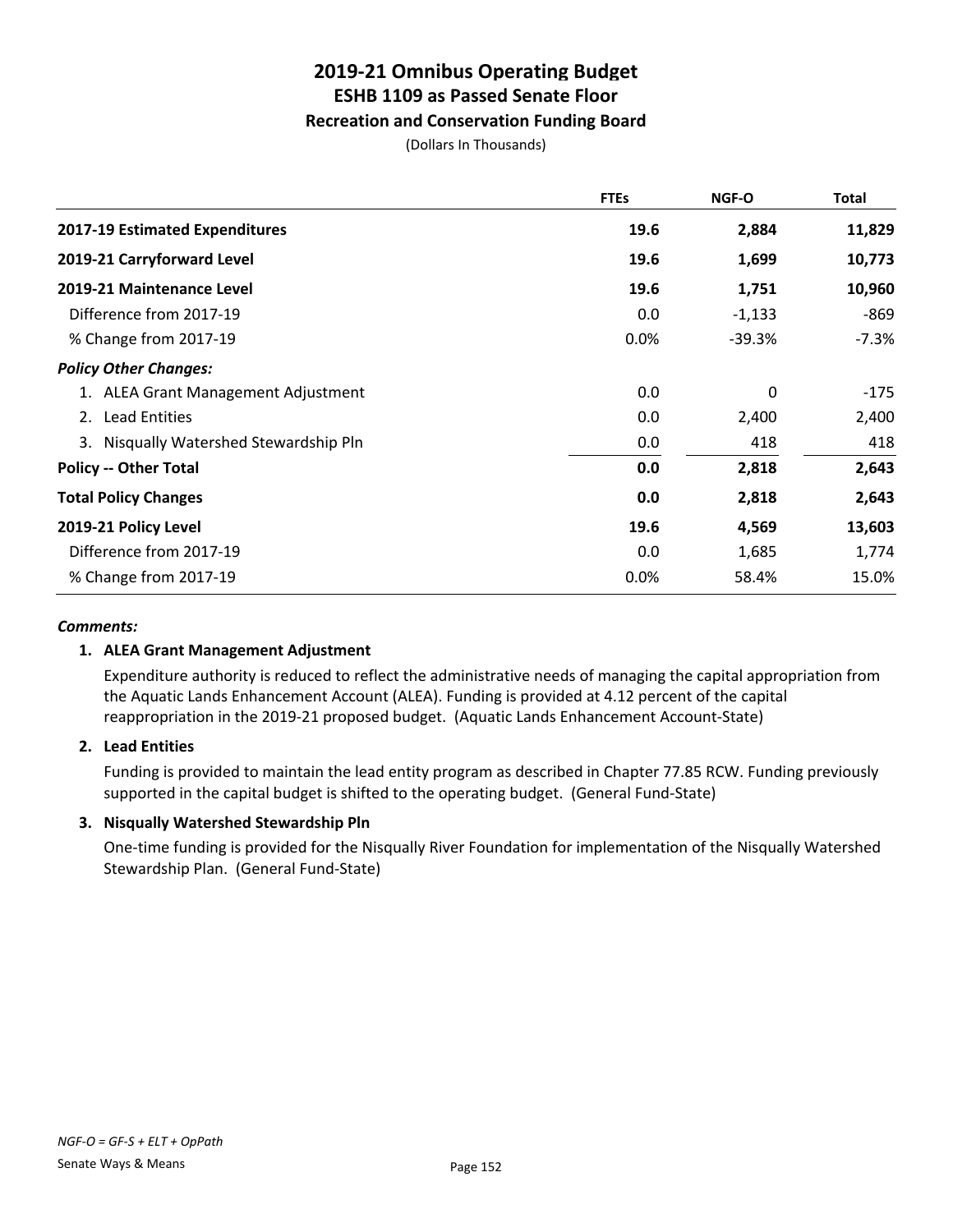# 2019-21 Omnibus Operating Budget
## ESHB 1109 as Passed Senate Floor
### Recreation and Conservation Funding Board

(Dollars In Thousands)

| | FTEs | NGF-O | Total |
|---|---|---|---|
| **2017-19 Estimated Expenditures** | **19.6** | **2,884** | **11,829** |
| **2019-21 Carryforward Level** | **19.6** | **1,699** | **10,773** |
| **2019-21 Maintenance Level** | **19.6** | **1,751** | **10,960** |
| Difference from 2017-19 | 0.0 | -1,133 | -869 |
| % Change from 2017-19 | 0.0% | -39.3% | -7.3% |
| ***Policy Other Changes:*** | | | |
| 1. ALEA Grant Management Adjustment | 0.0 | 0 | -175 |
| 2. Lead Entities | 0.0 | 2,400 | 2,400 |
| 3. Nisqually Watershed Stewardship Pln | 0.0 | 418 | 418 |
| **Policy -- Other Total** | **0.0** | **2,818** | **2,643** |
| **Total Policy Changes** | **0.0** | **2,818** | **2,643** |
| **2019-21 Policy Level** | **19.6** | **4,569** | **13,603** |
| Difference from 2017-19 | 0.0 | 1,685 | 1,774 |
| % Change from 2017-19 | 0.0% | 58.4% | 15.0% |

***Comments:***

**1. ALEA Grant Management Adjustment**

Expenditure authority is reduced to reflect the administrative needs of managing the capital appropriation from the Aquatic Lands Enhancement Account (ALEA). Funding is provided at 4.12 percent of the capital reappropriation in the 2019-21 proposed budget. (Aquatic Lands Enhancement Account-State)

**2. Lead Entities**

Funding is provided to maintain the lead entity program as described in Chapter 77.85 RCW. Funding previously supported in the capital budget is shifted to the operating budget. (General Fund-State)

**3. Nisqually Watershed Stewardship Pln**

One-time funding is provided for the Nisqually River Foundation for implementation of the Nisqually Watershed Stewardship Plan. (General Fund-State)

*NGF-O = GF-S + ELT + OpPath*

Senate Ways & Means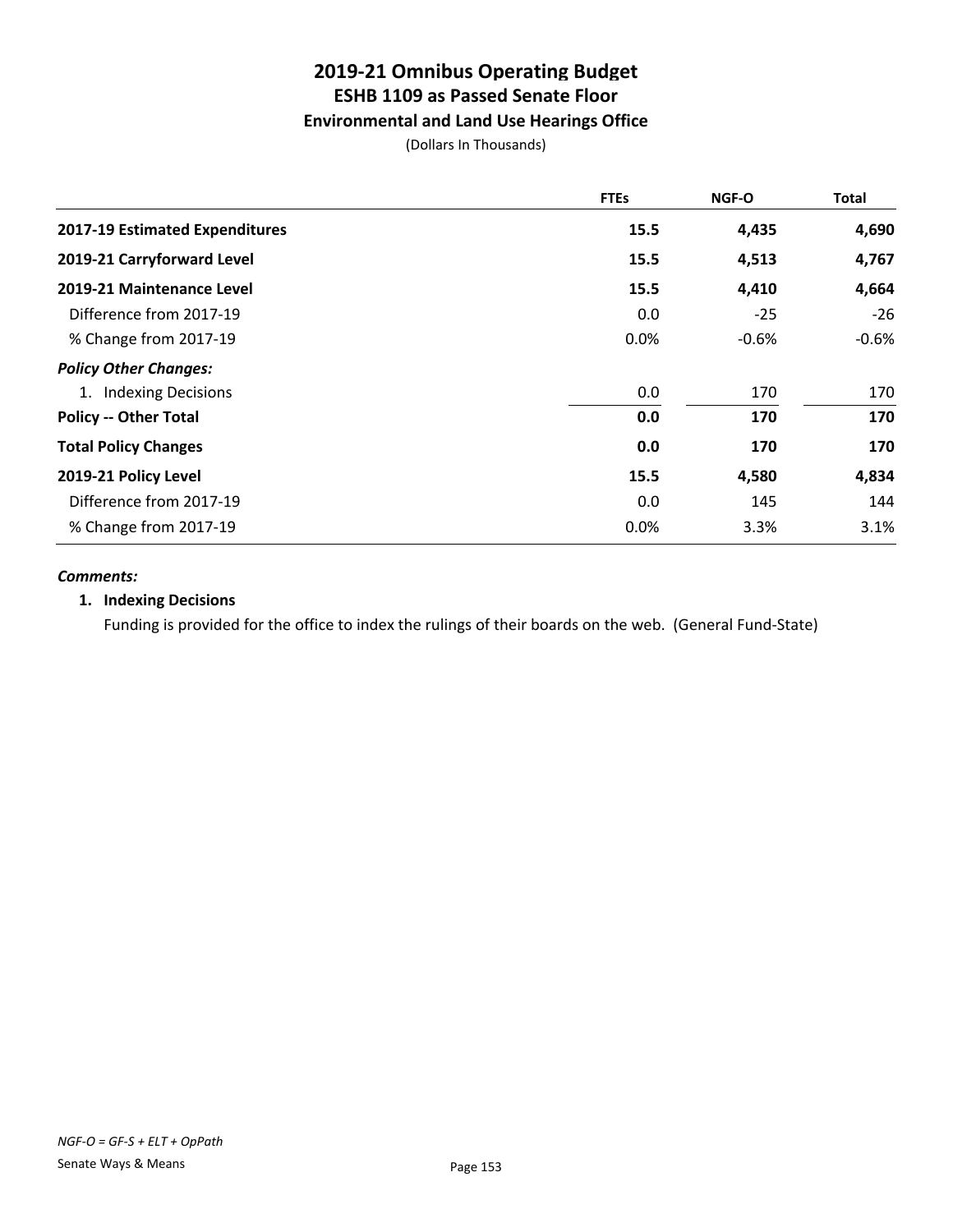# 2019-21 Omnibus Operating Budget
## ESHB 1109 as Passed Senate Floor
### Environmental and Land Use Hearings Office

(Dollars In Thousands)

| | FTEs | NGF-O | Total |
|---|---|---|---|
| **2017-19 Estimated Expenditures** | **15.5** | **4,435** | **4,690** |
| **2019-21 Carryforward Level** | **15.5** | **4,513** | **4,767** |
| **2019-21 Maintenance Level** | **15.5** | **4,410** | **4,664** |
| Difference from 2017-19 | 0.0 | -25 | -26 |
| % Change from 2017-19 | 0.0% | -0.6% | -0.6% |
| ***Policy Other Changes:*** | | | |
| 1. Indexing Decisions | 0.0 | 170 | 170 |
| **Policy -- Other Total** | **0.0** | **170** | **170** |
| **Total Policy Changes** | **0.0** | **170** | **170** |
| **2019-21 Policy Level** | **15.5** | **4,580** | **4,834** |
| Difference from 2017-19 | 0.0 | 145 | 144 |
| % Change from 2017-19 | 0.0% | 3.3% | 3.1% |

***Comments:***

**1. Indexing Decisions**

Funding is provided for the office to index the rulings of their boards on the web. (General Fund-State)

*NGF-O = GF-S + ELT + OpPath*

Senate Ways & Means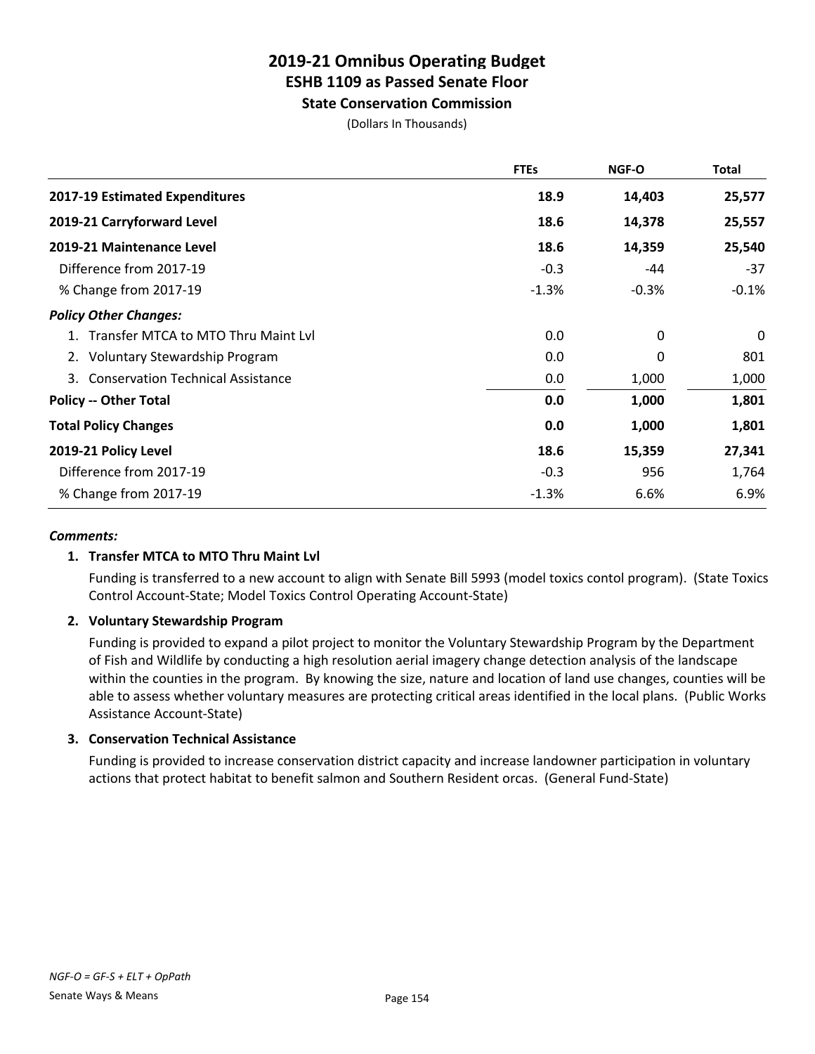# 2019-21 Omnibus Operating Budget
## ESHB 1109 as Passed Senate Floor
### State Conservation Commission

(Dollars In Thousands)

| | FTEs | NGF-O | Total |
|---|---|---|---|
| **2017-19 Estimated Expenditures** | **18.9** | **14,403** | **25,577** |
| **2019-21 Carryforward Level** | **18.6** | **14,378** | **25,557** |
| **2019-21 Maintenance Level** | **18.6** | **14,359** | **25,540** |
| Difference from 2017-19 | -0.3 | -44 | -37 |
| % Change from 2017-19 | -1.3% | -0.3% | -0.1% |
| ***Policy Other Changes:*** | | | |
| 1. Transfer MTCA to MTO Thru Maint Lvl | 0.0 | 0 | 0 |
| 2. Voluntary Stewardship Program | 0.0 | 0 | 801 |
| 3. Conservation Technical Assistance | 0.0 | 1,000 | 1,000 |
| **Policy -- Other Total** | **0.0** | **1,000** | **1,801** |
| **Total Policy Changes** | **0.0** | **1,000** | **1,801** |
| **2019-21 Policy Level** | **18.6** | **15,359** | **27,341** |
| Difference from 2017-19 | -0.3 | 956 | 1,764 |
| % Change from 2017-19 | -1.3% | 6.6% | 6.9% |

***Comments:***

**1. Transfer MTCA to MTO Thru Maint Lvl**

Funding is transferred to a new account to align with Senate Bill 5993 (model toxics contol program). (State Toxics Control Account-State; Model Toxics Control Operating Account-State)

**2. Voluntary Stewardship Program**

Funding is provided to expand a pilot project to monitor the Voluntary Stewardship Program by the Department of Fish and Wildlife by conducting a high resolution aerial imagery change detection analysis of the landscape within the counties in the program. By knowing the size, nature and location of land use changes, counties will be able to assess whether voluntary measures are protecting critical areas identified in the local plans. (Public Works Assistance Account-State)

**3. Conservation Technical Assistance**

Funding is provided to increase conservation district capacity and increase landowner participation in voluntary actions that protect habitat to benefit salmon and Southern Resident orcas. (General Fund-State)

*NGF-O = GF-S + ELT + OpPath*

Senate Ways & Means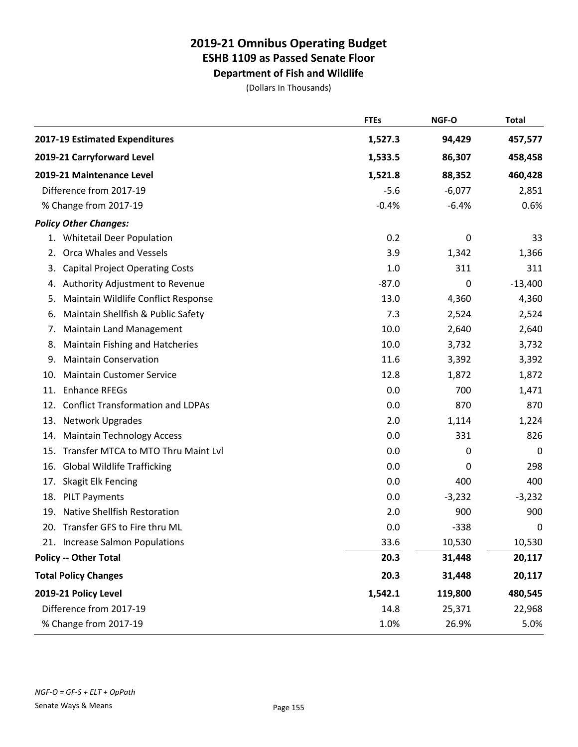# 2019-21 Omnibus Operating Budget
## ESHB 1109 as Passed Senate Floor
### Department of Fish and Wildlife

(Dollars In Thousands)

| | FTEs | NGF-O | Total |
|---|---|---|---|
| **2017-19 Estimated Expenditures** | **1,527.3** | **94,429** | **457,577** |
| **2019-21 Carryforward Level** | **1,533.5** | **86,307** | **458,458** |
| **2019-21 Maintenance Level** | **1,521.8** | **88,352** | **460,428** |
| Difference from 2017-19 | -5.6 | -6,077 | 2,851 |
| % Change from 2017-19 | -0.4% | -6.4% | 0.6% |
| ***Policy Other Changes:*** | | | |
| 1. Whitetail Deer Population | 0.2 | 0 | 33 |
| 2. Orca Whales and Vessels | 3.9 | 1,342 | 1,366 |
| 3. Capital Project Operating Costs | 1.0 | 311 | 311 |
| 4. Authority Adjustment to Revenue | -87.0 | 0 | -13,400 |
| 5. Maintain Wildlife Conflict Response | 13.0 | 4,360 | 4,360 |
| 6. Maintain Shellfish & Public Safety | 7.3 | 2,524 | 2,524 |
| 7. Maintain Land Management | 10.0 | 2,640 | 2,640 |
| 8. Maintain Fishing and Hatcheries | 10.0 | 3,732 | 3,732 |
| 9. Maintain Conservation | 11.6 | 3,392 | 3,392 |
| 10. Maintain Customer Service | 12.8 | 1,872 | 1,872 |
| 11. Enhance RFEGs | 0.0 | 700 | 1,471 |
| 12. Conflict Transformation and LDPAs | 0.0 | 870 | 870 |
| 13. Network Upgrades | 2.0 | 1,114 | 1,224 |
| 14. Maintain Technology Access | 0.0 | 331 | 826 |
| 15. Transfer MTCA to MTO Thru Maint Lvl | 0.0 | 0 | 0 |
| 16. Global Wildlife Trafficking | 0.0 | 0 | 298 |
| 17. Skagit Elk Fencing | 0.0 | 400 | 400 |
| 18. PILT Payments | 0.0 | -3,232 | -3,232 |
| 19. Native Shellfish Restoration | 2.0 | 900 | 900 |
| 20. Transfer GFS to Fire thru ML | 0.0 | -338 | 0 |
| 21. Increase Salmon Populations | 33.6 | 10,530 | 10,530 |
| **Policy -- Other Total** | **20.3** | **31,448** | **20,117** |
| **Total Policy Changes** | **20.3** | **31,448** | **20,117** |
| **2019-21 Policy Level** | **1,542.1** | **119,800** | **480,545** |
| Difference from 2017-19 | 14.8 | 25,371 | 22,968 |
| % Change from 2017-19 | 1.0% | 26.9% | 5.0% |

*NGF-O = GF-S + ELT + OpPath*

Senate Ways & Means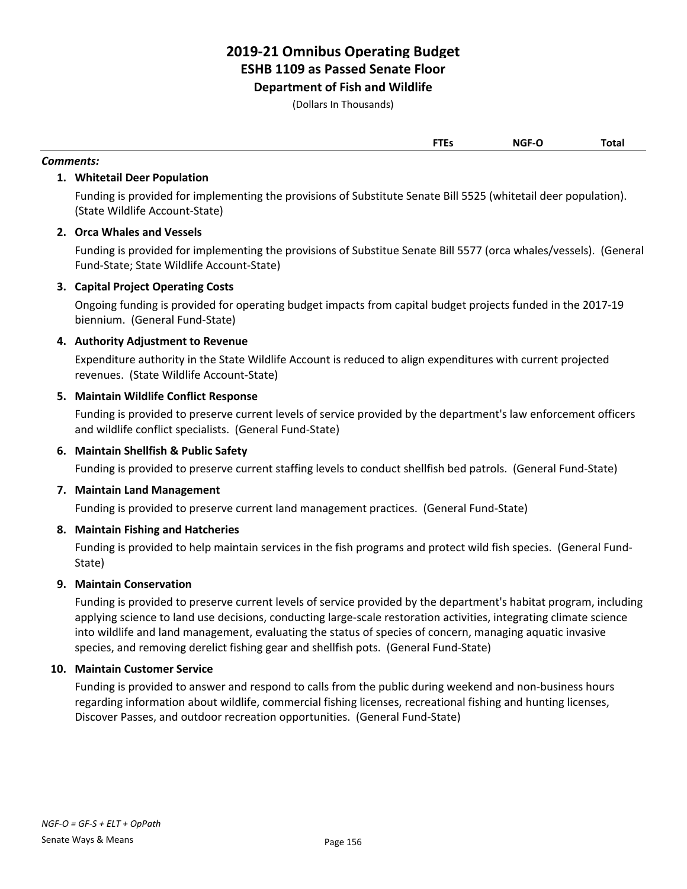# 2019-21 Omnibus Operating Budget
## ESHB 1109 as Passed Senate Floor
### Department of Fish and Wildlife

(Dollars In Thousands)

| | FTEs | NGF-O | Total |
|---|---|---|---|

***Comments:***

1. **Whitetail Deer Population**

   Funding is provided for implementing the provisions of Substitute Senate Bill 5525 (whitetail deer population). (State Wildlife Account-State)

2. **Orca Whales and Vessels**

   Funding is provided for implementing the provisions of Substitue Senate Bill 5577 (orca whales/vessels). (General Fund-State; State Wildlife Account-State)

3. **Capital Project Operating Costs**

   Ongoing funding is provided for operating budget impacts from capital budget projects funded in the 2017-19 biennium. (General Fund-State)

4. **Authority Adjustment to Revenue**

   Expenditure authority in the State Wildlife Account is reduced to align expenditures with current projected revenues. (State Wildlife Account-State)

5. **Maintain Wildlife Conflict Response**

   Funding is provided to preserve current levels of service provided by the department's law enforcement officers and wildlife conflict specialists. (General Fund-State)

6. **Maintain Shellfish & Public Safety**

   Funding is provided to preserve current staffing levels to conduct shellfish bed patrols. (General Fund-State)

7. **Maintain Land Management**

   Funding is provided to preserve current land management practices. (General Fund-State)

8. **Maintain Fishing and Hatcheries**

   Funding is provided to help maintain services in the fish programs and protect wild fish species. (General Fund-State)

9. **Maintain Conservation**

   Funding is provided to preserve current levels of service provided by the department's habitat program, including applying science to land use decisions, conducting large-scale restoration activities, integrating climate science into wildlife and land management, evaluating the status of species of concern, managing aquatic invasive species, and removing derelict fishing gear and shellfish pots. (General Fund-State)

10. **Maintain Customer Service**

    Funding is provided to answer and respond to calls from the public during weekend and non-business hours regarding information about wildlife, commercial fishing licenses, recreational fishing and hunting licenses, Discover Passes, and outdoor recreation opportunities. (General Fund-State)

*NGF-O = GF-S + ELT + OpPath*

Senate Ways & Means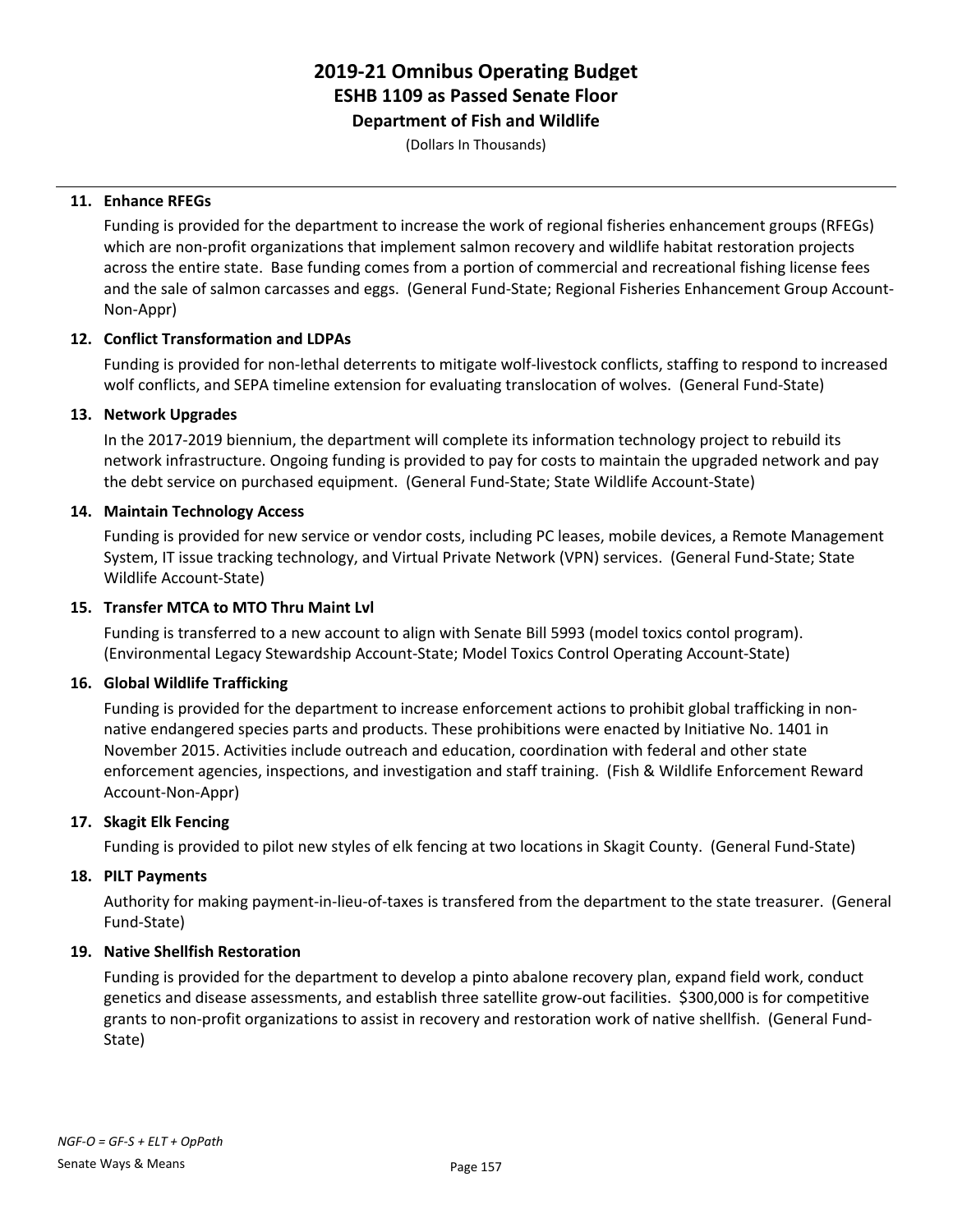# 2019-21 Omnibus Operating Budget
## ESHB 1109 as Passed Senate Floor
### Department of Fish and Wildlife

(Dollars In Thousands)

**11. Enhance RFEGs**

Funding is provided for the department to increase the work of regional fisheries enhancement groups (RFEGs) which are non-profit organizations that implement salmon recovery and wildlife habitat restoration projects across the entire state. Base funding comes from a portion of commercial and recreational fishing license fees and the sale of salmon carcasses and eggs. (General Fund-State; Regional Fisheries Enhancement Group Account-Non-Appr)

**12. Conflict Transformation and LDPAs**

Funding is provided for non-lethal deterrents to mitigate wolf-livestock conflicts, staffing to respond to increased wolf conflicts, and SEPA timeline extension for evaluating translocation of wolves. (General Fund-State)

**13. Network Upgrades**

In the 2017-2019 biennium, the department will complete its information technology project to rebuild its network infrastructure. Ongoing funding is provided to pay for costs to maintain the upgraded network and pay the debt service on purchased equipment. (General Fund-State; State Wildlife Account-State)

**14. Maintain Technology Access**

Funding is provided for new service or vendor costs, including PC leases, mobile devices, a Remote Management System, IT issue tracking technology, and Virtual Private Network (VPN) services. (General Fund-State; State Wildlife Account-State)

**15. Transfer MTCA to MTO Thru Maint Lvl**

Funding is transferred to a new account to align with Senate Bill 5993 (model toxics contol program). (Environmental Legacy Stewardship Account-State; Model Toxics Control Operating Account-State)

**16. Global Wildlife Trafficking**

Funding is provided for the department to increase enforcement actions to prohibit global trafficking in non-native endangered species parts and products. These prohibitions were enacted by Initiative No. 1401 in November 2015. Activities include outreach and education, coordination with federal and other state enforcement agencies, inspections, and investigation and staff training. (Fish & Wildlife Enforcement Reward Account-Non-Appr)

**17. Skagit Elk Fencing**

Funding is provided to pilot new styles of elk fencing at two locations in Skagit County. (General Fund-State)

**18. PILT Payments**

Authority for making payment-in-lieu-of-taxes is transfered from the department to the state treasurer. (General Fund-State)

**19. Native Shellfish Restoration**

Funding is provided for the department to develop a pinto abalone recovery plan, expand field work, conduct genetics and disease assessments, and establish three satellite grow-out facilities. $300,000 is for competitive grants to non-profit organizations to assist in recovery and restoration work of native shellfish. (General Fund-State)

*NGF-O = GF-S + ELT + OpPath*

Senate Ways & Means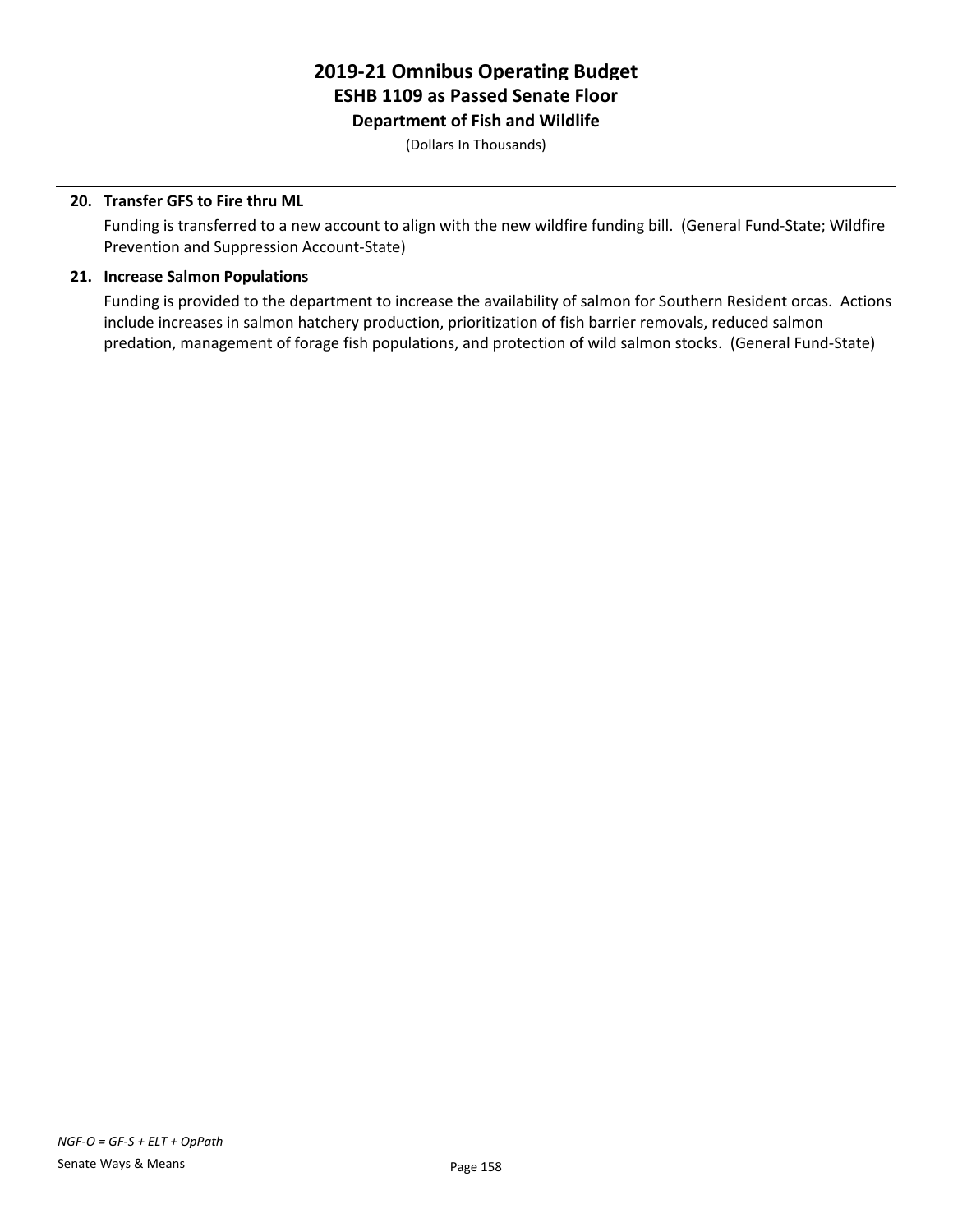# 2019-21 Omnibus Operating Budget
## ESHB 1109 as Passed Senate Floor
### Department of Fish and Wildlife

(Dollars In Thousands)

**20. Transfer GFS to Fire thru ML**

Funding is transferred to a new account to align with the new wildfire funding bill. (General Fund-State; Wildfire Prevention and Suppression Account-State)

**21. Increase Salmon Populations**

Funding is provided to the department to increase the availability of salmon for Southern Resident orcas. Actions include increases in salmon hatchery production, prioritization of fish barrier removals, reduced salmon predation, management of forage fish populations, and protection of wild salmon stocks. (General Fund-State)

*NGF-O = GF-S + ELT + OpPath*

Senate Ways & Means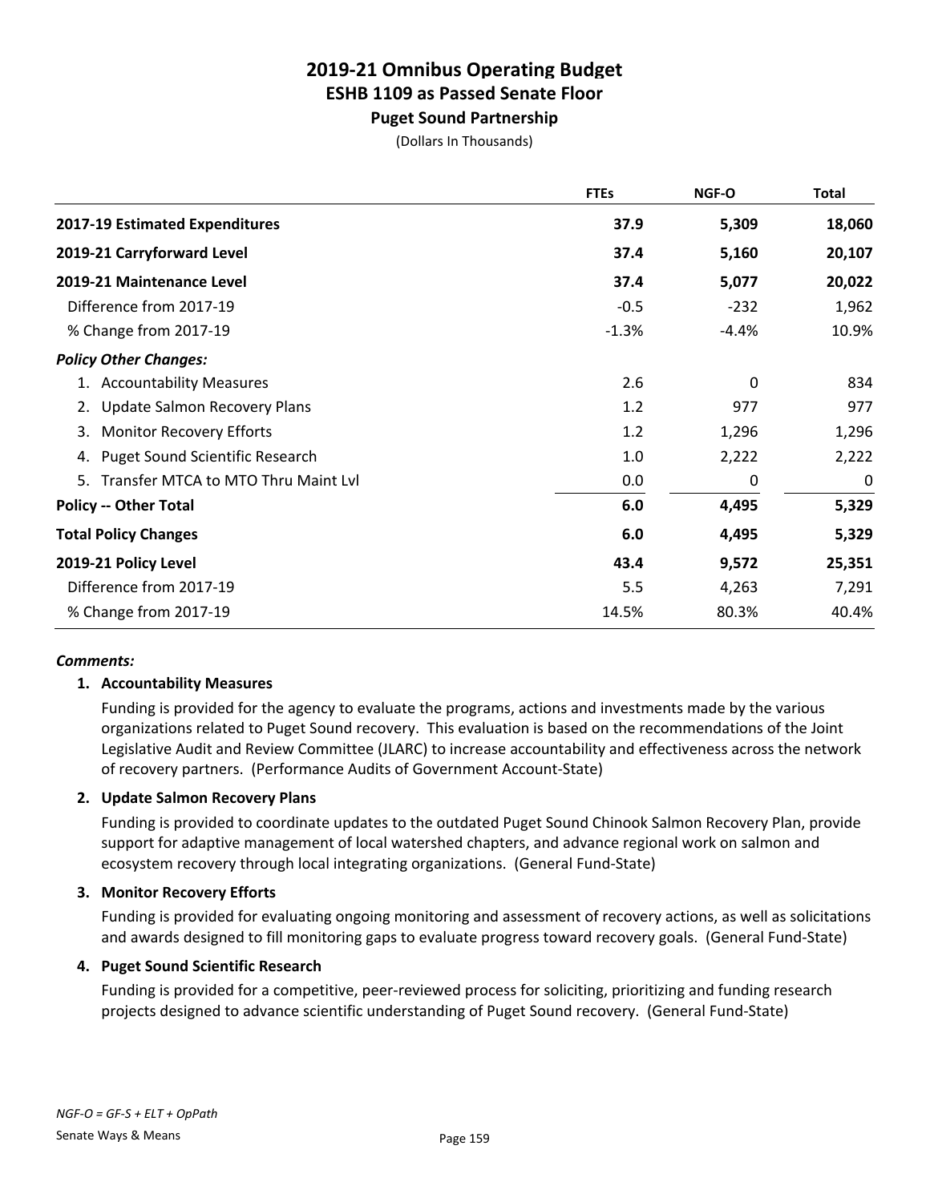# 2019-21 Omnibus Operating Budget
## ESHB 1109 as Passed Senate Floor
### Puget Sound Partnership

(Dollars In Thousands)

| | FTEs | NGF-O | Total |
|---|---|---|---|
| **2017-19 Estimated Expenditures** | **37.9** | **5,309** | **18,060** |
| **2019-21 Carryforward Level** | **37.4** | **5,160** | **20,107** |
| **2019-21 Maintenance Level** | **37.4** | **5,077** | **20,022** |
| Difference from 2017-19 | -0.5 | -232 | 1,962 |
| % Change from 2017-19 | -1.3% | -4.4% | 10.9% |
| ***Policy Other Changes:*** | | | |
| 1. Accountability Measures | 2.6 | 0 | 834 |
| 2. Update Salmon Recovery Plans | 1.2 | 977 | 977 |
| 3. Monitor Recovery Efforts | 1.2 | 1,296 | 1,296 |
| 4. Puget Sound Scientific Research | 1.0 | 2,222 | 2,222 |
| 5. Transfer MTCA to MTO Thru Maint Lvl | 0.0 | 0 | 0 |
| **Policy -- Other Total** | **6.0** | **4,495** | **5,329** |
| **Total Policy Changes** | **6.0** | **4,495** | **5,329** |
| **2019-21 Policy Level** | **43.4** | **9,572** | **25,351** |
| Difference from 2017-19 | 5.5 | 4,263 | 7,291 |
| % Change from 2017-19 | 14.5% | 80.3% | 40.4% |

***Comments:***

**1. Accountability Measures**

Funding is provided for the agency to evaluate the programs, actions and investments made by the various organizations related to Puget Sound recovery. This evaluation is based on the recommendations of the Joint Legislative Audit and Review Committee (JLARC) to increase accountability and effectiveness across the network of recovery partners. (Performance Audits of Government Account-State)

**2. Update Salmon Recovery Plans**

Funding is provided to coordinate updates to the outdated Puget Sound Chinook Salmon Recovery Plan, provide support for adaptive management of local watershed chapters, and advance regional work on salmon and ecosystem recovery through local integrating organizations. (General Fund-State)

**3. Monitor Recovery Efforts**

Funding is provided for evaluating ongoing monitoring and assessment of recovery actions, as well as solicitations and awards designed to fill monitoring gaps to evaluate progress toward recovery goals. (General Fund-State)

**4. Puget Sound Scientific Research**

Funding is provided for a competitive, peer-reviewed process for soliciting, prioritizing and funding research projects designed to advance scientific understanding of Puget Sound recovery. (General Fund-State)

*NGF-O = GF-S + ELT + OpPath*

Senate Ways & Means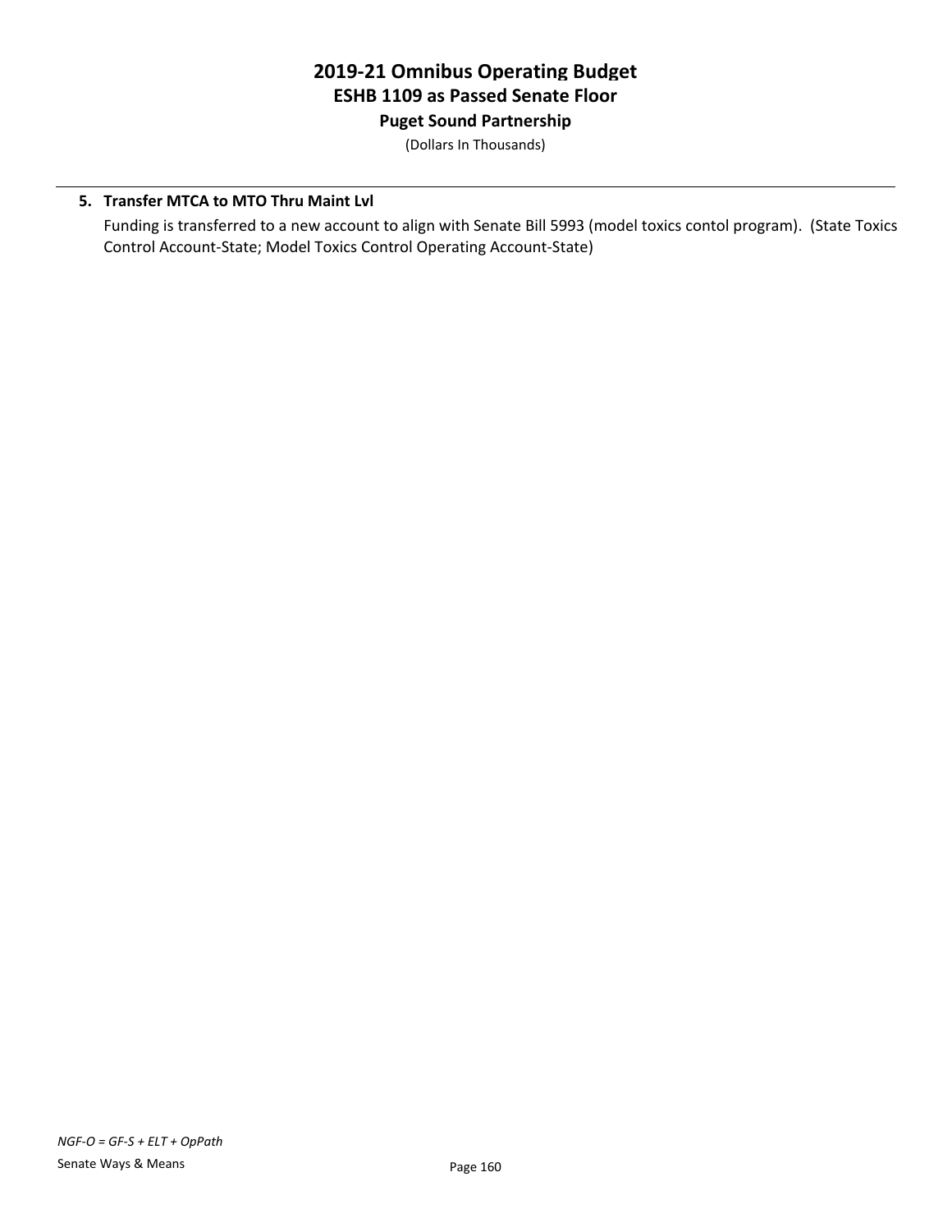# 2019-21 Omnibus Operating Budget
## ESHB 1109 as Passed Senate Floor
### Puget Sound Partnership

(Dollars In Thousands)

5. **Transfer MTCA to MTO Thru Maint Lvl**

   Funding is transferred to a new account to align with Senate Bill 5993 (model toxics contol program). (State Toxics Control Account-State; Model Toxics Control Operating Account-State)

*NGF-O = GF-S + ELT + OpPath*

Senate Ways & Means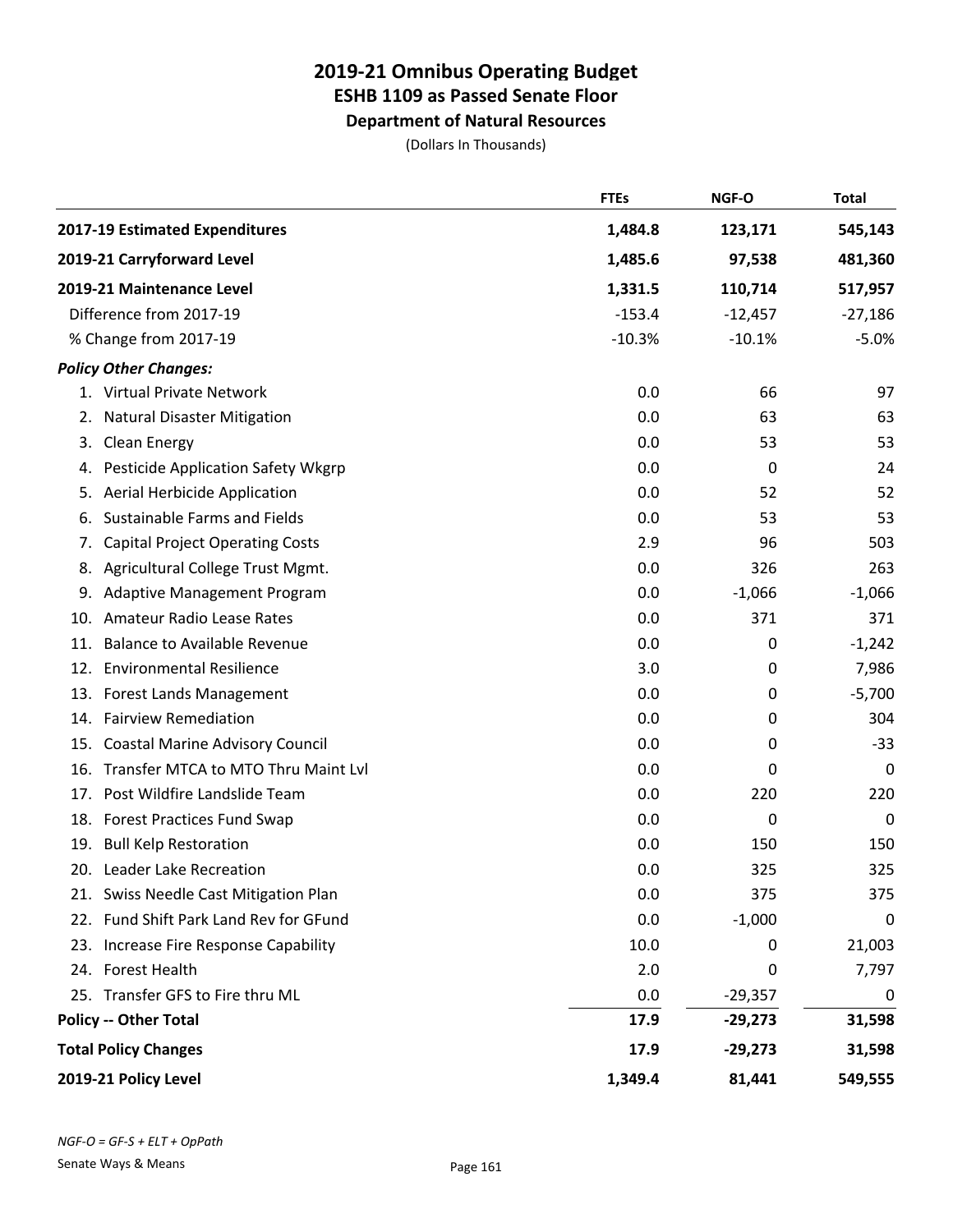# 2019-21 Omnibus Operating Budget
## ESHB 1109 as Passed Senate Floor
### Department of Natural Resources

(Dollars In Thousands)

| | FTEs | NGF-O | Total |
|---|---|---|---|
| **2017-19 Estimated Expenditures** | **1,484.8** | **123,171** | **545,143** |
| **2019-21 Carryforward Level** | **1,485.6** | **97,538** | **481,360** |
| **2019-21 Maintenance Level** | **1,331.5** | **110,714** | **517,957** |
| Difference from 2017-19 | -153.4 | -12,457 | -27,186 |
| % Change from 2017-19 | -10.3% | -10.1% | -5.0% |
| ***Policy Other Changes:*** | | | |
| 1. Virtual Private Network | 0.0 | 66 | 97 |
| 2. Natural Disaster Mitigation | 0.0 | 63 | 63 |
| 3. Clean Energy | 0.0 | 53 | 53 |
| 4. Pesticide Application Safety Wkgrp | 0.0 | 0 | 24 |
| 5. Aerial Herbicide Application | 0.0 | 52 | 52 |
| 6. Sustainable Farms and Fields | 0.0 | 53 | 53 |
| 7. Capital Project Operating Costs | 2.9 | 96 | 503 |
| 8. Agricultural College Trust Mgmt. | 0.0 | 326 | 263 |
| 9. Adaptive Management Program | 0.0 | -1,066 | -1,066 |
| 10. Amateur Radio Lease Rates | 0.0 | 371 | 371 |
| 11. Balance to Available Revenue | 0.0 | 0 | -1,242 |
| 12. Environmental Resilience | 3.0 | 0 | 7,986 |
| 13. Forest Lands Management | 0.0 | 0 | -5,700 |
| 14. Fairview Remediation | 0.0 | 0 | 304 |
| 15. Coastal Marine Advisory Council | 0.0 | 0 | -33 |
| 16. Transfer MTCA to MTO Thru Maint Lvl | 0.0 | 0 | 0 |
| 17. Post Wildfire Landslide Team | 0.0 | 220 | 220 |
| 18. Forest Practices Fund Swap | 0.0 | 0 | 0 |
| 19. Bull Kelp Restoration | 0.0 | 150 | 150 |
| 20. Leader Lake Recreation | 0.0 | 325 | 325 |
| 21. Swiss Needle Cast Mitigation Plan | 0.0 | 375 | 375 |
| 22. Fund Shift Park Land Rev for GFund | 0.0 | -1,000 | 0 |
| 23. Increase Fire Response Capability | 10.0 | 0 | 21,003 |
| 24. Forest Health | 2.0 | 0 | 7,797 |
| 25. Transfer GFS to Fire thru ML | 0.0 | -29,357 | 0 |
| **Policy -- Other Total** | **17.9** | **-29,273** | **31,598** |
| **Total Policy Changes** | **17.9** | **-29,273** | **31,598** |
| **2019-21 Policy Level** | **1,349.4** | **81,441** | **549,555** |

*NGF-O = GF-S + ELT + OpPath*

Senate Ways & Means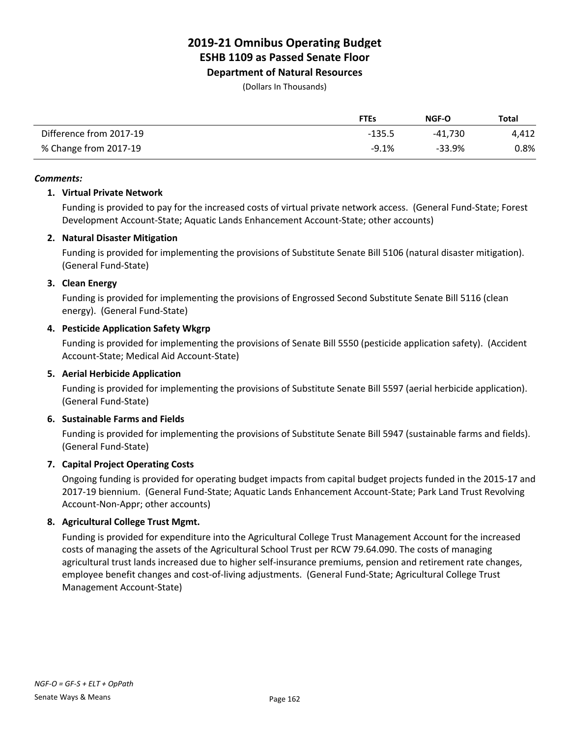# 2019-21 Omnibus Operating Budget
## ESHB 1109 as Passed Senate Floor
### Department of Natural Resources

(Dollars In Thousands)

| | FTEs | NGF-O | Total |
|---|---|---|---|
| Difference from 2017-19 | -135.5 | -41,730 | 4,412 |
| % Change from 2017-19 | -9.1% | -33.9% | 0.8% |

***Comments:***

1. **Virtual Private Network**

   Funding is provided to pay for the increased costs of virtual private network access. (General Fund-State; Forest Development Account-State; Aquatic Lands Enhancement Account-State; other accounts)

2. **Natural Disaster Mitigation**

   Funding is provided for implementing the provisions of Substitute Senate Bill 5106 (natural disaster mitigation). (General Fund-State)

3. **Clean Energy**

   Funding is provided for implementing the provisions of Engrossed Second Substitute Senate Bill 5116 (clean energy). (General Fund-State)

4. **Pesticide Application Safety Wkgrp**

   Funding is provided for implementing the provisions of Senate Bill 5550 (pesticide application safety). (Accident Account-State; Medical Aid Account-State)

5. **Aerial Herbicide Application**

   Funding is provided for implementing the provisions of Substitute Senate Bill 5597 (aerial herbicide application). (General Fund-State)

6. **Sustainable Farms and Fields**

   Funding is provided for implementing the provisions of Substitute Senate Bill 5947 (sustainable farms and fields). (General Fund-State)

7. **Capital Project Operating Costs**

   Ongoing funding is provided for operating budget impacts from capital budget projects funded in the 2015-17 and 2017-19 biennium. (General Fund-State; Aquatic Lands Enhancement Account-State; Park Land Trust Revolving Account-Non-Appr; other accounts)

8. **Agricultural College Trust Mgmt.**

   Funding is provided for expenditure into the Agricultural College Trust Management Account for the increased costs of managing the assets of the Agricultural School Trust per RCW 79.64.090. The costs of managing agricultural trust lands increased due to higher self-insurance premiums, pension and retirement rate changes, employee benefit changes and cost-of-living adjustments. (General Fund-State; Agricultural College Trust Management Account-State)

*NGF-O = GF-S + ELT + OpPath*

Senate Ways & Means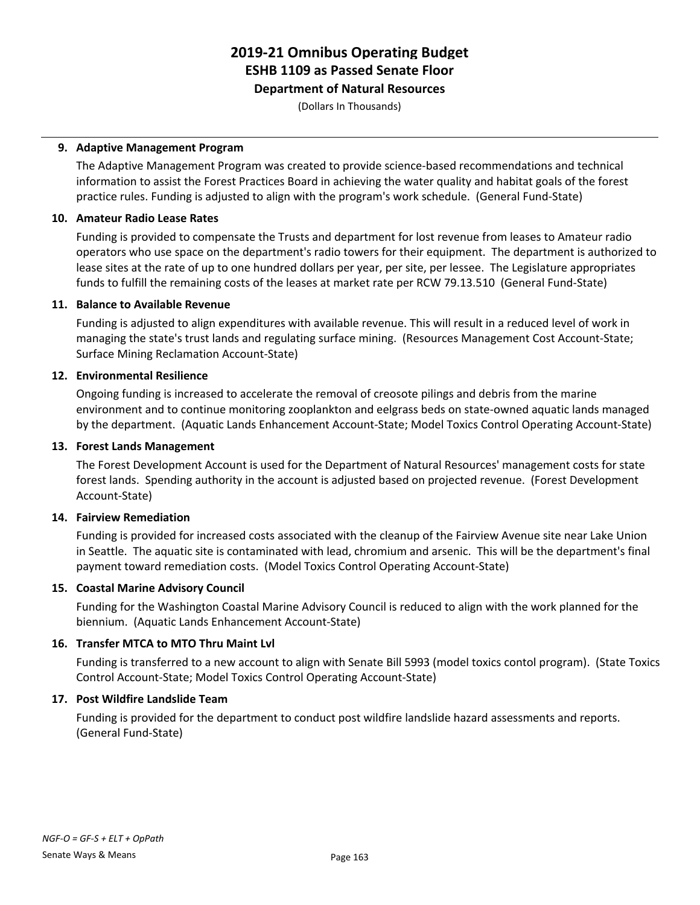# 2019-21 Omnibus Operating Budget
## ESHB 1109 as Passed Senate Floor
### Department of Natural Resources

(Dollars In Thousands)

**9. Adaptive Management Program**

The Adaptive Management Program was created to provide science-based recommendations and technical information to assist the Forest Practices Board in achieving the water quality and habitat goals of the forest practice rules. Funding is adjusted to align with the program's work schedule. (General Fund-State)

**10. Amateur Radio Lease Rates**

Funding is provided to compensate the Trusts and department for lost revenue from leases to Amateur radio operators who use space on the department's radio towers for their equipment. The department is authorized to lease sites at the rate of up to one hundred dollars per year, per site, per lessee. The Legislature appropriates funds to fulfill the remaining costs of the leases at market rate per RCW 79.13.510 (General Fund-State)

**11. Balance to Available Revenue**

Funding is adjusted to align expenditures with available revenue. This will result in a reduced level of work in managing the state's trust lands and regulating surface mining. (Resources Management Cost Account-State; Surface Mining Reclamation Account-State)

**12. Environmental Resilience**

Ongoing funding is increased to accelerate the removal of creosote pilings and debris from the marine environment and to continue monitoring zooplankton and eelgrass beds on state-owned aquatic lands managed by the department. (Aquatic Lands Enhancement Account-State; Model Toxics Control Operating Account-State)

**13. Forest Lands Management**

The Forest Development Account is used for the Department of Natural Resources' management costs for state forest lands. Spending authority in the account is adjusted based on projected revenue. (Forest Development Account-State)

**14. Fairview Remediation**

Funding is provided for increased costs associated with the cleanup of the Fairview Avenue site near Lake Union in Seattle. The aquatic site is contaminated with lead, chromium and arsenic. This will be the department's final payment toward remediation costs. (Model Toxics Control Operating Account-State)

**15. Coastal Marine Advisory Council**

Funding for the Washington Coastal Marine Advisory Council is reduced to align with the work planned for the biennium. (Aquatic Lands Enhancement Account-State)

**16. Transfer MTCA to MTO Thru Maint Lvl**

Funding is transferred to a new account to align with Senate Bill 5993 (model toxics contol program). (State Toxics Control Account-State; Model Toxics Control Operating Account-State)

**17. Post Wildfire Landslide Team**

Funding is provided for the department to conduct post wildfire landslide hazard assessments and reports. (General Fund-State)

*NGF-O = GF-S + ELT + OpPath*

Senate Ways & Means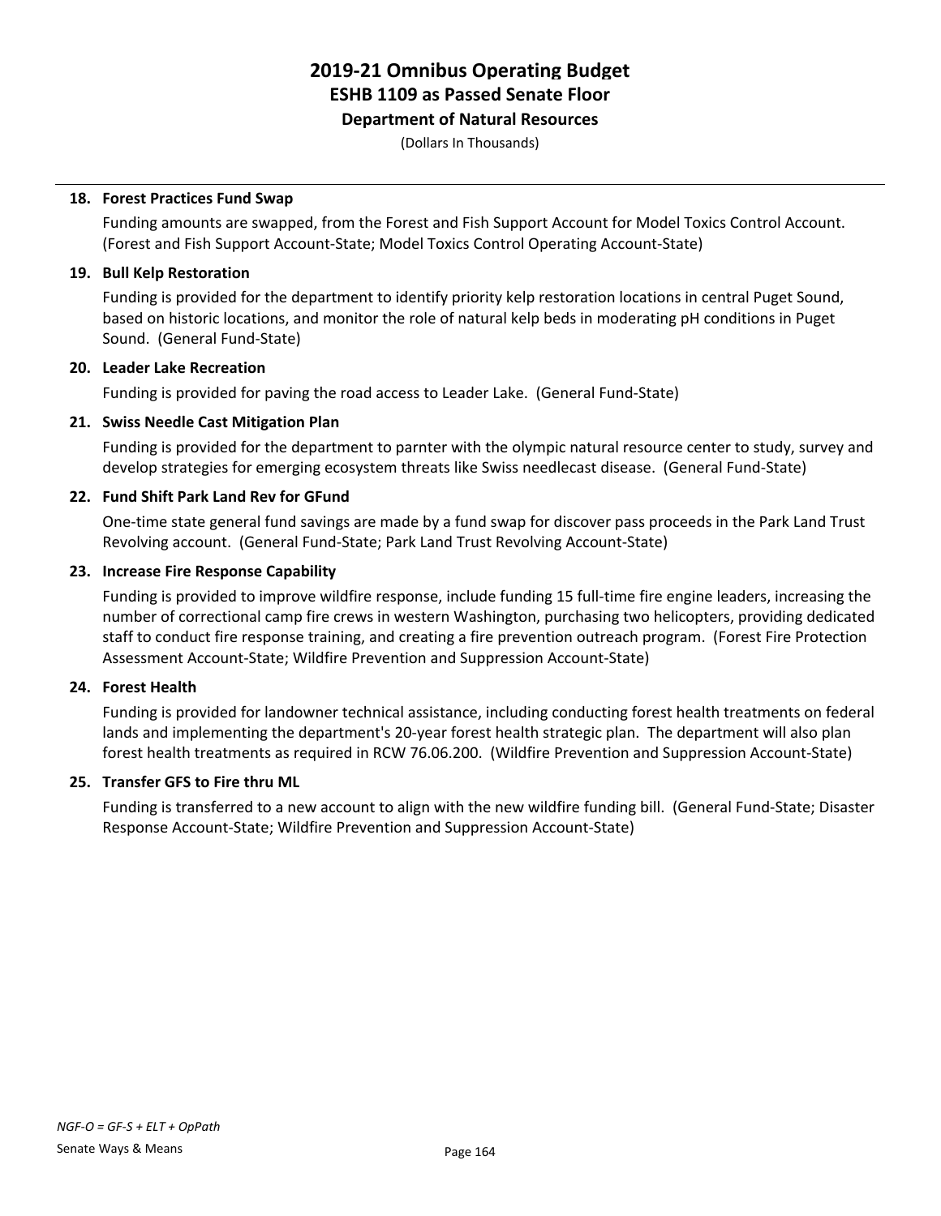# 2019-21 Omnibus Operating Budget
## ESHB 1109 as Passed Senate Floor
### Department of Natural Resources

(Dollars In Thousands)

**18. Forest Practices Fund Swap**

Funding amounts are swapped, from the Forest and Fish Support Account for Model Toxics Control Account. (Forest and Fish Support Account-State; Model Toxics Control Operating Account-State)

**19. Bull Kelp Restoration**

Funding is provided for the department to identify priority kelp restoration locations in central Puget Sound, based on historic locations, and monitor the role of natural kelp beds in moderating pH conditions in Puget Sound. (General Fund-State)

**20. Leader Lake Recreation**

Funding is provided for paving the road access to Leader Lake. (General Fund-State)

**21. Swiss Needle Cast Mitigation Plan**

Funding is provided for the department to parnter with the olympic natural resource center to study, survey and develop strategies for emerging ecosystem threats like Swiss needlecast disease. (General Fund-State)

**22. Fund Shift Park Land Rev for GFund**

One-time state general fund savings are made by a fund swap for discover pass proceeds in the Park Land Trust Revolving account. (General Fund-State; Park Land Trust Revolving Account-State)

**23. Increase Fire Response Capability**

Funding is provided to improve wildfire response, include funding 15 full-time fire engine leaders, increasing the number of correctional camp fire crews in western Washington, purchasing two helicopters, providing dedicated staff to conduct fire response training, and creating a fire prevention outreach program. (Forest Fire Protection Assessment Account-State; Wildfire Prevention and Suppression Account-State)

**24. Forest Health**

Funding is provided for landowner technical assistance, including conducting forest health treatments on federal lands and implementing the department's 20-year forest health strategic plan. The department will also plan forest health treatments as required in RCW 76.06.200. (Wildfire Prevention and Suppression Account-State)

**25. Transfer GFS to Fire thru ML**

Funding is transferred to a new account to align with the new wildfire funding bill. (General Fund-State; Disaster Response Account-State; Wildfire Prevention and Suppression Account-State)

*NGF-O = GF-S + ELT + OpPath*

Senate Ways & Means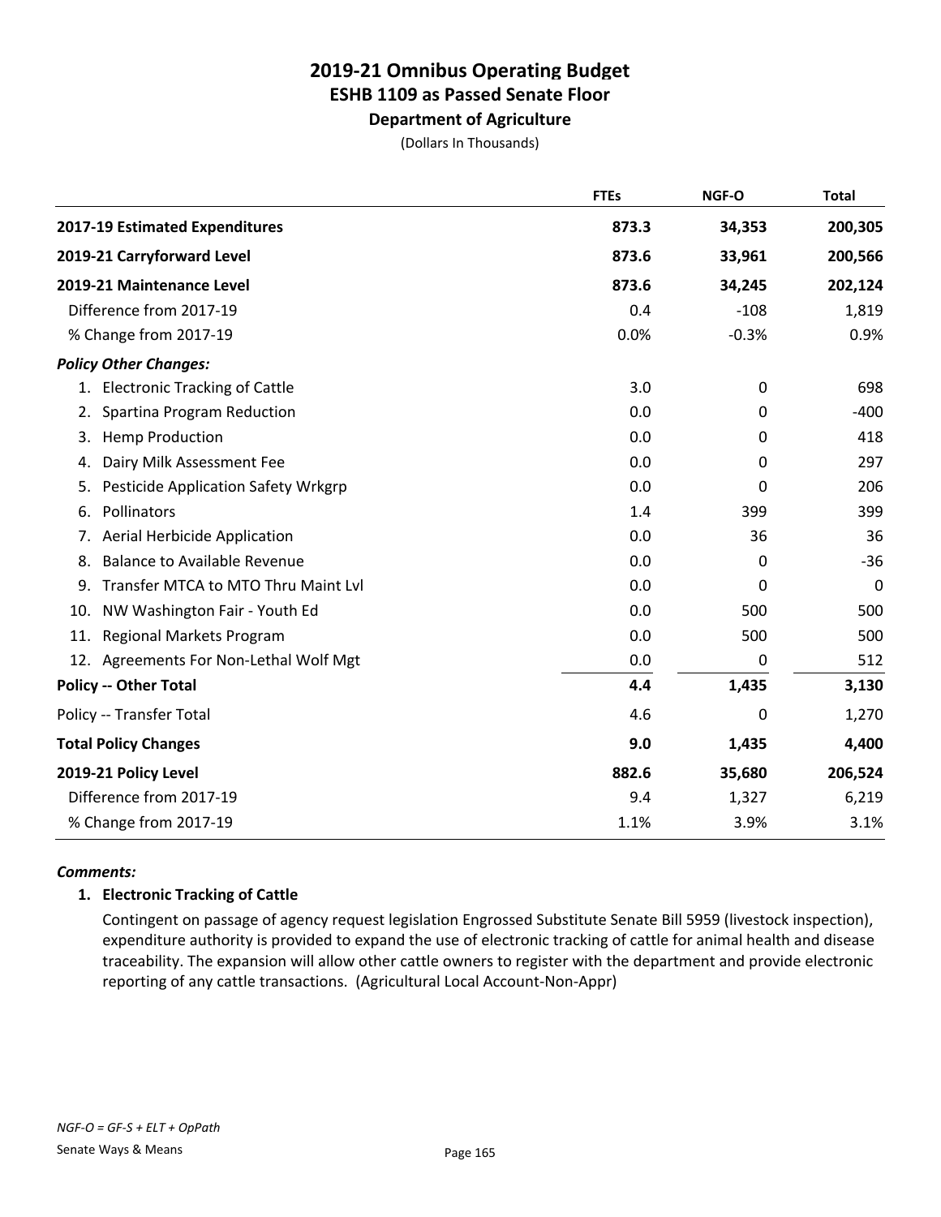# 2019-21 Omnibus Operating Budget
## ESHB 1109 as Passed Senate Floor
### Department of Agriculture

(Dollars In Thousands)

| | FTEs | NGF-O | Total |
|---|---|---|---|
| **2017-19 Estimated Expenditures** | **873.3** | **34,353** | **200,305** |
| **2019-21 Carryforward Level** | **873.6** | **33,961** | **200,566** |
| **2019-21 Maintenance Level** | **873.6** | **34,245** | **202,124** |
| Difference from 2017-19 | 0.4 | -108 | 1,819 |
| % Change from 2017-19 | 0.0% | -0.3% | 0.9% |
| ***Policy Other Changes:*** | | | |
| 1. Electronic Tracking of Cattle | 3.0 | 0 | 698 |
| 2. Spartina Program Reduction | 0.0 | 0 | -400 |
| 3. Hemp Production | 0.0 | 0 | 418 |
| 4. Dairy Milk Assessment Fee | 0.0 | 0 | 297 |
| 5. Pesticide Application Safety Wrkgrp | 0.0 | 0 | 206 |
| 6. Pollinators | 1.4 | 399 | 399 |
| 7. Aerial Herbicide Application | 0.0 | 36 | 36 |
| 8. Balance to Available Revenue | 0.0 | 0 | -36 |
| 9. Transfer MTCA to MTO Thru Maint Lvl | 0.0 | 0 | 0 |
| 10. NW Washington Fair - Youth Ed | 0.0 | 500 | 500 |
| 11. Regional Markets Program | 0.0 | 500 | 500 |
| 12. Agreements For Non-Lethal Wolf Mgt | 0.0 | 0 | 512 |
| **Policy -- Other Total** | **4.4** | **1,435** | **3,130** |
| Policy -- Transfer Total | 4.6 | 0 | 1,270 |
| **Total Policy Changes** | **9.0** | **1,435** | **4,400** |
| **2019-21 Policy Level** | **882.6** | **35,680** | **206,524** |
| Difference from 2017-19 | 9.4 | 1,327 | 6,219 |
| % Change from 2017-19 | 1.1% | 3.9% | 3.1% |

***Comments:***

**1. Electronic Tracking of Cattle**

Contingent on passage of agency request legislation Engrossed Substitute Senate Bill 5959 (livestock inspection), expenditure authority is provided to expand the use of electronic tracking of cattle for animal health and disease traceability. The expansion will allow other cattle owners to register with the department and provide electronic reporting of any cattle transactions. (Agricultural Local Account-Non-Appr)

*NGF-O = GF-S + ELT + OpPath*

Senate Ways & Means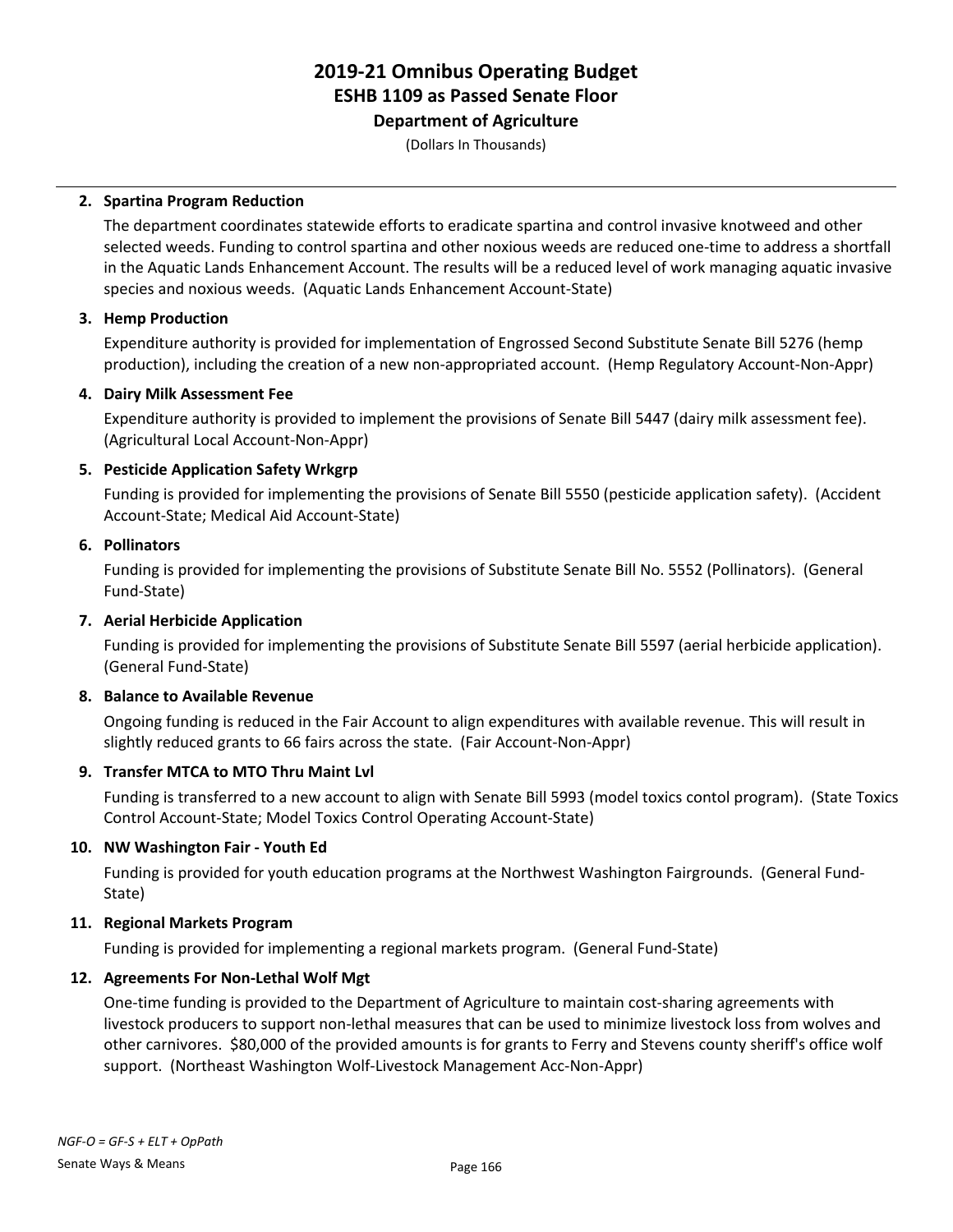# 2019-21 Omnibus Operating Budget
## ESHB 1109 as Passed Senate Floor
### Department of Agriculture
(Dollars In Thousands)

**2. Spartina Program Reduction**

The department coordinates statewide efforts to eradicate spartina and control invasive knotweed and other selected weeds. Funding to control spartina and other noxious weeds are reduced one-time to address a shortfall in the Aquatic Lands Enhancement Account. The results will be a reduced level of work managing aquatic invasive species and noxious weeds. (Aquatic Lands Enhancement Account-State)

**3. Hemp Production**

Expenditure authority is provided for implementation of Engrossed Second Substitute Senate Bill 5276 (hemp production), including the creation of a new non-appropriated account. (Hemp Regulatory Account-Non-Appr)

**4. Dairy Milk Assessment Fee**

Expenditure authority is provided to implement the provisions of Senate Bill 5447 (dairy milk assessment fee). (Agricultural Local Account-Non-Appr)

**5. Pesticide Application Safety Wrkgrp**

Funding is provided for implementing the provisions of Senate Bill 5550 (pesticide application safety). (Accident Account-State; Medical Aid Account-State)

**6. Pollinators**

Funding is provided for implementing the provisions of Substitute Senate Bill No. 5552 (Pollinators). (General Fund-State)

**7. Aerial Herbicide Application**

Funding is provided for implementing the provisions of Substitute Senate Bill 5597 (aerial herbicide application). (General Fund-State)

**8. Balance to Available Revenue**

Ongoing funding is reduced in the Fair Account to align expenditures with available revenue. This will result in slightly reduced grants to 66 fairs across the state. (Fair Account-Non-Appr)

**9. Transfer MTCA to MTO Thru Maint Lvl**

Funding is transferred to a new account to align with Senate Bill 5993 (model toxics contol program). (State Toxics Control Account-State; Model Toxics Control Operating Account-State)

**10. NW Washington Fair - Youth Ed**

Funding is provided for youth education programs at the Northwest Washington Fairgrounds. (General Fund-State)

**11. Regional Markets Program**

Funding is provided for implementing a regional markets program. (General Fund-State)

**12. Agreements For Non-Lethal Wolf Mgt**

One-time funding is provided to the Department of Agriculture to maintain cost-sharing agreements with livestock producers to support non-lethal measures that can be used to minimize livestock loss from wolves and other carnivores. $80,000 of the provided amounts is for grants to Ferry and Stevens county sheriff's office wolf support. (Northeast Washington Wolf-Livestock Management Acc-Non-Appr)

*NGF-O = GF-S + ELT + OpPath*

Senate Ways & Means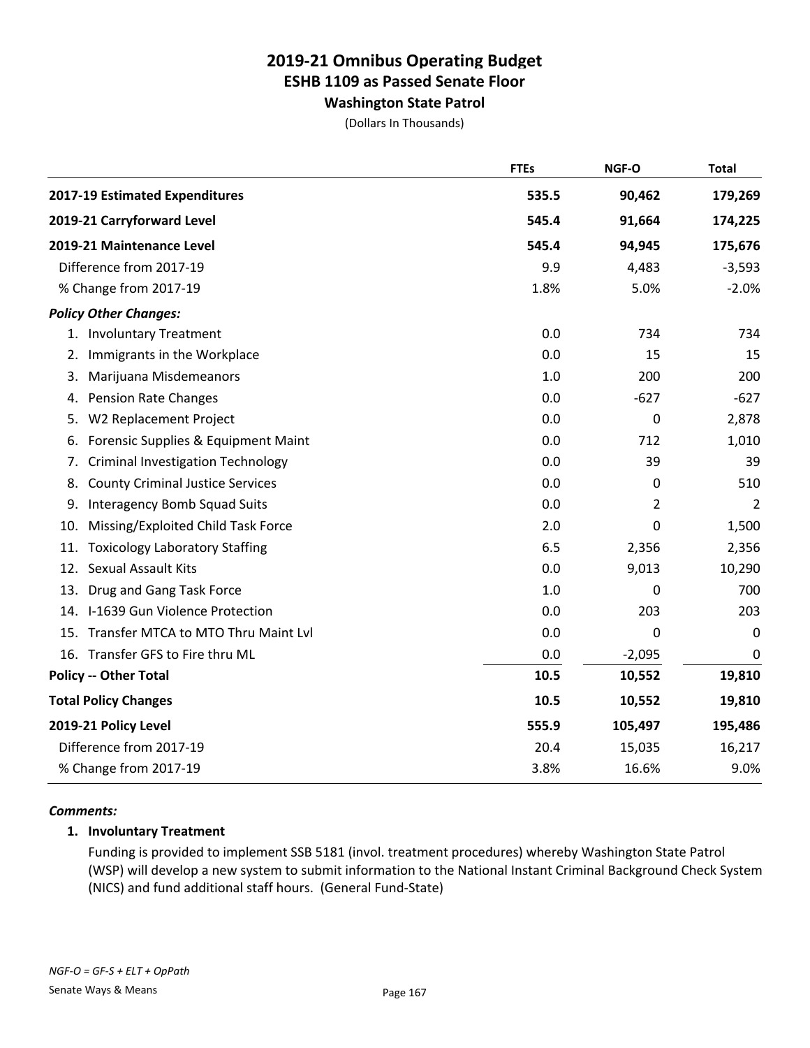# 2019-21 Omnibus Operating Budget
## ESHB 1109 as Passed Senate Floor
### Washington State Patrol

(Dollars In Thousands)

| | FTEs | NGF-O | Total |
|---|---|---|---|
| **2017-19 Estimated Expenditures** | **535.5** | **90,462** | **179,269** |
| **2019-21 Carryforward Level** | **545.4** | **91,664** | **174,225** |
| **2019-21 Maintenance Level** | **545.4** | **94,945** | **175,676** |
| Difference from 2017-19 | 9.9 | 4,483 | -3,593 |
| % Change from 2017-19 | 1.8% | 5.0% | -2.0% |
| ***Policy Other Changes:*** | | | |
| 1. Involuntary Treatment | 0.0 | 734 | 734 |
| 2. Immigrants in the Workplace | 0.0 | 15 | 15 |
| 3. Marijuana Misdemeanors | 1.0 | 200 | 200 |
| 4. Pension Rate Changes | 0.0 | -627 | -627 |
| 5. W2 Replacement Project | 0.0 | 0 | 2,878 |
| 6. Forensic Supplies & Equipment Maint | 0.0 | 712 | 1,010 |
| 7. Criminal Investigation Technology | 0.0 | 39 | 39 |
| 8. County Criminal Justice Services | 0.0 | 0 | 510 |
| 9. Interagency Bomb Squad Suits | 0.0 | 2 | 2 |
| 10. Missing/Exploited Child Task Force | 2.0 | 0 | 1,500 |
| 11. Toxicology Laboratory Staffing | 6.5 | 2,356 | 2,356 |
| 12. Sexual Assault Kits | 0.0 | 9,013 | 10,290 |
| 13. Drug and Gang Task Force | 1.0 | 0 | 700 |
| 14. I-1639 Gun Violence Protection | 0.0 | 203 | 203 |
| 15. Transfer MTCA to MTO Thru Maint Lvl | 0.0 | 0 | 0 |
| 16. Transfer GFS to Fire thru ML | 0.0 | -2,095 | 0 |
| **Policy -- Other Total** | **10.5** | **10,552** | **19,810** |
| **Total Policy Changes** | **10.5** | **10,552** | **19,810** |
| **2019-21 Policy Level** | **555.9** | **105,497** | **195,486** |
| Difference from 2017-19 | 20.4 | 15,035 | 16,217 |
| % Change from 2017-19 | 3.8% | 16.6% | 9.0% |

***Comments:***

**1. Involuntary Treatment**

Funding is provided to implement SSB 5181 (invol. treatment procedures) whereby Washington State Patrol (WSP) will develop a new system to submit information to the National Instant Criminal Background Check System (NICS) and fund additional staff hours. (General Fund-State)

*NGF-O = GF-S + ELT + OpPath*

Senate Ways & Means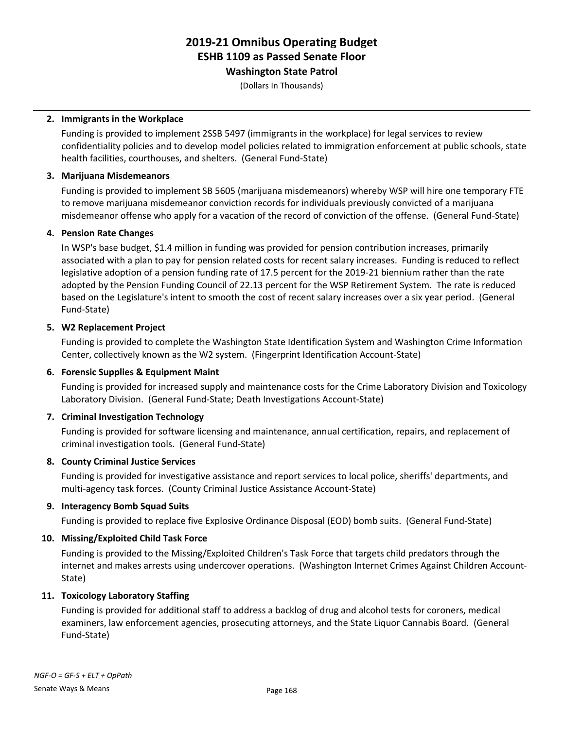# 2019-21 Omnibus Operating Budget
## ESHB 1109 as Passed Senate Floor
### Washington State Patrol

(Dollars In Thousands)

**2. Immigrants in the Workplace**

Funding is provided to implement 2SSB 5497 (immigrants in the workplace) for legal services to review confidentiality policies and to develop model policies related to immigration enforcement at public schools, state health facilities, courthouses, and shelters. (General Fund-State)

**3. Marijuana Misdemeanors**

Funding is provided to implement SB 5605 (marijuana misdemeanors) whereby WSP will hire one temporary FTE to remove marijuana misdemeanor conviction records for individuals previously convicted of a marijuana misdemeanor offense who apply for a vacation of the record of conviction of the offense. (General Fund-State)

**4. Pension Rate Changes**

In WSP's base budget, $1.4 million in funding was provided for pension contribution increases, primarily associated with a plan to pay for pension related costs for recent salary increases. Funding is reduced to reflect legislative adoption of a pension funding rate of 17.5 percent for the 2019-21 biennium rather than the rate adopted by the Pension Funding Council of 22.13 percent for the WSP Retirement System. The rate is reduced based on the Legislature's intent to smooth the cost of recent salary increases over a six year period. (General Fund-State)

**5. W2 Replacement Project**

Funding is provided to complete the Washington State Identification System and Washington Crime Information Center, collectively known as the W2 system. (Fingerprint Identification Account-State)

**6. Forensic Supplies & Equipment Maint**

Funding is provided for increased supply and maintenance costs for the Crime Laboratory Division and Toxicology Laboratory Division. (General Fund-State; Death Investigations Account-State)

**7. Criminal Investigation Technology**

Funding is provided for software licensing and maintenance, annual certification, repairs, and replacement of criminal investigation tools. (General Fund-State)

**8. County Criminal Justice Services**

Funding is provided for investigative assistance and report services to local police, sheriffs' departments, and multi-agency task forces. (County Criminal Justice Assistance Account-State)

**9. Interagency Bomb Squad Suits**

Funding is provided to replace five Explosive Ordinance Disposal (EOD) bomb suits. (General Fund-State)

**10. Missing/Exploited Child Task Force**

Funding is provided to the Missing/Exploited Children's Task Force that targets child predators through the internet and makes arrests using undercover operations. (Washington Internet Crimes Against Children Account-State)

**11. Toxicology Laboratory Staffing**

Funding is provided for additional staff to address a backlog of drug and alcohol tests for coroners, medical examiners, law enforcement agencies, prosecuting attorneys, and the State Liquor Cannabis Board. (General Fund-State)

*NGF-O = GF-S + ELT + OpPath*

Senate Ways & Means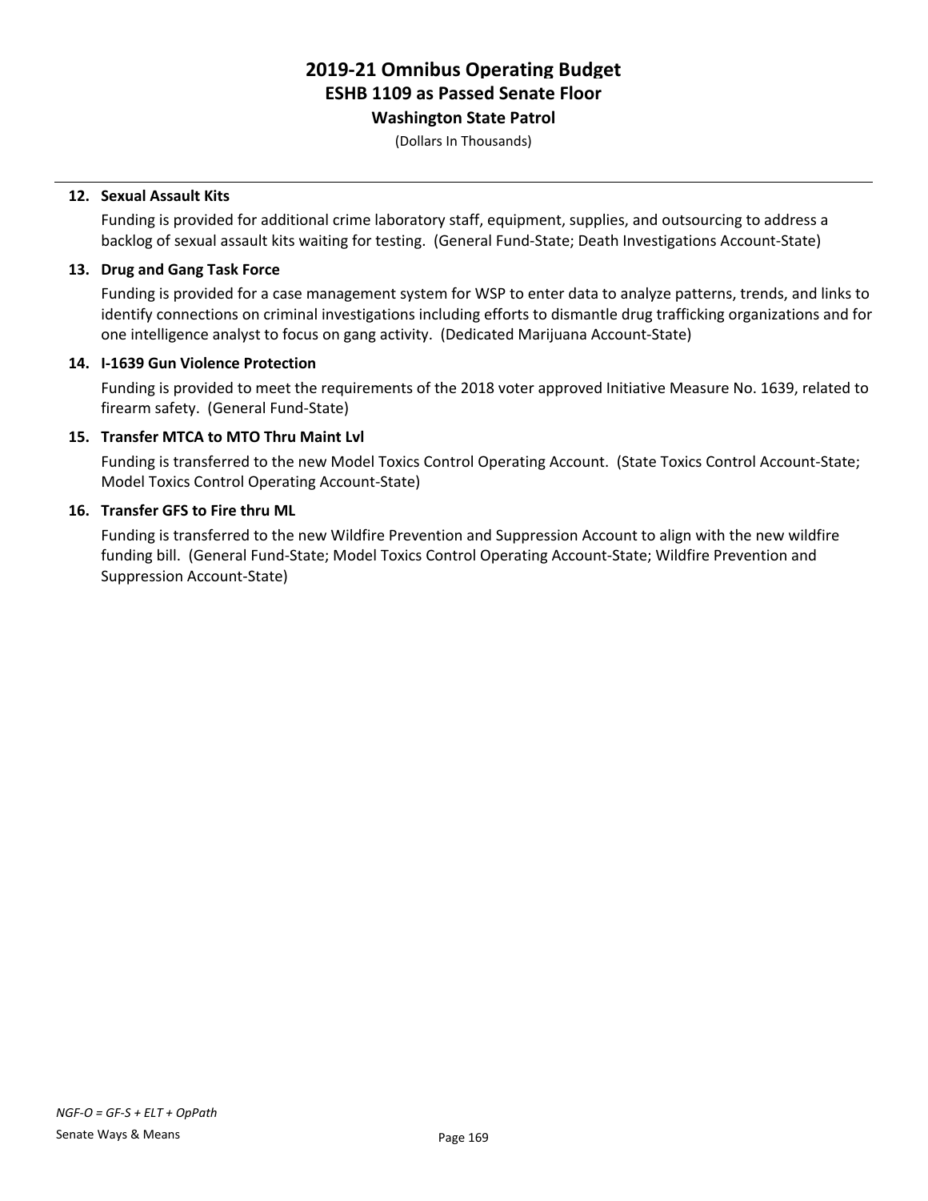**12. Sexual Assault Kits**

Funding is provided for additional crime laboratory staff, equipment, supplies, and outsourcing to address a backlog of sexual assault kits waiting for testing. (General Fund-State; Death Investigations Account-State)

**13. Drug and Gang Task Force**

Funding is provided for a case management system for WSP to enter data to analyze patterns, trends, and links to identify connections on criminal investigations including efforts to dismantle drug trafficking organizations and for one intelligence analyst to focus on gang activity. (Dedicated Marijuana Account-State)

**14. I-1639 Gun Violence Protection**

Funding is provided to meet the requirements of the 2018 voter approved Initiative Measure No. 1639, related to firearm safety. (General Fund-State)

**15. Transfer MTCA to MTO Thru Maint Lvl**

Funding is transferred to the new Model Toxics Control Operating Account. (State Toxics Control Account-State; Model Toxics Control Operating Account-State)

**16. Transfer GFS to Fire thru ML**

Funding is transferred to the new Wildfire Prevention and Suppression Account to align with the new wildfire funding bill. (General Fund-State; Model Toxics Control Operating Account-State; Wildfire Prevention and Suppression Account-State)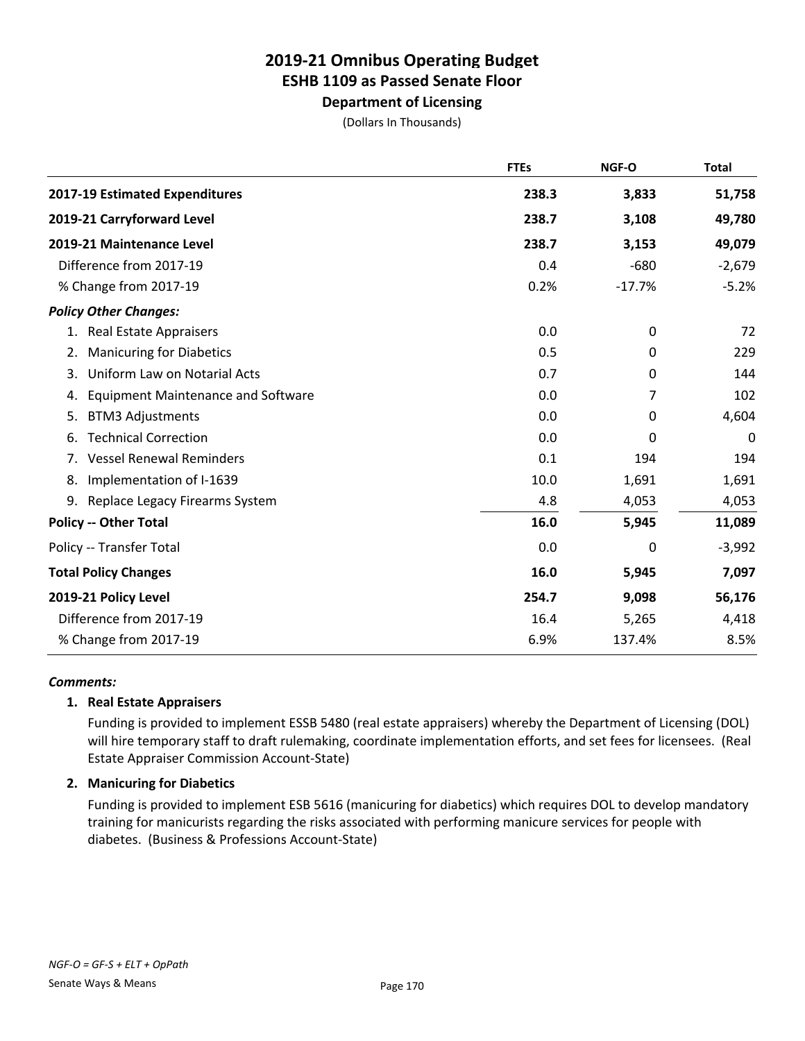# 2019-21 Omnibus Operating Budget
## ESHB 1109 as Passed Senate Floor
### Department of Licensing

(Dollars In Thousands)

| | FTEs | NGF-O | Total |
|---|---|---|---|
| **2017-19 Estimated Expenditures** | **238.3** | **3,833** | **51,758** |
| **2019-21 Carryforward Level** | **238.7** | **3,108** | **49,780** |
| **2019-21 Maintenance Level** | **238.7** | **3,153** | **49,079** |
| Difference from 2017-19 | 0.4 | -680 | -2,679 |
| % Change from 2017-19 | 0.2% | -17.7% | -5.2% |
| ***Policy Other Changes:*** | | | |
| 1. Real Estate Appraisers | 0.0 | 0 | 72 |
| 2. Manicuring for Diabetics | 0.5 | 0 | 229 |
| 3. Uniform Law on Notarial Acts | 0.7 | 0 | 144 |
| 4. Equipment Maintenance and Software | 0.0 | 7 | 102 |
| 5. BTM3 Adjustments | 0.0 | 0 | 4,604 |
| 6. Technical Correction | 0.0 | 0 | 0 |
| 7. Vessel Renewal Reminders | 0.1 | 194 | 194 |
| 8. Implementation of I-1639 | 10.0 | 1,691 | 1,691 |
| 9. Replace Legacy Firearms System | 4.8 | 4,053 | 4,053 |
| **Policy -- Other Total** | **16.0** | **5,945** | **11,089** |
| Policy -- Transfer Total | 0.0 | 0 | -3,992 |
| **Total Policy Changes** | **16.0** | **5,945** | **7,097** |
| **2019-21 Policy Level** | **254.7** | **9,098** | **56,176** |
| Difference from 2017-19 | 16.4 | 5,265 | 4,418 |
| % Change from 2017-19 | 6.9% | 137.4% | 8.5% |

***Comments:***

**1. Real Estate Appraisers**

Funding is provided to implement ESSB 5480 (real estate appraisers) whereby the Department of Licensing (DOL) will hire temporary staff to draft rulemaking, coordinate implementation efforts, and set fees for licensees. (Real Estate Appraiser Commission Account-State)

**2. Manicuring for Diabetics**

Funding is provided to implement ESB 5616 (manicuring for diabetics) which requires DOL to develop mandatory training for manicurists regarding the risks associated with performing manicure services for people with diabetes. (Business & Professions Account-State)

*NGF-O = GF-S + ELT + OpPath*

Senate Ways & Means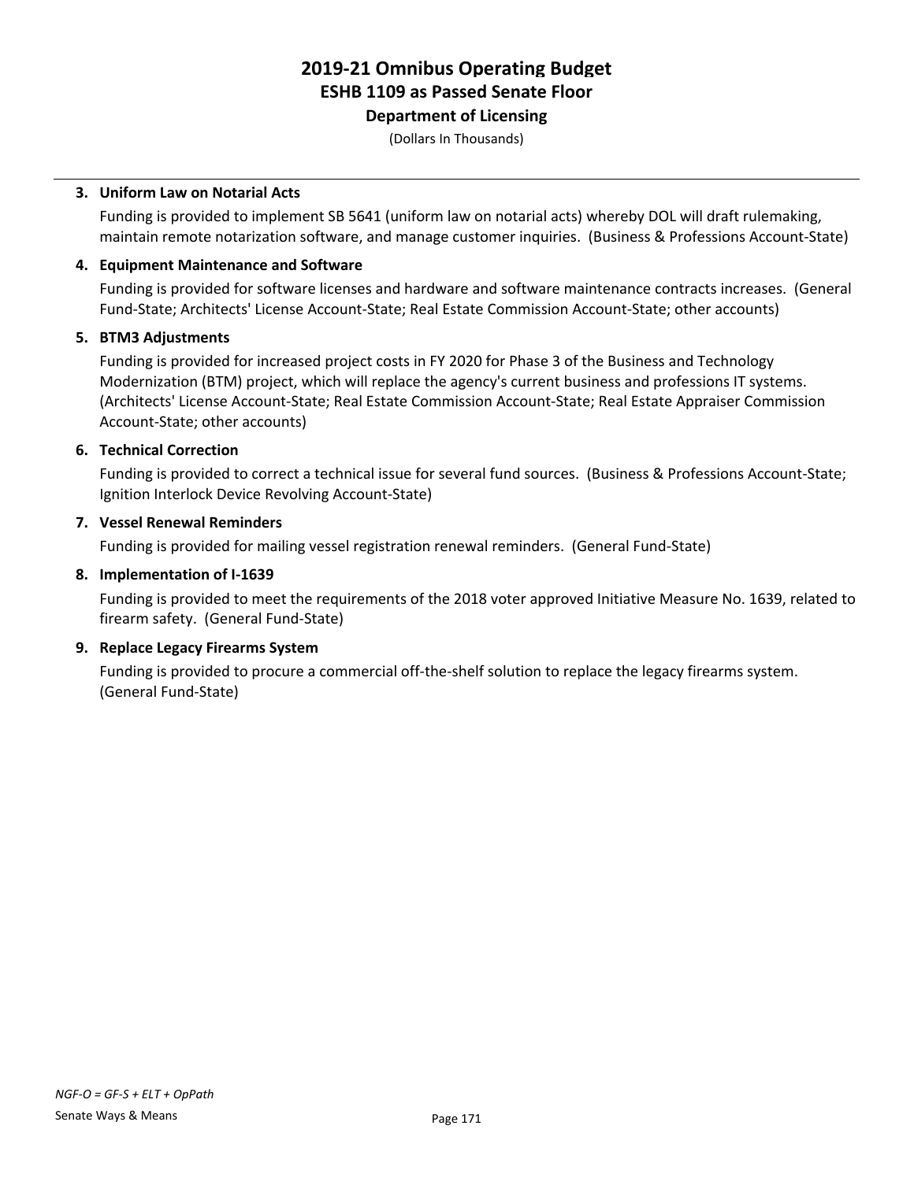# 2019-21 Omnibus Operating Budget
## ESHB 1109 as Passed Senate Floor
### Department of Licensing

(Dollars In Thousands)

3. **Uniform Law on Notarial Acts**

   Funding is provided to implement SB 5641 (uniform law on notarial acts) whereby DOL will draft rulemaking, maintain remote notarization software, and manage customer inquiries. (Business & Professions Account-State)

4. **Equipment Maintenance and Software**

   Funding is provided for software licenses and hardware and software maintenance contracts increases. (General Fund-State; Architects' License Account-State; Real Estate Commission Account-State; other accounts)

5. **BTM3 Adjustments**

   Funding is provided for increased project costs in FY 2020 for Phase 3 of the Business and Technology Modernization (BTM) project, which will replace the agency's current business and professions IT systems. (Architects' License Account-State; Real Estate Commission Account-State; Real Estate Appraiser Commission Account-State; other accounts)

6. **Technical Correction**

   Funding is provided to correct a technical issue for several fund sources. (Business & Professions Account-State; Ignition Interlock Device Revolving Account-State)

7. **Vessel Renewal Reminders**

   Funding is provided for mailing vessel registration renewal reminders. (General Fund-State)

8. **Implementation of I-1639**

   Funding is provided to meet the requirements of the 2018 voter approved Initiative Measure No. 1639, related to firearm safety. (General Fund-State)

9. **Replace Legacy Firearms System**

   Funding is provided to procure a commercial off-the-shelf solution to replace the legacy firearms system. (General Fund-State)

*NGF-O = GF-S + ELT + OpPath*

Senate Ways & Means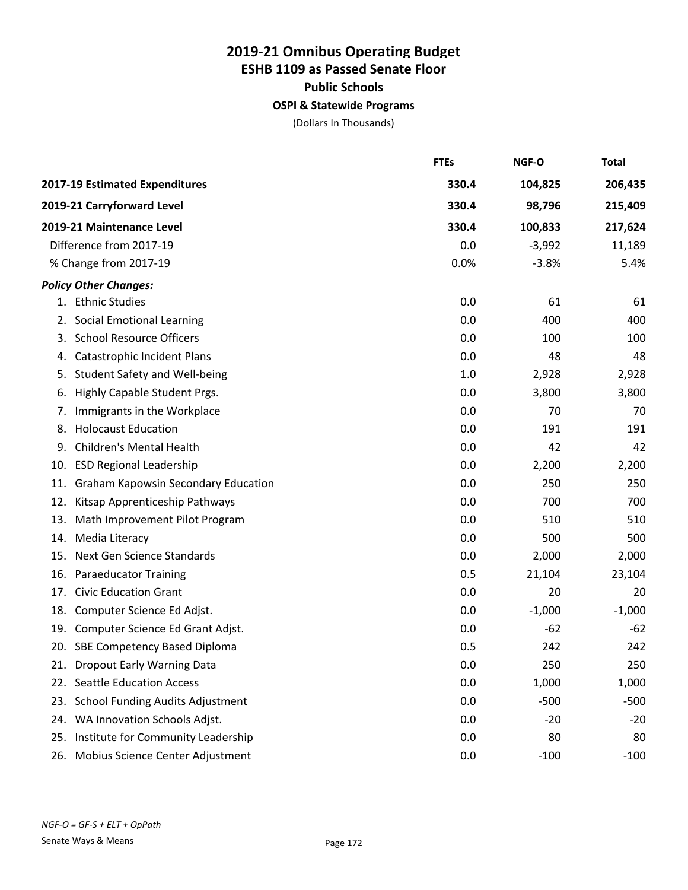# 2019-21 Omnibus Operating Budget
## ESHB 1109 as Passed Senate Floor
### Public Schools
#### OSPI & Statewide Programs

(Dollars In Thousands)

| | FTEs | NGF-O | Total |
|---|---|---|---|
| **2017-19 Estimated Expenditures** | **330.4** | **104,825** | **206,435** |
| **2019-21 Carryforward Level** | **330.4** | **98,796** | **215,409** |
| **2019-21 Maintenance Level** | **330.4** | **100,833** | **217,624** |
| Difference from 2017-19 | 0.0 | -3,992 | 11,189 |
| % Change from 2017-19 | 0.0% | -3.8% | 5.4% |
| ***Policy Other Changes:*** | | | |
| 1. Ethnic Studies | 0.0 | 61 | 61 |
| 2. Social Emotional Learning | 0.0 | 400 | 400 |
| 3. School Resource Officers | 0.0 | 100 | 100 |
| 4. Catastrophic Incident Plans | 0.0 | 48 | 48 |
| 5. Student Safety and Well-being | 1.0 | 2,928 | 2,928 |
| 6. Highly Capable Student Prgs. | 0.0 | 3,800 | 3,800 |
| 7. Immigrants in the Workplace | 0.0 | 70 | 70 |
| 8. Holocaust Education | 0.0 | 191 | 191 |
| 9. Children's Mental Health | 0.0 | 42 | 42 |
| 10. ESD Regional Leadership | 0.0 | 2,200 | 2,200 |
| 11. Graham Kapowsin Secondary Education | 0.0 | 250 | 250 |
| 12. Kitsap Apprenticeship Pathways | 0.0 | 700 | 700 |
| 13. Math Improvement Pilot Program | 0.0 | 510 | 510 |
| 14. Media Literacy | 0.0 | 500 | 500 |
| 15. Next Gen Science Standards | 0.0 | 2,000 | 2,000 |
| 16. Paraeducator Training | 0.5 | 21,104 | 23,104 |
| 17. Civic Education Grant | 0.0 | 20 | 20 |
| 18. Computer Science Ed Adjst. | 0.0 | -1,000 | -1,000 |
| 19. Computer Science Ed Grant Adjst. | 0.0 | -62 | -62 |
| 20. SBE Competency Based Diploma | 0.5 | 242 | 242 |
| 21. Dropout Early Warning Data | 0.0 | 250 | 250 |
| 22. Seattle Education Access | 0.0 | 1,000 | 1,000 |
| 23. School Funding Audits Adjustment | 0.0 | -500 | -500 |
| 24. WA Innovation Schools Adjst. | 0.0 | -20 | -20 |
| 25. Institute for Community Leadership | 0.0 | 80 | 80 |
| 26. Mobius Science Center Adjustment | 0.0 | -100 | -100 |

*NGF-O = GF-S + ELT + OpPath*

Senate Ways & Means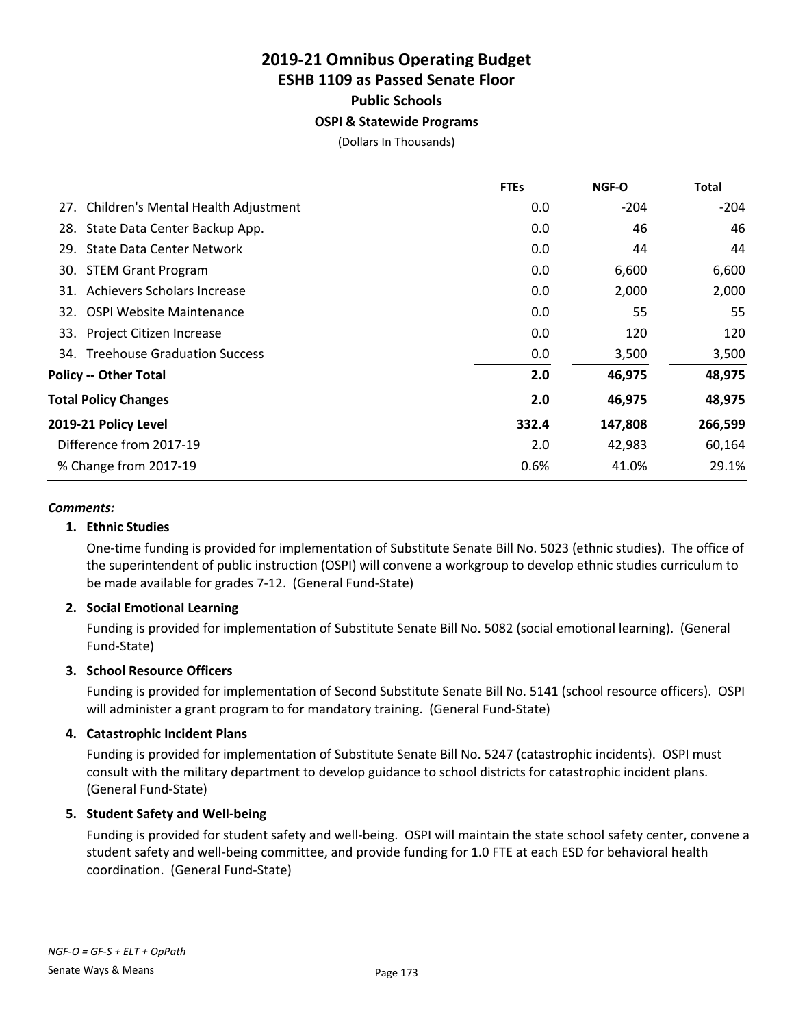# 2019-21 Omnibus Operating Budget
## ESHB 1109 as Passed Senate Floor
### Public Schools
#### OSPI & Statewide Programs

(Dollars In Thousands)

| | FTEs | NGF-O | Total |
|---|---|---|---|
| 27. Children's Mental Health Adjustment | 0.0 | -204 | -204 |
| 28. State Data Center Backup App. | 0.0 | 46 | 46 |
| 29. State Data Center Network | 0.0 | 44 | 44 |
| 30. STEM Grant Program | 0.0 | 6,600 | 6,600 |
| 31. Achievers Scholars Increase | 0.0 | 2,000 | 2,000 |
| 32. OSPI Website Maintenance | 0.0 | 55 | 55 |
| 33. Project Citizen Increase | 0.0 | 120 | 120 |
| 34. Treehouse Graduation Success | 0.0 | 3,500 | 3,500 |
| **Policy -- Other Total** | **2.0** | **46,975** | **48,975** |
| **Total Policy Changes** | **2.0** | **46,975** | **48,975** |
| **2019-21 Policy Level** | **332.4** | **147,808** | **266,599** |
| Difference from 2017-19 | 2.0 | 42,983 | 60,164 |
| % Change from 2017-19 | 0.6% | 41.0% | 29.1% |

***Comments:***

**1. Ethnic Studies**

One-time funding is provided for implementation of Substitute Senate Bill No. 5023 (ethnic studies). The office of the superintendent of public instruction (OSPI) will convene a workgroup to develop ethnic studies curriculum to be made available for grades 7-12. (General Fund-State)

**2. Social Emotional Learning**

Funding is provided for implementation of Substitute Senate Bill No. 5082 (social emotional learning). (General Fund-State)

**3. School Resource Officers**

Funding is provided for implementation of Second Substitute Senate Bill No. 5141 (school resource officers). OSPI will administer a grant program to for mandatory training. (General Fund-State)

**4. Catastrophic Incident Plans**

Funding is provided for implementation of Substitute Senate Bill No. 5247 (catastrophic incidents). OSPI must consult with the military department to develop guidance to school districts for catastrophic incident plans. (General Fund-State)

**5. Student Safety and Well-being**

Funding is provided for student safety and well-being. OSPI will maintain the state school safety center, convene a student safety and well-being committee, and provide funding for 1.0 FTE at each ESD for behavioral health coordination. (General Fund-State)

*NGF-O = GF-S + ELT + OpPath*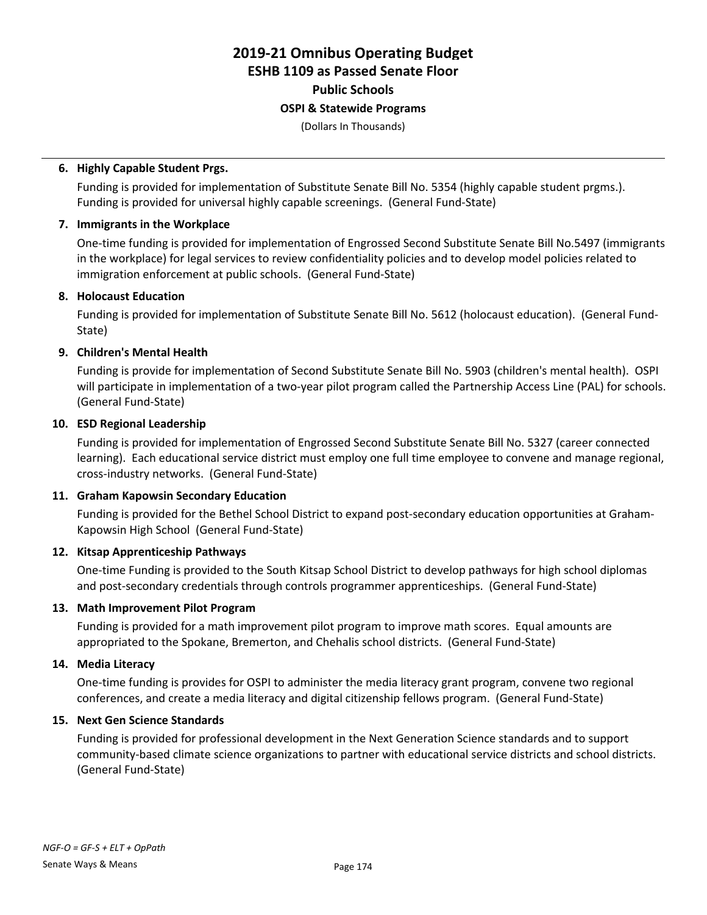**6. Highly Capable Student Prgs.**

Funding is provided for implementation of Substitute Senate Bill No. 5354 (highly capable student prgms.). Funding is provided for universal highly capable screenings. (General Fund-State)

**7. Immigrants in the Workplace**

One-time funding is provided for implementation of Engrossed Second Substitute Senate Bill No.5497 (immigrants in the workplace) for legal services to review confidentiality policies and to develop model policies related to immigration enforcement at public schools. (General Fund-State)

**8. Holocaust Education**

Funding is provided for implementation of Substitute Senate Bill No. 5612 (holocaust education). (General Fund-State)

**9. Children's Mental Health**

Funding is provide for implementation of Second Substitute Senate Bill No. 5903 (children's mental health). OSPI will participate in implementation of a two-year pilot program called the Partnership Access Line (PAL) for schools. (General Fund-State)

**10. ESD Regional Leadership**

Funding is provided for implementation of Engrossed Second Substitute Senate Bill No. 5327 (career connected learning). Each educational service district must employ one full time employee to convene and manage regional, cross-industry networks. (General Fund-State)

**11. Graham Kapowsin Secondary Education**

Funding is provided for the Bethel School District to expand post-secondary education opportunities at Graham-Kapowsin High School (General Fund-State)

**12. Kitsap Apprenticeship Pathways**

One-time Funding is provided to the South Kitsap School District to develop pathways for high school diplomas and post-secondary credentials through controls programmer apprenticeships. (General Fund-State)

**13. Math Improvement Pilot Program**

Funding is provided for a math improvement pilot program to improve math scores. Equal amounts are appropriated to the Spokane, Bremerton, and Chehalis school districts. (General Fund-State)

**14. Media Literacy**

One-time funding is provides for OSPI to administer the media literacy grant program, convene two regional conferences, and create a media literacy and digital citizenship fellows program. (General Fund-State)

**15. Next Gen Science Standards**

Funding is provided for professional development in the Next Generation Science standards and to support community-based climate science organizations to partner with educational service districts and school districts. (General Fund-State)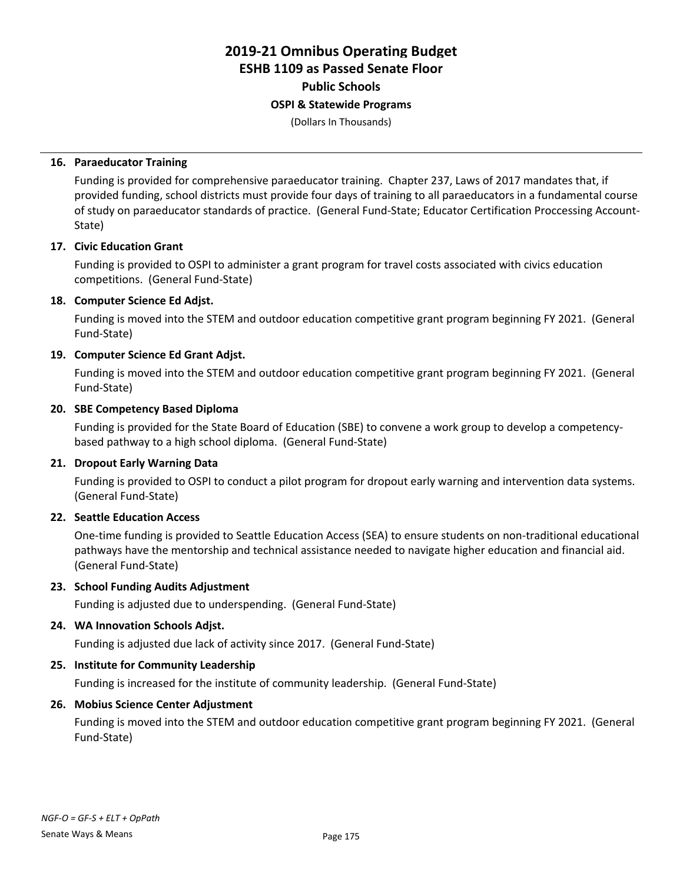# 2019-21 Omnibus Operating Budget
## ESHB 1109 as Passed Senate Floor
### Public Schools
#### OSPI & Statewide Programs

(Dollars In Thousands)

**16. Paraeducator Training**

Funding is provided for comprehensive paraeducator training. Chapter 237, Laws of 2017 mandates that, if provided funding, school districts must provide four days of training to all paraeducators in a fundamental course of study on paraeducator standards of practice. (General Fund-State; Educator Certification Proccessing Account-State)

**17. Civic Education Grant**

Funding is provided to OSPI to administer a grant program for travel costs associated with civics education competitions. (General Fund-State)

**18. Computer Science Ed Adjst.**

Funding is moved into the STEM and outdoor education competitive grant program beginning FY 2021. (General Fund-State)

**19. Computer Science Ed Grant Adjst.**

Funding is moved into the STEM and outdoor education competitive grant program beginning FY 2021. (General Fund-State)

**20. SBE Competency Based Diploma**

Funding is provided for the State Board of Education (SBE) to convene a work group to develop a competency-based pathway to a high school diploma. (General Fund-State)

**21. Dropout Early Warning Data**

Funding is provided to OSPI to conduct a pilot program for dropout early warning and intervention data systems. (General Fund-State)

**22. Seattle Education Access**

One-time funding is provided to Seattle Education Access (SEA) to ensure students on non-traditional educational pathways have the mentorship and technical assistance needed to navigate higher education and financial aid. (General Fund-State)

**23. School Funding Audits Adjustment**

Funding is adjusted due to underspending. (General Fund-State)

**24. WA Innovation Schools Adjst.**

Funding is adjusted due lack of activity since 2017. (General Fund-State)

**25. Institute for Community Leadership**

Funding is increased for the institute of community leadership. (General Fund-State)

**26. Mobius Science Center Adjustment**

Funding is moved into the STEM and outdoor education competitive grant program beginning FY 2021. (General Fund-State)

*NGF-O = GF-S + ELT + OpPath*

Senate Ways & Means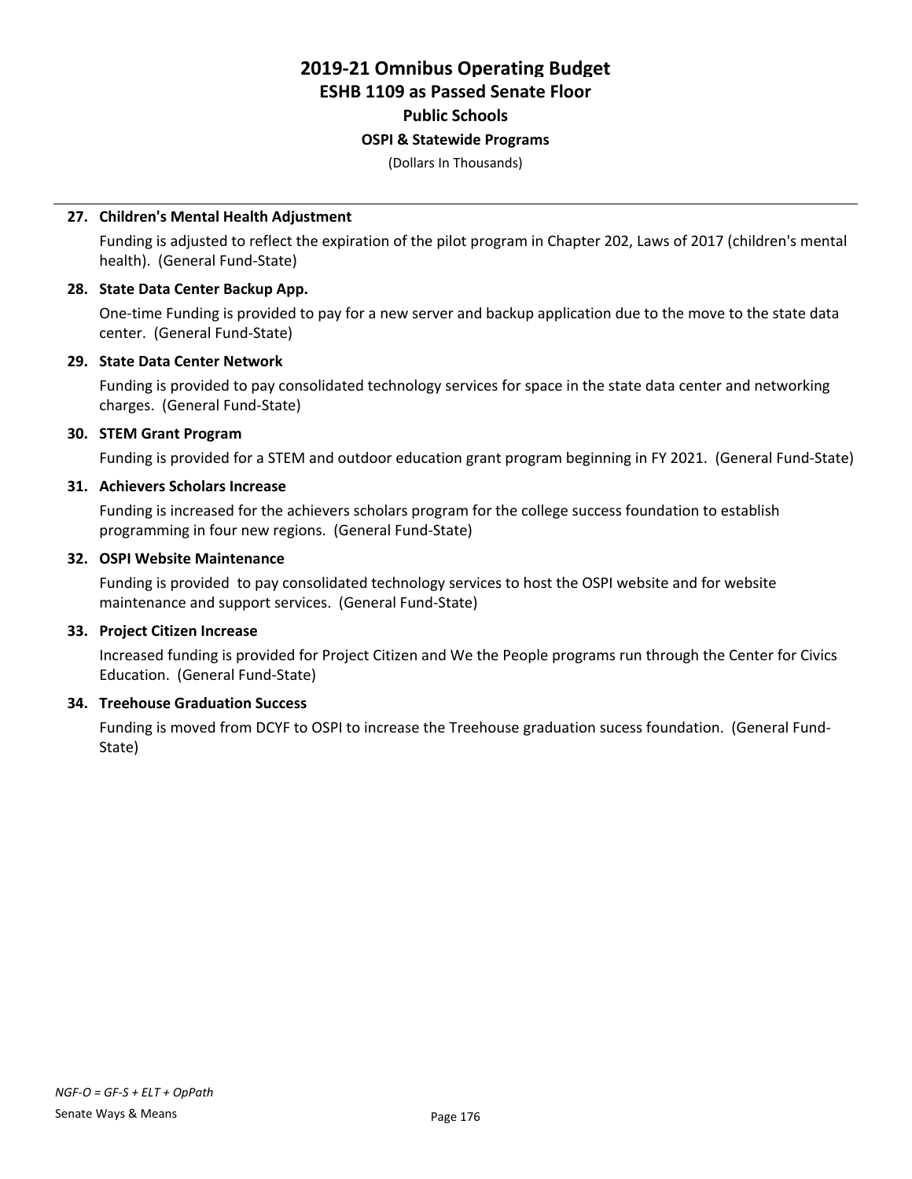**27. Children's Mental Health Adjustment**

Funding is adjusted to reflect the expiration of the pilot program in Chapter 202, Laws of 2017 (children's mental health). (General Fund-State)

**28. State Data Center Backup App.**

One-time Funding is provided to pay for a new server and backup application due to the move to the state data center. (General Fund-State)

**29. State Data Center Network**

Funding is provided to pay consolidated technology services for space in the state data center and networking charges. (General Fund-State)

**30. STEM Grant Program**

Funding is provided for a STEM and outdoor education grant program beginning in FY 2021. (General Fund-State)

**31. Achievers Scholars Increase**

Funding is increased for the achievers scholars program for the college success foundation to establish programming in four new regions. (General Fund-State)

**32. OSPI Website Maintenance**

Funding is provided to pay consolidated technology services to host the OSPI website and for website maintenance and support services. (General Fund-State)

**33. Project Citizen Increase**

Increased funding is provided for Project Citizen and We the People programs run through the Center for Civics Education. (General Fund-State)

**34. Treehouse Graduation Success**

Funding is moved from DCYF to OSPI to increase the Treehouse graduation sucess foundation. (General Fund-State)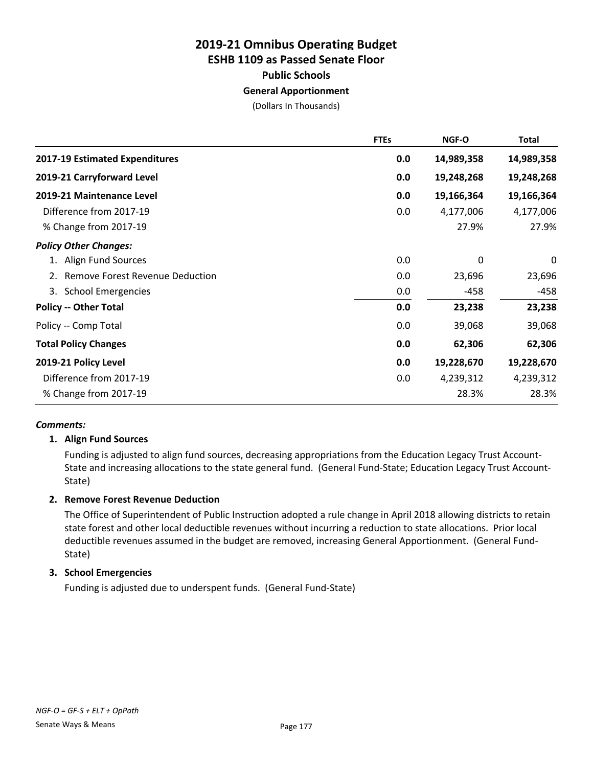# 2019-21 Omnibus Operating Budget
## ESHB 1109 as Passed Senate Floor
### Public Schools
#### General Apportionment

(Dollars In Thousands)

| | FTEs | NGF-O | Total |
|---|---|---|---|
| **2017-19 Estimated Expenditures** | **0.0** | **14,989,358** | **14,989,358** |
| **2019-21 Carryforward Level** | **0.0** | **19,248,268** | **19,248,268** |
| **2019-21 Maintenance Level** | **0.0** | **19,166,364** | **19,166,364** |
| Difference from 2017-19 | 0.0 | 4,177,006 | 4,177,006 |
| % Change from 2017-19 | | 27.9% | 27.9% |
| ***Policy Other Changes:*** | | | |
| 1. Align Fund Sources | 0.0 | 0 | 0 |
| 2. Remove Forest Revenue Deduction | 0.0 | 23,696 | 23,696 |
| 3. School Emergencies | 0.0 | -458 | -458 |
| **Policy -- Other Total** | **0.0** | **23,238** | **23,238** |
| Policy -- Comp Total | 0.0 | 39,068 | 39,068 |
| **Total Policy Changes** | **0.0** | **62,306** | **62,306** |
| **2019-21 Policy Level** | **0.0** | **19,228,670** | **19,228,670** |
| Difference from 2017-19 | 0.0 | 4,239,312 | 4,239,312 |
| % Change from 2017-19 | | 28.3% | 28.3% |

***Comments:***

**1. Align Fund Sources**

Funding is adjusted to align fund sources, decreasing appropriations from the Education Legacy Trust Account-State and increasing allocations to the state general fund. (General Fund-State; Education Legacy Trust Account-State)

**2. Remove Forest Revenue Deduction**

The Office of Superintendent of Public Instruction adopted a rule change in April 2018 allowing districts to retain state forest and other local deductible revenues without incurring a reduction to state allocations. Prior local deductible revenues assumed in the budget are removed, increasing General Apportionment. (General Fund-State)

**3. School Emergencies**

Funding is adjusted due to underspent funds. (General Fund-State)

*NGF-O = GF-S + ELT + OpPath*

Senate Ways & Means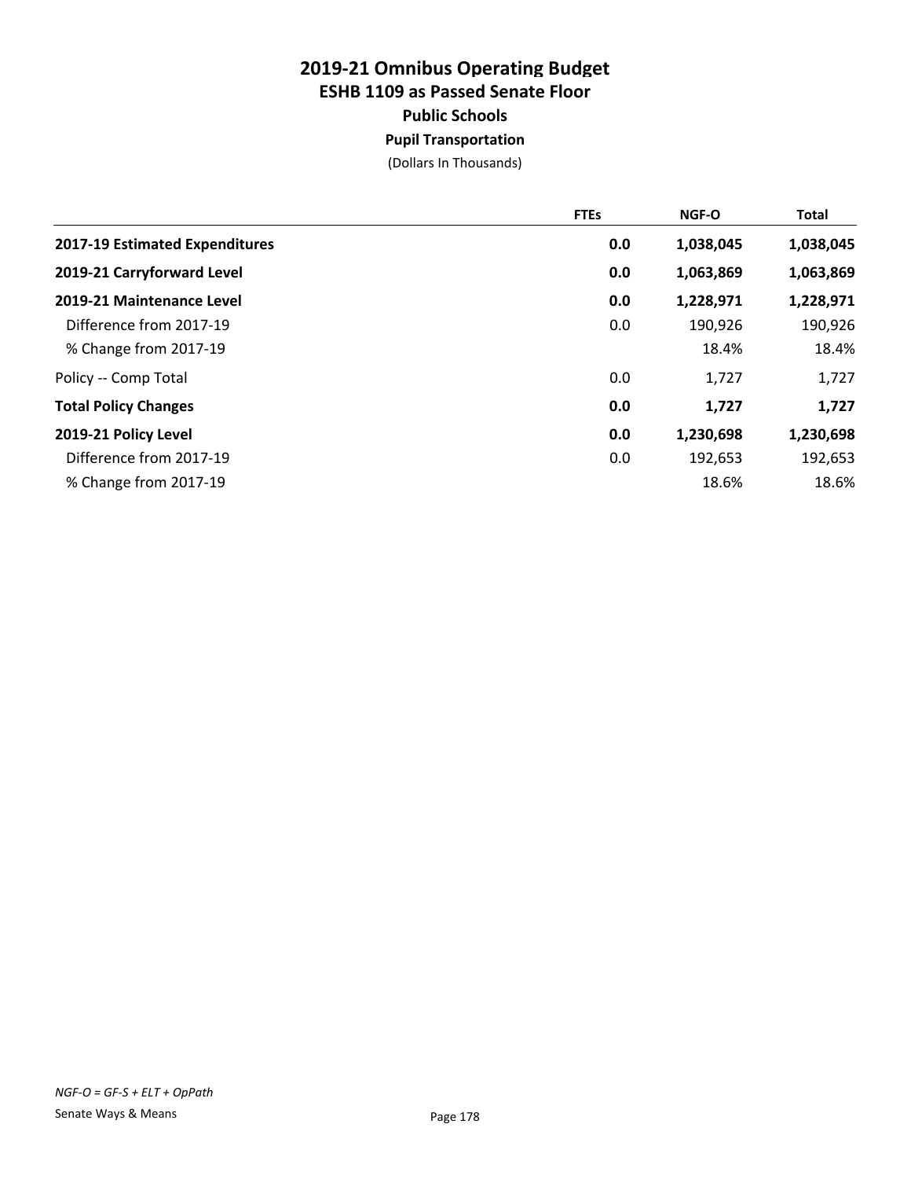# 2019-21 Omnibus Operating Budget
## ESHB 1109 as Passed Senate Floor
### Public Schools
#### Pupil Transportation

(Dollars In Thousands)

| | FTEs | NGF-O | Total |
|---|---|---|---|
| **2017-19 Estimated Expenditures** | **0.0** | **1,038,045** | **1,038,045** |
| **2019-21 Carryforward Level** | **0.0** | **1,063,869** | **1,063,869** |
| **2019-21 Maintenance Level** | **0.0** | **1,228,971** | **1,228,971** |
| Difference from 2017-19 | 0.0 | 190,926 | 190,926 |
| % Change from 2017-19 | | 18.4% | 18.4% |
| Policy -- Comp Total | 0.0 | 1,727 | 1,727 |
| **Total Policy Changes** | **0.0** | **1,727** | **1,727** |
| **2019-21 Policy Level** | **0.0** | **1,230,698** | **1,230,698** |
| Difference from 2017-19 | 0.0 | 192,653 | 192,653 |
| % Change from 2017-19 | | 18.6% | 18.6% |

*NGF-O = GF-S + ELT + OpPath*

Senate Ways & Means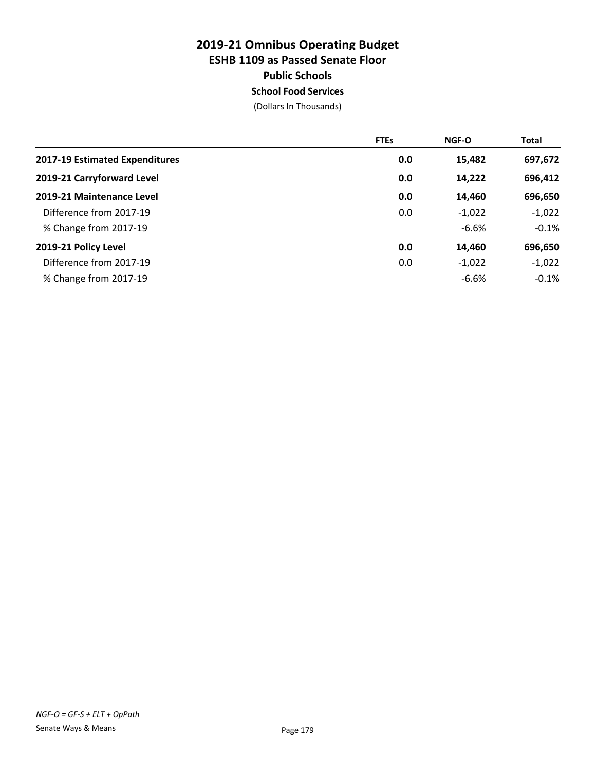# 2019-21 Omnibus Operating Budget
## ESHB 1109 as Passed Senate Floor
### Public Schools
### School Food Services

(Dollars In Thousands)

| | FTEs | NGF-O | Total |
|---|---|---|---|
| **2017-19 Estimated Expenditures** | **0.0** | **15,482** | **697,672** |
| **2019-21 Carryforward Level** | **0.0** | **14,222** | **696,412** |
| **2019-21 Maintenance Level** | **0.0** | **14,460** | **696,650** |
| Difference from 2017-19 | 0.0 | -1,022 | -1,022 |
| % Change from 2017-19 | | -6.6% | -0.1% |
| **2019-21 Policy Level** | **0.0** | **14,460** | **696,650** |
| Difference from 2017-19 | 0.0 | -1,022 | -1,022 |
| % Change from 2017-19 | | -6.6% | -0.1% |

*NGF-O = GF-S + ELT + OpPath*

Senate Ways & Means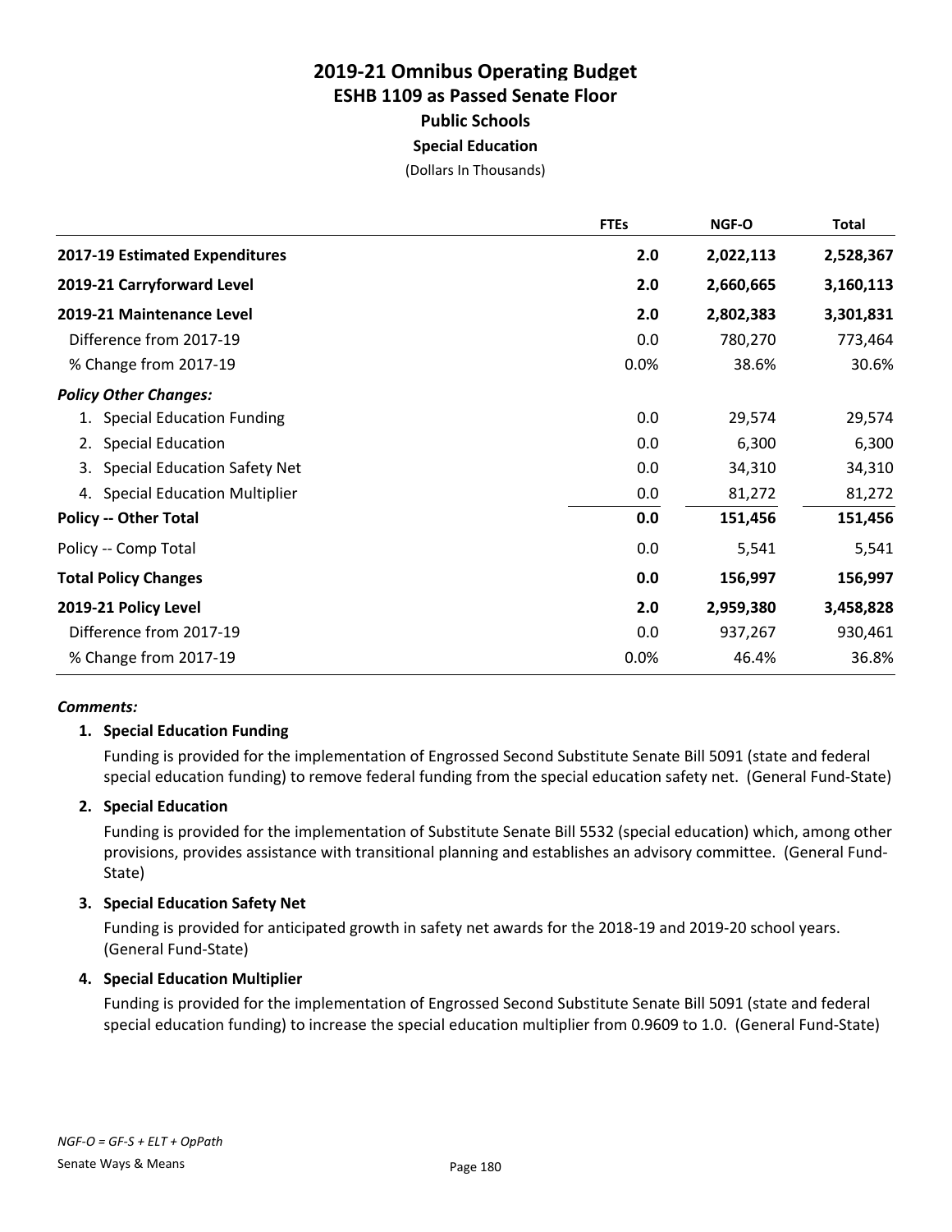# 2019-21 Omnibus Operating Budget
## ESHB 1109 as Passed Senate Floor
### Public Schools
### Special Education

(Dollars In Thousands)

| | FTEs | NGF-O | Total |
|---|---|---|---|
| **2017-19 Estimated Expenditures** | **2.0** | **2,022,113** | **2,528,367** |
| **2019-21 Carryforward Level** | **2.0** | **2,660,665** | **3,160,113** |
| **2019-21 Maintenance Level** | **2.0** | **2,802,383** | **3,301,831** |
| Difference from 2017-19 | 0.0 | 780,270 | 773,464 |
| % Change from 2017-19 | 0.0% | 38.6% | 30.6% |
| ***Policy Other Changes:*** | | | |
| 1. Special Education Funding | 0.0 | 29,574 | 29,574 |
| 2. Special Education | 0.0 | 6,300 | 6,300 |
| 3. Special Education Safety Net | 0.0 | 34,310 | 34,310 |
| 4. Special Education Multiplier | 0.0 | 81,272 | 81,272 |
| **Policy -- Other Total** | **0.0** | **151,456** | **151,456** |
| Policy -- Comp Total | 0.0 | 5,541 | 5,541 |
| **Total Policy Changes** | **0.0** | **156,997** | **156,997** |
| **2019-21 Policy Level** | **2.0** | **2,959,380** | **3,458,828** |
| Difference from 2017-19 | 0.0 | 937,267 | 930,461 |
| % Change from 2017-19 | 0.0% | 46.4% | 36.8% |

***Comments:***

**1. Special Education Funding**

Funding is provided for the implementation of Engrossed Second Substitute Senate Bill 5091 (state and federal special education funding) to remove federal funding from the special education safety net. (General Fund-State)

**2. Special Education**

Funding is provided for the implementation of Substitute Senate Bill 5532 (special education) which, among other provisions, provides assistance with transitional planning and establishes an advisory committee. (General Fund-State)

**3. Special Education Safety Net**

Funding is provided for anticipated growth in safety net awards for the 2018-19 and 2019-20 school years. (General Fund-State)

**4. Special Education Multiplier**

Funding is provided for the implementation of Engrossed Second Substitute Senate Bill 5091 (state and federal special education funding) to increase the special education multiplier from 0.9609 to 1.0. (General Fund-State)

*NGF-O = GF-S + ELT + OpPath*

Senate Ways & Means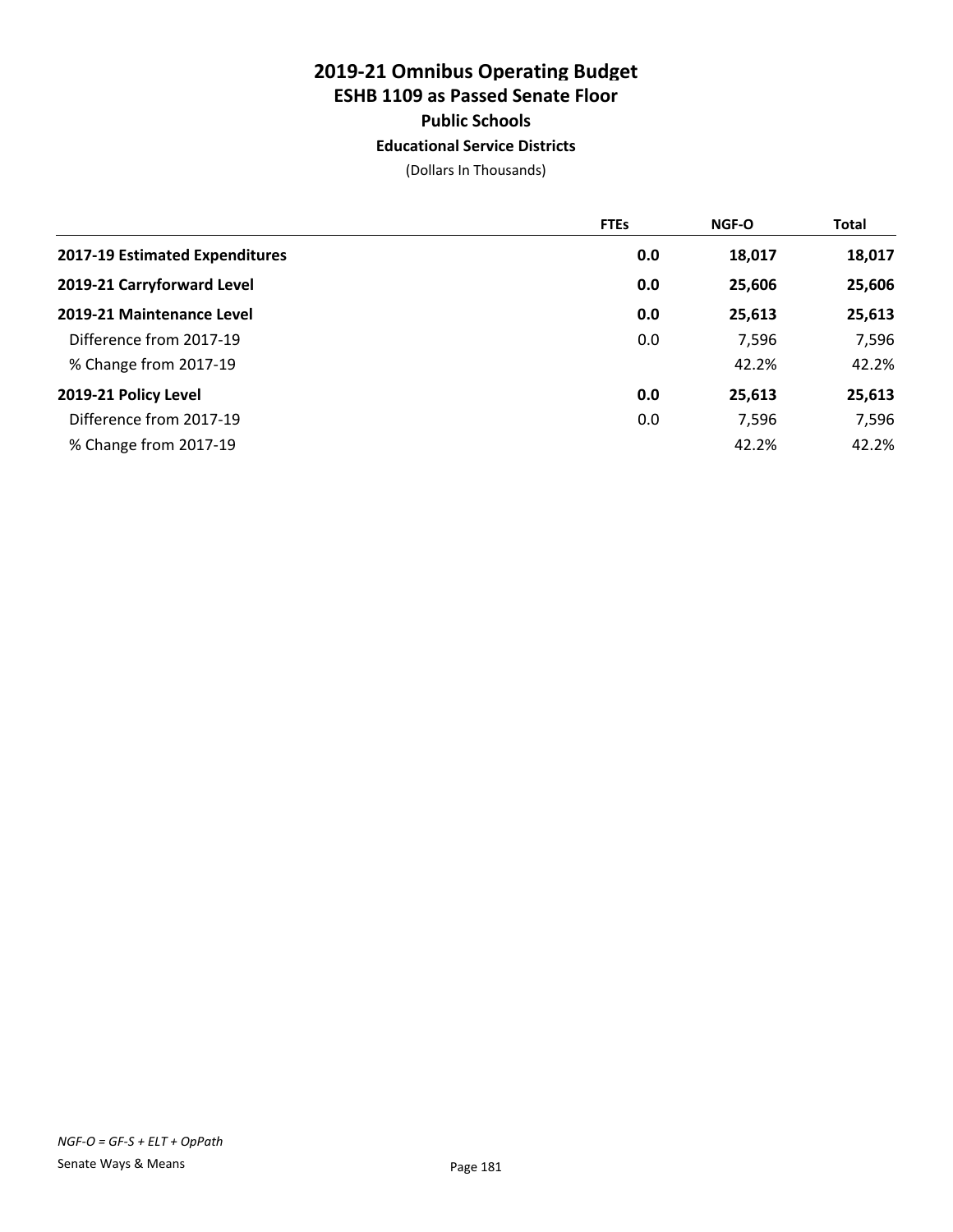# 2019-21 Omnibus Operating Budget
## ESHB 1109 as Passed Senate Floor
### Public Schools
### Educational Service Districts

(Dollars In Thousands)

| | FTEs | NGF-O | Total |
|---|---|---|---|
| **2017-19 Estimated Expenditures** | **0.0** | **18,017** | **18,017** |
| **2019-21 Carryforward Level** | **0.0** | **25,606** | **25,606** |
| **2019-21 Maintenance Level** | **0.0** | **25,613** | **25,613** |
| Difference from 2017-19 | 0.0 | 7,596 | 7,596 |
| % Change from 2017-19 | | 42.2% | 42.2% |
| **2019-21 Policy Level** | **0.0** | **25,613** | **25,613** |
| Difference from 2017-19 | 0.0 | 7,596 | 7,596 |
| % Change from 2017-19 | | 42.2% | 42.2% |

*NGF-O = GF-S + ELT + OpPath*

Senate Ways & Means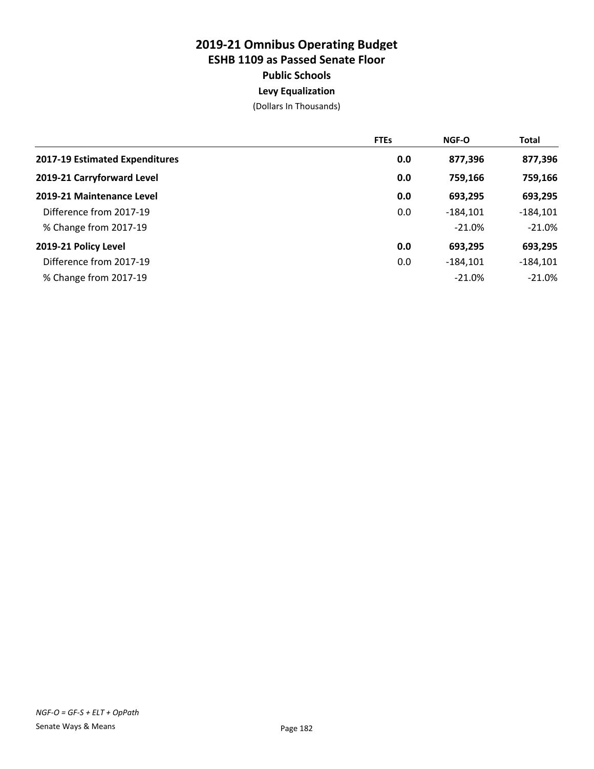# 2019-21 Omnibus Operating Budget
## ESHB 1109 as Passed Senate Floor
### Public Schools
### Levy Equalization
(Dollars In Thousands)

| | FTEs | NGF-O | Total |
|---|---|---|---|
| **2017-19 Estimated Expenditures** | **0.0** | **877,396** | **877,396** |
| **2019-21 Carryforward Level** | **0.0** | **759,166** | **759,166** |
| **2019-21 Maintenance Level** | **0.0** | **693,295** | **693,295** |
| Difference from 2017-19 | 0.0 | -184,101 | -184,101 |
| % Change from 2017-19 | | -21.0% | -21.0% |
| **2019-21 Policy Level** | **0.0** | **693,295** | **693,295** |
| Difference from 2017-19 | 0.0 | -184,101 | -184,101 |
| % Change from 2017-19 | | -21.0% | -21.0% |

*NGF-O = GF-S + ELT + OpPath*

Senate Ways & Means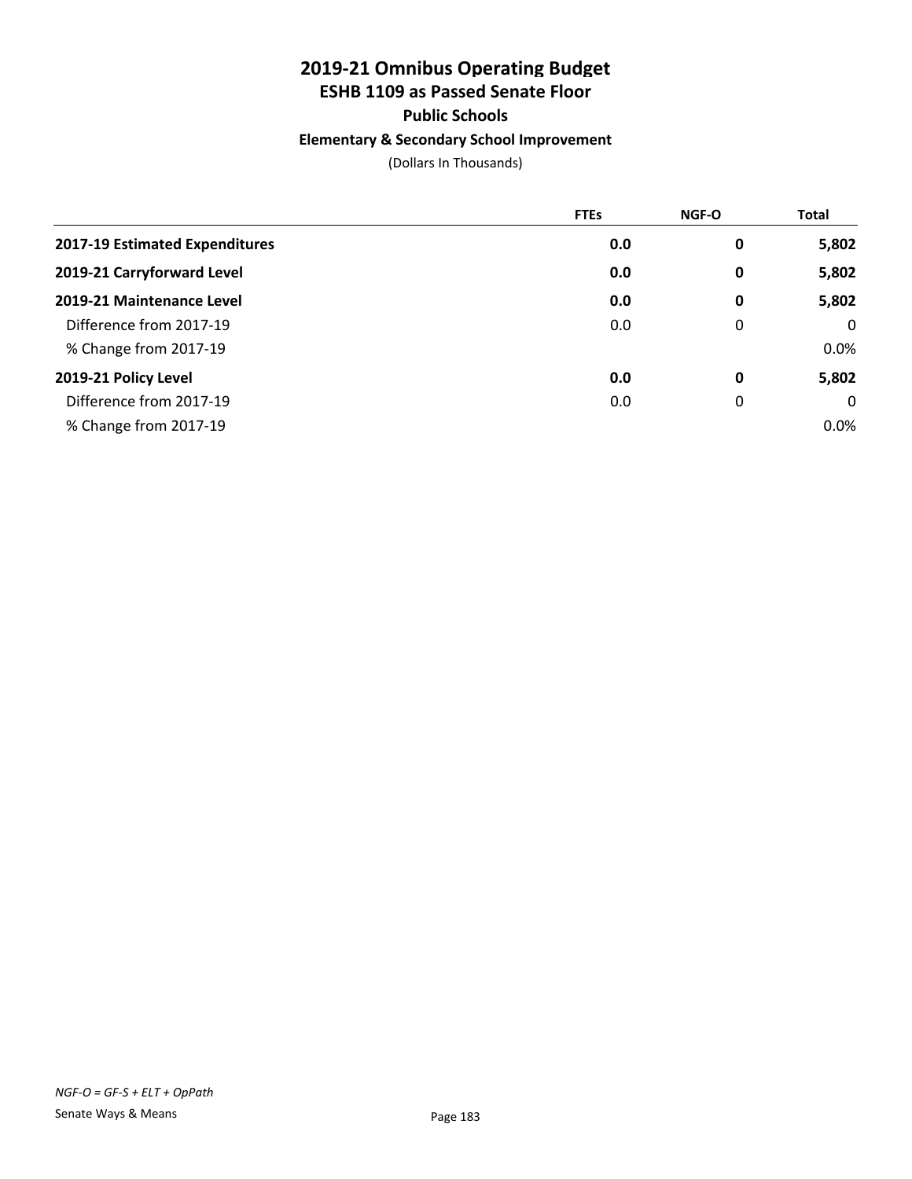# 2019-21 Omnibus Operating Budget
## ESHB 1109 as Passed Senate Floor
### Public Schools
#### Elementary & Secondary School Improvement

(Dollars In Thousands)

| | FTEs | NGF-O | Total |
|---|---|---|---|
| **2017-19 Estimated Expenditures** | **0.0** | **0** | **5,802** |
| **2019-21 Carryforward Level** | **0.0** | **0** | **5,802** |
| **2019-21 Maintenance Level** | **0.0** | **0** | **5,802** |
| Difference from 2017-19 | 0.0 | 0 | 0 |
| % Change from 2017-19 | | | 0.0% |
| **2019-21 Policy Level** | **0.0** | **0** | **5,802** |
| Difference from 2017-19 | 0.0 | 0 | 0 |
| % Change from 2017-19 | | | 0.0% |

*NGF-O = GF-S + ELT + OpPath*

Senate Ways & Means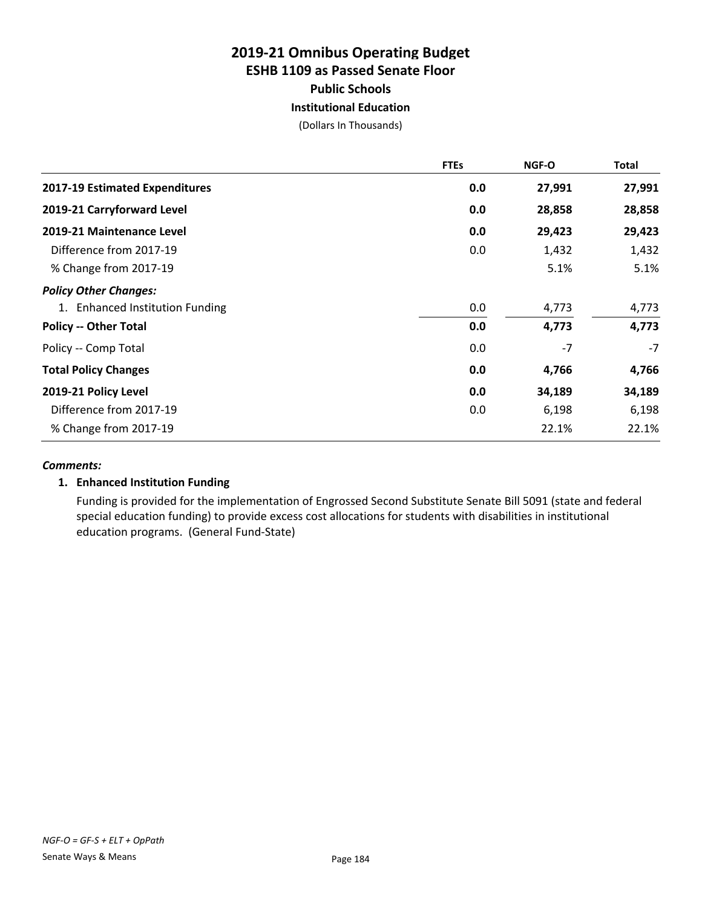# 2019-21 Omnibus Operating Budget
## ESHB 1109 as Passed Senate Floor
### Public Schools
#### Institutional Education

(Dollars In Thousands)

| | FTEs | NGF-O | Total |
|---|---|---|---|
| **2017-19 Estimated Expenditures** | **0.0** | **27,991** | **27,991** |
| **2019-21 Carryforward Level** | **0.0** | **28,858** | **28,858** |
| **2019-21 Maintenance Level** | **0.0** | **29,423** | **29,423** |
| Difference from 2017-19 | 0.0 | 1,432 | 1,432 |
| % Change from 2017-19 | | 5.1% | 5.1% |
| ***Policy Other Changes:*** | | | |
| 1. Enhanced Institution Funding | 0.0 | 4,773 | 4,773 |
| **Policy -- Other Total** | **0.0** | **4,773** | **4,773** |
| Policy -- Comp Total | 0.0 | -7 | -7 |
| **Total Policy Changes** | **0.0** | **4,766** | **4,766** |
| **2019-21 Policy Level** | **0.0** | **34,189** | **34,189** |
| Difference from 2017-19 | 0.0 | 6,198 | 6,198 |
| % Change from 2017-19 | | 22.1% | 22.1% |

***Comments:***

1. **Enhanced Institution Funding**

   Funding is provided for the implementation of Engrossed Second Substitute Senate Bill 5091 (state and federal special education funding) to provide excess cost allocations for students with disabilities in institutional education programs. (General Fund-State)

*NGF-O = GF-S + ELT + OpPath*

Senate Ways & Means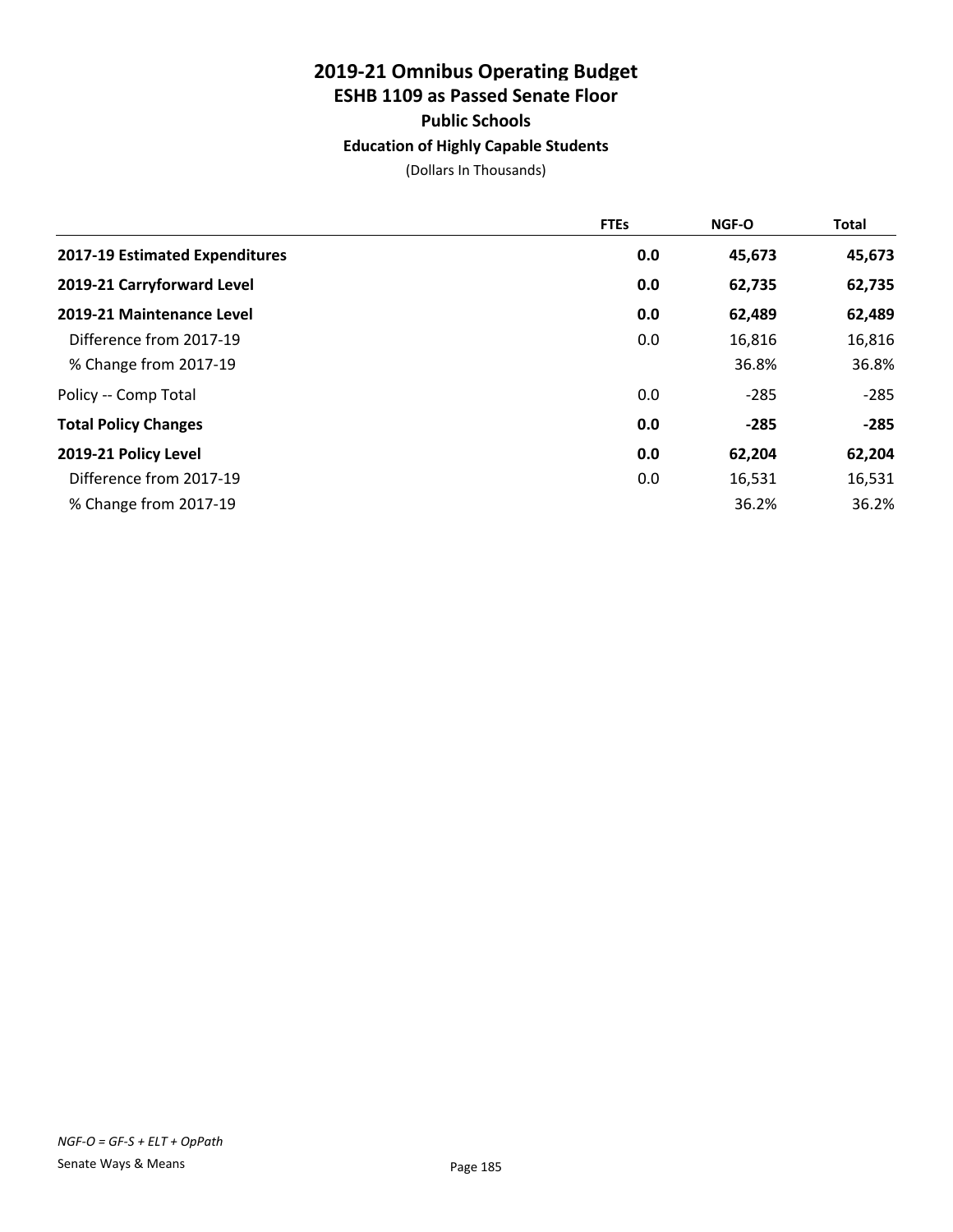# 2019-21 Omnibus Operating Budget
## ESHB 1109 as Passed Senate Floor
### Public Schools
#### Education of Highly Capable Students

(Dollars In Thousands)

| | FTEs | NGF-O | Total |
|---|---|---|---|
| **2017-19 Estimated Expenditures** | **0.0** | **45,673** | **45,673** |
| **2019-21 Carryforward Level** | **0.0** | **62,735** | **62,735** |
| **2019-21 Maintenance Level** | **0.0** | **62,489** | **62,489** |
| Difference from 2017-19 | 0.0 | 16,816 | 16,816 |
| % Change from 2017-19 | | 36.8% | 36.8% |
| Policy -- Comp Total | 0.0 | -285 | -285 |
| **Total Policy Changes** | **0.0** | **-285** | **-285** |
| **2019-21 Policy Level** | **0.0** | **62,204** | **62,204** |
| Difference from 2017-19 | 0.0 | 16,531 | 16,531 |
| % Change from 2017-19 | | 36.2% | 36.2% |

*NGF-O = GF-S + ELT + OpPath*

Senate Ways & Means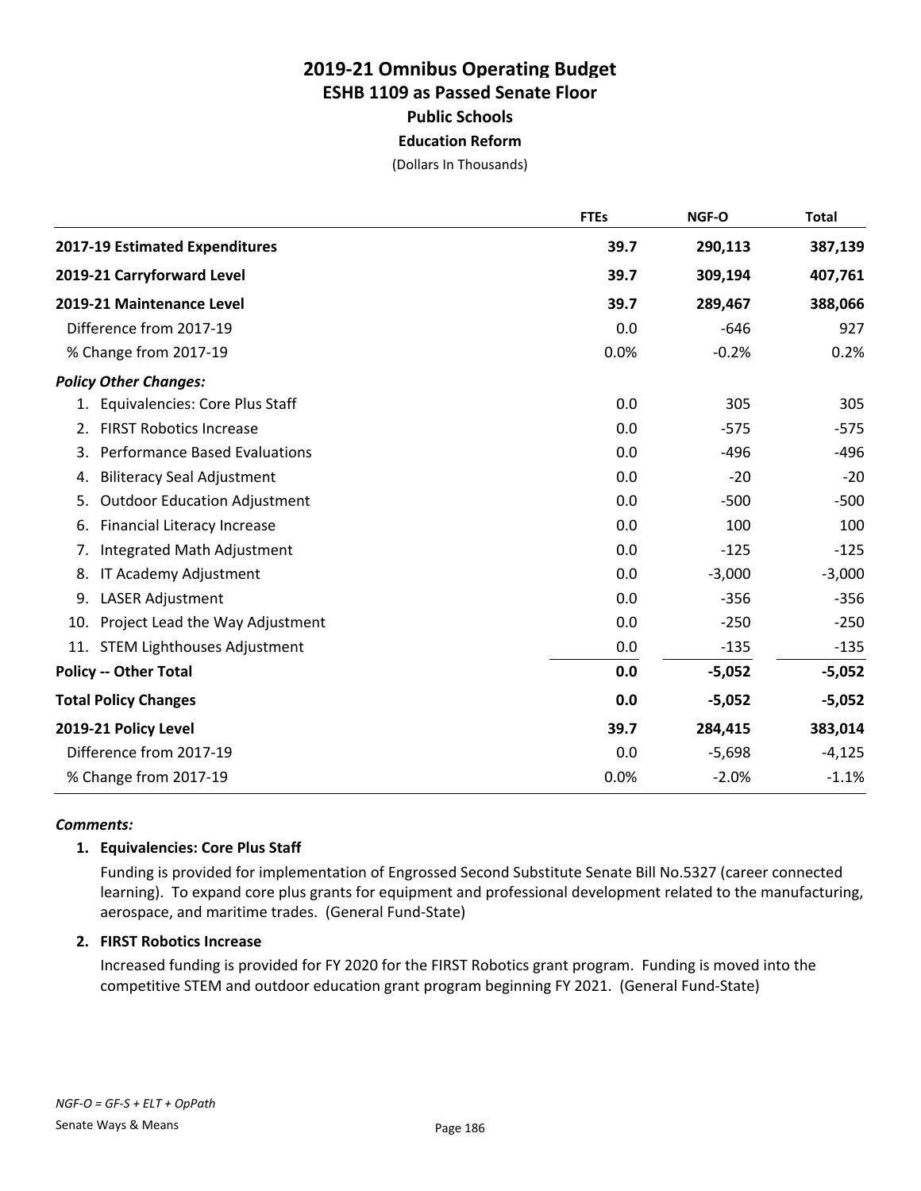# 2019-21 Omnibus Operating Budget
## ESHB 1109 as Passed Senate Floor
### Public Schools
### Education Reform

(Dollars In Thousands)

| | FTEs | NGF-O | Total |
|---|---|---|---|
| **2017-19 Estimated Expenditures** | **39.7** | **290,113** | **387,139** |
| **2019-21 Carryforward Level** | **39.7** | **309,194** | **407,761** |
| **2019-21 Maintenance Level** | **39.7** | **289,467** | **388,066** |
| Difference from 2017-19 | 0.0 | -646 | 927 |
| % Change from 2017-19 | 0.0% | -0.2% | 0.2% |
| ***Policy Other Changes:*** | | | |
| 1. Equivalencies: Core Plus Staff | 0.0 | 305 | 305 |
| 2. FIRST Robotics Increase | 0.0 | -575 | -575 |
| 3. Performance Based Evaluations | 0.0 | -496 | -496 |
| 4. Biliteracy Seal Adjustment | 0.0 | -20 | -20 |
| 5. Outdoor Education Adjustment | 0.0 | -500 | -500 |
| 6. Financial Literacy Increase | 0.0 | 100 | 100 |
| 7. Integrated Math Adjustment | 0.0 | -125 | -125 |
| 8. IT Academy Adjustment | 0.0 | -3,000 | -3,000 |
| 9. LASER Adjustment | 0.0 | -356 | -356 |
| 10. Project Lead the Way Adjustment | 0.0 | -250 | -250 |
| 11. STEM Lighthouses Adjustment | 0.0 | -135 | -135 |
| **Policy -- Other Total** | **0.0** | **-5,052** | **-5,052** |
| **Total Policy Changes** | **0.0** | **-5,052** | **-5,052** |
| **2019-21 Policy Level** | **39.7** | **284,415** | **383,014** |
| Difference from 2017-19 | 0.0 | -5,698 | -4,125 |
| % Change from 2017-19 | 0.0% | -2.0% | -1.1% |

***Comments:***

**1. Equivalencies: Core Plus Staff**

Funding is provided for implementation of Engrossed Second Substitute Senate Bill No.5327 (career connected learning). To expand core plus grants for equipment and professional development related to the manufacturing, aerospace, and maritime trades. (General Fund-State)

**2. FIRST Robotics Increase**

Increased funding is provided for FY 2020 for the FIRST Robotics grant program. Funding is moved into the competitive STEM and outdoor education grant program beginning FY 2021. (General Fund-State)

*NGF-O = GF-S + ELT + OpPath*

Senate Ways & Means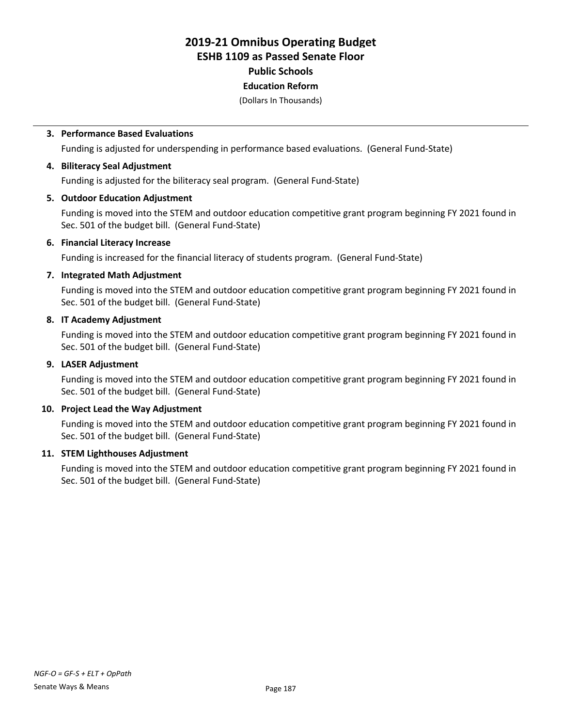# 2019-21 Omnibus Operating Budget
## ESHB 1109 as Passed Senate Floor
### Public Schools
### Education Reform

(Dollars In Thousands)

3. **Performance Based Evaluations**

   Funding is adjusted for underspending in performance based evaluations. (General Fund-State)

4. **Biliteracy Seal Adjustment**

   Funding is adjusted for the biliteracy seal program. (General Fund-State)

5. **Outdoor Education Adjustment**

   Funding is moved into the STEM and outdoor education competitive grant program beginning FY 2021 found in Sec. 501 of the budget bill. (General Fund-State)

6. **Financial Literacy Increase**

   Funding is increased for the financial literacy of students program. (General Fund-State)

7. **Integrated Math Adjustment**

   Funding is moved into the STEM and outdoor education competitive grant program beginning FY 2021 found in Sec. 501 of the budget bill. (General Fund-State)

8. **IT Academy Adjustment**

   Funding is moved into the STEM and outdoor education competitive grant program beginning FY 2021 found in Sec. 501 of the budget bill. (General Fund-State)

9. **LASER Adjustment**

   Funding is moved into the STEM and outdoor education competitive grant program beginning FY 2021 found in Sec. 501 of the budget bill. (General Fund-State)

10. **Project Lead the Way Adjustment**

    Funding is moved into the STEM and outdoor education competitive grant program beginning FY 2021 found in Sec. 501 of the budget bill. (General Fund-State)

11. **STEM Lighthouses Adjustment**

    Funding is moved into the STEM and outdoor education competitive grant program beginning FY 2021 found in Sec. 501 of the budget bill. (General Fund-State)

*NGF-O = GF-S + ELT + OpPath*

Senate Ways & Means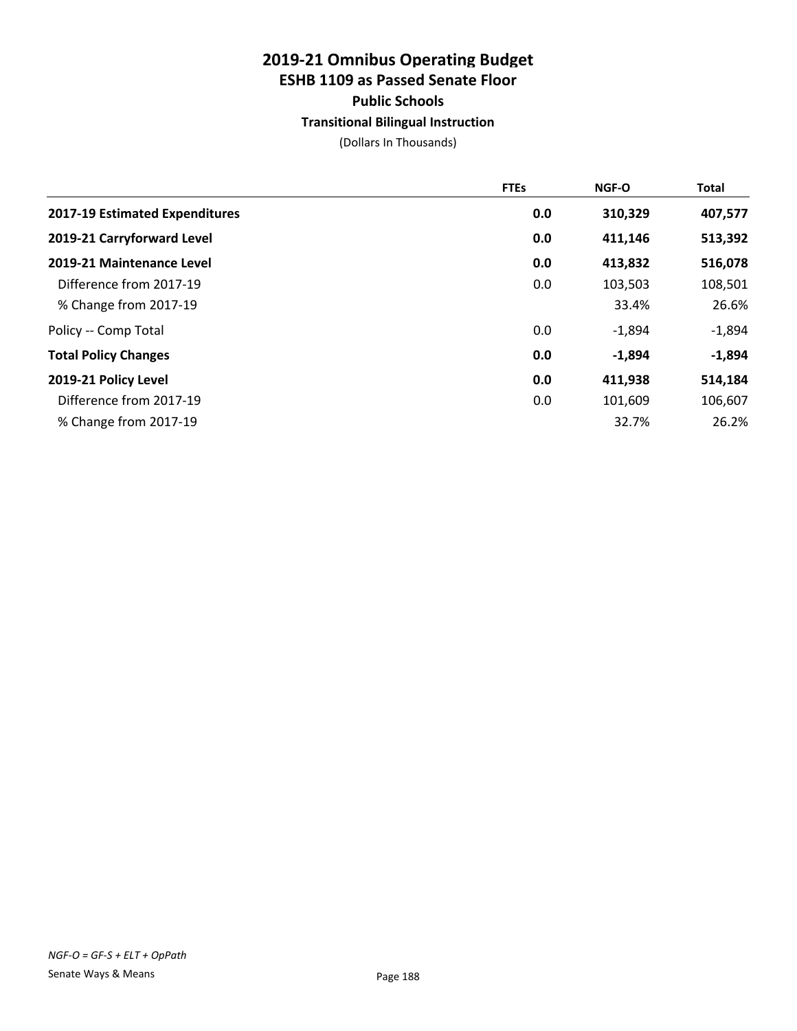# 2019-21 Omnibus Operating Budget
## ESHB 1109 as Passed Senate Floor
### Public Schools
#### Transitional Bilingual Instruction

(Dollars In Thousands)

| | FTEs | NGF-O | Total |
|---|---|---|---|
| **2017-19 Estimated Expenditures** | **0.0** | **310,329** | **407,577** |
| **2019-21 Carryforward Level** | **0.0** | **411,146** | **513,392** |
| **2019-21 Maintenance Level** | **0.0** | **413,832** | **516,078** |
| Difference from 2017-19 | 0.0 | 103,503 | 108,501 |
| % Change from 2017-19 | | 33.4% | 26.6% |
| Policy -- Comp Total | 0.0 | -1,894 | -1,894 |
| **Total Policy Changes** | **0.0** | **-1,894** | **-1,894** |
| **2019-21 Policy Level** | **0.0** | **411,938** | **514,184** |
| Difference from 2017-19 | 0.0 | 101,609 | 106,607 |
| % Change from 2017-19 | | 32.7% | 26.2% |

*NGF-O = GF-S + ELT + OpPath*

Senate Ways & Means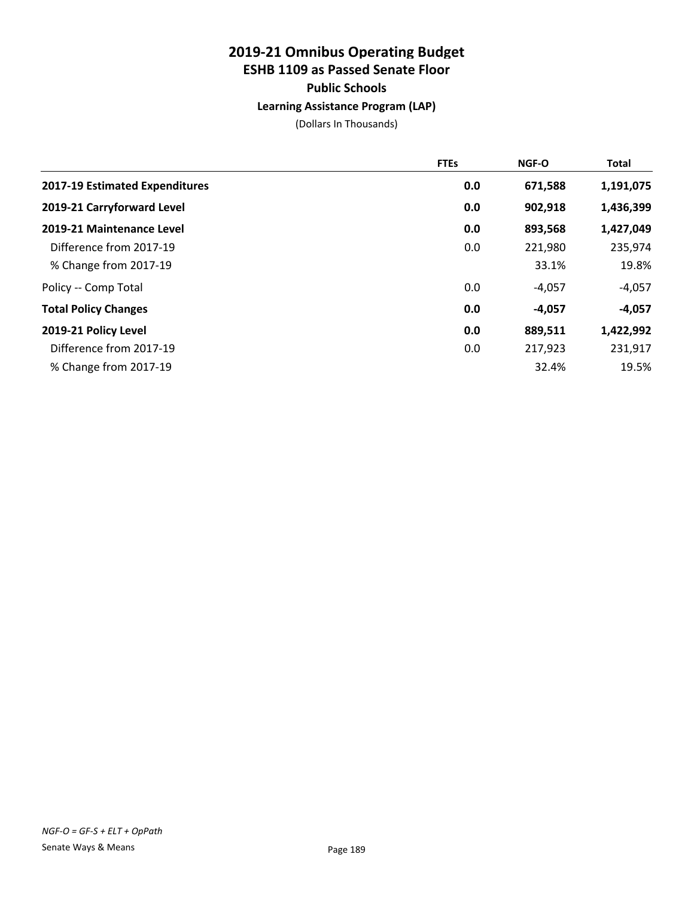# 2019-21 Omnibus Operating Budget
## ESHB 1109 as Passed Senate Floor
### Public Schools
### Learning Assistance Program (LAP)

(Dollars In Thousands)

| | FTEs | NGF-O | Total |
|---|---|---|---|
| **2017-19 Estimated Expenditures** | **0.0** | **671,588** | **1,191,075** |
| **2019-21 Carryforward Level** | **0.0** | **902,918** | **1,436,399** |
| **2019-21 Maintenance Level** | **0.0** | **893,568** | **1,427,049** |
| Difference from 2017-19 | 0.0 | 221,980 | 235,974 |
| % Change from 2017-19 | | 33.1% | 19.8% |
| Policy -- Comp Total | 0.0 | -4,057 | -4,057 |
| **Total Policy Changes** | **0.0** | **-4,057** | **-4,057** |
| **2019-21 Policy Level** | **0.0** | **889,511** | **1,422,992** |
| Difference from 2017-19 | 0.0 | 217,923 | 231,917 |
| % Change from 2017-19 | | 32.4% | 19.5% |

*NGF-O = GF-S + ELT + OpPath*

Senate Ways & Means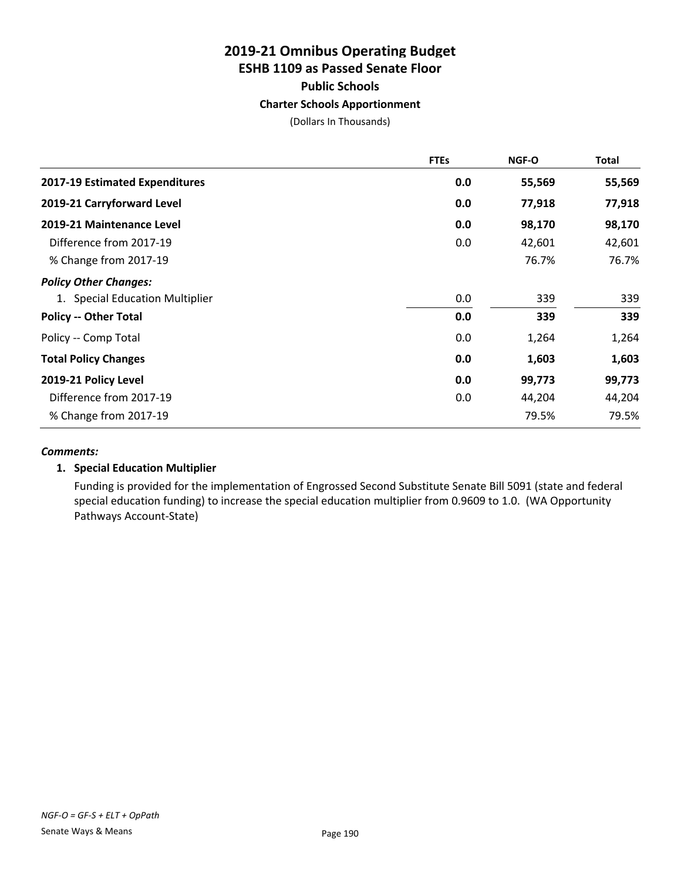# 2019-21 Omnibus Operating Budget
## ESHB 1109 as Passed Senate Floor
### Public Schools
#### Charter Schools Apportionment

(Dollars In Thousands)

| | FTEs | NGF-O | Total |
|---|---|---|---|
| **2017-19 Estimated Expenditures** | **0.0** | **55,569** | **55,569** |
| **2019-21 Carryforward Level** | **0.0** | **77,918** | **77,918** |
| **2019-21 Maintenance Level** | **0.0** | **98,170** | **98,170** |
| Difference from 2017-19 | 0.0 | 42,601 | 42,601 |
| % Change from 2017-19 | | 76.7% | 76.7% |
| ***Policy Other Changes:*** | | | |
| 1. Special Education Multiplier | 0.0 | 339 | 339 |
| **Policy -- Other Total** | **0.0** | **339** | **339** |
| Policy -- Comp Total | 0.0 | 1,264 | 1,264 |
| **Total Policy Changes** | **0.0** | **1,603** | **1,603** |
| **2019-21 Policy Level** | **0.0** | **99,773** | **99,773** |
| Difference from 2017-19 | 0.0 | 44,204 | 44,204 |
| % Change from 2017-19 | | 79.5% | 79.5% |

***Comments:***

**1. Special Education Multiplier**

Funding is provided for the implementation of Engrossed Second Substitute Senate Bill 5091 (state and federal special education funding) to increase the special education multiplier from 0.9609 to 1.0. (WA Opportunity Pathways Account-State)

*NGF-O = GF-S + ELT + OpPath*

Senate Ways & Means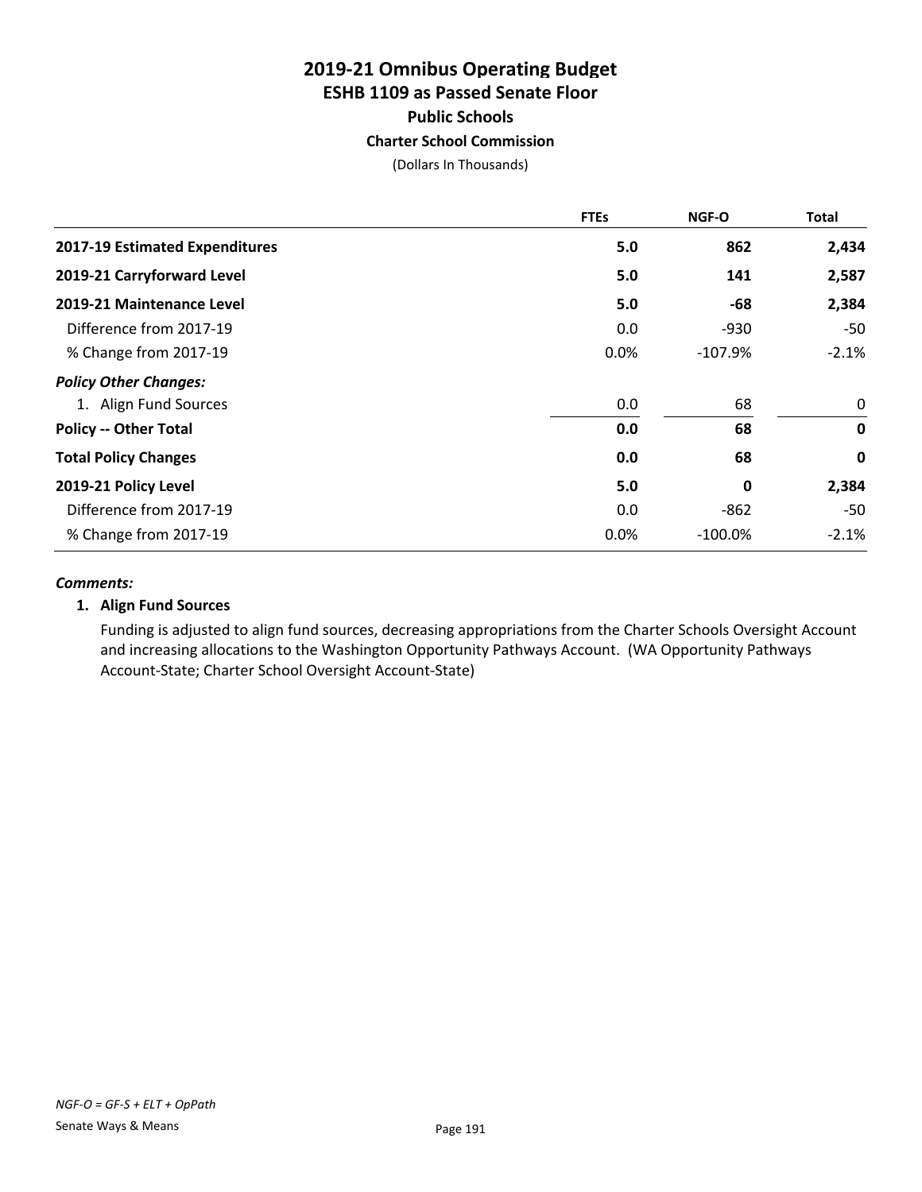# 2019-21 Omnibus Operating Budget
## ESHB 1109 as Passed Senate Floor
### Public Schools
### Charter School Commission

(Dollars In Thousands)

| | FTEs | NGF-O | Total |
|---|---|---|---|
| **2017-19 Estimated Expenditures** | **5.0** | **862** | **2,434** |
| **2019-21 Carryforward Level** | **5.0** | **141** | **2,587** |
| **2019-21 Maintenance Level** | **5.0** | **-68** | **2,384** |
| Difference from 2017-19 | 0.0 | -930 | -50 |
| % Change from 2017-19 | 0.0% | -107.9% | -2.1% |
| ***Policy Other Changes:*** | | | |
| 1. Align Fund Sources | 0.0 | 68 | 0 |
| **Policy -- Other Total** | **0.0** | **68** | **0** |
| **Total Policy Changes** | **0.0** | **68** | **0** |
| **2019-21 Policy Level** | **5.0** | **0** | **2,384** |
| Difference from 2017-19 | 0.0 | -862 | -50 |
| % Change from 2017-19 | 0.0% | -100.0% | -2.1% |

***Comments:***

**1. Align Fund Sources**

Funding is adjusted to align fund sources, decreasing appropriations from the Charter Schools Oversight Account and increasing allocations to the Washington Opportunity Pathways Account. (WA Opportunity Pathways Account-State; Charter School Oversight Account-State)

*NGF-O = GF-S + ELT + OpPath*

Senate Ways & Means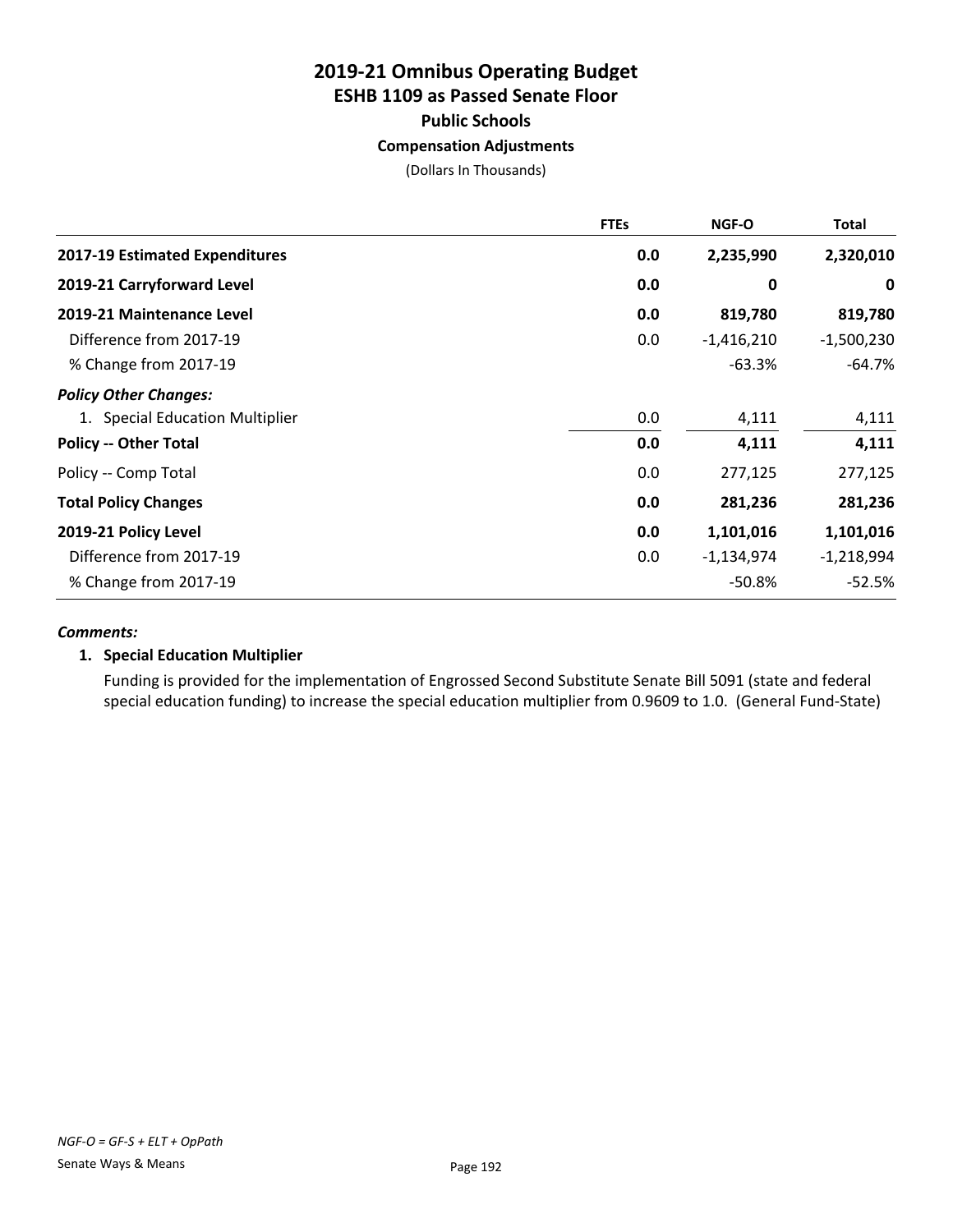# 2019-21 Omnibus Operating Budget
## ESHB 1109 as Passed Senate Floor
### Public Schools
### Compensation Adjustments

(Dollars In Thousands)

| | FTEs | NGF-O | Total |
|---|---|---|---|
| **2017-19 Estimated Expenditures** | **0.0** | **2,235,990** | **2,320,010** |
| **2019-21 Carryforward Level** | **0.0** | **0** | **0** |
| **2019-21 Maintenance Level** | **0.0** | **819,780** | **819,780** |
| Difference from 2017-19 | 0.0 | -1,416,210 | -1,500,230 |
| % Change from 2017-19 | | -63.3% | -64.7% |
| ***Policy Other Changes:*** | | | |
| 1. Special Education Multiplier | 0.0 | 4,111 | 4,111 |
| **Policy -- Other Total** | **0.0** | **4,111** | **4,111** |
| Policy -- Comp Total | 0.0 | 277,125 | 277,125 |
| **Total Policy Changes** | **0.0** | **281,236** | **281,236** |
| **2019-21 Policy Level** | **0.0** | **1,101,016** | **1,101,016** |
| Difference from 2017-19 | 0.0 | -1,134,974 | -1,218,994 |
| % Change from 2017-19 | | -50.8% | -52.5% |

***Comments:***

**1. Special Education Multiplier**

Funding is provided for the implementation of Engrossed Second Substitute Senate Bill 5091 (state and federal special education funding) to increase the special education multiplier from 0.9609 to 1.0. (General Fund-State)

*NGF-O = GF-S + ELT + OpPath*

Senate Ways & Means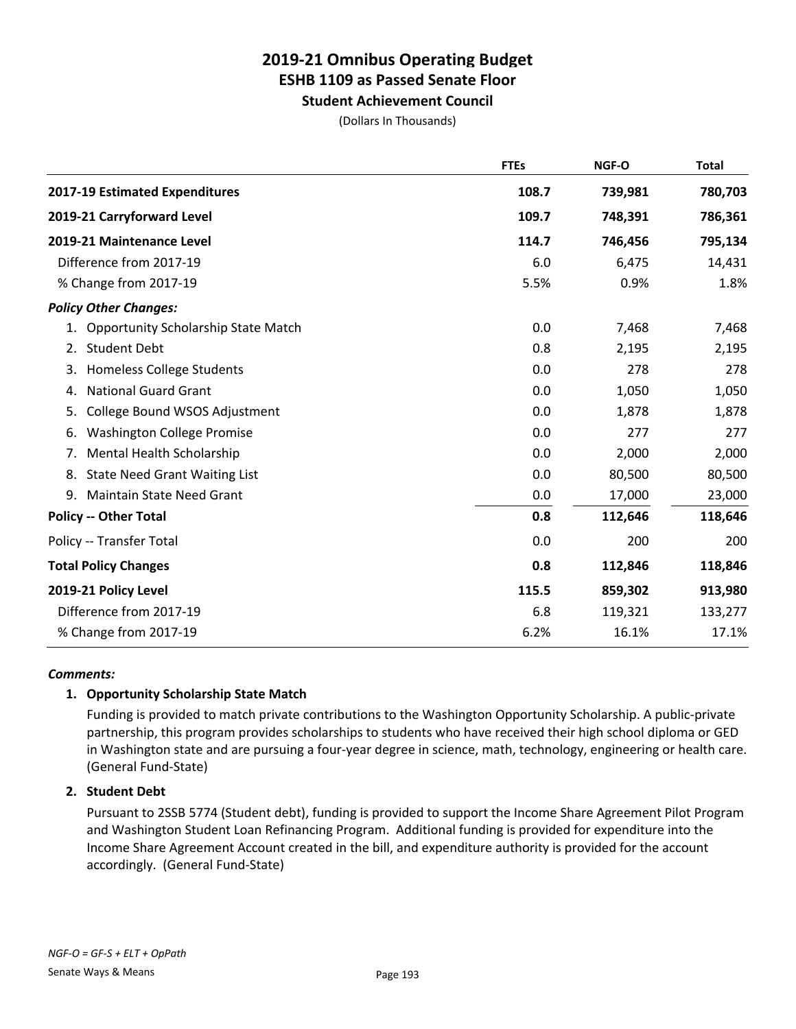# 2019-21 Omnibus Operating Budget
## ESHB 1109 as Passed Senate Floor
### Student Achievement Council

(Dollars In Thousands)

| | FTEs | NGF-O | Total |
|---|---|---|---|
| **2017-19 Estimated Expenditures** | **108.7** | **739,981** | **780,703** |
| **2019-21 Carryforward Level** | **109.7** | **748,391** | **786,361** |
| **2019-21 Maintenance Level** | **114.7** | **746,456** | **795,134** |
| Difference from 2017-19 | 6.0 | 6,475 | 14,431 |
| % Change from 2017-19 | 5.5% | 0.9% | 1.8% |
| ***Policy Other Changes:*** | | | |
| 1. Opportunity Scholarship State Match | 0.0 | 7,468 | 7,468 |
| 2. Student Debt | 0.8 | 2,195 | 2,195 |
| 3. Homeless College Students | 0.0 | 278 | 278 |
| 4. National Guard Grant | 0.0 | 1,050 | 1,050 |
| 5. College Bound WSOS Adjustment | 0.0 | 1,878 | 1,878 |
| 6. Washington College Promise | 0.0 | 277 | 277 |
| 7. Mental Health Scholarship | 0.0 | 2,000 | 2,000 |
| 8. State Need Grant Waiting List | 0.0 | 80,500 | 80,500 |
| 9. Maintain State Need Grant | 0.0 | 17,000 | 23,000 |
| **Policy -- Other Total** | **0.8** | **112,646** | **118,646** |
| Policy -- Transfer Total | 0.0 | 200 | 200 |
| **Total Policy Changes** | **0.8** | **112,846** | **118,846** |
| **2019-21 Policy Level** | **115.5** | **859,302** | **913,980** |
| Difference from 2017-19 | 6.8 | 119,321 | 133,277 |
| % Change from 2017-19 | 6.2% | 16.1% | 17.1% |

***Comments:***

**1. Opportunity Scholarship State Match**

Funding is provided to match private contributions to the Washington Opportunity Scholarship. A public-private partnership, this program provides scholarships to students who have received their high school diploma or GED in Washington state and are pursuing a four-year degree in science, math, technology, engineering or health care. (General Fund-State)

**2. Student Debt**

Pursuant to 2SSB 5774 (Student debt), funding is provided to support the Income Share Agreement Pilot Program and Washington Student Loan Refinancing Program. Additional funding is provided for expenditure into the Income Share Agreement Account created in the bill, and expenditure authority is provided for the account accordingly. (General Fund-State)

*NGF-O = GF-S + ELT + OpPath*

Senate Ways & Means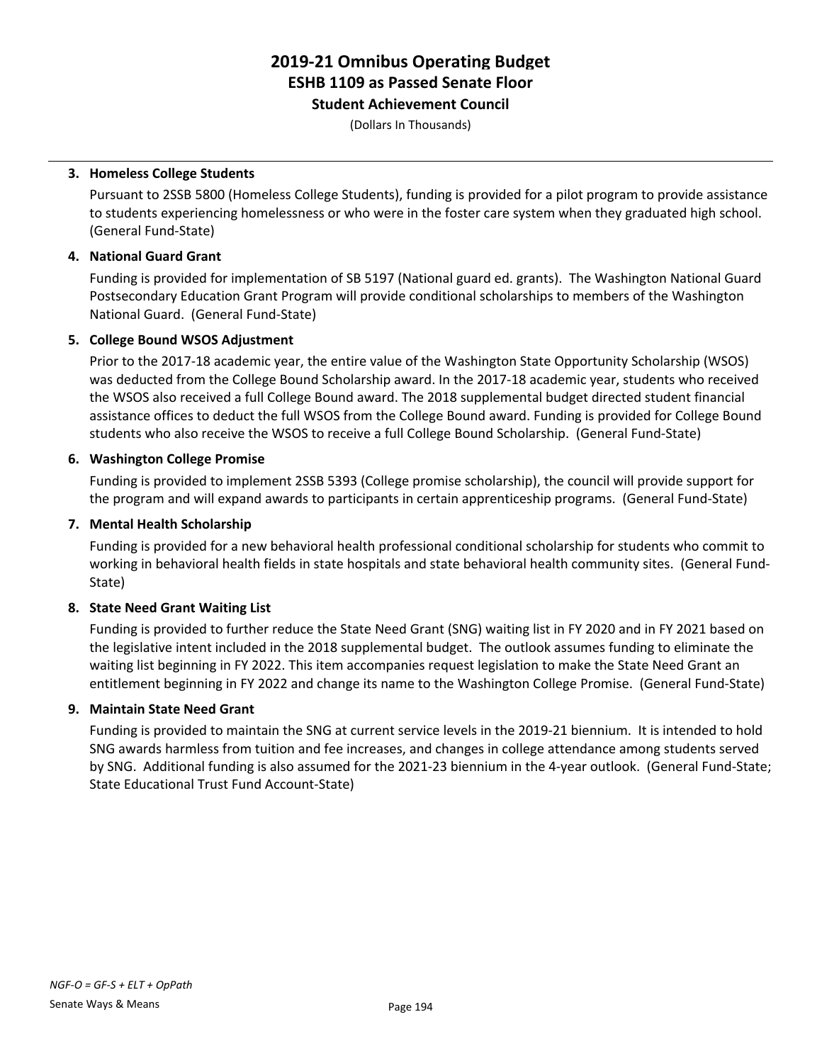**3. Homeless College Students**

Pursuant to 2SSB 5800 (Homeless College Students), funding is provided for a pilot program to provide assistance to students experiencing homelessness or who were in the foster care system when they graduated high school. (General Fund-State)

**4. National Guard Grant**

Funding is provided for implementation of SB 5197 (National guard ed. grants). The Washington National Guard Postsecondary Education Grant Program will provide conditional scholarships to members of the Washington National Guard. (General Fund-State)

**5. College Bound WSOS Adjustment**

Prior to the 2017-18 academic year, the entire value of the Washington State Opportunity Scholarship (WSOS) was deducted from the College Bound Scholarship award. In the 2017-18 academic year, students who received the WSOS also received a full College Bound award. The 2018 supplemental budget directed student financial assistance offices to deduct the full WSOS from the College Bound award. Funding is provided for College Bound students who also receive the WSOS to receive a full College Bound Scholarship. (General Fund-State)

**6. Washington College Promise**

Funding is provided to implement 2SSB 5393 (College promise scholarship), the council will provide support for the program and will expand awards to participants in certain apprenticeship programs. (General Fund-State)

**7. Mental Health Scholarship**

Funding is provided for a new behavioral health professional conditional scholarship for students who commit to working in behavioral health fields in state hospitals and state behavioral health community sites. (General Fund-State)

**8. State Need Grant Waiting List**

Funding is provided to further reduce the State Need Grant (SNG) waiting list in FY 2020 and in FY 2021 based on the legislative intent included in the 2018 supplemental budget. The outlook assumes funding to eliminate the waiting list beginning in FY 2022. This item accompanies request legislation to make the State Need Grant an entitlement beginning in FY 2022 and change its name to the Washington College Promise. (General Fund-State)

**9. Maintain State Need Grant**

Funding is provided to maintain the SNG at current service levels in the 2019-21 biennium. It is intended to hold SNG awards harmless from tuition and fee increases, and changes in college attendance among students served by SNG. Additional funding is also assumed for the 2021-23 biennium in the 4-year outlook. (General Fund-State; State Educational Trust Fund Account-State)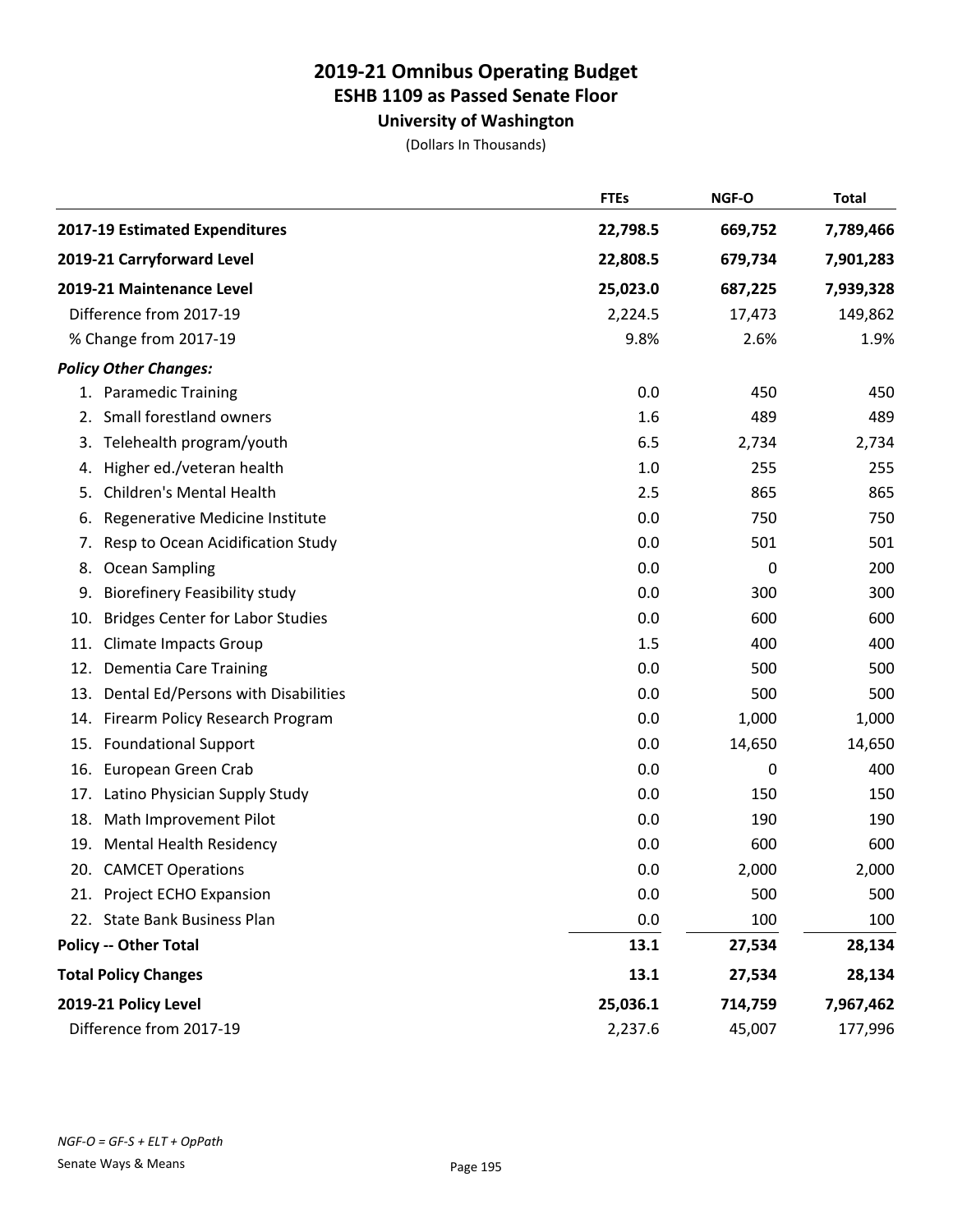# 2019-21 Omnibus Operating Budget
## ESHB 1109 as Passed Senate Floor
### University of Washington

(Dollars In Thousands)

| | FTEs | NGF-O | Total |
|---|---|---|---|
| **2017-19 Estimated Expenditures** | **22,798.5** | **669,752** | **7,789,466** |
| **2019-21 Carryforward Level** | **22,808.5** | **679,734** | **7,901,283** |
| **2019-21 Maintenance Level** | **25,023.0** | **687,225** | **7,939,328** |
| Difference from 2017-19 | 2,224.5 | 17,473 | 149,862 |
| % Change from 2017-19 | 9.8% | 2.6% | 1.9% |
| ***Policy Other Changes:*** | | | |
| 1. Paramedic Training | 0.0 | 450 | 450 |
| 2. Small forestland owners | 1.6 | 489 | 489 |
| 3. Telehealth program/youth | 6.5 | 2,734 | 2,734 |
| 4. Higher ed./veteran health | 1.0 | 255 | 255 |
| 5. Children's Mental Health | 2.5 | 865 | 865 |
| 6. Regenerative Medicine Institute | 0.0 | 750 | 750 |
| 7. Resp to Ocean Acidification Study | 0.0 | 501 | 501 |
| 8. Ocean Sampling | 0.0 | 0 | 200 |
| 9. Biorefinery Feasibility study | 0.0 | 300 | 300 |
| 10. Bridges Center for Labor Studies | 0.0 | 600 | 600 |
| 11. Climate Impacts Group | 1.5 | 400 | 400 |
| 12. Dementia Care Training | 0.0 | 500 | 500 |
| 13. Dental Ed/Persons with Disabilities | 0.0 | 500 | 500 |
| 14. Firearm Policy Research Program | 0.0 | 1,000 | 1,000 |
| 15. Foundational Support | 0.0 | 14,650 | 14,650 |
| 16. European Green Crab | 0.0 | 0 | 400 |
| 17. Latino Physician Supply Study | 0.0 | 150 | 150 |
| 18. Math Improvement Pilot | 0.0 | 190 | 190 |
| 19. Mental Health Residency | 0.0 | 600 | 600 |
| 20. CAMCET Operations | 0.0 | 2,000 | 2,000 |
| 21. Project ECHO Expansion | 0.0 | 500 | 500 |
| 22. State Bank Business Plan | 0.0 | 100 | 100 |
| **Policy -- Other Total** | **13.1** | **27,534** | **28,134** |
| **Total Policy Changes** | **13.1** | **27,534** | **28,134** |
| **2019-21 Policy Level** | **25,036.1** | **714,759** | **7,967,462** |
| Difference from 2017-19 | 2,237.6 | 45,007 | 177,996 |

*NGF-O = GF-S + ELT + OpPath*

Senate Ways & Means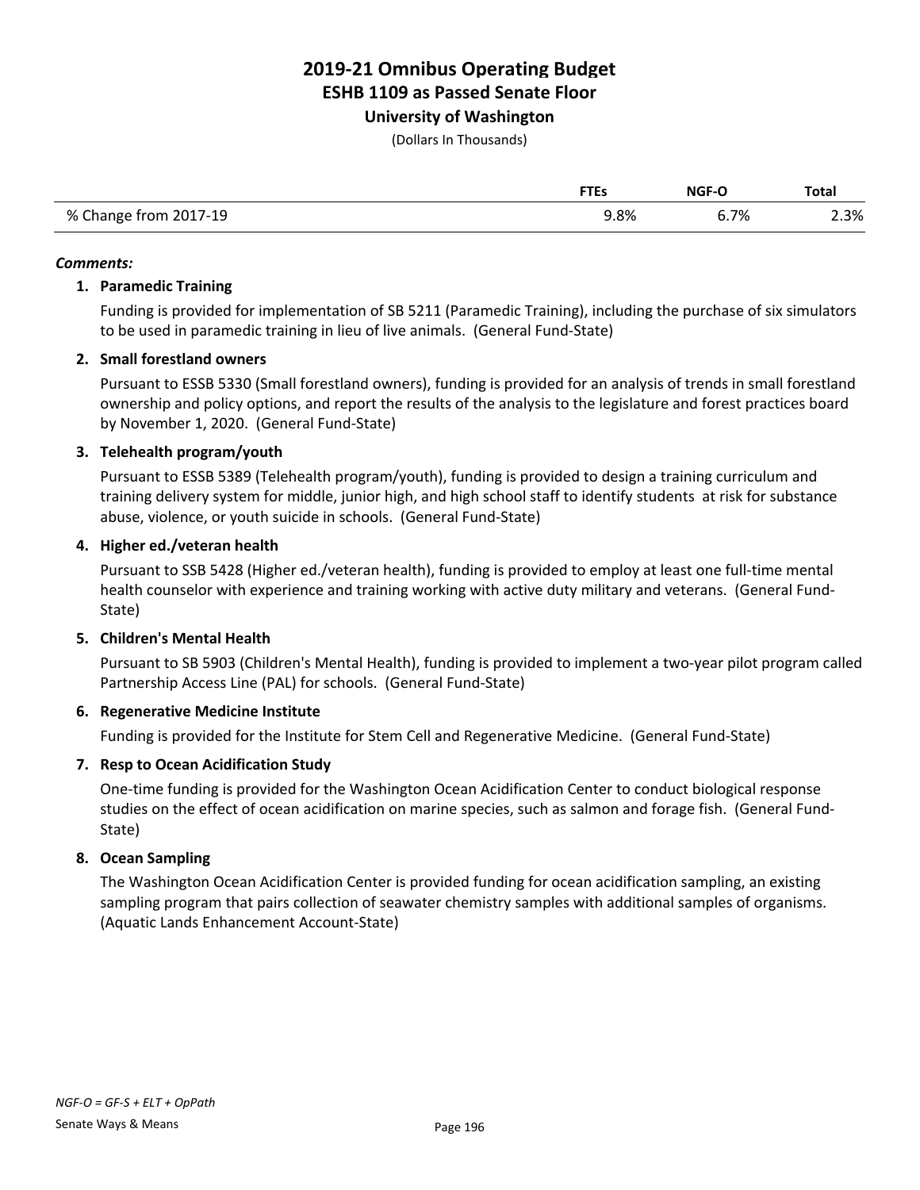# 2019-21 Omnibus Operating Budget
## ESHB 1109 as Passed Senate Floor
### University of Washington

(Dollars In Thousands)

| | FTEs | NGF-O | Total |
|---|---|---|---|
| % Change from 2017-19 | 9.8% | 6.7% | 2.3% |

***Comments:***

1. **Paramedic Training**

   Funding is provided for implementation of SB 5211 (Paramedic Training), including the purchase of six simulators to be used in paramedic training in lieu of live animals. (General Fund-State)

2. **Small forestland owners**

   Pursuant to ESSB 5330 (Small forestland owners), funding is provided for an analysis of trends in small forestland ownership and policy options, and report the results of the analysis to the legislature and forest practices board by November 1, 2020. (General Fund-State)

3. **Telehealth program/youth**

   Pursuant to ESSB 5389 (Telehealth program/youth), funding is provided to design a training curriculum and training delivery system for middle, junior high, and high school staff to identify students at risk for substance abuse, violence, or youth suicide in schools. (General Fund-State)

4. **Higher ed./veteran health**

   Pursuant to SSB 5428 (Higher ed./veteran health), funding is provided to employ at least one full-time mental health counselor with experience and training working with active duty military and veterans. (General Fund-State)

5. **Children's Mental Health**

   Pursuant to SB 5903 (Children's Mental Health), funding is provided to implement a two-year pilot program called Partnership Access Line (PAL) for schools. (General Fund-State)

6. **Regenerative Medicine Institute**

   Funding is provided for the Institute for Stem Cell and Regenerative Medicine. (General Fund-State)

7. **Resp to Ocean Acidification Study**

   One-time funding is provided for the Washington Ocean Acidification Center to conduct biological response studies on the effect of ocean acidification on marine species, such as salmon and forage fish. (General Fund-State)

8. **Ocean Sampling**

   The Washington Ocean Acidification Center is provided funding for ocean acidification sampling, an existing sampling program that pairs collection of seawater chemistry samples with additional samples of organisms. (Aquatic Lands Enhancement Account-State)

*NGF-O = GF-S + ELT + OpPath*

Senate Ways & Means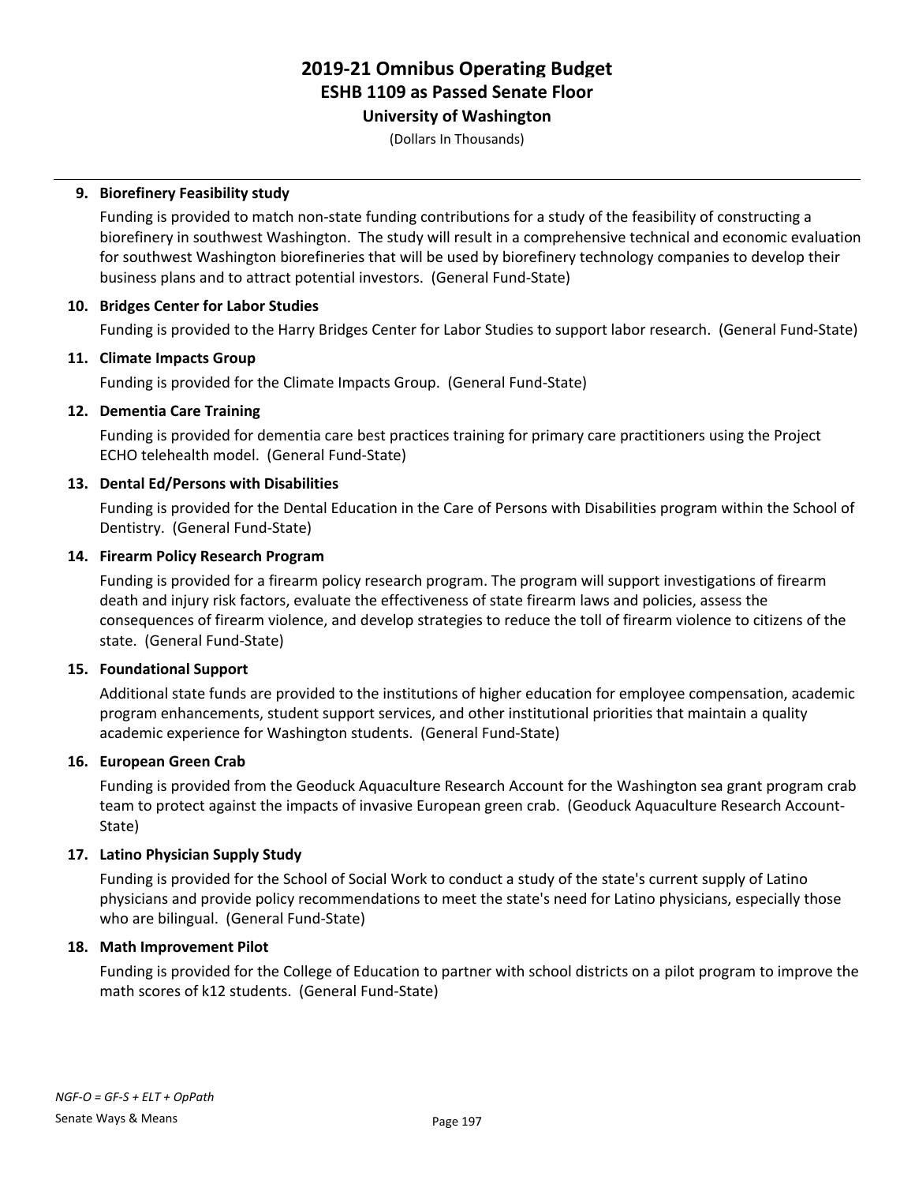# 2019-21 Omnibus Operating Budget
## ESHB 1109 as Passed Senate Floor
### University of Washington

(Dollars In Thousands)

**9. Biorefinery Feasibility study**

Funding is provided to match non-state funding contributions for a study of the feasibility of constructing a biorefinery in southwest Washington. The study will result in a comprehensive technical and economic evaluation for southwest Washington biorefineries that will be used by biorefinery technology companies to develop their business plans and to attract potential investors. (General Fund-State)

**10. Bridges Center for Labor Studies**

Funding is provided to the Harry Bridges Center for Labor Studies to support labor research. (General Fund-State)

**11. Climate Impacts Group**

Funding is provided for the Climate Impacts Group. (General Fund-State)

**12. Dementia Care Training**

Funding is provided for dementia care best practices training for primary care practitioners using the Project ECHO telehealth model. (General Fund-State)

**13. Dental Ed/Persons with Disabilities**

Funding is provided for the Dental Education in the Care of Persons with Disabilities program within the School of Dentistry. (General Fund-State)

**14. Firearm Policy Research Program**

Funding is provided for a firearm policy research program. The program will support investigations of firearm death and injury risk factors, evaluate the effectiveness of state firearm laws and policies, assess the consequences of firearm violence, and develop strategies to reduce the toll of firearm violence to citizens of the state. (General Fund-State)

**15. Foundational Support**

Additional state funds are provided to the institutions of higher education for employee compensation, academic program enhancements, student support services, and other institutional priorities that maintain a quality academic experience for Washington students. (General Fund-State)

**16. European Green Crab**

Funding is provided from the Geoduck Aquaculture Research Account for the Washington sea grant program crab team to protect against the impacts of invasive European green crab. (Geoduck Aquaculture Research Account-State)

**17. Latino Physician Supply Study**

Funding is provided for the School of Social Work to conduct a study of the state's current supply of Latino physicians and provide policy recommendations to meet the state's need for Latino physicians, especially those who are bilingual. (General Fund-State)

**18. Math Improvement Pilot**

Funding is provided for the College of Education to partner with school districts on a pilot program to improve the math scores of k12 students. (General Fund-State)

*NGF-O = GF-S + ELT + OpPath*

Senate Ways & Means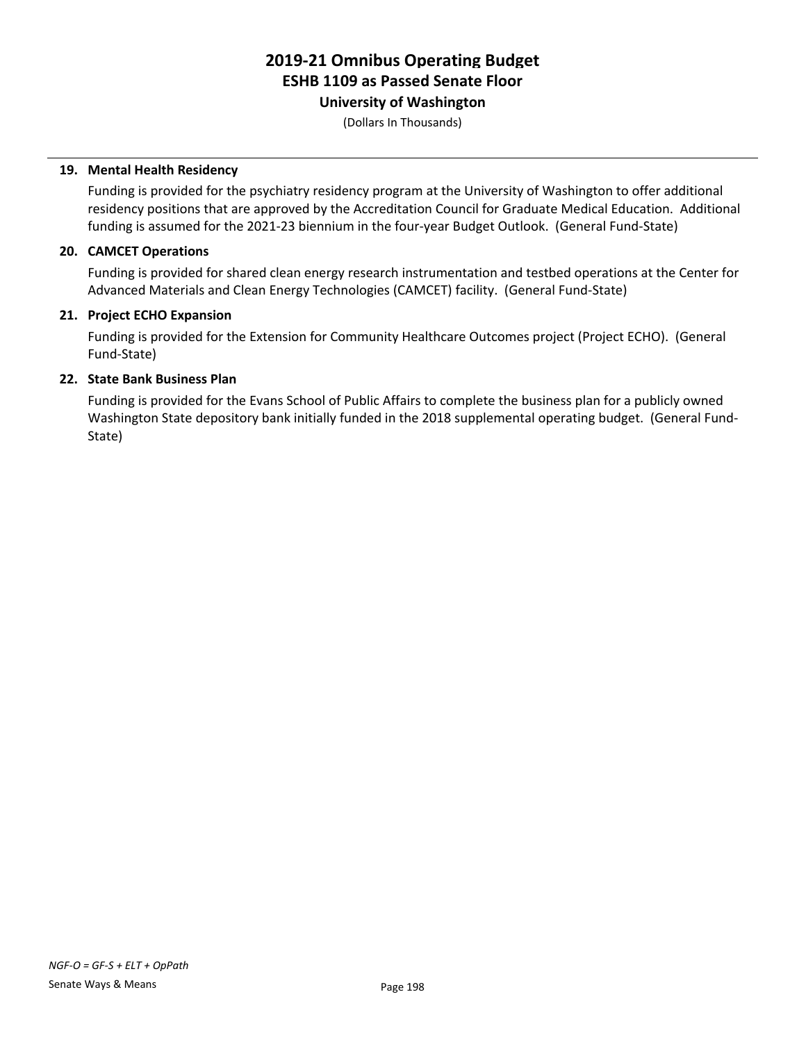**19. Mental Health Residency**

Funding is provided for the psychiatry residency program at the University of Washington to offer additional residency positions that are approved by the Accreditation Council for Graduate Medical Education. Additional funding is assumed for the 2021-23 biennium in the four-year Budget Outlook. (General Fund-State)

**20. CAMCET Operations**

Funding is provided for shared clean energy research instrumentation and testbed operations at the Center for Advanced Materials and Clean Energy Technologies (CAMCET) facility. (General Fund-State)

**21. Project ECHO Expansion**

Funding is provided for the Extension for Community Healthcare Outcomes project (Project ECHO). (General Fund-State)

**22. State Bank Business Plan**

Funding is provided for the Evans School of Public Affairs to complete the business plan for a publicly owned Washington State depository bank initially funded in the 2018 supplemental operating budget. (General Fund-State)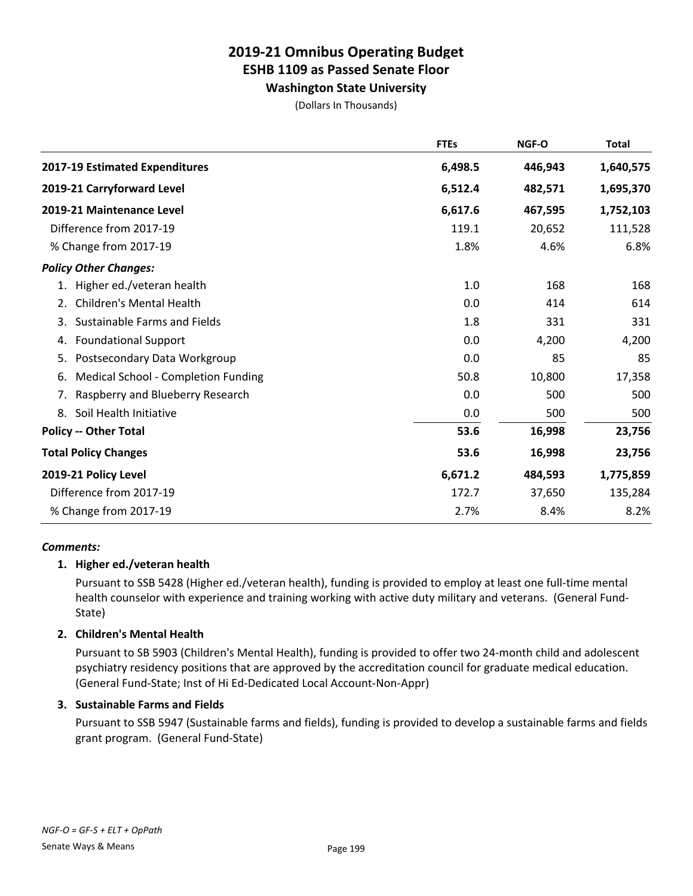# 2019-21 Omnibus Operating Budget
## ESHB 1109 as Passed Senate Floor
### Washington State University
(Dollars In Thousands)

| | FTEs | NGF-O | Total |
|---|---|---|---|
| **2017-19 Estimated Expenditures** | **6,498.5** | **446,943** | **1,640,575** |
| **2019-21 Carryforward Level** | **6,512.4** | **482,571** | **1,695,370** |
| **2019-21 Maintenance Level** | **6,617.6** | **467,595** | **1,752,103** |
| Difference from 2017-19 | 119.1 | 20,652 | 111,528 |
| % Change from 2017-19 | 1.8% | 4.6% | 6.8% |
| ***Policy Other Changes:*** | | | |
| 1. Higher ed./veteran health | 1.0 | 168 | 168 |
| 2. Children's Mental Health | 0.0 | 414 | 614 |
| 3. Sustainable Farms and Fields | 1.8 | 331 | 331 |
| 4. Foundational Support | 0.0 | 4,200 | 4,200 |
| 5. Postsecondary Data Workgroup | 0.0 | 85 | 85 |
| 6. Medical School - Completion Funding | 50.8 | 10,800 | 17,358 |
| 7. Raspberry and Blueberry Research | 0.0 | 500 | 500 |
| 8. Soil Health Initiative | 0.0 | 500 | 500 |
| **Policy -- Other Total** | **53.6** | **16,998** | **23,756** |
| **Total Policy Changes** | **53.6** | **16,998** | **23,756** |
| **2019-21 Policy Level** | **6,671.2** | **484,593** | **1,775,859** |
| Difference from 2017-19 | 172.7 | 37,650 | 135,284 |
| % Change from 2017-19 | 2.7% | 8.4% | 8.2% |

***Comments:***

**1. Higher ed./veteran health**

Pursuant to SSB 5428 (Higher ed./veteran health), funding is provided to employ at least one full-time mental health counselor with experience and training working with active duty military and veterans. (General Fund-State)

**2. Children's Mental Health**

Pursuant to SB 5903 (Children's Mental Health), funding is provided to offer two 24-month child and adolescent psychiatry residency positions that are approved by the accreditation council for graduate medical education. (General Fund-State; Inst of Hi Ed-Dedicated Local Account-Non-Appr)

**3. Sustainable Farms and Fields**

Pursuant to SSB 5947 (Sustainable farms and fields), funding is provided to develop a sustainable farms and fields grant program. (General Fund-State)

*NGF-O = GF-S + ELT + OpPath*

Senate Ways & Means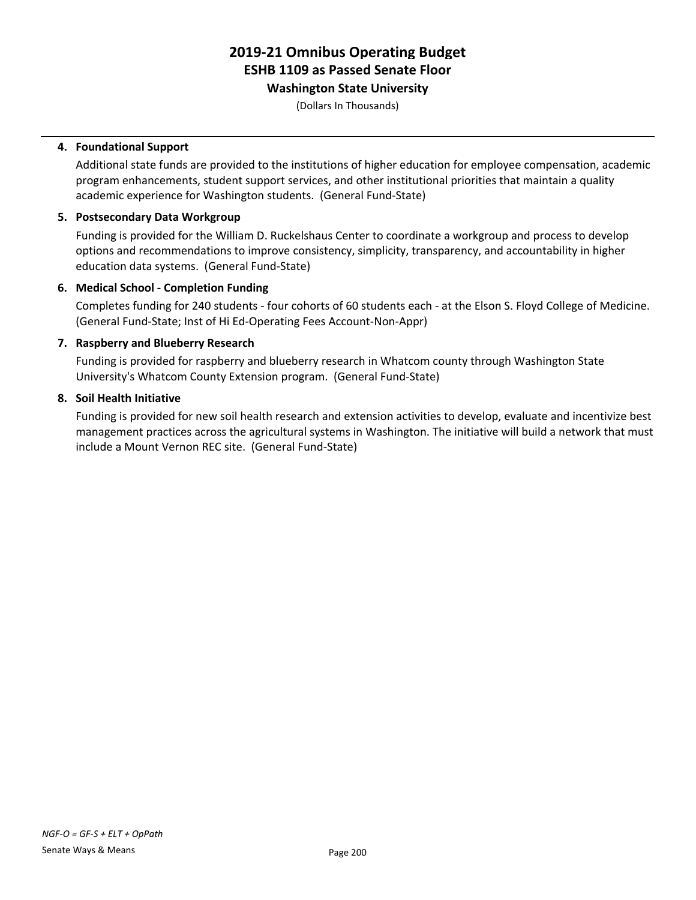**4. Foundational Support**

Additional state funds are provided to the institutions of higher education for employee compensation, academic program enhancements, student support services, and other institutional priorities that maintain a quality academic experience for Washington students. (General Fund-State)

**5. Postsecondary Data Workgroup**

Funding is provided for the William D. Ruckelshaus Center to coordinate a workgroup and process to develop options and recommendations to improve consistency, simplicity, transparency, and accountability in higher education data systems. (General Fund-State)

**6. Medical School - Completion Funding**

Completes funding for 240 students - four cohorts of 60 students each - at the Elson S. Floyd College of Medicine. (General Fund-State; Inst of Hi Ed-Operating Fees Account-Non-Appr)

**7. Raspberry and Blueberry Research**

Funding is provided for raspberry and blueberry research in Whatcom county through Washington State University's Whatcom County Extension program. (General Fund-State)

**8. Soil Health Initiative**

Funding is provided for new soil health research and extension activities to develop, evaluate and incentivize best management practices across the agricultural systems in Washington. The initiative will build a network that must include a Mount Vernon REC site. (General Fund-State)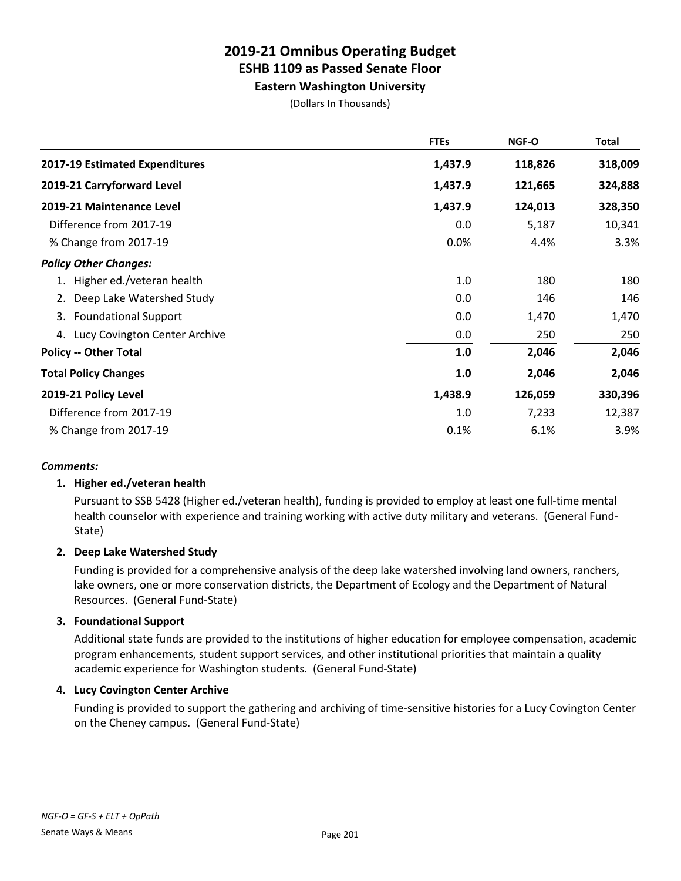# 2019-21 Omnibus Operating Budget
## ESHB 1109 as Passed Senate Floor
### Eastern Washington University

(Dollars In Thousands)

| | FTEs | NGF-O | Total |
|---|---|---|---|
| **2017-19 Estimated Expenditures** | **1,437.9** | **118,826** | **318,009** |
| **2019-21 Carryforward Level** | **1,437.9** | **121,665** | **324,888** |
| **2019-21 Maintenance Level** | **1,437.9** | **124,013** | **328,350** |
| Difference from 2017-19 | 0.0 | 5,187 | 10,341 |
| % Change from 2017-19 | 0.0% | 4.4% | 3.3% |
| ***Policy Other Changes:*** | | | |
| 1. Higher ed./veteran health | 1.0 | 180 | 180 |
| 2. Deep Lake Watershed Study | 0.0 | 146 | 146 |
| 3. Foundational Support | 0.0 | 1,470 | 1,470 |
| 4. Lucy Covington Center Archive | 0.0 | 250 | 250 |
| **Policy -- Other Total** | **1.0** | **2,046** | **2,046** |
| **Total Policy Changes** | **1.0** | **2,046** | **2,046** |
| **2019-21 Policy Level** | **1,438.9** | **126,059** | **330,396** |
| Difference from 2017-19 | 1.0 | 7,233 | 12,387 |
| % Change from 2017-19 | 0.1% | 6.1% | 3.9% |

***Comments:***

1. **Higher ed./veteran health**

   Pursuant to SSB 5428 (Higher ed./veteran health), funding is provided to employ at least one full-time mental health counselor with experience and training working with active duty military and veterans. (General Fund-State)

2. **Deep Lake Watershed Study**

   Funding is provided for a comprehensive analysis of the deep lake watershed involving land owners, ranchers, lake owners, one or more conservation districts, the Department of Ecology and the Department of Natural Resources. (General Fund-State)

3. **Foundational Support**

   Additional state funds are provided to the institutions of higher education for employee compensation, academic program enhancements, student support services, and other institutional priorities that maintain a quality academic experience for Washington students. (General Fund-State)

4. **Lucy Covington Center Archive**

   Funding is provided to support the gathering and archiving of time-sensitive histories for a Lucy Covington Center on the Cheney campus. (General Fund-State)

*NGF-O = GF-S + ELT + OpPath*

Senate Ways & Means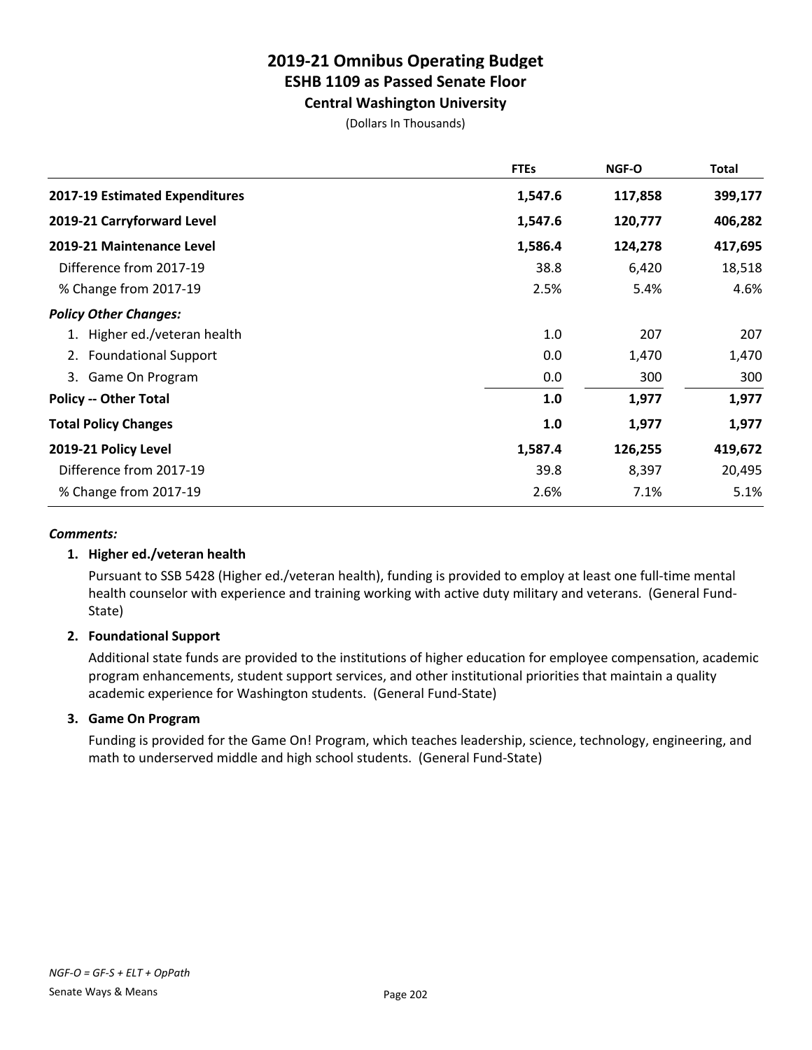# 2019-21 Omnibus Operating Budget
## ESHB 1109 as Passed Senate Floor
### Central Washington University

(Dollars In Thousands)

| | FTEs | NGF-O | Total |
|---|---|---|---|
| **2017-19 Estimated Expenditures** | **1,547.6** | **117,858** | **399,177** |
| **2019-21 Carryforward Level** | **1,547.6** | **120,777** | **406,282** |
| **2019-21 Maintenance Level** | **1,586.4** | **124,278** | **417,695** |
| Difference from 2017-19 | 38.8 | 6,420 | 18,518 |
| % Change from 2017-19 | 2.5% | 5.4% | 4.6% |
| ***Policy Other Changes:*** | | | |
| 1. Higher ed./veteran health | 1.0 | 207 | 207 |
| 2. Foundational Support | 0.0 | 1,470 | 1,470 |
| 3. Game On Program | 0.0 | 300 | 300 |
| **Policy -- Other Total** | **1.0** | **1,977** | **1,977** |
| **Total Policy Changes** | **1.0** | **1,977** | **1,977** |
| **2019-21 Policy Level** | **1,587.4** | **126,255** | **419,672** |
| Difference from 2017-19 | 39.8 | 8,397 | 20,495 |
| % Change from 2017-19 | 2.6% | 7.1% | 5.1% |

***Comments:***

**1. Higher ed./veteran health**

Pursuant to SSB 5428 (Higher ed./veteran health), funding is provided to employ at least one full-time mental health counselor with experience and training working with active duty military and veterans. (General Fund-State)

**2. Foundational Support**

Additional state funds are provided to the institutions of higher education for employee compensation, academic program enhancements, student support services, and other institutional priorities that maintain a quality academic experience for Washington students. (General Fund-State)

**3. Game On Program**

Funding is provided for the Game On! Program, which teaches leadership, science, technology, engineering, and math to underserved middle and high school students. (General Fund-State)

*NGF-O = GF-S + ELT + OpPath*

Senate Ways & Means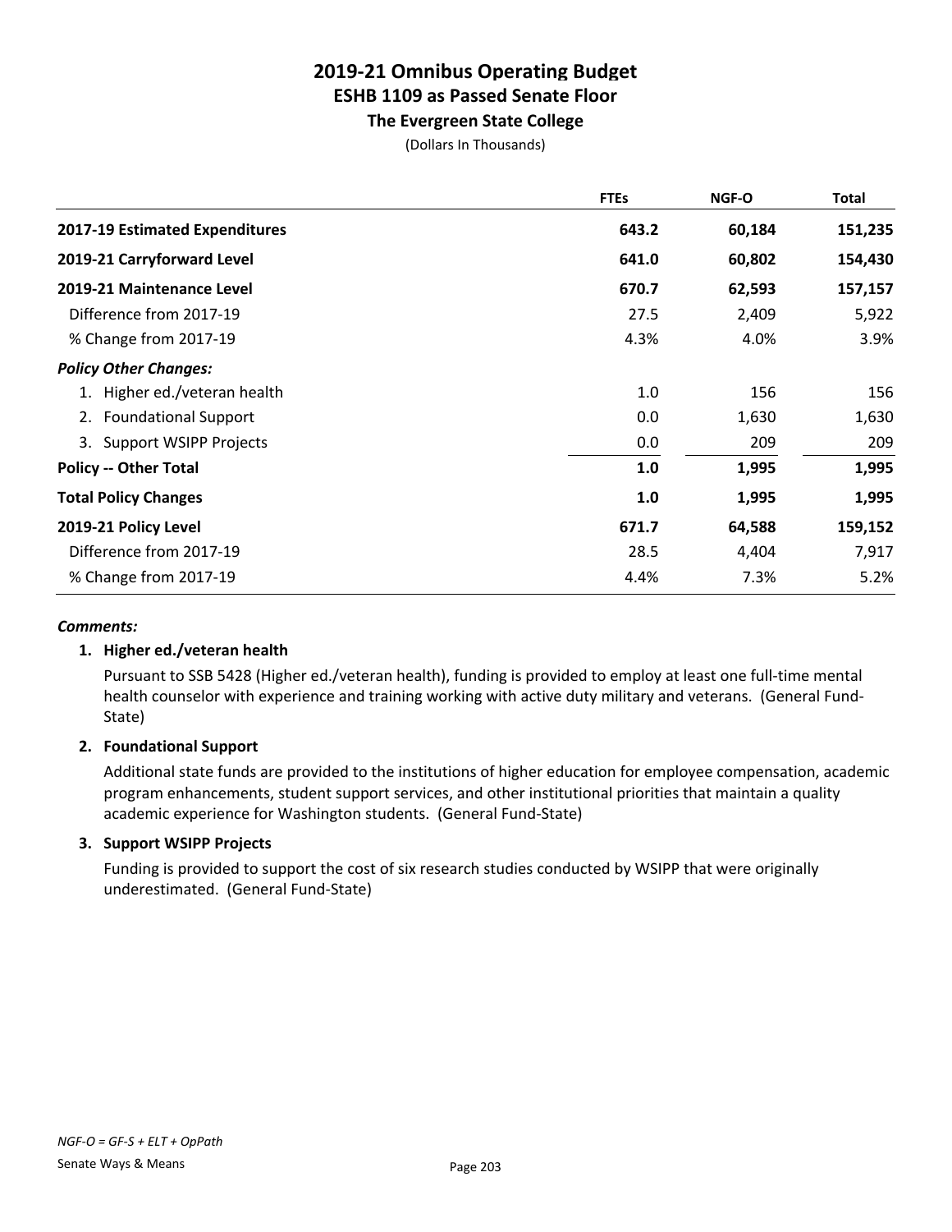# 2019-21 Omnibus Operating Budget
## ESHB 1109 as Passed Senate Floor
### The Evergreen State College

(Dollars In Thousands)

| | FTEs | NGF-O | Total |
|---|---|---|---|
| **2017-19 Estimated Expenditures** | **643.2** | **60,184** | **151,235** |
| **2019-21 Carryforward Level** | **641.0** | **60,802** | **154,430** |
| **2019-21 Maintenance Level** | **670.7** | **62,593** | **157,157** |
| Difference from 2017-19 | 27.5 | 2,409 | 5,922 |
| % Change from 2017-19 | 4.3% | 4.0% | 3.9% |
| ***Policy Other Changes:*** | | | |
| 1. Higher ed./veteran health | 1.0 | 156 | 156 |
| 2. Foundational Support | 0.0 | 1,630 | 1,630 |
| 3. Support WSIPP Projects | 0.0 | 209 | 209 |
| **Policy -- Other Total** | **1.0** | **1,995** | **1,995** |
| **Total Policy Changes** | **1.0** | **1,995** | **1,995** |
| **2019-21 Policy Level** | **671.7** | **64,588** | **159,152** |
| Difference from 2017-19 | 28.5 | 4,404 | 7,917 |
| % Change from 2017-19 | 4.4% | 7.3% | 5.2% |

***Comments:***

**1. Higher ed./veteran health**

Pursuant to SSB 5428 (Higher ed./veteran health), funding is provided to employ at least one full-time mental health counselor with experience and training working with active duty military and veterans. (General Fund-State)

**2. Foundational Support**

Additional state funds are provided to the institutions of higher education for employee compensation, academic program enhancements, student support services, and other institutional priorities that maintain a quality academic experience for Washington students. (General Fund-State)

**3. Support WSIPP Projects**

Funding is provided to support the cost of six research studies conducted by WSIPP that were originally underestimated. (General Fund-State)

*NGF-O = GF-S + ELT + OpPath*

Senate Ways & Means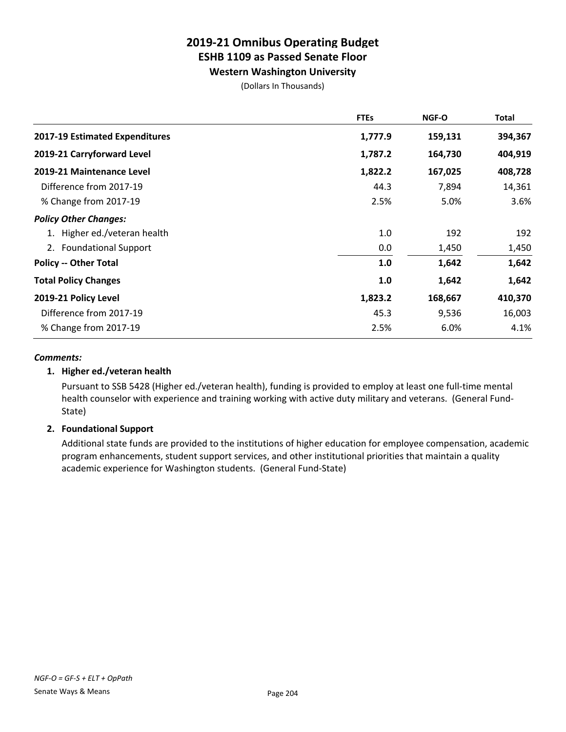# 2019-21 Omnibus Operating Budget
## ESHB 1109 as Passed Senate Floor
### Western Washington University
(Dollars In Thousands)

| | FTEs | NGF-O | Total |
|---|---|---|---|
| **2017-19 Estimated Expenditures** | **1,777.9** | **159,131** | **394,367** |
| **2019-21 Carryforward Level** | **1,787.2** | **164,730** | **404,919** |
| **2019-21 Maintenance Level** | **1,822.2** | **167,025** | **408,728** |
| Difference from 2017-19 | 44.3 | 7,894 | 14,361 |
| % Change from 2017-19 | 2.5% | 5.0% | 3.6% |
| ***Policy Other Changes:*** | | | |
| 1. Higher ed./veteran health | 1.0 | 192 | 192 |
| 2. Foundational Support | 0.0 | 1,450 | 1,450 |
| **Policy -- Other Total** | **1.0** | **1,642** | **1,642** |
| **Total Policy Changes** | **1.0** | **1,642** | **1,642** |
| **2019-21 Policy Level** | **1,823.2** | **168,667** | **410,370** |
| Difference from 2017-19 | 45.3 | 9,536 | 16,003 |
| % Change from 2017-19 | 2.5% | 6.0% | 4.1% |

***Comments:***

**1. Higher ed./veteran health**

Pursuant to SSB 5428 (Higher ed./veteran health), funding is provided to employ at least one full-time mental health counselor with experience and training working with active duty military and veterans. (General Fund-State)

**2. Foundational Support**

Additional state funds are provided to the institutions of higher education for employee compensation, academic program enhancements, student support services, and other institutional priorities that maintain a quality academic experience for Washington students. (General Fund-State)

*NGF-O = GF-S + ELT + OpPath*

Senate Ways & Means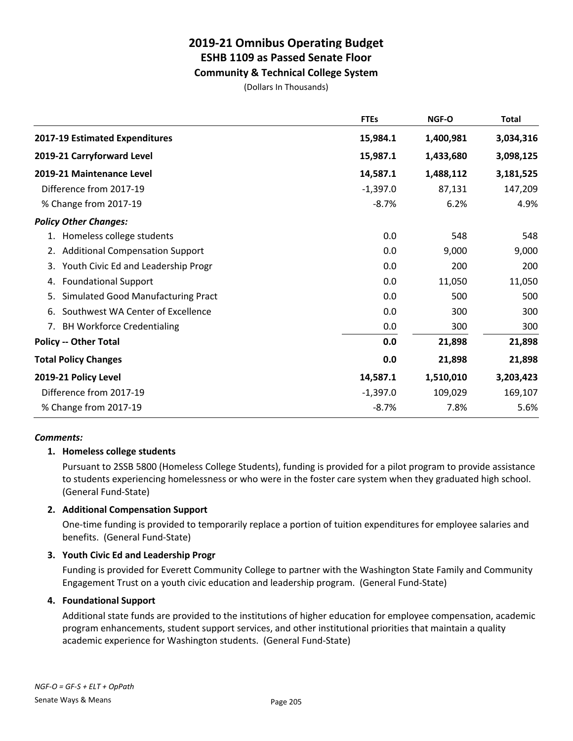# 2019-21 Omnibus Operating Budget
## ESHB 1109 as Passed Senate Floor
### Community & Technical College System

(Dollars In Thousands)

| | FTEs | NGF-O | Total |
|---|---|---|---|
| **2017-19 Estimated Expenditures** | **15,984.1** | **1,400,981** | **3,034,316** |
| **2019-21 Carryforward Level** | **15,987.1** | **1,433,680** | **3,098,125** |
| **2019-21 Maintenance Level** | **14,587.1** | **1,488,112** | **3,181,525** |
| Difference from 2017-19 | -1,397.0 | 87,131 | 147,209 |
| % Change from 2017-19 | -8.7% | 6.2% | 4.9% |
| ***Policy Other Changes:*** | | | |
| 1. Homeless college students | 0.0 | 548 | 548 |
| 2. Additional Compensation Support | 0.0 | 9,000 | 9,000 |
| 3. Youth Civic Ed and Leadership Progr | 0.0 | 200 | 200 |
| 4. Foundational Support | 0.0 | 11,050 | 11,050 |
| 5. Simulated Good Manufacturing Pract | 0.0 | 500 | 500 |
| 6. Southwest WA Center of Excellence | 0.0 | 300 | 300 |
| 7. BH Workforce Credentialing | 0.0 | 300 | 300 |
| **Policy -- Other Total** | **0.0** | **21,898** | **21,898** |
| **Total Policy Changes** | **0.0** | **21,898** | **21,898** |
| **2019-21 Policy Level** | **14,587.1** | **1,510,010** | **3,203,423** |
| Difference from 2017-19 | -1,397.0 | 109,029 | 169,107 |
| % Change from 2017-19 | -8.7% | 7.8% | 5.6% |

***Comments:***

**1. Homeless college students**

Pursuant to 2SSB 5800 (Homeless College Students), funding is provided for a pilot program to provide assistance to students experiencing homelessness or who were in the foster care system when they graduated high school. (General Fund-State)

**2. Additional Compensation Support**

One-time funding is provided to temporarily replace a portion of tuition expenditures for employee salaries and benefits. (General Fund-State)

**3. Youth Civic Ed and Leadership Progr**

Funding is provided for Everett Community College to partner with the Washington State Family and Community Engagement Trust on a youth civic education and leadership program. (General Fund-State)

**4. Foundational Support**

Additional state funds are provided to the institutions of higher education for employee compensation, academic program enhancements, student support services, and other institutional priorities that maintain a quality academic experience for Washington students. (General Fund-State)

*NGF-O = GF-S + ELT + OpPath*

Senate Ways & Means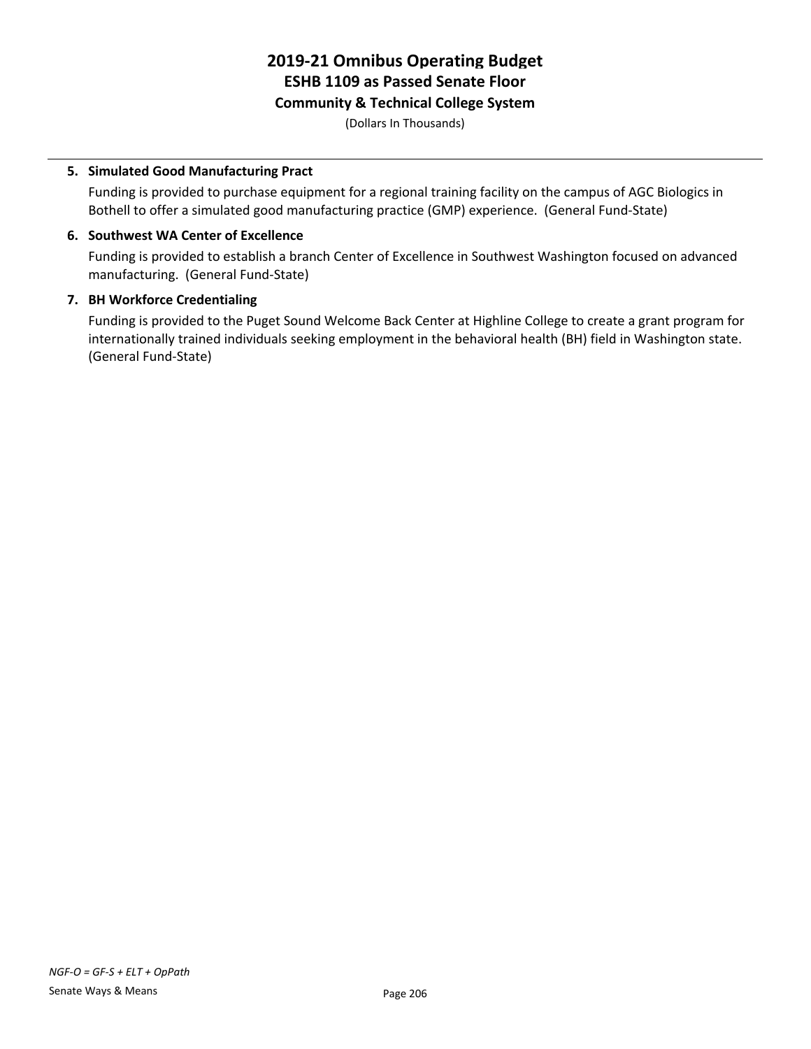# 2019-21 Omnibus Operating Budget
## ESHB 1109 as Passed Senate Floor
### Community & Technical College System

(Dollars In Thousands)

5. **Simulated Good Manufacturing Pract**

   Funding is provided to purchase equipment for a regional training facility on the campus of AGC Biologics in Bothell to offer a simulated good manufacturing practice (GMP) experience. (General Fund-State)

6. **Southwest WA Center of Excellence**

   Funding is provided to establish a branch Center of Excellence in Southwest Washington focused on advanced manufacturing. (General Fund-State)

7. **BH Workforce Credentialing**

   Funding is provided to the Puget Sound Welcome Back Center at Highline College to create a grant program for internationally trained individuals seeking employment in the behavioral health (BH) field in Washington state. (General Fund-State)

*NGF-O = GF-S + ELT + OpPath*

Senate Ways & Means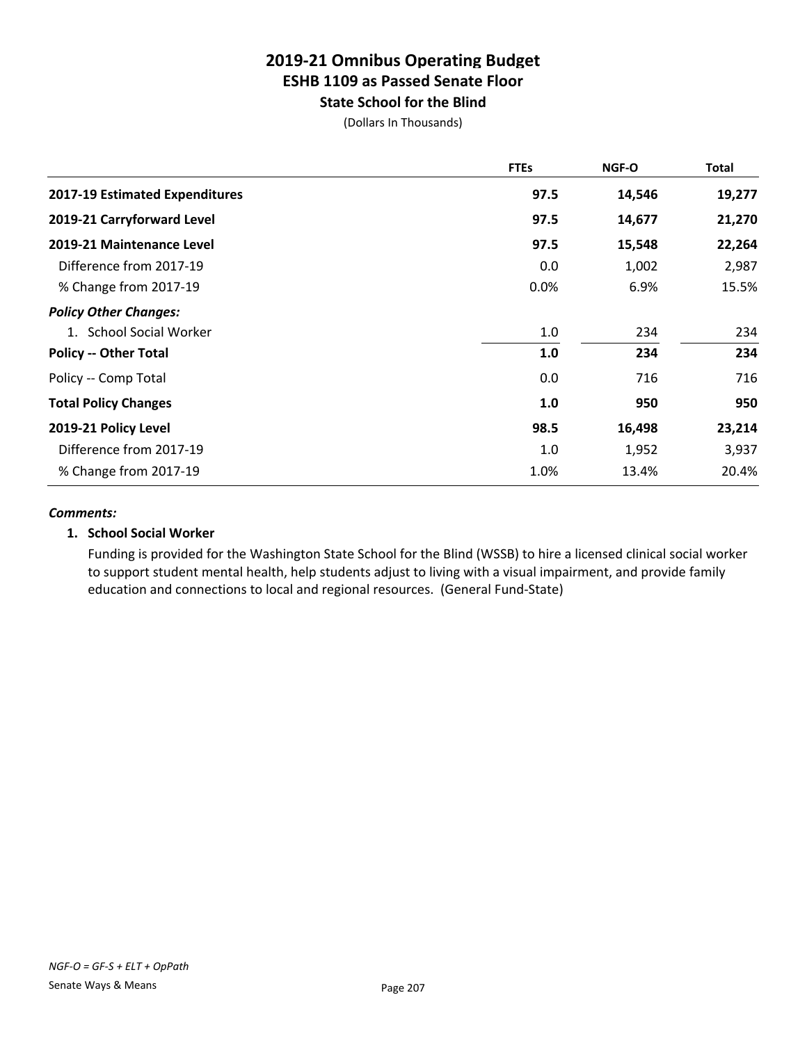# 2019-21 Omnibus Operating Budget
## ESHB 1109 as Passed Senate Floor
### State School for the Blind
(Dollars In Thousands)

| | FTEs | NGF-O | Total |
|---|---|---|---|
| **2017-19 Estimated Expenditures** | **97.5** | **14,546** | **19,277** |
| **2019-21 Carryforward Level** | **97.5** | **14,677** | **21,270** |
| **2019-21 Maintenance Level** | **97.5** | **15,548** | **22,264** |
| Difference from 2017-19 | 0.0 | 1,002 | 2,987 |
| % Change from 2017-19 | 0.0% | 6.9% | 15.5% |
| ***Policy Other Changes:*** | | | |
| 1. School Social Worker | 1.0 | 234 | 234 |
| **Policy -- Other Total** | **1.0** | **234** | **234** |
| Policy -- Comp Total | 0.0 | 716 | 716 |
| **Total Policy Changes** | **1.0** | **950** | **950** |
| **2019-21 Policy Level** | **98.5** | **16,498** | **23,214** |
| Difference from 2017-19 | 1.0 | 1,952 | 3,937 |
| % Change from 2017-19 | 1.0% | 13.4% | 20.4% |

***Comments:***

**1. School Social Worker**

Funding is provided for the Washington State School for the Blind (WSSB) to hire a licensed clinical social worker to support student mental health, help students adjust to living with a visual impairment, and provide family education and connections to local and regional resources. (General Fund-State)

*NGF-O = GF-S + ELT + OpPath*

Senate Ways & Means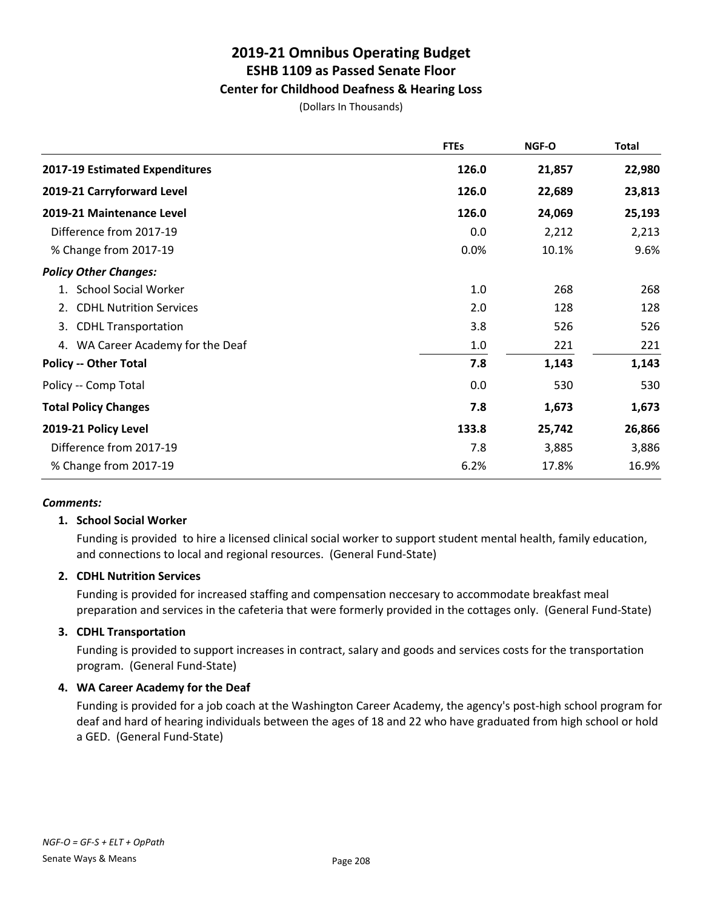# 2019-21 Omnibus Operating Budget
## ESHB 1109 as Passed Senate Floor
### Center for Childhood Deafness & Hearing Loss

(Dollars In Thousands)

| | FTEs | NGF-O | Total |
|---|---|---|---|
| **2017-19 Estimated Expenditures** | **126.0** | **21,857** | **22,980** |
| **2019-21 Carryforward Level** | **126.0** | **22,689** | **23,813** |
| **2019-21 Maintenance Level** | **126.0** | **24,069** | **25,193** |
| Difference from 2017-19 | 0.0 | 2,212 | 2,213 |
| % Change from 2017-19 | 0.0% | 10.1% | 9.6% |
| ***Policy Other Changes:*** | | | |
| 1. School Social Worker | 1.0 | 268 | 268 |
| 2. CDHL Nutrition Services | 2.0 | 128 | 128 |
| 3. CDHL Transportation | 3.8 | 526 | 526 |
| 4. WA Career Academy for the Deaf | 1.0 | 221 | 221 |
| **Policy -- Other Total** | **7.8** | **1,143** | **1,143** |
| Policy -- Comp Total | 0.0 | 530 | 530 |
| **Total Policy Changes** | **7.8** | **1,673** | **1,673** |
| **2019-21 Policy Level** | **133.8** | **25,742** | **26,866** |
| Difference from 2017-19 | 7.8 | 3,885 | 3,886 |
| % Change from 2017-19 | 6.2% | 17.8% | 16.9% |

***Comments:***

**1. School Social Worker**

Funding is provided to hire a licensed clinical social worker to support student mental health, family education, and connections to local and regional resources. (General Fund-State)

**2. CDHL Nutrition Services**

Funding is provided for increased staffing and compensation neccesary to accommodate breakfast meal preparation and services in the cafeteria that were formerly provided in the cottages only. (General Fund-State)

**3. CDHL Transportation**

Funding is provided to support increases in contract, salary and goods and services costs for the transportation program. (General Fund-State)

**4. WA Career Academy for the Deaf**

Funding is provided for a job coach at the Washington Career Academy, the agency's post-high school program for deaf and hard of hearing individuals between the ages of 18 and 22 who have graduated from high school or hold a GED. (General Fund-State)

*NGF-O = GF-S + ELT + OpPath*

Senate Ways & Means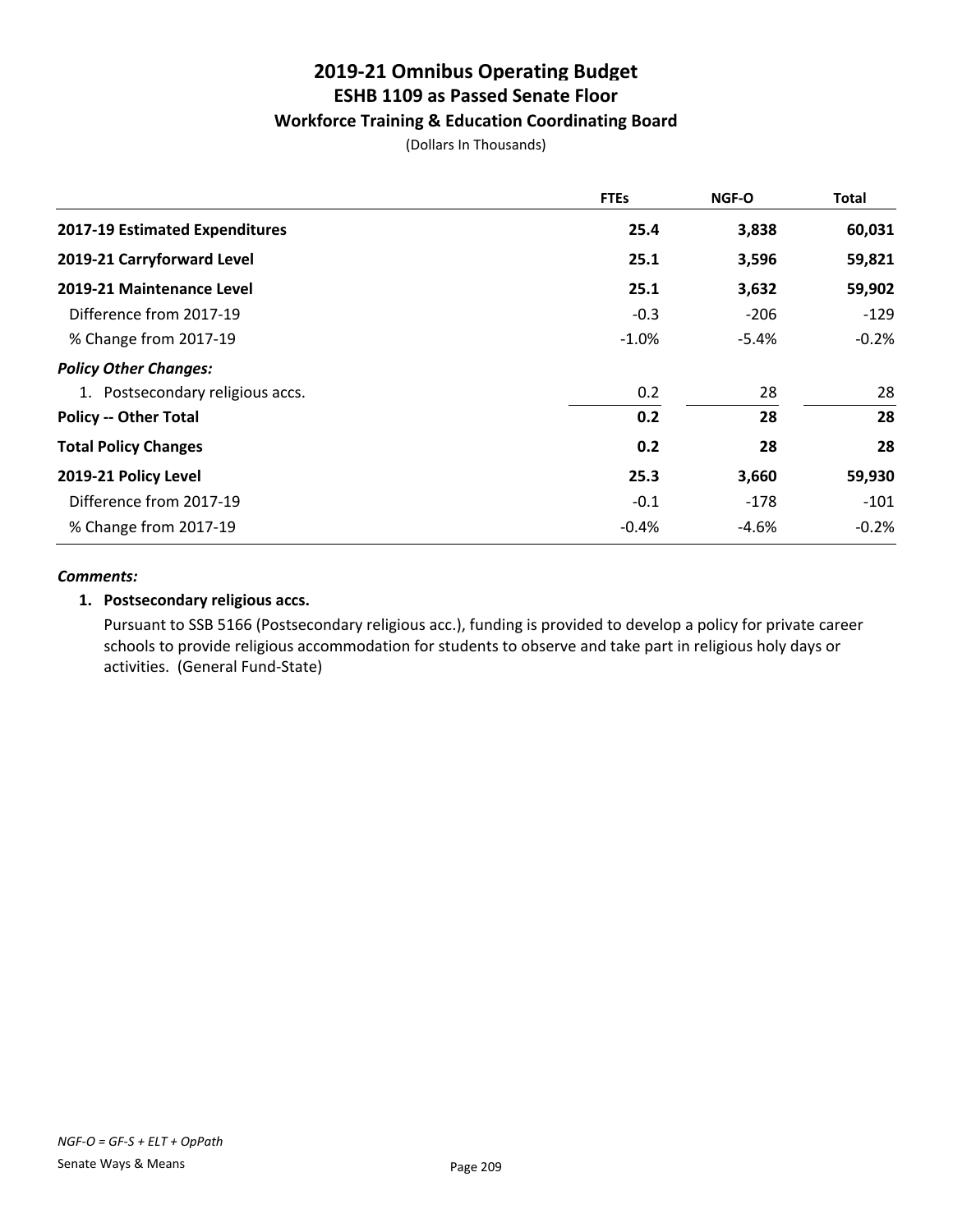# 2019-21 Omnibus Operating Budget
## ESHB 1109 as Passed Senate Floor
### Workforce Training & Education Coordinating Board

(Dollars In Thousands)

| | FTEs | NGF-O | Total |
|---|---|---|---|
| **2017-19 Estimated Expenditures** | **25.4** | **3,838** | **60,031** |
| **2019-21 Carryforward Level** | **25.1** | **3,596** | **59,821** |
| **2019-21 Maintenance Level** | **25.1** | **3,632** | **59,902** |
| Difference from 2017-19 | -0.3 | -206 | -129 |
| % Change from 2017-19 | -1.0% | -5.4% | -0.2% |
| ***Policy Other Changes:*** | | | |
| 1. Postsecondary religious accs. | 0.2 | 28 | 28 |
| **Policy -- Other Total** | **0.2** | **28** | **28** |
| **Total Policy Changes** | **0.2** | **28** | **28** |
| **2019-21 Policy Level** | **25.3** | **3,660** | **59,930** |
| Difference from 2017-19 | -0.1 | -178 | -101 |
| % Change from 2017-19 | -0.4% | -4.6% | -0.2% |

***Comments:***

**1. Postsecondary religious accs.**

Pursuant to SSB 5166 (Postsecondary religious acc.), funding is provided to develop a policy for private career schools to provide religious accommodation for students to observe and take part in religious holy days or activities. (General Fund-State)

*NGF-O = GF-S + ELT + OpPath*

Senate Ways & Means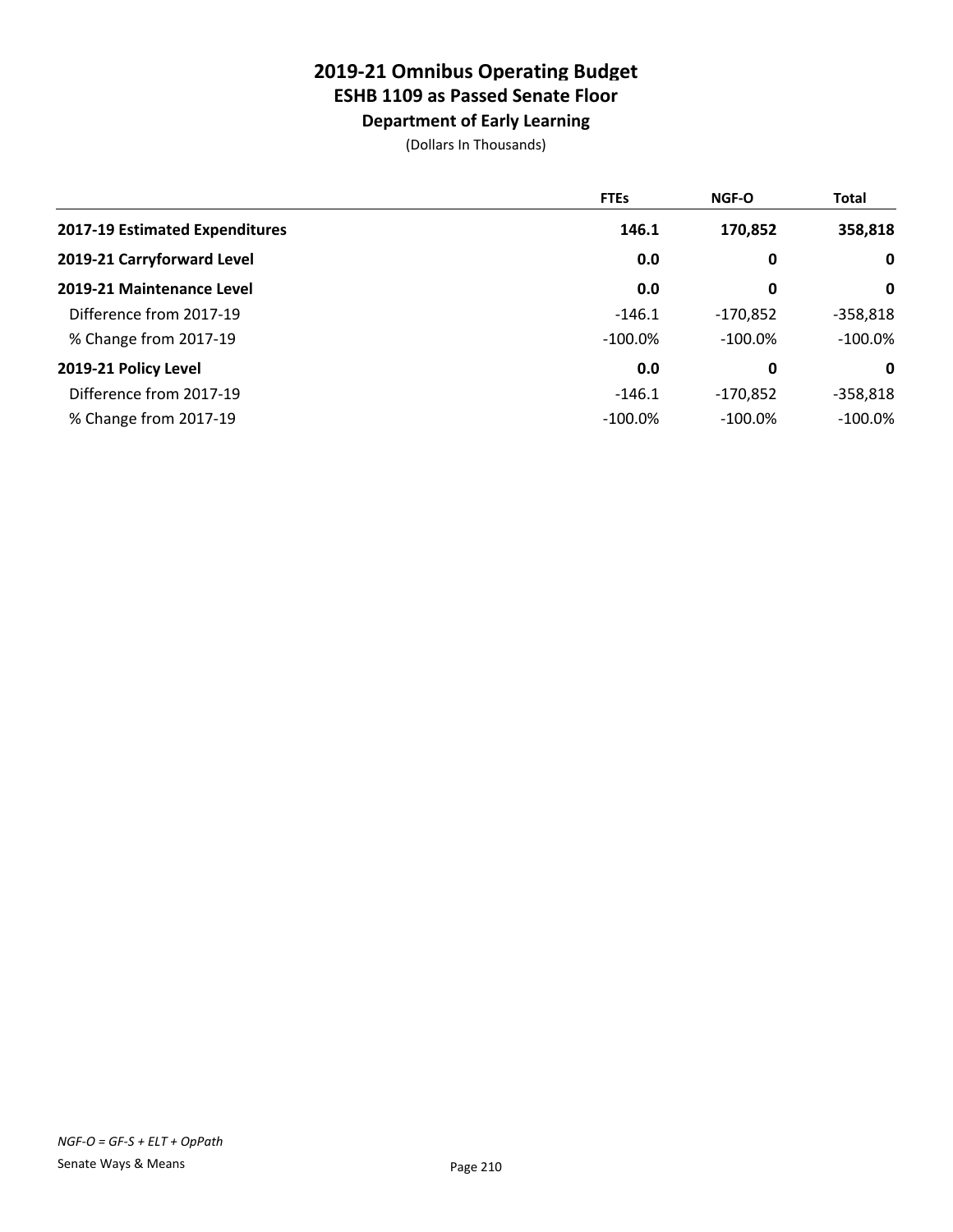# 2019-21 Omnibus Operating Budget
## ESHB 1109 as Passed Senate Floor
### Department of Early Learning

(Dollars In Thousands)

| | FTEs | NGF-O | Total |
|---|---|---|---|
| **2017-19 Estimated Expenditures** | **146.1** | **170,852** | **358,818** |
| **2019-21 Carryforward Level** | **0.0** | **0** | **0** |
| **2019-21 Maintenance Level** | **0.0** | **0** | **0** |
| Difference from 2017-19 | -146.1 | -170,852 | -358,818 |
| % Change from 2017-19 | -100.0% | -100.0% | -100.0% |
| **2019-21 Policy Level** | **0.0** | **0** | **0** |
| Difference from 2017-19 | -146.1 | -170,852 | -358,818 |
| % Change from 2017-19 | -100.0% | -100.0% | -100.0% |

*NGF-O = GF-S + ELT + OpPath*

Senate Ways & Means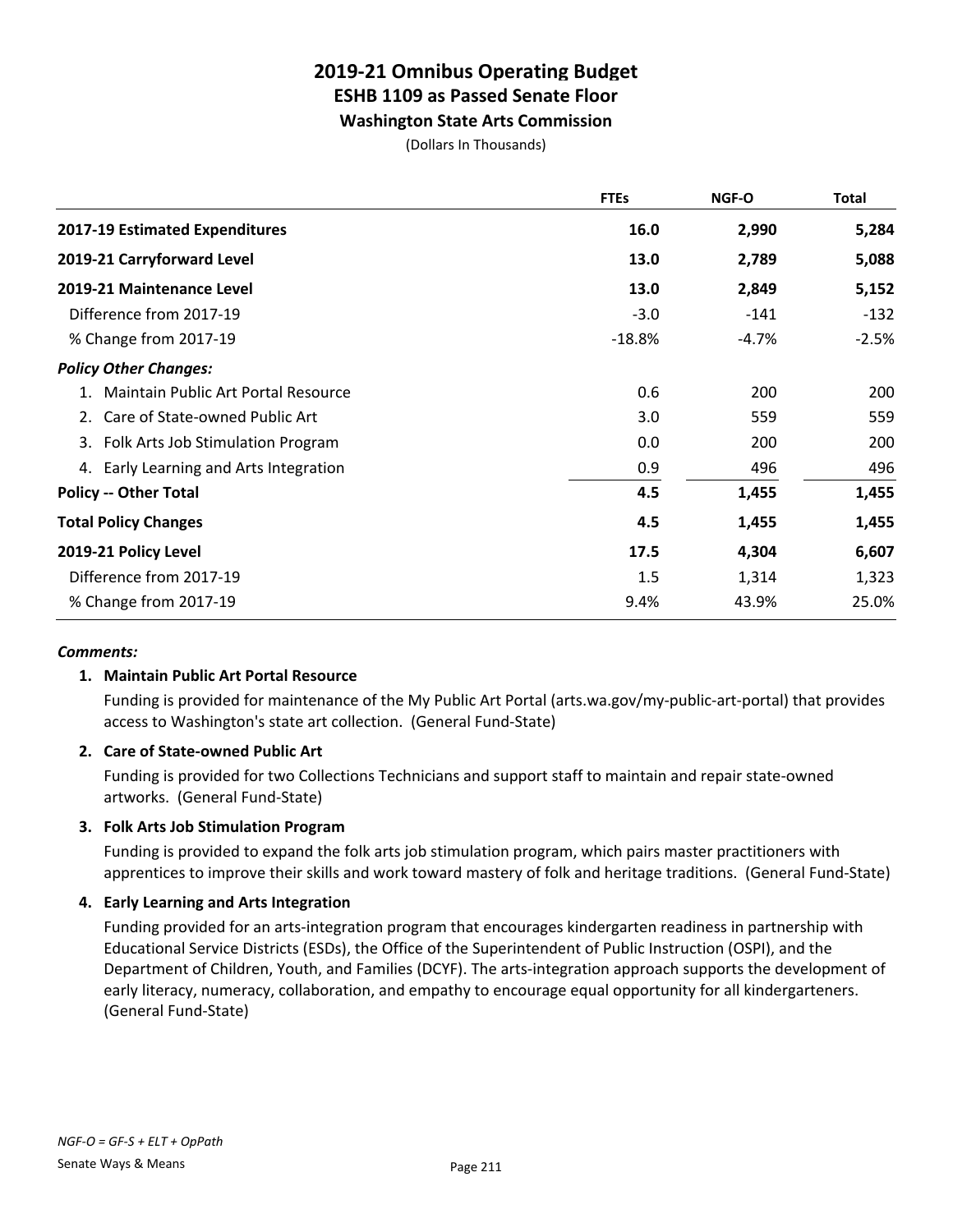# 2019-21 Omnibus Operating Budget
## ESHB 1109 as Passed Senate Floor
### Washington State Arts Commission
(Dollars In Thousands)

| | FTEs | NGF-O | Total |
|---|---|---|---|
| **2017-19 Estimated Expenditures** | **16.0** | **2,990** | **5,284** |
| **2019-21 Carryforward Level** | **13.0** | **2,789** | **5,088** |
| **2019-21 Maintenance Level** | **13.0** | **2,849** | **5,152** |
| Difference from 2017-19 | -3.0 | -141 | -132 |
| % Change from 2017-19 | -18.8% | -4.7% | -2.5% |
| ***Policy Other Changes:*** | | | |
| 1. Maintain Public Art Portal Resource | 0.6 | 200 | 200 |
| 2. Care of State-owned Public Art | 3.0 | 559 | 559 |
| 3. Folk Arts Job Stimulation Program | 0.0 | 200 | 200 |
| 4. Early Learning and Arts Integration | 0.9 | 496 | 496 |
| **Policy -- Other Total** | **4.5** | **1,455** | **1,455** |
| **Total Policy Changes** | **4.5** | **1,455** | **1,455** |
| **2019-21 Policy Level** | **17.5** | **4,304** | **6,607** |
| Difference from 2017-19 | 1.5 | 1,314 | 1,323 |
| % Change from 2017-19 | 9.4% | 43.9% | 25.0% |

***Comments:***

**1. Maintain Public Art Portal Resource**

Funding is provided for maintenance of the My Public Art Portal (arts.wa.gov/my-public-art-portal) that provides access to Washington's state art collection. (General Fund-State)

**2. Care of State-owned Public Art**

Funding is provided for two Collections Technicians and support staff to maintain and repair state-owned artworks. (General Fund-State)

**3. Folk Arts Job Stimulation Program**

Funding is provided to expand the folk arts job stimulation program, which pairs master practitioners with apprentices to improve their skills and work toward mastery of folk and heritage traditions. (General Fund-State)

**4. Early Learning and Arts Integration**

Funding provided for an arts-integration program that encourages kindergarten readiness in partnership with Educational Service Districts (ESDs), the Office of the Superintendent of Public Instruction (OSPI), and the Department of Children, Youth, and Families (DCYF). The arts-integration approach supports the development of early literacy, numeracy, collaboration, and empathy to encourage equal opportunity for all kindergarteners. (General Fund-State)

*NGF-O = GF-S + ELT + OpPath*

Senate Ways & Means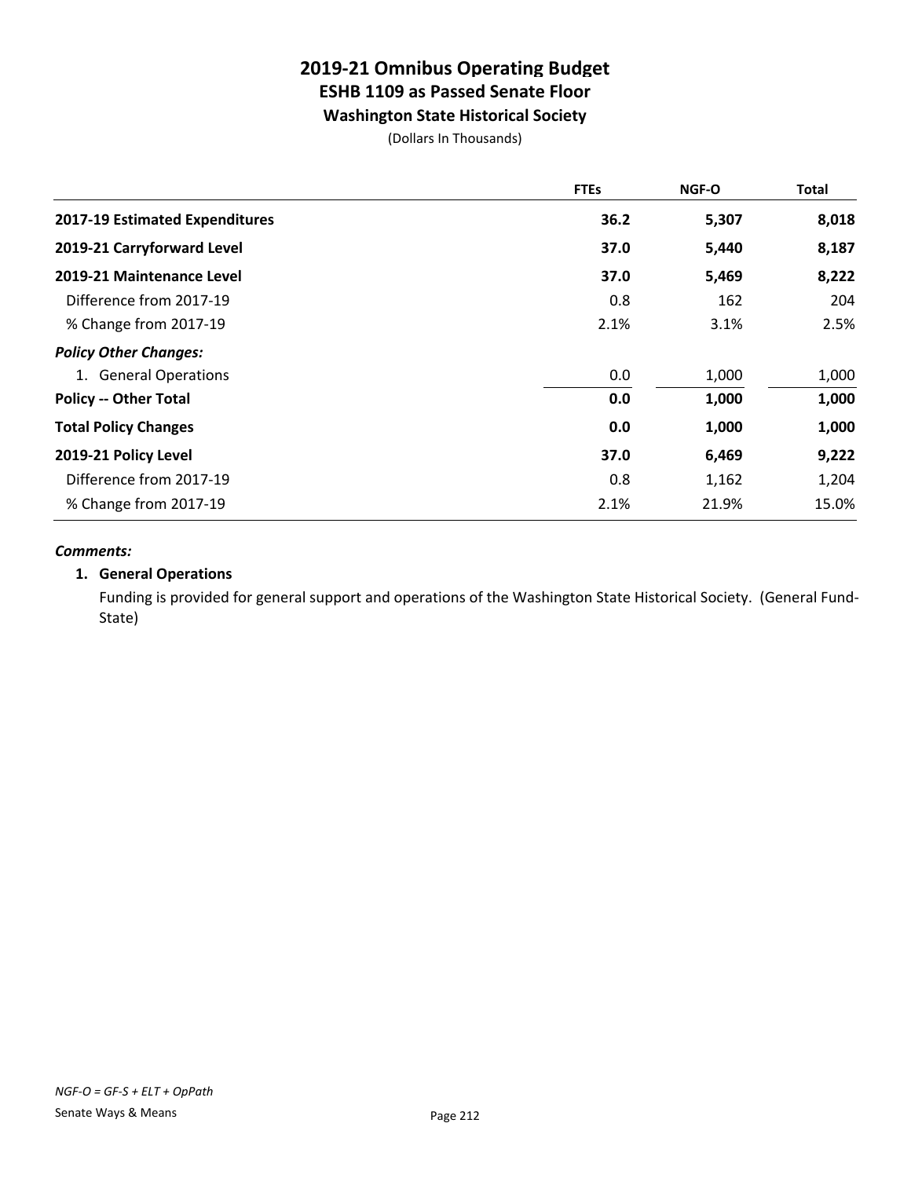# 2019-21 Omnibus Operating Budget
## ESHB 1109 as Passed Senate Floor
### Washington State Historical Society

(Dollars In Thousands)

| | FTEs | NGF-O | Total |
|---|---|---|---|
| **2017-19 Estimated Expenditures** | **36.2** | **5,307** | **8,018** |
| **2019-21 Carryforward Level** | **37.0** | **5,440** | **8,187** |
| **2019-21 Maintenance Level** | **37.0** | **5,469** | **8,222** |
| Difference from 2017-19 | 0.8 | 162 | 204 |
| % Change from 2017-19 | 2.1% | 3.1% | 2.5% |
| ***Policy Other Changes:*** | | | |
| 1. General Operations | 0.0 | 1,000 | 1,000 |
| **Policy -- Other Total** | **0.0** | **1,000** | **1,000** |
| **Total Policy Changes** | **0.0** | **1,000** | **1,000** |
| **2019-21 Policy Level** | **37.0** | **6,469** | **9,222** |
| Difference from 2017-19 | 0.8 | 1,162 | 1,204 |
| % Change from 2017-19 | 2.1% | 21.9% | 15.0% |

***Comments:***

**1. General Operations**

Funding is provided for general support and operations of the Washington State Historical Society. (General Fund-State)

*NGF-O = GF-S + ELT + OpPath*

Senate Ways & Means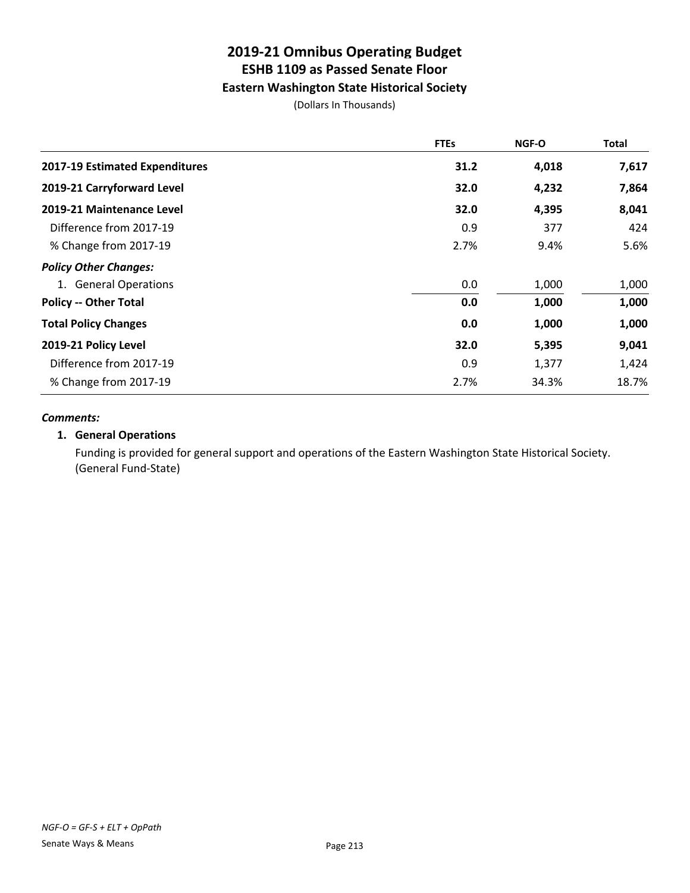# 2019-21 Omnibus Operating Budget
## ESHB 1109 as Passed Senate Floor
### Eastern Washington State Historical Society

(Dollars In Thousands)

| | FTEs | NGF-O | Total |
|---|---|---|---|
| **2017-19 Estimated Expenditures** | **31.2** | **4,018** | **7,617** |
| **2019-21 Carryforward Level** | **32.0** | **4,232** | **7,864** |
| **2019-21 Maintenance Level** | **32.0** | **4,395** | **8,041** |
| Difference from 2017-19 | 0.9 | 377 | 424 |
| % Change from 2017-19 | 2.7% | 9.4% | 5.6% |
| ***Policy Other Changes:*** | | | |
| 1. General Operations | 0.0 | 1,000 | 1,000 |
| **Policy -- Other Total** | **0.0** | **1,000** | **1,000** |
| **Total Policy Changes** | **0.0** | **1,000** | **1,000** |
| **2019-21 Policy Level** | **32.0** | **5,395** | **9,041** |
| Difference from 2017-19 | 0.9 | 1,377 | 1,424 |
| % Change from 2017-19 | 2.7% | 34.3% | 18.7% |

***Comments:***

**1. General Operations**

Funding is provided for general support and operations of the Eastern Washington State Historical Society. (General Fund-State)

*NGF-O = GF-S + ELT + OpPath*

Senate Ways & Means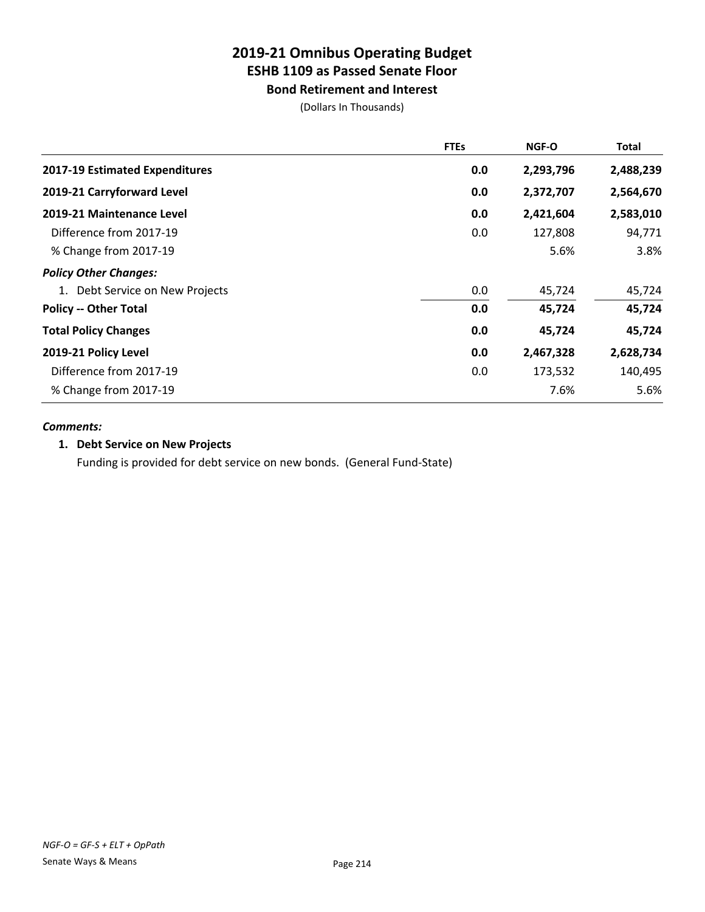# 2019-21 Omnibus Operating Budget
## ESHB 1109 as Passed Senate Floor
### Bond Retirement and Interest

(Dollars In Thousands)

| | FTEs | NGF-O | Total |
|---|---|---|---|
| **2017-19 Estimated Expenditures** | **0.0** | **2,293,796** | **2,488,239** |
| **2019-21 Carryforward Level** | **0.0** | **2,372,707** | **2,564,670** |
| **2019-21 Maintenance Level** | **0.0** | **2,421,604** | **2,583,010** |
| Difference from 2017-19 | 0.0 | 127,808 | 94,771 |
| % Change from 2017-19 | | 5.6% | 3.8% |
| ***Policy Other Changes:*** | | | |
| 1. Debt Service on New Projects | 0.0 | 45,724 | 45,724 |
| **Policy -- Other Total** | **0.0** | **45,724** | **45,724** |
| **Total Policy Changes** | **0.0** | **45,724** | **45,724** |
| **2019-21 Policy Level** | **0.0** | **2,467,328** | **2,628,734** |
| Difference from 2017-19 | 0.0 | 173,532 | 140,495 |
| % Change from 2017-19 | | 7.6% | 5.6% |

***Comments:***

1. **Debt Service on New Projects**

   Funding is provided for debt service on new bonds. (General Fund-State)

*NGF-O = GF-S + ELT + OpPath*

Senate Ways & Means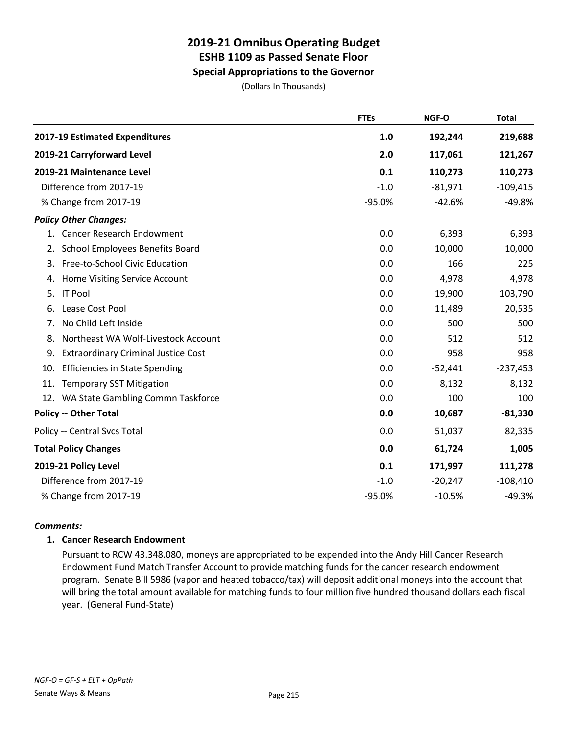# 2019-21 Omnibus Operating Budget
## ESHB 1109 as Passed Senate Floor
### Special Appropriations to the Governor

(Dollars In Thousands)

| | FTEs | NGF-O | Total |
|---|---|---|---|
| **2017-19 Estimated Expenditures** | **1.0** | **192,244** | **219,688** |
| **2019-21 Carryforward Level** | **2.0** | **117,061** | **121,267** |
| **2019-21 Maintenance Level** | **0.1** | **110,273** | **110,273** |
| Difference from 2017-19 | -1.0 | -81,971 | -109,415 |
| % Change from 2017-19 | -95.0% | -42.6% | -49.8% |
| ***Policy Other Changes:*** | | | |
| 1. Cancer Research Endowment | 0.0 | 6,393 | 6,393 |
| 2. School Employees Benefits Board | 0.0 | 10,000 | 10,000 |
| 3. Free-to-School Civic Education | 0.0 | 166 | 225 |
| 4. Home Visiting Service Account | 0.0 | 4,978 | 4,978 |
| 5. IT Pool | 0.0 | 19,900 | 103,790 |
| 6. Lease Cost Pool | 0.0 | 11,489 | 20,535 |
| 7. No Child Left Inside | 0.0 | 500 | 500 |
| 8. Northeast WA Wolf-Livestock Account | 0.0 | 512 | 512 |
| 9. Extraordinary Criminal Justice Cost | 0.0 | 958 | 958 |
| 10. Efficiencies in State Spending | 0.0 | -52,441 | -237,453 |
| 11. Temporary SST Mitigation | 0.0 | 8,132 | 8,132 |
| 12. WA State Gambling Commn Taskforce | 0.0 | 100 | 100 |
| **Policy -- Other Total** | **0.0** | **10,687** | **-81,330** |
| Policy -- Central Svcs Total | 0.0 | 51,037 | 82,335 |
| **Total Policy Changes** | **0.0** | **61,724** | **1,005** |
| **2019-21 Policy Level** | **0.1** | **171,997** | **111,278** |
| Difference from 2017-19 | -1.0 | -20,247 | -108,410 |
| % Change from 2017-19 | -95.0% | -10.5% | -49.3% |

***Comments:***

**1. Cancer Research Endowment**

Pursuant to RCW 43.348.080, moneys are appropriated to be expended into the Andy Hill Cancer Research Endowment Fund Match Transfer Account to provide matching funds for the cancer research endowment program. Senate Bill 5986 (vapor and heated tobacco/tax) will deposit additional moneys into the account that will bring the total amount available for matching funds to four million five hundred thousand dollars each fiscal year. (General Fund-State)

*NGF-O = GF-S + ELT + OpPath*

Senate Ways & Means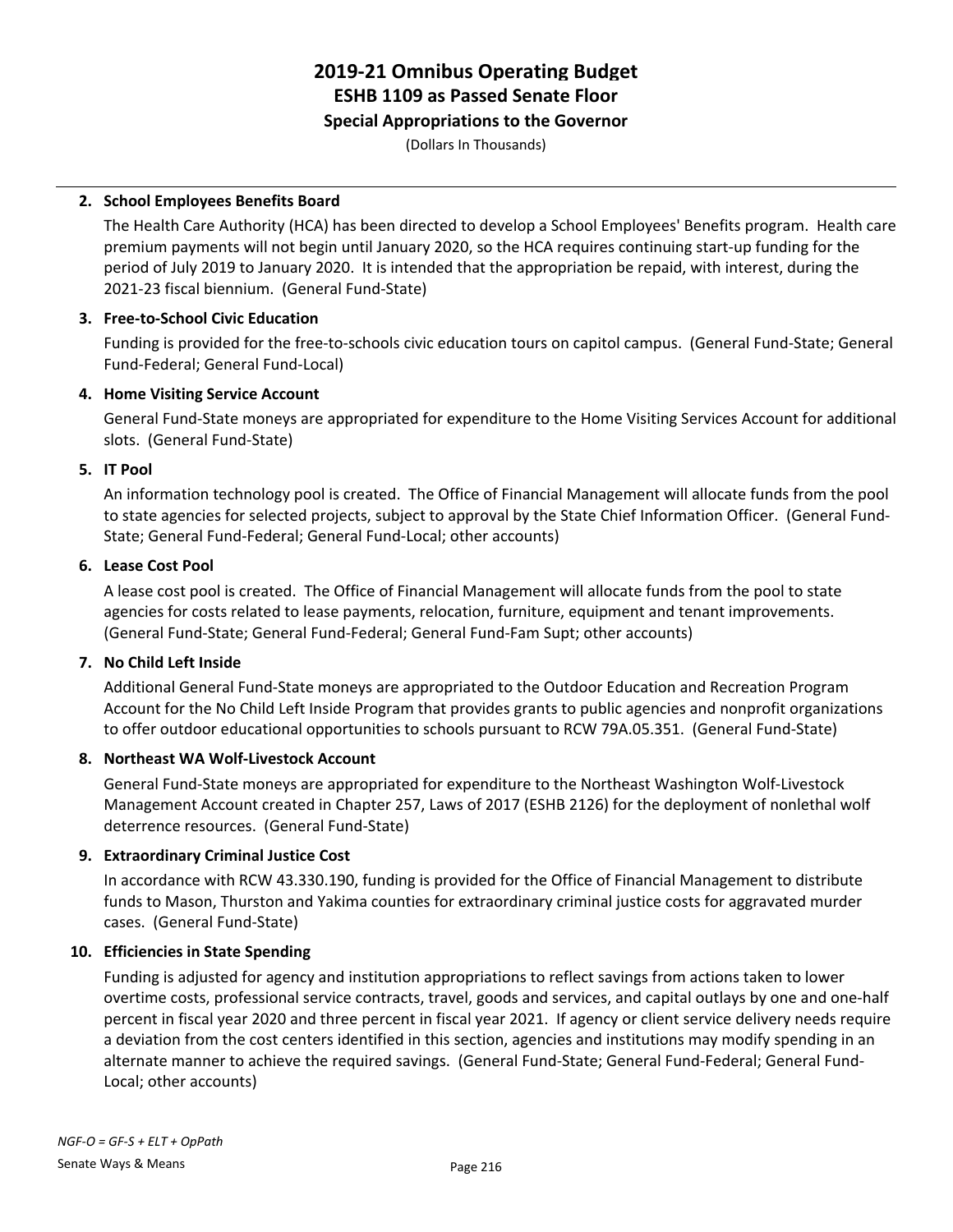**2. School Employees Benefits Board**

The Health Care Authority (HCA) has been directed to develop a School Employees' Benefits program. Health care premium payments will not begin until January 2020, so the HCA requires continuing start-up funding for the period of July 2019 to January 2020. It is intended that the appropriation be repaid, with interest, during the 2021-23 fiscal biennium. (General Fund-State)

**3. Free-to-School Civic Education**

Funding is provided for the free-to-schools civic education tours on capitol campus. (General Fund-State; General Fund-Federal; General Fund-Local)

**4. Home Visiting Service Account**

General Fund-State moneys are appropriated for expenditure to the Home Visiting Services Account for additional slots. (General Fund-State)

**5. IT Pool**

An information technology pool is created. The Office of Financial Management will allocate funds from the pool to state agencies for selected projects, subject to approval by the State Chief Information Officer. (General Fund-State; General Fund-Federal; General Fund-Local; other accounts)

**6. Lease Cost Pool**

A lease cost pool is created. The Office of Financial Management will allocate funds from the pool to state agencies for costs related to lease payments, relocation, furniture, equipment and tenant improvements. (General Fund-State; General Fund-Federal; General Fund-Fam Supt; other accounts)

**7. No Child Left Inside**

Additional General Fund-State moneys are appropriated to the Outdoor Education and Recreation Program Account for the No Child Left Inside Program that provides grants to public agencies and nonprofit organizations to offer outdoor educational opportunities to schools pursuant to RCW 79A.05.351. (General Fund-State)

**8. Northeast WA Wolf-Livestock Account**

General Fund-State moneys are appropriated for expenditure to the Northeast Washington Wolf-Livestock Management Account created in Chapter 257, Laws of 2017 (ESHB 2126) for the deployment of nonlethal wolf deterrence resources. (General Fund-State)

**9. Extraordinary Criminal Justice Cost**

In accordance with RCW 43.330.190, funding is provided for the Office of Financial Management to distribute funds to Mason, Thurston and Yakima counties for extraordinary criminal justice costs for aggravated murder cases. (General Fund-State)

**10. Efficiencies in State Spending**

Funding is adjusted for agency and institution appropriations to reflect savings from actions taken to lower overtime costs, professional service contracts, travel, goods and services, and capital outlays by one and one-half percent in fiscal year 2020 and three percent in fiscal year 2021. If agency or client service delivery needs require a deviation from the cost centers identified in this section, agencies and institutions may modify spending in an alternate manner to achieve the required savings. (General Fund-State; General Fund-Federal; General Fund-Local; other accounts)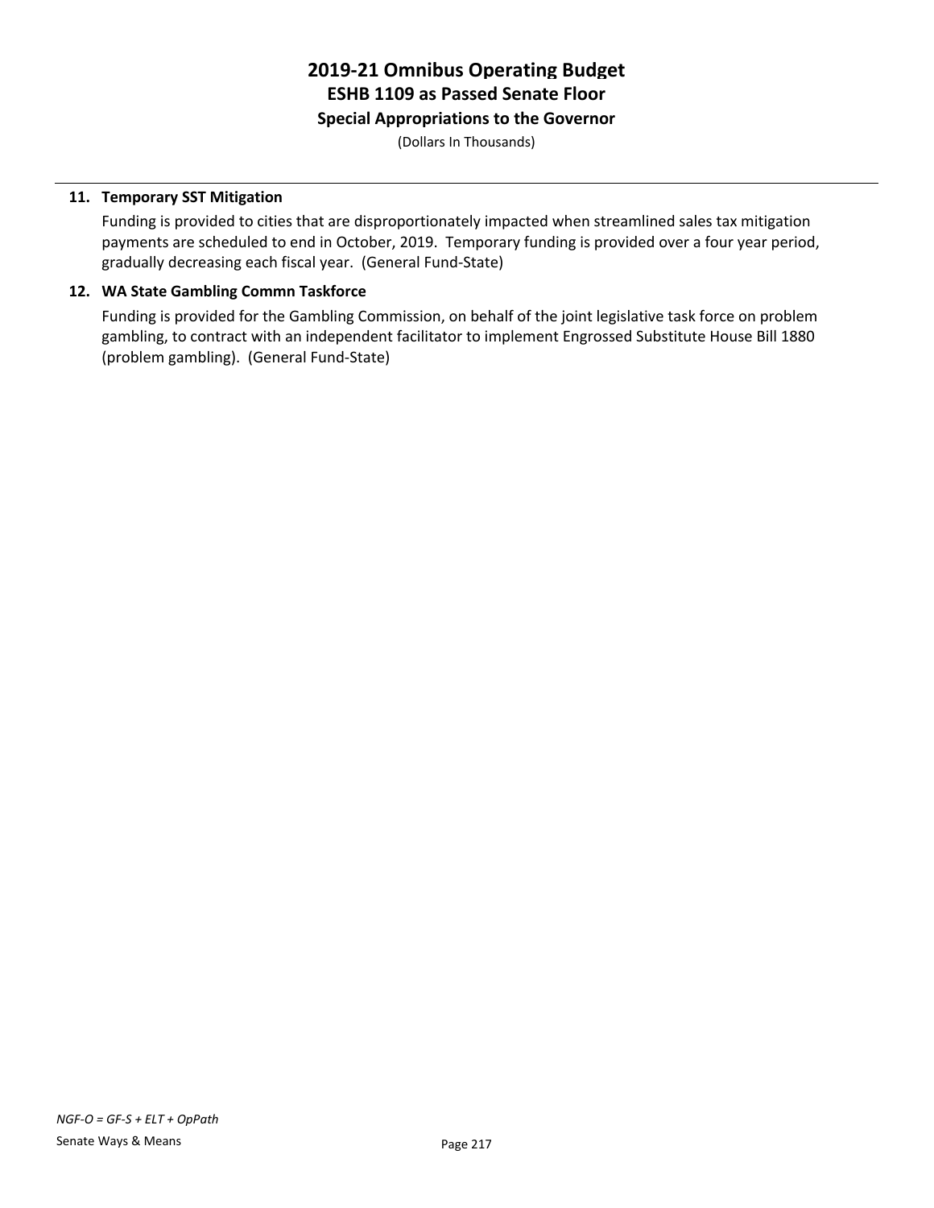# 2019-21 Omnibus Operating Budget
## ESHB 1109 as Passed Senate Floor
### Special Appropriations to the Governor

(Dollars In Thousands)

**11. Temporary SST Mitigation**

Funding is provided to cities that are disproportionately impacted when streamlined sales tax mitigation payments are scheduled to end in October, 2019. Temporary funding is provided over a four year period, gradually decreasing each fiscal year. (General Fund-State)

**12. WA State Gambling Commn Taskforce**

Funding is provided for the Gambling Commission, on behalf of the joint legislative task force on problem gambling, to contract with an independent facilitator to implement Engrossed Substitute House Bill 1880 (problem gambling). (General Fund-State)

*NGF-O = GF-S + ELT + OpPath*

Senate Ways & Means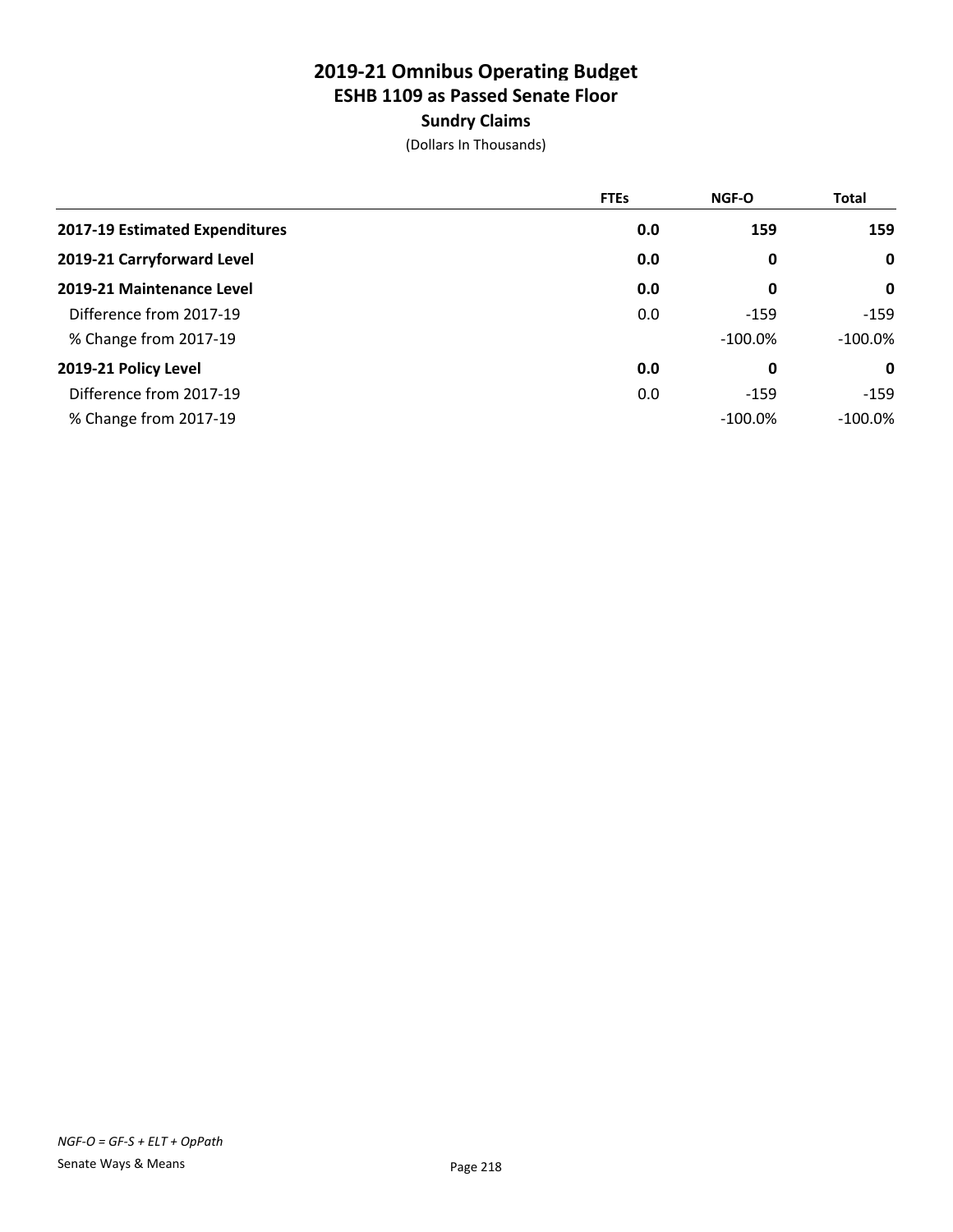# 2019-21 Omnibus Operating Budget
## ESHB 1109 as Passed Senate Floor
### Sundry Claims
(Dollars In Thousands)

| | FTEs | NGF-O | Total |
|---|---|---|---|
| **2017-19 Estimated Expenditures** | **0.0** | **159** | **159** |
| **2019-21 Carryforward Level** | **0.0** | **0** | **0** |
| **2019-21 Maintenance Level** | **0.0** | **0** | **0** |
| Difference from 2017-19 | 0.0 | -159 | -159 |
| % Change from 2017-19 | | -100.0% | -100.0% |
| **2019-21 Policy Level** | **0.0** | **0** | **0** |
| Difference from 2017-19 | 0.0 | -159 | -159 |
| % Change from 2017-19 | | -100.0% | -100.0% |

*NGF-O = GF-S + ELT + OpPath*

Senate Ways & Means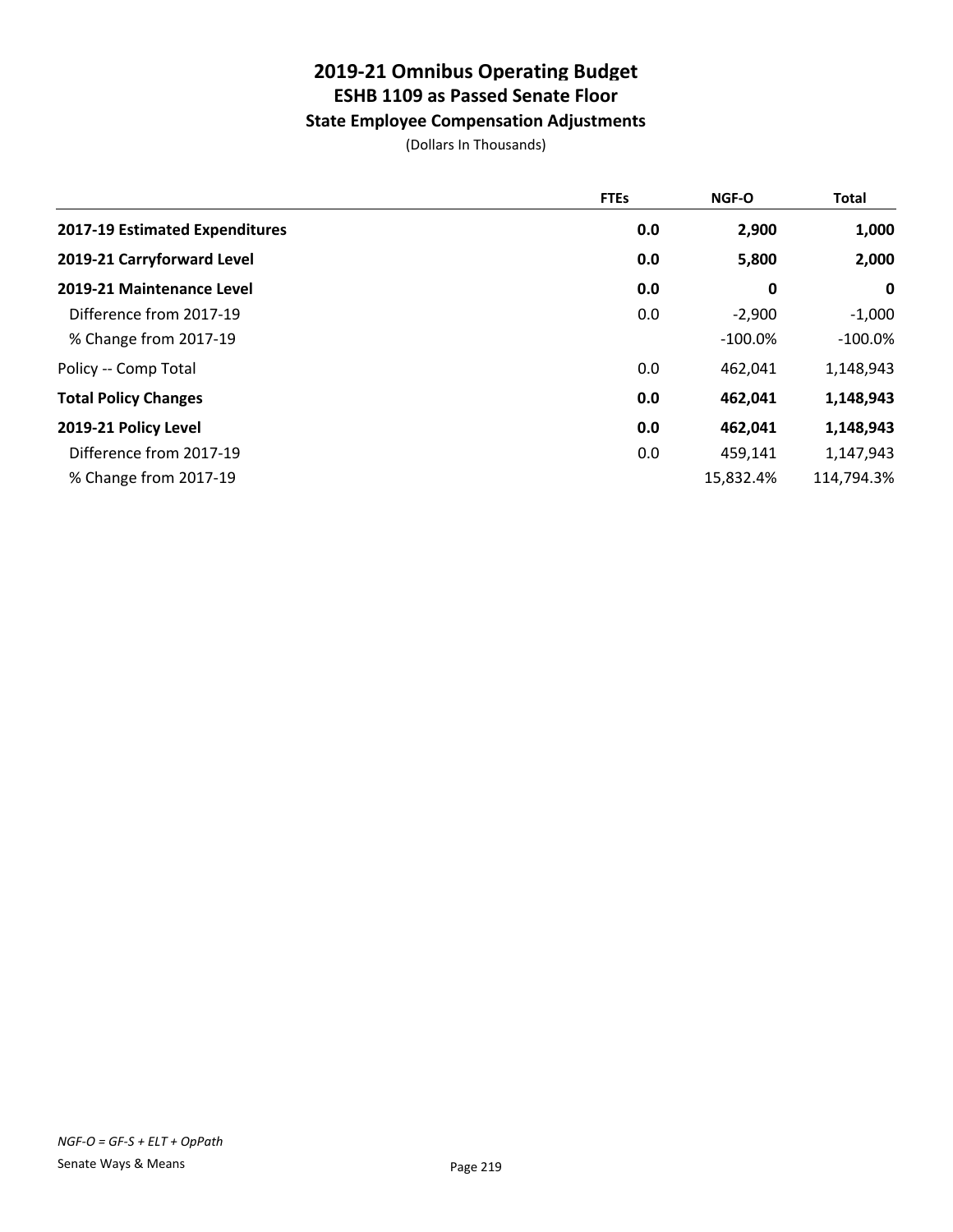# 2019-21 Omnibus Operating Budget
## ESHB 1109 as Passed Senate Floor
### State Employee Compensation Adjustments

(Dollars In Thousands)

| | FTEs | NGF-O | Total |
|---|---|---|---|
| **2017-19 Estimated Expenditures** | **0.0** | **2,900** | **1,000** |
| **2019-21 Carryforward Level** | **0.0** | **5,800** | **2,000** |
| **2019-21 Maintenance Level** | **0.0** | **0** | **0** |
| Difference from 2017-19 | 0.0 | -2,900 | -1,000 |
| % Change from 2017-19 | | -100.0% | -100.0% |
| Policy -- Comp Total | 0.0 | 462,041 | 1,148,943 |
| **Total Policy Changes** | **0.0** | **462,041** | **1,148,943** |
| **2019-21 Policy Level** | **0.0** | **462,041** | **1,148,943** |
| Difference from 2017-19 | 0.0 | 459,141 | 1,147,943 |
| % Change from 2017-19 | | 15,832.4% | 114,794.3% |

*NGF-O = GF-S + ELT + OpPath*

Senate Ways & Means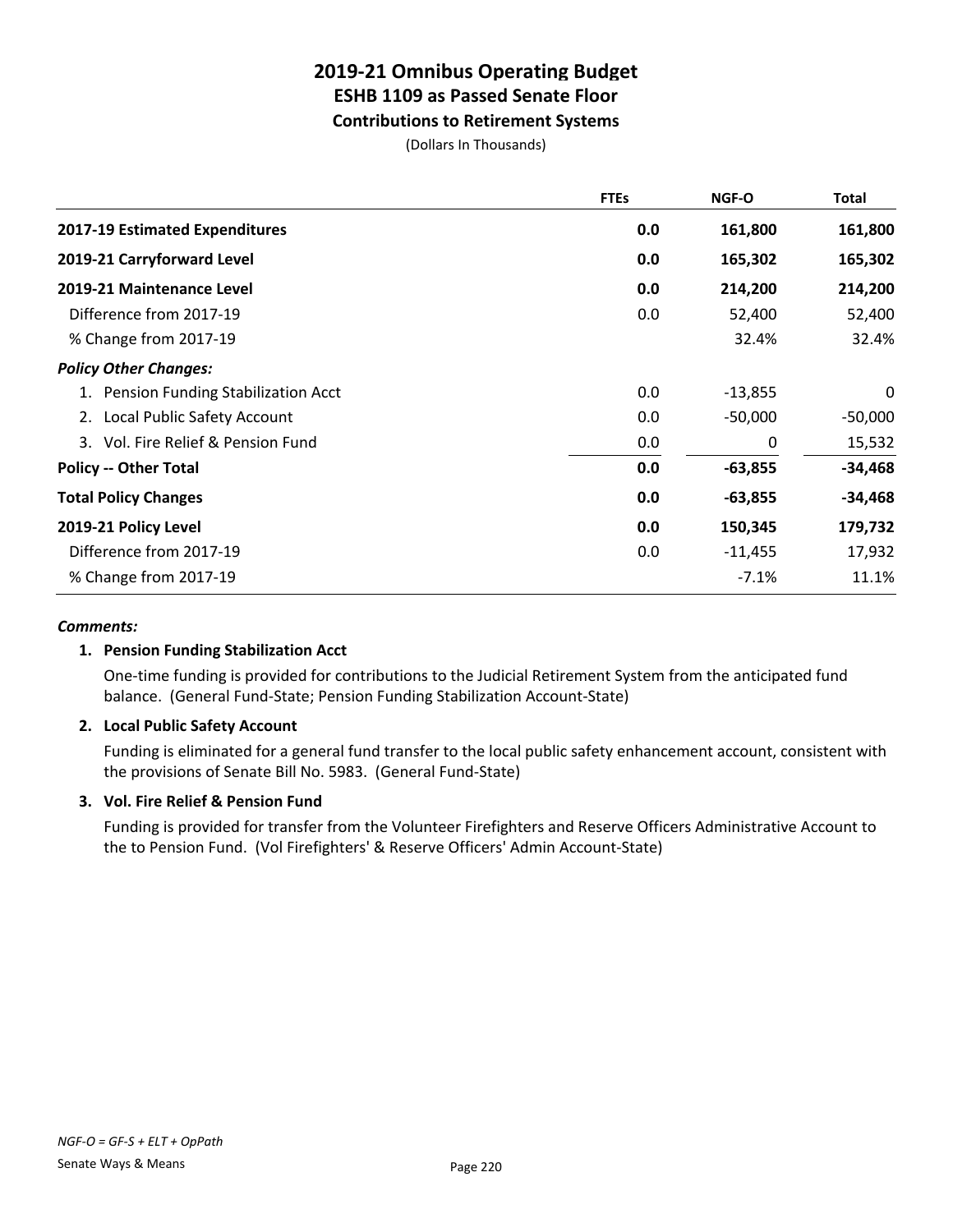# 2019-21 Omnibus Operating Budget
## ESHB 1109 as Passed Senate Floor
### Contributions to Retirement Systems

(Dollars In Thousands)

| | FTEs | NGF-O | Total |
|---|---|---|---|
| **2017-19 Estimated Expenditures** | **0.0** | **161,800** | **161,800** |
| **2019-21 Carryforward Level** | **0.0** | **165,302** | **165,302** |
| **2019-21 Maintenance Level** | **0.0** | **214,200** | **214,200** |
| Difference from 2017-19 | 0.0 | 52,400 | 52,400 |
| % Change from 2017-19 | | 32.4% | 32.4% |
| ***Policy Other Changes:*** | | | |
| 1. Pension Funding Stabilization Acct | 0.0 | -13,855 | 0 |
| 2. Local Public Safety Account | 0.0 | -50,000 | -50,000 |
| 3. Vol. Fire Relief & Pension Fund | 0.0 | 0 | 15,532 |
| **Policy -- Other Total** | **0.0** | **-63,855** | **-34,468** |
| **Total Policy Changes** | **0.0** | **-63,855** | **-34,468** |
| **2019-21 Policy Level** | **0.0** | **150,345** | **179,732** |
| Difference from 2017-19 | 0.0 | -11,455 | 17,932 |
| % Change from 2017-19 | | -7.1% | 11.1% |

***Comments:***

**1. Pension Funding Stabilization Acct**

One-time funding is provided for contributions to the Judicial Retirement System from the anticipated fund balance. (General Fund-State; Pension Funding Stabilization Account-State)

**2. Local Public Safety Account**

Funding is eliminated for a general fund transfer to the local public safety enhancement account, consistent with the provisions of Senate Bill No. 5983. (General Fund-State)

**3. Vol. Fire Relief & Pension Fund**

Funding is provided for transfer from the Volunteer Firefighters and Reserve Officers Administrative Account to the to Pension Fund. (Vol Firefighters' & Reserve Officers' Admin Account-State)

*NGF-O = GF-S + ELT + OpPath*

Senate Ways & Means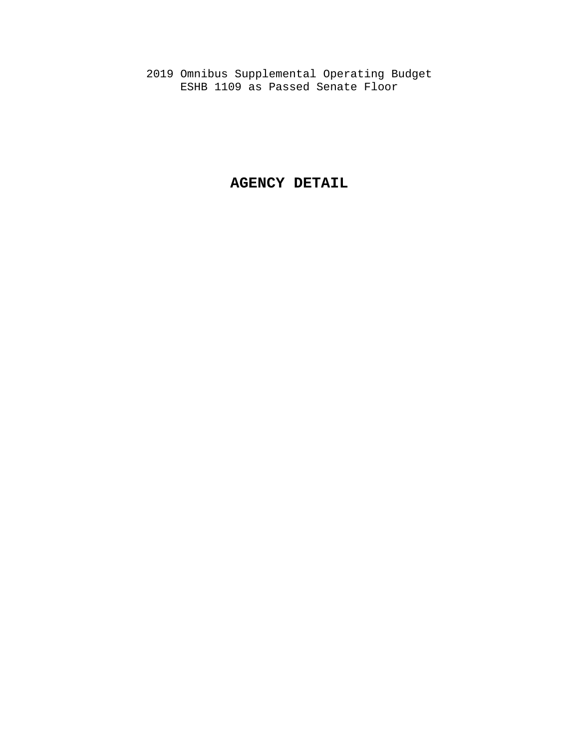2019 Omnibus Supplemental Operating Budget
ESHB 1109 as Passed Senate Floor

# AGENCY DETAIL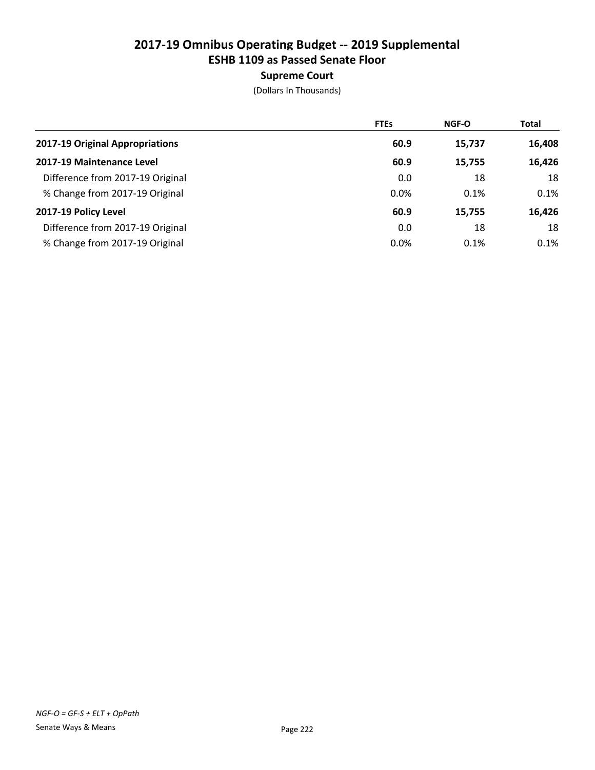# 2017-19 Omnibus Operating Budget -- 2019 Supplemental
## ESHB 1109 as Passed Senate Floor
### Supreme Court
(Dollars In Thousands)

| | FTEs | NGF-O | Total |
|---|---|---|---|
| **2017-19 Original Appropriations** | **60.9** | **15,737** | **16,408** |
| **2017-19 Maintenance Level** | **60.9** | **15,755** | **16,426** |
| Difference from 2017-19 Original | 0.0 | 18 | 18 |
| % Change from 2017-19 Original | 0.0% | 0.1% | 0.1% |
| **2017-19 Policy Level** | **60.9** | **15,755** | **16,426** |
| Difference from 2017-19 Original | 0.0 | 18 | 18 |
| % Change from 2017-19 Original | 0.0% | 0.1% | 0.1% |

*NGF-O = GF-S + ELT + OpPath*

Senate Ways & Means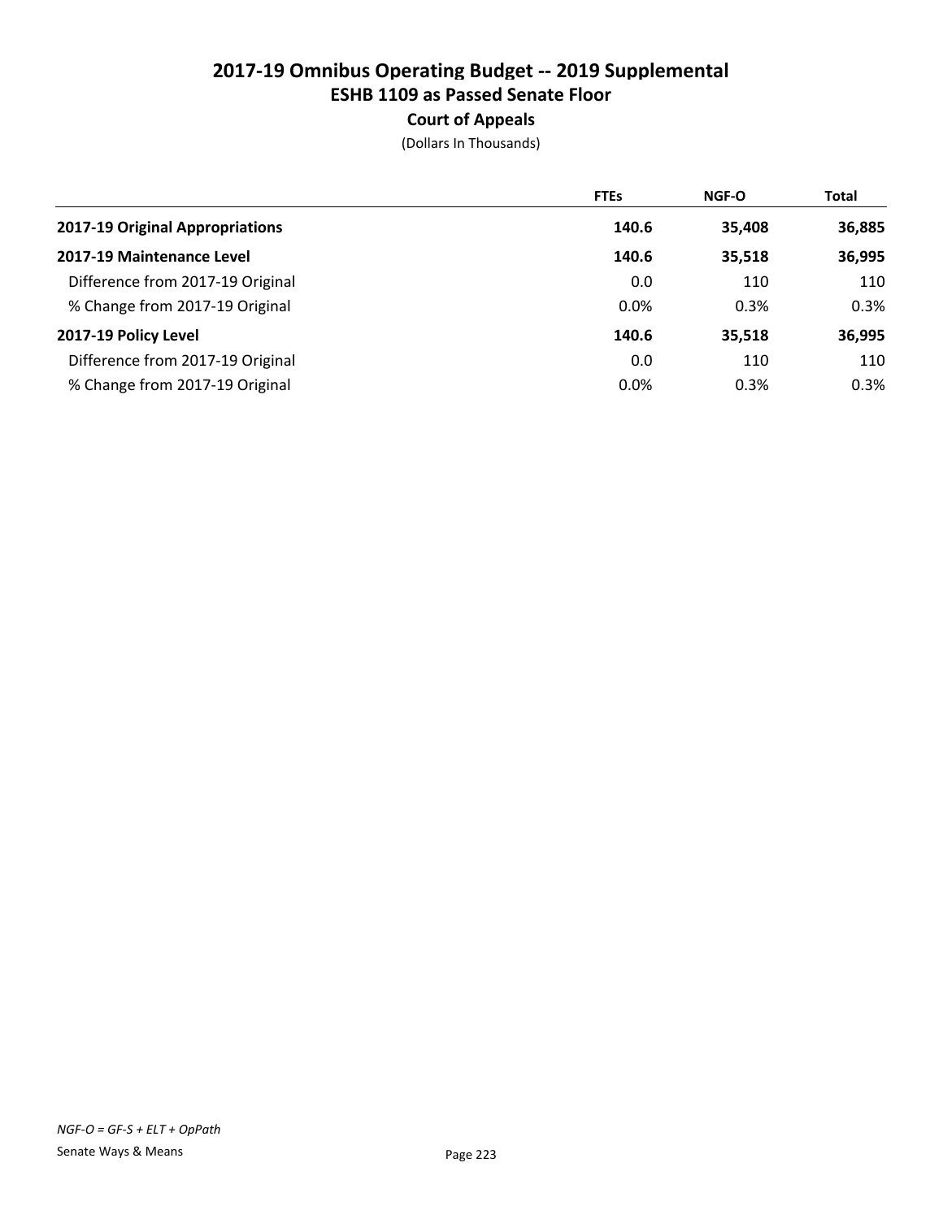# 2017-19 Omnibus Operating Budget -- 2019 Supplemental
## ESHB 1109 as Passed Senate Floor
### Court of Appeals

(Dollars In Thousands)

| | FTEs | NGF-O | Total |
|---|---|---|---|
| **2017-19 Original Appropriations** | **140.6** | **35,408** | **36,885** |
| **2017-19 Maintenance Level** | **140.6** | **35,518** | **36,995** |
| Difference from 2017-19 Original | 0.0 | 110 | 110 |
| % Change from 2017-19 Original | 0.0% | 0.3% | 0.3% |
| **2017-19 Policy Level** | **140.6** | **35,518** | **36,995** |
| Difference from 2017-19 Original | 0.0 | 110 | 110 |
| % Change from 2017-19 Original | 0.0% | 0.3% | 0.3% |

*NGF-O = GF-S + ELT + OpPath*

Senate Ways & Means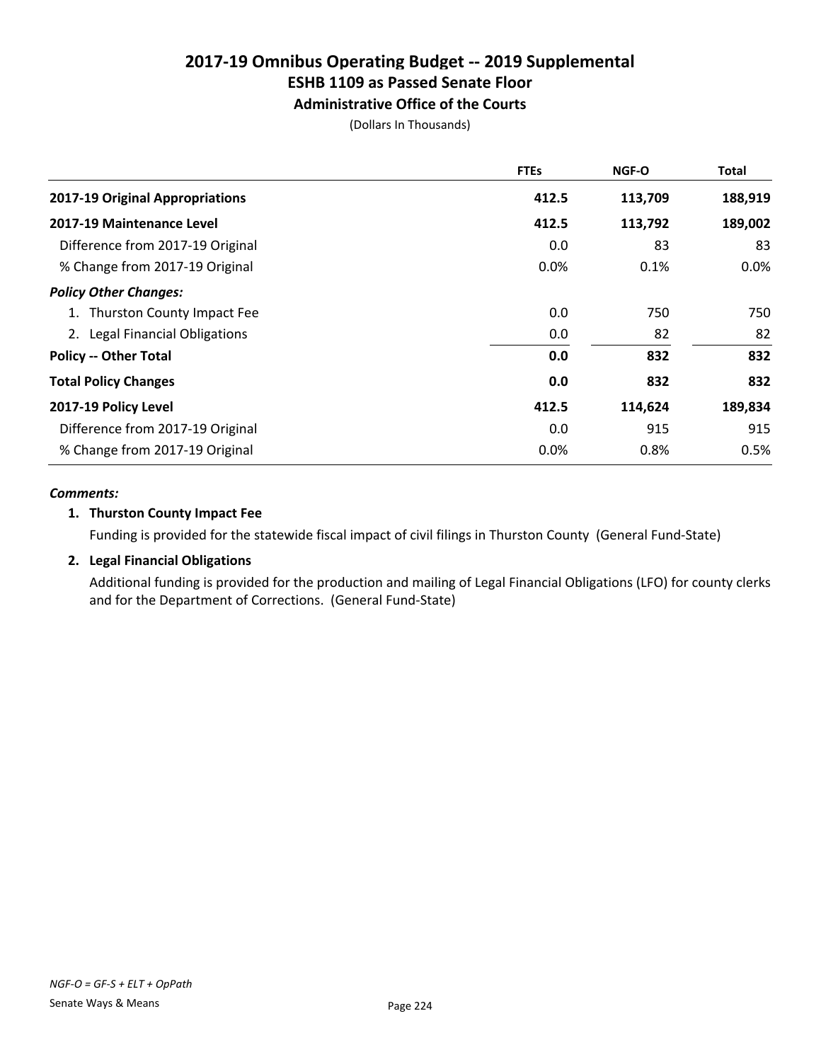# 2017-19 Omnibus Operating Budget -- 2019 Supplemental
## ESHB 1109 as Passed Senate Floor
### Administrative Office of the Courts

(Dollars In Thousands)

| | FTEs | NGF-O | Total |
|---|---|---|---|
| **2017-19 Original Appropriations** | **412.5** | **113,709** | **188,919** |
| **2017-19 Maintenance Level** | **412.5** | **113,792** | **189,002** |
| Difference from 2017-19 Original | 0.0 | 83 | 83 |
| % Change from 2017-19 Original | 0.0% | 0.1% | 0.0% |
| ***Policy Other Changes:*** | | | |
| 1. Thurston County Impact Fee | 0.0 | 750 | 750 |
| 2. Legal Financial Obligations | 0.0 | 82 | 82 |
| **Policy -- Other Total** | **0.0** | **832** | **832** |
| **Total Policy Changes** | **0.0** | **832** | **832** |
| **2017-19 Policy Level** | **412.5** | **114,624** | **189,834** |
| Difference from 2017-19 Original | 0.0 | 915 | 915 |
| % Change from 2017-19 Original | 0.0% | 0.8% | 0.5% |

***Comments:***

**1. Thurston County Impact Fee**

Funding is provided for the statewide fiscal impact of civil filings in Thurston County (General Fund-State)

**2. Legal Financial Obligations**

Additional funding is provided for the production and mailing of Legal Financial Obligations (LFO) for county clerks and for the Department of Corrections. (General Fund-State)

*NGF-O = GF-S + ELT + OpPath*

Senate Ways & Means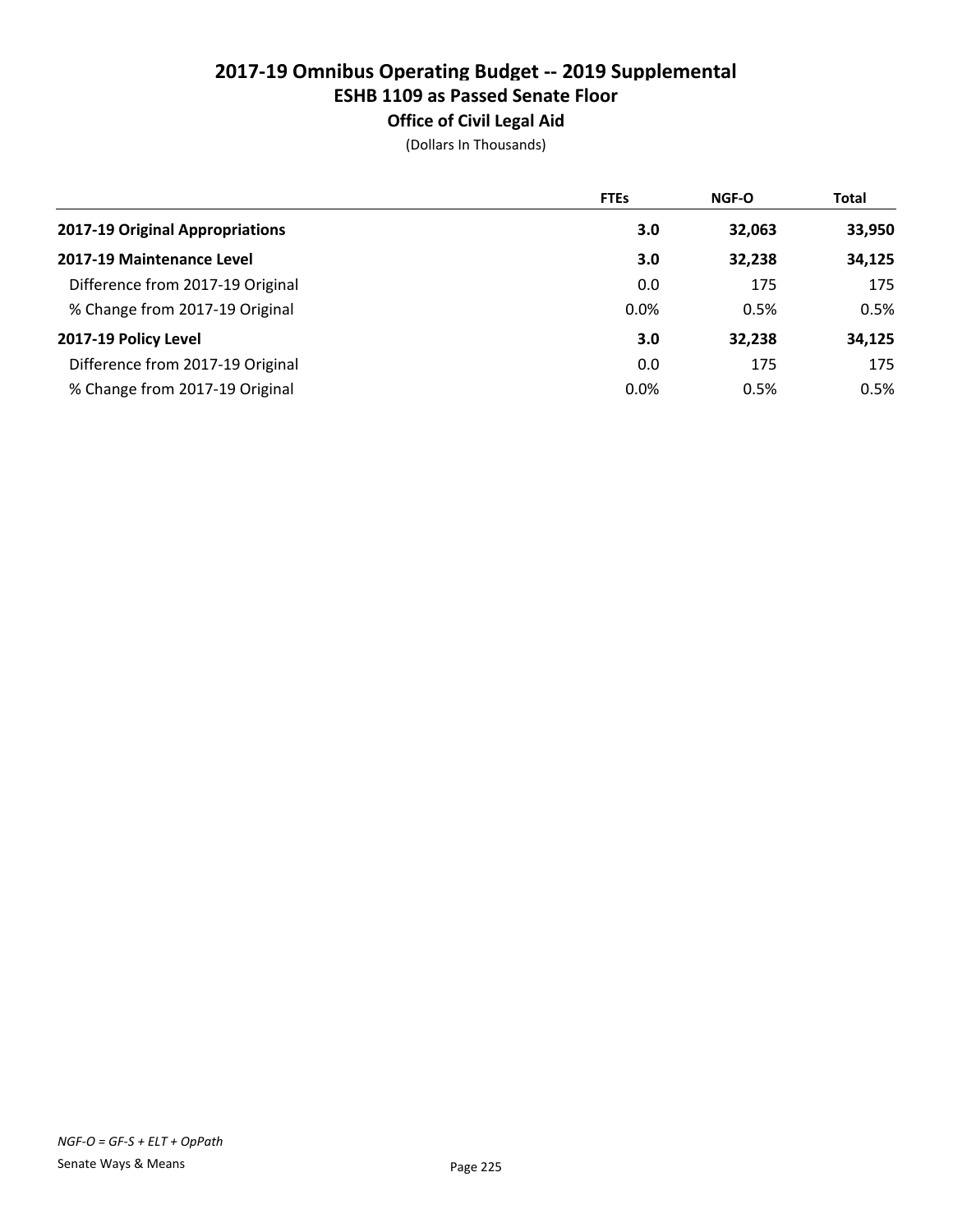# 2017-19 Omnibus Operating Budget -- 2019 Supplemental
## ESHB 1109 as Passed Senate Floor
### Office of Civil Legal Aid
(Dollars In Thousands)

| | FTEs | NGF-O | Total |
|---|---|---|---|
| **2017-19 Original Appropriations** | **3.0** | **32,063** | **33,950** |
| **2017-19 Maintenance Level** | **3.0** | **32,238** | **34,125** |
| Difference from 2017-19 Original | 0.0 | 175 | 175 |
| % Change from 2017-19 Original | 0.0% | 0.5% | 0.5% |
| **2017-19 Policy Level** | **3.0** | **32,238** | **34,125** |
| Difference from 2017-19 Original | 0.0 | 175 | 175 |
| % Change from 2017-19 Original | 0.0% | 0.5% | 0.5% |

*NGF-O = GF-S + ELT + OpPath*

Senate Ways & Means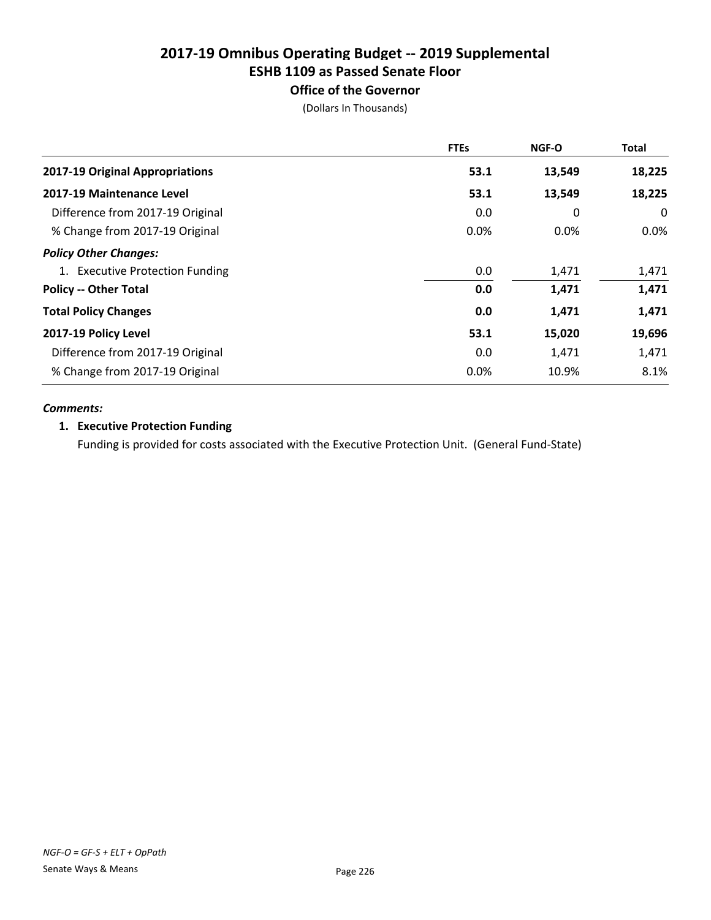# 2017-19 Omnibus Operating Budget -- 2019 Supplemental
## ESHB 1109 as Passed Senate Floor
### Office of the Governor

(Dollars In Thousands)

| | FTEs | NGF-O | Total |
|---|---|---|---|
| **2017-19 Original Appropriations** | **53.1** | **13,549** | **18,225** |
| **2017-19 Maintenance Level** | **53.1** | **13,549** | **18,225** |
| Difference from 2017-19 Original | 0.0 | 0 | 0 |
| % Change from 2017-19 Original | 0.0% | 0.0% | 0.0% |
| ***Policy Other Changes:*** | | | |
| 1. Executive Protection Funding | 0.0 | 1,471 | 1,471 |
| **Policy -- Other Total** | **0.0** | **1,471** | **1,471** |
| **Total Policy Changes** | **0.0** | **1,471** | **1,471** |
| **2017-19 Policy Level** | **53.1** | **15,020** | **19,696** |
| Difference from 2017-19 Original | 0.0 | 1,471 | 1,471 |
| % Change from 2017-19 Original | 0.0% | 10.9% | 8.1% |

***Comments:***

**1. Executive Protection Funding**

Funding is provided for costs associated with the Executive Protection Unit. (General Fund-State)

*NGF-O = GF-S + ELT + OpPath*

Senate Ways & Means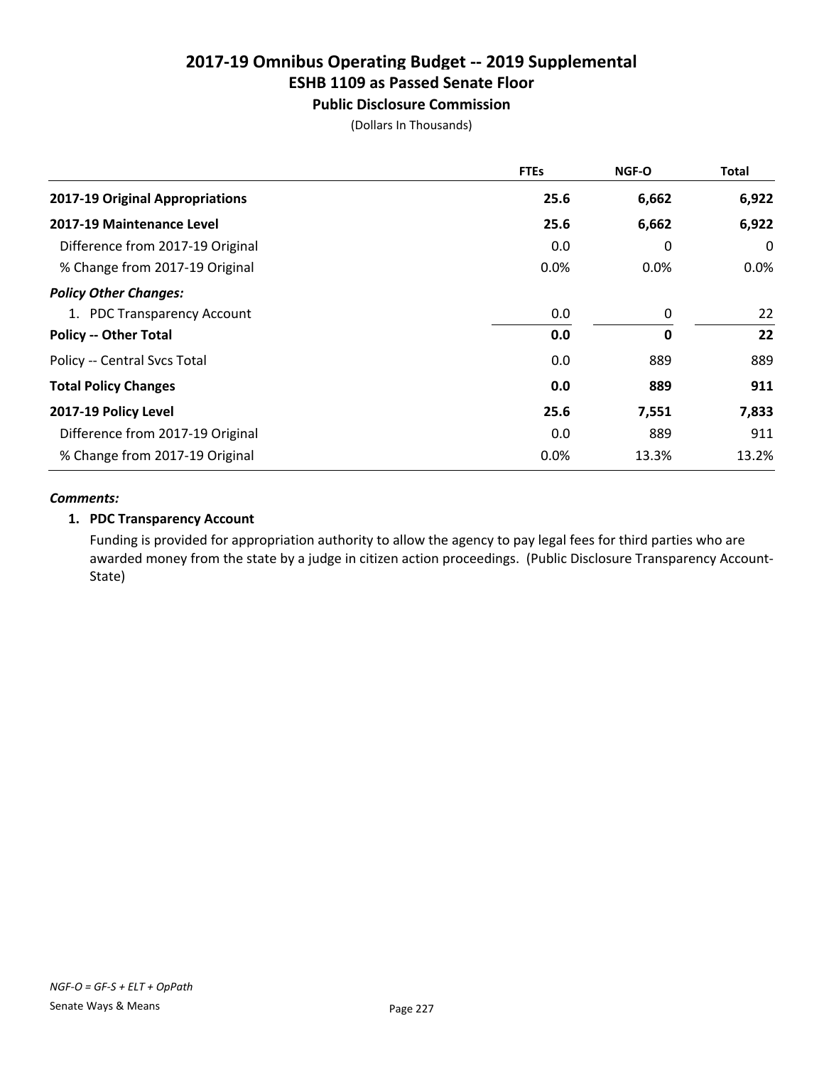# 2017-19 Omnibus Operating Budget -- 2019 Supplemental
## ESHB 1109 as Passed Senate Floor
### Public Disclosure Commission

(Dollars In Thousands)

| | FTEs | NGF-O | Total |
|---|---|---|---|
| **2017-19 Original Appropriations** | **25.6** | **6,662** | **6,922** |
| **2017-19 Maintenance Level** | **25.6** | **6,662** | **6,922** |
| Difference from 2017-19 Original | 0.0 | 0 | 0 |
| % Change from 2017-19 Original | 0.0% | 0.0% | 0.0% |
| ***Policy Other Changes:*** | | | |
| 1. PDC Transparency Account | 0.0 | 0 | 22 |
| **Policy -- Other Total** | **0.0** | **0** | **22** |
| Policy -- Central Svcs Total | 0.0 | 889 | 889 |
| **Total Policy Changes** | **0.0** | **889** | **911** |
| **2017-19 Policy Level** | **25.6** | **7,551** | **7,833** |
| Difference from 2017-19 Original | 0.0 | 889 | 911 |
| % Change from 2017-19 Original | 0.0% | 13.3% | 13.2% |

***Comments:***

**1. PDC Transparency Account**

Funding is provided for appropriation authority to allow the agency to pay legal fees for third parties who are awarded money from the state by a judge in citizen action proceedings. (Public Disclosure Transparency Account-State)

*NGF-O = GF-S + ELT + OpPath*

Senate Ways & Means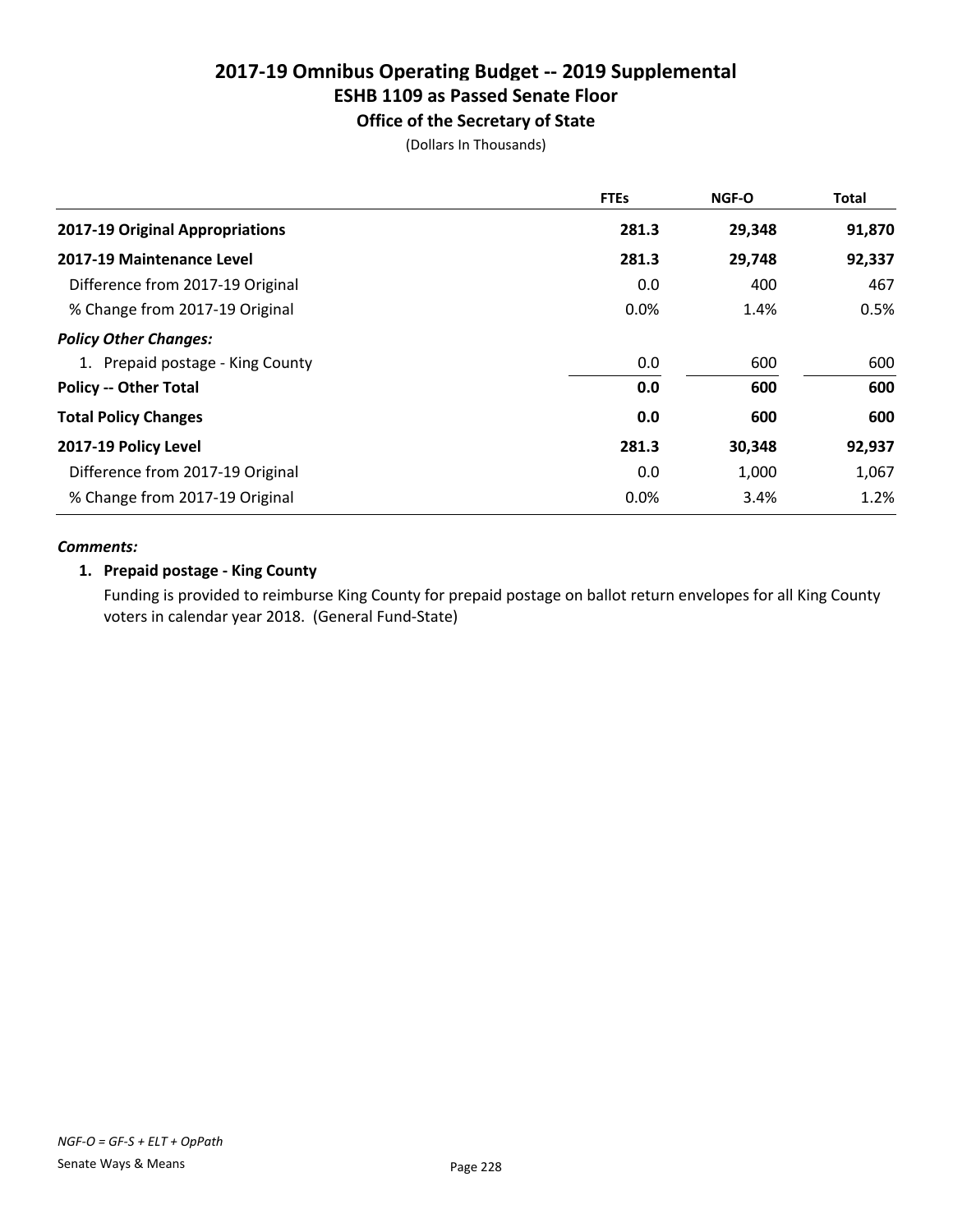# 2017-19 Omnibus Operating Budget -- 2019 Supplemental
## ESHB 1109 as Passed Senate Floor
### Office of the Secretary of State

(Dollars In Thousands)

| | FTEs | NGF-O | Total |
|---|---|---|---|
| **2017-19 Original Appropriations** | **281.3** | **29,348** | **91,870** |
| **2017-19 Maintenance Level** | **281.3** | **29,748** | **92,337** |
| Difference from 2017-19 Original | 0.0 | 400 | 467 |
| % Change from 2017-19 Original | 0.0% | 1.4% | 0.5% |
| ***Policy Other Changes:*** | | | |
| 1. Prepaid postage - King County | 0.0 | 600 | 600 |
| **Policy -- Other Total** | **0.0** | **600** | **600** |
| **Total Policy Changes** | **0.0** | **600** | **600** |
| **2017-19 Policy Level** | **281.3** | **30,348** | **92,937** |
| Difference from 2017-19 Original | 0.0 | 1,000 | 1,067 |
| % Change from 2017-19 Original | 0.0% | 3.4% | 1.2% |

***Comments:***

**1. Prepaid postage - King County**

Funding is provided to reimburse King County for prepaid postage on ballot return envelopes for all King County voters in calendar year 2018. (General Fund-State)

*NGF-O = GF-S + ELT + OpPath*

Senate Ways & Means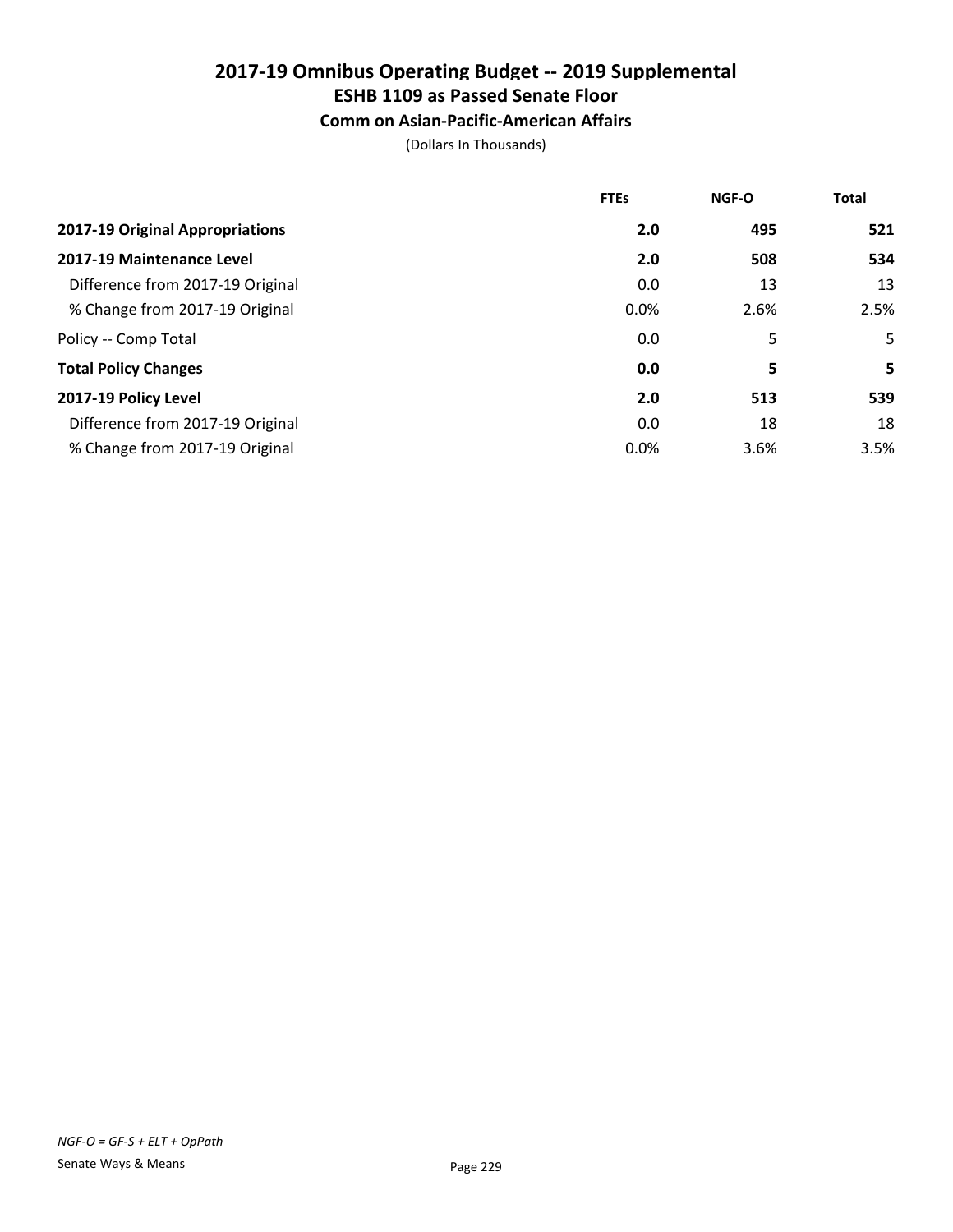# 2017-19 Omnibus Operating Budget -- 2019 Supplemental
## ESHB 1109 as Passed Senate Floor
### Comm on Asian-Pacific-American Affairs

(Dollars In Thousands)

| | FTEs | NGF-O | Total |
|---|---|---|---|
| **2017-19 Original Appropriations** | **2.0** | **495** | **521** |
| **2017-19 Maintenance Level** | **2.0** | **508** | **534** |
| Difference from 2017-19 Original | 0.0 | 13 | 13 |
| % Change from 2017-19 Original | 0.0% | 2.6% | 2.5% |
| Policy -- Comp Total | 0.0 | 5 | 5 |
| **Total Policy Changes** | **0.0** | **5** | **5** |
| **2017-19 Policy Level** | **2.0** | **513** | **539** |
| Difference from 2017-19 Original | 0.0 | 18 | 18 |
| % Change from 2017-19 Original | 0.0% | 3.6% | 3.5% |

*NGF-O = GF-S + ELT + OpPath*

Senate Ways & Means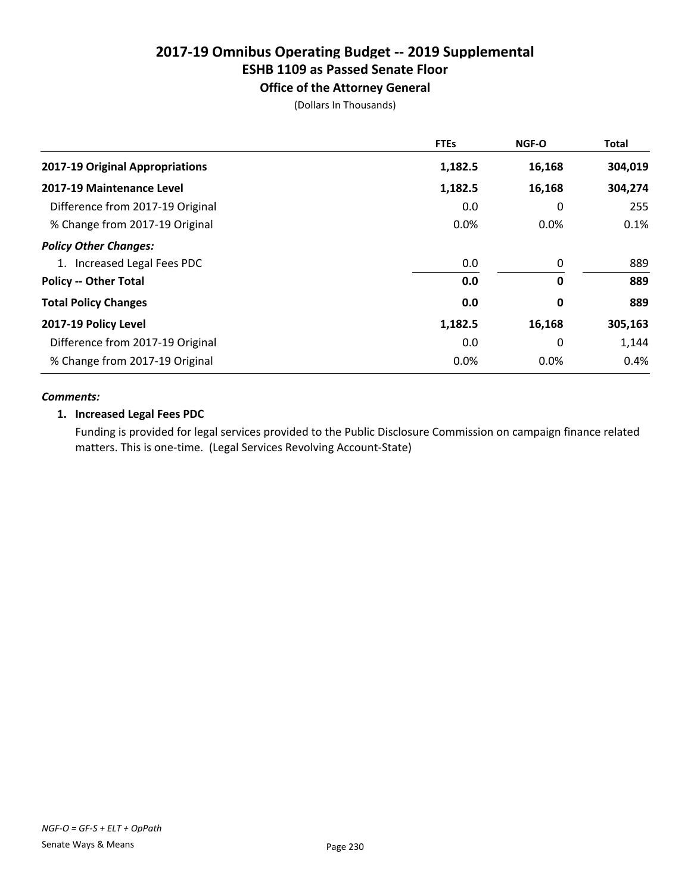# 2017-19 Omnibus Operating Budget -- 2019 Supplemental
## ESHB 1109 as Passed Senate Floor
### Office of the Attorney General

(Dollars In Thousands)

| | FTEs | NGF-O | Total |
|---|---|---|---|
| **2017-19 Original Appropriations** | **1,182.5** | **16,168** | **304,019** |
| **2017-19 Maintenance Level** | **1,182.5** | **16,168** | **304,274** |
| Difference from 2017-19 Original | 0.0 | 0 | 255 |
| % Change from 2017-19 Original | 0.0% | 0.0% | 0.1% |
| ***Policy Other Changes:*** | | | |
| 1. Increased Legal Fees PDC | 0.0 | 0 | 889 |
| **Policy -- Other Total** | **0.0** | **0** | **889** |
| **Total Policy Changes** | **0.0** | **0** | **889** |
| **2017-19 Policy Level** | **1,182.5** | **16,168** | **305,163** |
| Difference from 2017-19 Original | 0.0 | 0 | 1,144 |
| % Change from 2017-19 Original | 0.0% | 0.0% | 0.4% |

***Comments:***

**1. Increased Legal Fees PDC**

Funding is provided for legal services provided to the Public Disclosure Commission on campaign finance related matters. This is one-time. (Legal Services Revolving Account-State)

*NGF-O = GF-S + ELT + OpPath*

Senate Ways & Means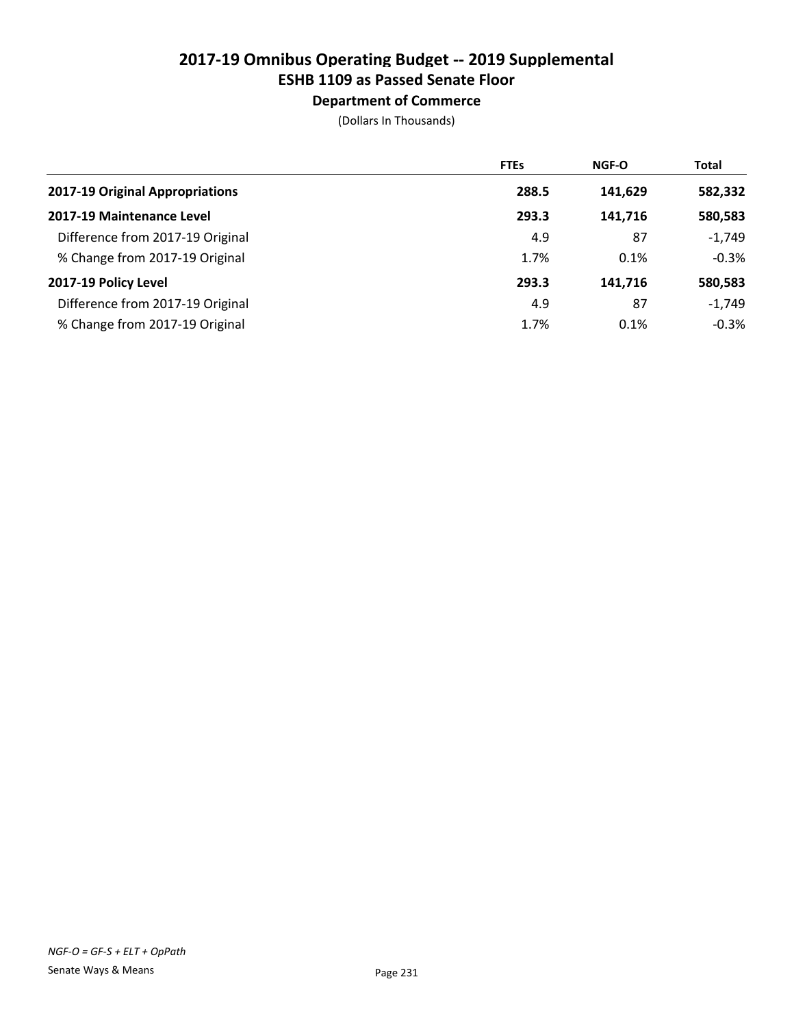# 2017-19 Omnibus Operating Budget -- 2019 Supplemental
## ESHB 1109 as Passed Senate Floor
### Department of Commerce
(Dollars In Thousands)

| | FTEs | NGF-O | Total |
|---|---|---|---|
| **2017-19 Original Appropriations** | **288.5** | **141,629** | **582,332** |
| **2017-19 Maintenance Level** | **293.3** | **141,716** | **580,583** |
| Difference from 2017-19 Original | 4.9 | 87 | -1,749 |
| % Change from 2017-19 Original | 1.7% | 0.1% | -0.3% |
| **2017-19 Policy Level** | **293.3** | **141,716** | **580,583** |
| Difference from 2017-19 Original | 4.9 | 87 | -1,749 |
| % Change from 2017-19 Original | 1.7% | 0.1% | -0.3% |

*NGF-O = GF-S + ELT + OpPath*

Senate Ways & Means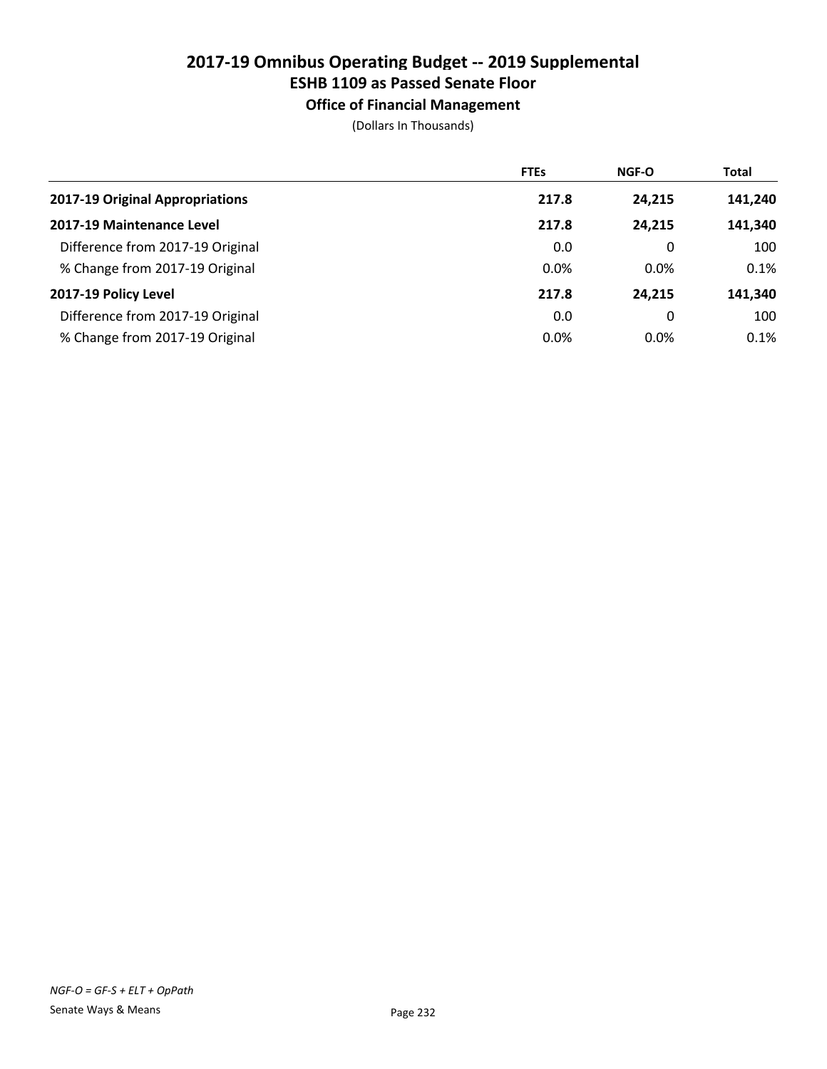# 2017-19 Omnibus Operating Budget -- 2019 Supplemental

## ESHB 1109 as Passed Senate Floor

### Office of Financial Management

(Dollars In Thousands)

| | FTEs | NGF-O | Total |
|---|---|---|---|
| **2017-19 Original Appropriations** | **217.8** | **24,215** | **141,240** |
| **2017-19 Maintenance Level** | **217.8** | **24,215** | **141,340** |
| Difference from 2017-19 Original | 0.0 | 0 | 100 |
| % Change from 2017-19 Original | 0.0% | 0.0% | 0.1% |
| **2017-19 Policy Level** | **217.8** | **24,215** | **141,340** |
| Difference from 2017-19 Original | 0.0 | 0 | 100 |
| % Change from 2017-19 Original | 0.0% | 0.0% | 0.1% |

*NGF-O = GF-S + ELT + OpPath*

Senate Ways & Means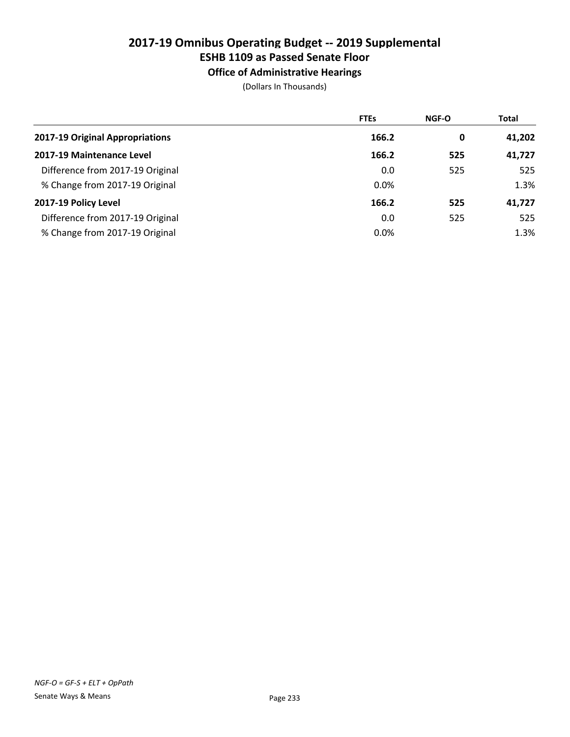# 2017-19 Omnibus Operating Budget -- 2019 Supplemental
## ESHB 1109 as Passed Senate Floor
### Office of Administrative Hearings

(Dollars In Thousands)

| | FTEs | NGF-O | Total |
|---|---|---|---|
| **2017-19 Original Appropriations** | **166.2** | **0** | **41,202** |
| **2017-19 Maintenance Level** | **166.2** | **525** | **41,727** |
| Difference from 2017-19 Original | 0.0 | 525 | 525 |
| % Change from 2017-19 Original | 0.0% | | 1.3% |
| **2017-19 Policy Level** | **166.2** | **525** | **41,727** |
| Difference from 2017-19 Original | 0.0 | 525 | 525 |
| % Change from 2017-19 Original | 0.0% | | 1.3% |

*NGF-O = GF-S + ELT + OpPath*

Senate Ways & Means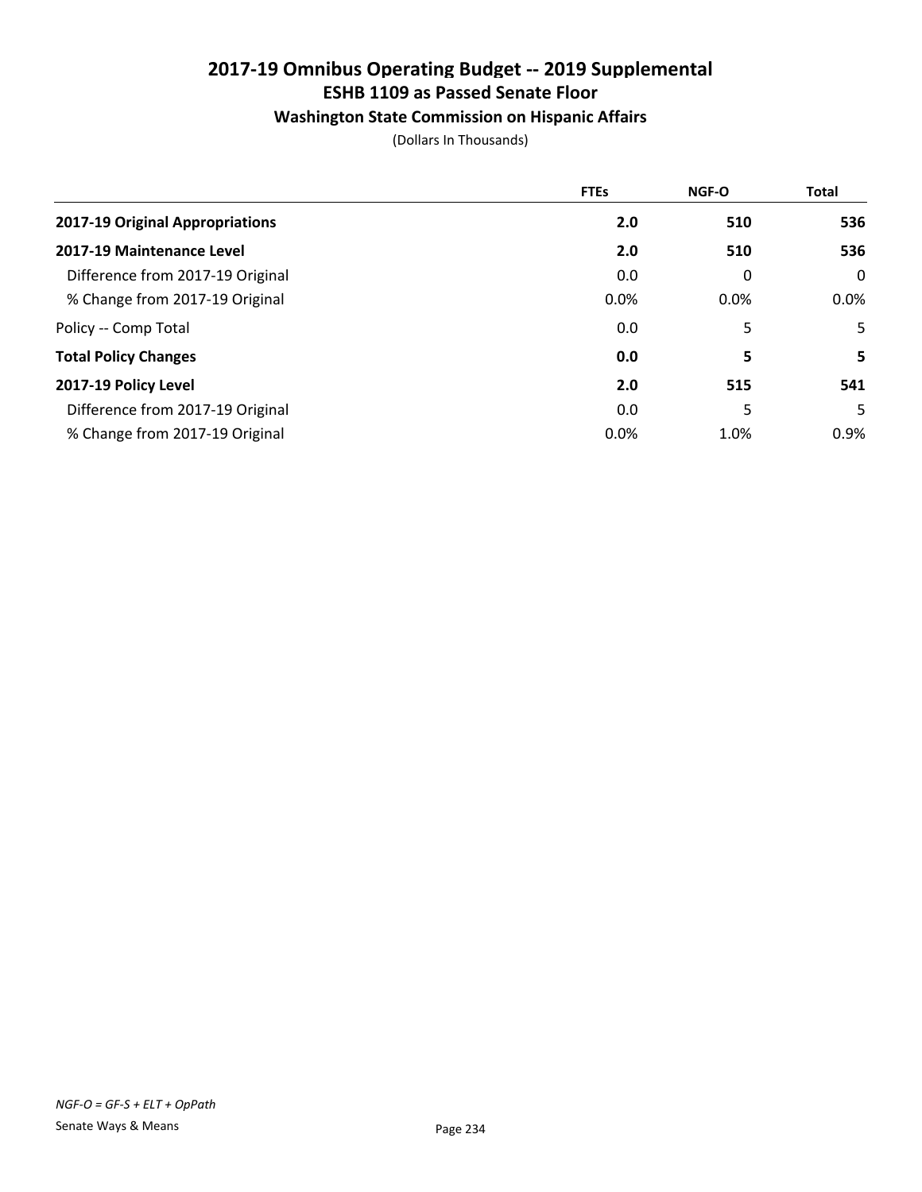# 2017-19 Omnibus Operating Budget -- 2019 Supplemental
## ESHB 1109 as Passed Senate Floor
### Washington State Commission on Hispanic Affairs

(Dollars In Thousands)

| | FTEs | NGF-O | Total |
|---|---|---|---|
| **2017-19 Original Appropriations** | **2.0** | **510** | **536** |
| **2017-19 Maintenance Level** | **2.0** | **510** | **536** |
| Difference from 2017-19 Original | 0.0 | 0 | 0 |
| % Change from 2017-19 Original | 0.0% | 0.0% | 0.0% |
| Policy -- Comp Total | 0.0 | 5 | 5 |
| **Total Policy Changes** | **0.0** | **5** | **5** |
| **2017-19 Policy Level** | **2.0** | **515** | **541** |
| Difference from 2017-19 Original | 0.0 | 5 | 5 |
| % Change from 2017-19 Original | 0.0% | 1.0% | 0.9% |

*NGF-O = GF-S + ELT + OpPath*

Senate Ways & Means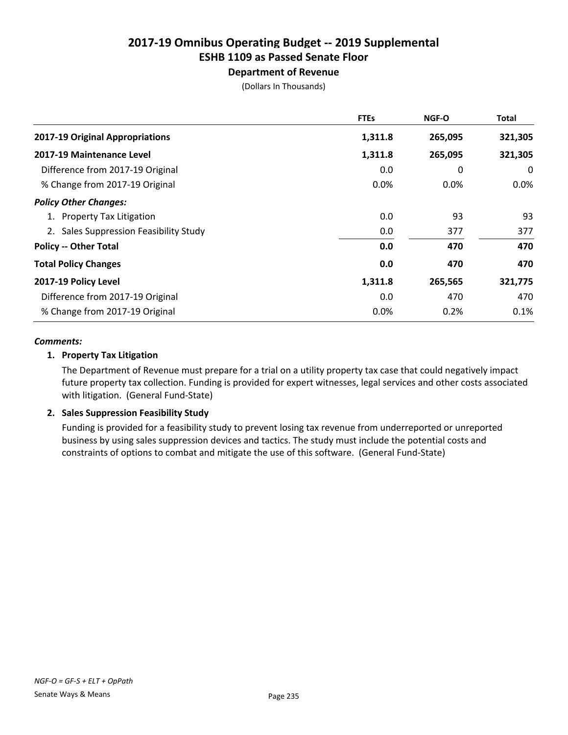# 2017-19 Omnibus Operating Budget -- 2019 Supplemental

## ESHB 1109 as Passed Senate Floor

### Department of Revenue

(Dollars In Thousands)

| | FTEs | NGF-O | Total |
|---|---|---|---|
| **2017-19 Original Appropriations** | **1,311.8** | **265,095** | **321,305** |
| **2017-19 Maintenance Level** | **1,311.8** | **265,095** | **321,305** |
| Difference from 2017-19 Original | 0.0 | 0 | 0 |
| % Change from 2017-19 Original | 0.0% | 0.0% | 0.0% |
| ***Policy Other Changes:*** | | | |
| 1. Property Tax Litigation | 0.0 | 93 | 93 |
| 2. Sales Suppression Feasibility Study | 0.0 | 377 | 377 |
| **Policy -- Other Total** | **0.0** | **470** | **470** |
| **Total Policy Changes** | **0.0** | **470** | **470** |
| **2017-19 Policy Level** | **1,311.8** | **265,565** | **321,775** |
| Difference from 2017-19 Original | 0.0 | 470 | 470 |
| % Change from 2017-19 Original | 0.0% | 0.2% | 0.1% |

***Comments:***

**1. Property Tax Litigation**

The Department of Revenue must prepare for a trial on a utility property tax case that could negatively impact future property tax collection. Funding is provided for expert witnesses, legal services and other costs associated with litigation. (General Fund-State)

**2. Sales Suppression Feasibility Study**

Funding is provided for a feasibility study to prevent losing tax revenue from underreported or unreported business by using sales suppression devices and tactics. The study must include the potential costs and constraints of options to combat and mitigate the use of this software. (General Fund-State)

*NGF-O = GF-S + ELT + OpPath*

Senate Ways & Means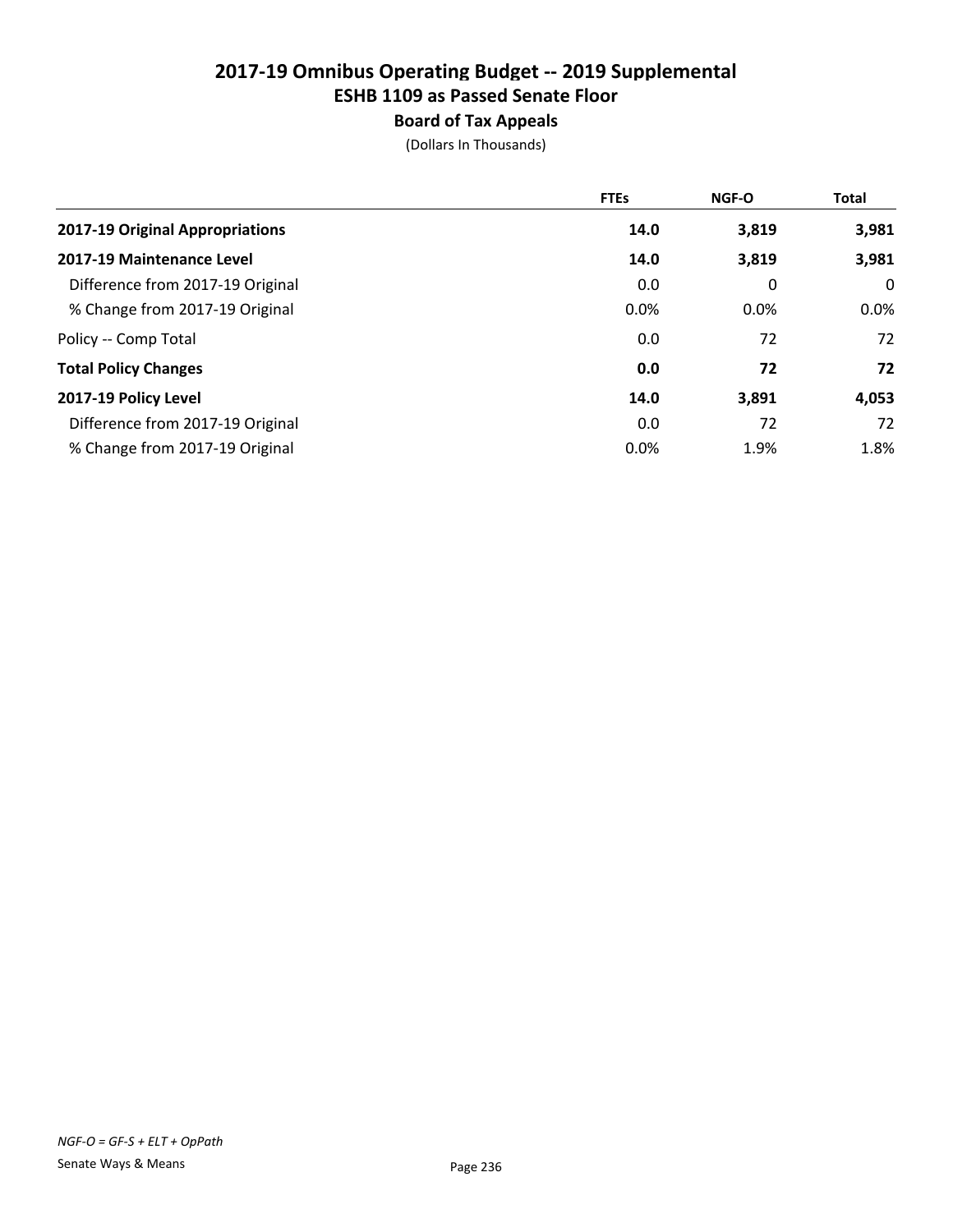# 2017-19 Omnibus Operating Budget -- 2019 Supplemental
## ESHB 1109 as Passed Senate Floor
### Board of Tax Appeals
(Dollars In Thousands)

| | FTEs | NGF-O | Total |
|---|---|---|---|
| **2017-19 Original Appropriations** | **14.0** | **3,819** | **3,981** |
| **2017-19 Maintenance Level** | **14.0** | **3,819** | **3,981** |
| Difference from 2017-19 Original | 0.0 | 0 | 0 |
| % Change from 2017-19 Original | 0.0% | 0.0% | 0.0% |
| Policy -- Comp Total | 0.0 | 72 | 72 |
| **Total Policy Changes** | **0.0** | **72** | **72** |
| **2017-19 Policy Level** | **14.0** | **3,891** | **4,053** |
| Difference from 2017-19 Original | 0.0 | 72 | 72 |
| % Change from 2017-19 Original | 0.0% | 1.9% | 1.8% |

*NGF-O = GF-S + ELT + OpPath*

Senate Ways & Means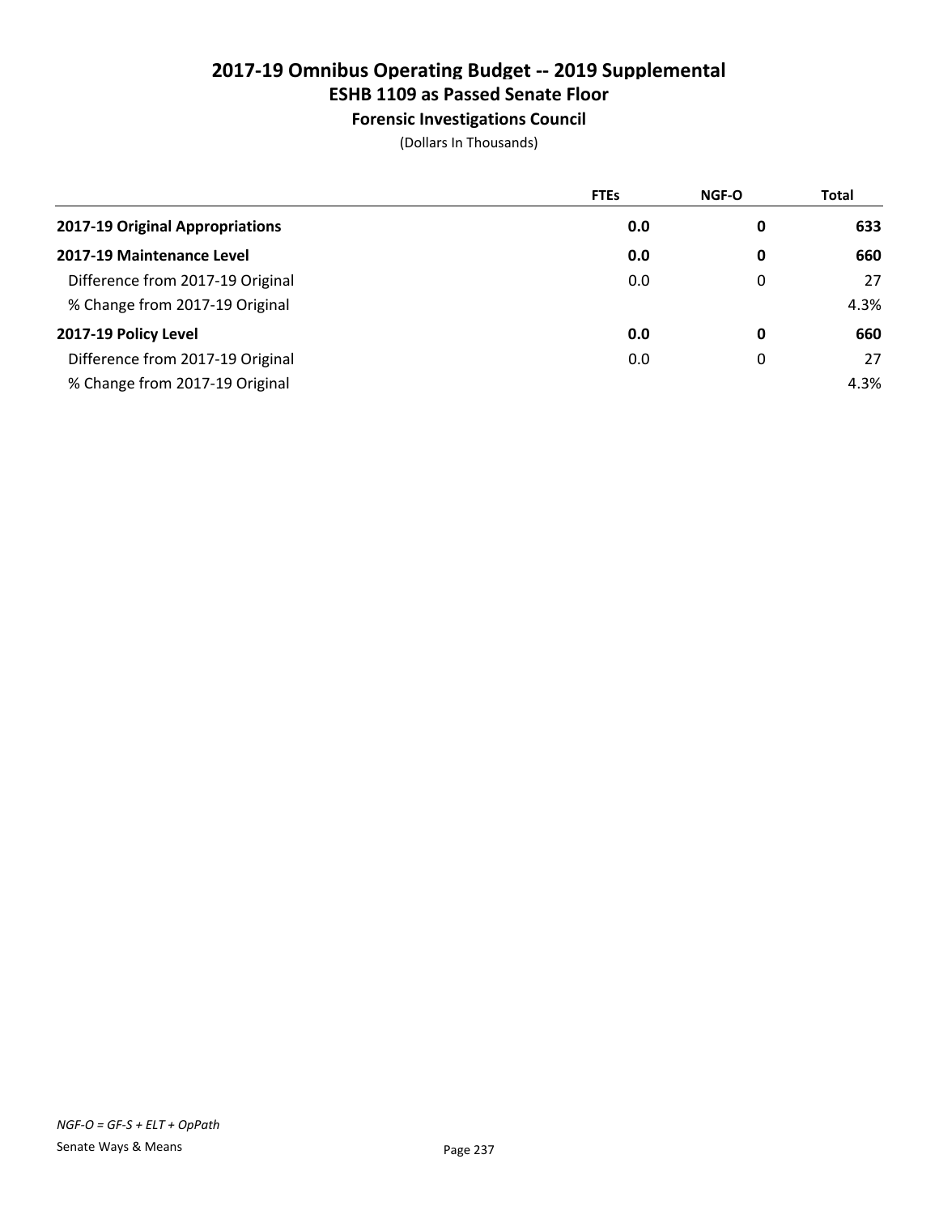# 2017-19 Omnibus Operating Budget -- 2019 Supplemental
## ESHB 1109 as Passed Senate Floor
### Forensic Investigations Council

(Dollars In Thousands)

| | FTEs | NGF-O | Total |
|---|---|---|---|
| **2017-19 Original Appropriations** | **0.0** | **0** | **633** |
| **2017-19 Maintenance Level** | **0.0** | **0** | **660** |
| Difference from 2017-19 Original | 0.0 | 0 | 27 |
| % Change from 2017-19 Original | | | 4.3% |
| **2017-19 Policy Level** | **0.0** | **0** | **660** |
| Difference from 2017-19 Original | 0.0 | 0 | 27 |
| % Change from 2017-19 Original | | | 4.3% |

*NGF-O = GF-S + ELT + OpPath*

Senate Ways & Means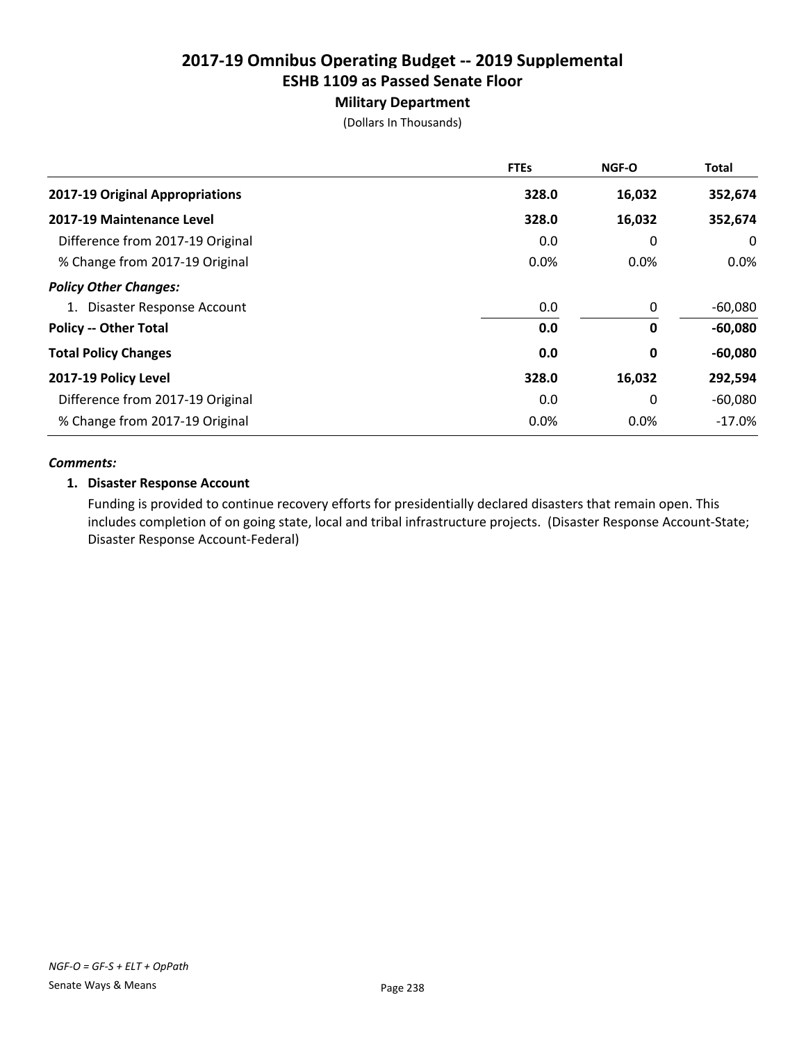# 2017-19 Omnibus Operating Budget -- 2019 Supplemental
## ESHB 1109 as Passed Senate Floor
### Military Department

(Dollars In Thousands)

| | FTEs | NGF-O | Total |
|---|---|---|---|
| **2017-19 Original Appropriations** | **328.0** | **16,032** | **352,674** |
| **2017-19 Maintenance Level** | **328.0** | **16,032** | **352,674** |
| Difference from 2017-19 Original | 0.0 | 0 | 0 |
| % Change from 2017-19 Original | 0.0% | 0.0% | 0.0% |
| ***Policy Other Changes:*** | | | |
| 1. Disaster Response Account | 0.0 | 0 | -60,080 |
| **Policy -- Other Total** | **0.0** | **0** | **-60,080** |
| **Total Policy Changes** | **0.0** | **0** | **-60,080** |
| **2017-19 Policy Level** | **328.0** | **16,032** | **292,594** |
| Difference from 2017-19 Original | 0.0 | 0 | -60,080 |
| % Change from 2017-19 Original | 0.0% | 0.0% | -17.0% |

***Comments:***

**1. Disaster Response Account**

Funding is provided to continue recovery efforts for presidentially declared disasters that remain open. This includes completion of on going state, local and tribal infrastructure projects. (Disaster Response Account-State; Disaster Response Account-Federal)

*NGF-O = GF-S + ELT + OpPath*

Senate Ways & Means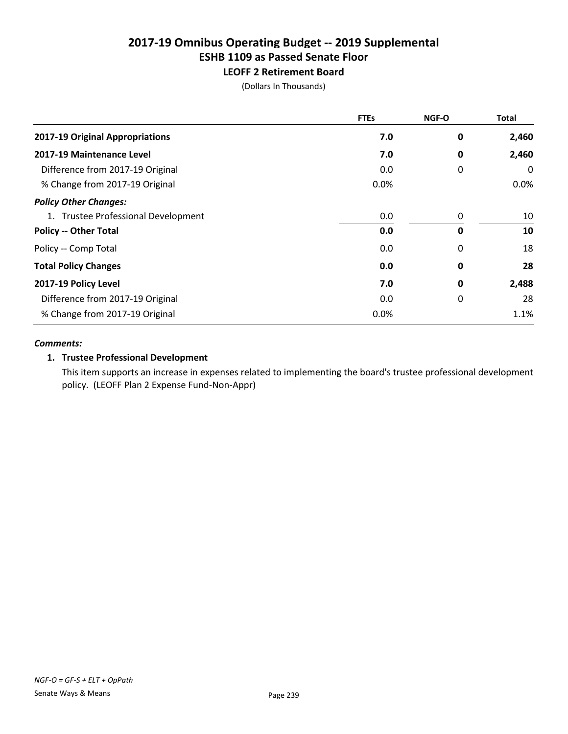# 2017-19 Omnibus Operating Budget -- 2019 Supplemental
## ESHB 1109 as Passed Senate Floor
### LEOFF 2 Retirement Board
(Dollars In Thousands)

| | FTEs | NGF-O | Total |
|---|---|---|---|
| **2017-19 Original Appropriations** | **7.0** | **0** | **2,460** |
| **2017-19 Maintenance Level** | **7.0** | **0** | **2,460** |
| Difference from 2017-19 Original | 0.0 | 0 | 0 |
| % Change from 2017-19 Original | 0.0% | | 0.0% |
| ***Policy Other Changes:*** | | | |
| 1. Trustee Professional Development | 0.0 | 0 | 10 |
| **Policy -- Other Total** | **0.0** | **0** | **10** |
| Policy -- Comp Total | 0.0 | 0 | 18 |
| **Total Policy Changes** | **0.0** | **0** | **28** |
| **2017-19 Policy Level** | **7.0** | **0** | **2,488** |
| Difference from 2017-19 Original | 0.0 | 0 | 28 |
| % Change from 2017-19 Original | 0.0% | | 1.1% |

***Comments:***

**1. Trustee Professional Development**

This item supports an increase in expenses related to implementing the board's trustee professional development policy. (LEOFF Plan 2 Expense Fund-Non-Appr)

*NGF-O = GF-S + ELT + OpPath*

Senate Ways & Means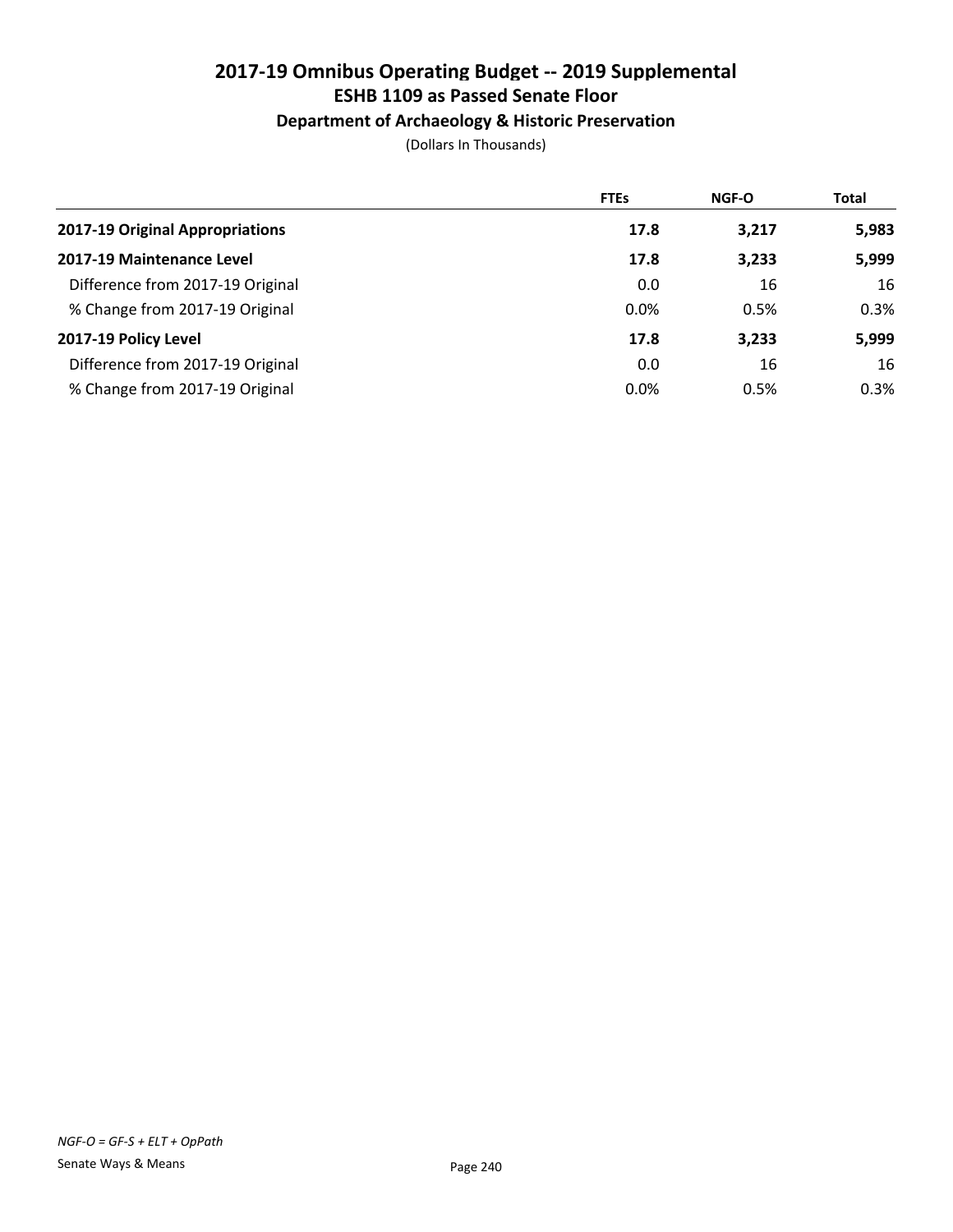# 2017-19 Omnibus Operating Budget -- 2019 Supplemental

## ESHB 1109 as Passed Senate Floor

### Department of Archaeology & Historic Preservation

(Dollars In Thousands)

| | FTEs | NGF-O | Total |
|---|---|---|---|
| **2017-19 Original Appropriations** | **17.8** | **3,217** | **5,983** |
| **2017-19 Maintenance Level** | **17.8** | **3,233** | **5,999** |
| Difference from 2017-19 Original | 0.0 | 16 | 16 |
| % Change from 2017-19 Original | 0.0% | 0.5% | 0.3% |
| **2017-19 Policy Level** | **17.8** | **3,233** | **5,999** |
| Difference from 2017-19 Original | 0.0 | 16 | 16 |
| % Change from 2017-19 Original | 0.0% | 0.5% | 0.3% |

*NGF-O = GF-S + ELT + OpPath*

Senate Ways & Means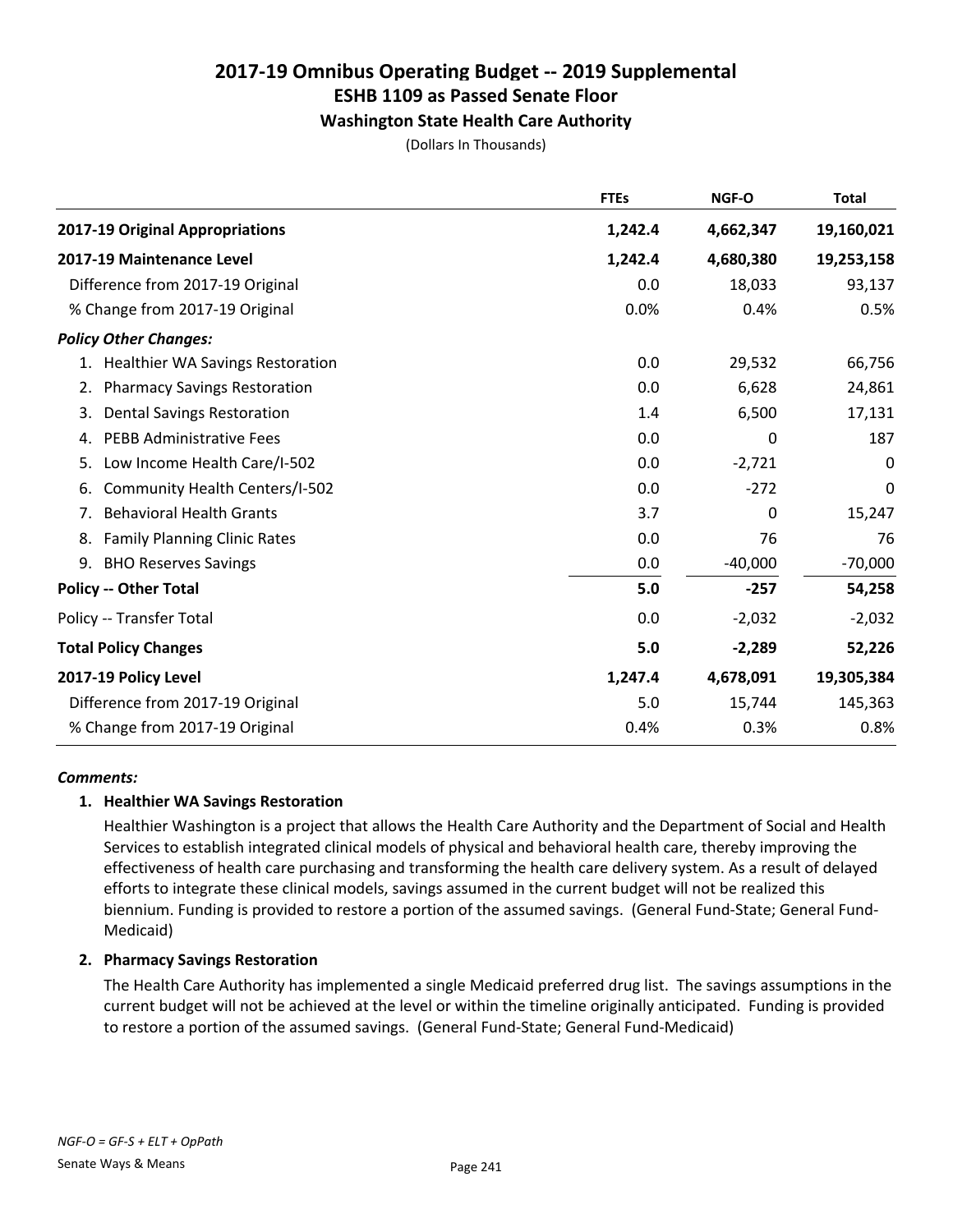# 2017-19 Omnibus Operating Budget -- 2019 Supplemental
## ESHB 1109 as Passed Senate Floor
### Washington State Health Care Authority

(Dollars In Thousands)

| | FTEs | NGF-O | Total |
|---|---|---|---|
| **2017-19 Original Appropriations** | **1,242.4** | **4,662,347** | **19,160,021** |
| **2017-19 Maintenance Level** | **1,242.4** | **4,680,380** | **19,253,158** |
| Difference from 2017-19 Original | 0.0 | 18,033 | 93,137 |
| % Change from 2017-19 Original | 0.0% | 0.4% | 0.5% |
| ***Policy Other Changes:*** | | | |
| 1. Healthier WA Savings Restoration | 0.0 | 29,532 | 66,756 |
| 2. Pharmacy Savings Restoration | 0.0 | 6,628 | 24,861 |
| 3. Dental Savings Restoration | 1.4 | 6,500 | 17,131 |
| 4. PEBB Administrative Fees | 0.0 | 0 | 187 |
| 5. Low Income Health Care/I-502 | 0.0 | -2,721 | 0 |
| 6. Community Health Centers/I-502 | 0.0 | -272 | 0 |
| 7. Behavioral Health Grants | 3.7 | 0 | 15,247 |
| 8. Family Planning Clinic Rates | 0.0 | 76 | 76 |
| 9. BHO Reserves Savings | 0.0 | -40,000 | -70,000 |
| **Policy -- Other Total** | **5.0** | **-257** | **54,258** |
| Policy -- Transfer Total | 0.0 | -2,032 | -2,032 |
| **Total Policy Changes** | **5.0** | **-2,289** | **52,226** |
| **2017-19 Policy Level** | **1,247.4** | **4,678,091** | **19,305,384** |
| Difference from 2017-19 Original | 5.0 | 15,744 | 145,363 |
| % Change from 2017-19 Original | 0.4% | 0.3% | 0.8% |

***Comments:***

1. **Healthier WA Savings Restoration**

   Healthier Washington is a project that allows the Health Care Authority and the Department of Social and Health Services to establish integrated clinical models of physical and behavioral health care, thereby improving the effectiveness of health care purchasing and transforming the health care delivery system. As a result of delayed efforts to integrate these clinical models, savings assumed in the current budget will not be realized this biennium. Funding is provided to restore a portion of the assumed savings. (General Fund-State; General Fund-Medicaid)

2. **Pharmacy Savings Restoration**

   The Health Care Authority has implemented a single Medicaid preferred drug list. The savings assumptions in the current budget will not be achieved at the level or within the timeline originally anticipated. Funding is provided to restore a portion of the assumed savings. (General Fund-State; General Fund-Medicaid)

*NGF-O = GF-S + ELT + OpPath*

Senate Ways & Means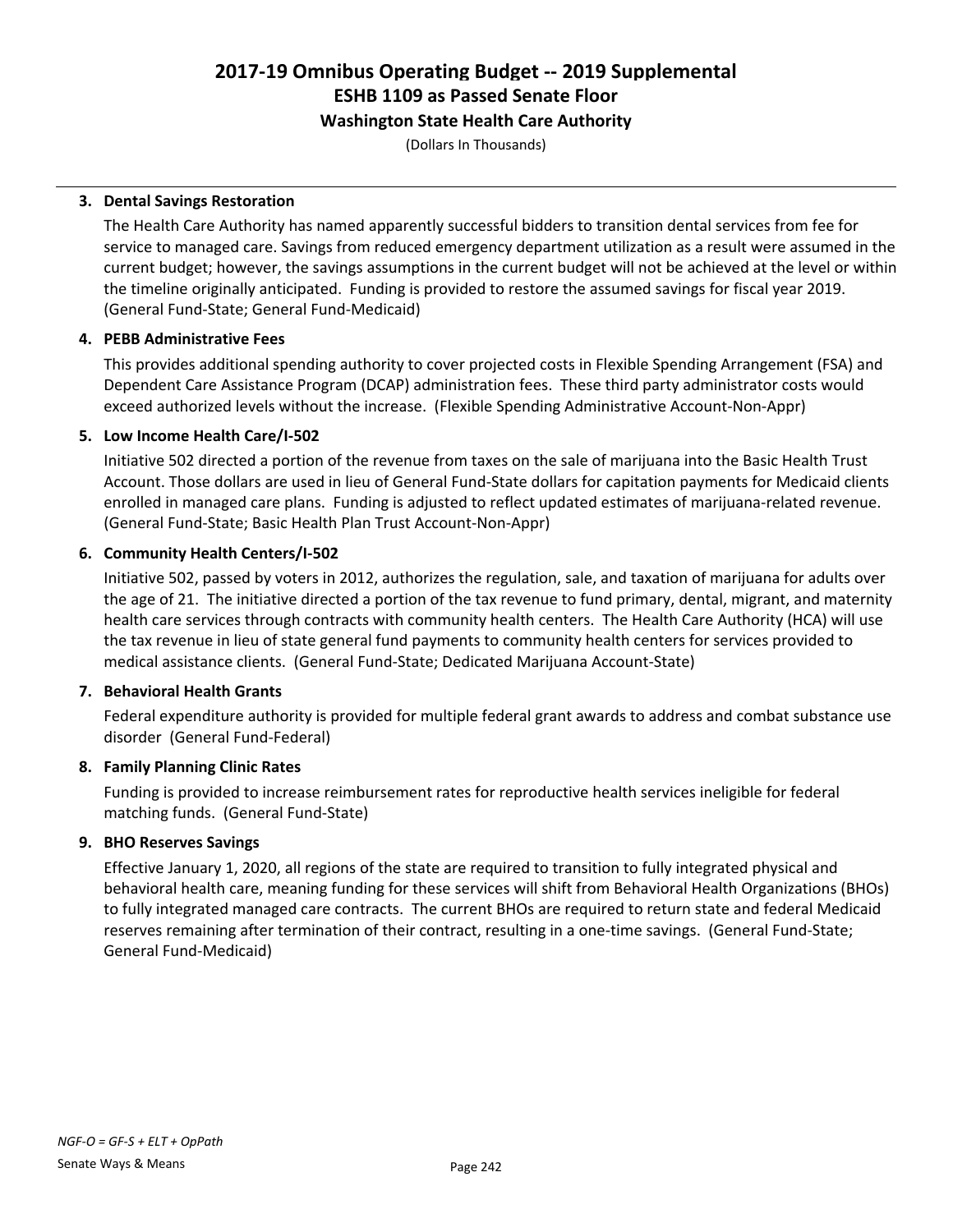**3. Dental Savings Restoration**

The Health Care Authority has named apparently successful bidders to transition dental services from fee for service to managed care. Savings from reduced emergency department utilization as a result were assumed in the current budget; however, the savings assumptions in the current budget will not be achieved at the level or within the timeline originally anticipated. Funding is provided to restore the assumed savings for fiscal year 2019. (General Fund-State; General Fund-Medicaid)

**4. PEBB Administrative Fees**

This provides additional spending authority to cover projected costs in Flexible Spending Arrangement (FSA) and Dependent Care Assistance Program (DCAP) administration fees. These third party administrator costs would exceed authorized levels without the increase. (Flexible Spending Administrative Account-Non-Appr)

**5. Low Income Health Care/I-502**

Initiative 502 directed a portion of the revenue from taxes on the sale of marijuana into the Basic Health Trust Account. Those dollars are used in lieu of General Fund-State dollars for capitation payments for Medicaid clients enrolled in managed care plans. Funding is adjusted to reflect updated estimates of marijuana-related revenue. (General Fund-State; Basic Health Plan Trust Account-Non-Appr)

**6. Community Health Centers/I-502**

Initiative 502, passed by voters in 2012, authorizes the regulation, sale, and taxation of marijuana for adults over the age of 21. The initiative directed a portion of the tax revenue to fund primary, dental, migrant, and maternity health care services through contracts with community health centers. The Health Care Authority (HCA) will use the tax revenue in lieu of state general fund payments to community health centers for services provided to medical assistance clients. (General Fund-State; Dedicated Marijuana Account-State)

**7. Behavioral Health Grants**

Federal expenditure authority is provided for multiple federal grant awards to address and combat substance use disorder (General Fund-Federal)

**8. Family Planning Clinic Rates**

Funding is provided to increase reimbursement rates for reproductive health services ineligible for federal matching funds. (General Fund-State)

**9. BHO Reserves Savings**

Effective January 1, 2020, all regions of the state are required to transition to fully integrated physical and behavioral health care, meaning funding for these services will shift from Behavioral Health Organizations (BHOs) to fully integrated managed care contracts. The current BHOs are required to return state and federal Medicaid reserves remaining after termination of their contract, resulting in a one-time savings. (General Fund-State; General Fund-Medicaid)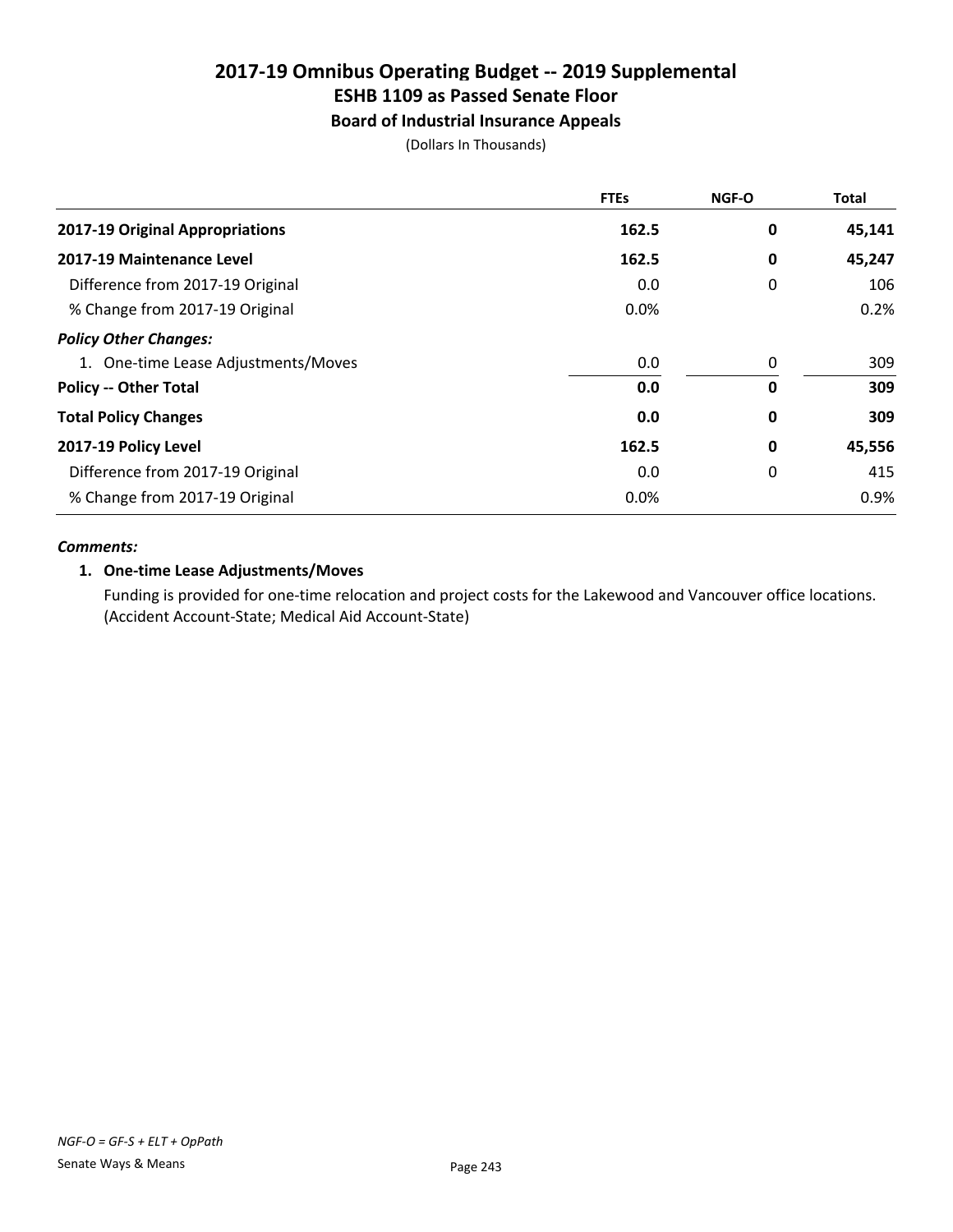# 2017-19 Omnibus Operating Budget -- 2019 Supplemental
## ESHB 1109 as Passed Senate Floor
### Board of Industrial Insurance Appeals

(Dollars In Thousands)

| | FTEs | NGF-O | Total |
|---|---|---|---|
| **2017-19 Original Appropriations** | **162.5** | **0** | **45,141** |
| **2017-19 Maintenance Level** | **162.5** | **0** | **45,247** |
| Difference from 2017-19 Original | 0.0 | 0 | 106 |
| % Change from 2017-19 Original | 0.0% | | 0.2% |
| ***Policy Other Changes:*** | | | |
| 1. One-time Lease Adjustments/Moves | 0.0 | 0 | 309 |
| **Policy -- Other Total** | **0.0** | **0** | **309** |
| **Total Policy Changes** | **0.0** | **0** | **309** |
| **2017-19 Policy Level** | **162.5** | **0** | **45,556** |
| Difference from 2017-19 Original | 0.0 | 0 | 415 |
| % Change from 2017-19 Original | 0.0% | | 0.9% |

***Comments:***

**1. One-time Lease Adjustments/Moves**

Funding is provided for one-time relocation and project costs for the Lakewood and Vancouver office locations. (Accident Account-State; Medical Aid Account-State)

*NGF-O = GF-S + ELT + OpPath*

Senate Ways & Means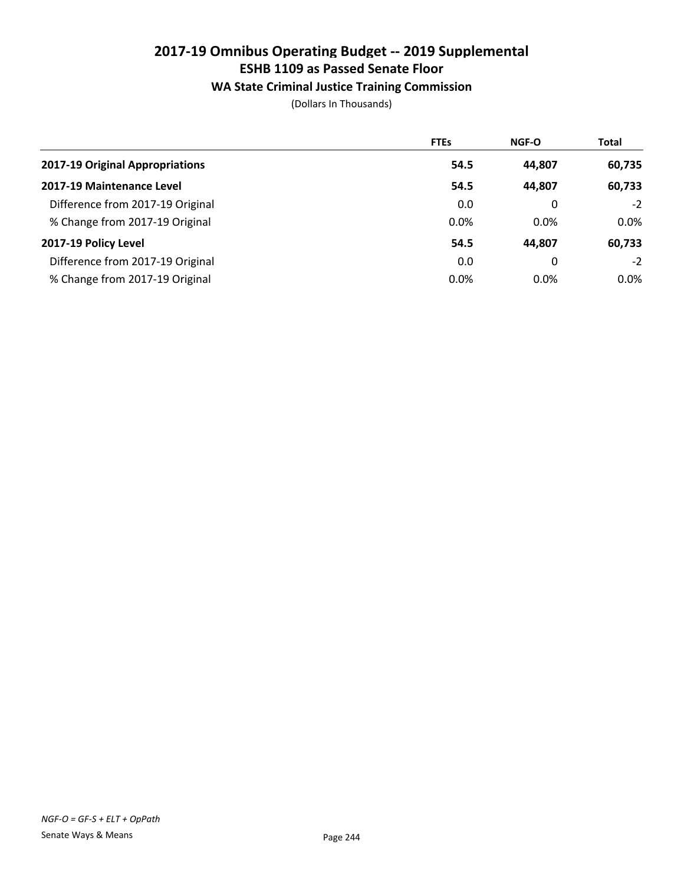# 2017-19 Omnibus Operating Budget -- 2019 Supplemental
## ESHB 1109 as Passed Senate Floor
### WA State Criminal Justice Training Commission

(Dollars In Thousands)

| | FTEs | NGF-O | Total |
|---|---|---|---|
| **2017-19 Original Appropriations** | **54.5** | **44,807** | **60,735** |
| **2017-19 Maintenance Level** | **54.5** | **44,807** | **60,733** |
| Difference from 2017-19 Original | 0.0 | 0 | -2 |
| % Change from 2017-19 Original | 0.0% | 0.0% | 0.0% |
| **2017-19 Policy Level** | **54.5** | **44,807** | **60,733** |
| Difference from 2017-19 Original | 0.0 | 0 | -2 |
| % Change from 2017-19 Original | 0.0% | 0.0% | 0.0% |

*NGF-O = GF-S + ELT + OpPath*

Senate Ways & Means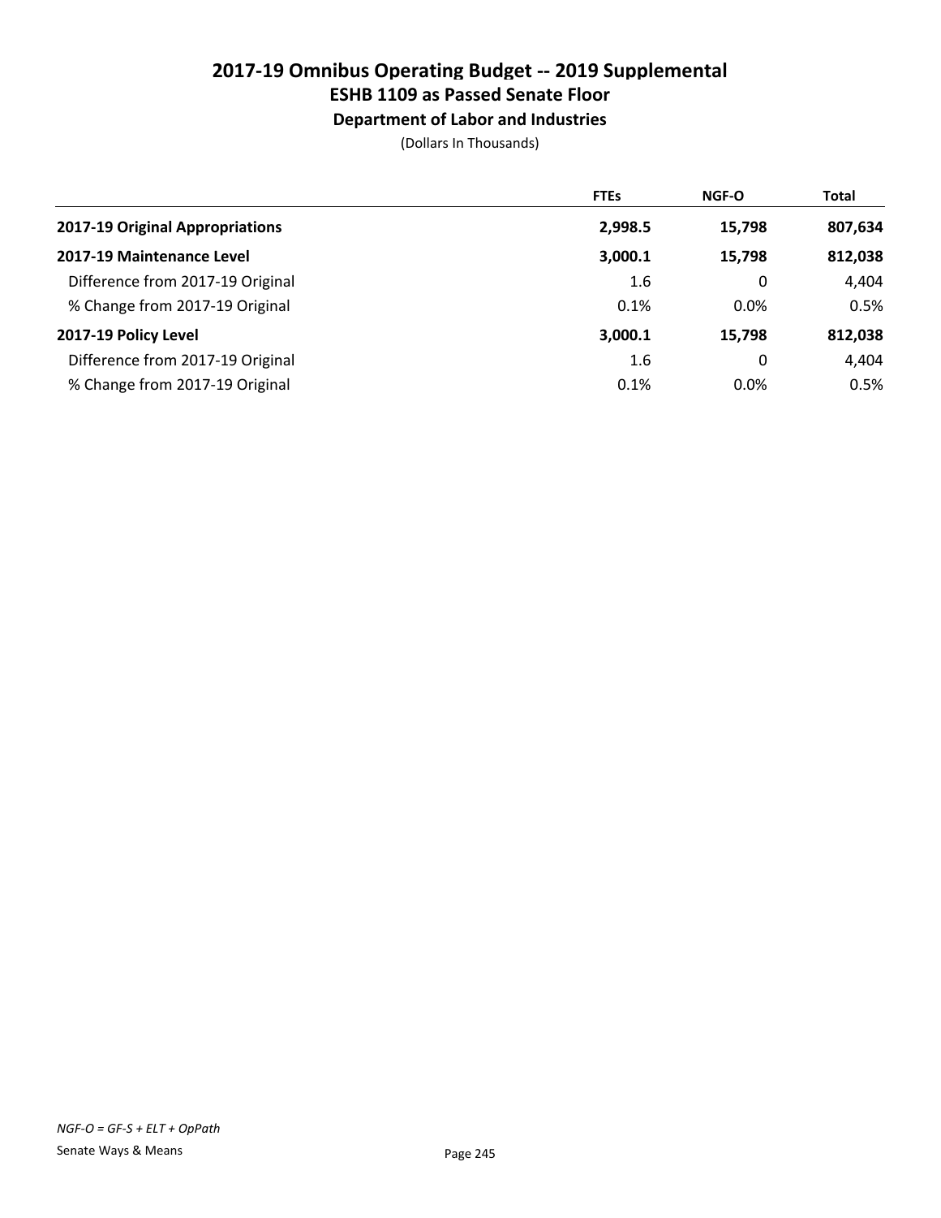# 2017-19 Omnibus Operating Budget -- 2019 Supplemental
## ESHB 1109 as Passed Senate Floor
### Department of Labor and Industries

(Dollars In Thousands)

| | FTEs | NGF-O | Total |
|---|---|---|---|
| **2017-19 Original Appropriations** | **2,998.5** | **15,798** | **807,634** |
| **2017-19 Maintenance Level** | **3,000.1** | **15,798** | **812,038** |
| Difference from 2017-19 Original | 1.6 | 0 | 4,404 |
| % Change from 2017-19 Original | 0.1% | 0.0% | 0.5% |
| **2017-19 Policy Level** | **3,000.1** | **15,798** | **812,038** |
| Difference from 2017-19 Original | 1.6 | 0 | 4,404 |
| % Change from 2017-19 Original | 0.1% | 0.0% | 0.5% |

*NGF-O = GF-S + ELT + OpPath*

Senate Ways & Means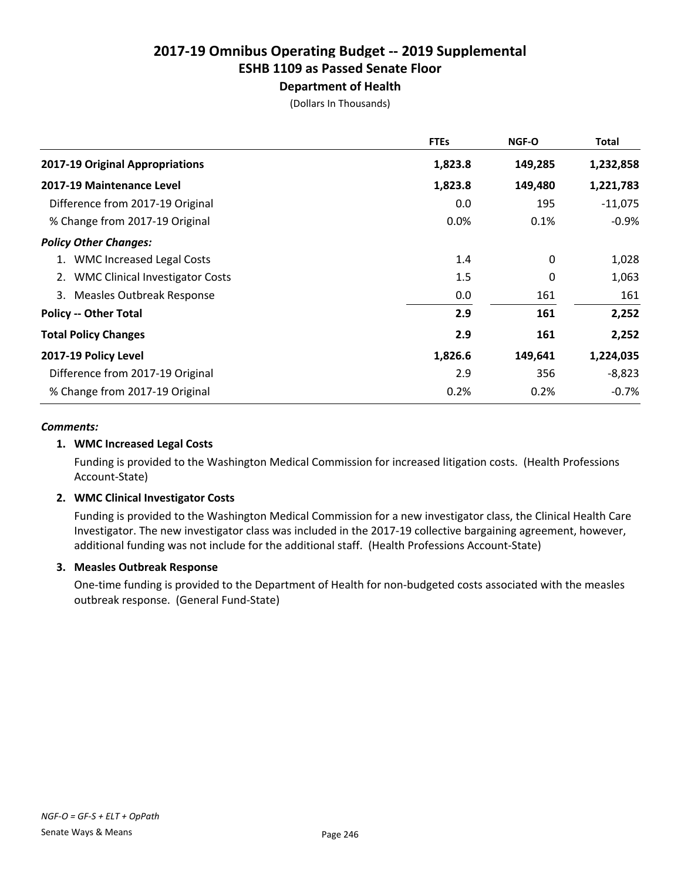# 2017-19 Omnibus Operating Budget -- 2019 Supplemental
## ESHB 1109 as Passed Senate Floor
### Department of Health
(Dollars In Thousands)

| | FTEs | NGF-O | Total |
|---|---|---|---|
| **2017-19 Original Appropriations** | **1,823.8** | **149,285** | **1,232,858** |
| **2017-19 Maintenance Level** | **1,823.8** | **149,480** | **1,221,783** |
| Difference from 2017-19 Original | 0.0 | 195 | -11,075 |
| % Change from 2017-19 Original | 0.0% | 0.1% | -0.9% |
| ***Policy Other Changes:*** | | | |
| 1. WMC Increased Legal Costs | 1.4 | 0 | 1,028 |
| 2. WMC Clinical Investigator Costs | 1.5 | 0 | 1,063 |
| 3. Measles Outbreak Response | 0.0 | 161 | 161 |
| **Policy -- Other Total** | **2.9** | **161** | **2,252** |
| **Total Policy Changes** | **2.9** | **161** | **2,252** |
| **2017-19 Policy Level** | **1,826.6** | **149,641** | **1,224,035** |
| Difference from 2017-19 Original | 2.9 | 356 | -8,823 |
| % Change from 2017-19 Original | 0.2% | 0.2% | -0.7% |

***Comments:***

**1. WMC Increased Legal Costs**

Funding is provided to the Washington Medical Commission for increased litigation costs. (Health Professions Account-State)

**2. WMC Clinical Investigator Costs**

Funding is provided to the Washington Medical Commission for a new investigator class, the Clinical Health Care Investigator. The new investigator class was included in the 2017-19 collective bargaining agreement, however, additional funding was not include for the additional staff. (Health Professions Account-State)

**3. Measles Outbreak Response**

One-time funding is provided to the Department of Health for non-budgeted costs associated with the measles outbreak response. (General Fund-State)

*NGF-O = GF-S + ELT + OpPath*

Senate Ways & Means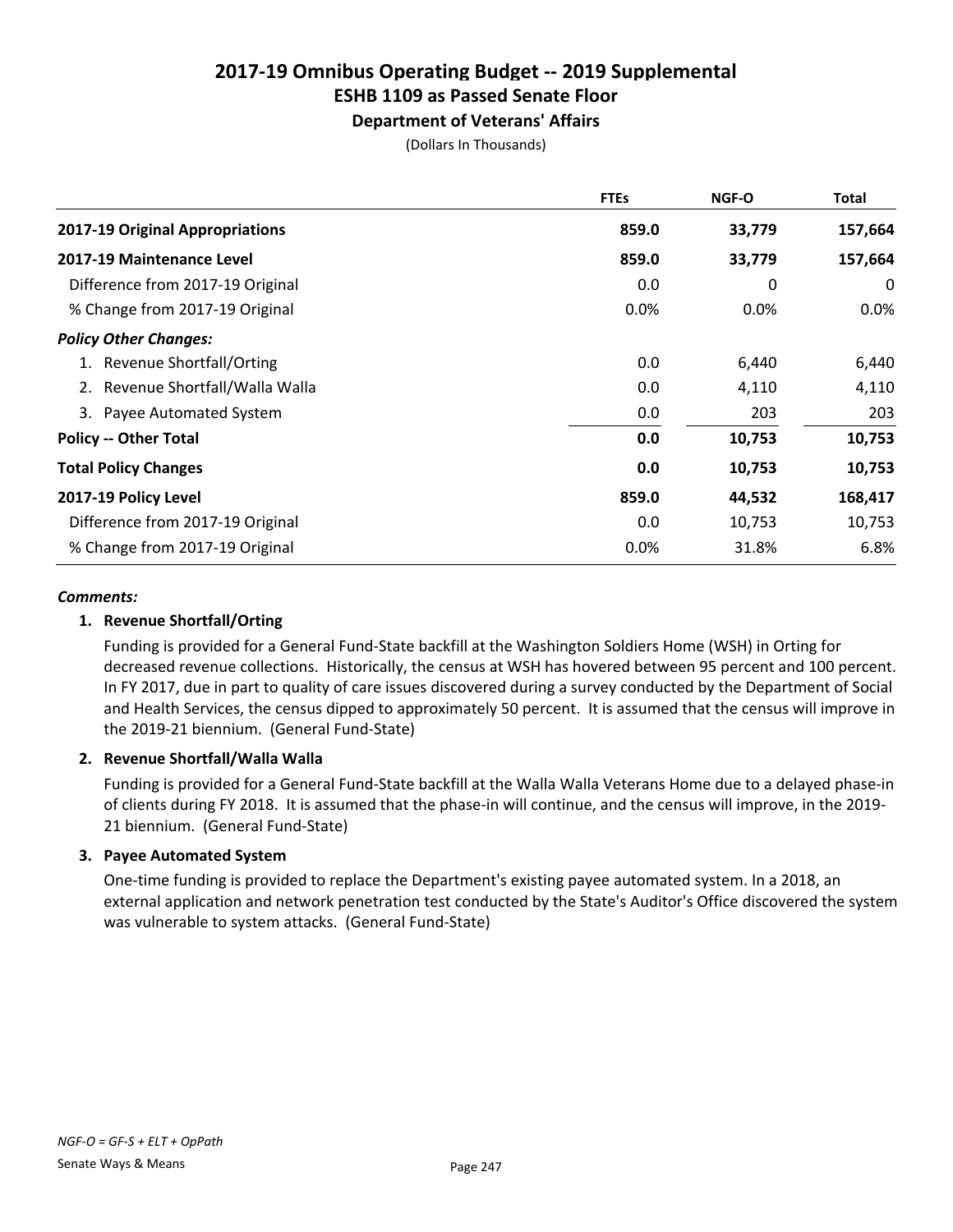# 2017-19 Omnibus Operating Budget -- 2019 Supplemental
## ESHB 1109 as Passed Senate Floor
### Department of Veterans' Affairs

(Dollars In Thousands)

| | FTEs | NGF-O | Total |
|---|---|---|---|
| **2017-19 Original Appropriations** | **859.0** | **33,779** | **157,664** |
| **2017-19 Maintenance Level** | **859.0** | **33,779** | **157,664** |
| Difference from 2017-19 Original | 0.0 | 0 | 0 |
| % Change from 2017-19 Original | 0.0% | 0.0% | 0.0% |
| ***Policy Other Changes:*** | | | |
| 1. Revenue Shortfall/Orting | 0.0 | 6,440 | 6,440 |
| 2. Revenue Shortfall/Walla Walla | 0.0 | 4,110 | 4,110 |
| 3. Payee Automated System | 0.0 | 203 | 203 |
| **Policy -- Other Total** | **0.0** | **10,753** | **10,753** |
| **Total Policy Changes** | **0.0** | **10,753** | **10,753** |
| **2017-19 Policy Level** | **859.0** | **44,532** | **168,417** |
| Difference from 2017-19 Original | 0.0 | 10,753 | 10,753 |
| % Change from 2017-19 Original | 0.0% | 31.8% | 6.8% |

***Comments:***

**1. Revenue Shortfall/Orting**

Funding is provided for a General Fund-State backfill at the Washington Soldiers Home (WSH) in Orting for decreased revenue collections. Historically, the census at WSH has hovered between 95 percent and 100 percent. In FY 2017, due in part to quality of care issues discovered during a survey conducted by the Department of Social and Health Services, the census dipped to approximately 50 percent. It is assumed that the census will improve in the 2019-21 biennium. (General Fund-State)

**2. Revenue Shortfall/Walla Walla**

Funding is provided for a General Fund-State backfill at the Walla Walla Veterans Home due to a delayed phase-in of clients during FY 2018. It is assumed that the phase-in will continue, and the census will improve, in the 2019-21 biennium. (General Fund-State)

**3. Payee Automated System**

One-time funding is provided to replace the Department's existing payee automated system. In a 2018, an external application and network penetration test conducted by the State's Auditor's Office discovered the system was vulnerable to system attacks. (General Fund-State)

*NGF-O = GF-S + ELT + OpPath*

Senate Ways & Means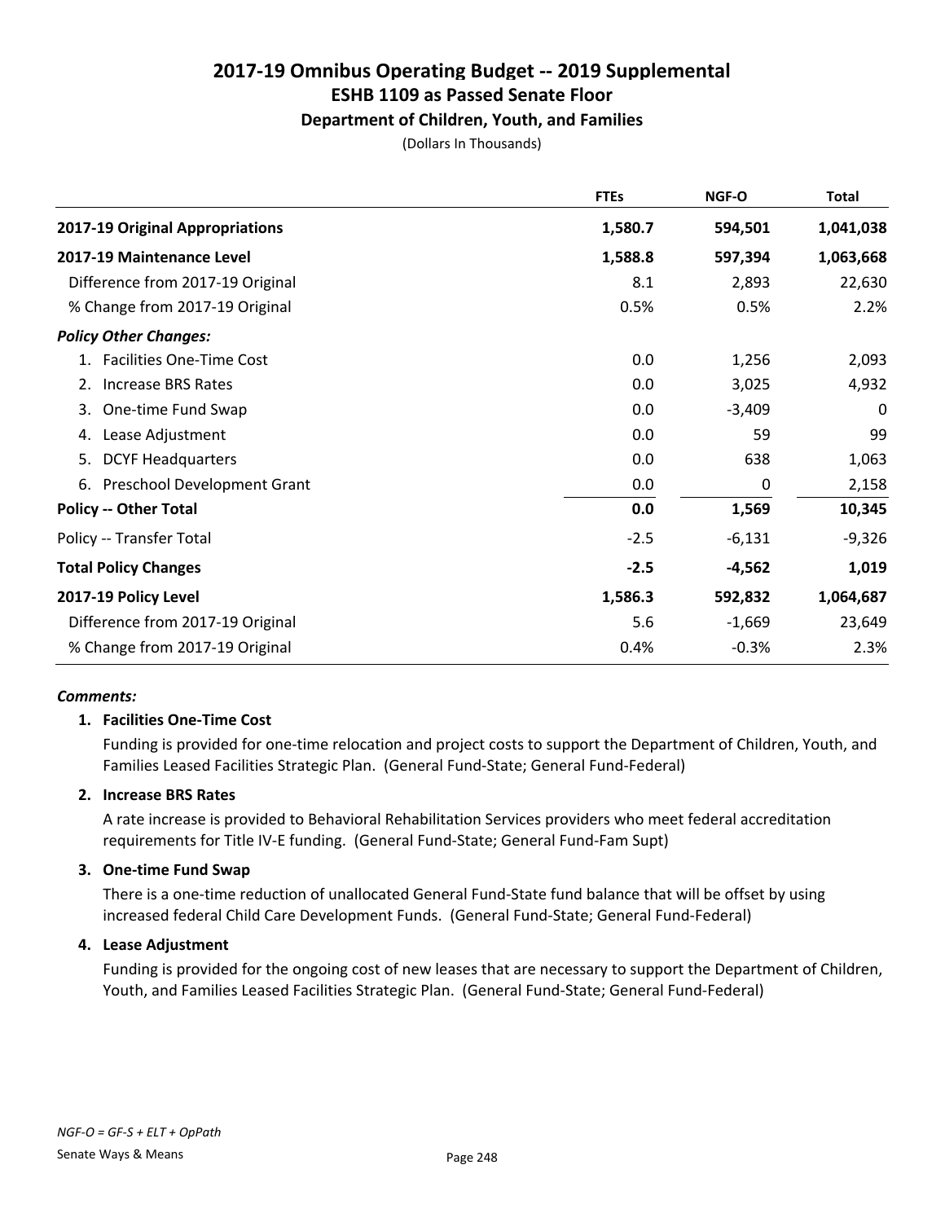# 2017-19 Omnibus Operating Budget -- 2019 Supplemental
## ESHB 1109 as Passed Senate Floor
### Department of Children, Youth, and Families

(Dollars In Thousands)

| | FTEs | NGF-O | Total |
|---|---|---|---|
| **2017-19 Original Appropriations** | **1,580.7** | **594,501** | **1,041,038** |
| **2017-19 Maintenance Level** | **1,588.8** | **597,394** | **1,063,668** |
| Difference from 2017-19 Original | 8.1 | 2,893 | 22,630 |
| % Change from 2017-19 Original | 0.5% | 0.5% | 2.2% |
| ***Policy Other Changes:*** | | | |
| 1. Facilities One-Time Cost | 0.0 | 1,256 | 2,093 |
| 2. Increase BRS Rates | 0.0 | 3,025 | 4,932 |
| 3. One-time Fund Swap | 0.0 | -3,409 | 0 |
| 4. Lease Adjustment | 0.0 | 59 | 99 |
| 5. DCYF Headquarters | 0.0 | 638 | 1,063 |
| 6. Preschool Development Grant | 0.0 | 0 | 2,158 |
| **Policy -- Other Total** | **0.0** | **1,569** | **10,345** |
| Policy -- Transfer Total | -2.5 | -6,131 | -9,326 |
| **Total Policy Changes** | **-2.5** | **-4,562** | **1,019** |
| **2017-19 Policy Level** | **1,586.3** | **592,832** | **1,064,687** |
| Difference from 2017-19 Original | 5.6 | -1,669 | 23,649 |
| % Change from 2017-19 Original | 0.4% | -0.3% | 2.3% |

***Comments:***

**1. Facilities One-Time Cost**

Funding is provided for one-time relocation and project costs to support the Department of Children, Youth, and Families Leased Facilities Strategic Plan. (General Fund-State; General Fund-Federal)

**2. Increase BRS Rates**

A rate increase is provided to Behavioral Rehabilitation Services providers who meet federal accreditation requirements for Title IV-E funding. (General Fund-State; General Fund-Fam Supt)

**3. One-time Fund Swap**

There is a one-time reduction of unallocated General Fund-State fund balance that will be offset by using increased federal Child Care Development Funds. (General Fund-State; General Fund-Federal)

**4. Lease Adjustment**

Funding is provided for the ongoing cost of new leases that are necessary to support the Department of Children, Youth, and Families Leased Facilities Strategic Plan. (General Fund-State; General Fund-Federal)

*NGF-O = GF-S + ELT + OpPath*

Senate Ways & Means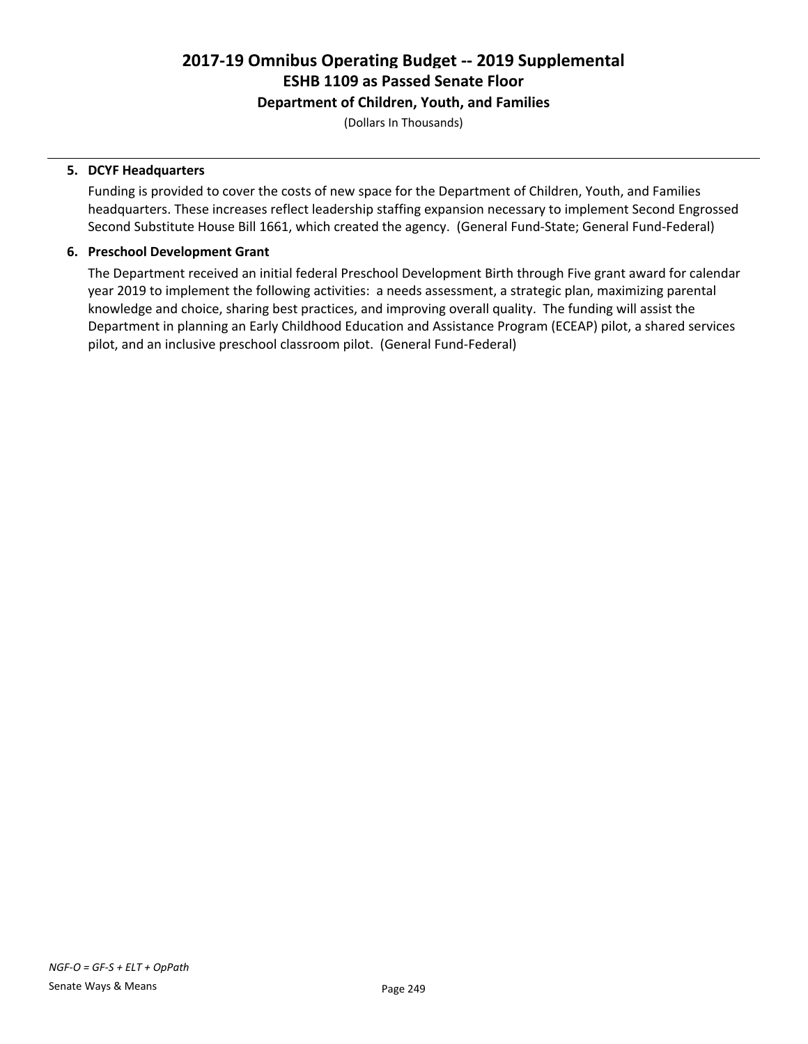# 2017-19 Omnibus Operating Budget -- 2019 Supplemental
## ESHB 1109 as Passed Senate Floor
### Department of Children, Youth, and Families

(Dollars In Thousands)

5. **DCYF Headquarters**

   Funding is provided to cover the costs of new space for the Department of Children, Youth, and Families headquarters. These increases reflect leadership staffing expansion necessary to implement Second Engrossed Second Substitute House Bill 1661, which created the agency. (General Fund-State; General Fund-Federal)

6. **Preschool Development Grant**

   The Department received an initial federal Preschool Development Birth through Five grant award for calendar year 2019 to implement the following activities: a needs assessment, a strategic plan, maximizing parental knowledge and choice, sharing best practices, and improving overall quality. The funding will assist the Department in planning an Early Childhood Education and Assistance Program (ECEAP) pilot, a shared services pilot, and an inclusive preschool classroom pilot. (General Fund-Federal)

*NGF-O = GF-S + ELT + OpPath*

Senate Ways & Means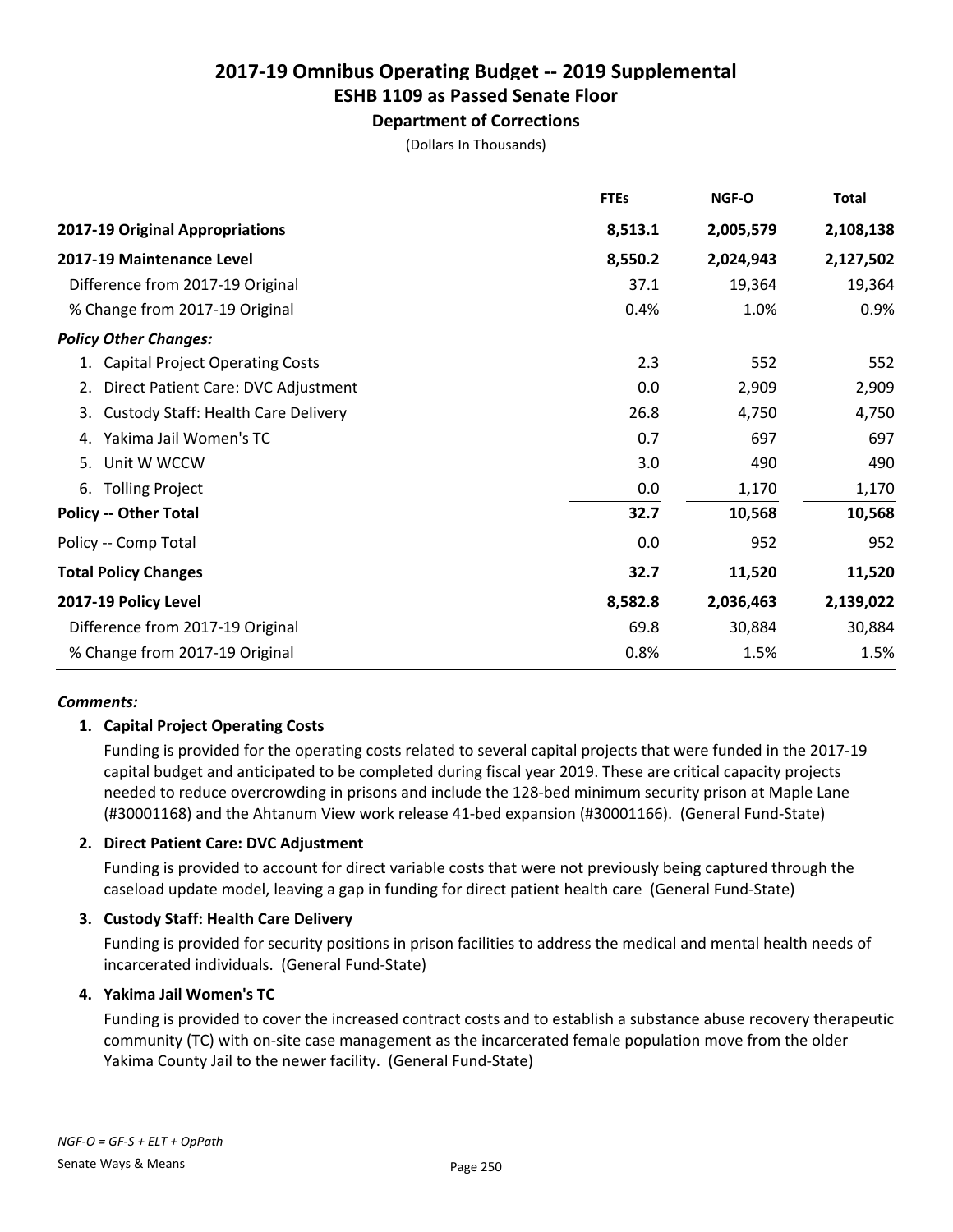# 2017-19 Omnibus Operating Budget -- 2019 Supplemental
## ESHB 1109 as Passed Senate Floor
### Department of Corrections

(Dollars In Thousands)

| | FTEs | NGF-O | Total |
|---|---|---|---|
| **2017-19 Original Appropriations** | **8,513.1** | **2,005,579** | **2,108,138** |
| **2017-19 Maintenance Level** | **8,550.2** | **2,024,943** | **2,127,502** |
| Difference from 2017-19 Original | 37.1 | 19,364 | 19,364 |
| % Change from 2017-19 Original | 0.4% | 1.0% | 0.9% |
| ***Policy Other Changes:*** | | | |
| 1. Capital Project Operating Costs | 2.3 | 552 | 552 |
| 2. Direct Patient Care: DVC Adjustment | 0.0 | 2,909 | 2,909 |
| 3. Custody Staff: Health Care Delivery | 26.8 | 4,750 | 4,750 |
| 4. Yakima Jail Women's TC | 0.7 | 697 | 697 |
| 5. Unit W WCCW | 3.0 | 490 | 490 |
| 6. Tolling Project | 0.0 | 1,170 | 1,170 |
| **Policy -- Other Total** | **32.7** | **10,568** | **10,568** |
| Policy -- Comp Total | 0.0 | 952 | 952 |
| **Total Policy Changes** | **32.7** | **11,520** | **11,520** |
| **2017-19 Policy Level** | **8,582.8** | **2,036,463** | **2,139,022** |
| Difference from 2017-19 Original | 69.8 | 30,884 | 30,884 |
| % Change from 2017-19 Original | 0.8% | 1.5% | 1.5% |

***Comments:***

**1. Capital Project Operating Costs**

Funding is provided for the operating costs related to several capital projects that were funded in the 2017-19 capital budget and anticipated to be completed during fiscal year 2019. These are critical capacity projects needed to reduce overcrowding in prisons and include the 128-bed minimum security prison at Maple Lane (#30001168) and the Ahtanum View work release 41-bed expansion (#30001166). (General Fund-State)

**2. Direct Patient Care: DVC Adjustment**

Funding is provided to account for direct variable costs that were not previously being captured through the caseload update model, leaving a gap in funding for direct patient health care (General Fund-State)

**3. Custody Staff: Health Care Delivery**

Funding is provided for security positions in prison facilities to address the medical and mental health needs of incarcerated individuals. (General Fund-State)

**4. Yakima Jail Women's TC**

Funding is provided to cover the increased contract costs and to establish a substance abuse recovery therapeutic community (TC) with on-site case management as the incarcerated female population move from the older Yakima County Jail to the newer facility. (General Fund-State)

*NGF-O = GF-S + ELT + OpPath*

Senate Ways & Means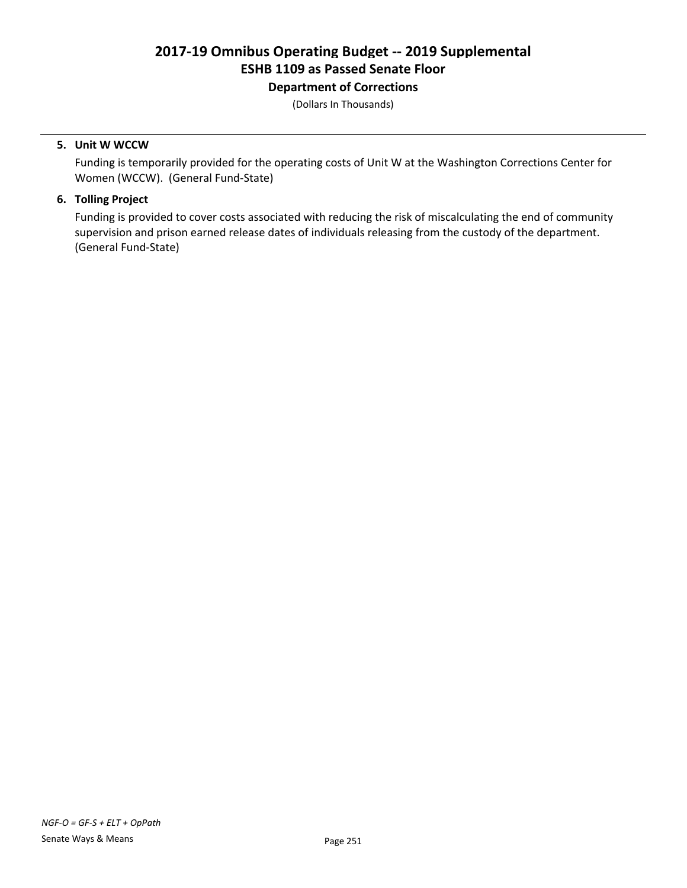5. **Unit W WCCW**

   Funding is temporarily provided for the operating costs of Unit W at the Washington Corrections Center for Women (WCCW). (General Fund-State)

6. **Tolling Project**

   Funding is provided to cover costs associated with reducing the risk of miscalculating the end of community supervision and prison earned release dates of individuals releasing from the custody of the department. (General Fund-State)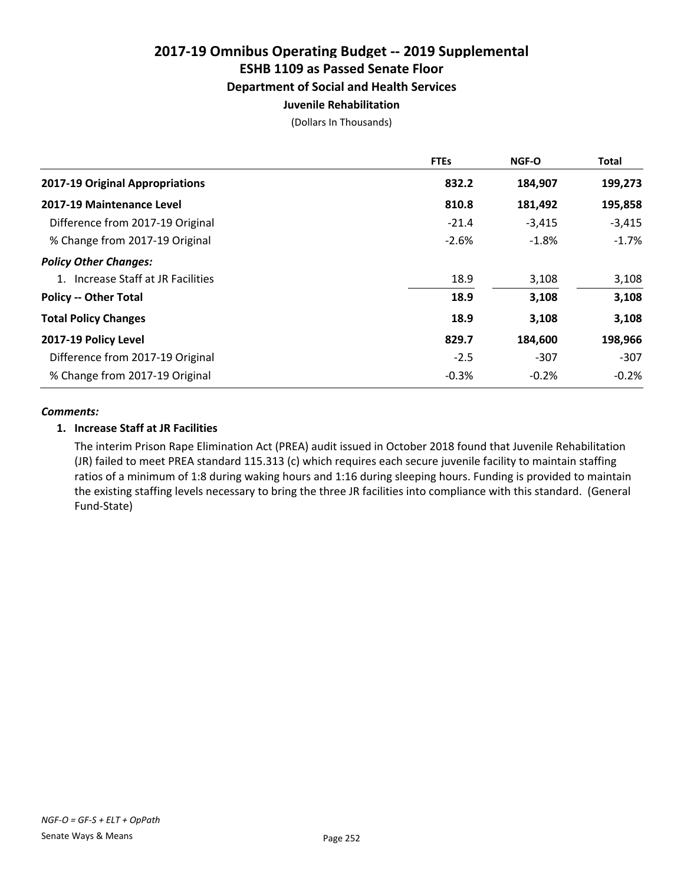# 2017-19 Omnibus Operating Budget -- 2019 Supplemental
## ESHB 1109 as Passed Senate Floor
### Department of Social and Health Services
#### Juvenile Rehabilitation

(Dollars In Thousands)

| | FTEs | NGF-O | Total |
|---|---|---|---|
| **2017-19 Original Appropriations** | **832.2** | **184,907** | **199,273** |
| **2017-19 Maintenance Level** | **810.8** | **181,492** | **195,858** |
| Difference from 2017-19 Original | -21.4 | -3,415 | -3,415 |
| % Change from 2017-19 Original | -2.6% | -1.8% | -1.7% |
| ***Policy Other Changes:*** | | | |
| 1. Increase Staff at JR Facilities | 18.9 | 3,108 | 3,108 |
| **Policy -- Other Total** | **18.9** | **3,108** | **3,108** |
| **Total Policy Changes** | **18.9** | **3,108** | **3,108** |
| **2017-19 Policy Level** | **829.7** | **184,600** | **198,966** |
| Difference from 2017-19 Original | -2.5 | -307 | -307 |
| % Change from 2017-19 Original | -0.3% | -0.2% | -0.2% |

***Comments:***

**1. Increase Staff at JR Facilities**

The interim Prison Rape Elimination Act (PREA) audit issued in October 2018 found that Juvenile Rehabilitation (JR) failed to meet PREA standard 115.313 (c) which requires each secure juvenile facility to maintain staffing ratios of a minimum of 1:8 during waking hours and 1:16 during sleeping hours. Funding is provided to maintain the existing staffing levels necessary to bring the three JR facilities into compliance with this standard. (General Fund-State)

*NGF-O = GF-S + ELT + OpPath*

Senate Ways & Means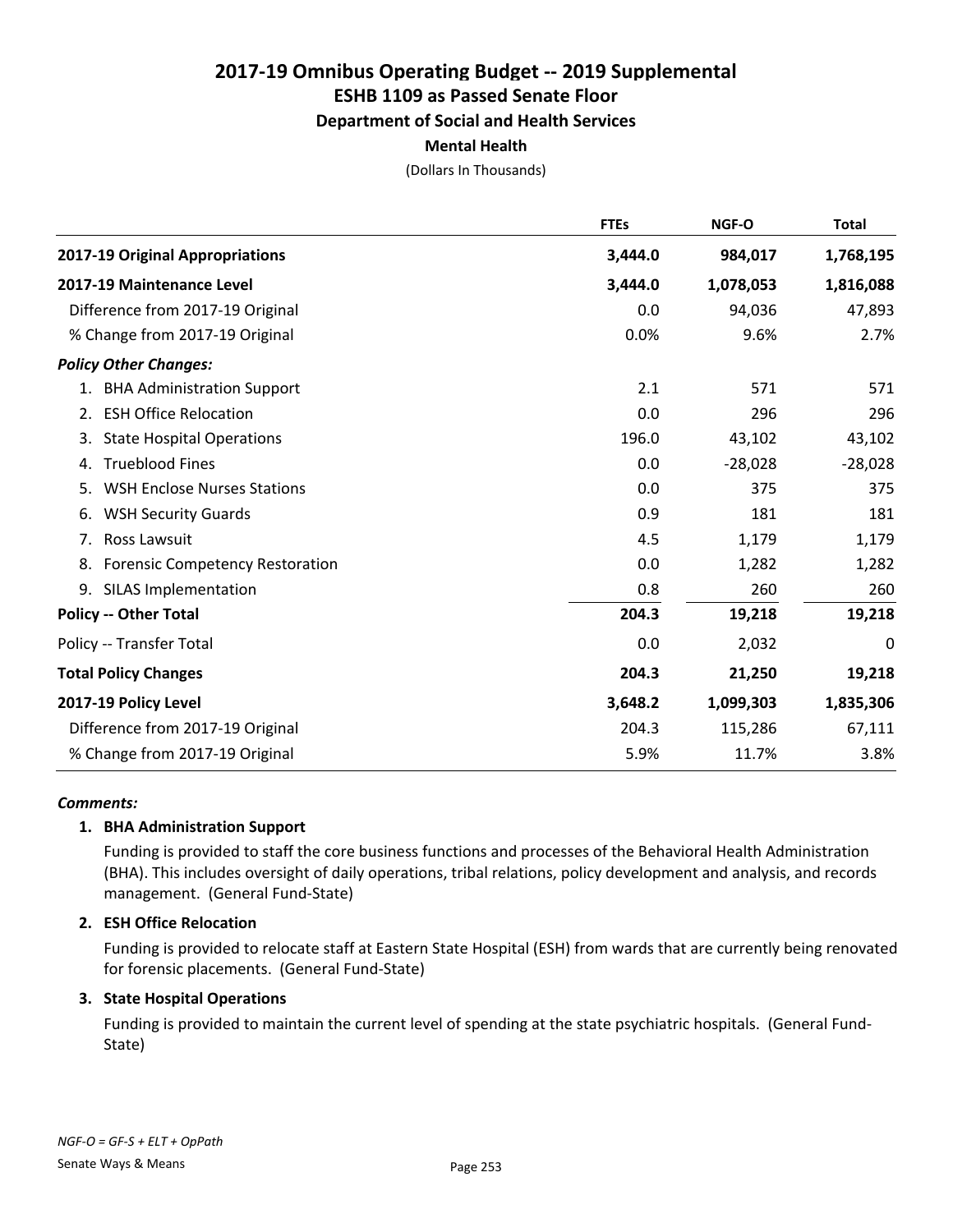# 2017-19 Omnibus Operating Budget -- 2019 Supplemental

## ESHB 1109 as Passed Senate Floor

### Department of Social and Health Services

#### Mental Health

(Dollars In Thousands)

| | FTEs | NGF-O | Total |
|---|---|---|---|
| **2017-19 Original Appropriations** | **3,444.0** | **984,017** | **1,768,195** |
| **2017-19 Maintenance Level** | **3,444.0** | **1,078,053** | **1,816,088** |
| Difference from 2017-19 Original | 0.0 | 94,036 | 47,893 |
| % Change from 2017-19 Original | 0.0% | 9.6% | 2.7% |
| ***Policy Other Changes:*** | | | |
| 1. BHA Administration Support | 2.1 | 571 | 571 |
| 2. ESH Office Relocation | 0.0 | 296 | 296 |
| 3. State Hospital Operations | 196.0 | 43,102 | 43,102 |
| 4. Trueblood Fines | 0.0 | -28,028 | -28,028 |
| 5. WSH Enclose Nurses Stations | 0.0 | 375 | 375 |
| 6. WSH Security Guards | 0.9 | 181 | 181 |
| 7. Ross Lawsuit | 4.5 | 1,179 | 1,179 |
| 8. Forensic Competency Restoration | 0.0 | 1,282 | 1,282 |
| 9. SILAS Implementation | 0.8 | 260 | 260 |
| **Policy -- Other Total** | **204.3** | **19,218** | **19,218** |
| Policy -- Transfer Total | 0.0 | 2,032 | 0 |
| **Total Policy Changes** | **204.3** | **21,250** | **19,218** |
| **2017-19 Policy Level** | **3,648.2** | **1,099,303** | **1,835,306** |
| Difference from 2017-19 Original | 204.3 | 115,286 | 67,111 |
| % Change from 2017-19 Original | 5.9% | 11.7% | 3.8% |

***Comments:***

**1. BHA Administration Support**

Funding is provided to staff the core business functions and processes of the Behavioral Health Administration (BHA). This includes oversight of daily operations, tribal relations, policy development and analysis, and records management. (General Fund-State)

**2. ESH Office Relocation**

Funding is provided to relocate staff at Eastern State Hospital (ESH) from wards that are currently being renovated for forensic placements. (General Fund-State)

**3. State Hospital Operations**

Funding is provided to maintain the current level of spending at the state psychiatric hospitals. (General Fund-State)

*NGF-O = GF-S + ELT + OpPath*

Senate Ways & Means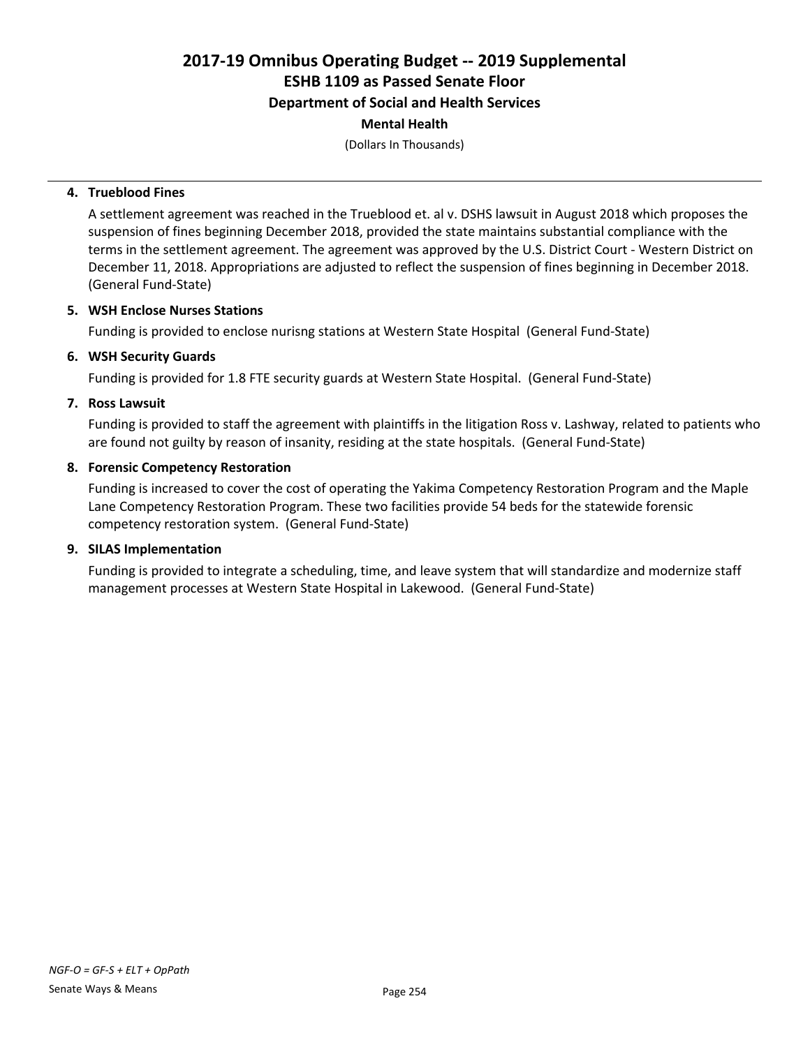# 2017-19 Omnibus Operating Budget -- 2019 Supplemental
## ESHB 1109 as Passed Senate Floor
### Department of Social and Health Services
#### Mental Health

(Dollars In Thousands)

---

4. **Trueblood Fines**

   A settlement agreement was reached in the Trueblood et. al v. DSHS lawsuit in August 2018 which proposes the suspension of fines beginning December 2018, provided the state maintains substantial compliance with the terms in the settlement agreement. The agreement was approved by the U.S. District Court - Western District on December 11, 2018. Appropriations are adjusted to reflect the suspension of fines beginning in December 2018. (General Fund-State)

5. **WSH Enclose Nurses Stations**

   Funding is provided to enclose nurisng stations at Western State Hospital (General Fund-State)

6. **WSH Security Guards**

   Funding is provided for 1.8 FTE security guards at Western State Hospital. (General Fund-State)

7. **Ross Lawsuit**

   Funding is provided to staff the agreement with plaintiffs in the litigation Ross v. Lashway, related to patients who are found not guilty by reason of insanity, residing at the state hospitals. (General Fund-State)

8. **Forensic Competency Restoration**

   Funding is increased to cover the cost of operating the Yakima Competency Restoration Program and the Maple Lane Competency Restoration Program. These two facilities provide 54 beds for the statewide forensic competency restoration system. (General Fund-State)

9. **SILAS Implementation**

   Funding is provided to integrate a scheduling, time, and leave system that will standardize and modernize staff management processes at Western State Hospital in Lakewood. (General Fund-State)

*NGF-O = GF-S + ELT + OpPath*

Senate Ways & Means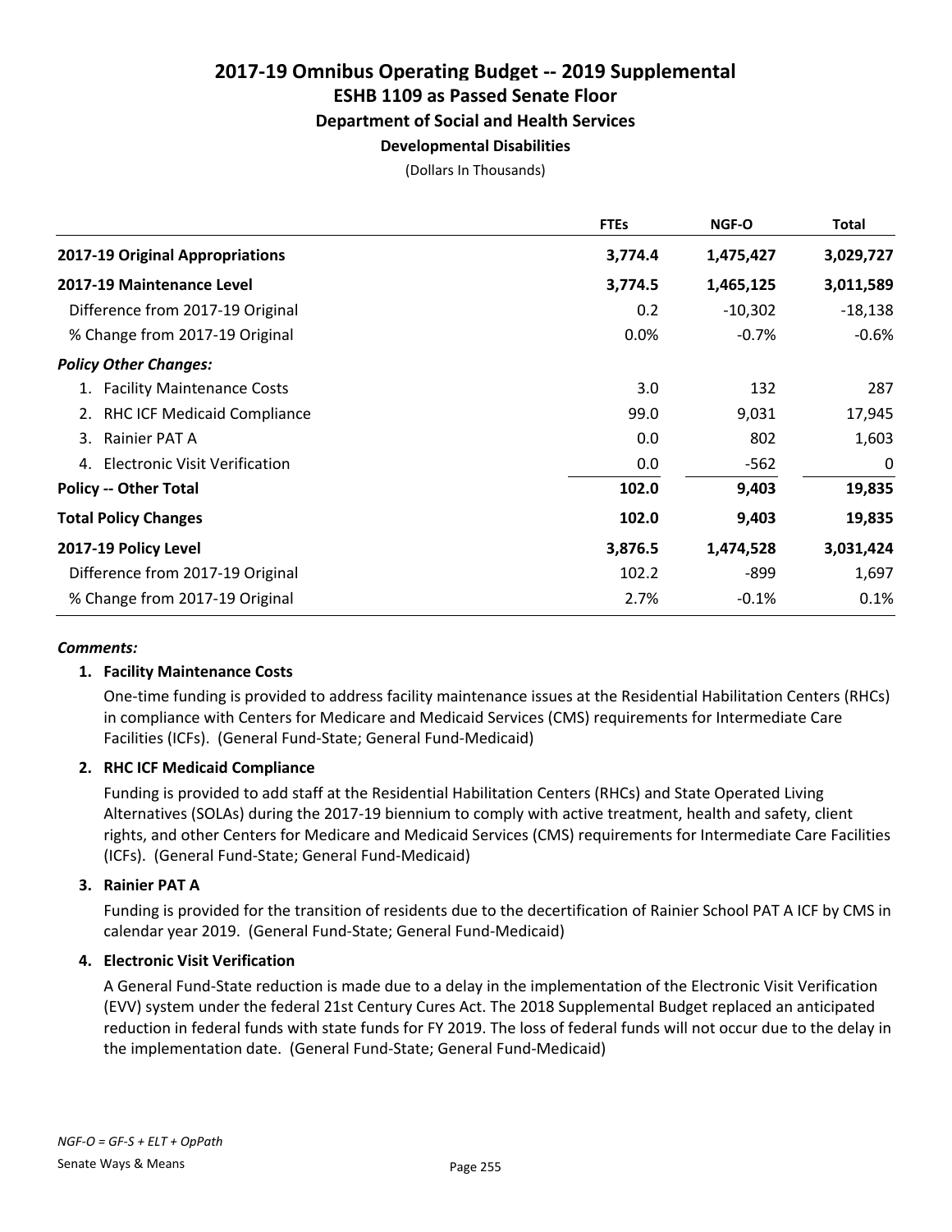# 2017-19 Omnibus Operating Budget -- 2019 Supplemental
## ESHB 1109 as Passed Senate Floor
### Department of Social and Health Services
#### Developmental Disabilities

(Dollars In Thousands)

| | FTEs | NGF-O | Total |
|---|---|---|---|
| **2017-19 Original Appropriations** | **3,774.4** | **1,475,427** | **3,029,727** |
| **2017-19 Maintenance Level** | **3,774.5** | **1,465,125** | **3,011,589** |
| Difference from 2017-19 Original | 0.2 | -10,302 | -18,138 |
| % Change from 2017-19 Original | 0.0% | -0.7% | -0.6% |
| ***Policy Other Changes:*** | | | |
| 1. Facility Maintenance Costs | 3.0 | 132 | 287 |
| 2. RHC ICF Medicaid Compliance | 99.0 | 9,031 | 17,945 |
| 3. Rainier PAT A | 0.0 | 802 | 1,603 |
| 4. Electronic Visit Verification | 0.0 | -562 | 0 |
| **Policy -- Other Total** | **102.0** | **9,403** | **19,835** |
| **Total Policy Changes** | **102.0** | **9,403** | **19,835** |
| **2017-19 Policy Level** | **3,876.5** | **1,474,528** | **3,031,424** |
| Difference from 2017-19 Original | 102.2 | -899 | 1,697 |
| % Change from 2017-19 Original | 2.7% | -0.1% | 0.1% |

***Comments:***

**1. Facility Maintenance Costs**

One-time funding is provided to address facility maintenance issues at the Residential Habilitation Centers (RHCs) in compliance with Centers for Medicare and Medicaid Services (CMS) requirements for Intermediate Care Facilities (ICFs). (General Fund-State; General Fund-Medicaid)

**2. RHC ICF Medicaid Compliance**

Funding is provided to add staff at the Residential Habilitation Centers (RHCs) and State Operated Living Alternatives (SOLAs) during the 2017-19 biennium to comply with active treatment, health and safety, client rights, and other Centers for Medicare and Medicaid Services (CMS) requirements for Intermediate Care Facilities (ICFs). (General Fund-State; General Fund-Medicaid)

**3. Rainier PAT A**

Funding is provided for the transition of residents due to the decertification of Rainier School PAT A ICF by CMS in calendar year 2019. (General Fund-State; General Fund-Medicaid)

**4. Electronic Visit Verification**

A General Fund-State reduction is made due to a delay in the implementation of the Electronic Visit Verification (EVV) system under the federal 21st Century Cures Act. The 2018 Supplemental Budget replaced an anticipated reduction in federal funds with state funds for FY 2019. The loss of federal funds will not occur due to the delay in the implementation date. (General Fund-State; General Fund-Medicaid)

*NGF-O = GF-S + ELT + OpPath*

Senate Ways & Means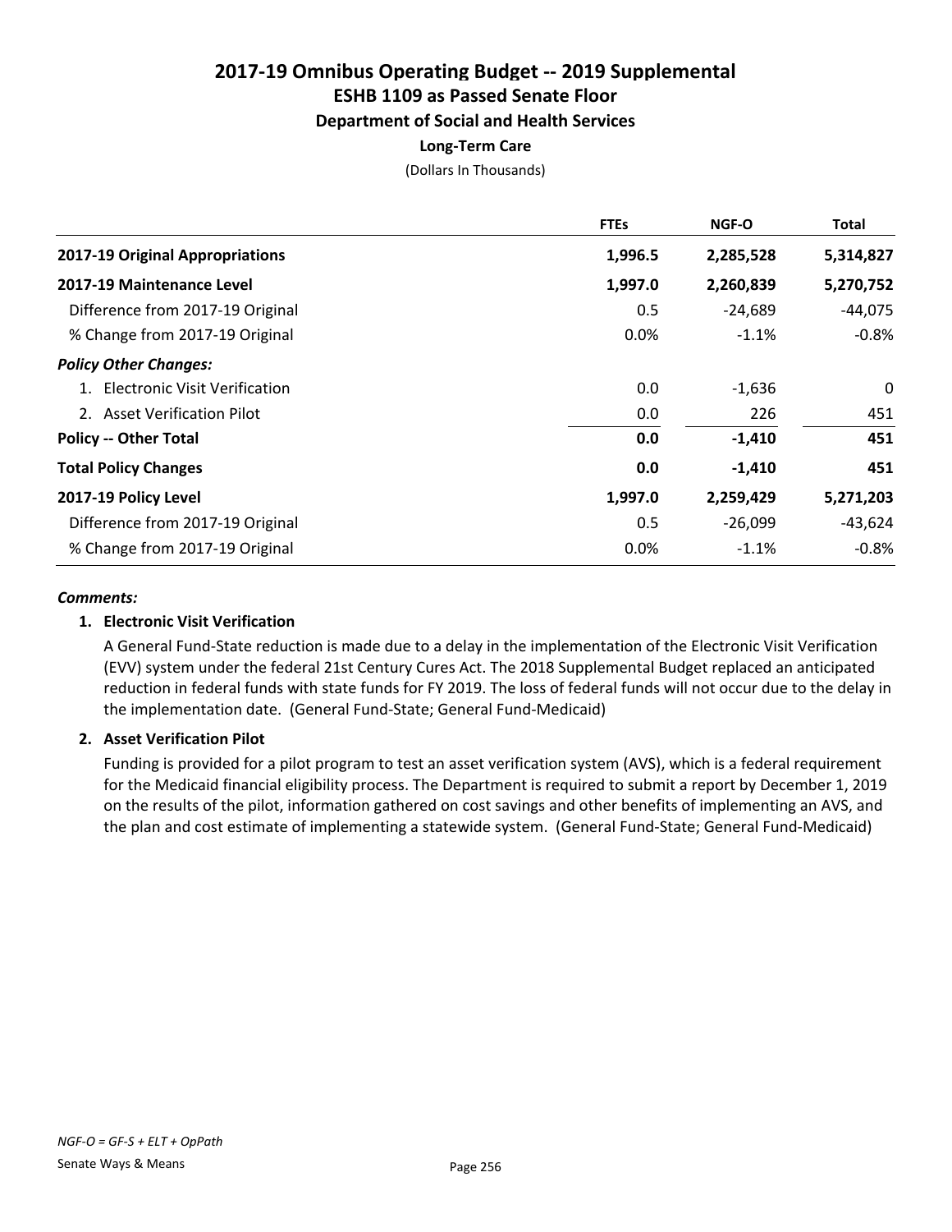# 2017-19 Omnibus Operating Budget -- 2019 Supplemental
## ESHB 1109 as Passed Senate Floor
### Department of Social and Health Services
#### Long-Term Care

(Dollars In Thousands)

| | FTEs | NGF-O | Total |
|---|---|---|---|
| **2017-19 Original Appropriations** | **1,996.5** | **2,285,528** | **5,314,827** |
| **2017-19 Maintenance Level** | **1,997.0** | **2,260,839** | **5,270,752** |
| Difference from 2017-19 Original | 0.5 | -24,689 | -44,075 |
| % Change from 2017-19 Original | 0.0% | -1.1% | -0.8% |
| ***Policy Other Changes:*** | | | |
| 1. Electronic Visit Verification | 0.0 | -1,636 | 0 |
| 2. Asset Verification Pilot | 0.0 | 226 | 451 |
| **Policy -- Other Total** | **0.0** | **-1,410** | **451** |
| **Total Policy Changes** | **0.0** | **-1,410** | **451** |
| **2017-19 Policy Level** | **1,997.0** | **2,259,429** | **5,271,203** |
| Difference from 2017-19 Original | 0.5 | -26,099 | -43,624 |
| % Change from 2017-19 Original | 0.0% | -1.1% | -0.8% |

***Comments:***

**1. Electronic Visit Verification**

A General Fund-State reduction is made due to a delay in the implementation of the Electronic Visit Verification (EVV) system under the federal 21st Century Cures Act. The 2018 Supplemental Budget replaced an anticipated reduction in federal funds with state funds for FY 2019. The loss of federal funds will not occur due to the delay in the implementation date. (General Fund-State; General Fund-Medicaid)

**2. Asset Verification Pilot**

Funding is provided for a pilot program to test an asset verification system (AVS), which is a federal requirement for the Medicaid financial eligibility process. The Department is required to submit a report by December 1, 2019 on the results of the pilot, information gathered on cost savings and other benefits of implementing an AVS, and the plan and cost estimate of implementing a statewide system. (General Fund-State; General Fund-Medicaid)

*NGF-O = GF-S + ELT + OpPath*

Senate Ways & Means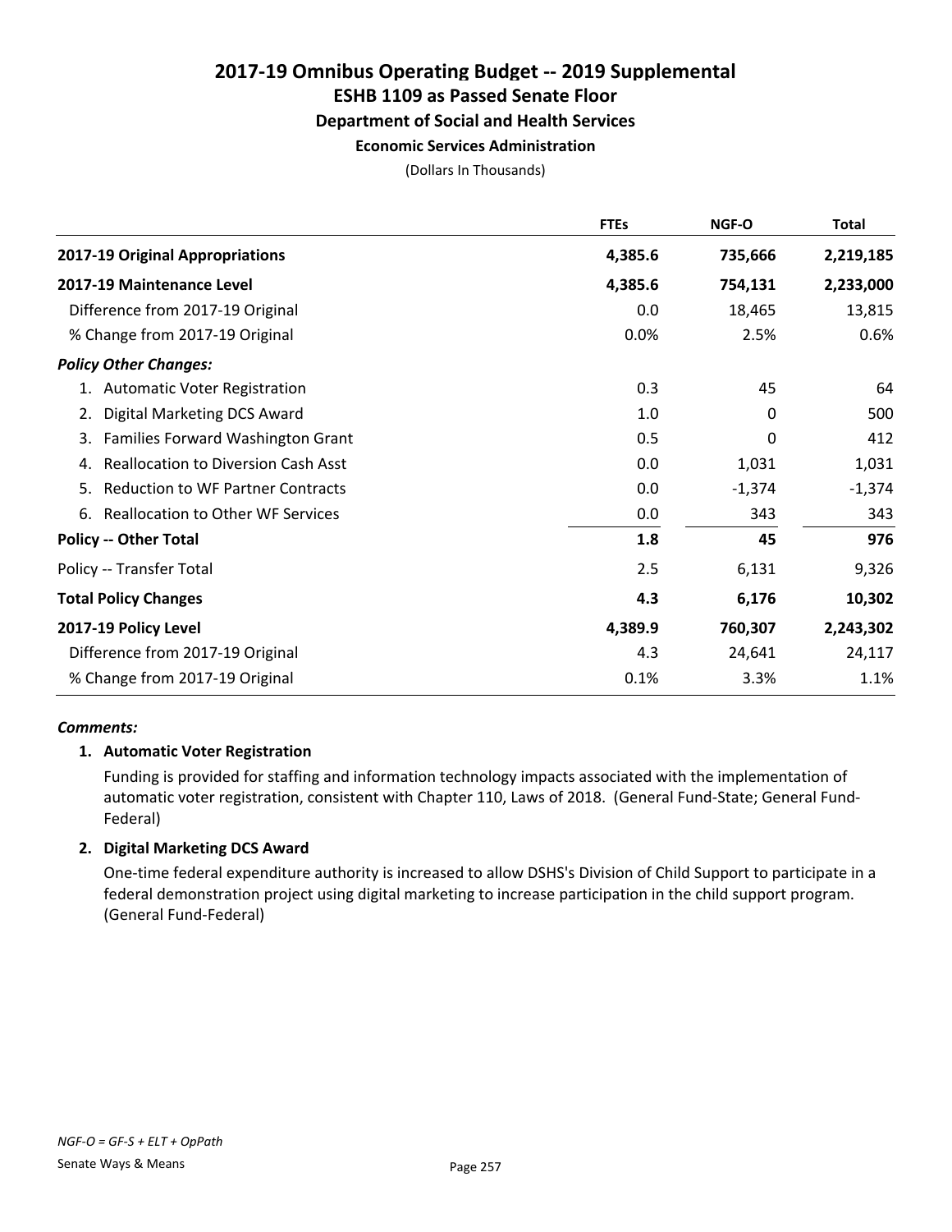# 2017-19 Omnibus Operating Budget -- 2019 Supplemental

## ESHB 1109 as Passed Senate Floor

### Department of Social and Health Services

#### Economic Services Administration

(Dollars In Thousands)

| | FTEs | NGF-O | Total |
|---|---|---|---|
| **2017-19 Original Appropriations** | **4,385.6** | **735,666** | **2,219,185** |
| **2017-19 Maintenance Level** | **4,385.6** | **754,131** | **2,233,000** |
| Difference from 2017-19 Original | 0.0 | 18,465 | 13,815 |
| % Change from 2017-19 Original | 0.0% | 2.5% | 0.6% |
| ***Policy Other Changes:*** | | | |
| 1. Automatic Voter Registration | 0.3 | 45 | 64 |
| 2. Digital Marketing DCS Award | 1.0 | 0 | 500 |
| 3. Families Forward Washington Grant | 0.5 | 0 | 412 |
| 4. Reallocation to Diversion Cash Asst | 0.0 | 1,031 | 1,031 |
| 5. Reduction to WF Partner Contracts | 0.0 | -1,374 | -1,374 |
| 6. Reallocation to Other WF Services | 0.0 | 343 | 343 |
| **Policy -- Other Total** | **1.8** | **45** | **976** |
| Policy -- Transfer Total | 2.5 | 6,131 | 9,326 |
| **Total Policy Changes** | **4.3** | **6,176** | **10,302** |
| **2017-19 Policy Level** | **4,389.9** | **760,307** | **2,243,302** |
| Difference from 2017-19 Original | 4.3 | 24,641 | 24,117 |
| % Change from 2017-19 Original | 0.1% | 3.3% | 1.1% |

***Comments:***

**1. Automatic Voter Registration**

Funding is provided for staffing and information technology impacts associated with the implementation of automatic voter registration, consistent with Chapter 110, Laws of 2018. (General Fund-State; General Fund-Federal)

**2. Digital Marketing DCS Award**

One-time federal expenditure authority is increased to allow DSHS's Division of Child Support to participate in a federal demonstration project using digital marketing to increase participation in the child support program. (General Fund-Federal)

*NGF-O = GF-S + ELT + OpPath*

Senate Ways & Means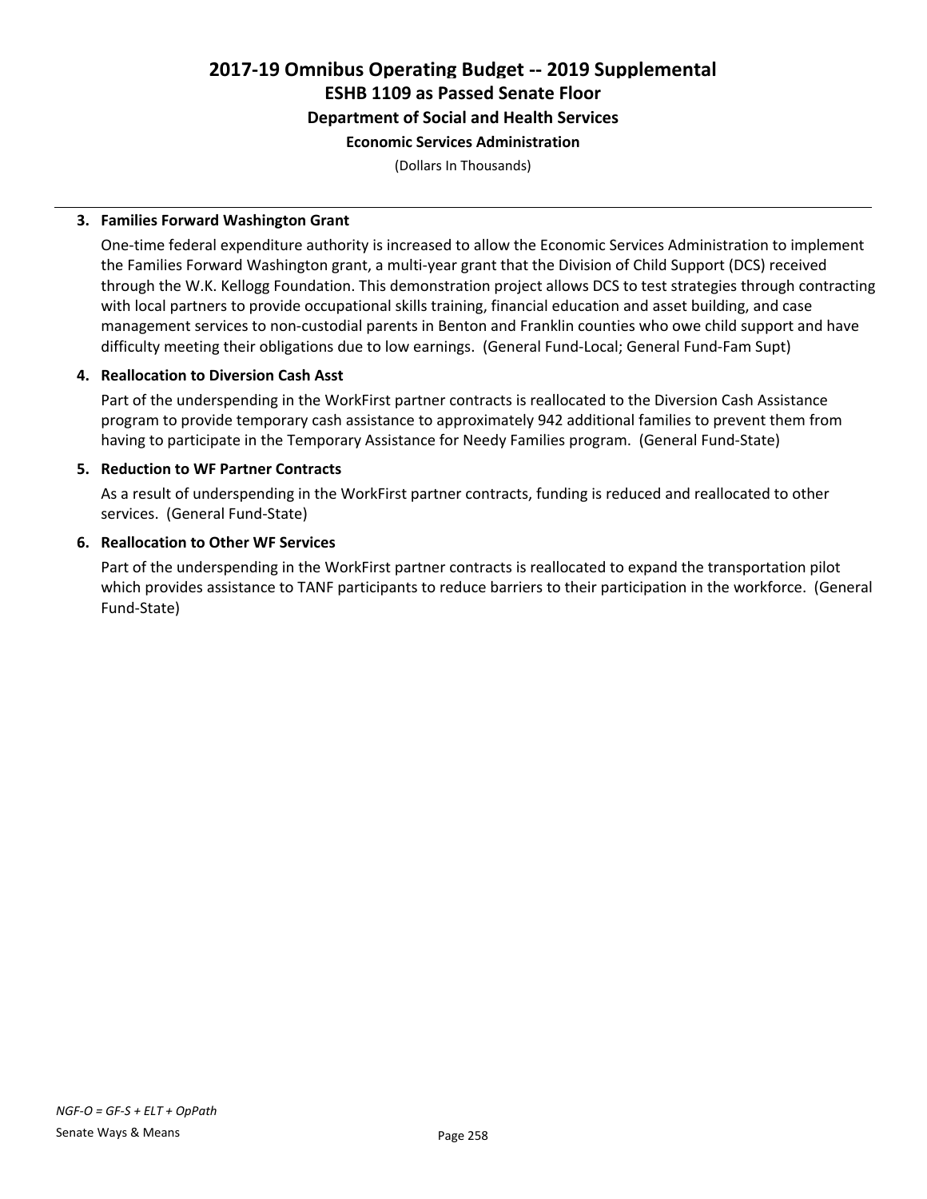# 2017-19 Omnibus Operating Budget -- 2019 Supplemental
## ESHB 1109 as Passed Senate Floor
### Department of Social and Health Services
#### Economic Services Administration

(Dollars In Thousands)

**3. Families Forward Washington Grant**

One-time federal expenditure authority is increased to allow the Economic Services Administration to implement the Families Forward Washington grant, a multi-year grant that the Division of Child Support (DCS) received through the W.K. Kellogg Foundation. This demonstration project allows DCS to test strategies through contracting with local partners to provide occupational skills training, financial education and asset building, and case management services to non-custodial parents in Benton and Franklin counties who owe child support and have difficulty meeting their obligations due to low earnings. (General Fund-Local; General Fund-Fam Supt)

**4. Reallocation to Diversion Cash Asst**

Part of the underspending in the WorkFirst partner contracts is reallocated to the Diversion Cash Assistance program to provide temporary cash assistance to approximately 942 additional families to prevent them from having to participate in the Temporary Assistance for Needy Families program. (General Fund-State)

**5. Reduction to WF Partner Contracts**

As a result of underspending in the WorkFirst partner contracts, funding is reduced and reallocated to other services. (General Fund-State)

**6. Reallocation to Other WF Services**

Part of the underspending in the WorkFirst partner contracts is reallocated to expand the transportation pilot which provides assistance to TANF participants to reduce barriers to their participation in the workforce. (General Fund-State)

*NGF-O = GF-S + ELT + OpPath*

Senate Ways & Means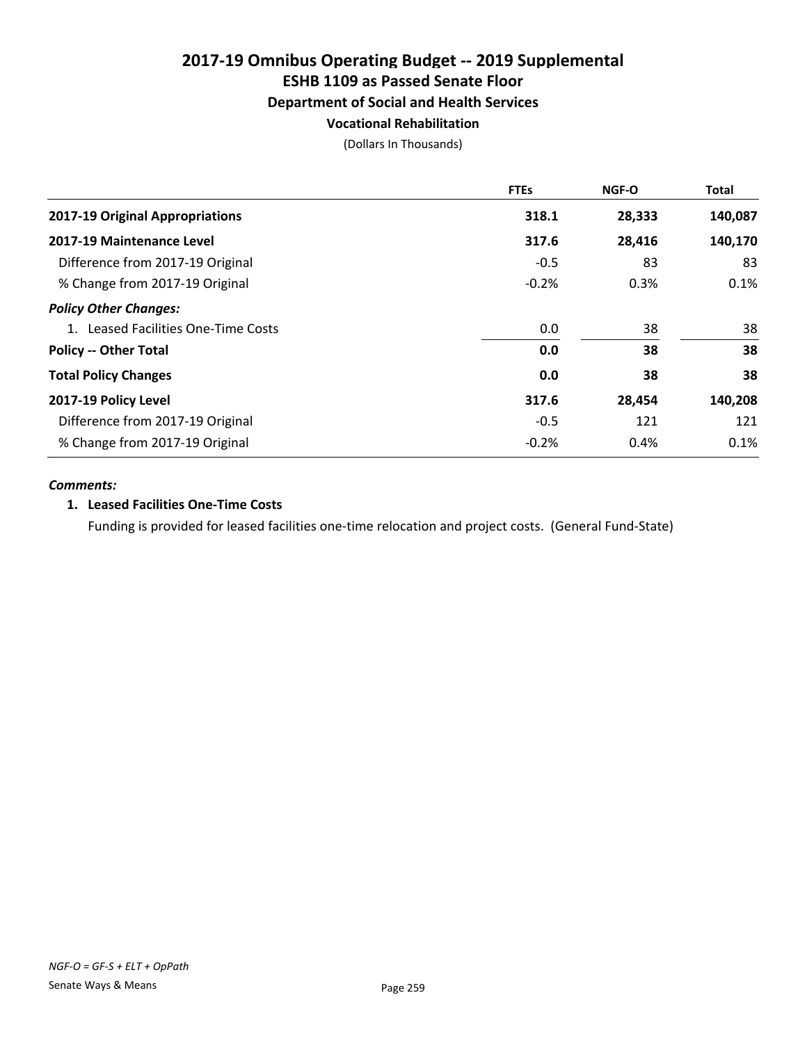# 2017-19 Omnibus Operating Budget -- 2019 Supplemental
## ESHB 1109 as Passed Senate Floor
### Department of Social and Health Services
#### Vocational Rehabilitation

(Dollars In Thousands)

| | FTEs | NGF-O | Total |
|---|---|---|---|
| **2017-19 Original Appropriations** | **318.1** | **28,333** | **140,087** |
| **2017-19 Maintenance Level** | **317.6** | **28,416** | **140,170** |
| Difference from 2017-19 Original | -0.5 | 83 | 83 |
| % Change from 2017-19 Original | -0.2% | 0.3% | 0.1% |
| ***Policy Other Changes:*** | | | |
| 1. Leased Facilities One-Time Costs | 0.0 | 38 | 38 |
| **Policy -- Other Total** | **0.0** | **38** | **38** |
| **Total Policy Changes** | **0.0** | **38** | **38** |
| **2017-19 Policy Level** | **317.6** | **28,454** | **140,208** |
| Difference from 2017-19 Original | -0.5 | 121 | 121 |
| % Change from 2017-19 Original | -0.2% | 0.4% | 0.1% |

***Comments:***

**1. Leased Facilities One-Time Costs**

Funding is provided for leased facilities one-time relocation and project costs. (General Fund-State)

*NGF-O = GF-S + ELT + OpPath*

Senate Ways & Means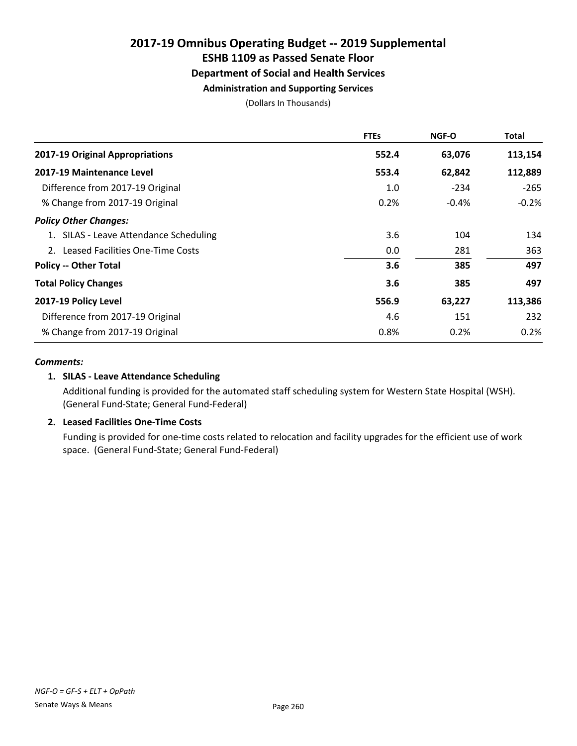# 2017-19 Omnibus Operating Budget -- 2019 Supplemental
## ESHB 1109 as Passed Senate Floor
### Department of Social and Health Services
#### Administration and Supporting Services

(Dollars In Thousands)

| | FTEs | NGF-O | Total |
|---|---|---|---|
| **2017-19 Original Appropriations** | **552.4** | **63,076** | **113,154** |
| **2017-19 Maintenance Level** | **553.4** | **62,842** | **112,889** |
| Difference from 2017-19 Original | 1.0 | -234 | -265 |
| % Change from 2017-19 Original | 0.2% | -0.4% | -0.2% |
| ***Policy Other Changes:*** | | | |
| 1. SILAS - Leave Attendance Scheduling | 3.6 | 104 | 134 |
| 2. Leased Facilities One-Time Costs | 0.0 | 281 | 363 |
| **Policy -- Other Total** | **3.6** | **385** | **497** |
| **Total Policy Changes** | **3.6** | **385** | **497** |
| **2017-19 Policy Level** | **556.9** | **63,227** | **113,386** |
| Difference from 2017-19 Original | 4.6 | 151 | 232 |
| % Change from 2017-19 Original | 0.8% | 0.2% | 0.2% |

***Comments:***

**1. SILAS - Leave Attendance Scheduling**

Additional funding is provided for the automated staff scheduling system for Western State Hospital (WSH). (General Fund-State; General Fund-Federal)

**2. Leased Facilities One-Time Costs**

Funding is provided for one-time costs related to relocation and facility upgrades for the efficient use of work space. (General Fund-State; General Fund-Federal)

*NGF-O = GF-S + ELT + OpPath*

Senate Ways & Means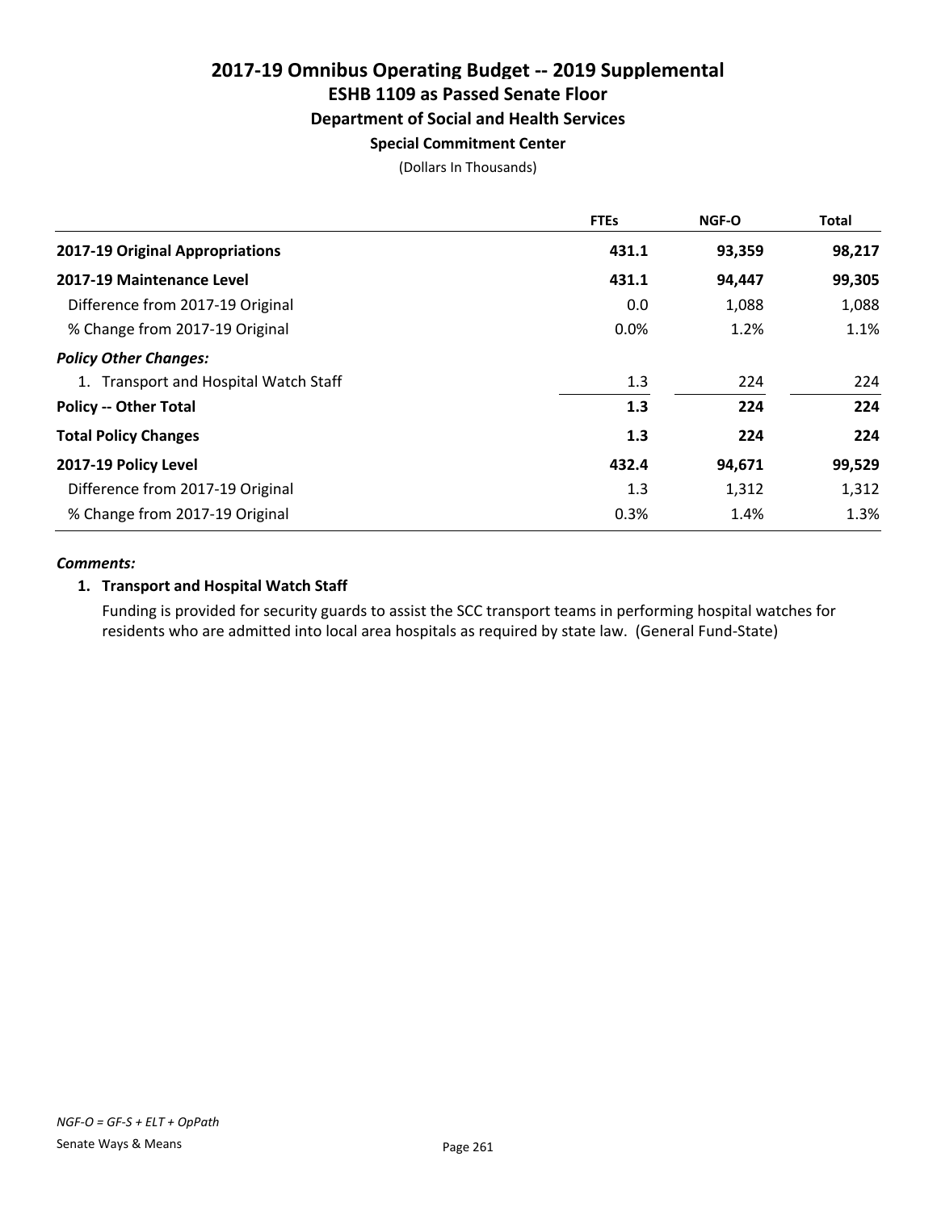# 2017-19 Omnibus Operating Budget -- 2019 Supplemental
## ESHB 1109 as Passed Senate Floor
### Department of Social and Health Services
#### Special Commitment Center

(Dollars In Thousands)

| | FTEs | NGF-O | Total |
|---|---|---|---|
| **2017-19 Original Appropriations** | **431.1** | **93,359** | **98,217** |
| **2017-19 Maintenance Level** | **431.1** | **94,447** | **99,305** |
| Difference from 2017-19 Original | 0.0 | 1,088 | 1,088 |
| % Change from 2017-19 Original | 0.0% | 1.2% | 1.1% |
| ***Policy Other Changes:*** | | | |
| 1. Transport and Hospital Watch Staff | 1.3 | 224 | 224 |
| **Policy -- Other Total** | **1.3** | **224** | **224** |
| **Total Policy Changes** | **1.3** | **224** | **224** |
| **2017-19 Policy Level** | **432.4** | **94,671** | **99,529** |
| Difference from 2017-19 Original | 1.3 | 1,312 | 1,312 |
| % Change from 2017-19 Original | 0.3% | 1.4% | 1.3% |

***Comments:***

**1. Transport and Hospital Watch Staff**

Funding is provided for security guards to assist the SCC transport teams in performing hospital watches for residents who are admitted into local area hospitals as required by state law. (General Fund-State)

*NGF-O = GF-S + ELT + OpPath*

Senate Ways & Means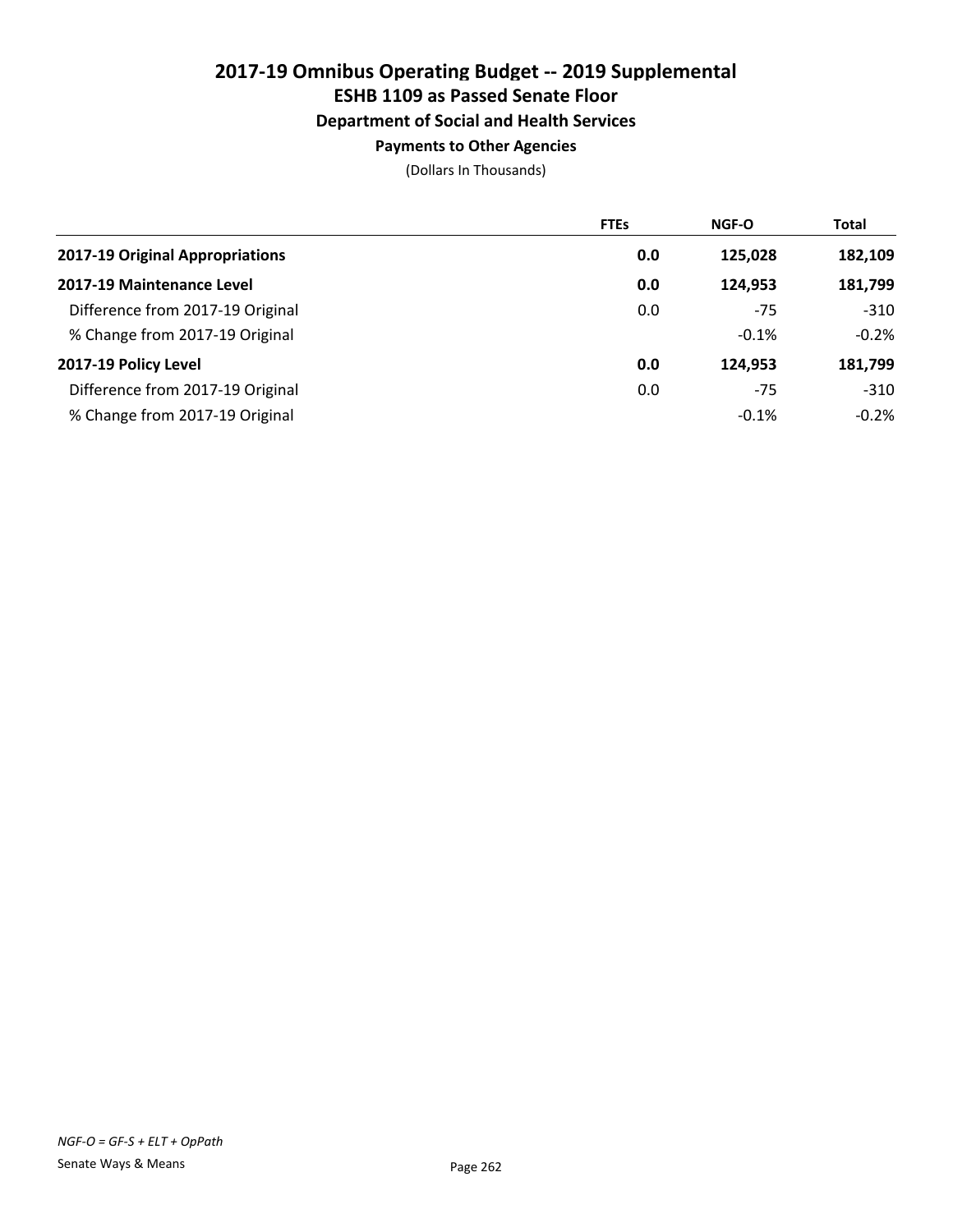# 2017-19 Omnibus Operating Budget -- 2019 Supplemental
## ESHB 1109 as Passed Senate Floor
### Department of Social and Health Services
#### Payments to Other Agencies

(Dollars In Thousands)

| | FTEs | NGF-O | Total |
|---|---|---|---|
| **2017-19 Original Appropriations** | **0.0** | **125,028** | **182,109** |
| **2017-19 Maintenance Level** | **0.0** | **124,953** | **181,799** |
| Difference from 2017-19 Original | 0.0 | -75 | -310 |
| % Change from 2017-19 Original | | -0.1% | -0.2% |
| **2017-19 Policy Level** | **0.0** | **124,953** | **181,799** |
| Difference from 2017-19 Original | 0.0 | -75 | -310 |
| % Change from 2017-19 Original | | -0.1% | -0.2% |

*NGF-O = GF-S + ELT + OpPath*

Senate Ways & Means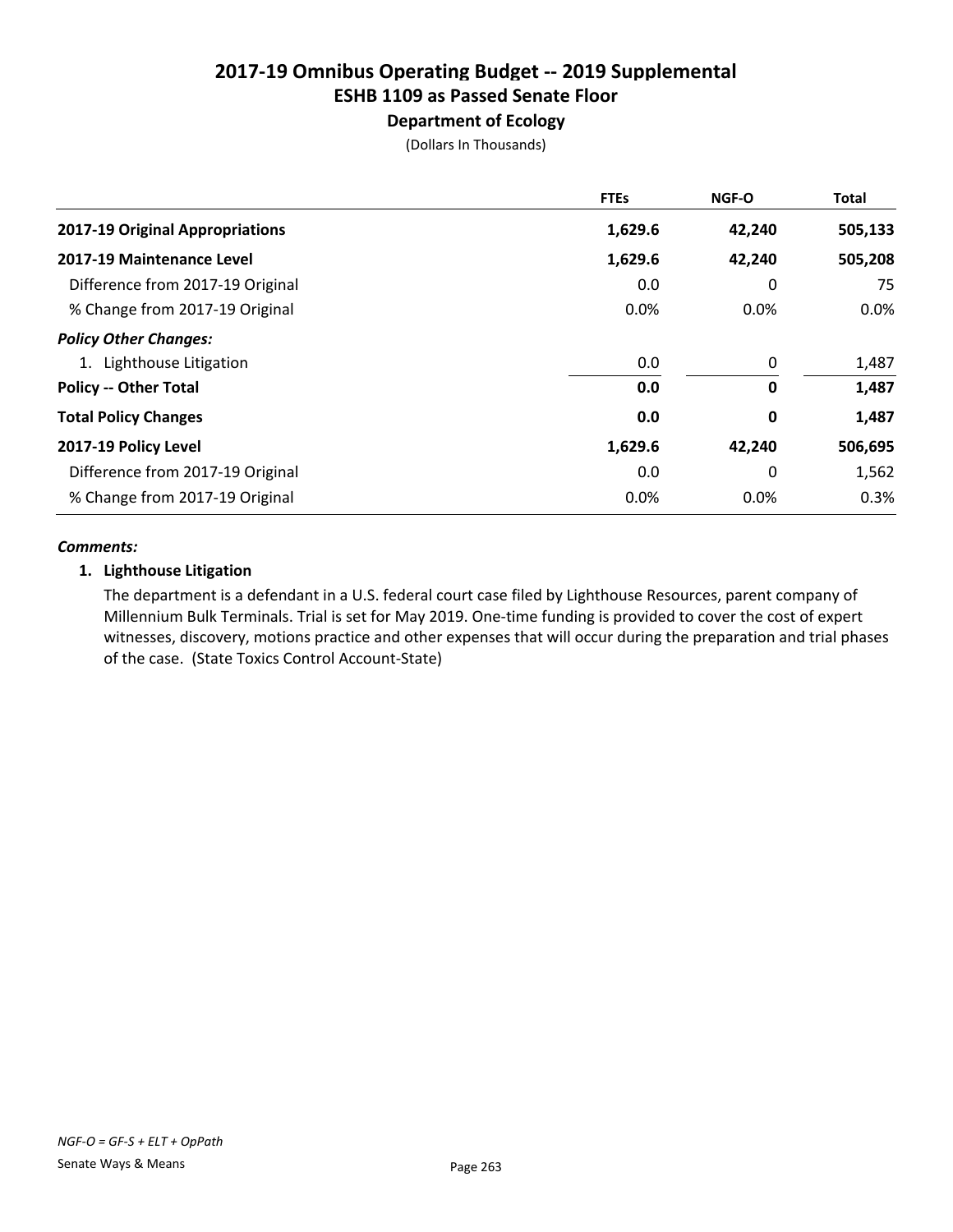# 2017-19 Omnibus Operating Budget -- 2019 Supplemental
## ESHB 1109 as Passed Senate Floor
### Department of Ecology

(Dollars In Thousands)

| | FTEs | NGF-O | Total |
|---|---|---|---|
| **2017-19 Original Appropriations** | **1,629.6** | **42,240** | **505,133** |
| **2017-19 Maintenance Level** | **1,629.6** | **42,240** | **505,208** |
| Difference from 2017-19 Original | 0.0 | 0 | 75 |
| % Change from 2017-19 Original | 0.0% | 0.0% | 0.0% |
| ***Policy Other Changes:*** | | | |
| 1. Lighthouse Litigation | 0.0 | 0 | 1,487 |
| **Policy -- Other Total** | **0.0** | **0** | **1,487** |
| **Total Policy Changes** | **0.0** | **0** | **1,487** |
| **2017-19 Policy Level** | **1,629.6** | **42,240** | **506,695** |
| Difference from 2017-19 Original | 0.0 | 0 | 1,562 |
| % Change from 2017-19 Original | 0.0% | 0.0% | 0.3% |

***Comments:***

**1. Lighthouse Litigation**

The department is a defendant in a U.S. federal court case filed by Lighthouse Resources, parent company of Millennium Bulk Terminals. Trial is set for May 2019. One-time funding is provided to cover the cost of expert witnesses, discovery, motions practice and other expenses that will occur during the preparation and trial phases of the case. (State Toxics Control Account-State)

*NGF-O = GF-S + ELT + OpPath*

Senate Ways & Means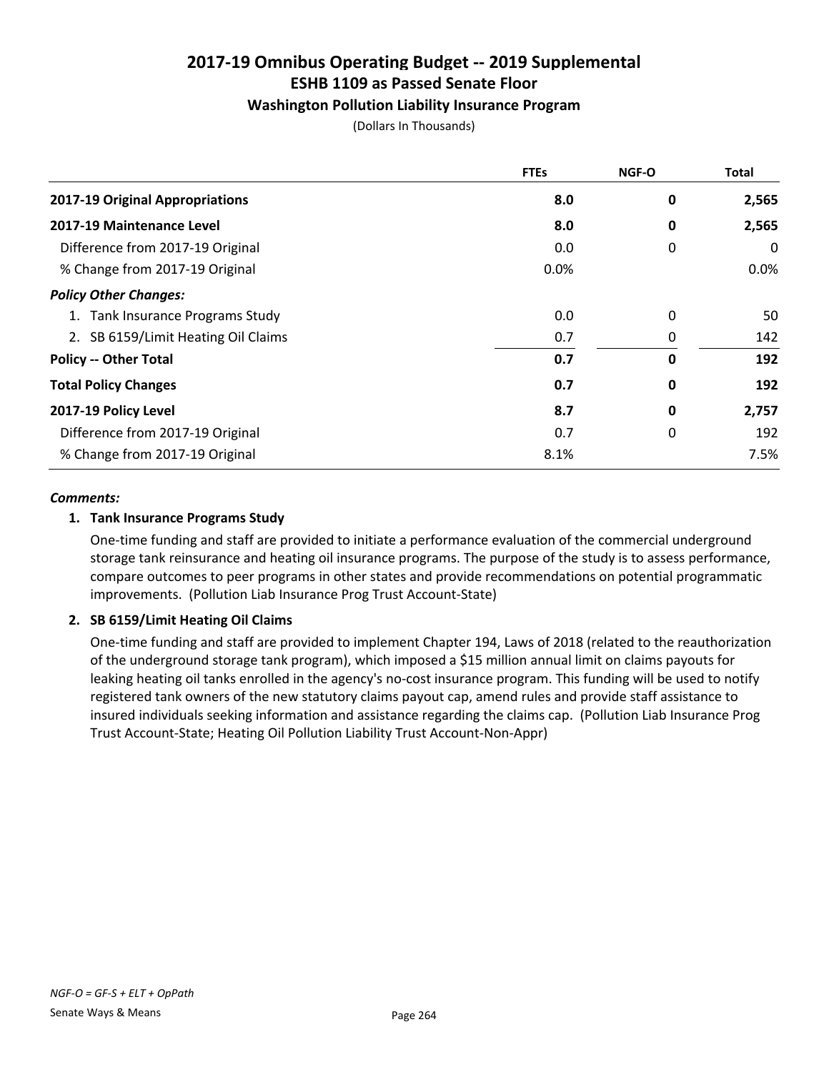# 2017-19 Omnibus Operating Budget -- 2019 Supplemental
## ESHB 1109 as Passed Senate Floor
### Washington Pollution Liability Insurance Program

(Dollars In Thousands)

| | FTEs | NGF-O | Total |
|---|---|---|---|
| **2017-19 Original Appropriations** | **8.0** | **0** | **2,565** |
| **2017-19 Maintenance Level** | **8.0** | **0** | **2,565** |
| Difference from 2017-19 Original | 0.0 | 0 | 0 |
| % Change from 2017-19 Original | 0.0% | | 0.0% |
| ***Policy Other Changes:*** | | | |
| 1. Tank Insurance Programs Study | 0.0 | 0 | 50 |
| 2. SB 6159/Limit Heating Oil Claims | 0.7 | 0 | 142 |
| **Policy -- Other Total** | **0.7** | **0** | **192** |
| **Total Policy Changes** | **0.7** | **0** | **192** |
| **2017-19 Policy Level** | **8.7** | **0** | **2,757** |
| Difference from 2017-19 Original | 0.7 | 0 | 192 |
| % Change from 2017-19 Original | 8.1% | | 7.5% |

***Comments:***

**1. Tank Insurance Programs Study**

One-time funding and staff are provided to initiate a performance evaluation of the commercial underground storage tank reinsurance and heating oil insurance programs. The purpose of the study is to assess performance, compare outcomes to peer programs in other states and provide recommendations on potential programmatic improvements. (Pollution Liab Insurance Prog Trust Account-State)

**2. SB 6159/Limit Heating Oil Claims**

One-time funding and staff are provided to implement Chapter 194, Laws of 2018 (related to the reauthorization of the underground storage tank program), which imposed a $15 million annual limit on claims payouts for leaking heating oil tanks enrolled in the agency's no-cost insurance program. This funding will be used to notify registered tank owners of the new statutory claims payout cap, amend rules and provide staff assistance to insured individuals seeking information and assistance regarding the claims cap. (Pollution Liab Insurance Prog Trust Account-State; Heating Oil Pollution Liability Trust Account-Non-Appr)

*NGF-O = GF-S + ELT + OpPath*

Senate Ways & Means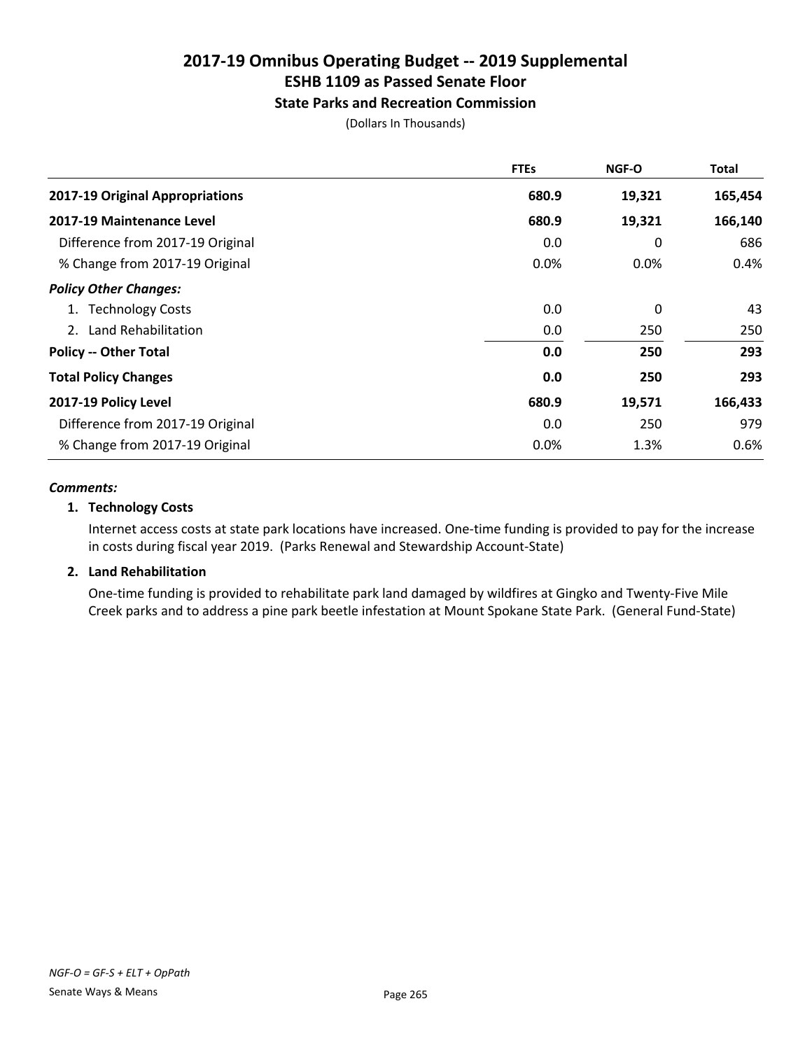# 2017-19 Omnibus Operating Budget -- 2019 Supplemental

## ESHB 1109 as Passed Senate Floor

### State Parks and Recreation Commission

(Dollars In Thousands)

| | FTEs | NGF-O | Total |
|---|---|---|---|
| **2017-19 Original Appropriations** | **680.9** | **19,321** | **165,454** |
| **2017-19 Maintenance Level** | **680.9** | **19,321** | **166,140** |
| Difference from 2017-19 Original | 0.0 | 0 | 686 |
| % Change from 2017-19 Original | 0.0% | 0.0% | 0.4% |
| ***Policy Other Changes:*** | | | |
| 1. Technology Costs | 0.0 | 0 | 43 |
| 2. Land Rehabilitation | 0.0 | 250 | 250 |
| **Policy -- Other Total** | **0.0** | **250** | **293** |
| **Total Policy Changes** | **0.0** | **250** | **293** |
| **2017-19 Policy Level** | **680.9** | **19,571** | **166,433** |
| Difference from 2017-19 Original | 0.0 | 250 | 979 |
| % Change from 2017-19 Original | 0.0% | 1.3% | 0.6% |

***Comments:***

**1. Technology Costs**

Internet access costs at state park locations have increased. One-time funding is provided to pay for the increase in costs during fiscal year 2019. (Parks Renewal and Stewardship Account-State)

**2. Land Rehabilitation**

One-time funding is provided to rehabilitate park land damaged by wildfires at Gingko and Twenty-Five Mile Creek parks and to address a pine park beetle infestation at Mount Spokane State Park. (General Fund-State)

*NGF-O = GF-S + ELT + OpPath*

Senate Ways & Means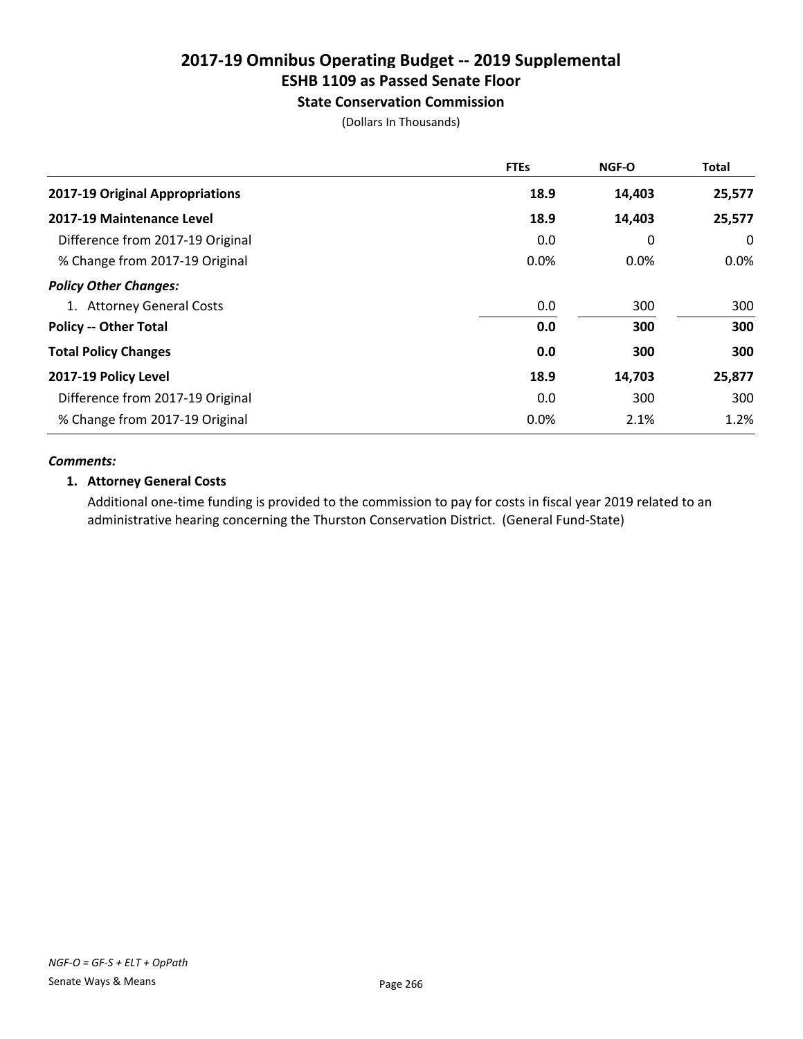# 2017-19 Omnibus Operating Budget -- 2019 Supplemental
## ESHB 1109 as Passed Senate Floor
### State Conservation Commission
(Dollars In Thousands)

| | FTEs | NGF-O | Total |
|---|---|---|---|
| **2017-19 Original Appropriations** | **18.9** | **14,403** | **25,577** |
| **2017-19 Maintenance Level** | **18.9** | **14,403** | **25,577** |
| Difference from 2017-19 Original | 0.0 | 0 | 0 |
| % Change from 2017-19 Original | 0.0% | 0.0% | 0.0% |
| ***Policy Other Changes:*** | | | |
| 1. Attorney General Costs | 0.0 | 300 | 300 |
| **Policy -- Other Total** | **0.0** | **300** | **300** |
| **Total Policy Changes** | **0.0** | **300** | **300** |
| **2017-19 Policy Level** | **18.9** | **14,703** | **25,877** |
| Difference from 2017-19 Original | 0.0 | 300 | 300 |
| % Change from 2017-19 Original | 0.0% | 2.1% | 1.2% |

***Comments:***

**1. Attorney General Costs**

Additional one-time funding is provided to the commission to pay for costs in fiscal year 2019 related to an administrative hearing concerning the Thurston Conservation District. (General Fund-State)

*NGF-O = GF-S + ELT + OpPath*

Senate Ways & Means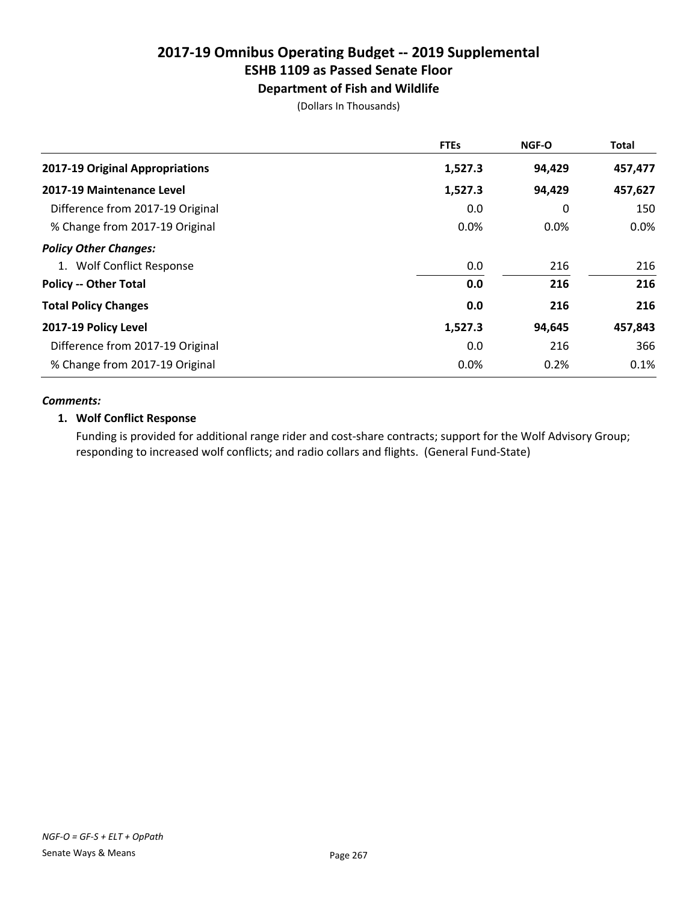# 2017-19 Omnibus Operating Budget -- 2019 Supplemental
## ESHB 1109 as Passed Senate Floor
### Department of Fish and Wildlife

(Dollars In Thousands)

| | FTEs | NGF-O | Total |
|---|---|---|---|
| **2017-19 Original Appropriations** | **1,527.3** | **94,429** | **457,477** |
| **2017-19 Maintenance Level** | **1,527.3** | **94,429** | **457,627** |
| Difference from 2017-19 Original | 0.0 | 0 | 150 |
| % Change from 2017-19 Original | 0.0% | 0.0% | 0.0% |
| ***Policy Other Changes:*** | | | |
| 1. Wolf Conflict Response | 0.0 | 216 | 216 |
| **Policy -- Other Total** | **0.0** | **216** | **216** |
| **Total Policy Changes** | **0.0** | **216** | **216** |
| **2017-19 Policy Level** | **1,527.3** | **94,645** | **457,843** |
| Difference from 2017-19 Original | 0.0 | 216 | 366 |
| % Change from 2017-19 Original | 0.0% | 0.2% | 0.1% |

***Comments:***

**1. Wolf Conflict Response**

Funding is provided for additional range rider and cost-share contracts; support for the Wolf Advisory Group; responding to increased wolf conflicts; and radio collars and flights. (General Fund-State)

*NGF-O = GF-S + ELT + OpPath*

Senate Ways & Means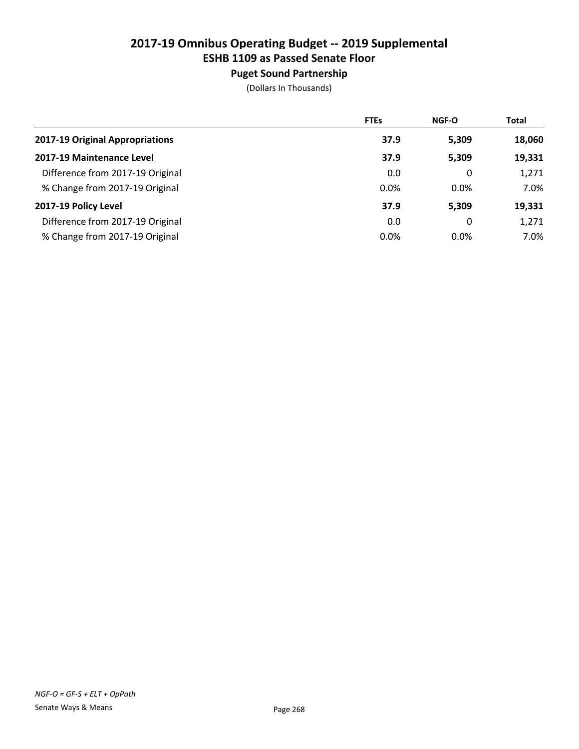# 2017-19 Omnibus Operating Budget -- 2019 Supplemental
## ESHB 1109 as Passed Senate Floor
### Puget Sound Partnership

(Dollars In Thousands)

| | FTEs | NGF-O | Total |
|---|---|---|---|
| **2017-19 Original Appropriations** | **37.9** | **5,309** | **18,060** |
| **2017-19 Maintenance Level** | **37.9** | **5,309** | **19,331** |
| Difference from 2017-19 Original | 0.0 | 0 | 1,271 |
| % Change from 2017-19 Original | 0.0% | 0.0% | 7.0% |
| **2017-19 Policy Level** | **37.9** | **5,309** | **19,331** |
| Difference from 2017-19 Original | 0.0 | 0 | 1,271 |
| % Change from 2017-19 Original | 0.0% | 0.0% | 7.0% |

*NGF-O = GF-S + ELT + OpPath*

Senate Ways & Means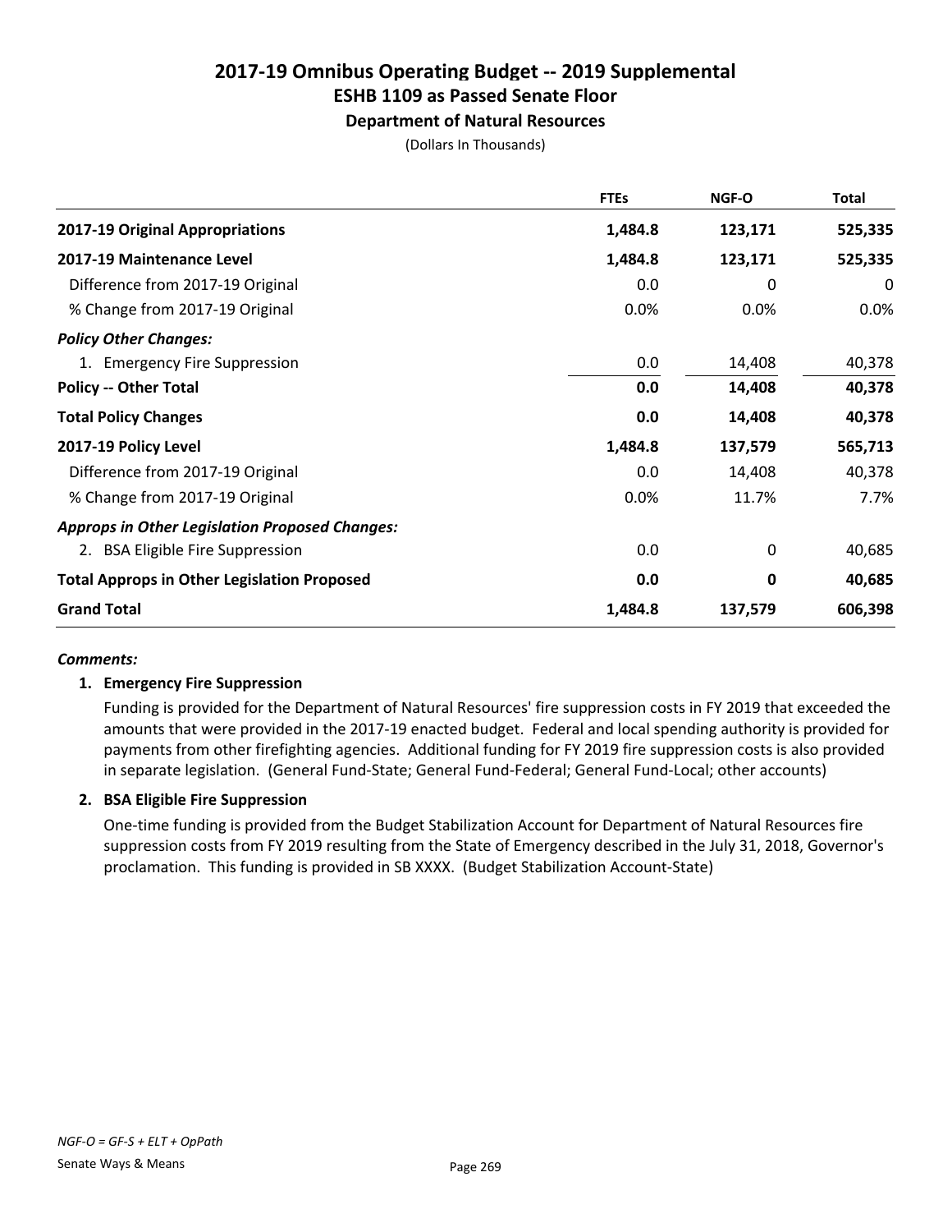# 2017-19 Omnibus Operating Budget -- 2019 Supplemental
## ESHB 1109 as Passed Senate Floor
### Department of Natural Resources

(Dollars In Thousands)

| | FTEs | NGF-O | Total |
|---|---|---|---|
| **2017-19 Original Appropriations** | **1,484.8** | **123,171** | **525,335** |
| **2017-19 Maintenance Level** | **1,484.8** | **123,171** | **525,335** |
| Difference from 2017-19 Original | 0.0 | 0 | 0 |
| % Change from 2017-19 Original | 0.0% | 0.0% | 0.0% |
| ***Policy Other Changes:*** | | | |
| 1. Emergency Fire Suppression | 0.0 | 14,408 | 40,378 |
| **Policy -- Other Total** | **0.0** | **14,408** | **40,378** |
| **Total Policy Changes** | **0.0** | **14,408** | **40,378** |
| **2017-19 Policy Level** | **1,484.8** | **137,579** | **565,713** |
| Difference from 2017-19 Original | 0.0 | 14,408 | 40,378 |
| % Change from 2017-19 Original | 0.0% | 11.7% | 7.7% |
| ***Approps in Other Legislation Proposed Changes:*** | | | |
| 2. BSA Eligible Fire Suppression | 0.0 | 0 | 40,685 |
| **Total Approps in Other Legislation Proposed** | **0.0** | **0** | **40,685** |
| **Grand Total** | **1,484.8** | **137,579** | **606,398** |

***Comments:***

**1. Emergency Fire Suppression**

Funding is provided for the Department of Natural Resources' fire suppression costs in FY 2019 that exceeded the amounts that were provided in the 2017-19 enacted budget. Federal and local spending authority is provided for payments from other firefighting agencies. Additional funding for FY 2019 fire suppression costs is also provided in separate legislation. (General Fund-State; General Fund-Federal; General Fund-Local; other accounts)

**2. BSA Eligible Fire Suppression**

One-time funding is provided from the Budget Stabilization Account for Department of Natural Resources fire suppression costs from FY 2019 resulting from the State of Emergency described in the July 31, 2018, Governor's proclamation. This funding is provided in SB XXXX. (Budget Stabilization Account-State)

*NGF-O = GF-S + ELT + OpPath*

Senate Ways & Means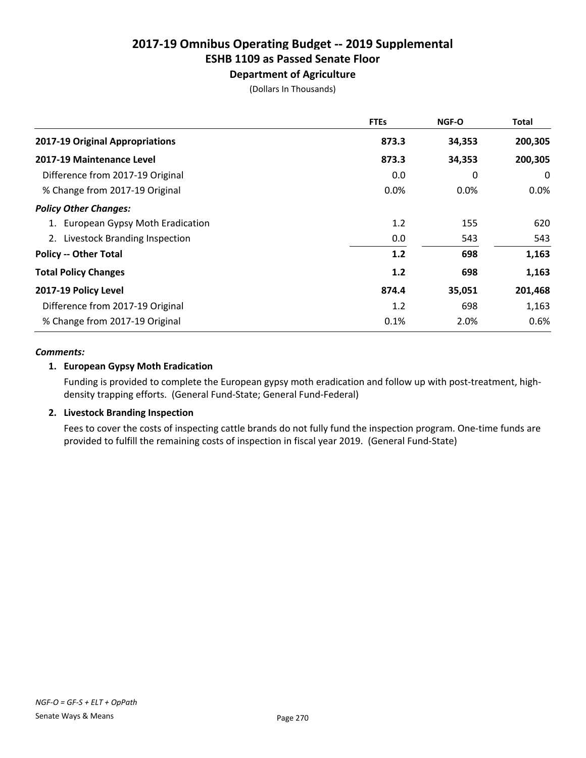# 2017-19 Omnibus Operating Budget -- 2019 Supplemental
## ESHB 1109 as Passed Senate Floor
### Department of Agriculture

(Dollars In Thousands)

| | FTEs | NGF-O | Total |
|---|---|---|---|
| **2017-19 Original Appropriations** | **873.3** | **34,353** | **200,305** |
| **2017-19 Maintenance Level** | **873.3** | **34,353** | **200,305** |
| Difference from 2017-19 Original | 0.0 | 0 | 0 |
| % Change from 2017-19 Original | 0.0% | 0.0% | 0.0% |
| ***Policy Other Changes:*** | | | |
| 1. European Gypsy Moth Eradication | 1.2 | 155 | 620 |
| 2. Livestock Branding Inspection | 0.0 | 543 | 543 |
| **Policy -- Other Total** | **1.2** | **698** | **1,163** |
| **Total Policy Changes** | **1.2** | **698** | **1,163** |
| **2017-19 Policy Level** | **874.4** | **35,051** | **201,468** |
| Difference from 2017-19 Original | 1.2 | 698 | 1,163 |
| % Change from 2017-19 Original | 0.1% | 2.0% | 0.6% |

***Comments:***

**1. European Gypsy Moth Eradication**

Funding is provided to complete the European gypsy moth eradication and follow up with post-treatment, high-density trapping efforts. (General Fund-State; General Fund-Federal)

**2. Livestock Branding Inspection**

Fees to cover the costs of inspecting cattle brands do not fully fund the inspection program. One-time funds are provided to fulfill the remaining costs of inspection in fiscal year 2019. (General Fund-State)

*NGF-O = GF-S + ELT + OpPath*

Senate Ways & Means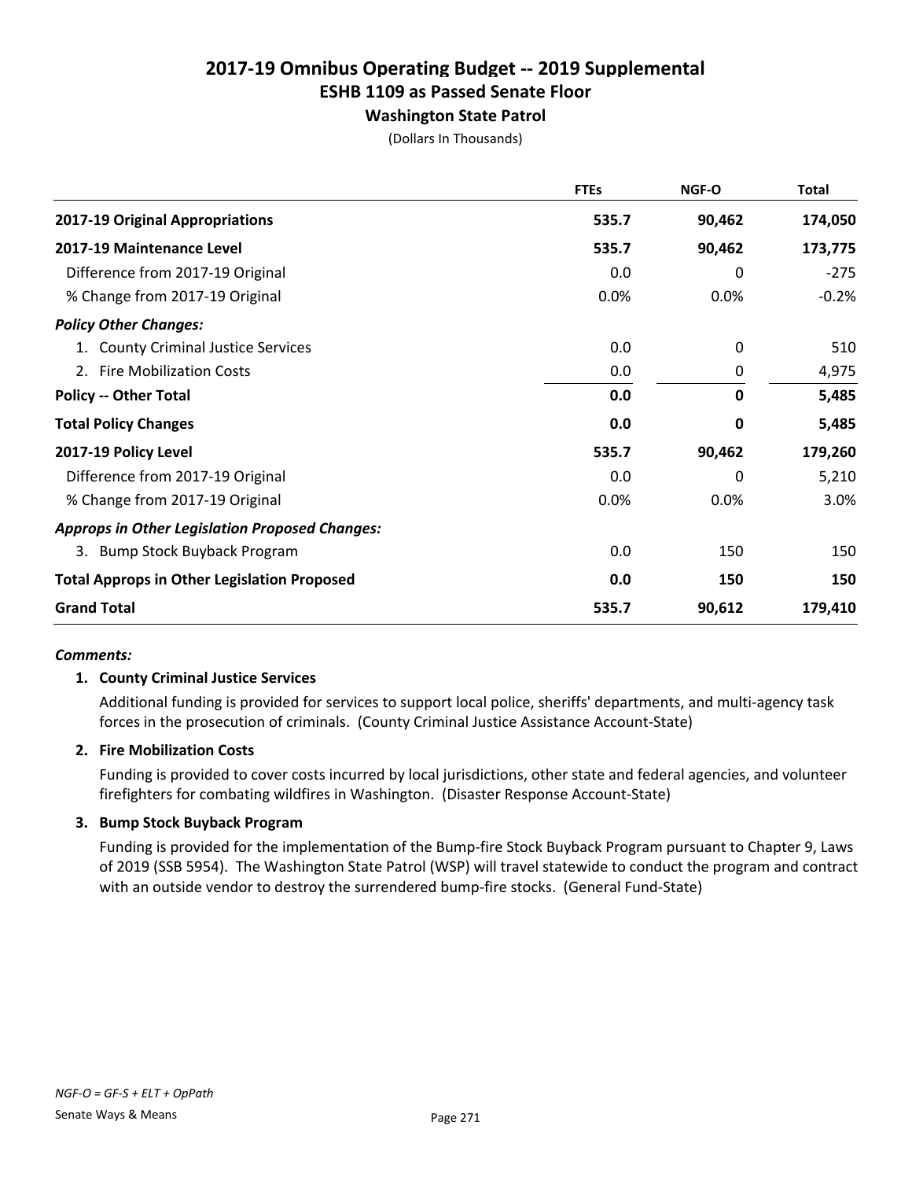# 2017-19 Omnibus Operating Budget -- 2019 Supplemental
## ESHB 1109 as Passed Senate Floor
### Washington State Patrol

(Dollars In Thousands)

| | FTEs | NGF-O | Total |
|---|---|---|---|
| **2017-19 Original Appropriations** | **535.7** | **90,462** | **174,050** |
| **2017-19 Maintenance Level** | **535.7** | **90,462** | **173,775** |
| Difference from 2017-19 Original | 0.0 | 0 | -275 |
| % Change from 2017-19 Original | 0.0% | 0.0% | -0.2% |
| ***Policy Other Changes:*** | | | |
| 1. County Criminal Justice Services | 0.0 | 0 | 510 |
| 2. Fire Mobilization Costs | 0.0 | 0 | 4,975 |
| **Policy -- Other Total** | **0.0** | **0** | **5,485** |
| **Total Policy Changes** | **0.0** | **0** | **5,485** |
| **2017-19 Policy Level** | **535.7** | **90,462** | **179,260** |
| Difference from 2017-19 Original | 0.0 | 0 | 5,210 |
| % Change from 2017-19 Original | 0.0% | 0.0% | 3.0% |
| ***Approps in Other Legislation Proposed Changes:*** | | | |
| 3. Bump Stock Buyback Program | 0.0 | 150 | 150 |
| **Total Approps in Other Legislation Proposed** | **0.0** | **150** | **150** |
| **Grand Total** | **535.7** | **90,612** | **179,410** |

***Comments:***

**1. County Criminal Justice Services**

Additional funding is provided for services to support local police, sheriffs' departments, and multi-agency task forces in the prosecution of criminals. (County Criminal Justice Assistance Account-State)

**2. Fire Mobilization Costs**

Funding is provided to cover costs incurred by local jurisdictions, other state and federal agencies, and volunteer firefighters for combating wildfires in Washington. (Disaster Response Account-State)

**3. Bump Stock Buyback Program**

Funding is provided for the implementation of the Bump-fire Stock Buyback Program pursuant to Chapter 9, Laws of 2019 (SSB 5954). The Washington State Patrol (WSP) will travel statewide to conduct the program and contract with an outside vendor to destroy the surrendered bump-fire stocks. (General Fund-State)

*NGF-O = GF-S + ELT + OpPath*

Senate Ways & Means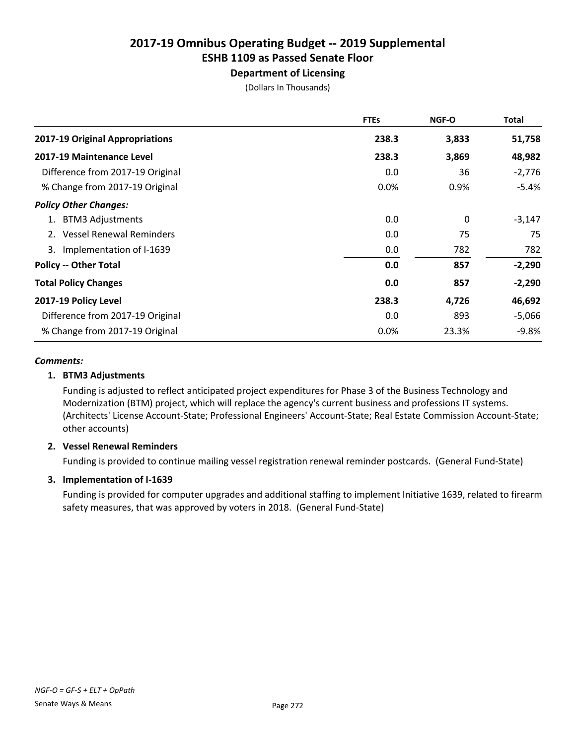# 2017-19 Omnibus Operating Budget -- 2019 Supplemental
## ESHB 1109 as Passed Senate Floor
### Department of Licensing

(Dollars In Thousands)

| | FTEs | NGF-O | Total |
|---|---|---|---|
| **2017-19 Original Appropriations** | **238.3** | **3,833** | **51,758** |
| **2017-19 Maintenance Level** | **238.3** | **3,869** | **48,982** |
| Difference from 2017-19 Original | 0.0 | 36 | -2,776 |
| % Change from 2017-19 Original | 0.0% | 0.9% | -5.4% |
| ***Policy Other Changes:*** | | | |
| 1. BTM3 Adjustments | 0.0 | 0 | -3,147 |
| 2. Vessel Renewal Reminders | 0.0 | 75 | 75 |
| 3. Implementation of I-1639 | 0.0 | 782 | 782 |
| **Policy -- Other Total** | **0.0** | **857** | **-2,290** |
| **Total Policy Changes** | **0.0** | **857** | **-2,290** |
| **2017-19 Policy Level** | **238.3** | **4,726** | **46,692** |
| Difference from 2017-19 Original | 0.0 | 893 | -5,066 |
| % Change from 2017-19 Original | 0.0% | 23.3% | -9.8% |

***Comments:***

**1. BTM3 Adjustments**

Funding is adjusted to reflect anticipated project expenditures for Phase 3 of the Business Technology and Modernization (BTM) project, which will replace the agency's current business and professions IT systems. (Architects' License Account-State; Professional Engineers' Account-State; Real Estate Commission Account-State; other accounts)

**2. Vessel Renewal Reminders**

Funding is provided to continue mailing vessel registration renewal reminder postcards. (General Fund-State)

**3. Implementation of I-1639**

Funding is provided for computer upgrades and additional staffing to implement Initiative 1639, related to firearm safety measures, that was approved by voters in 2018. (General Fund-State)

*NGF-O = GF-S + ELT + OpPath*

Senate Ways & Means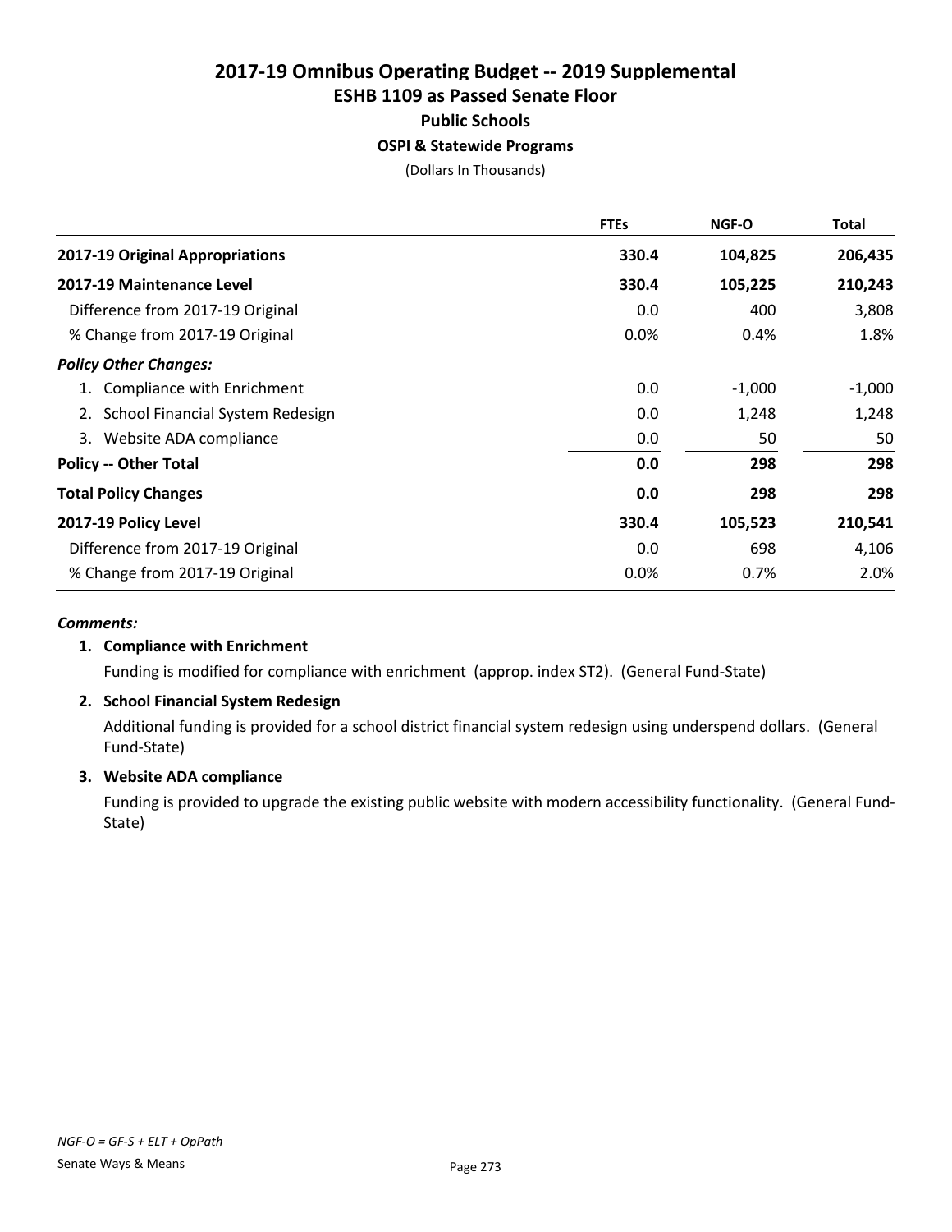# 2017-19 Omnibus Operating Budget -- 2019 Supplemental
## ESHB 1109 as Passed Senate Floor
### Public Schools
#### OSPI & Statewide Programs

(Dollars In Thousands)

| | FTEs | NGF-O | Total |
|---|---|---|---|
| **2017-19 Original Appropriations** | **330.4** | **104,825** | **206,435** |
| **2017-19 Maintenance Level** | **330.4** | **105,225** | **210,243** |
| Difference from 2017-19 Original | 0.0 | 400 | 3,808 |
| % Change from 2017-19 Original | 0.0% | 0.4% | 1.8% |
| ***Policy Other Changes:*** | | | |
| 1. Compliance with Enrichment | 0.0 | -1,000 | -1,000 |
| 2. School Financial System Redesign | 0.0 | 1,248 | 1,248 |
| 3. Website ADA compliance | 0.0 | 50 | 50 |
| **Policy -- Other Total** | **0.0** | **298** | **298** |
| **Total Policy Changes** | **0.0** | **298** | **298** |
| **2017-19 Policy Level** | **330.4** | **105,523** | **210,541** |
| Difference from 2017-19 Original | 0.0 | 698 | 4,106 |
| % Change from 2017-19 Original | 0.0% | 0.7% | 2.0% |

***Comments:***

1. **Compliance with Enrichment**

   Funding is modified for compliance with enrichment (approp. index ST2). (General Fund-State)

2. **School Financial System Redesign**

   Additional funding is provided for a school district financial system redesign using underspend dollars. (General Fund-State)

3. **Website ADA compliance**

   Funding is provided to upgrade the existing public website with modern accessibility functionality. (General Fund-State)

*NGF-O = GF-S + ELT + OpPath*

Senate Ways & Means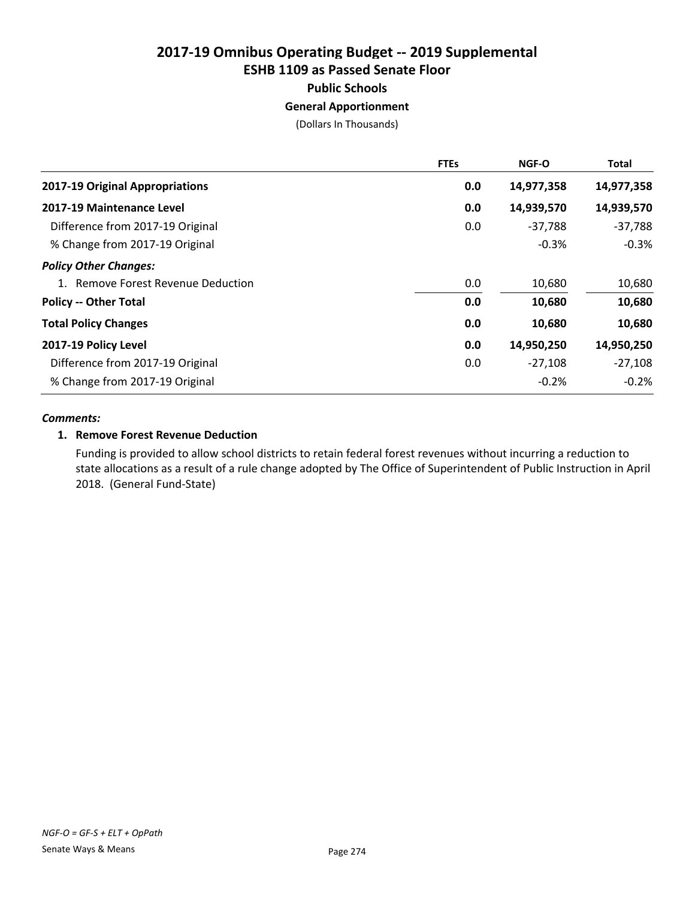# 2017-19 Omnibus Operating Budget -- 2019 Supplemental
## ESHB 1109 as Passed Senate Floor
### Public Schools
#### General Apportionment

(Dollars In Thousands)

| | FTEs | NGF-O | Total |
|---|---|---|---|
| **2017-19 Original Appropriations** | **0.0** | **14,977,358** | **14,977,358** |
| **2017-19 Maintenance Level** | **0.0** | **14,939,570** | **14,939,570** |
| Difference from 2017-19 Original | 0.0 | -37,788 | -37,788 |
| % Change from 2017-19 Original | | -0.3% | -0.3% |
| ***Policy Other Changes:*** | | | |
| 1. Remove Forest Revenue Deduction | 0.0 | 10,680 | 10,680 |
| **Policy -- Other Total** | **0.0** | **10,680** | **10,680** |
| **Total Policy Changes** | **0.0** | **10,680** | **10,680** |
| **2017-19 Policy Level** | **0.0** | **14,950,250** | **14,950,250** |
| Difference from 2017-19 Original | 0.0 | -27,108 | -27,108 |
| % Change from 2017-19 Original | | -0.2% | -0.2% |

***Comments:***

**1. Remove Forest Revenue Deduction**

Funding is provided to allow school districts to retain federal forest revenues without incurring a reduction to state allocations as a result of a rule change adopted by The Office of Superintendent of Public Instruction in April 2018. (General Fund-State)

*NGF-O = GF-S + ELT + OpPath*

Senate Ways & Means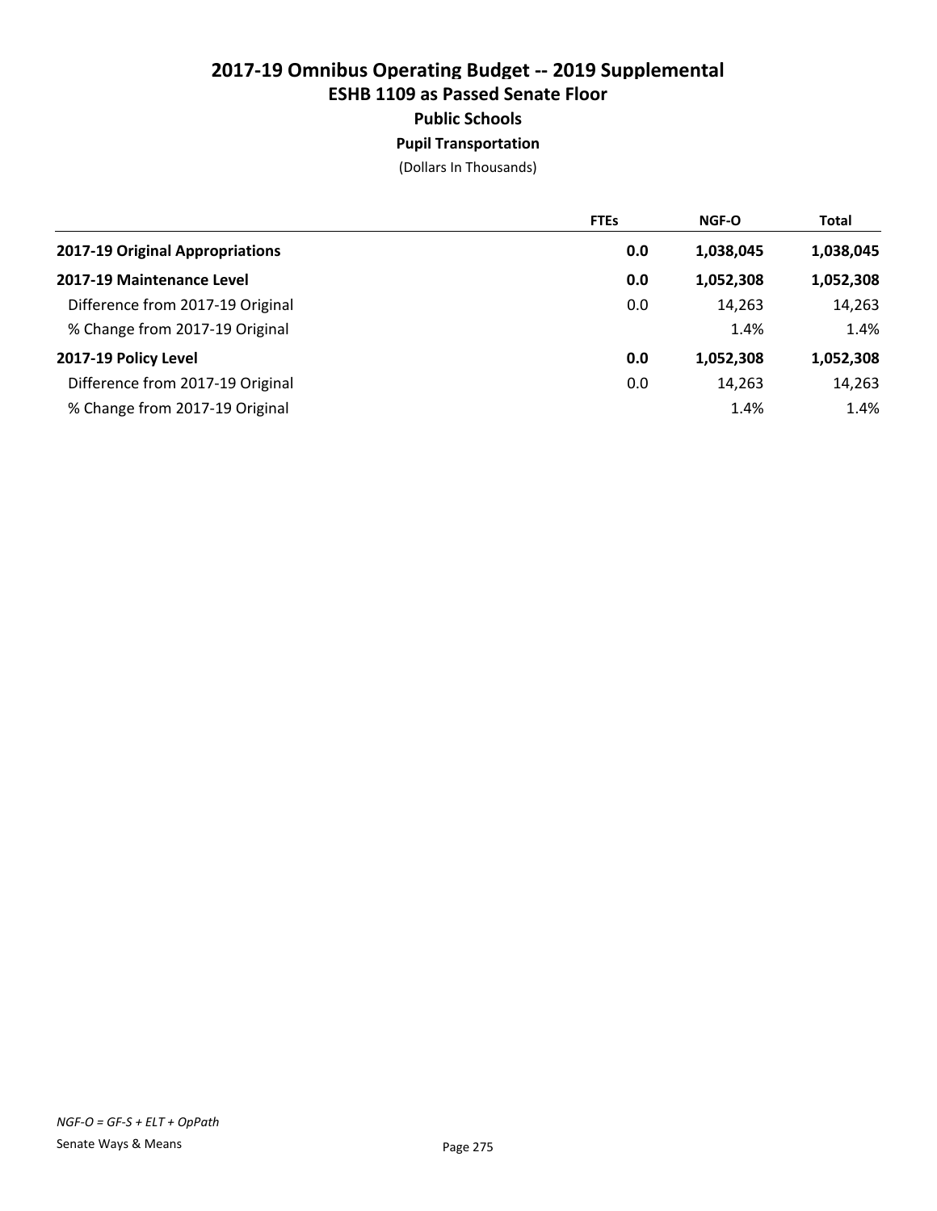# 2017-19 Omnibus Operating Budget -- 2019 Supplemental
## ESHB 1109 as Passed Senate Floor
### Public Schools
#### Pupil Transportation

(Dollars In Thousands)

| | FTEs | NGF-O | Total |
|---|---|---|---|
| **2017-19 Original Appropriations** | **0.0** | **1,038,045** | **1,038,045** |
| **2017-19 Maintenance Level** | **0.0** | **1,052,308** | **1,052,308** |
| Difference from 2017-19 Original | 0.0 | 14,263 | 14,263 |
| % Change from 2017-19 Original | | 1.4% | 1.4% |
| **2017-19 Policy Level** | **0.0** | **1,052,308** | **1,052,308** |
| Difference from 2017-19 Original | 0.0 | 14,263 | 14,263 |
| % Change from 2017-19 Original | | 1.4% | 1.4% |

*NGF-O = GF-S + ELT + OpPath*

Senate Ways & Means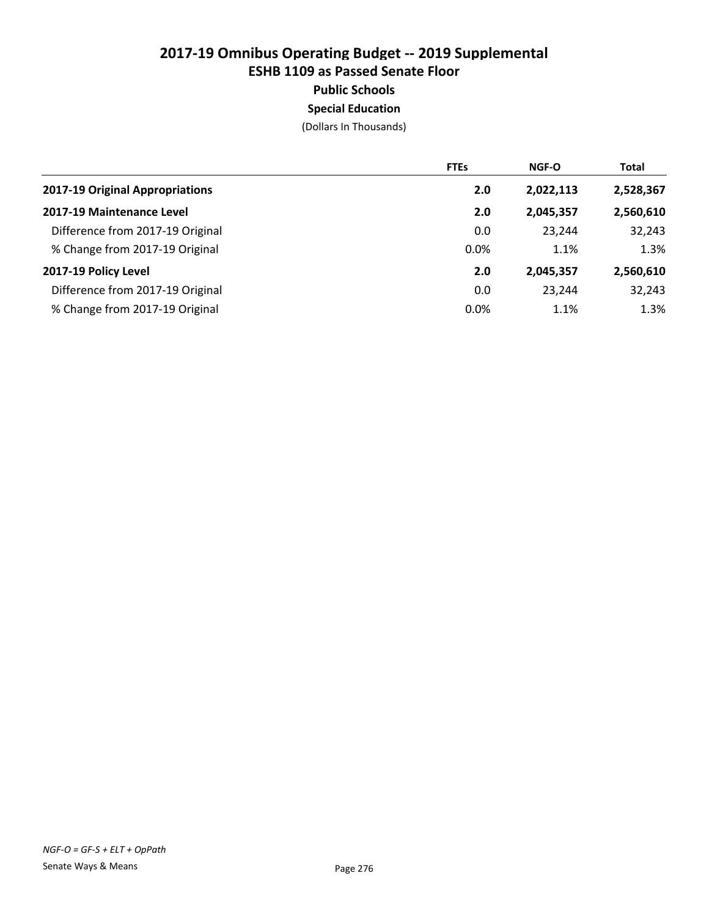# 2017-19 Omnibus Operating Budget -- 2019 Supplemental
## ESHB 1109 as Passed Senate Floor
### Public Schools
### Special Education

(Dollars In Thousands)

| | FTEs | NGF-O | Total |
|---|---|---|---|
| **2017-19 Original Appropriations** | **2.0** | **2,022,113** | **2,528,367** |
| **2017-19 Maintenance Level** | **2.0** | **2,045,357** | **2,560,610** |
| Difference from 2017-19 Original | 0.0 | 23,244 | 32,243 |
| % Change from 2017-19 Original | 0.0% | 1.1% | 1.3% |
| **2017-19 Policy Level** | **2.0** | **2,045,357** | **2,560,610** |
| Difference from 2017-19 Original | 0.0 | 23,244 | 32,243 |
| % Change from 2017-19 Original | 0.0% | 1.1% | 1.3% |

*NGF-O = GF-S + ELT + OpPath*

Senate Ways & Means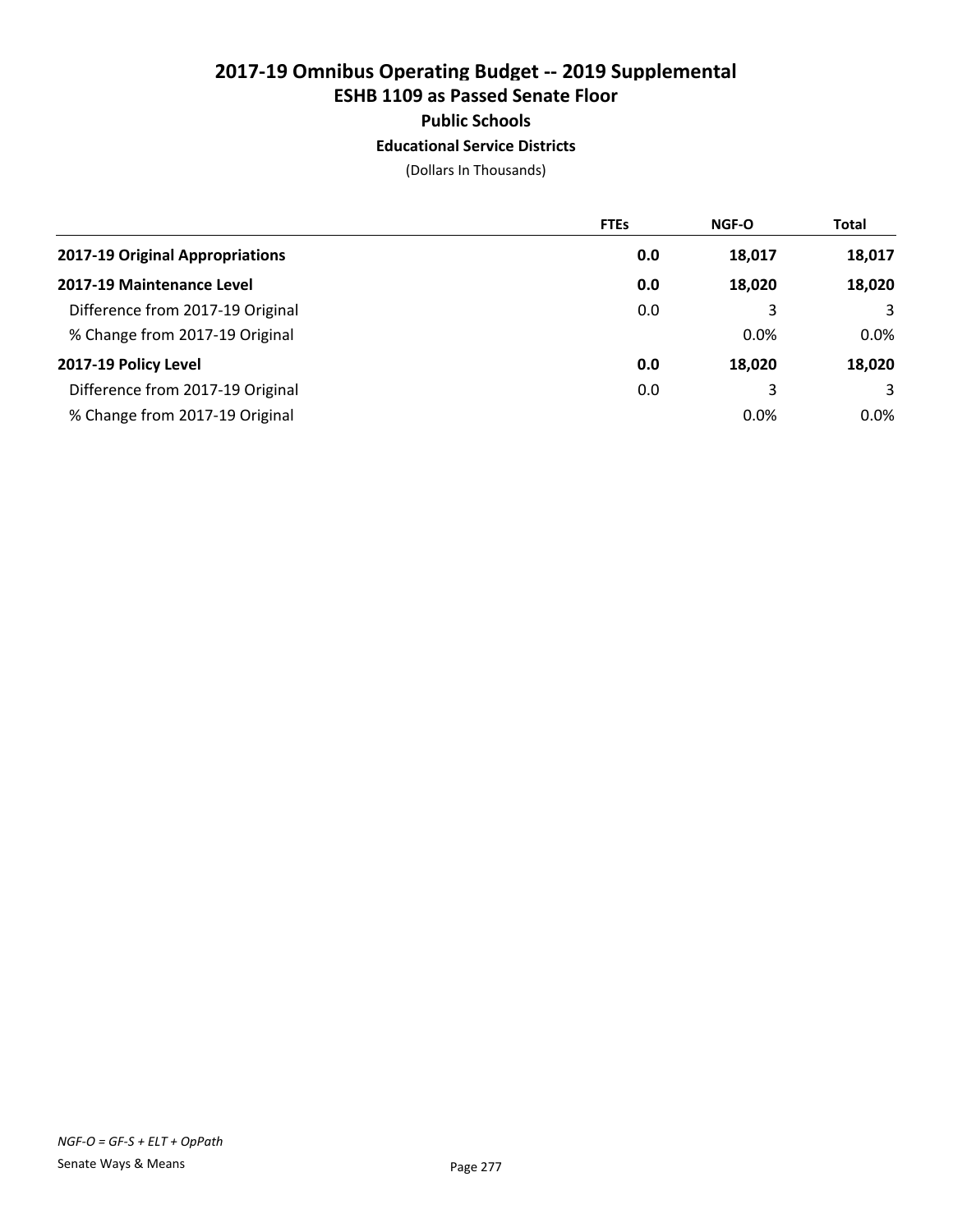# 2017-19 Omnibus Operating Budget -- 2019 Supplemental
## ESHB 1109 as Passed Senate Floor
### Public Schools
#### Educational Service Districts
(Dollars In Thousands)

| | FTEs | NGF-O | Total |
|---|---|---|---|
| **2017-19 Original Appropriations** | **0.0** | **18,017** | **18,017** |
| **2017-19 Maintenance Level** | **0.0** | **18,020** | **18,020** |
| Difference from 2017-19 Original | 0.0 | 3 | 3 |
| % Change from 2017-19 Original | | 0.0% | 0.0% |
| **2017-19 Policy Level** | **0.0** | **18,020** | **18,020** |
| Difference from 2017-19 Original | 0.0 | 3 | 3 |
| % Change from 2017-19 Original | | 0.0% | 0.0% |

*NGF-O = GF-S + ELT + OpPath*

Senate Ways & Means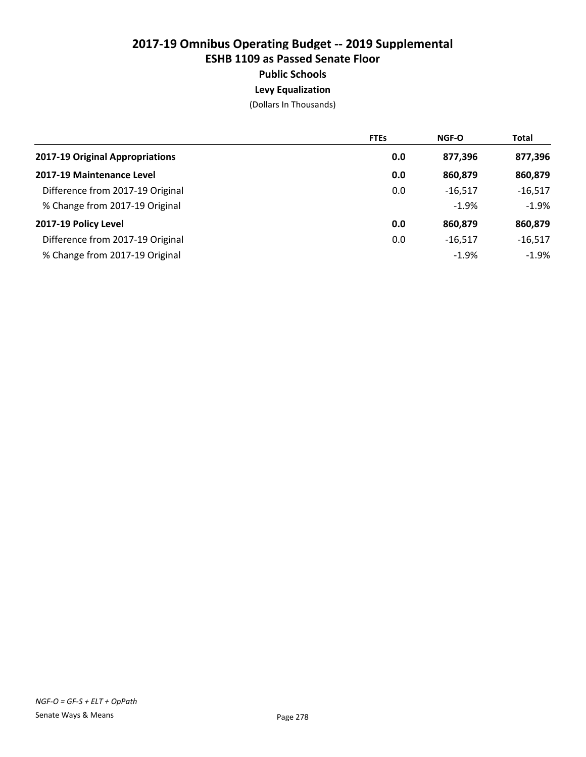# 2017-19 Omnibus Operating Budget -- 2019 Supplemental
## ESHB 1109 as Passed Senate Floor
### Public Schools
### Levy Equalization

(Dollars In Thousands)

| | FTEs | NGF-O | Total |
|---|---|---|---|
| **2017-19 Original Appropriations** | **0.0** | **877,396** | **877,396** |
| **2017-19 Maintenance Level** | **0.0** | **860,879** | **860,879** |
| Difference from 2017-19 Original | 0.0 | -16,517 | -16,517 |
| % Change from 2017-19 Original | | -1.9% | -1.9% |
| **2017-19 Policy Level** | **0.0** | **860,879** | **860,879** |
| Difference from 2017-19 Original | 0.0 | -16,517 | -16,517 |
| % Change from 2017-19 Original | | -1.9% | -1.9% |

*NGF-O = GF-S + ELT + OpPath*

Senate Ways & Means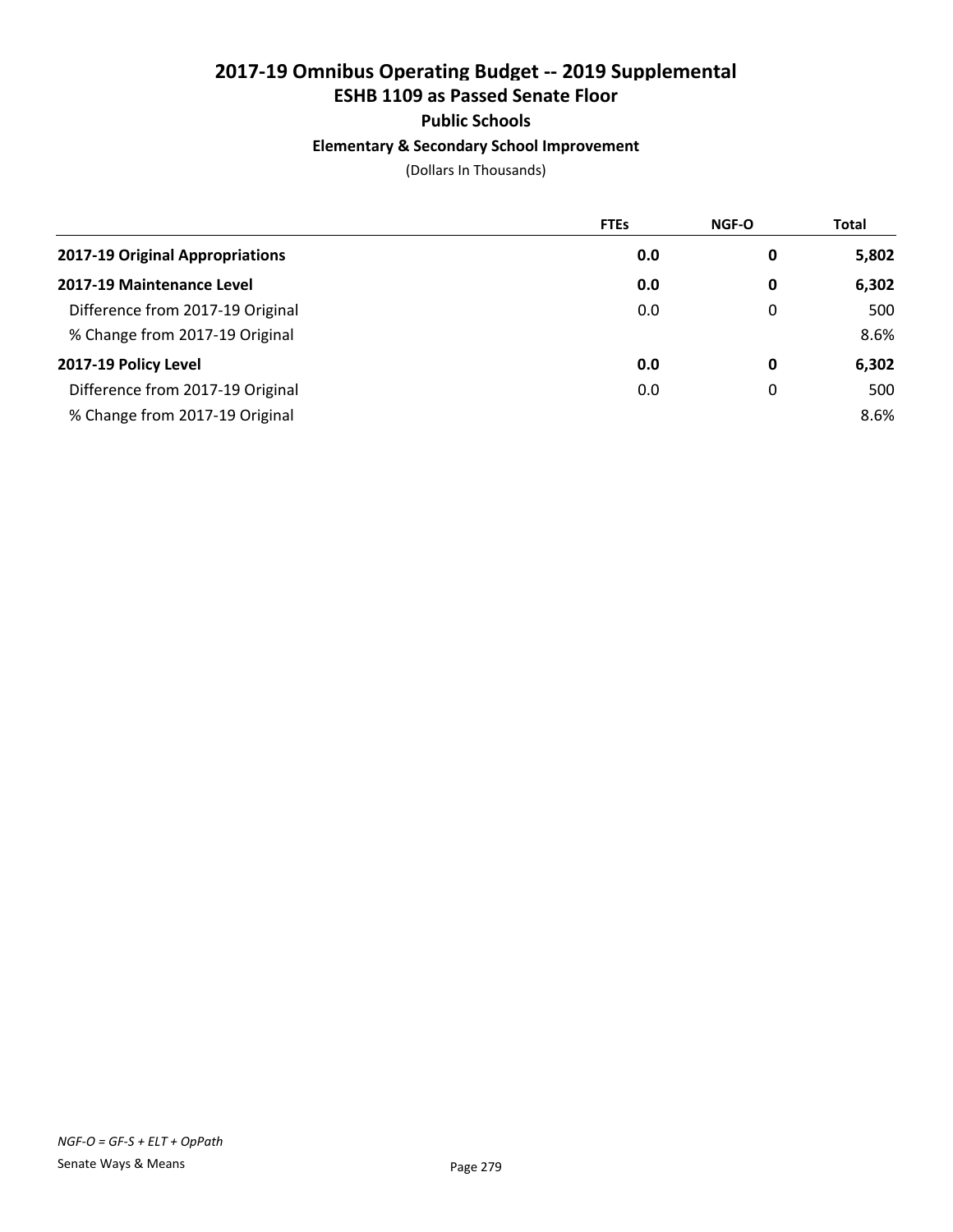# 2017-19 Omnibus Operating Budget -- 2019 Supplemental

## ESHB 1109 as Passed Senate Floor

### Public Schools

#### Elementary & Secondary School Improvement

(Dollars In Thousands)

| | FTEs | NGF-O | Total |
|---|---|---|---|
| **2017-19 Original Appropriations** | **0.0** | **0** | **5,802** |
| **2017-19 Maintenance Level** | **0.0** | **0** | **6,302** |
| Difference from 2017-19 Original | 0.0 | 0 | 500 |
| % Change from 2017-19 Original | | | 8.6% |
| **2017-19 Policy Level** | **0.0** | **0** | **6,302** |
| Difference from 2017-19 Original | 0.0 | 0 | 500 |
| % Change from 2017-19 Original | | | 8.6% |

*NGF-O = GF-S + ELT + OpPath*

Senate Ways & Means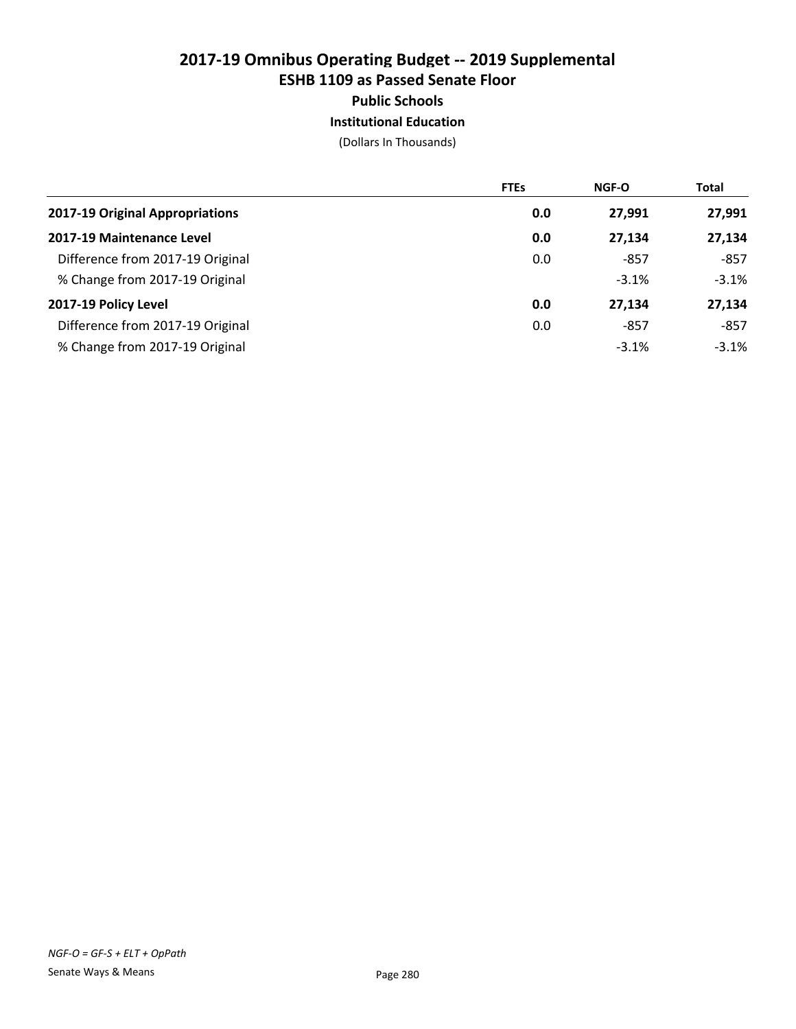# 2017-19 Omnibus Operating Budget -- 2019 Supplemental
## ESHB 1109 as Passed Senate Floor
### Public Schools
#### Institutional Education

(Dollars In Thousands)

| | FTEs | NGF-O | Total |
|---|---|---|---|
| **2017-19 Original Appropriations** | **0.0** | **27,991** | **27,991** |
| **2017-19 Maintenance Level** | **0.0** | **27,134** | **27,134** |
| Difference from 2017-19 Original | 0.0 | -857 | -857 |
| % Change from 2017-19 Original | | -3.1% | -3.1% |
| **2017-19 Policy Level** | **0.0** | **27,134** | **27,134** |
| Difference from 2017-19 Original | 0.0 | -857 | -857 |
| % Change from 2017-19 Original | | -3.1% | -3.1% |

*NGF-O = GF-S + ELT + OpPath*

Senate Ways & Means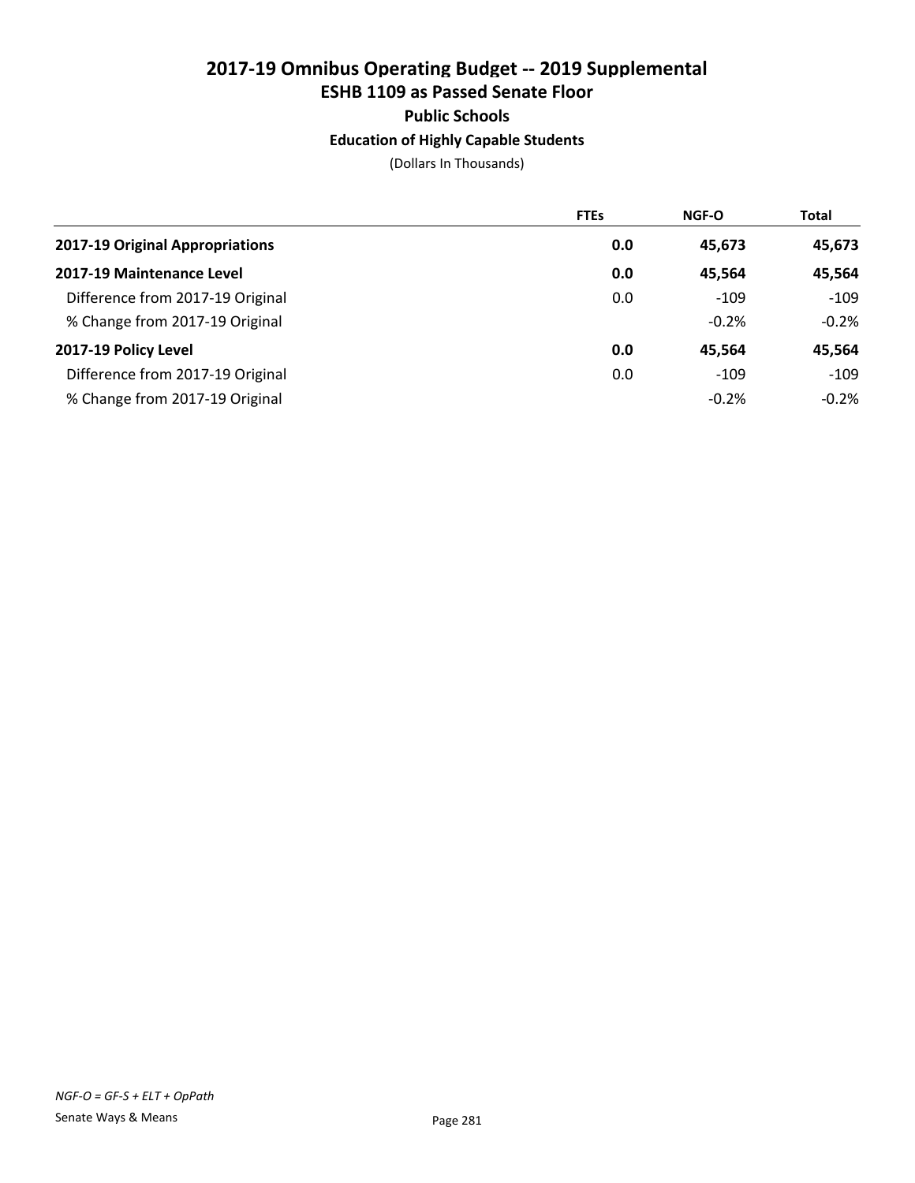# 2017-19 Omnibus Operating Budget -- 2019 Supplemental
## ESHB 1109 as Passed Senate Floor
### Public Schools
### Education of Highly Capable Students

(Dollars In Thousands)

| | FTEs | NGF-O | Total |
|---|---|---|---|
| **2017-19 Original Appropriations** | **0.0** | **45,673** | **45,673** |
| **2017-19 Maintenance Level** | **0.0** | **45,564** | **45,564** |
| Difference from 2017-19 Original | 0.0 | -109 | -109 |
| % Change from 2017-19 Original | | -0.2% | -0.2% |
| **2017-19 Policy Level** | **0.0** | **45,564** | **45,564** |
| Difference from 2017-19 Original | 0.0 | -109 | -109 |
| % Change from 2017-19 Original | | -0.2% | -0.2% |

*NGF-O = GF-S + ELT + OpPath*

Senate Ways & Means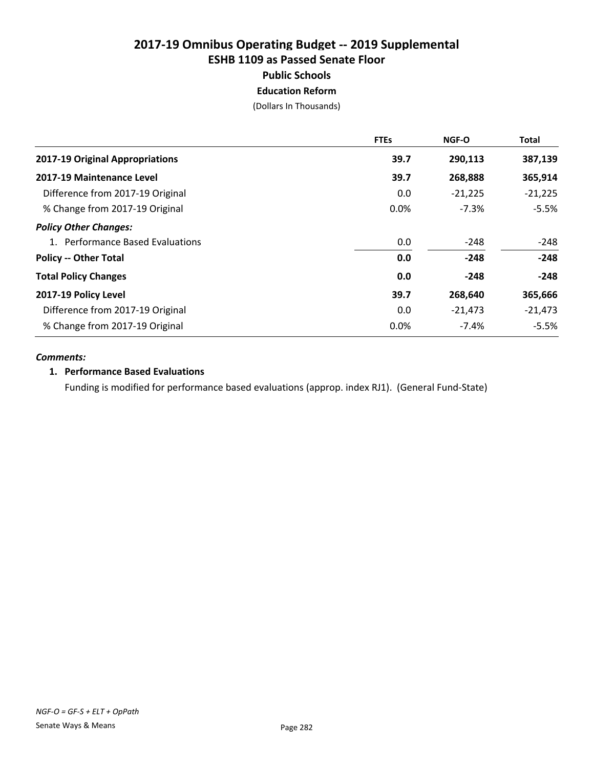# 2017-19 Omnibus Operating Budget -- 2019 Supplemental
## ESHB 1109 as Passed Senate Floor
### Public Schools
### Education Reform

(Dollars In Thousands)

| | FTEs | NGF-O | Total |
|---|---|---|---|
| **2017-19 Original Appropriations** | **39.7** | **290,113** | **387,139** |
| **2017-19 Maintenance Level** | **39.7** | **268,888** | **365,914** |
| Difference from 2017-19 Original | 0.0 | -21,225 | -21,225 |
| % Change from 2017-19 Original | 0.0% | -7.3% | -5.5% |
| ***Policy Other Changes:*** | | | |
| 1. Performance Based Evaluations | 0.0 | -248 | -248 |
| **Policy -- Other Total** | **0.0** | **-248** | **-248** |
| **Total Policy Changes** | **0.0** | **-248** | **-248** |
| **2017-19 Policy Level** | **39.7** | **268,640** | **365,666** |
| Difference from 2017-19 Original | 0.0 | -21,473 | -21,473 |
| % Change from 2017-19 Original | 0.0% | -7.4% | -5.5% |

***Comments:***

**1. Performance Based Evaluations**

Funding is modified for performance based evaluations (approp. index RJ1). (General Fund-State)

*NGF-O = GF-S + ELT + OpPath*

Senate Ways & Means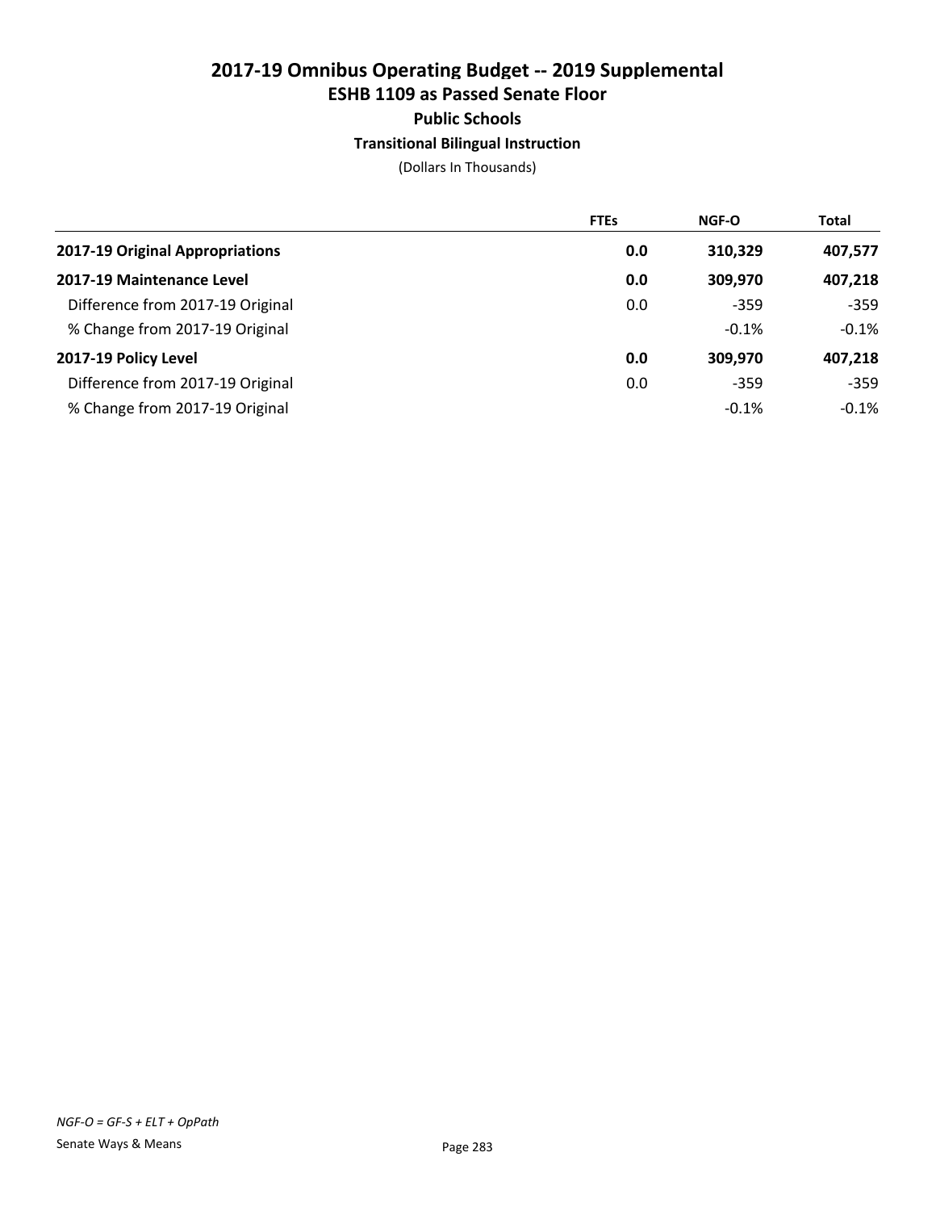# 2017-19 Omnibus Operating Budget -- 2019 Supplemental
## ESHB 1109 as Passed Senate Floor
### Public Schools
### Transitional Bilingual Instruction

(Dollars In Thousands)

| | FTEs | NGF-O | Total |
|---|---|---|---|
| **2017-19 Original Appropriations** | **0.0** | **310,329** | **407,577** |
| **2017-19 Maintenance Level** | **0.0** | **309,970** | **407,218** |
| Difference from 2017-19 Original | 0.0 | -359 | -359 |
| % Change from 2017-19 Original | | -0.1% | -0.1% |
| **2017-19 Policy Level** | **0.0** | **309,970** | **407,218** |
| Difference from 2017-19 Original | 0.0 | -359 | -359 |
| % Change from 2017-19 Original | | -0.1% | -0.1% |

*NGF-O = GF-S + ELT + OpPath*

Senate Ways & Means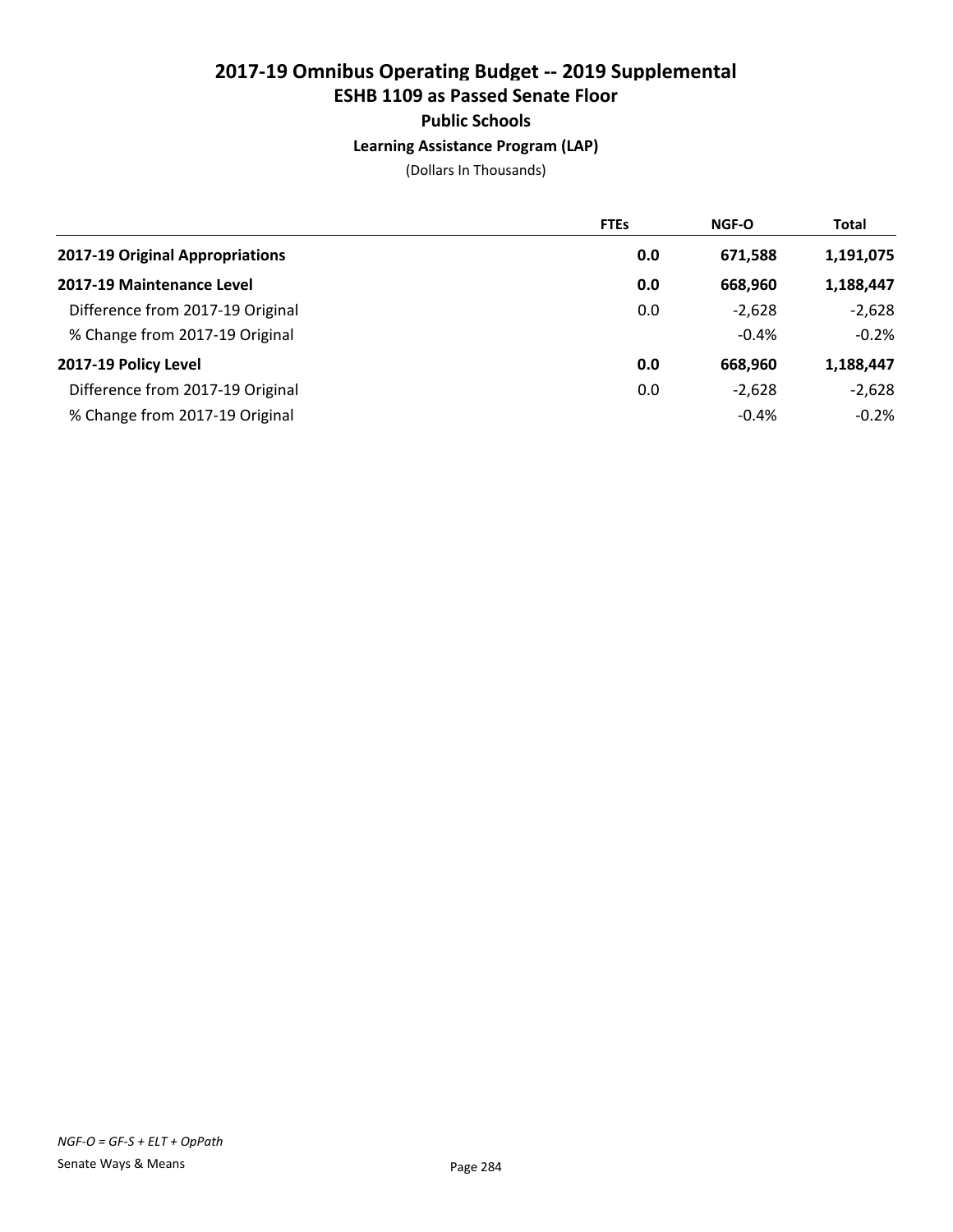# 2017-19 Omnibus Operating Budget -- 2019 Supplemental
## ESHB 1109 as Passed Senate Floor
### Public Schools
#### Learning Assistance Program (LAP)

(Dollars In Thousands)

| | FTEs | NGF-O | Total |
|---|---|---|---|
| **2017-19 Original Appropriations** | **0.0** | **671,588** | **1,191,075** |
| **2017-19 Maintenance Level** | **0.0** | **668,960** | **1,188,447** |
| Difference from 2017-19 Original | 0.0 | -2,628 | -2,628 |
| % Change from 2017-19 Original | | -0.4% | -0.2% |
| **2017-19 Policy Level** | **0.0** | **668,960** | **1,188,447** |
| Difference from 2017-19 Original | 0.0 | -2,628 | -2,628 |
| % Change from 2017-19 Original | | -0.4% | -0.2% |

*NGF-O = GF-S + ELT + OpPath*

Senate Ways & Means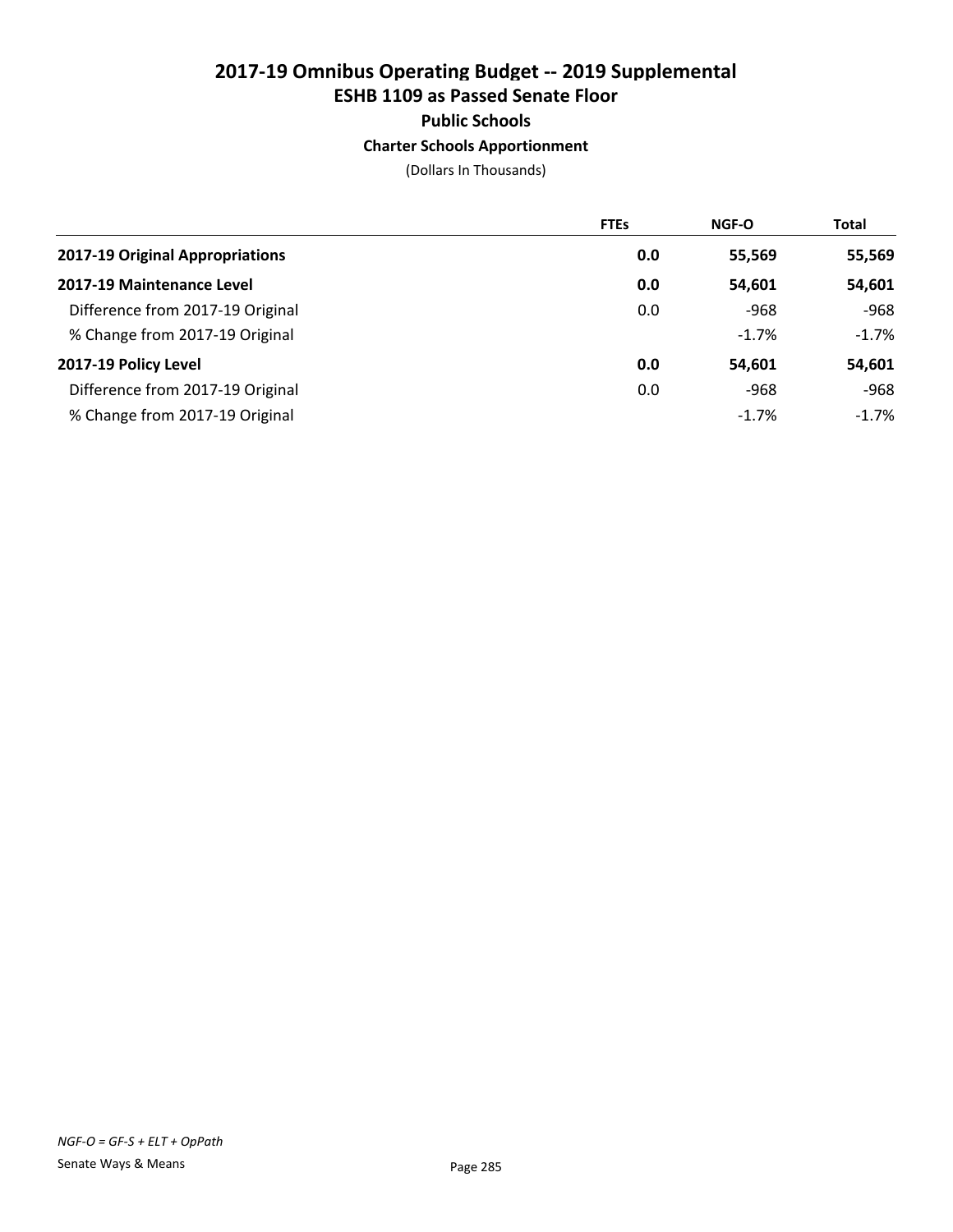# 2017-19 Omnibus Operating Budget -- 2019 Supplemental
## ESHB 1109 as Passed Senate Floor
### Public Schools
### Charter Schools Apportionment

(Dollars In Thousands)

| | FTEs | NGF-O | Total |
|---|---|---|---|
| **2017-19 Original Appropriations** | **0.0** | **55,569** | **55,569** |
| **2017-19 Maintenance Level** | **0.0** | **54,601** | **54,601** |
| Difference from 2017-19 Original | 0.0 | -968 | -968 |
| % Change from 2017-19 Original | | -1.7% | -1.7% |
| **2017-19 Policy Level** | **0.0** | **54,601** | **54,601** |
| Difference from 2017-19 Original | 0.0 | -968 | -968 |
| % Change from 2017-19 Original | | -1.7% | -1.7% |

*NGF-O = GF-S + ELT + OpPath*

Senate Ways & Means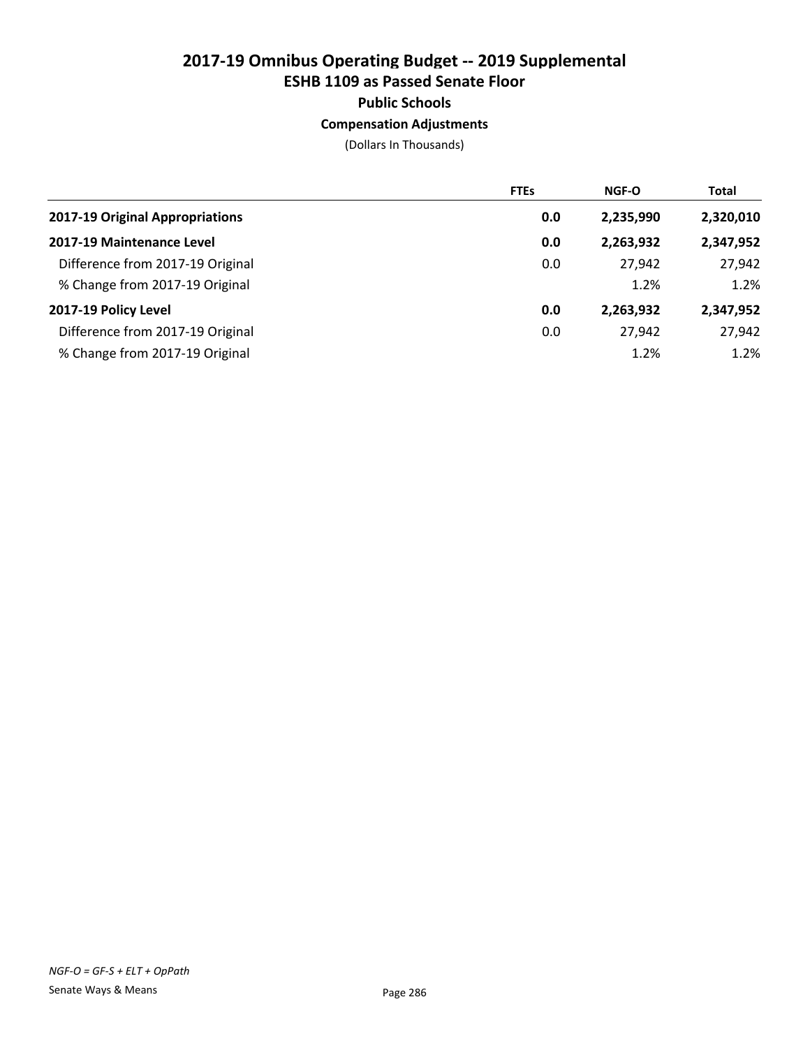# 2017-19 Omnibus Operating Budget -- 2019 Supplemental
## ESHB 1109 as Passed Senate Floor
### Public Schools
### Compensation Adjustments

(Dollars In Thousands)

| | FTEs | NGF-O | Total |
|---|---|---|---|
| **2017-19 Original Appropriations** | **0.0** | **2,235,990** | **2,320,010** |
| **2017-19 Maintenance Level** | **0.0** | **2,263,932** | **2,347,952** |
| Difference from 2017-19 Original | 0.0 | 27,942 | 27,942 |
| % Change from 2017-19 Original | | 1.2% | 1.2% |
| **2017-19 Policy Level** | **0.0** | **2,263,932** | **2,347,952** |
| Difference from 2017-19 Original | 0.0 | 27,942 | 27,942 |
| % Change from 2017-19 Original | | 1.2% | 1.2% |

*NGF-O = GF-S + ELT + OpPath*

Senate Ways & Means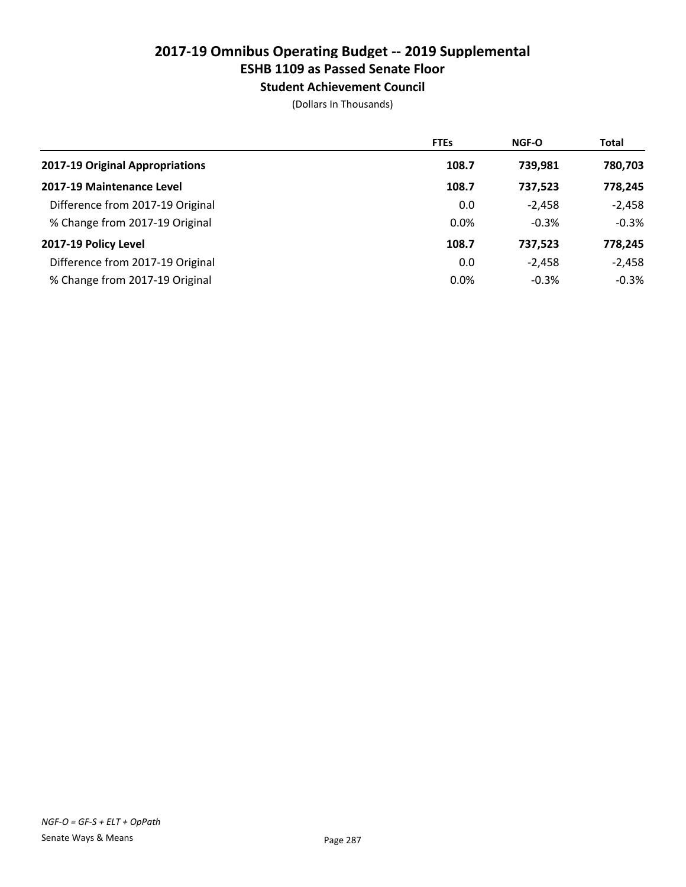# 2017-19 Omnibus Operating Budget -- 2019 Supplemental
## ESHB 1109 as Passed Senate Floor
### Student Achievement Council

(Dollars In Thousands)

| | FTEs | NGF-O | Total |
|---|---|---|---|
| **2017-19 Original Appropriations** | **108.7** | **739,981** | **780,703** |
| **2017-19 Maintenance Level** | **108.7** | **737,523** | **778,245** |
| Difference from 2017-19 Original | 0.0 | -2,458 | -2,458 |
| % Change from 2017-19 Original | 0.0% | -0.3% | -0.3% |
| **2017-19 Policy Level** | **108.7** | **737,523** | **778,245** |
| Difference from 2017-19 Original | 0.0 | -2,458 | -2,458 |
| % Change from 2017-19 Original | 0.0% | -0.3% | -0.3% |

*NGF-O = GF-S + ELT + OpPath*

Senate Ways & Means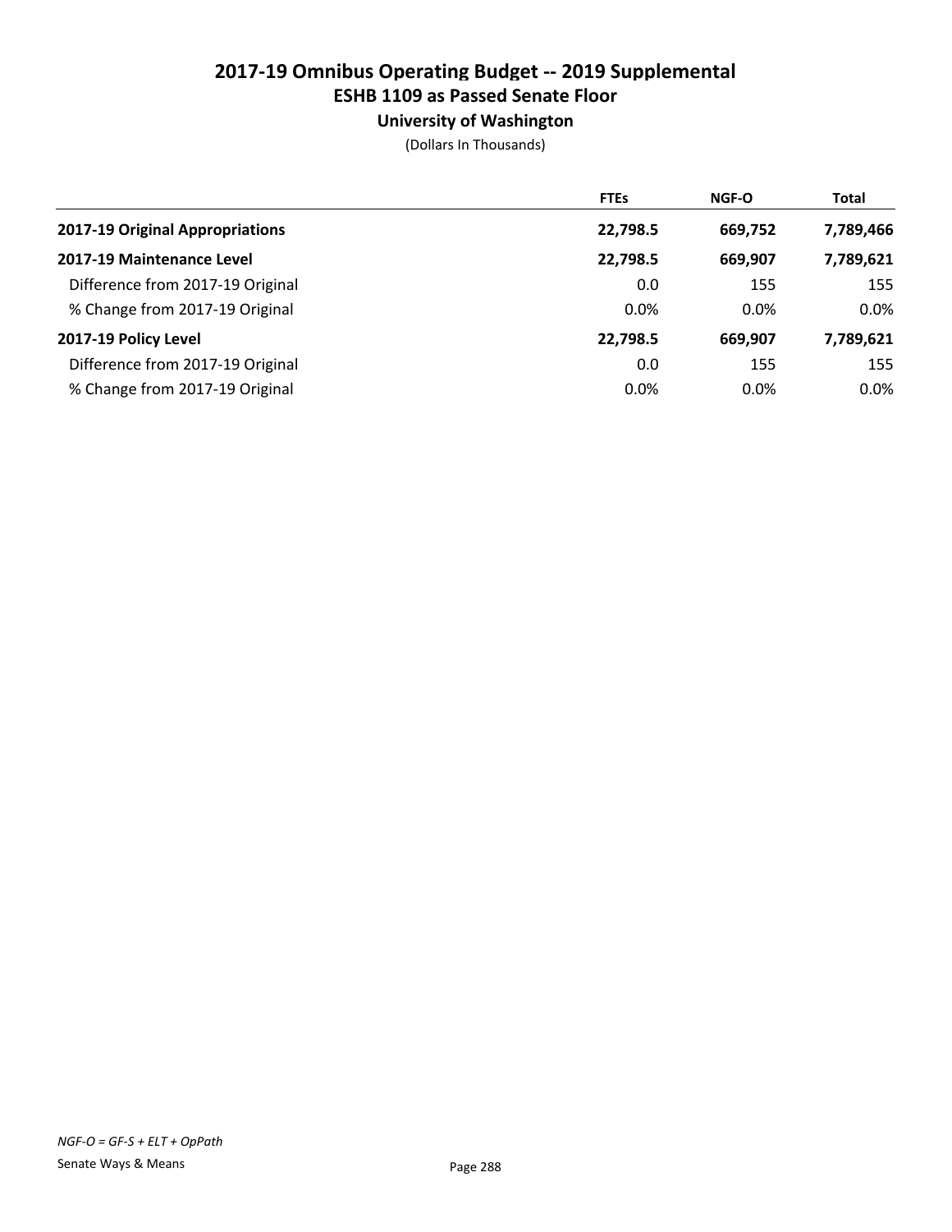# 2017-19 Omnibus Operating Budget -- 2019 Supplemental
## ESHB 1109 as Passed Senate Floor
### University of Washington

(Dollars In Thousands)

| | FTEs | NGF-O | Total |
|---|---|---|---|
| **2017-19 Original Appropriations** | 22,798.5 | 669,752 | 7,789,466 |
| **2017-19 Maintenance Level** | 22,798.5 | 669,907 | 7,789,621 |
| Difference from 2017-19 Original | 0.0 | 155 | 155 |
| % Change from 2017-19 Original | 0.0% | 0.0% | 0.0% |
| **2017-19 Policy Level** | 22,798.5 | 669,907 | 7,789,621 |
| Difference from 2017-19 Original | 0.0 | 155 | 155 |
| % Change from 2017-19 Original | 0.0% | 0.0% | 0.0% |

*NGF-O = GF-S + ELT + OpPath*

Senate Ways & Means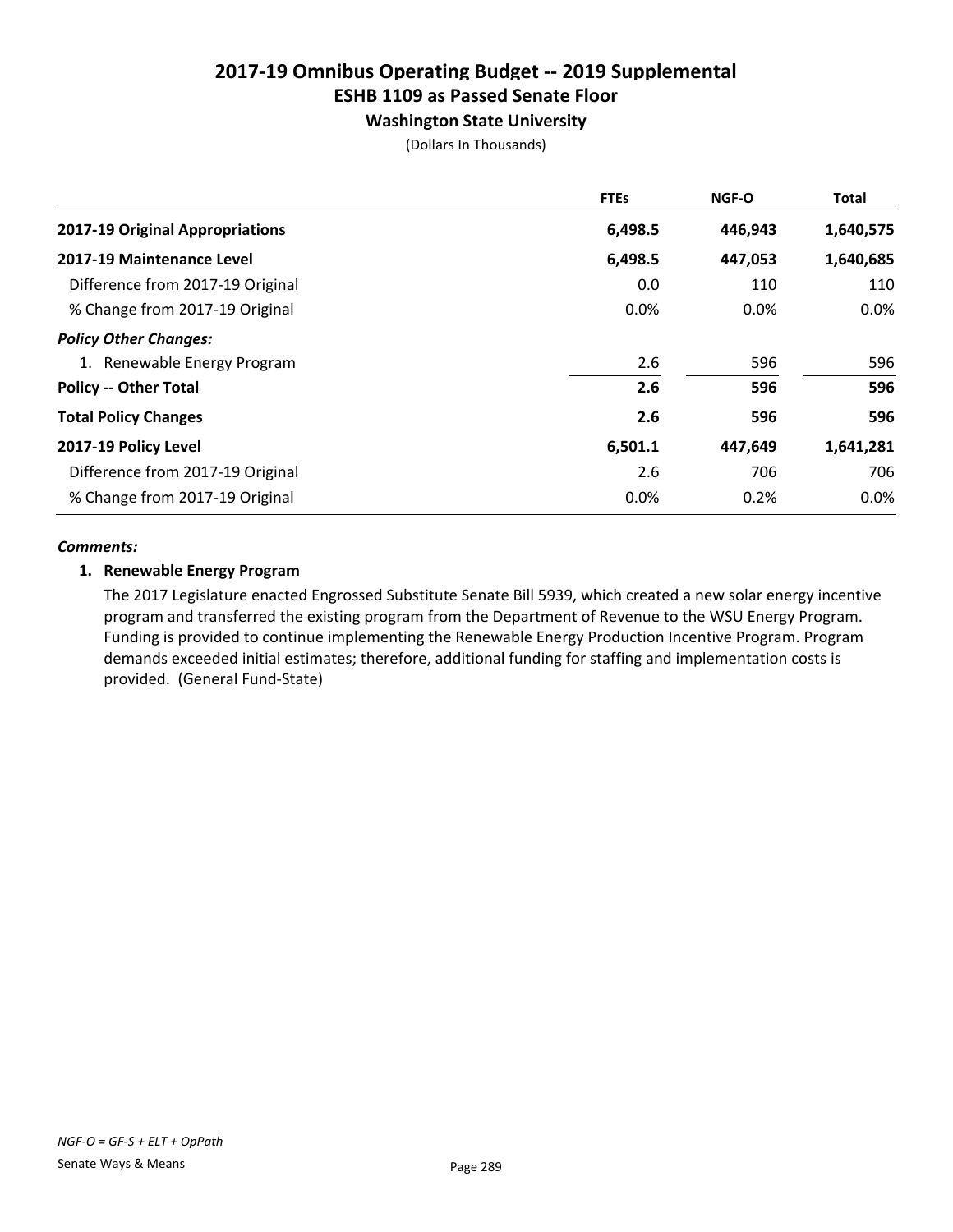# 2017-19 Omnibus Operating Budget -- 2019 Supplemental
## ESHB 1109 as Passed Senate Floor
### Washington State University
(Dollars In Thousands)

| | FTEs | NGF-O | Total |
|---|---|---|---|
| **2017-19 Original Appropriations** | **6,498.5** | **446,943** | **1,640,575** |
| **2017-19 Maintenance Level** | **6,498.5** | **447,053** | **1,640,685** |
| Difference from 2017-19 Original | 0.0 | 110 | 110 |
| % Change from 2017-19 Original | 0.0% | 0.0% | 0.0% |
| ***Policy Other Changes:*** | | | |
| 1. Renewable Energy Program | 2.6 | 596 | 596 |
| **Policy -- Other Total** | **2.6** | **596** | **596** |
| **Total Policy Changes** | **2.6** | **596** | **596** |
| **2017-19 Policy Level** | **6,501.1** | **447,649** | **1,641,281** |
| Difference from 2017-19 Original | 2.6 | 706 | 706 |
| % Change from 2017-19 Original | 0.0% | 0.2% | 0.0% |

***Comments:***

**1. Renewable Energy Program**

The 2017 Legislature enacted Engrossed Substitute Senate Bill 5939, which created a new solar energy incentive program and transferred the existing program from the Department of Revenue to the WSU Energy Program. Funding is provided to continue implementing the Renewable Energy Production Incentive Program. Program demands exceeded initial estimates; therefore, additional funding for staffing and implementation costs is provided. (General Fund-State)

*NGF-O = GF-S + ELT + OpPath*

Senate Ways & Means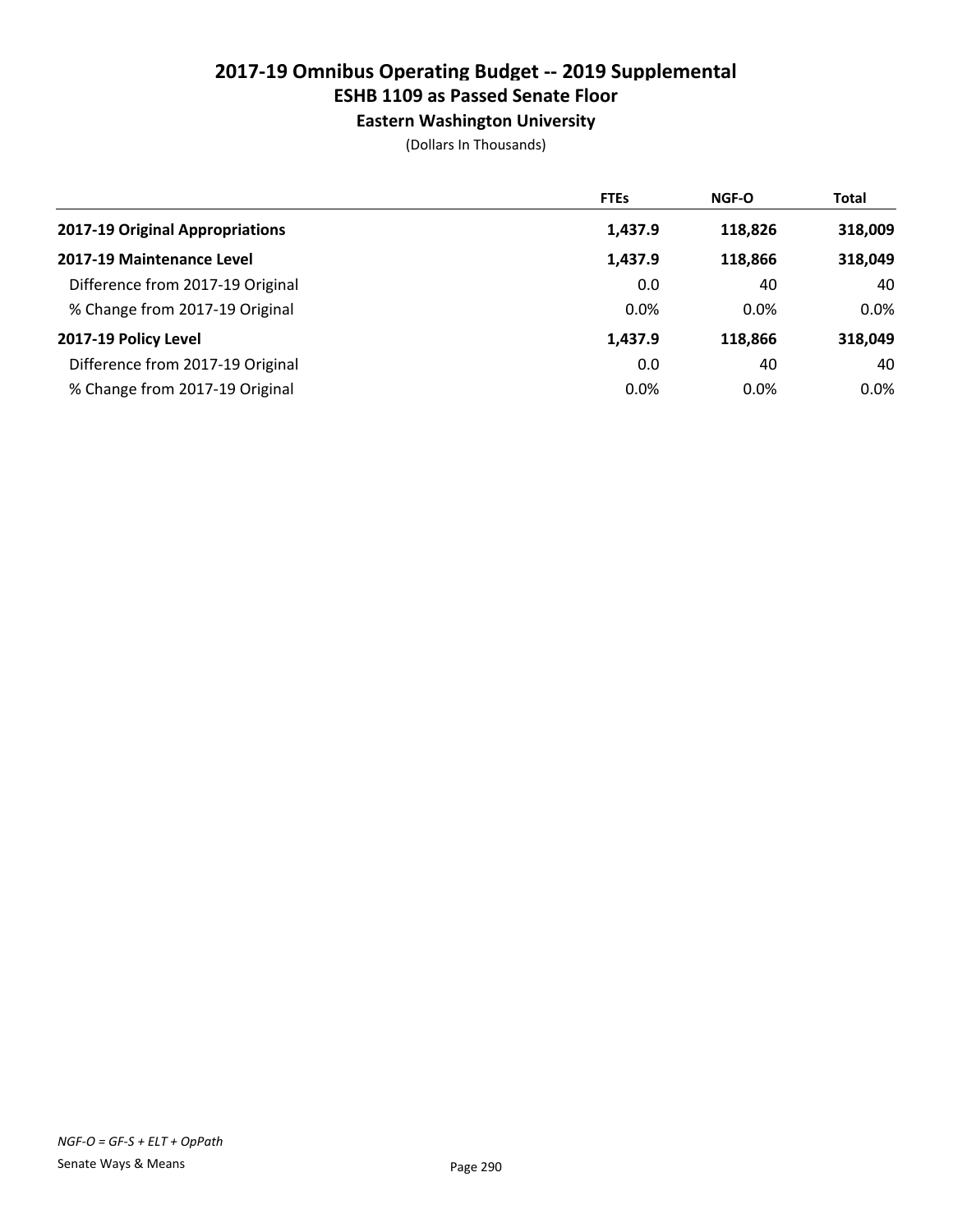# 2017-19 Omnibus Operating Budget -- 2019 Supplemental
## ESHB 1109 as Passed Senate Floor
### Eastern Washington University

(Dollars In Thousands)

| | FTEs | NGF-O | Total |
|---|---|---|---|
| **2017-19 Original Appropriations** | **1,437.9** | **118,826** | **318,009** |
| **2017-19 Maintenance Level** | **1,437.9** | **118,866** | **318,049** |
| Difference from 2017-19 Original | 0.0 | 40 | 40 |
| % Change from 2017-19 Original | 0.0% | 0.0% | 0.0% |
| **2017-19 Policy Level** | **1,437.9** | **118,866** | **318,049** |
| Difference from 2017-19 Original | 0.0 | 40 | 40 |
| % Change from 2017-19 Original | 0.0% | 0.0% | 0.0% |

*NGF-O = GF-S + ELT + OpPath*

Senate Ways & Means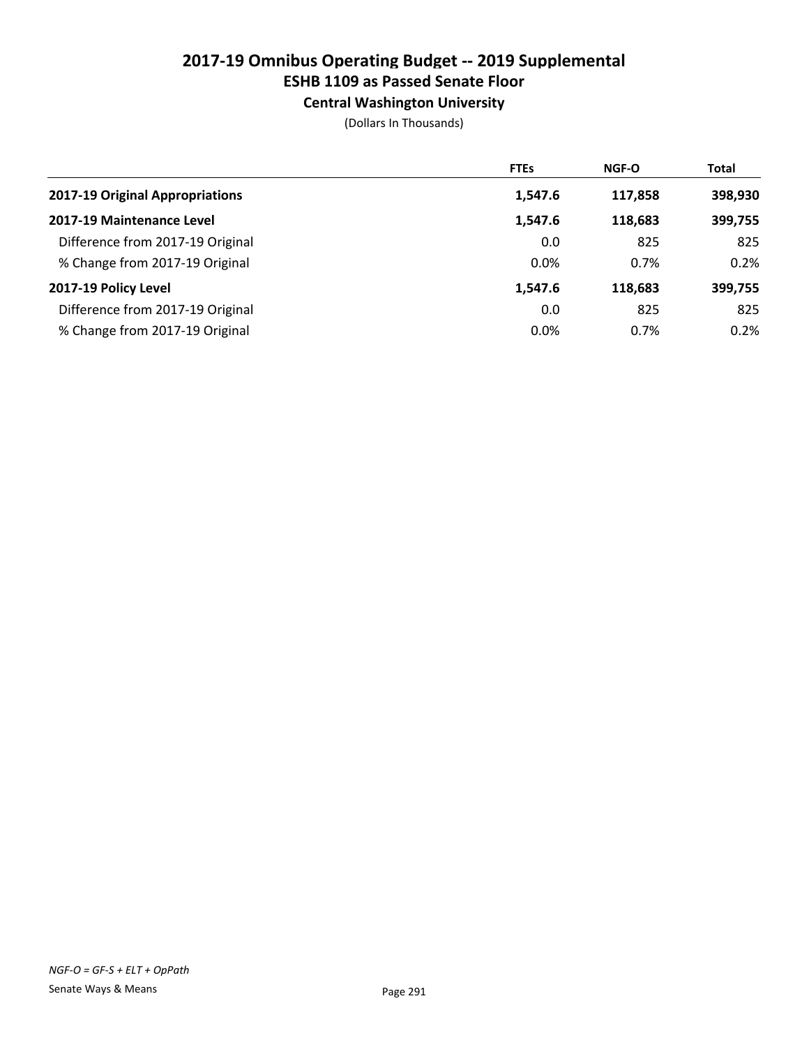# 2017-19 Omnibus Operating Budget -- 2019 Supplemental
## ESHB 1109 as Passed Senate Floor
### Central Washington University

(Dollars In Thousands)

| | FTEs | NGF-O | Total |
|---|---|---|---|
| **2017-19 Original Appropriations** | **1,547.6** | **117,858** | **398,930** |
| **2017-19 Maintenance Level** | **1,547.6** | **118,683** | **399,755** |
| Difference from 2017-19 Original | 0.0 | 825 | 825 |
| % Change from 2017-19 Original | 0.0% | 0.7% | 0.2% |
| **2017-19 Policy Level** | **1,547.6** | **118,683** | **399,755** |
| Difference from 2017-19 Original | 0.0 | 825 | 825 |
| % Change from 2017-19 Original | 0.0% | 0.7% | 0.2% |

*NGF-O = GF-S + ELT + OpPath*

Senate Ways & Means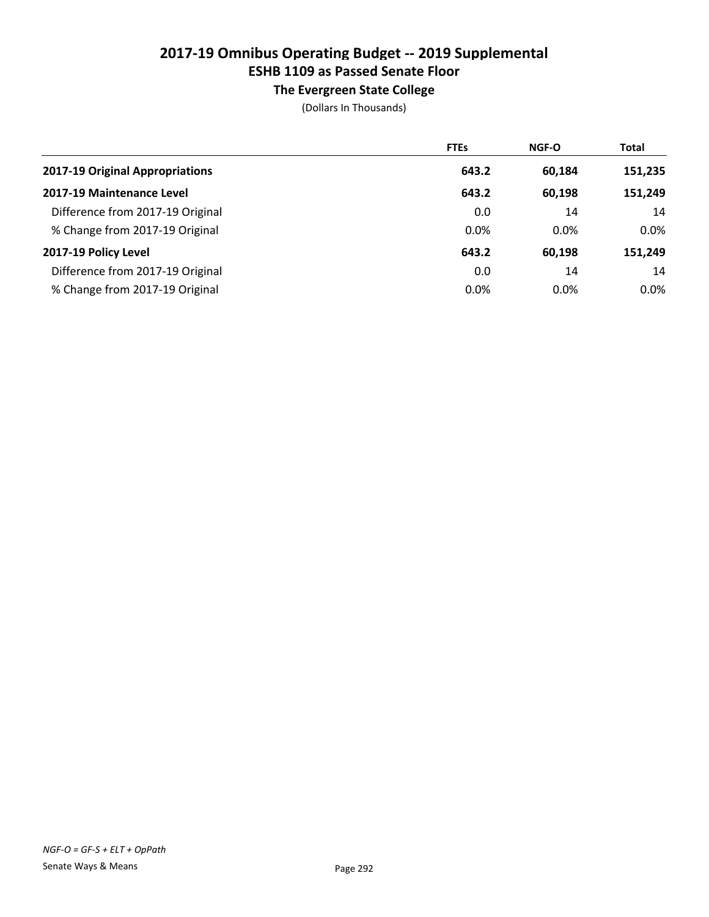# 2017-19 Omnibus Operating Budget -- 2019 Supplemental
## ESHB 1109 as Passed Senate Floor
### The Evergreen State College

(Dollars In Thousands)

| | FTEs | NGF-O | Total |
|---|---|---|---|
| **2017-19 Original Appropriations** | **643.2** | **60,184** | **151,235** |
| **2017-19 Maintenance Level** | **643.2** | **60,198** | **151,249** |
| Difference from 2017-19 Original | 0.0 | 14 | 14 |
| % Change from 2017-19 Original | 0.0% | 0.0% | 0.0% |
| **2017-19 Policy Level** | **643.2** | **60,198** | **151,249** |
| Difference from 2017-19 Original | 0.0 | 14 | 14 |
| % Change from 2017-19 Original | 0.0% | 0.0% | 0.0% |

*NGF-O = GF-S + ELT + OpPath*

Senate Ways & Means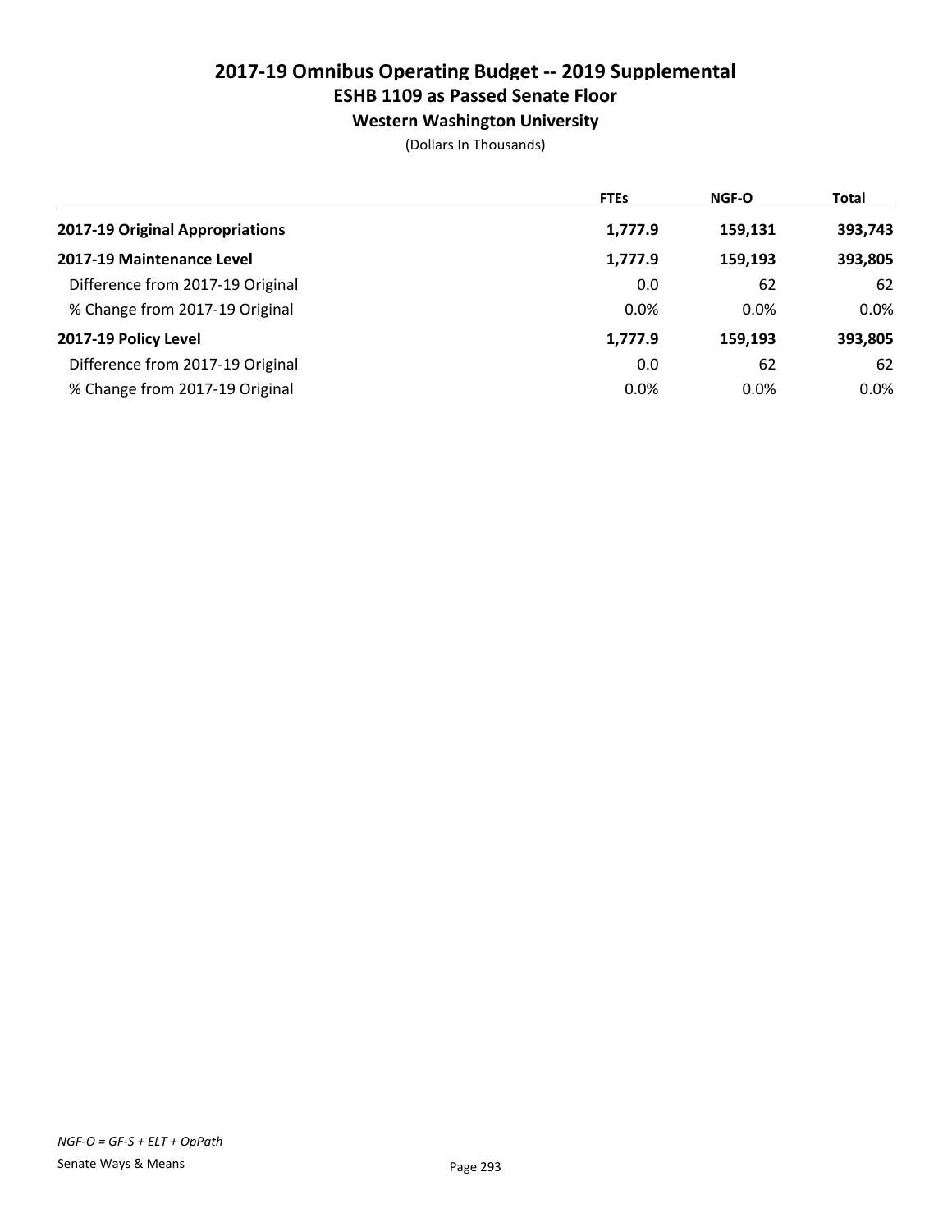# 2017-19 Omnibus Operating Budget -- 2019 Supplemental
## ESHB 1109 as Passed Senate Floor
### Western Washington University

(Dollars In Thousands)

| | FTEs | NGF-O | Total |
|---|---|---|---|
| **2017-19 Original Appropriations** | **1,777.9** | **159,131** | **393,743** |
| **2017-19 Maintenance Level** | **1,777.9** | **159,193** | **393,805** |
| Difference from 2017-19 Original | 0.0 | 62 | 62 |
| % Change from 2017-19 Original | 0.0% | 0.0% | 0.0% |
| **2017-19 Policy Level** | **1,777.9** | **159,193** | **393,805** |
| Difference from 2017-19 Original | 0.0 | 62 | 62 |
| % Change from 2017-19 Original | 0.0% | 0.0% | 0.0% |

*NGF-O = GF-S + ELT + OpPath*

Senate Ways & Means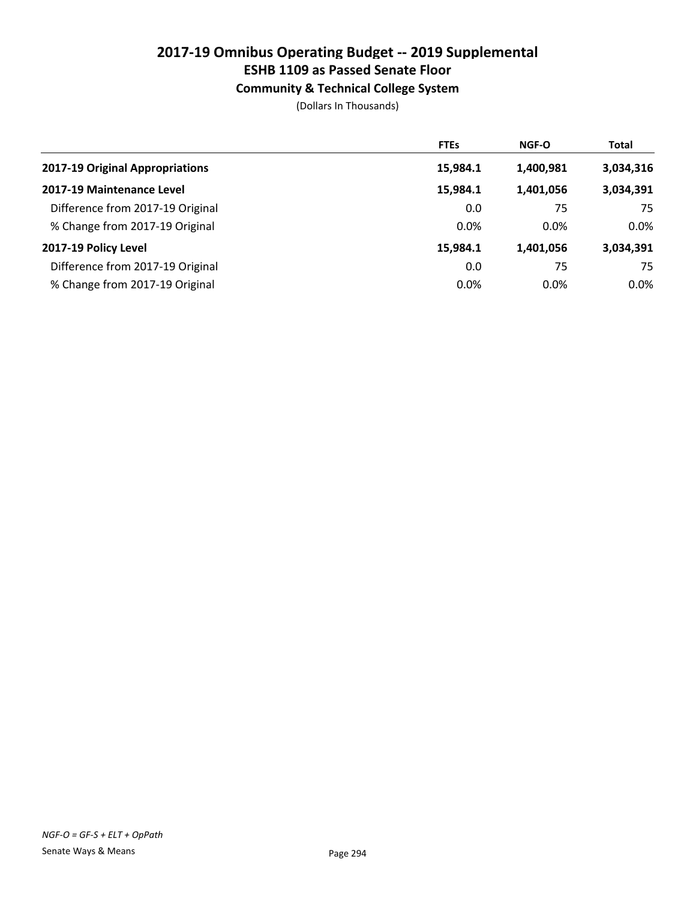# 2017-19 Omnibus Operating Budget -- 2019 Supplemental
## ESHB 1109 as Passed Senate Floor
### Community & Technical College System

(Dollars In Thousands)

| | FTEs | NGF-O | Total |
|---|---|---|---|
| **2017-19 Original Appropriations** | **15,984.1** | **1,400,981** | **3,034,316** |
| **2017-19 Maintenance Level** | **15,984.1** | **1,401,056** | **3,034,391** |
| Difference from 2017-19 Original | 0.0 | 75 | 75 |
| % Change from 2017-19 Original | 0.0% | 0.0% | 0.0% |
| **2017-19 Policy Level** | **15,984.1** | **1,401,056** | **3,034,391** |
| Difference from 2017-19 Original | 0.0 | 75 | 75 |
| % Change from 2017-19 Original | 0.0% | 0.0% | 0.0% |

*NGF-O = GF-S + ELT + OpPath*

Senate Ways & Means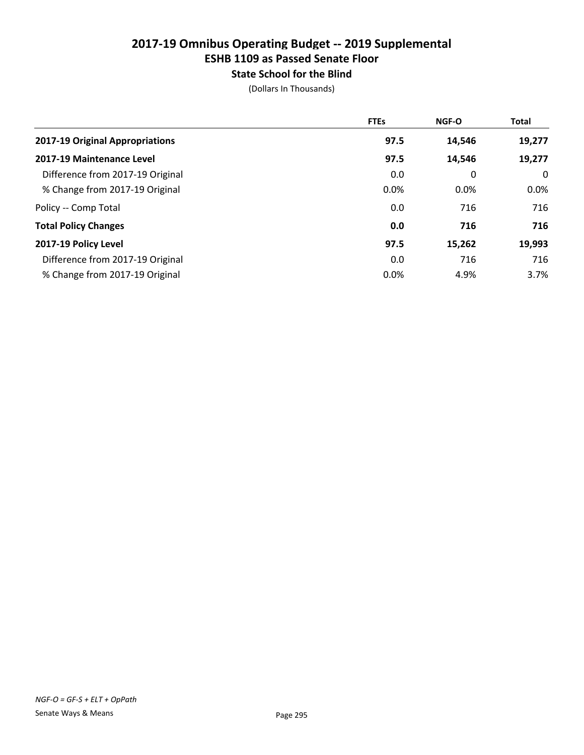# 2017-19 Omnibus Operating Budget -- 2019 Supplemental
## ESHB 1109 as Passed Senate Floor
### State School for the Blind

(Dollars In Thousands)

| | FTEs | NGF-O | Total |
|---|---|---|---|
| **2017-19 Original Appropriations** | **97.5** | **14,546** | **19,277** |
| **2017-19 Maintenance Level** | **97.5** | **14,546** | **19,277** |
| Difference from 2017-19 Original | 0.0 | 0 | 0 |
| % Change from 2017-19 Original | 0.0% | 0.0% | 0.0% |
| Policy -- Comp Total | 0.0 | 716 | 716 |
| **Total Policy Changes** | **0.0** | **716** | **716** |
| **2017-19 Policy Level** | **97.5** | **15,262** | **19,993** |
| Difference from 2017-19 Original | 0.0 | 716 | 716 |
| % Change from 2017-19 Original | 0.0% | 4.9% | 3.7% |

*NGF-O = GF-S + ELT + OpPath*

Senate Ways & Means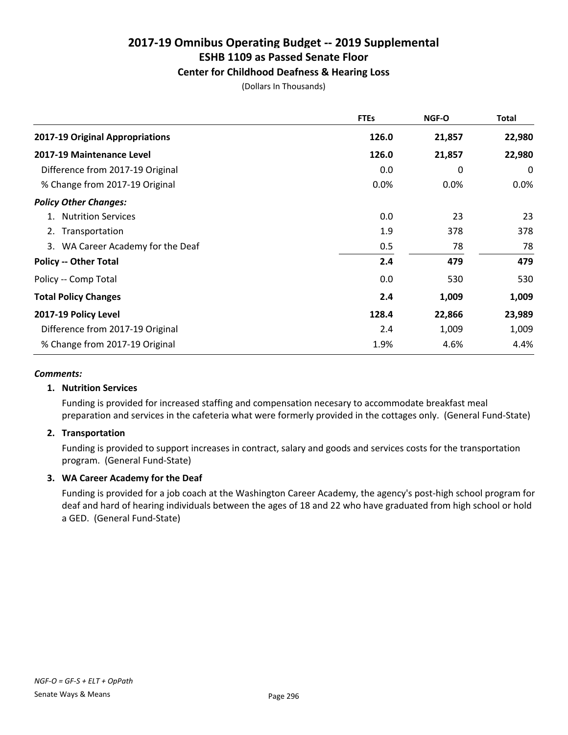# 2017-19 Omnibus Operating Budget -- 2019 Supplemental

## ESHB 1109 as Passed Senate Floor

### Center for Childhood Deafness & Hearing Loss

(Dollars In Thousands)

| | FTEs | NGF-O | Total |
|---|---|---|---|
| **2017-19 Original Appropriations** | **126.0** | **21,857** | **22,980** |
| **2017-19 Maintenance Level** | **126.0** | **21,857** | **22,980** |
| Difference from 2017-19 Original | 0.0 | 0 | 0 |
| % Change from 2017-19 Original | 0.0% | 0.0% | 0.0% |
| ***Policy Other Changes:*** | | | |
| 1. Nutrition Services | 0.0 | 23 | 23 |
| 2. Transportation | 1.9 | 378 | 378 |
| 3. WA Career Academy for the Deaf | 0.5 | 78 | 78 |
| **Policy -- Other Total** | **2.4** | **479** | **479** |
| Policy -- Comp Total | 0.0 | 530 | 530 |
| **Total Policy Changes** | **2.4** | **1,009** | **1,009** |
| **2017-19 Policy Level** | **128.4** | **22,866** | **23,989** |
| Difference from 2017-19 Original | 2.4 | 1,009 | 1,009 |
| % Change from 2017-19 Original | 1.9% | 4.6% | 4.4% |

***Comments:***

**1. Nutrition Services**

Funding is provided for increased staffing and compensation necesary to accommodate breakfast meal preparation and services in the cafeteria what were formerly provided in the cottages only. (General Fund-State)

**2. Transportation**

Funding is provided to support increases in contract, salary and goods and services costs for the transportation program. (General Fund-State)

**3. WA Career Academy for the Deaf**

Funding is provided for a job coach at the Washington Career Academy, the agency's post-high school program for deaf and hard of hearing individuals between the ages of 18 and 22 who have graduated from high school or hold a GED. (General Fund-State)

*NGF-O = GF-S + ELT + OpPath*

Senate Ways & Means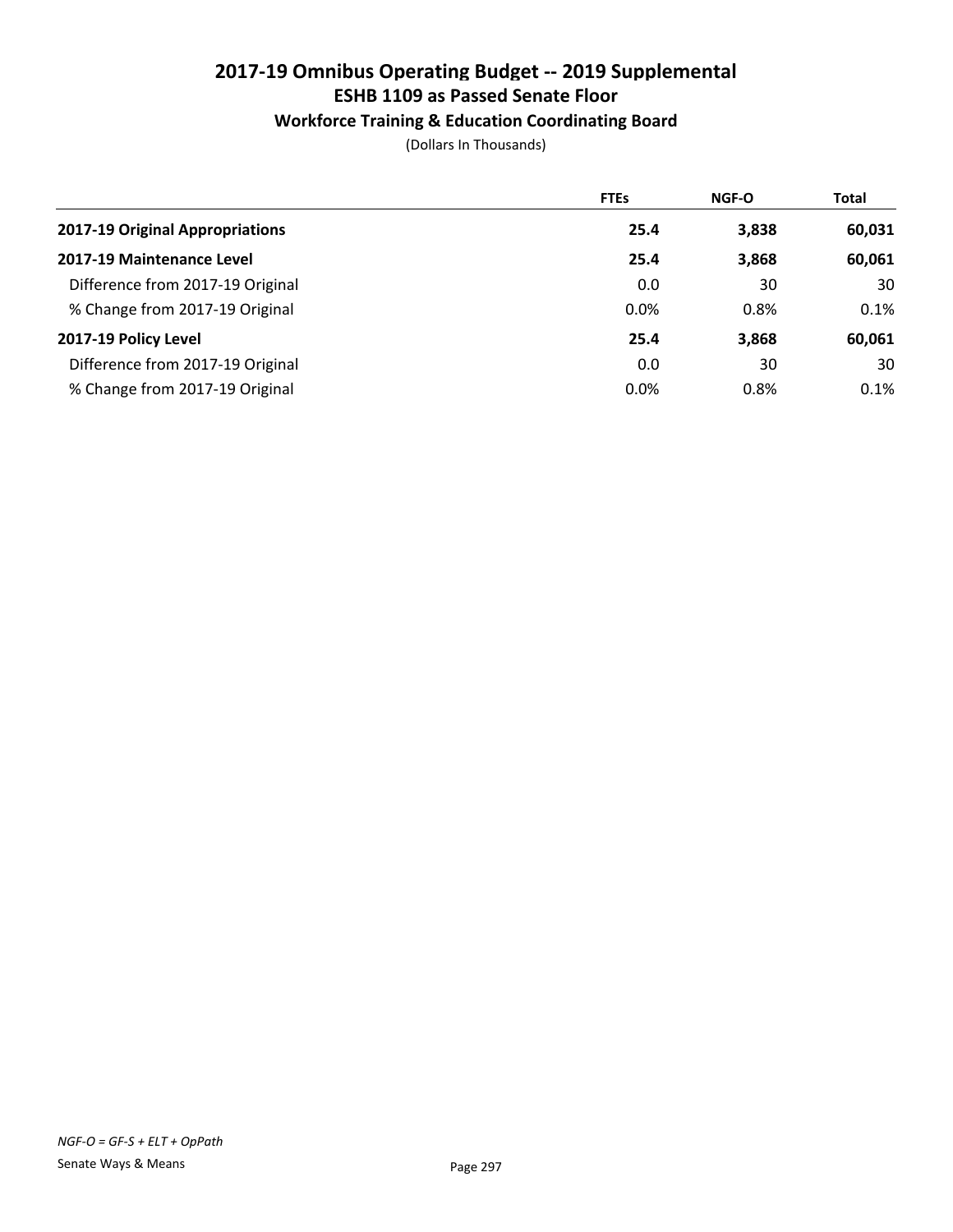# 2017-19 Omnibus Operating Budget -- 2019 Supplemental
## ESHB 1109 as Passed Senate Floor
### Workforce Training & Education Coordinating Board

(Dollars In Thousands)

| | FTEs | NGF-O | Total |
|---|---|---|---|
| **2017-19 Original Appropriations** | **25.4** | **3,838** | **60,031** |
| **2017-19 Maintenance Level** | **25.4** | **3,868** | **60,061** |
| Difference from 2017-19 Original | 0.0 | 30 | 30 |
| % Change from 2017-19 Original | 0.0% | 0.8% | 0.1% |
| **2017-19 Policy Level** | **25.4** | **3,868** | **60,061** |
| Difference from 2017-19 Original | 0.0 | 30 | 30 |
| % Change from 2017-19 Original | 0.0% | 0.8% | 0.1% |

*NGF-O = GF-S + ELT + OpPath*

Senate Ways & Means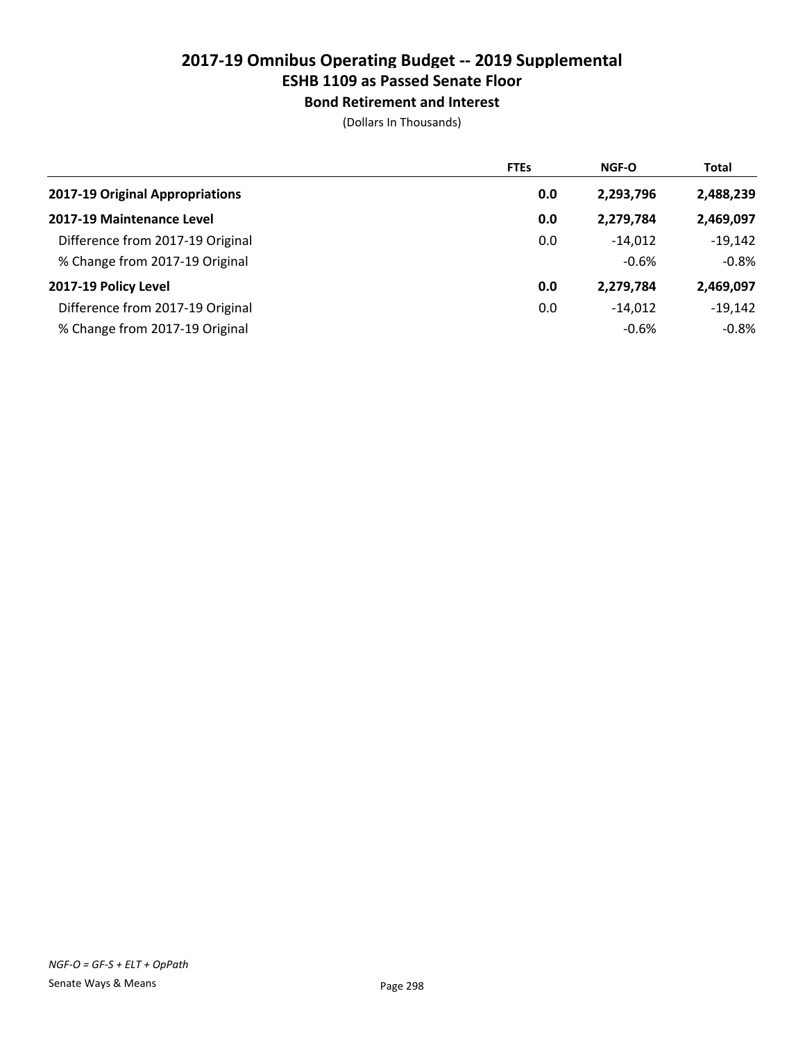# 2017-19 Omnibus Operating Budget -- 2019 Supplemental
## ESHB 1109 as Passed Senate Floor
### Bond Retirement and Interest

(Dollars In Thousands)

| | FTEs | NGF-O | Total |
|---|---|---|---|
| **2017-19 Original Appropriations** | **0.0** | **2,293,796** | **2,488,239** |
| **2017-19 Maintenance Level** | **0.0** | **2,279,784** | **2,469,097** |
| Difference from 2017-19 Original | 0.0 | -14,012 | -19,142 |
| % Change from 2017-19 Original | | -0.6% | -0.8% |
| **2017-19 Policy Level** | **0.0** | **2,279,784** | **2,469,097** |
| Difference from 2017-19 Original | 0.0 | -14,012 | -19,142 |
| % Change from 2017-19 Original | | -0.6% | -0.8% |

*NGF-O = GF-S + ELT + OpPath*

Senate Ways & Means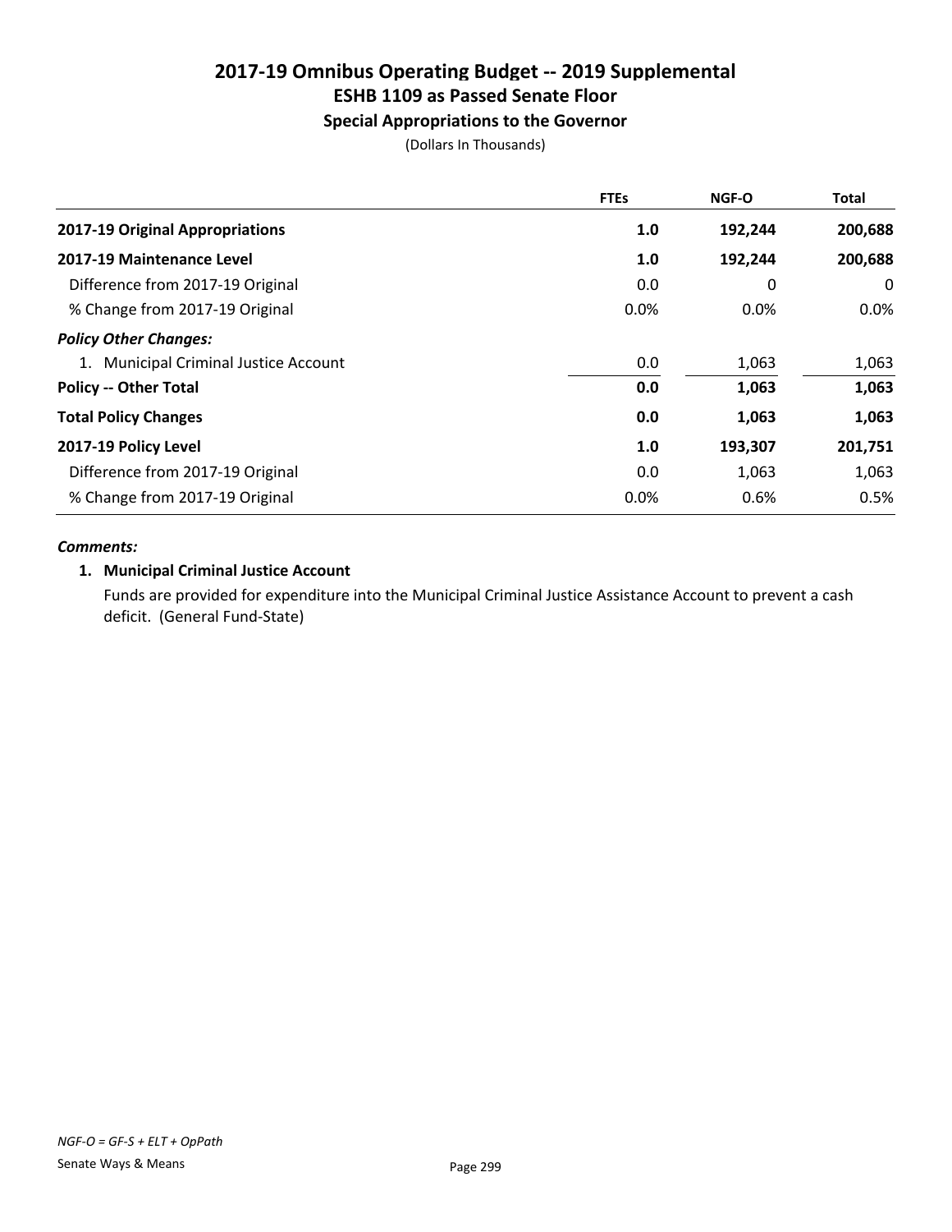# 2017-19 Omnibus Operating Budget -- 2019 Supplemental
## ESHB 1109 as Passed Senate Floor
### Special Appropriations to the Governor

(Dollars In Thousands)

| | FTEs | NGF-O | Total |
|---|---|---|---|
| **2017-19 Original Appropriations** | **1.0** | **192,244** | **200,688** |
| **2017-19 Maintenance Level** | **1.0** | **192,244** | **200,688** |
| Difference from 2017-19 Original | 0.0 | 0 | 0 |
| % Change from 2017-19 Original | 0.0% | 0.0% | 0.0% |
| ***Policy Other Changes:*** | | | |
| 1. Municipal Criminal Justice Account | 0.0 | 1,063 | 1,063 |
| **Policy -- Other Total** | **0.0** | **1,063** | **1,063** |
| **Total Policy Changes** | **0.0** | **1,063** | **1,063** |
| **2017-19 Policy Level** | **1.0** | **193,307** | **201,751** |
| Difference from 2017-19 Original | 0.0 | 1,063 | 1,063 |
| % Change from 2017-19 Original | 0.0% | 0.6% | 0.5% |

***Comments:***

**1. Municipal Criminal Justice Account**

Funds are provided for expenditure into the Municipal Criminal Justice Assistance Account to prevent a cash deficit. (General Fund-State)

*NGF-O = GF-S + ELT + OpPath*

Senate Ways & Means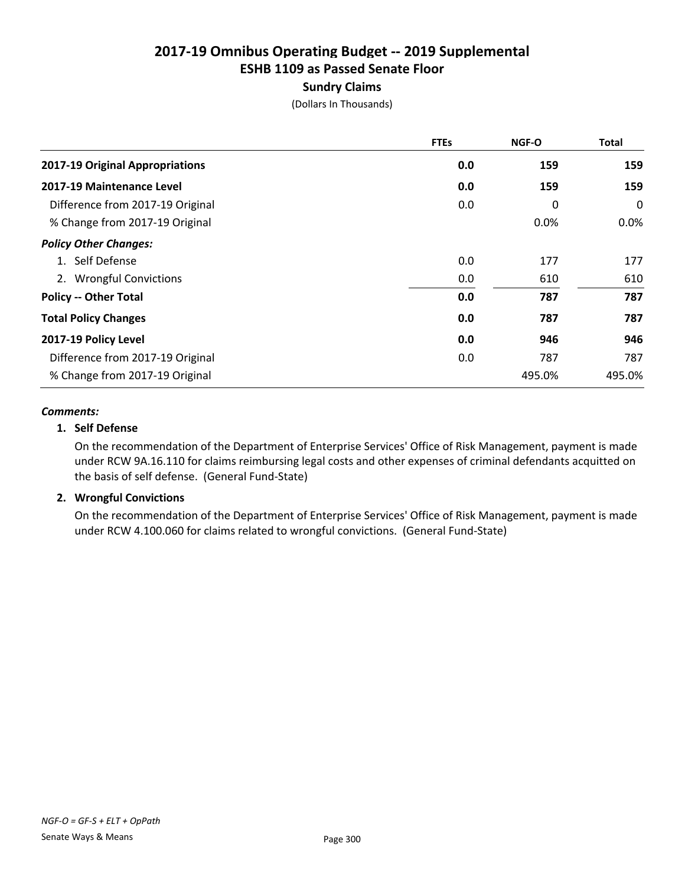# 2017-19 Omnibus Operating Budget -- 2019 Supplemental
## ESHB 1109 as Passed Senate Floor
### Sundry Claims
(Dollars In Thousands)

| | FTEs | NGF-O | Total |
|---|---|---|---|
| **2017-19 Original Appropriations** | **0.0** | **159** | **159** |
| **2017-19 Maintenance Level** | **0.0** | **159** | **159** |
| Difference from 2017-19 Original | 0.0 | 0 | 0 |
| % Change from 2017-19 Original | | 0.0% | 0.0% |
| ***Policy Other Changes:*** | | | |
| 1. Self Defense | 0.0 | 177 | 177 |
| 2. Wrongful Convictions | 0.0 | 610 | 610 |
| **Policy -- Other Total** | **0.0** | **787** | **787** |
| **Total Policy Changes** | **0.0** | **787** | **787** |
| **2017-19 Policy Level** | **0.0** | **946** | **946** |
| Difference from 2017-19 Original | 0.0 | 787 | 787 |
| % Change from 2017-19 Original | | 495.0% | 495.0% |

***Comments:***

**1. Self Defense**

On the recommendation of the Department of Enterprise Services' Office of Risk Management, payment is made under RCW 9A.16.110 for claims reimbursing legal costs and other expenses of criminal defendants acquitted on the basis of self defense. (General Fund-State)

**2. Wrongful Convictions**

On the recommendation of the Department of Enterprise Services' Office of Risk Management, payment is made under RCW 4.100.060 for claims related to wrongful convictions. (General Fund-State)

*NGF-O = GF-S + ELT + OpPath*

Senate Ways & Means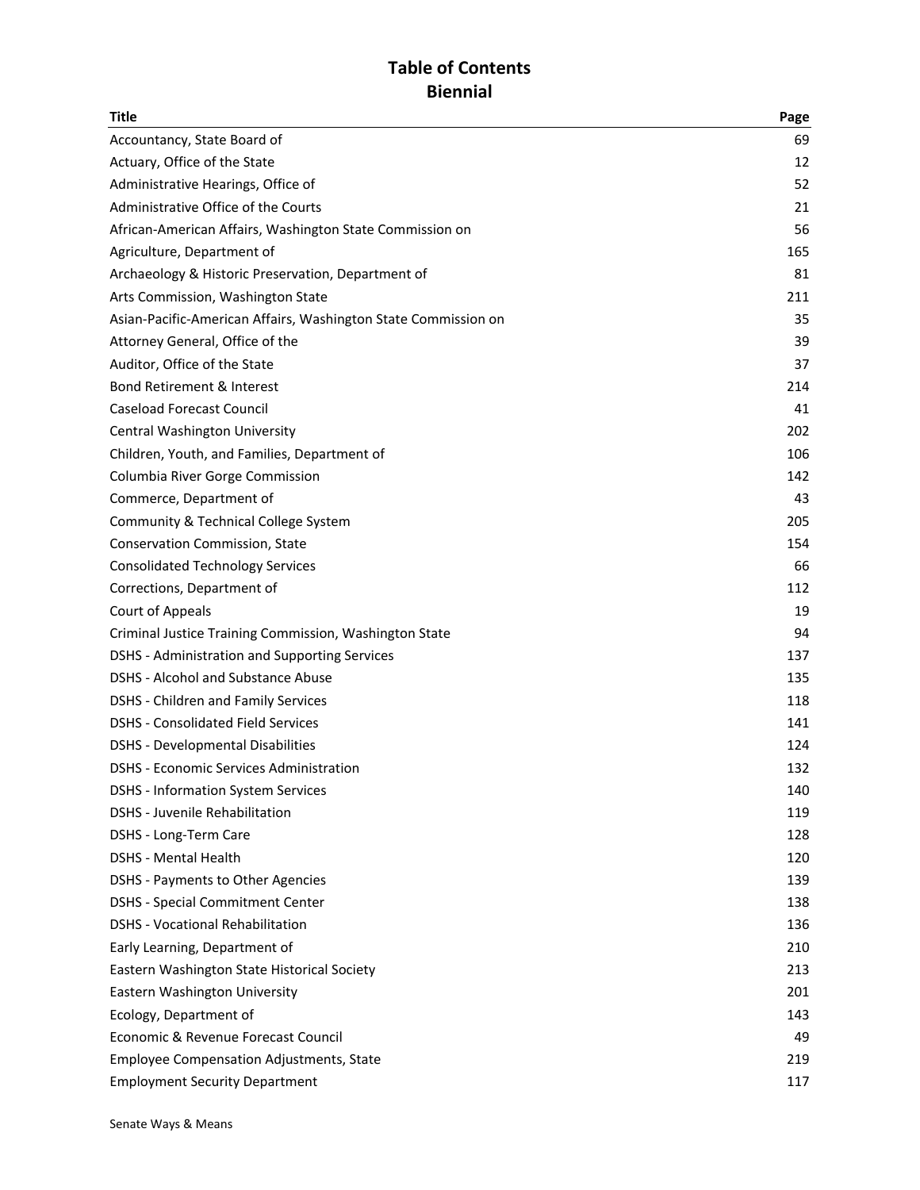# Table of Contents
## Biennial

| Title | Page |
|---|---|
| Accountancy, State Board of | 69 |
| Actuary, Office of the State | 12 |
| Administrative Hearings, Office of | 52 |
| Administrative Office of the Courts | 21 |
| African-American Affairs, Washington State Commission on | 56 |
| Agriculture, Department of | 165 |
| Archaeology & Historic Preservation, Department of | 81 |
| Arts Commission, Washington State | 211 |
| Asian-Pacific-American Affairs, Washington State Commission on | 35 |
| Attorney General, Office of the | 39 |
| Auditor, Office of the State | 37 |
| Bond Retirement & Interest | 214 |
| Caseload Forecast Council | 41 |
| Central Washington University | 202 |
| Children, Youth, and Families, Department of | 106 |
| Columbia River Gorge Commission | 142 |
| Commerce, Department of | 43 |
| Community & Technical College System | 205 |
| Conservation Commission, State | 154 |
| Consolidated Technology Services | 66 |
| Corrections, Department of | 112 |
| Court of Appeals | 19 |
| Criminal Justice Training Commission, Washington State | 94 |
| DSHS - Administration and Supporting Services | 137 |
| DSHS - Alcohol and Substance Abuse | 135 |
| DSHS - Children and Family Services | 118 |
| DSHS - Consolidated Field Services | 141 |
| DSHS - Developmental Disabilities | 124 |
| DSHS - Economic Services Administration | 132 |
| DSHS - Information System Services | 140 |
| DSHS - Juvenile Rehabilitation | 119 |
| DSHS - Long-Term Care | 128 |
| DSHS - Mental Health | 120 |
| DSHS - Payments to Other Agencies | 139 |
| DSHS - Special Commitment Center | 138 |
| DSHS - Vocational Rehabilitation | 136 |
| Early Learning, Department of | 210 |
| Eastern Washington State Historical Society | 213 |
| Eastern Washington University | 201 |
| Ecology, Department of | 143 |
| Economic & Revenue Forecast Council | 49 |
| Employee Compensation Adjustments, State | 219 |
| Employment Security Department | 117 |

Senate Ways & Means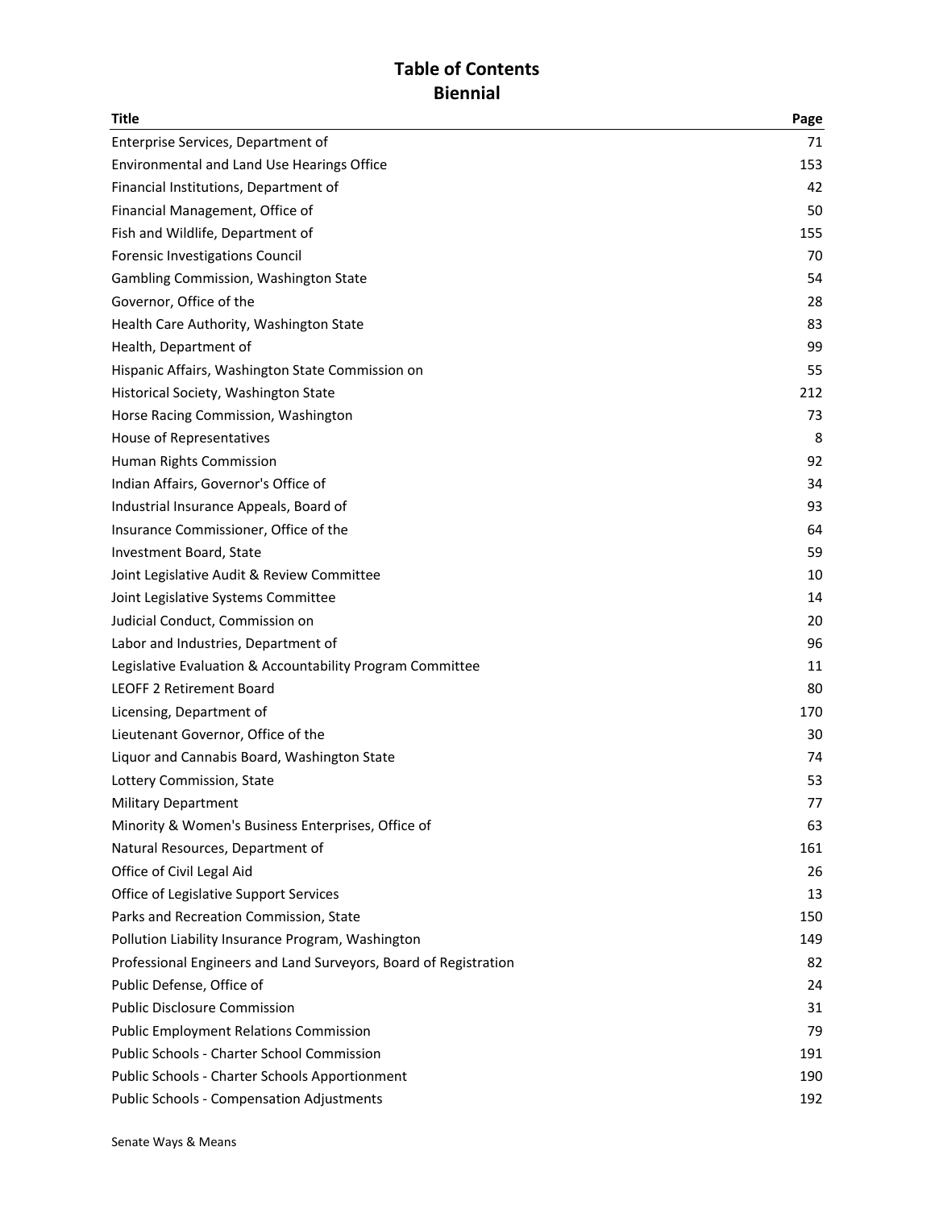# Table of Contents
## Biennial

| Title | Page |
|---|---|
| Enterprise Services, Department of | 71 |
| Environmental and Land Use Hearings Office | 153 |
| Financial Institutions, Department of | 42 |
| Financial Management, Office of | 50 |
| Fish and Wildlife, Department of | 155 |
| Forensic Investigations Council | 70 |
| Gambling Commission, Washington State | 54 |
| Governor, Office of the | 28 |
| Health Care Authority, Washington State | 83 |
| Health, Department of | 99 |
| Hispanic Affairs, Washington State Commission on | 55 |
| Historical Society, Washington State | 212 |
| Horse Racing Commission, Washington | 73 |
| House of Representatives | 8 |
| Human Rights Commission | 92 |
| Indian Affairs, Governor's Office of | 34 |
| Industrial Insurance Appeals, Board of | 93 |
| Insurance Commissioner, Office of the | 64 |
| Investment Board, State | 59 |
| Joint Legislative Audit & Review Committee | 10 |
| Joint Legislative Systems Committee | 14 |
| Judicial Conduct, Commission on | 20 |
| Labor and Industries, Department of | 96 |
| Legislative Evaluation & Accountability Program Committee | 11 |
| LEOFF 2 Retirement Board | 80 |
| Licensing, Department of | 170 |
| Lieutenant Governor, Office of the | 30 |
| Liquor and Cannabis Board, Washington State | 74 |
| Lottery Commission, State | 53 |
| Military Department | 77 |
| Minority & Women's Business Enterprises, Office of | 63 |
| Natural Resources, Department of | 161 |
| Office of Civil Legal Aid | 26 |
| Office of Legislative Support Services | 13 |
| Parks and Recreation Commission, State | 150 |
| Pollution Liability Insurance Program, Washington | 149 |
| Professional Engineers and Land Surveyors, Board of Registration | 82 |
| Public Defense, Office of | 24 |
| Public Disclosure Commission | 31 |
| Public Employment Relations Commission | 79 |
| Public Schools - Charter School Commission | 191 |
| Public Schools - Charter Schools Apportionment | 190 |
| Public Schools - Compensation Adjustments | 192 |

Senate Ways & Means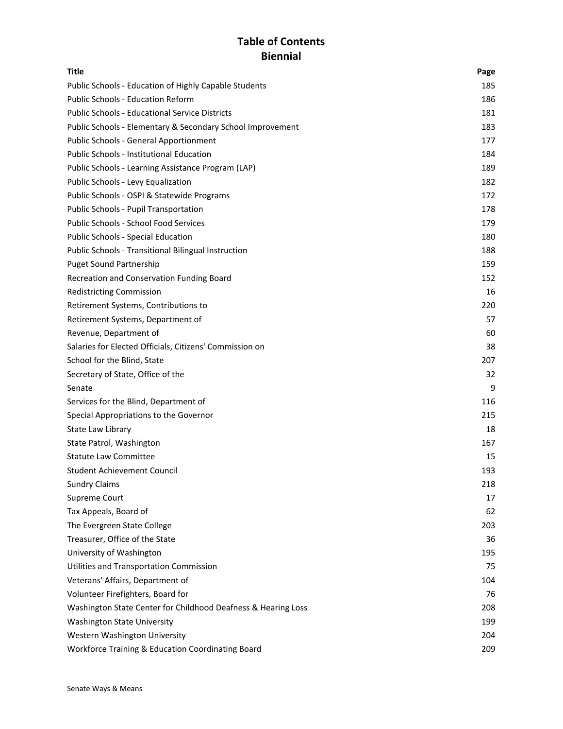# Table of Contents
## Biennial

| Title | Page |
|---|---|
| Public Schools - Education of Highly Capable Students | 185 |
| Public Schools - Education Reform | 186 |
| Public Schools - Educational Service Districts | 181 |
| Public Schools - Elementary & Secondary School Improvement | 183 |
| Public Schools - General Apportionment | 177 |
| Public Schools - Institutional Education | 184 |
| Public Schools - Learning Assistance Program (LAP) | 189 |
| Public Schools - Levy Equalization | 182 |
| Public Schools - OSPI & Statewide Programs | 172 |
| Public Schools - Pupil Transportation | 178 |
| Public Schools - School Food Services | 179 |
| Public Schools - Special Education | 180 |
| Public Schools - Transitional Bilingual Instruction | 188 |
| Puget Sound Partnership | 159 |
| Recreation and Conservation Funding Board | 152 |
| Redistricting Commission | 16 |
| Retirement Systems, Contributions to | 220 |
| Retirement Systems, Department of | 57 |
| Revenue, Department of | 60 |
| Salaries for Elected Officials, Citizens' Commission on | 38 |
| School for the Blind, State | 207 |
| Secretary of State, Office of the | 32 |
| Senate | 9 |
| Services for the Blind, Department of | 116 |
| Special Appropriations to the Governor | 215 |
| State Law Library | 18 |
| State Patrol, Washington | 167 |
| Statute Law Committee | 15 |
| Student Achievement Council | 193 |
| Sundry Claims | 218 |
| Supreme Court | 17 |
| Tax Appeals, Board of | 62 |
| The Evergreen State College | 203 |
| Treasurer, Office of the State | 36 |
| University of Washington | 195 |
| Utilities and Transportation Commission | 75 |
| Veterans' Affairs, Department of | 104 |
| Volunteer Firefighters, Board for | 76 |
| Washington State Center for Childhood Deafness & Hearing Loss | 208 |
| Washington State University | 199 |
| Western Washington University | 204 |
| Workforce Training & Education Coordinating Board | 209 |

Senate Ways & Means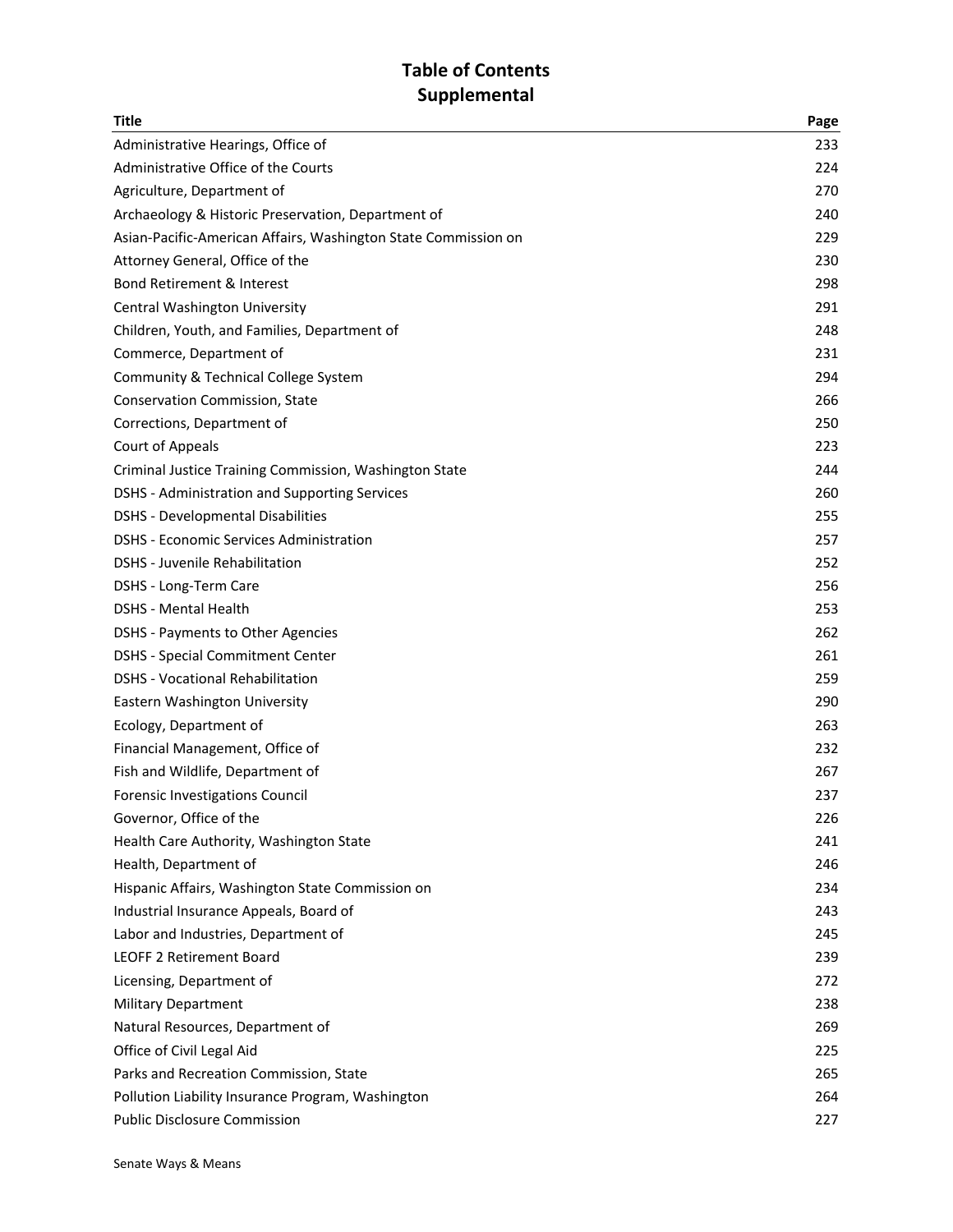# Table of Contents
# Supplemental

| Title | Page |
|---|---|
| Administrative Hearings, Office of | 233 |
| Administrative Office of the Courts | 224 |
| Agriculture, Department of | 270 |
| Archaeology & Historic Preservation, Department of | 240 |
| Asian-Pacific-American Affairs, Washington State Commission on | 229 |
| Attorney General, Office of the | 230 |
| Bond Retirement & Interest | 298 |
| Central Washington University | 291 |
| Children, Youth, and Families, Department of | 248 |
| Commerce, Department of | 231 |
| Community & Technical College System | 294 |
| Conservation Commission, State | 266 |
| Corrections, Department of | 250 |
| Court of Appeals | 223 |
| Criminal Justice Training Commission, Washington State | 244 |
| DSHS - Administration and Supporting Services | 260 |
| DSHS - Developmental Disabilities | 255 |
| DSHS - Economic Services Administration | 257 |
| DSHS - Juvenile Rehabilitation | 252 |
| DSHS - Long-Term Care | 256 |
| DSHS - Mental Health | 253 |
| DSHS - Payments to Other Agencies | 262 |
| DSHS - Special Commitment Center | 261 |
| DSHS - Vocational Rehabilitation | 259 |
| Eastern Washington University | 290 |
| Ecology, Department of | 263 |
| Financial Management, Office of | 232 |
| Fish and Wildlife, Department of | 267 |
| Forensic Investigations Council | 237 |
| Governor, Office of the | 226 |
| Health Care Authority, Washington State | 241 |
| Health, Department of | 246 |
| Hispanic Affairs, Washington State Commission on | 234 |
| Industrial Insurance Appeals, Board of | 243 |
| Labor and Industries, Department of | 245 |
| LEOFF 2 Retirement Board | 239 |
| Licensing, Department of | 272 |
| Military Department | 238 |
| Natural Resources, Department of | 269 |
| Office of Civil Legal Aid | 225 |
| Parks and Recreation Commission, State | 265 |
| Pollution Liability Insurance Program, Washington | 264 |
| Public Disclosure Commission | 227 |

Senate Ways & Means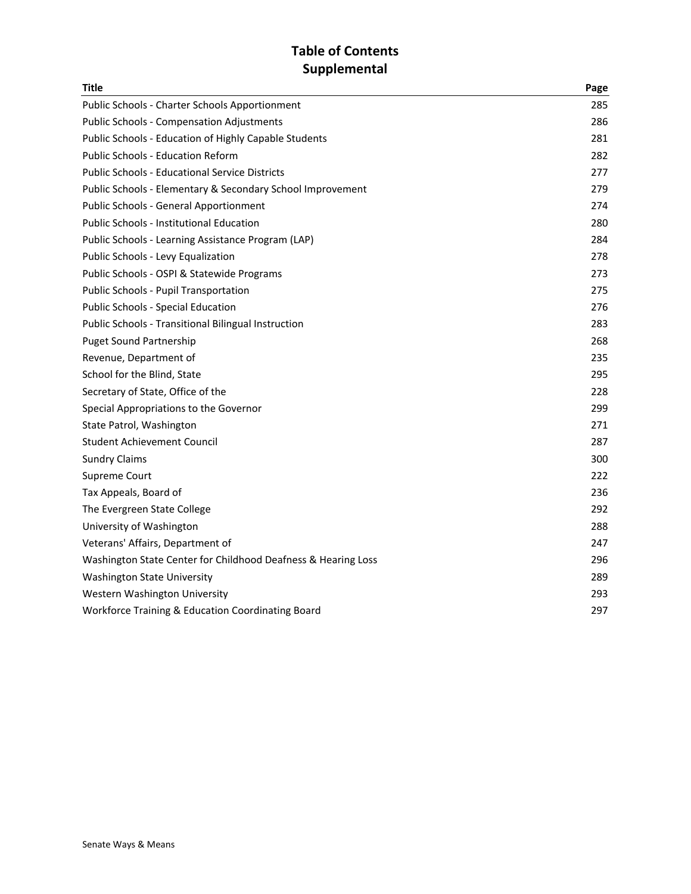# Table of Contents
## Supplemental

| Title | Page |
|---|---|
| Public Schools - Charter Schools Apportionment | 285 |
| Public Schools - Compensation Adjustments | 286 |
| Public Schools - Education of Highly Capable Students | 281 |
| Public Schools - Education Reform | 282 |
| Public Schools - Educational Service Districts | 277 |
| Public Schools - Elementary & Secondary School Improvement | 279 |
| Public Schools - General Apportionment | 274 |
| Public Schools - Institutional Education | 280 |
| Public Schools - Learning Assistance Program (LAP) | 284 |
| Public Schools - Levy Equalization | 278 |
| Public Schools - OSPI & Statewide Programs | 273 |
| Public Schools - Pupil Transportation | 275 |
| Public Schools - Special Education | 276 |
| Public Schools - Transitional Bilingual Instruction | 283 |
| Puget Sound Partnership | 268 |
| Revenue, Department of | 235 |
| School for the Blind, State | 295 |
| Secretary of State, Office of the | 228 |
| Special Appropriations to the Governor | 299 |
| State Patrol, Washington | 271 |
| Student Achievement Council | 287 |
| Sundry Claims | 300 |
| Supreme Court | 222 |
| Tax Appeals, Board of | 236 |
| The Evergreen State College | 292 |
| University of Washington | 288 |
| Veterans' Affairs, Department of | 247 |
| Washington State Center for Childhood Deafness & Hearing Loss | 296 |
| Washington State University | 289 |
| Western Washington University | 293 |
| Workforce Training & Education Coordinating Board | 297 |

Senate Ways & Means